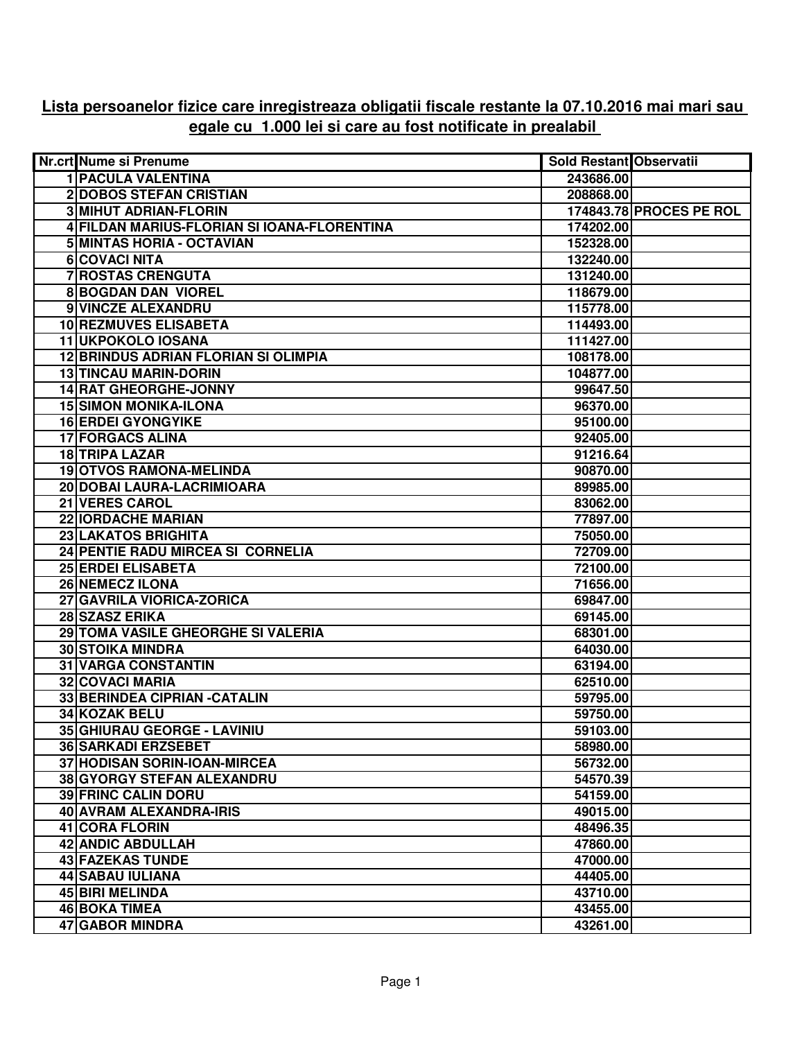**Lista persoanelor fizice care inregistreaza obligatii fiscale restante la 07.10.2016 mai mari sau egale cu 1.000 lei si care au fost notificate in prealabil**

| Nr.crt | Nume si Prenume | Sold Restant | Observatii |
|---|---|---|---|
| 1 | PACULA VALENTINA | 243686.00 | |
| 2 | DOBOS STEFAN CRISTIAN | 208868.00 | |
| 3 | MIHUT ADRIAN-FLORIN | 174843.78 | PROCES PE ROL |
| 4 | FILDAN MARIUS-FLORIAN SI IOANA-FLORENTINA | 174202.00 | |
| 5 | MINTAS HORIA - OCTAVIAN | 152328.00 | |
| 6 | COVACI NITA | 132240.00 | |
| 7 | ROSTAS CRENGUTA | 131240.00 | |
| 8 | BOGDAN DAN VIOREL | 118679.00 | |
| 9 | VINCZE ALEXANDRU | 115778.00 | |
| 10 | REZMUVES ELISABETA | 114493.00 | |
| 11 | UKPOKOLO IOSANA | 111427.00 | |
| 12 | BRINDUS ADRIAN FLORIAN SI OLIMPIA | 108178.00 | |
| 13 | TINCAU MARIN-DORIN | 104877.00 | |
| 14 | RAT GHEORGHE-JONNY | 99647.50 | |
| 15 | SIMON MONIKA-ILONA | 96370.00 | |
| 16 | ERDEI GYONGYIKE | 95100.00 | |
| 17 | FORGACS ALINA | 92405.00 | |
| 18 | TRIPA LAZAR | 91216.64 | |
| 19 | OTVOS RAMONA-MELINDA | 90870.00 | |
| 20 | DOBAI LAURA-LACRIMIOARA | 89985.00 | |
| 21 | VERES CAROL | 83062.00 | |
| 22 | IORDACHE MARIAN | 77897.00 | |
| 23 | LAKATOS BRIGHITA | 75050.00 | |
| 24 | PENTIE RADU MIRCEA SI CORNELIA | 72709.00 | |
| 25 | ERDEI ELISABETA | 72100.00 | |
| 26 | NEMECZ ILONA | 71656.00 | |
| 27 | GAVRILA VIORICA-ZORICA | 69847.00 | |
| 28 | SZASZ ERIKA | 69145.00 | |
| 29 | TOMA VASILE GHEORGHE SI VALERIA | 68301.00 | |
| 30 | STOIKA MINDRA | 64030.00 | |
| 31 | VARGA CONSTANTIN | 63194.00 | |
| 32 | COVACI MARIA | 62510.00 | |
| 33 | BERINDEA CIPRIAN -CATALIN | 59795.00 | |
| 34 | KOZAK BELU | 59750.00 | |
| 35 | GHIURAU GEORGE - LAVINIU | 59103.00 | |
| 36 | SARKADI ERZSEBET | 58980.00 | |
| 37 | HODISAN SORIN-IOAN-MIRCEA | 56732.00 | |
| 38 | GYORGY STEFAN ALEXANDRU | 54570.39 | |
| 39 | FRINC CALIN DORU | 54159.00 | |
| 40 | AVRAM ALEXANDRA-IRIS | 49015.00 | |
| 41 | CORA FLORIN | 48496.35 | |
| 42 | ANDIC ABDULLAH | 47860.00 | |
| 43 | FAZEKAS TUNDE | 47000.00 | |
| 44 | SABAU IULIANA | 44405.00 | |
| 45 | BIRI MELINDA | 43710.00 | |
| 46 | BOKA TIMEA | 43455.00 | |
| 47 | GABOR MINDRA | 43261.00 | |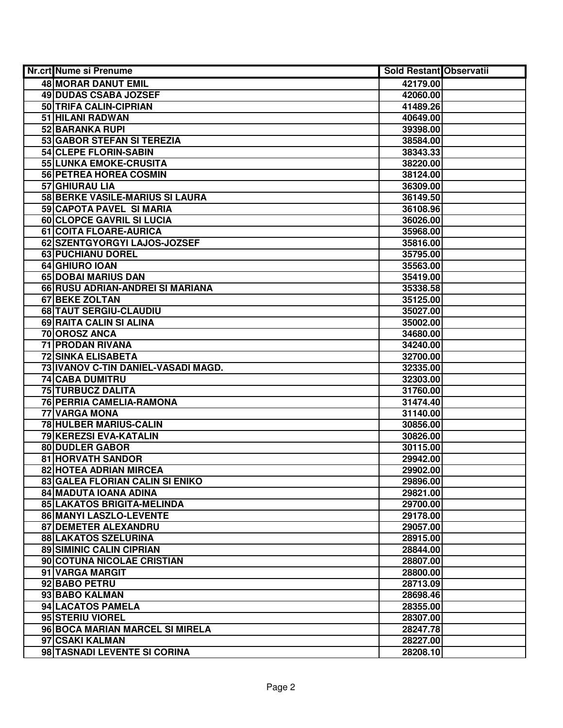| Nr.crt | Nume si Prenume | Sold Restant | Observatii |
|---|---|---|---|
| 48 | MORAR DANUT EMIL | 42179.00 | |
| 49 | DUDAS CSABA JOZSEF | 42060.00 | |
| 50 | TRIFA CALIN-CIPRIAN | 41489.26 | |
| 51 | HILANI RADWAN | 40649.00 | |
| 52 | BARANKA RUPI | 39398.00 | |
| 53 | GABOR STEFAN SI TEREZIA | 38584.00 | |
| 54 | CLEPE FLORIN-SABIN | 38343.33 | |
| 55 | LUNKA EMOKE-CRUSITA | 38220.00 | |
| 56 | PETREA HOREA COSMIN | 38124.00 | |
| 57 | GHIURAU LIA | 36309.00 | |
| 58 | BERKE VASILE-MARIUS SI LAURA | 36149.50 | |
| 59 | CAPOTA PAVEL SI MARIA | 36108.96 | |
| 60 | CLOPCE GAVRIL SI LUCIA | 36026.00 | |
| 61 | COITA FLOARE-AURICA | 35968.00 | |
| 62 | SZENTGYORGYI LAJOS-JOZSEF | 35816.00 | |
| 63 | PUCHIANU DOREL | 35795.00 | |
| 64 | GHIURO IOAN | 35563.00 | |
| 65 | DOBAI MARIUS DAN | 35419.00 | |
| 66 | RUSU ADRIAN-ANDREI SI MARIANA | 35338.58 | |
| 67 | BEKE ZOLTAN | 35125.00 | |
| 68 | TAUT SERGIU-CLAUDIU | 35027.00 | |
| 69 | RAITA CALIN SI ALINA | 35002.00 | |
| 70 | OROSZ ANCA | 34680.00 | |
| 71 | PRODAN RIVANA | 34240.00 | |
| 72 | SINKA ELISABETA | 32700.00 | |
| 73 | IVANOV C-TIN DANIEL-VASADI MAGD. | 32335.00 | |
| 74 | CABA DUMITRU | 32303.00 | |
| 75 | TURBUCZ DALITA | 31760.00 | |
| 76 | PERRIA CAMELIA-RAMONA | 31474.40 | |
| 77 | VARGA MONA | 31140.00 | |
| 78 | HULBER MARIUS-CALIN | 30856.00 | |
| 79 | KEREZSI EVA-KATALIN | 30826.00 | |
| 80 | DUDLER GABOR | 30115.00 | |
| 81 | HORVATH SANDOR | 29942.00 | |
| 82 | HOTEA ADRIAN MIRCEA | 29902.00 | |
| 83 | GALEA FLORIAN CALIN SI ENIKO | 29896.00 | |
| 84 | MADUTA IOANA ADINA | 29821.00 | |
| 85 | LAKATOS BRIGITA-MELINDA | 29700.00 | |
| 86 | MANYI LASZLO-LEVENTE | 29178.00 | |
| 87 | DEMETER ALEXANDRU | 29057.00 | |
| 88 | LAKATOS SZELURINA | 28915.00 | |
| 89 | SIMINIC CALIN CIPRIAN | 28844.00 | |
| 90 | COTUNA NICOLAE CRISTIAN | 28807.00 | |
| 91 | VARGA MARGIT | 28800.00 | |
| 92 | BABO PETRU | 28713.09 | |
| 93 | BABO KALMAN | 28698.46 | |
| 94 | LACATOS PAMELA | 28355.00 | |
| 95 | STERIU VIOREL | 28307.00 | |
| 96 | BOCA MARIAN MARCEL SI MIRELA | 28247.78 | |
| 97 | CSAKI KALMAN | 28227.00 | |
| 98 | TASNADI LEVENTE SI CORINA | 28208.10 | |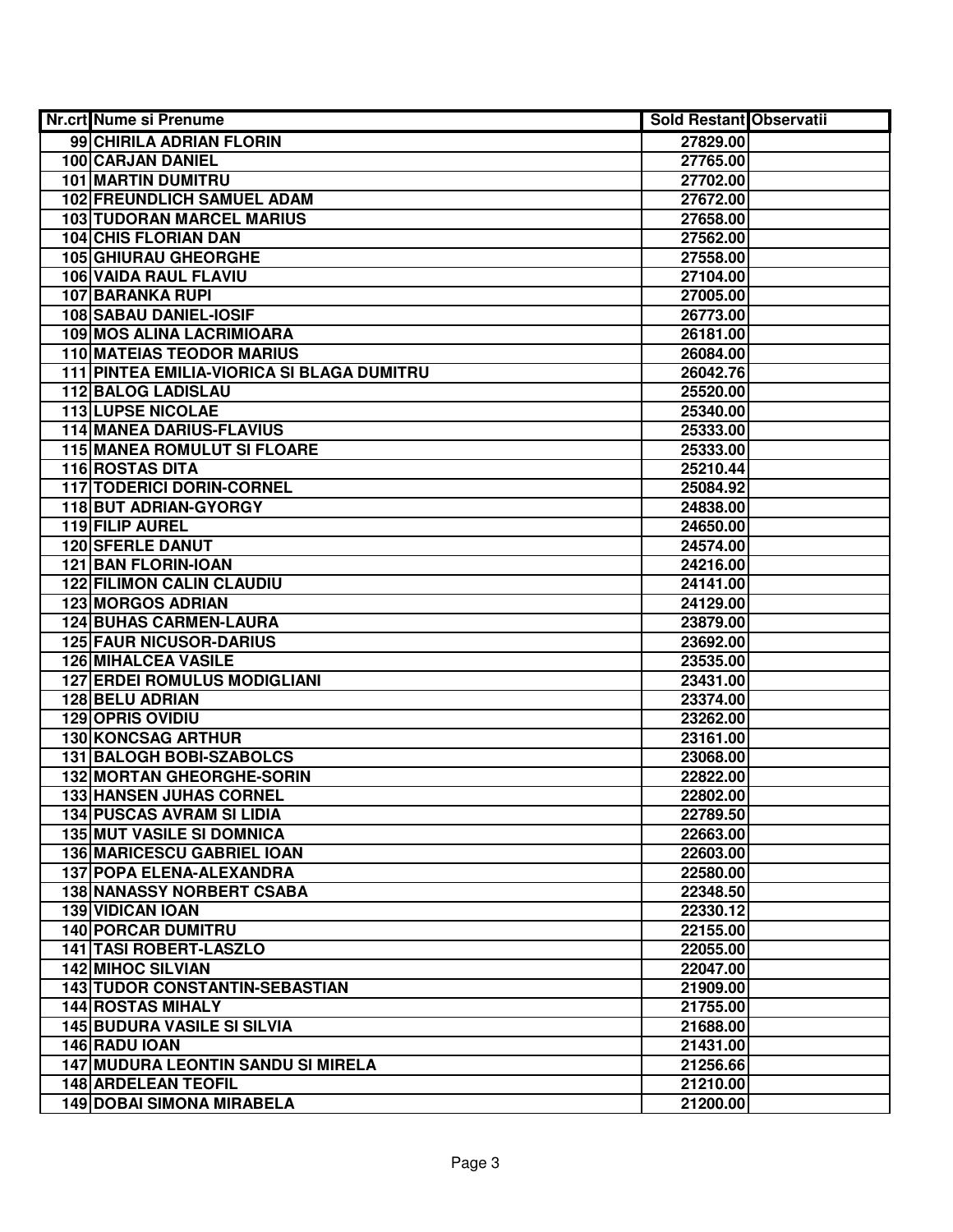| Nr.crt | Nume si Prenume | Sold Restant | Observatii |
|---|---|---|---|
| 99 | CHIRILA ADRIAN FLORIN | 27829.00 | |
| 100 | CARJAN DANIEL | 27765.00 | |
| 101 | MARTIN DUMITRU | 27702.00 | |
| 102 | FREUNDLICH SAMUEL ADAM | 27672.00 | |
| 103 | TUDORAN MARCEL MARIUS | 27658.00 | |
| 104 | CHIS FLORIAN DAN | 27562.00 | |
| 105 | GHIURAU GHEORGHE | 27558.00 | |
| 106 | VAIDA RAUL FLAVIU | 27104.00 | |
| 107 | BARANKA RUPI | 27005.00 | |
| 108 | SABAU DANIEL-IOSIF | 26773.00 | |
| 109 | MOS ALINA LACRIMIOARA | 26181.00 | |
| 110 | MATEIAS TEODOR MARIUS | 26084.00 | |
| 111 | PINTEA EMILIA-VIORICA SI BLAGA DUMITRU | 26042.76 | |
| 112 | BALOG LADISLAU | 25520.00 | |
| 113 | LUPSE NICOLAE | 25340.00 | |
| 114 | MANEA DARIUS-FLAVIUS | 25333.00 | |
| 115 | MANEA ROMULUT SI FLOARE | 25333.00 | |
| 116 | ROSTAS DITA | 25210.44 | |
| 117 | TODERICI DORIN-CORNEL | 25084.92 | |
| 118 | BUT ADRIAN-GYORGY | 24838.00 | |
| 119 | FILIP AUREL | 24650.00 | |
| 120 | SFERLE DANUT | 24574.00 | |
| 121 | BAN FLORIN-IOAN | 24216.00 | |
| 122 | FILIMON CALIN CLAUDIU | 24141.00 | |
| 123 | MORGOS ADRIAN | 24129.00 | |
| 124 | BUHAS CARMEN-LAURA | 23879.00 | |
| 125 | FAUR NICUSOR-DARIUS | 23692.00 | |
| 126 | MIHALCEA VASILE | 23535.00 | |
| 127 | ERDEI ROMULUS MODIGLIANI | 23431.00 | |
| 128 | BELU ADRIAN | 23374.00 | |
| 129 | OPRIS OVIDIU | 23262.00 | |
| 130 | KONCSAG ARTHUR | 23161.00 | |
| 131 | BALOGH BOBI-SZABOLCS | 23068.00 | |
| 132 | MORTAN GHEORGHE-SORIN | 22822.00 | |
| 133 | HANSEN JUHAS CORNEL | 22802.00 | |
| 134 | PUSCAS AVRAM SI LIDIA | 22789.50 | |
| 135 | MUT VASILE SI DOMNICA | 22663.00 | |
| 136 | MARICESCU GABRIEL IOAN | 22603.00 | |
| 137 | POPA ELENA-ALEXANDRA | 22580.00 | |
| 138 | NANASSY NORBERT CSABA | 22348.50 | |
| 139 | VIDICAN IOAN | 22330.12 | |
| 140 | PORCAR DUMITRU | 22155.00 | |
| 141 | TASI ROBERT-LASZLO | 22055.00 | |
| 142 | MIHOC SILVIAN | 22047.00 | |
| 143 | TUDOR CONSTANTIN-SEBASTIAN | 21909.00 | |
| 144 | ROSTAS MIHALY | 21755.00 | |
| 145 | BUDURA VASILE SI SILVIA | 21688.00 | |
| 146 | RADU IOAN | 21431.00 | |
| 147 | MUDURA LEONTIN SANDU SI MIRELA | 21256.66 | |
| 148 | ARDELEAN TEOFIL | 21210.00 | |
| 149 | DOBAI SIMONA MIRABELA | 21200.00 | |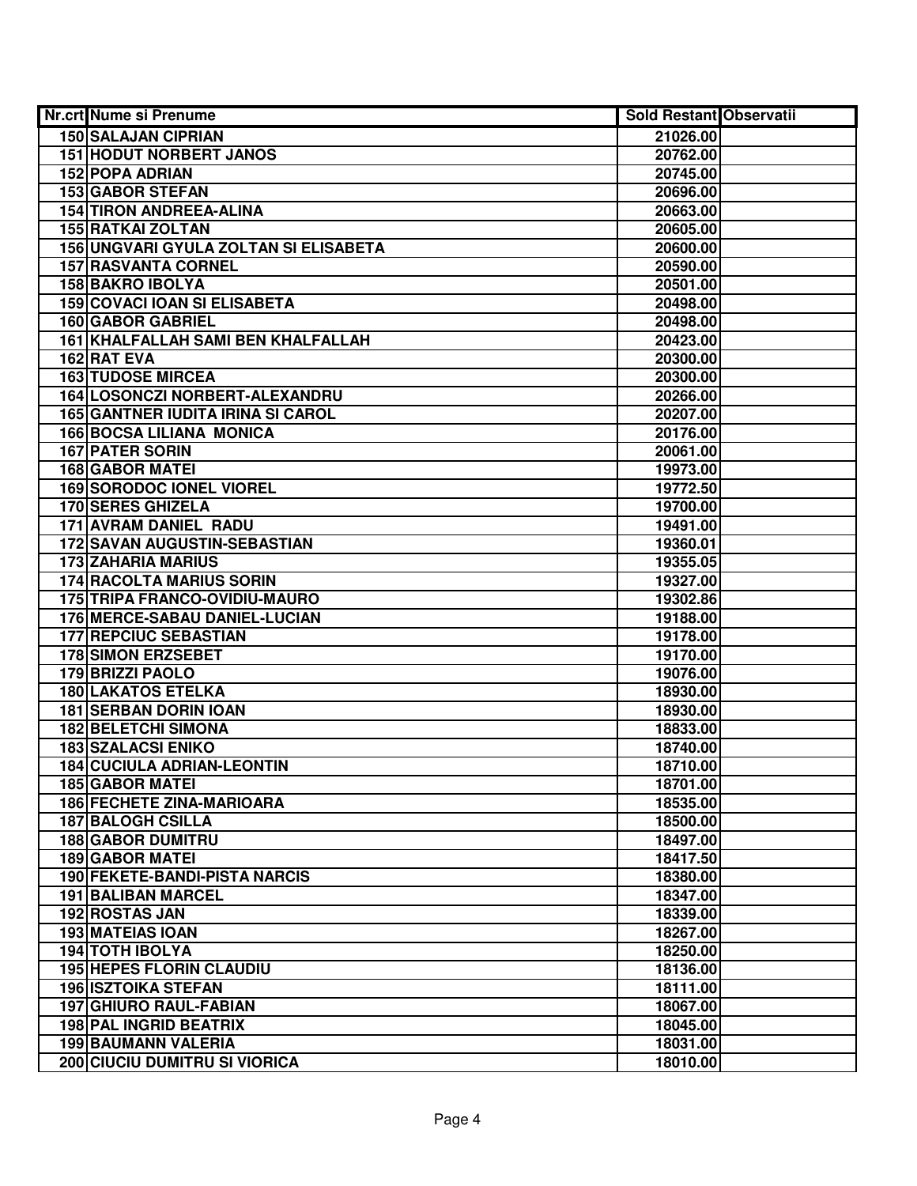| Nr.crt | Nume si Prenume | Sold Restant | Observatii |
|---|---|---|---|
| 150 | SALAJAN CIPRIAN | 21026.00 | |
| 151 | HODUT NORBERT JANOS | 20762.00 | |
| 152 | POPA ADRIAN | 20745.00 | |
| 153 | GABOR STEFAN | 20696.00 | |
| 154 | TIRON ANDREEA-ALINA | 20663.00 | |
| 155 | RATKAI ZOLTAN | 20605.00 | |
| 156 | UNGVARI GYULA ZOLTAN SI ELISABETA | 20600.00 | |
| 157 | RASVANTA CORNEL | 20590.00 | |
| 158 | BAKRO IBOLYA | 20501.00 | |
| 159 | COVACI IOAN SI ELISABETA | 20498.00 | |
| 160 | GABOR GABRIEL | 20498.00 | |
| 161 | KHALFALLAH SAMI BEN KHALFALLAH | 20423.00 | |
| 162 | RAT EVA | 20300.00 | |
| 163 | TUDOSE MIRCEA | 20300.00 | |
| 164 | LOSONCZI NORBERT-ALEXANDRU | 20266.00 | |
| 165 | GANTNER IUDITA IRINA SI CAROL | 20207.00 | |
| 166 | BOCSA LILIANA MONICA | 20176.00 | |
| 167 | PATER SORIN | 20061.00 | |
| 168 | GABOR MATEI | 19973.00 | |
| 169 | SORODOC IONEL VIOREL | 19772.50 | |
| 170 | SERES GHIZELA | 19700.00 | |
| 171 | AVRAM DANIEL RADU | 19491.00 | |
| 172 | SAVAN AUGUSTIN-SEBASTIAN | 19360.01 | |
| 173 | ZAHARIA MARIUS | 19355.05 | |
| 174 | RACOLTA MARIUS SORIN | 19327.00 | |
| 175 | TRIPA FRANCO-OVIDIU-MAURO | 19302.86 | |
| 176 | MERCE-SABAU DANIEL-LUCIAN | 19188.00 | |
| 177 | REPCIUC SEBASTIAN | 19178.00 | |
| 178 | SIMON ERZSEBET | 19170.00 | |
| 179 | BRIZZI PAOLO | 19076.00 | |
| 180 | LAKATOS ETELKA | 18930.00 | |
| 181 | SERBAN DORIN IOAN | 18930.00 | |
| 182 | BELETCHI SIMONA | 18833.00 | |
| 183 | SZALACSI ENIKO | 18740.00 | |
| 184 | CUCIULA ADRIAN-LEONTIN | 18710.00 | |
| 185 | GABOR MATEI | 18701.00 | |
| 186 | FECHETE ZINA-MARIOARA | 18535.00 | |
| 187 | BALOGH CSILLA | 18500.00 | |
| 188 | GABOR DUMITRU | 18497.00 | |
| 189 | GABOR MATEI | 18417.50 | |
| 190 | FEKETE-BANDI-PISTA NARCIS | 18380.00 | |
| 191 | BALIBAN MARCEL | 18347.00 | |
| 192 | ROSTAS JAN | 18339.00 | |
| 193 | MATEIAS IOAN | 18267.00 | |
| 194 | TOTH IBOLYA | 18250.00 | |
| 195 | HEPES FLORIN CLAUDIU | 18136.00 | |
| 196 | ISZTOIKA STEFAN | 18111.00 | |
| 197 | GHIURO RAUL-FABIAN | 18067.00 | |
| 198 | PAL INGRID BEATRIX | 18045.00 | |
| 199 | BAUMANN VALERIA | 18031.00 | |
| 200 | CIUCIU DUMITRU SI VIORICA | 18010.00 | |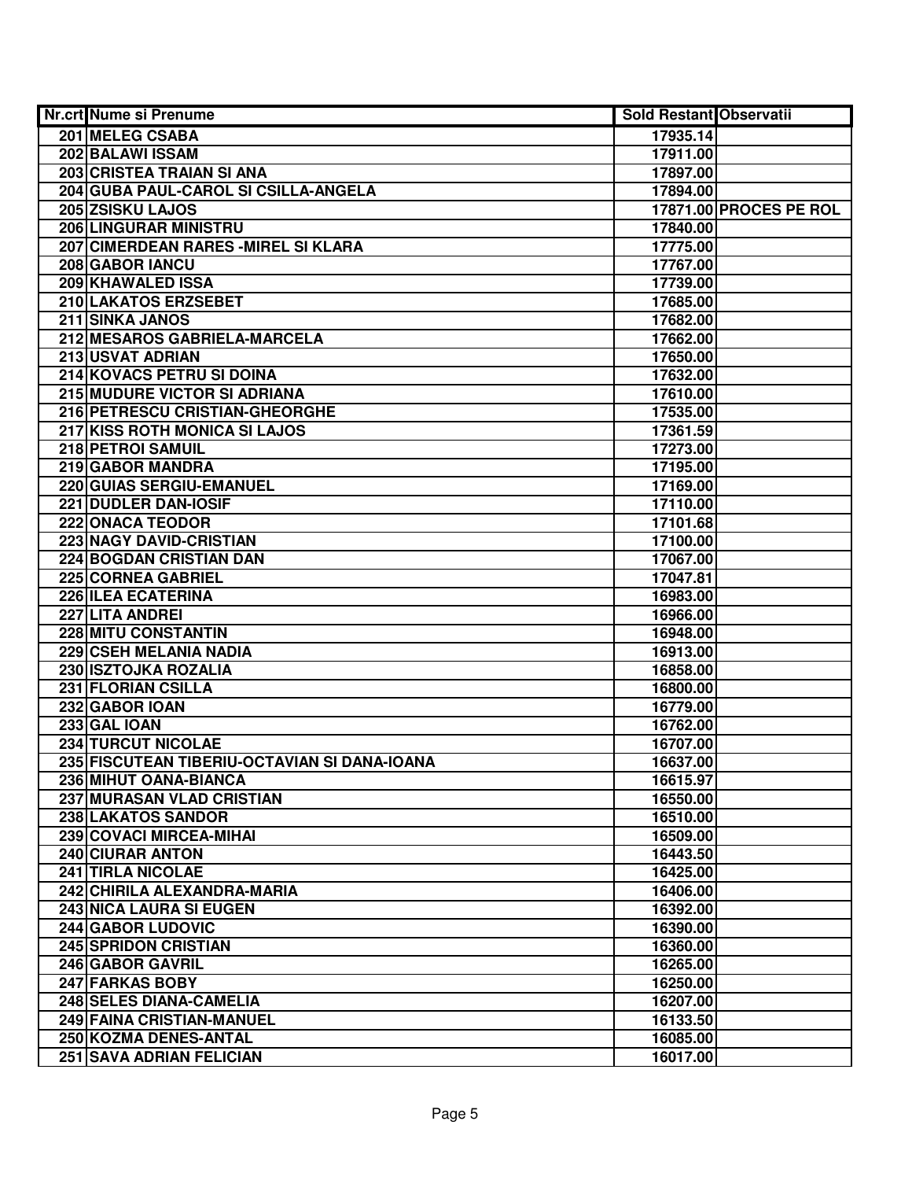| Nr.crt | Nume si Prenume | Sold Restant | Observatii |
|---|---|---|---|
| 201 | MELEG CSABA | 17935.14 | |
| 202 | BALAWI ISSAM | 17911.00 | |
| 203 | CRISTEA TRAIAN SI ANA | 17897.00 | |
| 204 | GUBA PAUL-CAROL SI CSILLA-ANGELA | 17894.00 | |
| 205 | ZSISKU LAJOS | 17871.00 | PROCES PE ROL |
| 206 | LINGURAR MINISTRU | 17840.00 | |
| 207 | CIMERDEAN RARES -MIREL SI KLARA | 17775.00 | |
| 208 | GABOR IANCU | 17767.00 | |
| 209 | KHAWALED ISSA | 17739.00 | |
| 210 | LAKATOS ERZSEBET | 17685.00 | |
| 211 | SINKA JANOS | 17682.00 | |
| 212 | MESAROS GABRIELA-MARCELA | 17662.00 | |
| 213 | USVAT ADRIAN | 17650.00 | |
| 214 | KOVACS PETRU SI DOINA | 17632.00 | |
| 215 | MUDURE VICTOR SI ADRIANA | 17610.00 | |
| 216 | PETRESCU CRISTIAN-GHEORGHE | 17535.00 | |
| 217 | KISS ROTH MONICA SI LAJOS | 17361.59 | |
| 218 | PETROI SAMUIL | 17273.00 | |
| 219 | GABOR MANDRA | 17195.00 | |
| 220 | GUIAS SERGIU-EMANUEL | 17169.00 | |
| 221 | DUDLER DAN-IOSIF | 17110.00 | |
| 222 | ONACA TEODOR | 17101.68 | |
| 223 | NAGY DAVID-CRISTIAN | 17100.00 | |
| 224 | BOGDAN CRISTIAN DAN | 17067.00 | |
| 225 | CORNEA GABRIEL | 17047.81 | |
| 226 | ILEA ECATERINA | 16983.00 | |
| 227 | LITA ANDREI | 16966.00 | |
| 228 | MITU CONSTANTIN | 16948.00 | |
| 229 | CSEH MELANIA NADIA | 16913.00 | |
| 230 | ISZTOJKA ROZALIA | 16858.00 | |
| 231 | FLORIAN CSILLA | 16800.00 | |
| 232 | GABOR IOAN | 16779.00 | |
| 233 | GAL IOAN | 16762.00 | |
| 234 | TURCUT NICOLAE | 16707.00 | |
| 235 | FISCUTEAN TIBERIU-OCTAVIAN SI DANA-IOANA | 16637.00 | |
| 236 | MIHUT OANA-BIANCA | 16615.97 | |
| 237 | MURASAN VLAD CRISTIAN | 16550.00 | |
| 238 | LAKATOS SANDOR | 16510.00 | |
| 239 | COVACI MIRCEA-MIHAI | 16509.00 | |
| 240 | CIURAR ANTON | 16443.50 | |
| 241 | TIRLA NICOLAE | 16425.00 | |
| 242 | CHIRILA ALEXANDRA-MARIA | 16406.00 | |
| 243 | NICA LAURA SI EUGEN | 16392.00 | |
| 244 | GABOR LUDOVIC | 16390.00 | |
| 245 | SPRIDON CRISTIAN | 16360.00 | |
| 246 | GABOR GAVRIL | 16265.00 | |
| 247 | FARKAS BOBY | 16250.00 | |
| 248 | SELES DIANA-CAMELIA | 16207.00 | |
| 249 | FAINA CRISTIAN-MANUEL | 16133.50 | |
| 250 | KOZMA DENES-ANTAL | 16085.00 | |
| 251 | SAVA ADRIAN FELICIAN | 16017.00 | |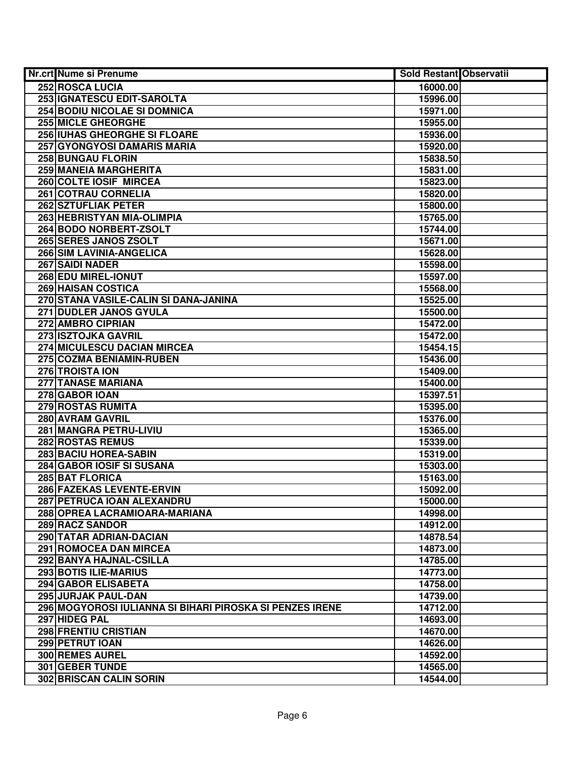| Nr.crt | Nume si Prenume | Sold Restant | Observatii |
|---|---|---|---|
| 252 | ROSCA LUCIA | 16000.00 | |
| 253 | IGNATESCU EDIT-SAROLTA | 15996.00 | |
| 254 | BODIU NICOLAE SI DOMNICA | 15971.00 | |
| 255 | MICLE GHEORGHE | 15955.00 | |
| 256 | IUHAS GHEORGHE SI FLOARE | 15936.00 | |
| 257 | GYONGYOSI DAMARIS MARIA | 15920.00 | |
| 258 | BUNGAU FLORIN | 15838.50 | |
| 259 | MANEIA MARGHERITA | 15831.00 | |
| 260 | COLTE IOSIF MIRCEA | 15823.00 | |
| 261 | COTRAU CORNELIA | 15820.00 | |
| 262 | SZTUFLIAK PETER | 15800.00 | |
| 263 | HEBRISTYAN MIA-OLIMPIA | 15765.00 | |
| 264 | BODO NORBERT-ZSOLT | 15744.00 | |
| 265 | SERES JANOS ZSOLT | 15671.00 | |
| 266 | SIM LAVINIA-ANGELICA | 15628.00 | |
| 267 | SAIDI NADER | 15598.00 | |
| 268 | EDU MIREL-IONUT | 15597.00 | |
| 269 | HAISAN COSTICA | 15568.00 | |
| 270 | STANA VASILE-CALIN SI DANA-JANINA | 15525.00 | |
| 271 | DUDLER JANOS GYULA | 15500.00 | |
| 272 | AMBRO CIPRIAN | 15472.00 | |
| 273 | ISZTOJKA GAVRIL | 15472.00 | |
| 274 | MICULESCU DACIAN MIRCEA | 15454.15 | |
| 275 | COZMA BENIAMIN-RUBEN | 15436.00 | |
| 276 | TROISTA ION | 15409.00 | |
| 277 | TANASE MARIANA | 15400.00 | |
| 278 | GABOR IOAN | 15397.51 | |
| 279 | ROSTAS RUMITA | 15395.00 | |
| 280 | AVRAM GAVRIL | 15376.00 | |
| 281 | MANGRA PETRU-LIVIU | 15365.00 | |
| 282 | ROSTAS REMUS | 15339.00 | |
| 283 | BACIU HOREA-SABIN | 15319.00 | |
| 284 | GABOR IOSIF SI SUSANA | 15303.00 | |
| 285 | BAT FLORICA | 15163.00 | |
| 286 | FAZEKAS LEVENTE-ERVIN | 15092.00 | |
| 287 | PETRUCA IOAN ALEXANDRU | 15000.00 | |
| 288 | OPREA LACRAMIOARA-MARIANA | 14998.00 | |
| 289 | RACZ SANDOR | 14912.00 | |
| 290 | TATAR ADRIAN-DACIAN | 14878.54 | |
| 291 | ROMOCEA DAN MIRCEA | 14873.00 | |
| 292 | BANYA HAJNAL-CSILLA | 14785.00 | |
| 293 | BOTIS ILIE-MARIUS | 14773.00 | |
| 294 | GABOR ELISABETA | 14758.00 | |
| 295 | JURJAK PAUL-DAN | 14739.00 | |
| 296 | MOGYOROSI IULIANNA SI BIHARI PIROSKA SI PENZES IRENE | 14712.00 | |
| 297 | HIDEG PAL | 14693.00 | |
| 298 | FRENTIU CRISTIAN | 14670.00 | |
| 299 | PETRUT IOAN | 14626.00 | |
| 300 | REMES AUREL | 14592.00 | |
| 301 | GEBER TUNDE | 14565.00 | |
| 302 | BRISCAN CALIN SORIN | 14544.00 | |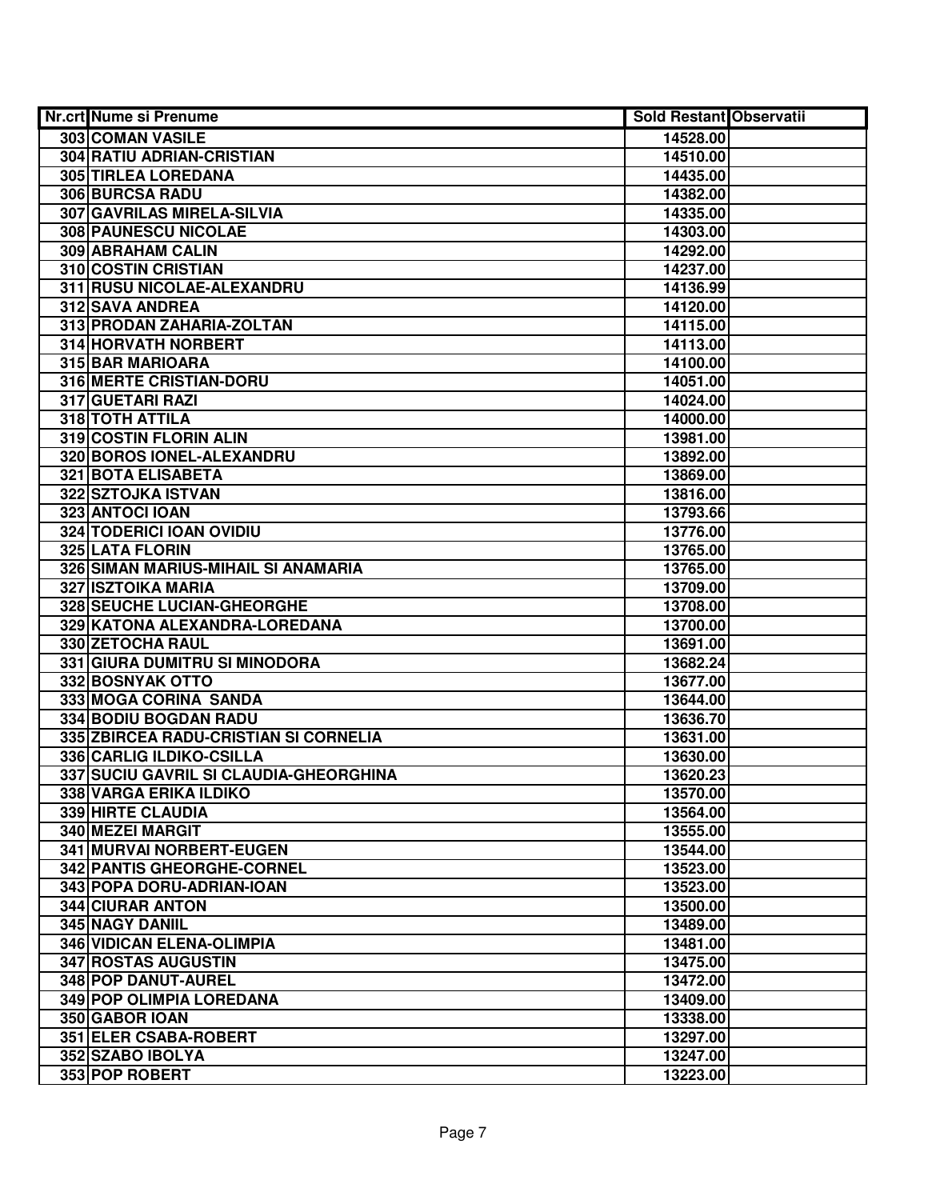| Nr.crt | Nume si Prenume | Sold Restant | Observatii |
|---|---|---|---|
| 303 | COMAN VASILE | 14528.00 | |
| 304 | RATIU ADRIAN-CRISTIAN | 14510.00 | |
| 305 | TIRLEA LOREDANA | 14435.00 | |
| 306 | BURCSA RADU | 14382.00 | |
| 307 | GAVRILAS MIRELA-SILVIA | 14335.00 | |
| 308 | PAUNESCU NICOLAE | 14303.00 | |
| 309 | ABRAHAM CALIN | 14292.00 | |
| 310 | COSTIN CRISTIAN | 14237.00 | |
| 311 | RUSU NICOLAE-ALEXANDRU | 14136.99 | |
| 312 | SAVA ANDREA | 14120.00 | |
| 313 | PRODAN ZAHARIA-ZOLTAN | 14115.00 | |
| 314 | HORVATH NORBERT | 14113.00 | |
| 315 | BAR MARIOARA | 14100.00 | |
| 316 | MERTE CRISTIAN-DORU | 14051.00 | |
| 317 | GUETARI RAZI | 14024.00 | |
| 318 | TOTH ATTILA | 14000.00 | |
| 319 | COSTIN FLORIN ALIN | 13981.00 | |
| 320 | BOROS IONEL-ALEXANDRU | 13892.00 | |
| 321 | BOTA ELISABETA | 13869.00 | |
| 322 | SZTOJKA ISTVAN | 13816.00 | |
| 323 | ANTOCI IOAN | 13793.66 | |
| 324 | TODERICI IOAN OVIDIU | 13776.00 | |
| 325 | LATA FLORIN | 13765.00 | |
| 326 | SIMAN MARIUS-MIHAIL SI ANAMARIA | 13765.00 | |
| 327 | ISZTOIKA MARIA | 13709.00 | |
| 328 | SEUCHE LUCIAN-GHEORGHE | 13708.00 | |
| 329 | KATONA ALEXANDRA-LOREDANA | 13700.00 | |
| 330 | ZETOCHA RAUL | 13691.00 | |
| 331 | GIURA DUMITRU SI MINODORA | 13682.24 | |
| 332 | BOSNYAK OTTO | 13677.00 | |
| 333 | MOGA CORINA SANDA | 13644.00 | |
| 334 | BODIU BOGDAN RADU | 13636.70 | |
| 335 | ZBIRCEA RADU-CRISTIAN SI CORNELIA | 13631.00 | |
| 336 | CARLIG ILDIKO-CSILLA | 13630.00 | |
| 337 | SUCIU GAVRIL SI CLAUDIA-GHEORGHINA | 13620.23 | |
| 338 | VARGA ERIKA ILDIKO | 13570.00 | |
| 339 | HIRTE CLAUDIA | 13564.00 | |
| 340 | MEZEI MARGIT | 13555.00 | |
| 341 | MURVAI NORBERT-EUGEN | 13544.00 | |
| 342 | PANTIS GHEORGHE-CORNEL | 13523.00 | |
| 343 | POPA DORU-ADRIAN-IOAN | 13523.00 | |
| 344 | CIURAR ANTON | 13500.00 | |
| 345 | NAGY DANIIL | 13489.00 | |
| 346 | VIDICAN ELENA-OLIMPIA | 13481.00 | |
| 347 | ROSTAS AUGUSTIN | 13475.00 | |
| 348 | POP DANUT-AUREL | 13472.00 | |
| 349 | POP OLIMPIA LOREDANA | 13409.00 | |
| 350 | GABOR IOAN | 13338.00 | |
| 351 | ELER CSABA-ROBERT | 13297.00 | |
| 352 | SZABO IBOLYA | 13247.00 | |
| 353 | POP ROBERT | 13223.00 | |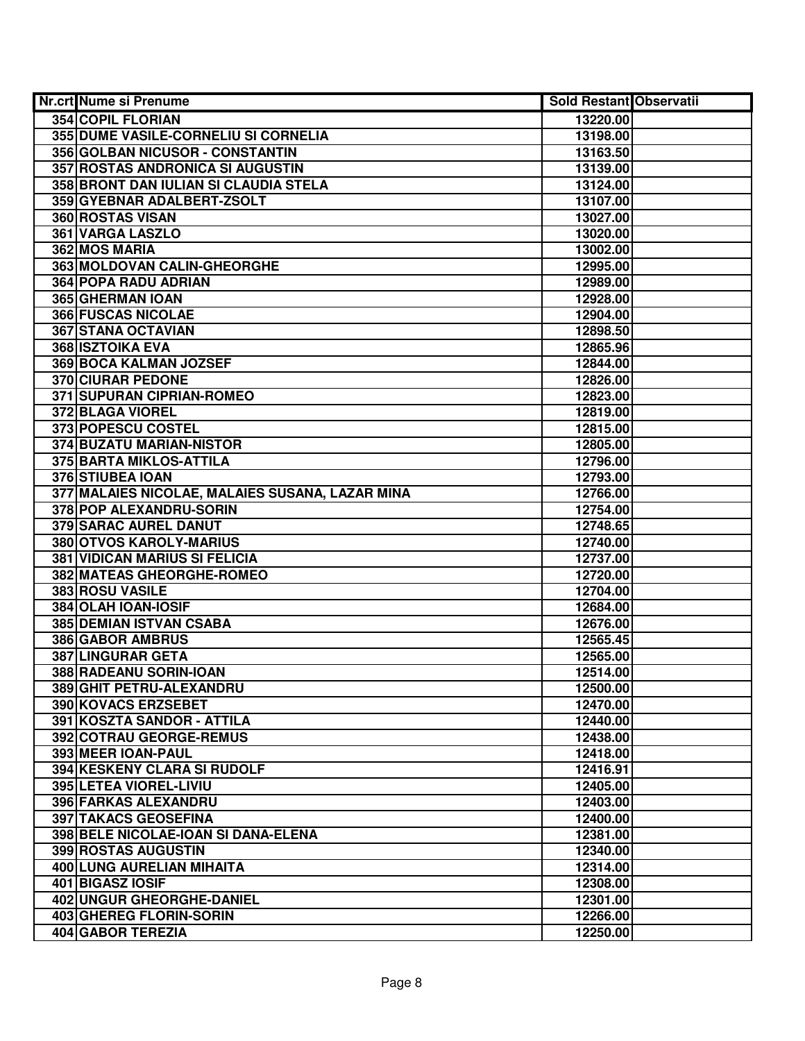| Nr.crt | Nume si Prenume | Sold Restant | Observatii |
|---|---|---|---|
| 354 | COPIL FLORIAN | 13220.00 | |
| 355 | DUME VASILE-CORNELIU SI CORNELIA | 13198.00 | |
| 356 | GOLBAN NICUSOR - CONSTANTIN | 13163.50 | |
| 357 | ROSTAS ANDRONICA SI AUGUSTIN | 13139.00 | |
| 358 | BRONT DAN IULIAN SI CLAUDIA STELA | 13124.00 | |
| 359 | GYEBNAR ADALBERT-ZSOLT | 13107.00 | |
| 360 | ROSTAS VISAN | 13027.00 | |
| 361 | VARGA LASZLO | 13020.00 | |
| 362 | MOS MARIA | 13002.00 | |
| 363 | MOLDOVAN CALIN-GHEORGHE | 12995.00 | |
| 364 | POPA RADU ADRIAN | 12989.00 | |
| 365 | GHERMAN IOAN | 12928.00 | |
| 366 | FUSCAS NICOLAE | 12904.00 | |
| 367 | STANA OCTAVIAN | 12898.50 | |
| 368 | ISZTOIKA EVA | 12865.96 | |
| 369 | BOCA KALMAN JOZSEF | 12844.00 | |
| 370 | CIURAR PEDONE | 12826.00 | |
| 371 | SUPURAN CIPRIAN-ROMEO | 12823.00 | |
| 372 | BLAGA VIOREL | 12819.00 | |
| 373 | POPESCU COSTEL | 12815.00 | |
| 374 | BUZATU MARIAN-NISTOR | 12805.00 | |
| 375 | BARTA MIKLOS-ATTILA | 12796.00 | |
| 376 | STIUBEA IOAN | 12793.00 | |
| 377 | MALAIES NICOLAE, MALAIES SUSANA, LAZAR MINA | 12766.00 | |
| 378 | POP ALEXANDRU-SORIN | 12754.00 | |
| 379 | SARAC AUREL DANUT | 12748.65 | |
| 380 | OTVOS KAROLY-MARIUS | 12740.00 | |
| 381 | VIDICAN MARIUS SI FELICIA | 12737.00 | |
| 382 | MATEAS GHEORGHE-ROMEO | 12720.00 | |
| 383 | ROSU VASILE | 12704.00 | |
| 384 | OLAH IOAN-IOSIF | 12684.00 | |
| 385 | DEMIAN ISTVAN CSABA | 12676.00 | |
| 386 | GABOR AMBRUS | 12565.45 | |
| 387 | LINGURAR GETA | 12565.00 | |
| 388 | RADEANU SORIN-IOAN | 12514.00 | |
| 389 | GHIT PETRU-ALEXANDRU | 12500.00 | |
| 390 | KOVACS ERZSEBET | 12470.00 | |
| 391 | KOSZTA SANDOR - ATTILA | 12440.00 | |
| 392 | COTRAU GEORGE-REMUS | 12438.00 | |
| 393 | MEER IOAN-PAUL | 12418.00 | |
| 394 | KESKENY CLARA SI RUDOLF | 12416.91 | |
| 395 | LETEA VIOREL-LIVIU | 12405.00 | |
| 396 | FARKAS ALEXANDRU | 12403.00 | |
| 397 | TAKACS GEOSEFINA | 12400.00 | |
| 398 | BELE NICOLAE-IOAN SI DANA-ELENA | 12381.00 | |
| 399 | ROSTAS AUGUSTIN | 12340.00 | |
| 400 | LUNG AURELIAN MIHAITA | 12314.00 | |
| 401 | BIGASZ IOSIF | 12308.00 | |
| 402 | UNGUR GHEORGHE-DANIEL | 12301.00 | |
| 403 | GHEREG FLORIN-SORIN | 12266.00 | |
| 404 | GABOR TEREZIA | 12250.00 | |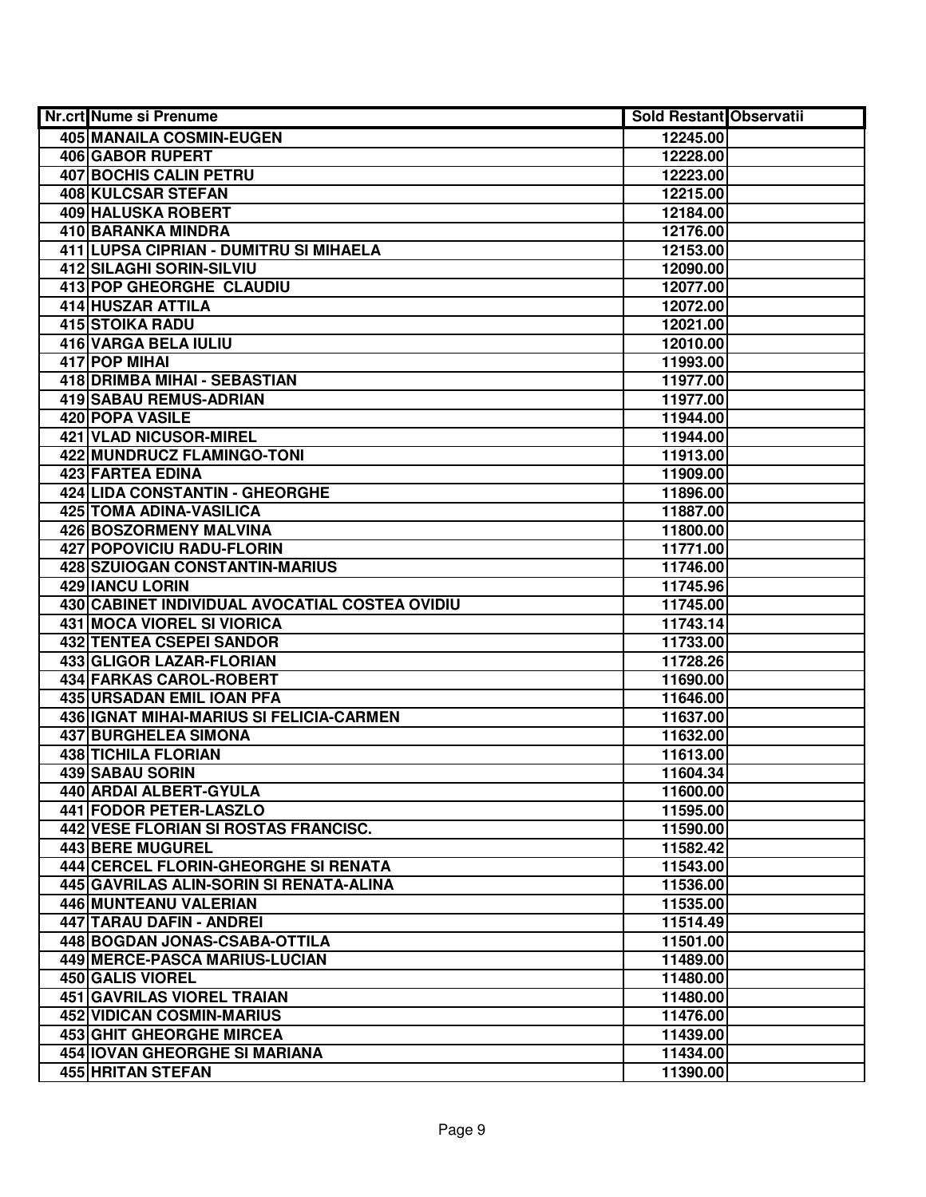| Nr.crt | Nume si Prenume | Sold Restant | Observatii |
|---|---|---|---|
| 405 | MANAILA COSMIN-EUGEN | 12245.00 | |
| 406 | GABOR RUPERT | 12228.00 | |
| 407 | BOCHIS CALIN PETRU | 12223.00 | |
| 408 | KULCSAR STEFAN | 12215.00 | |
| 409 | HALUSKA ROBERT | 12184.00 | |
| 410 | BARANKA MINDRA | 12176.00 | |
| 411 | LUPSA CIPRIAN - DUMITRU SI MIHAELA | 12153.00 | |
| 412 | SILAGHI SORIN-SILVIU | 12090.00 | |
| 413 | POP GHEORGHE CLAUDIU | 12077.00 | |
| 414 | HUSZAR ATTILA | 12072.00 | |
| 415 | STOIKA RADU | 12021.00 | |
| 416 | VARGA BELA IULIU | 12010.00 | |
| 417 | POP MIHAI | 11993.00 | |
| 418 | DRIMBA MIHAI - SEBASTIAN | 11977.00 | |
| 419 | SABAU REMUS-ADRIAN | 11977.00 | |
| 420 | POPA VASILE | 11944.00 | |
| 421 | VLAD NICUSOR-MIREL | 11944.00 | |
| 422 | MUNDRUCZ FLAMINGO-TONI | 11913.00 | |
| 423 | FARTEA EDINA | 11909.00 | |
| 424 | LIDA CONSTANTIN - GHEORGHE | 11896.00 | |
| 425 | TOMA ADINA-VASILICA | 11887.00 | |
| 426 | BOSZORMENY MALVINA | 11800.00 | |
| 427 | POPOVICIU RADU-FLORIN | 11771.00 | |
| 428 | SZUIOGAN CONSTANTIN-MARIUS | 11746.00 | |
| 429 | IANCU LORIN | 11745.96 | |
| 430 | CABINET INDIVIDUAL AVOCATIAL COSTEA OVIDIU | 11745.00 | |
| 431 | MOCA VIOREL SI VIORICA | 11743.14 | |
| 432 | TENTEA CSEPEI SANDOR | 11733.00 | |
| 433 | GLIGOR LAZAR-FLORIAN | 11728.26 | |
| 434 | FARKAS CAROL-ROBERT | 11690.00 | |
| 435 | URSADAN EMIL IOAN PFA | 11646.00 | |
| 436 | IGNAT MIHAI-MARIUS SI FELICIA-CARMEN | 11637.00 | |
| 437 | BURGHELEA SIMONA | 11632.00 | |
| 438 | TICHILA FLORIAN | 11613.00 | |
| 439 | SABAU SORIN | 11604.34 | |
| 440 | ARDAI ALBERT-GYULA | 11600.00 | |
| 441 | FODOR PETER-LASZLO | 11595.00 | |
| 442 | VESE FLORIAN SI ROSTAS FRANCISC. | 11590.00 | |
| 443 | BERE MUGUREL | 11582.42 | |
| 444 | CERCEL FLORIN-GHEORGHE SI RENATA | 11543.00 | |
| 445 | GAVRILAS ALIN-SORIN SI RENATA-ALINA | 11536.00 | |
| 446 | MUNTEANU VALERIAN | 11535.00 | |
| 447 | TARAU DAFIN - ANDREI | 11514.49 | |
| 448 | BOGDAN JONAS-CSABA-OTTILA | 11501.00 | |
| 449 | MERCE-PASCA MARIUS-LUCIAN | 11489.00 | |
| 450 | GALIS VIOREL | 11480.00 | |
| 451 | GAVRILAS VIOREL TRAIAN | 11480.00 | |
| 452 | VIDICAN COSMIN-MARIUS | 11476.00 | |
| 453 | GHIT GHEORGHE MIRCEA | 11439.00 | |
| 454 | IOVAN GHEORGHE SI MARIANA | 11434.00 | |
| 455 | HRITAN STEFAN | 11390.00 | |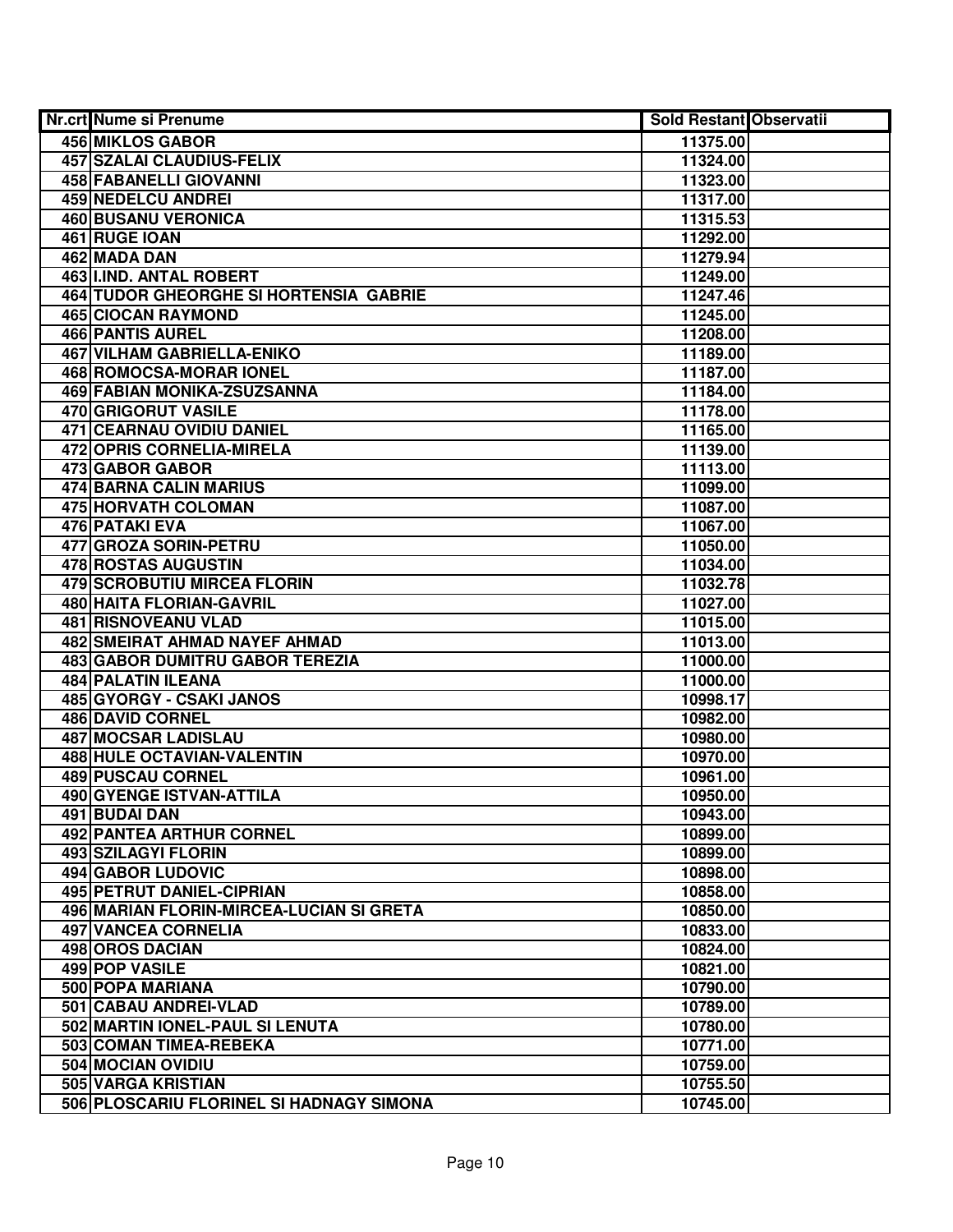| Nr.crt | Nume si Prenume | Sold Restant | Observatii |
|---|---|---|---|
| 456 | MIKLOS GABOR | 11375.00 | |
| 457 | SZALAI CLAUDIUS-FELIX | 11324.00 | |
| 458 | FABANELLI GIOVANNI | 11323.00 | |
| 459 | NEDELCU ANDREI | 11317.00 | |
| 460 | BUSANU VERONICA | 11315.53 | |
| 461 | RUGE IOAN | 11292.00 | |
| 462 | MADA DAN | 11279.94 | |
| 463 | I.IND. ANTAL ROBERT | 11249.00 | |
| 464 | TUDOR GHEORGHE SI HORTENSIA GABRIE | 11247.46 | |
| 465 | CIOCAN RAYMOND | 11245.00 | |
| 466 | PANTIS AUREL | 11208.00 | |
| 467 | VILHAM GABRIELLA-ENIKO | 11189.00 | |
| 468 | ROMOCSA-MORAR IONEL | 11187.00 | |
| 469 | FABIAN MONIKA-ZSUZSANNA | 11184.00 | |
| 470 | GRIGORUT VASILE | 11178.00 | |
| 471 | CEARNAU OVIDIU DANIEL | 11165.00 | |
| 472 | OPRIS CORNELIA-MIRELA | 11139.00 | |
| 473 | GABOR GABOR | 11113.00 | |
| 474 | BARNA CALIN MARIUS | 11099.00 | |
| 475 | HORVATH COLOMAN | 11087.00 | |
| 476 | PATAKI EVA | 11067.00 | |
| 477 | GROZA SORIN-PETRU | 11050.00 | |
| 478 | ROSTAS AUGUSTIN | 11034.00 | |
| 479 | SCROBUTIU MIRCEA FLORIN | 11032.78 | |
| 480 | HAITA FLORIAN-GAVRIL | 11027.00 | |
| 481 | RISNOVEANU VLAD | 11015.00 | |
| 482 | SMEIRAT AHMAD NAYEF AHMAD | 11013.00 | |
| 483 | GABOR DUMITRU GABOR TEREZIA | 11000.00 | |
| 484 | PALATIN ILEANA | 11000.00 | |
| 485 | GYORGY - CSAKI JANOS | 10998.17 | |
| 486 | DAVID CORNEL | 10982.00 | |
| 487 | MOCSAR LADISLAU | 10980.00 | |
| 488 | HULE OCTAVIAN-VALENTIN | 10970.00 | |
| 489 | PUSCAU CORNEL | 10961.00 | |
| 490 | GYENGE ISTVAN-ATTILA | 10950.00 | |
| 491 | BUDAI DAN | 10943.00 | |
| 492 | PANTEA ARTHUR CORNEL | 10899.00 | |
| 493 | SZILAGYI FLORIN | 10899.00 | |
| 494 | GABOR LUDOVIC | 10898.00 | |
| 495 | PETRUT DANIEL-CIPRIAN | 10858.00 | |
| 496 | MARIAN FLORIN-MIRCEA-LUCIAN SI GRETA | 10850.00 | |
| 497 | VANCEA CORNELIA | 10833.00 | |
| 498 | OROS DACIAN | 10824.00 | |
| 499 | POP VASILE | 10821.00 | |
| 500 | POPA MARIANA | 10790.00 | |
| 501 | CABAU ANDREI-VLAD | 10789.00 | |
| 502 | MARTIN IONEL-PAUL SI LENUTA | 10780.00 | |
| 503 | COMAN TIMEA-REBEKA | 10771.00 | |
| 504 | MOCIAN OVIDIU | 10759.00 | |
| 505 | VARGA KRISTIAN | 10755.50 | |
| 506 | PLOSCARIU FLORINEL SI HADNAGY SIMONA | 10745.00 | |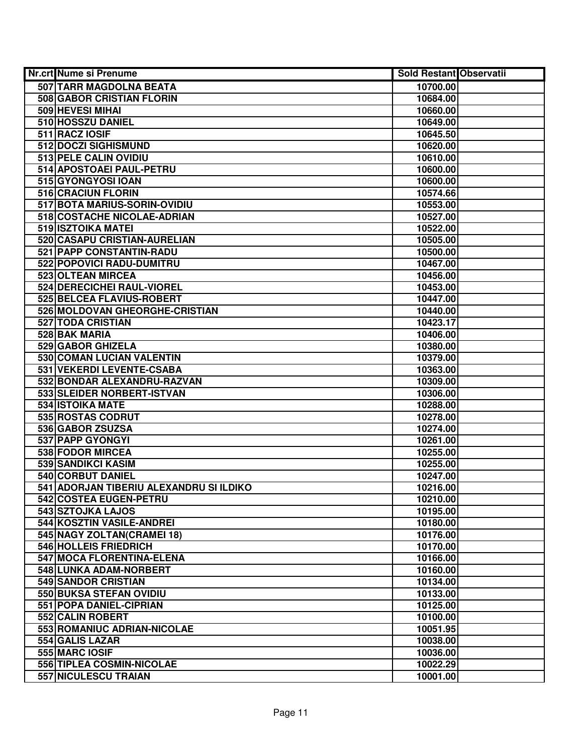| Nr.crt | Nume si Prenume | Sold Restant | Observatii |
|---|---|---|---|
| 507 | TARR MAGDOLNA BEATA | 10700.00 | |
| 508 | GABOR CRISTIAN FLORIN | 10684.00 | |
| 509 | HEVESI MIHAI | 10660.00 | |
| 510 | HOSSZU DANIEL | 10649.00 | |
| 511 | RACZ IOSIF | 10645.50 | |
| 512 | DOCZI SIGHISMUND | 10620.00 | |
| 513 | PELE CALIN OVIDIU | 10610.00 | |
| 514 | APOSTOAEI PAUL-PETRU | 10600.00 | |
| 515 | GYONGYOSI IOAN | 10600.00 | |
| 516 | CRACIUN FLORIN | 10574.66 | |
| 517 | BOTA MARIUS-SORIN-OVIDIU | 10553.00 | |
| 518 | COSTACHE NICOLAE-ADRIAN | 10527.00 | |
| 519 | ISZTOIKA MATEI | 10522.00 | |
| 520 | CASAPU CRISTIAN-AURELIAN | 10505.00 | |
| 521 | PAPP CONSTANTIN-RADU | 10500.00 | |
| 522 | POPOVICI RADU-DUMITRU | 10467.00 | |
| 523 | OLTEAN MIRCEA | 10456.00 | |
| 524 | DERECICHEI RAUL-VIOREL | 10453.00 | |
| 525 | BELCEA FLAVIUS-ROBERT | 10447.00 | |
| 526 | MOLDOVAN GHEORGHE-CRISTIAN | 10440.00 | |
| 527 | TODA CRISTIAN | 10423.17 | |
| 528 | BAK MARIA | 10406.00 | |
| 529 | GABOR GHIZELA | 10380.00 | |
| 530 | COMAN LUCIAN VALENTIN | 10379.00 | |
| 531 | VEKERDI LEVENTE-CSABA | 10363.00 | |
| 532 | BONDAR ALEXANDRU-RAZVAN | 10309.00 | |
| 533 | SLEIDER NORBERT-ISTVAN | 10306.00 | |
| 534 | ISTOIKA MATE | 10288.00 | |
| 535 | ROSTAS CODRUT | 10278.00 | |
| 536 | GABOR ZSUZSA | 10274.00 | |
| 537 | PAPP GYONGYI | 10261.00 | |
| 538 | FODOR MIRCEA | 10255.00 | |
| 539 | SANDIKCI KASIM | 10255.00 | |
| 540 | CORBUT DANIEL | 10247.00 | |
| 541 | ADORJAN TIBERIU ALEXANDRU SI ILDIKO | 10216.00 | |
| 542 | COSTEA EUGEN-PETRU | 10210.00 | |
| 543 | SZTOJKA LAJOS | 10195.00 | |
| 544 | KOSZTIN VASILE-ANDREI | 10180.00 | |
| 545 | NAGY ZOLTAN(CRAMEI 18) | 10176.00 | |
| 546 | HOLLEIS FRIEDRICH | 10170.00 | |
| 547 | MOCA FLORENTINA-ELENA | 10166.00 | |
| 548 | LUNKA ADAM-NORBERT | 10160.00 | |
| 549 | SANDOR CRISTIAN | 10134.00 | |
| 550 | BUKSA STEFAN OVIDIU | 10133.00 | |
| 551 | POPA DANIEL-CIPRIAN | 10125.00 | |
| 552 | CALIN ROBERT | 10100.00 | |
| 553 | ROMANIUC ADRIAN-NICOLAE | 10051.95 | |
| 554 | GALIS LAZAR | 10038.00 | |
| 555 | MARC IOSIF | 10036.00 | |
| 556 | TIPLEA COSMIN-NICOLAE | 10022.29 | |
| 557 | NICULESCU TRAIAN | 10001.00 | |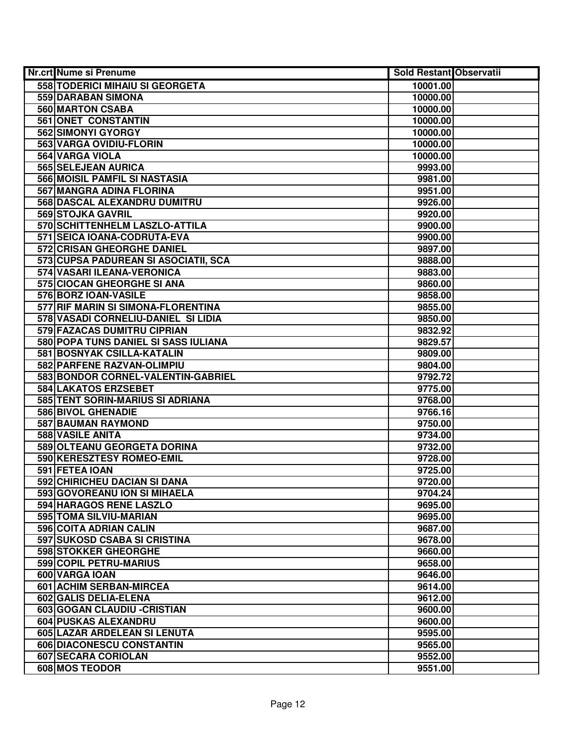| Nr.crt | Nume si Prenume | Sold Restant | Observatii |
|---|---|---|---|
| 558 | TODERICI MIHAIU SI GEORGETA | 10001.00 | |
| 559 | DARABAN SIMONA | 10000.00 | |
| 560 | MARTON CSABA | 10000.00 | |
| 561 | ONET CONSTANTIN | 10000.00 | |
| 562 | SIMONYI GYORGY | 10000.00 | |
| 563 | VARGA OVIDIU-FLORIN | 10000.00 | |
| 564 | VARGA VIOLA | 10000.00 | |
| 565 | SELEJEAN AURICA | 9993.00 | |
| 566 | MOISIL PAMFIL SI NASTASIA | 9981.00 | |
| 567 | MANGRA ADINA FLORINA | 9951.00 | |
| 568 | DASCAL ALEXANDRU DUMITRU | 9926.00 | |
| 569 | STOJKA GAVRIL | 9920.00 | |
| 570 | SCHITTENHELM LASZLO-ATTILA | 9900.00 | |
| 571 | SEICA IOANA-CODRUTA-EVA | 9900.00 | |
| 572 | CRISAN GHEORGHE DANIEL | 9897.00 | |
| 573 | CUPSA PADUREAN SI ASOCIATII, SCA | 9888.00 | |
| 574 | VASARI ILEANA-VERONICA | 9883.00 | |
| 575 | CIOCAN GHEORGHE SI ANA | 9860.00 | |
| 576 | BORZ IOAN-VASILE | 9858.00 | |
| 577 | RIF MARIN SI SIMONA-FLORENTINA | 9855.00 | |
| 578 | VASADI CORNELIU-DANIEL SI LIDIA | 9850.00 | |
| 579 | FAZACAS DUMITRU CIPRIAN | 9832.92 | |
| 580 | POPA TUNS DANIEL SI SASS IULIANA | 9829.57 | |
| 581 | BOSNYAK CSILLA-KATALIN | 9809.00 | |
| 582 | PARFENE RAZVAN-OLIMPIU | 9804.00 | |
| 583 | BONDOR CORNEL-VALENTIN-GABRIEL | 9792.72 | |
| 584 | LAKATOS ERZSEBET | 9775.00 | |
| 585 | TENT SORIN-MARIUS SI ADRIANA | 9768.00 | |
| 586 | BIVOL GHENADIE | 9766.16 | |
| 587 | BAUMAN RAYMOND | 9750.00 | |
| 588 | VASILE ANITA | 9734.00 | |
| 589 | OLTEANU GEORGETA DORINA | 9732.00 | |
| 590 | KERESZTESY ROMEO-EMIL | 9728.00 | |
| 591 | FETEA IOAN | 9725.00 | |
| 592 | CHIRICHEU DACIAN SI DANA | 9720.00 | |
| 593 | GOVOREANU ION SI MIHAELA | 9704.24 | |
| 594 | HARAGOS RENE LASZLO | 9695.00 | |
| 595 | TOMA SILVIU-MARIAN | 9695.00 | |
| 596 | COITA ADRIAN CALIN | 9687.00 | |
| 597 | SUKOSD CSABA SI CRISTINA | 9678.00 | |
| 598 | STOKKER GHEORGHE | 9660.00 | |
| 599 | COPIL PETRU-MARIUS | 9658.00 | |
| 600 | VARGA IOAN | 9646.00 | |
| 601 | ACHIM SERBAN-MIRCEA | 9614.00 | |
| 602 | GALIS DELIA-ELENA | 9612.00 | |
| 603 | GOGAN CLAUDIU -CRISTIAN | 9600.00 | |
| 604 | PUSKAS ALEXANDRU | 9600.00 | |
| 605 | LAZAR ARDELEAN SI LENUTA | 9595.00 | |
| 606 | DIACONESCU CONSTANTIN | 9565.00 | |
| 607 | SECARA CORIOLAN | 9552.00 | |
| 608 | MOS TEODOR | 9551.00 | |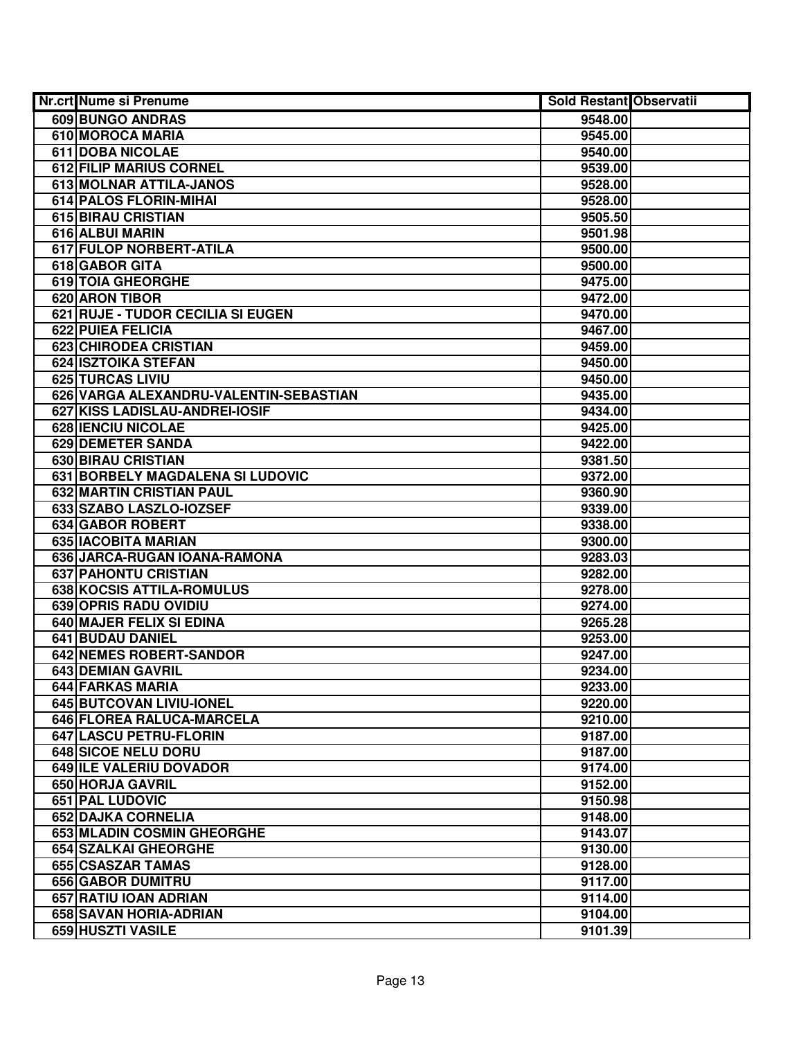| Nr.crt | Nume si Prenume | Sold Restant | Observatii |
|---|---|---|---|
| 609 | BUNGO ANDRAS | 9548.00 | |
| 610 | MOROCA MARIA | 9545.00 | |
| 611 | DOBA NICOLAE | 9540.00 | |
| 612 | FILIP MARIUS CORNEL | 9539.00 | |
| 613 | MOLNAR ATTILA-JANOS | 9528.00 | |
| 614 | PALOS FLORIN-MIHAI | 9528.00 | |
| 615 | BIRAU CRISTIAN | 9505.50 | |
| 616 | ALBUI MARIN | 9501.98 | |
| 617 | FULOP NORBERT-ATILA | 9500.00 | |
| 618 | GABOR GITA | 9500.00 | |
| 619 | TOIA GHEORGHE | 9475.00 | |
| 620 | ARON TIBOR | 9472.00 | |
| 621 | RUJE - TUDOR CECILIA SI EUGEN | 9470.00 | |
| 622 | PUIEA FELICIA | 9467.00 | |
| 623 | CHIRODEA CRISTIAN | 9459.00 | |
| 624 | ISZTOIKA STEFAN | 9450.00 | |
| 625 | TURCAS LIVIU | 9450.00 | |
| 626 | VARGA ALEXANDRU-VALENTIN-SEBASTIAN | 9435.00 | |
| 627 | KISS LADISLAU-ANDREI-IOSIF | 9434.00 | |
| 628 | IENCIU NICOLAE | 9425.00 | |
| 629 | DEMETER SANDA | 9422.00 | |
| 630 | BIRAU CRISTIAN | 9381.50 | |
| 631 | BORBELY MAGDALENA SI LUDOVIC | 9372.00 | |
| 632 | MARTIN CRISTIAN PAUL | 9360.90 | |
| 633 | SZABO LASZLO-IOZSEF | 9339.00 | |
| 634 | GABOR ROBERT | 9338.00 | |
| 635 | IACOBITA MARIAN | 9300.00 | |
| 636 | JARCA-RUGAN IOANA-RAMONA | 9283.03 | |
| 637 | PAHONTU CRISTIAN | 9282.00 | |
| 638 | KOCSIS ATTILA-ROMULUS | 9278.00 | |
| 639 | OPRIS RADU OVIDIU | 9274.00 | |
| 640 | MAJER FELIX SI EDINA | 9265.28 | |
| 641 | BUDAU DANIEL | 9253.00 | |
| 642 | NEMES ROBERT-SANDOR | 9247.00 | |
| 643 | DEMIAN GAVRIL | 9234.00 | |
| 644 | FARKAS MARIA | 9233.00 | |
| 645 | BUTCOVAN LIVIU-IONEL | 9220.00 | |
| 646 | FLOREA RALUCA-MARCELA | 9210.00 | |
| 647 | LASCU PETRU-FLORIN | 9187.00 | |
| 648 | SICOE NELU DORU | 9187.00 | |
| 649 | ILE VALERIU DOVADOR | 9174.00 | |
| 650 | HORJA GAVRIL | 9152.00 | |
| 651 | PAL LUDOVIC | 9150.98 | |
| 652 | DAJKA CORNELIA | 9148.00 | |
| 653 | MLADIN COSMIN GHEORGHE | 9143.07 | |
| 654 | SZALKAI GHEORGHE | 9130.00 | |
| 655 | CSASZAR TAMAS | 9128.00 | |
| 656 | GABOR DUMITRU | 9117.00 | |
| 657 | RATIU IOAN ADRIAN | 9114.00 | |
| 658 | SAVAN HORIA-ADRIAN | 9104.00 | |
| 659 | HUSZTI VASILE | 9101.39 | |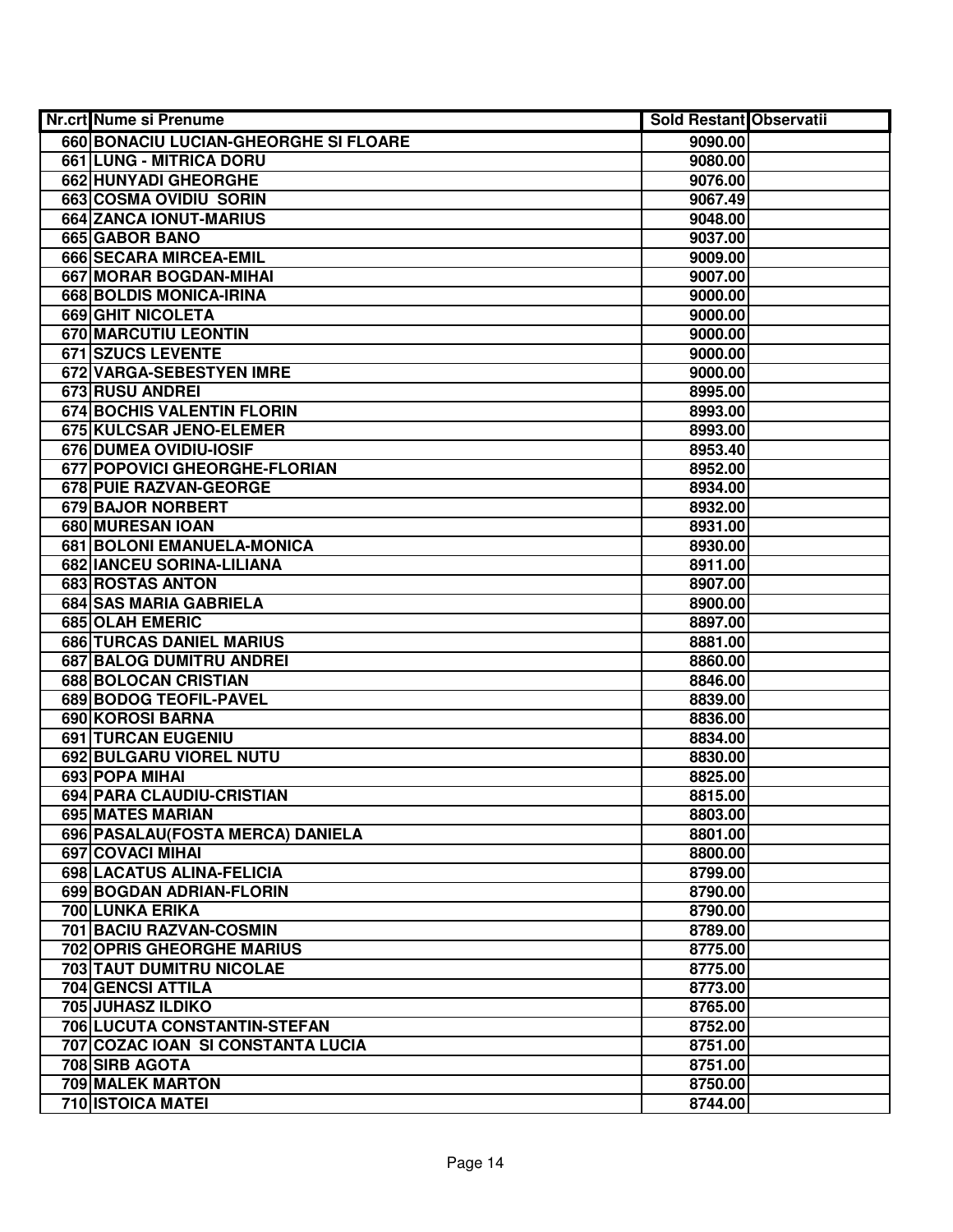| Nr.crt | Nume si Prenume | Sold Restant | Observatii |
|---|---|---|---|
| 660 | BONACIU LUCIAN-GHEORGHE SI FLOARE | 9090.00 | |
| 661 | LUNG - MITRICA DORU | 9080.00 | |
| 662 | HUNYADI GHEORGHE | 9076.00 | |
| 663 | COSMA OVIDIU  SORIN | 9067.49 | |
| 664 | ZANCA IONUT-MARIUS | 9048.00 | |
| 665 | GABOR BANO | 9037.00 | |
| 666 | SECARA MIRCEA-EMIL | 9009.00 | |
| 667 | MORAR BOGDAN-MIHAI | 9007.00 | |
| 668 | BOLDIS MONICA-IRINA | 9000.00 | |
| 669 | GHIT NICOLETA | 9000.00 | |
| 670 | MARCUTIU LEONTIN | 9000.00 | |
| 671 | SZUCS LEVENTE | 9000.00 | |
| 672 | VARGA-SEBESTYEN IMRE | 9000.00 | |
| 673 | RUSU ANDREI | 8995.00 | |
| 674 | BOCHIS VALENTIN FLORIN | 8993.00 | |
| 675 | KULCSAR JENO-ELEMER | 8993.00 | |
| 676 | DUMEA OVIDIU-IOSIF | 8953.40 | |
| 677 | POPOVICI GHEORGHE-FLORIAN | 8952.00 | |
| 678 | PUIE RAZVAN-GEORGE | 8934.00 | |
| 679 | BAJOR NORBERT | 8932.00 | |
| 680 | MURESAN IOAN | 8931.00 | |
| 681 | BOLONI EMANUELA-MONICA | 8930.00 | |
| 682 | IANCEU SORINA-LILIANA | 8911.00 | |
| 683 | ROSTAS ANTON | 8907.00 | |
| 684 | SAS MARIA GABRIELA | 8900.00 | |
| 685 | OLAH EMERIC | 8897.00 | |
| 686 | TURCAS DANIEL MARIUS | 8881.00 | |
| 687 | BALOG DUMITRU ANDREI | 8860.00 | |
| 688 | BOLOCAN CRISTIAN | 8846.00 | |
| 689 | BODOG TEOFIL-PAVEL | 8839.00 | |
| 690 | KOROSI BARNA | 8836.00 | |
| 691 | TURCAN EUGENIU | 8834.00 | |
| 692 | BULGARU VIOREL NUTU | 8830.00 | |
| 693 | POPA MIHAI | 8825.00 | |
| 694 | PARA CLAUDIU-CRISTIAN | 8815.00 | |
| 695 | MATES MARIAN | 8803.00 | |
| 696 | PASALAU(FOSTA MERCA) DANIELA | 8801.00 | |
| 697 | COVACI MIHAI | 8800.00 | |
| 698 | LACATUS ALINA-FELICIA | 8799.00 | |
| 699 | BOGDAN ADRIAN-FLORIN | 8790.00 | |
| 700 | LUNKA ERIKA | 8790.00 | |
| 701 | BACIU RAZVAN-COSMIN | 8789.00 | |
| 702 | OPRIS GHEORGHE MARIUS | 8775.00 | |
| 703 | TAUT DUMITRU NICOLAE | 8775.00 | |
| 704 | GENCSI ATTILA | 8773.00 | |
| 705 | JUHASZ ILDIKO | 8765.00 | |
| 706 | LUCUTA CONSTANTIN-STEFAN | 8752.00 | |
| 707 | COZAC IOAN  SI CONSTANTA LUCIA | 8751.00 | |
| 708 | SIRB AGOTA | 8751.00 | |
| 709 | MALEK MARTON | 8750.00 | |
| 710 | ISTOICA MATEI | 8744.00 | |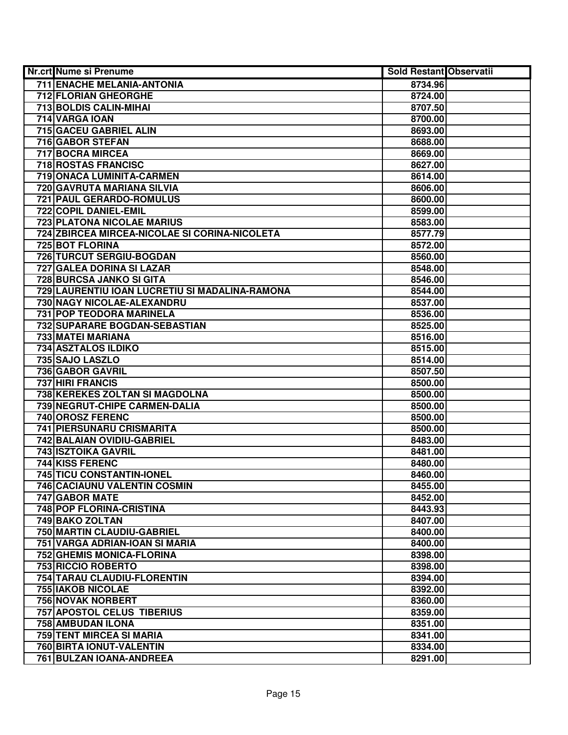| Nr.crt | Nume si Prenume | Sold Restant | Observatii |
|---|---|---|---|
| 711 | ENACHE MELANIA-ANTONIA | 8734.96 | |
| 712 | FLORIAN GHEORGHE | 8724.00 | |
| 713 | BOLDIS CALIN-MIHAI | 8707.50 | |
| 714 | VARGA IOAN | 8700.00 | |
| 715 | GACEU GABRIEL ALIN | 8693.00 | |
| 716 | GABOR STEFAN | 8688.00 | |
| 717 | BOCRA MIRCEA | 8669.00 | |
| 718 | ROSTAS FRANCISC | 8627.00 | |
| 719 | ONACA LUMINITA-CARMEN | 8614.00 | |
| 720 | GAVRUTA MARIANA SILVIA | 8606.00 | |
| 721 | PAUL GERARDO-ROMULUS | 8600.00 | |
| 722 | COPIL DANIEL-EMIL | 8599.00 | |
| 723 | PLATONA NICOLAE MARIUS | 8583.00 | |
| 724 | ZBIRCEA MIRCEA-NICOLAE SI CORINA-NICOLETA | 8577.79 | |
| 725 | BOT FLORINA | 8572.00 | |
| 726 | TURCUT SERGIU-BOGDAN | 8560.00 | |
| 727 | GALEA DORINA SI LAZAR | 8548.00 | |
| 728 | BURCSA JANKO SI GITA | 8546.00 | |
| 729 | LAURENTIU IOAN LUCRETIU SI MADALINA-RAMONA | 8544.00 | |
| 730 | NAGY NICOLAE-ALEXANDRU | 8537.00 | |
| 731 | POP TEODORA MARINELA | 8536.00 | |
| 732 | SUPARARE BOGDAN-SEBASTIAN | 8525.00 | |
| 733 | MATEI MARIANA | 8516.00 | |
| 734 | ASZTALOS ILDIKO | 8515.00 | |
| 735 | SAJO LASZLO | 8514.00 | |
| 736 | GABOR GAVRIL | 8507.50 | |
| 737 | HIRI FRANCIS | 8500.00 | |
| 738 | KEREKES ZOLTAN SI MAGDOLNA | 8500.00 | |
| 739 | NEGRUT-CHIPE CARMEN-DALIA | 8500.00 | |
| 740 | OROSZ FERENC | 8500.00 | |
| 741 | PIERSUNARU CRISMARITA | 8500.00 | |
| 742 | BALAIAN OVIDIU-GABRIEL | 8483.00 | |
| 743 | ISZTOIKA GAVRIL | 8481.00 | |
| 744 | KISS FERENC | 8480.00 | |
| 745 | TICU CONSTANTIN-IONEL | 8460.00 | |
| 746 | CACIAUNU VALENTIN COSMIN | 8455.00 | |
| 747 | GABOR MATE | 8452.00 | |
| 748 | POP FLORINA-CRISTINA | 8443.93 | |
| 749 | BAKO ZOLTAN | 8407.00 | |
| 750 | MARTIN CLAUDIU-GABRIEL | 8400.00 | |
| 751 | VARGA ADRIAN-IOAN SI MARIA | 8400.00 | |
| 752 | GHEMIS MONICA-FLORINA | 8398.00 | |
| 753 | RICCIO ROBERTO | 8398.00 | |
| 754 | TARAU CLAUDIU-FLORENTIN | 8394.00 | |
| 755 | IAKOB NICOLAE | 8392.00 | |
| 756 | NOVAK NORBERT | 8360.00 | |
| 757 | APOSTOL CELUS TIBERIUS | 8359.00 | |
| 758 | AMBUDAN ILONA | 8351.00 | |
| 759 | TENT MIRCEA SI MARIA | 8341.00 | |
| 760 | BIRTA IONUT-VALENTIN | 8334.00 | |
| 761 | BULZAN IOANA-ANDREEA | 8291.00 | |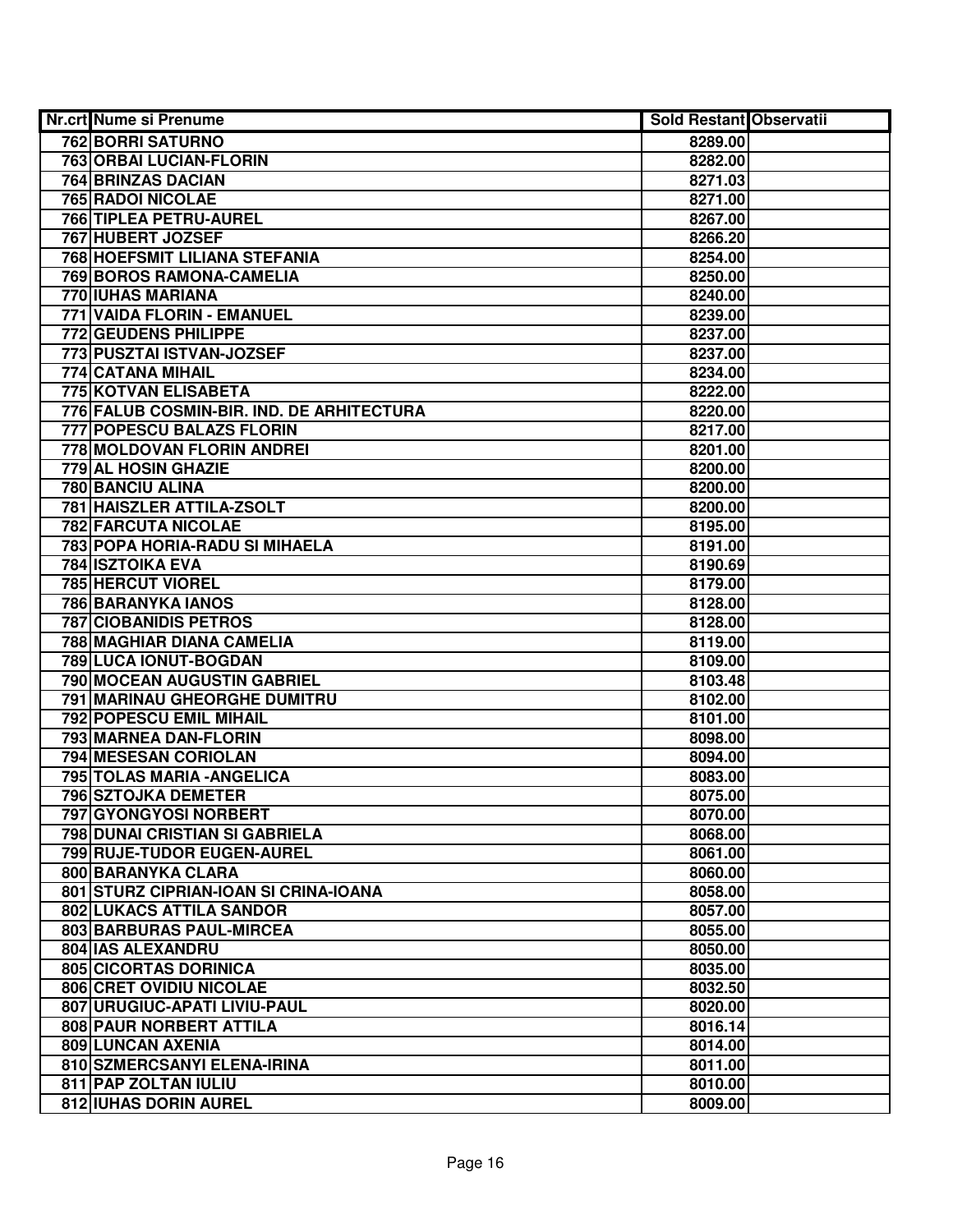| Nr.crt | Nume si Prenume | Sold Restant | Observatii |
|---|---|---|---|
| 762 | BORRI SATURNO | 8289.00 | |
| 763 | ORBAI LUCIAN-FLORIN | 8282.00 | |
| 764 | BRINZAS DACIAN | 8271.03 | |
| 765 | RADOI NICOLAE | 8271.00 | |
| 766 | TIPLEA PETRU-AUREL | 8267.00 | |
| 767 | HUBERT JOZSEF | 8266.20 | |
| 768 | HOEFSMIT LILIANA STEFANIA | 8254.00 | |
| 769 | BOROS RAMONA-CAMELIA | 8250.00 | |
| 770 | IUHAS MARIANA | 8240.00 | |
| 771 | VAIDA FLORIN - EMANUEL | 8239.00 | |
| 772 | GEUDENS PHILIPPE | 8237.00 | |
| 773 | PUSZTAI ISTVAN-JOZSEF | 8237.00 | |
| 774 | CATANA MIHAIL | 8234.00 | |
| 775 | KOTVAN ELISABETA | 8222.00 | |
| 776 | FALUB COSMIN-BIR. IND. DE ARHITECTURA | 8220.00 | |
| 777 | POPESCU BALAZS FLORIN | 8217.00 | |
| 778 | MOLDOVAN FLORIN ANDREI | 8201.00 | |
| 779 | AL HOSIN GHAZIE | 8200.00 | |
| 780 | BANCIU ALINA | 8200.00 | |
| 781 | HAISZLER ATTILA-ZSOLT | 8200.00 | |
| 782 | FARCUTA NICOLAE | 8195.00 | |
| 783 | POPA HORIA-RADU SI MIHAELA | 8191.00 | |
| 784 | ISZTOIKA EVA | 8190.69 | |
| 785 | HERCUT VIOREL | 8179.00 | |
| 786 | BARANYKA IANOS | 8128.00 | |
| 787 | CIOBANIDIS PETROS | 8128.00 | |
| 788 | MAGHIAR DIANA CAMELIA | 8119.00 | |
| 789 | LUCA IONUT-BOGDAN | 8109.00 | |
| 790 | MOCEAN AUGUSTIN GABRIEL | 8103.48 | |
| 791 | MARINAU GHEORGHE DUMITRU | 8102.00 | |
| 792 | POPESCU EMIL MIHAIL | 8101.00 | |
| 793 | MARNEA DAN-FLORIN | 8098.00 | |
| 794 | MESESAN CORIOLAN | 8094.00 | |
| 795 | TOLAS MARIA -ANGELICA | 8083.00 | |
| 796 | SZTOJKA DEMETER | 8075.00 | |
| 797 | GYONGYOSI NORBERT | 8070.00 | |
| 798 | DUNAI CRISTIAN SI GABRIELA | 8068.00 | |
| 799 | RUJE-TUDOR EUGEN-AUREL | 8061.00 | |
| 800 | BARANYKA CLARA | 8060.00 | |
| 801 | STURZ CIPRIAN-IOAN SI CRINA-IOANA | 8058.00 | |
| 802 | LUKACS ATTILA SANDOR | 8057.00 | |
| 803 | BARBURAS PAUL-MIRCEA | 8055.00 | |
| 804 | IAS ALEXANDRU | 8050.00 | |
| 805 | CICORTAS DORINICA | 8035.00 | |
| 806 | CRET OVIDIU NICOLAE | 8032.50 | |
| 807 | URUGIUC-APATI LIVIU-PAUL | 8020.00 | |
| 808 | PAUR NORBERT ATTILA | 8016.14 | |
| 809 | LUNCAN AXENIA | 8014.00 | |
| 810 | SZMERCSANYI ELENA-IRINA | 8011.00 | |
| 811 | PAP ZOLTAN IULIU | 8010.00 | |
| 812 | IUHAS DORIN AUREL | 8009.00 | |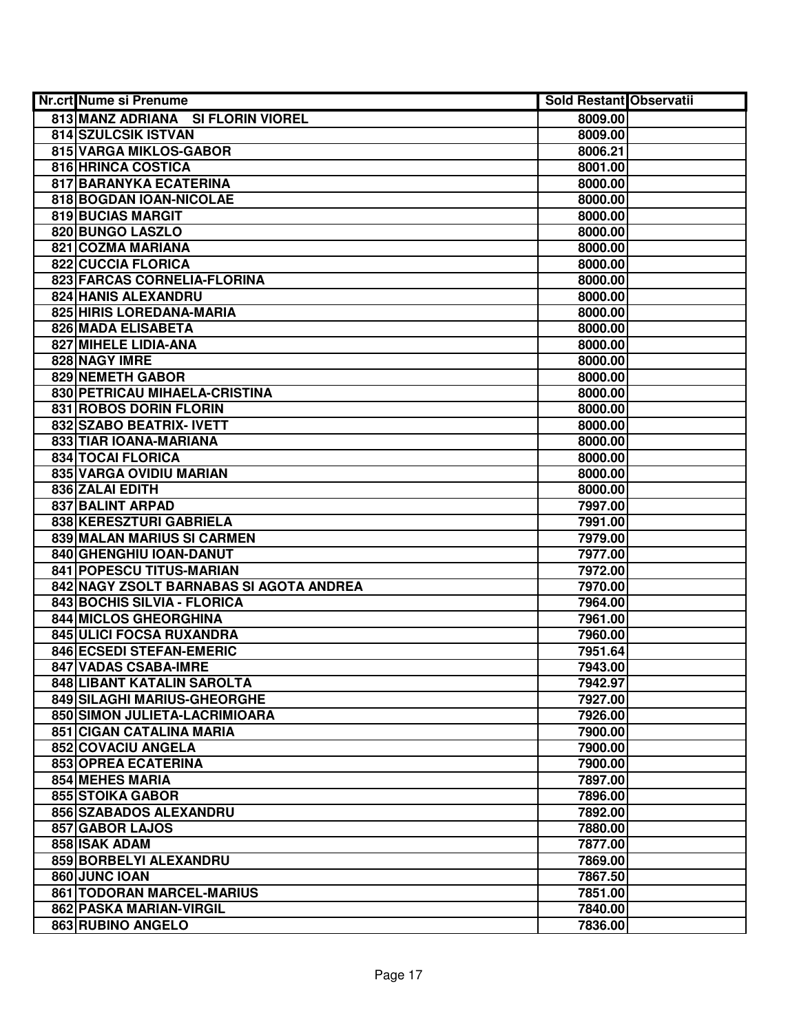| Nr.crt | Nume si Prenume | Sold Restant | Observatii |
|---|---|---|---|
| 813 | MANZ ADRIANA SI FLORIN VIOREL | 8009.00 | |
| 814 | SZULCSIK ISTVAN | 8009.00 | |
| 815 | VARGA MIKLOS-GABOR | 8006.21 | |
| 816 | HRINCA COSTICA | 8001.00 | |
| 817 | BARANYKA ECATERINA | 8000.00 | |
| 818 | BOGDAN IOAN-NICOLAE | 8000.00 | |
| 819 | BUCIAS MARGIT | 8000.00 | |
| 820 | BUNGO LASZLO | 8000.00 | |
| 821 | COZMA MARIANA | 8000.00 | |
| 822 | CUCCIA FLORICA | 8000.00 | |
| 823 | FARCAS CORNELIA-FLORINA | 8000.00 | |
| 824 | HANIS ALEXANDRU | 8000.00 | |
| 825 | HIRIS LOREDANA-MARIA | 8000.00 | |
| 826 | MADA ELISABETA | 8000.00 | |
| 827 | MIHELE LIDIA-ANA | 8000.00 | |
| 828 | NAGY IMRE | 8000.00 | |
| 829 | NEMETH GABOR | 8000.00 | |
| 830 | PETRICAU MIHAELA-CRISTINA | 8000.00 | |
| 831 | ROBOS DORIN FLORIN | 8000.00 | |
| 832 | SZABO BEATRIX- IVETT | 8000.00 | |
| 833 | TIAR IOANA-MARIANA | 8000.00 | |
| 834 | TOCAI FLORICA | 8000.00 | |
| 835 | VARGA OVIDIU MARIAN | 8000.00 | |
| 836 | ZALAI EDITH | 8000.00 | |
| 837 | BALINT ARPAD | 7997.00 | |
| 838 | KERESZTURI GABRIELA | 7991.00 | |
| 839 | MALAN MARIUS SI CARMEN | 7979.00 | |
| 840 | GHENGHIU IOAN-DANUT | 7977.00 | |
| 841 | POPESCU TITUS-MARIAN | 7972.00 | |
| 842 | NAGY ZSOLT BARNABAS SI AGOTA ANDREA | 7970.00 | |
| 843 | BOCHIS SILVIA - FLORICA | 7964.00 | |
| 844 | MICLOS GHEORGHINA | 7961.00 | |
| 845 | ULICI FOCSA RUXANDRA | 7960.00 | |
| 846 | ECSEDI STEFAN-EMERIC | 7951.64 | |
| 847 | VADAS CSABA-IMRE | 7943.00 | |
| 848 | LIBANT KATALIN SAROLTA | 7942.97 | |
| 849 | SILAGHI MARIUS-GHEORGHE | 7927.00 | |
| 850 | SIMON JULIETA-LACRIMIOARA | 7926.00 | |
| 851 | CIGAN CATALINA MARIA | 7900.00 | |
| 852 | COVACIU ANGELA | 7900.00 | |
| 853 | OPREA ECATERINA | 7900.00 | |
| 854 | MEHES MARIA | 7897.00 | |
| 855 | STOIKA GABOR | 7896.00 | |
| 856 | SZABADOS ALEXANDRU | 7892.00 | |
| 857 | GABOR LAJOS | 7880.00 | |
| 858 | ISAK ADAM | 7877.00 | |
| 859 | BORBELYI ALEXANDRU | 7869.00 | |
| 860 | JUNC IOAN | 7867.50 | |
| 861 | TODORAN MARCEL-MARIUS | 7851.00 | |
| 862 | PASKA MARIAN-VIRGIL | 7840.00 | |
| 863 | RUBINO ANGELO | 7836.00 | |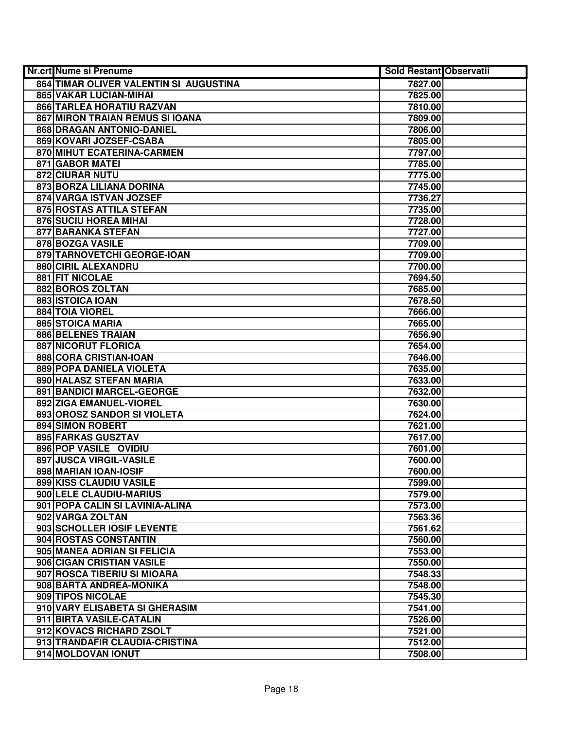| Nr.crt | Nume si Prenume | Sold Restant | Observatii |
|---|---|---|---|
| 864 | TIMAR OLIVER VALENTIN SI AUGUSTINA | 7827.00 | |
| 865 | VAKAR LUCIAN-MIHAI | 7825.00 | |
| 866 | TARLEA HORATIU RAZVAN | 7810.00 | |
| 867 | MIRON TRAIAN REMUS SI IOANA | 7809.00 | |
| 868 | DRAGAN ANTONIO-DANIEL | 7806.00 | |
| 869 | KOVARI JOZSEF-CSABA | 7805.00 | |
| 870 | MIHUT ECATERINA-CARMEN | 7797.00 | |
| 871 | GABOR MATEI | 7785.00 | |
| 872 | CIURAR NUTU | 7775.00 | |
| 873 | BORZA LILIANA DORINA | 7745.00 | |
| 874 | VARGA ISTVAN JOZSEF | 7736.27 | |
| 875 | ROSTAS ATTILA STEFAN | 7735.00 | |
| 876 | SUCIU HOREA MIHAI | 7728.00 | |
| 877 | BARANKA STEFAN | 7727.00 | |
| 878 | BOZGA VASILE | 7709.00 | |
| 879 | TARNOVETCHI GEORGE-IOAN | 7709.00 | |
| 880 | CIRIL ALEXANDRU | 7700.00 | |
| 881 | FIT NICOLAE | 7694.50 | |
| 882 | BOROS ZOLTAN | 7685.00 | |
| 883 | ISTOICA IOAN | 7678.50 | |
| 884 | TOIA VIOREL | 7666.00 | |
| 885 | STOICA MARIA | 7665.00 | |
| 886 | BELENES TRAIAN | 7656.90 | |
| 887 | NICORUT FLORICA | 7654.00 | |
| 888 | CORA CRISTIAN-IOAN | 7646.00 | |
| 889 | POPA DANIELA VIOLETA | 7635.00 | |
| 890 | HALASZ STEFAN MARIA | 7633.00 | |
| 891 | BANDICI MARCEL-GEORGE | 7632.00 | |
| 892 | ZIGA EMANUEL-VIOREL | 7630.00 | |
| 893 | OROSZ SANDOR SI VIOLETA | 7624.00 | |
| 894 | SIMON ROBERT | 7621.00 | |
| 895 | FARKAS GUSZTAV | 7617.00 | |
| 896 | POP VASILE OVIDIU | 7601.00 | |
| 897 | JUSCA VIRGIL-VASILE | 7600.00 | |
| 898 | MARIAN IOAN-IOSIF | 7600.00 | |
| 899 | KISS CLAUDIU VASILE | 7599.00 | |
| 900 | LELE CLAUDIU-MARIUS | 7579.00 | |
| 901 | POPA CALIN SI LAVINIA-ALINA | 7573.00 | |
| 902 | VARGA ZOLTAN | 7563.36 | |
| 903 | SCHOLLER IOSIF LEVENTE | 7561.62 | |
| 904 | ROSTAS CONSTANTIN | 7560.00 | |
| 905 | MANEA ADRIAN SI FELICIA | 7553.00 | |
| 906 | CIGAN CRISTIAN VASILE | 7550.00 | |
| 907 | ROSCA TIBERIU SI MIOARA | 7548.33 | |
| 908 | BARTA ANDREA-MONIKA | 7548.00 | |
| 909 | TIPOS NICOLAE | 7545.30 | |
| 910 | VARY ELISABETA SI GHERASIM | 7541.00 | |
| 911 | BIRTA VASILE-CATALIN | 7526.00 | |
| 912 | KOVACS RICHARD ZSOLT | 7521.00 | |
| 913 | TRANDAFIR CLAUDIA-CRISTINA | 7512.00 | |
| 914 | MOLDOVAN IONUT | 7508.00 | |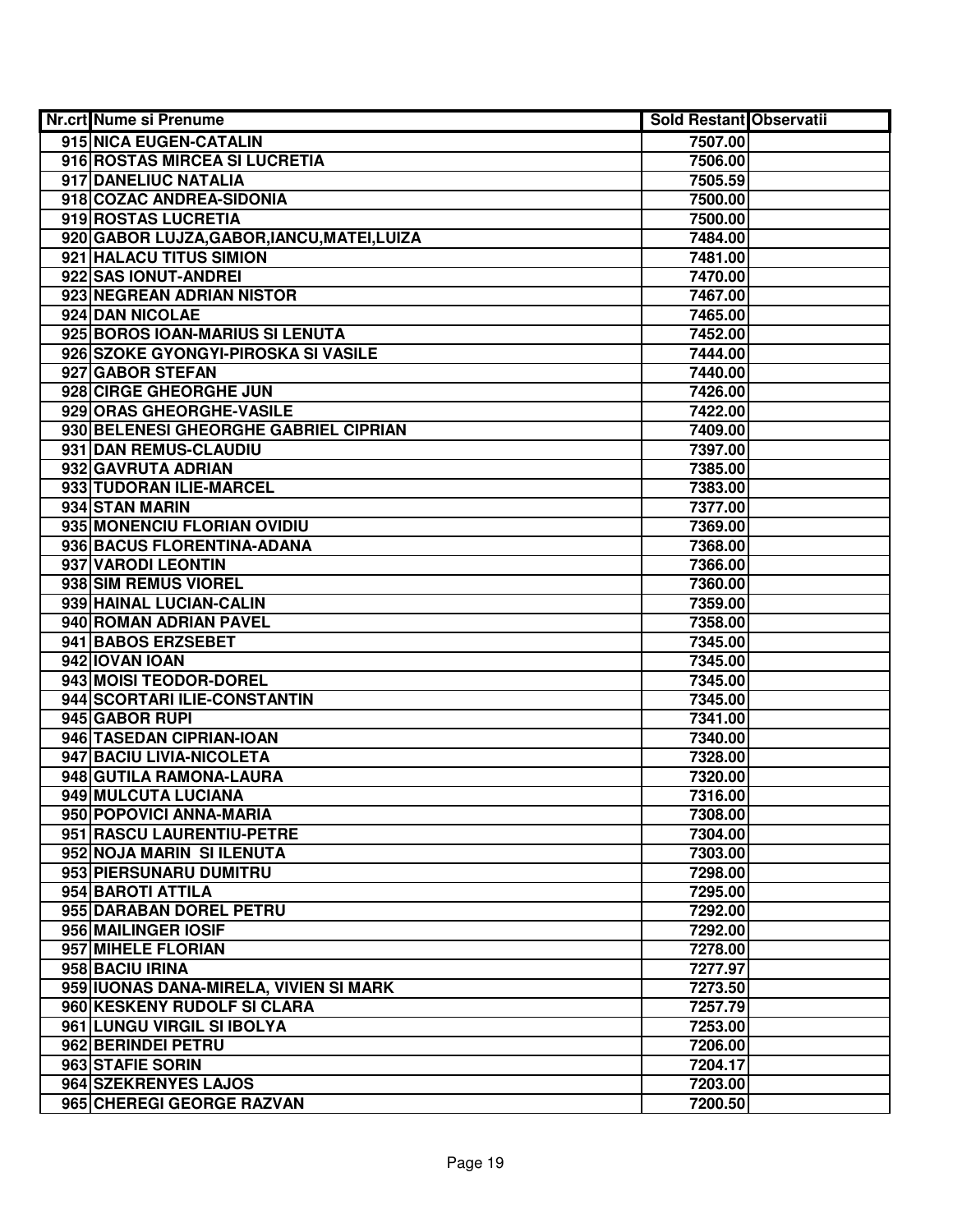| Nr.crt | Nume si Prenume | Sold Restant | Observatii |
|---|---|---|---|
| 915 | NICA EUGEN-CATALIN | 7507.00 | |
| 916 | ROSTAS MIRCEA SI LUCRETIA | 7506.00 | |
| 917 | DANELIUC NATALIA | 7505.59 | |
| 918 | COZAC ANDREA-SIDONIA | 7500.00 | |
| 919 | ROSTAS LUCRETIA | 7500.00 | |
| 920 | GABOR LUJZA,GABOR,IANCU,MATEI,LUIZA | 7484.00 | |
| 921 | HALACU TITUS SIMION | 7481.00 | |
| 922 | SAS IONUT-ANDREI | 7470.00 | |
| 923 | NEGREAN ADRIAN NISTOR | 7467.00 | |
| 924 | DAN NICOLAE | 7465.00 | |
| 925 | BOROS IOAN-MARIUS SI LENUTA | 7452.00 | |
| 926 | SZOKE GYONGYI-PIROSKA SI VASILE | 7444.00 | |
| 927 | GABOR STEFAN | 7440.00 | |
| 928 | CIRGE GHEORGHE JUN | 7426.00 | |
| 929 | ORAS GHEORGHE-VASILE | 7422.00 | |
| 930 | BELENESI GHEORGHE GABRIEL CIPRIAN | 7409.00 | |
| 931 | DAN REMUS-CLAUDIU | 7397.00 | |
| 932 | GAVRUTA ADRIAN | 7385.00 | |
| 933 | TUDORAN ILIE-MARCEL | 7383.00 | |
| 934 | STAN MARIN | 7377.00 | |
| 935 | MONENCIU FLORIAN OVIDIU | 7369.00 | |
| 936 | BACUS FLORENTINA-ADANA | 7368.00 | |
| 937 | VARODI LEONTIN | 7366.00 | |
| 938 | SIM REMUS VIOREL | 7360.00 | |
| 939 | HAINAL LUCIAN-CALIN | 7359.00 | |
| 940 | ROMAN ADRIAN PAVEL | 7358.00 | |
| 941 | BABOS ERZSEBET | 7345.00 | |
| 942 | IOVAN IOAN | 7345.00 | |
| 943 | MOISI TEODOR-DOREL | 7345.00 | |
| 944 | SCORTARI ILIE-CONSTANTIN | 7345.00 | |
| 945 | GABOR RUPI | 7341.00 | |
| 946 | TASEDAN CIPRIAN-IOAN | 7340.00 | |
| 947 | BACIU LIVIA-NICOLETA | 7328.00 | |
| 948 | GUTILA RAMONA-LAURA | 7320.00 | |
| 949 | MULCUTA LUCIANA | 7316.00 | |
| 950 | POPOVICI ANNA-MARIA | 7308.00 | |
| 951 | RASCU LAURENTIU-PETRE | 7304.00 | |
| 952 | NOJA MARIN SI ILENUTA | 7303.00 | |
| 953 | PIERSUNARU DUMITRU | 7298.00 | |
| 954 | BAROTI ATTILA | 7295.00 | |
| 955 | DARABAN DOREL PETRU | 7292.00 | |
| 956 | MAILINGER IOSIF | 7292.00 | |
| 957 | MIHELE FLORIAN | 7278.00 | |
| 958 | BACIU IRINA | 7277.97 | |
| 959 | IUONAS DANA-MIRELA, VIVIEN SI MARK | 7273.50 | |
| 960 | KESKENY RUDOLF SI CLARA | 7257.79 | |
| 961 | LUNGU VIRGIL SI IBOLYA | 7253.00 | |
| 962 | BERINDEI PETRU | 7206.00 | |
| 963 | STAFIE SORIN | 7204.17 | |
| 964 | SZEKRENYES LAJOS | 7203.00 | |
| 965 | CHEREGI GEORGE RAZVAN | 7200.50 | |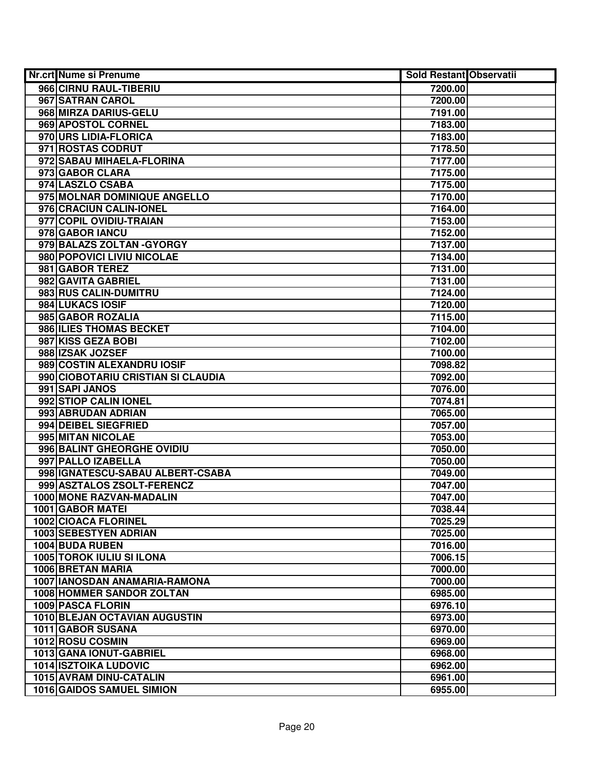| Nr.crt | Nume si Prenume | Sold Restant | Observatii |
|---|---|---|---|
| 966 | CIRNU RAUL-TIBERIU | 7200.00 | |
| 967 | SATRAN CAROL | 7200.00 | |
| 968 | MIRZA DARIUS-GELU | 7191.00 | |
| 969 | APOSTOL CORNEL | 7183.00 | |
| 970 | URS LIDIA-FLORICA | 7183.00 | |
| 971 | ROSTAS CODRUT | 7178.50 | |
| 972 | SABAU MIHAELA-FLORINA | 7177.00 | |
| 973 | GABOR CLARA | 7175.00 | |
| 974 | LASZLO CSABA | 7175.00 | |
| 975 | MOLNAR DOMINIQUE ANGELLO | 7170.00 | |
| 976 | CRACIUN CALIN-IONEL | 7164.00 | |
| 977 | COPIL OVIDIU-TRAIAN | 7153.00 | |
| 978 | GABOR IANCU | 7152.00 | |
| 979 | BALAZS ZOLTAN -GYORGY | 7137.00 | |
| 980 | POPOVICI LIVIU NICOLAE | 7134.00 | |
| 981 | GABOR TEREZ | 7131.00 | |
| 982 | GAVITA GABRIEL | 7131.00 | |
| 983 | RUS CALIN-DUMITRU | 7124.00 | |
| 984 | LUKACS IOSIF | 7120.00 | |
| 985 | GABOR ROZALIA | 7115.00 | |
| 986 | ILIES THOMAS BECKET | 7104.00 | |
| 987 | KISS GEZA BOBI | 7102.00 | |
| 988 | IZSAK JOZSEF | 7100.00 | |
| 989 | COSTIN ALEXANDRU IOSIF | 7098.82 | |
| 990 | CIOBOTARIU CRISTIAN SI CLAUDIA | 7092.00 | |
| 991 | SAPI JANOS | 7076.00 | |
| 992 | STIOP CALIN IONEL | 7074.81 | |
| 993 | ABRUDAN ADRIAN | 7065.00 | |
| 994 | DEIBEL SIEGFRIED | 7057.00 | |
| 995 | MITAN NICOLAE | 7053.00 | |
| 996 | BALINT GHEORGHE OVIDIU | 7050.00 | |
| 997 | PALLO IZABELLA | 7050.00 | |
| 998 | IGNATESCU-SABAU ALBERT-CSABA | 7049.00 | |
| 999 | ASZTALOS ZSOLT-FERENCZ | 7047.00 | |
| 1000 | MONE RAZVAN-MADALIN | 7047.00 | |
| 1001 | GABOR MATEI | 7038.44 | |
| 1002 | CIOACA FLORINEL | 7025.29 | |
| 1003 | SEBESTYEN ADRIAN | 7025.00 | |
| 1004 | BUDA RUBEN | 7016.00 | |
| 1005 | TOROK IULIU SI ILONA | 7006.15 | |
| 1006 | BRETAN MARIA | 7000.00 | |
| 1007 | IANOSDAN ANAMARIA-RAMONA | 7000.00 | |
| 1008 | HOMMER SANDOR ZOLTAN | 6985.00 | |
| 1009 | PASCA FLORIN | 6976.10 | |
| 1010 | BLEJAN OCTAVIAN AUGUSTIN | 6973.00 | |
| 1011 | GABOR SUSANA | 6970.00 | |
| 1012 | ROSU COSMIN | 6969.00 | |
| 1013 | GANA IONUT-GABRIEL | 6968.00 | |
| 1014 | ISZTOIKA LUDOVIC | 6962.00 | |
| 1015 | AVRAM DINU-CATALIN | 6961.00 | |
| 1016 | GAIDOS SAMUEL SIMION | 6955.00 | |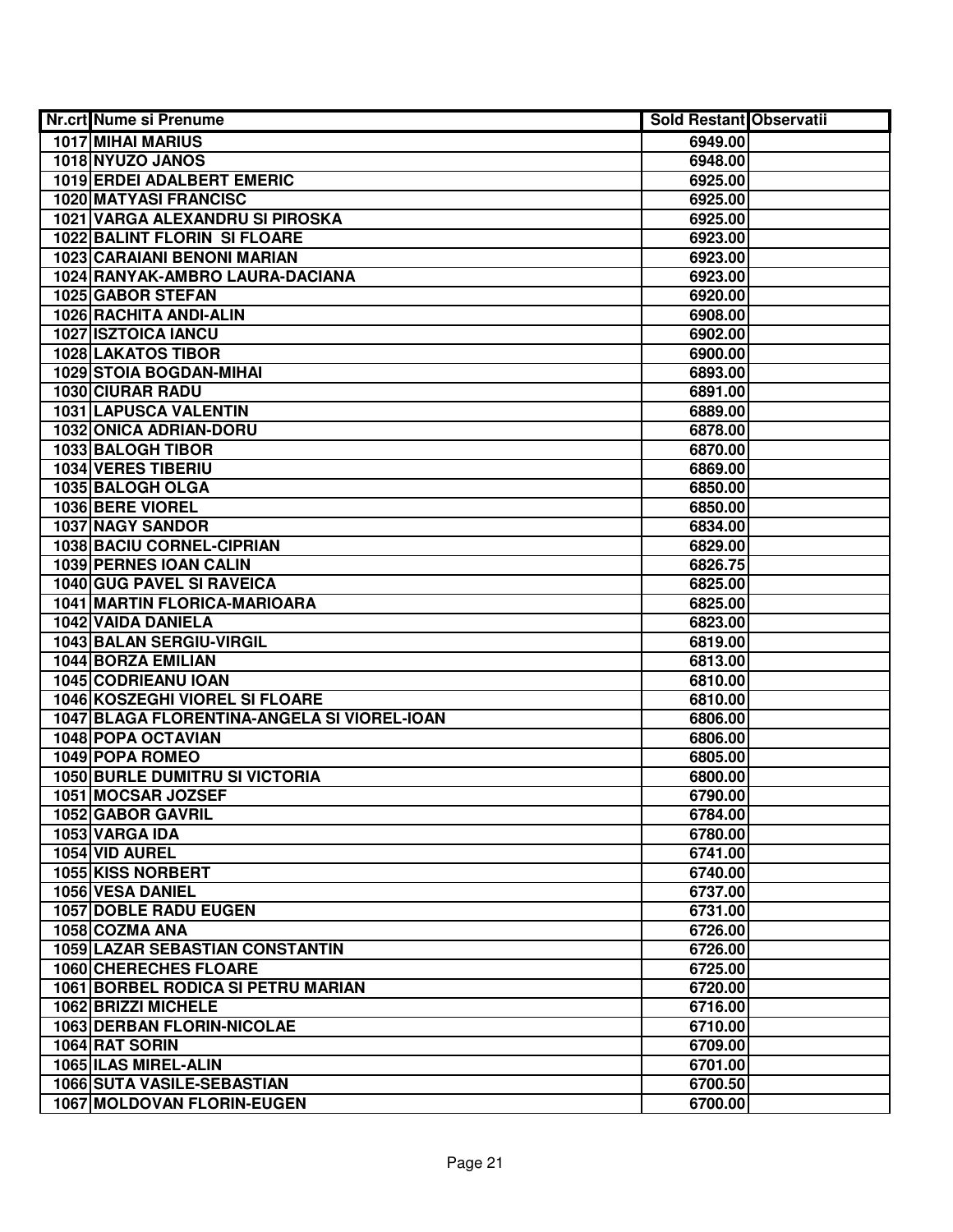| Nr.crt | Nume si Prenume | Sold Restant | Observatii |
|---|---|---|---|
| 1017 | MIHAI MARIUS | 6949.00 | |
| 1018 | NYUZO JANOS | 6948.00 | |
| 1019 | ERDEI ADALBERT EMERIC | 6925.00 | |
| 1020 | MATYASI FRANCISC | 6925.00 | |
| 1021 | VARGA ALEXANDRU SI PIROSKA | 6925.00 | |
| 1022 | BALINT FLORIN SI FLOARE | 6923.00 | |
| 1023 | CARAIANI BENONI MARIAN | 6923.00 | |
| 1024 | RANYAK-AMBRO LAURA-DACIANA | 6923.00 | |
| 1025 | GABOR STEFAN | 6920.00 | |
| 1026 | RACHITA ANDI-ALIN | 6908.00 | |
| 1027 | ISZTOICA IANCU | 6902.00 | |
| 1028 | LAKATOS TIBOR | 6900.00 | |
| 1029 | STOIA BOGDAN-MIHAI | 6893.00 | |
| 1030 | CIURAR RADU | 6891.00 | |
| 1031 | LAPUSCA VALENTIN | 6889.00 | |
| 1032 | ONICA ADRIAN-DORU | 6878.00 | |
| 1033 | BALOGH TIBOR | 6870.00 | |
| 1034 | VERES TIBERIU | 6869.00 | |
| 1035 | BALOGH OLGA | 6850.00 | |
| 1036 | BERE VIOREL | 6850.00 | |
| 1037 | NAGY SANDOR | 6834.00 | |
| 1038 | BACIU CORNEL-CIPRIAN | 6829.00 | |
| 1039 | PERNES IOAN CALIN | 6826.75 | |
| 1040 | GUG PAVEL SI RAVEICA | 6825.00 | |
| 1041 | MARTIN FLORICA-MARIOARA | 6825.00 | |
| 1042 | VAIDA DANIELA | 6823.00 | |
| 1043 | BALAN SERGIU-VIRGIL | 6819.00 | |
| 1044 | BORZA EMILIAN | 6813.00 | |
| 1045 | CODRIEANU IOAN | 6810.00 | |
| 1046 | KOSZEGHI VIOREL SI FLOARE | 6810.00 | |
| 1047 | BLAGA FLORENTINA-ANGELA SI VIOREL-IOAN | 6806.00 | |
| 1048 | POPA OCTAVIAN | 6806.00 | |
| 1049 | POPA ROMEO | 6805.00 | |
| 1050 | BURLE DUMITRU SI VICTORIA | 6800.00 | |
| 1051 | MOCSAR JOZSEF | 6790.00 | |
| 1052 | GABOR GAVRIL | 6784.00 | |
| 1053 | VARGA IDA | 6780.00 | |
| 1054 | VID AUREL | 6741.00 | |
| 1055 | KISS NORBERT | 6740.00 | |
| 1056 | VESA DANIEL | 6737.00 | |
| 1057 | DOBLE RADU EUGEN | 6731.00 | |
| 1058 | COZMA ANA | 6726.00 | |
| 1059 | LAZAR SEBASTIAN CONSTANTIN | 6726.00 | |
| 1060 | CHERECHES FLOARE | 6725.00 | |
| 1061 | BORBEL RODICA SI PETRU MARIAN | 6720.00 | |
| 1062 | BRIZZI MICHELE | 6716.00 | |
| 1063 | DERBAN FLORIN-NICOLAE | 6710.00 | |
| 1064 | RAT SORIN | 6709.00 | |
| 1065 | ILAS MIREL-ALIN | 6701.00 | |
| 1066 | SUTA VASILE-SEBASTIAN | 6700.50 | |
| 1067 | MOLDOVAN FLORIN-EUGEN | 6700.00 | |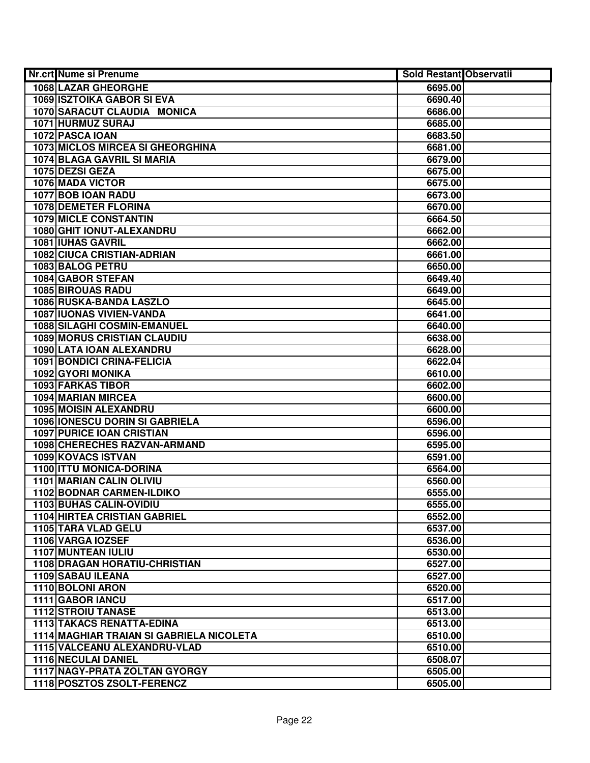| Nr.crt | Nume si Prenume | Sold Restant | Observatii |
|---|---|---|---|
| 1068 | LAZAR GHEORGHE | 6695.00 | |
| 1069 | ISZTOIKA GABOR SI EVA | 6690.40 | |
| 1070 | SARACUT CLAUDIA MONICA | 6686.00 | |
| 1071 | HURMUZ SURAJ | 6685.00 | |
| 1072 | PASCA IOAN | 6683.50 | |
| 1073 | MICLOS MIRCEA SI GHEORGHINA | 6681.00 | |
| 1074 | BLAGA GAVRIL SI MARIA | 6679.00 | |
| 1075 | DEZSI GEZA | 6675.00 | |
| 1076 | MADA VICTOR | 6675.00 | |
| 1077 | BOB IOAN RADU | 6673.00 | |
| 1078 | DEMETER FLORINA | 6670.00 | |
| 1079 | MICLE CONSTANTIN | 6664.50 | |
| 1080 | GHIT IONUT-ALEXANDRU | 6662.00 | |
| 1081 | IUHAS GAVRIL | 6662.00 | |
| 1082 | CIUCA CRISTIAN-ADRIAN | 6661.00 | |
| 1083 | BALOG PETRU | 6650.00 | |
| 1084 | GABOR STEFAN | 6649.40 | |
| 1085 | BIROUAS RADU | 6649.00 | |
| 1086 | RUSKA-BANDA LASZLO | 6645.00 | |
| 1087 | IUONAS VIVIEN-VANDA | 6641.00 | |
| 1088 | SILAGHI COSMIN-EMANUEL | 6640.00 | |
| 1089 | MORUS CRISTIAN CLAUDIU | 6638.00 | |
| 1090 | LATA IOAN ALEXANDRU | 6628.00 | |
| 1091 | BONDICI CRINA-FELICIA | 6622.04 | |
| 1092 | GYORI MONIKA | 6610.00 | |
| 1093 | FARKAS TIBOR | 6602.00 | |
| 1094 | MARIAN MIRCEA | 6600.00 | |
| 1095 | MOISIN ALEXANDRU | 6600.00 | |
| 1096 | IONESCU DORIN SI GABRIELA | 6596.00 | |
| 1097 | PURICE IOAN CRISTIAN | 6596.00 | |
| 1098 | CHERECHES RAZVAN-ARMAND | 6595.00 | |
| 1099 | KOVACS ISTVAN | 6591.00 | |
| 1100 | ITTU MONICA-DORINA | 6564.00 | |
| 1101 | MARIAN CALIN OLIVIU | 6560.00 | |
| 1102 | BODNAR CARMEN-ILDIKO | 6555.00 | |
| 1103 | BUHAS CALIN-OVIDIU | 6555.00 | |
| 1104 | HIRTEA CRISTIAN GABRIEL | 6552.00 | |
| 1105 | TARA VLAD GELU | 6537.00 | |
| 1106 | VARGA IOZSEF | 6536.00 | |
| 1107 | MUNTEAN IULIU | 6530.00 | |
| 1108 | DRAGAN HORATIU-CHRISTIAN | 6527.00 | |
| 1109 | SABAU ILEANA | 6527.00 | |
| 1110 | BOLONI ARON | 6520.00 | |
| 1111 | GABOR IANCU | 6517.00 | |
| 1112 | STROIU TANASE | 6513.00 | |
| 1113 | TAKACS RENATTA-EDINA | 6513.00 | |
| 1114 | MAGHIAR TRAIAN SI GABRIELA NICOLETA | 6510.00 | |
| 1115 | VALCEANU ALEXANDRU-VLAD | 6510.00 | |
| 1116 | NECULAI DANIEL | 6508.07 | |
| 1117 | NAGY-PRATA ZOLTAN GYORGY | 6505.00 | |
| 1118 | POSZTOS ZSOLT-FERENCZ | 6505.00 | |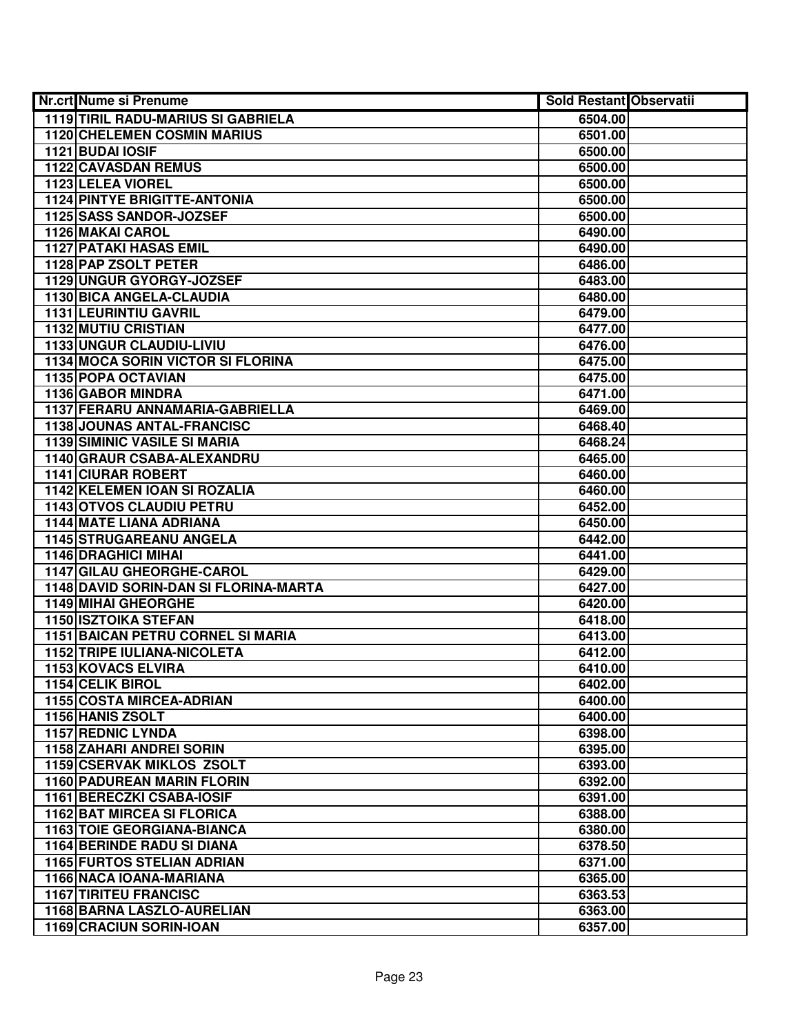| Nr.crt | Nume si Prenume | Sold Restant | Observatii |
|---|---|---|---|
| 1119 | TIRIL RADU-MARIUS SI GABRIELA | 6504.00 | |
| 1120 | CHELEMEN COSMIN MARIUS | 6501.00 | |
| 1121 | BUDAI IOSIF | 6500.00 | |
| 1122 | CAVASDAN REMUS | 6500.00 | |
| 1123 | LELEA VIOREL | 6500.00 | |
| 1124 | PINTYE BRIGITTE-ANTONIA | 6500.00 | |
| 1125 | SASS SANDOR-JOZSEF | 6500.00 | |
| 1126 | MAKAI CAROL | 6490.00 | |
| 1127 | PATAKI HASAS EMIL | 6490.00 | |
| 1128 | PAP ZSOLT PETER | 6486.00 | |
| 1129 | UNGUR GYORGY-JOZSEF | 6483.00 | |
| 1130 | BICA ANGELA-CLAUDIA | 6480.00 | |
| 1131 | LEURINTIU GAVRIL | 6479.00 | |
| 1132 | MUTIU CRISTIAN | 6477.00 | |
| 1133 | UNGUR CLAUDIU-LIVIU | 6476.00 | |
| 1134 | MOCA SORIN VICTOR SI FLORINA | 6475.00 | |
| 1135 | POPA OCTAVIAN | 6475.00 | |
| 1136 | GABOR MINDRA | 6471.00 | |
| 1137 | FERARU ANNAMARIA-GABRIELLA | 6469.00 | |
| 1138 | JOUNAS ANTAL-FRANCISC | 6468.40 | |
| 1139 | SIMINIC VASILE SI MARIA | 6468.24 | |
| 1140 | GRAUR CSABA-ALEXANDRU | 6465.00 | |
| 1141 | CIURAR ROBERT | 6460.00 | |
| 1142 | KELEMEN IOAN SI ROZALIA | 6460.00 | |
| 1143 | OTVOS CLAUDIU PETRU | 6452.00 | |
| 1144 | MATE LIANA ADRIANA | 6450.00 | |
| 1145 | STRUGAREANU ANGELA | 6442.00 | |
| 1146 | DRAGHICI MIHAI | 6441.00 | |
| 1147 | GILAU GHEORGHE-CAROL | 6429.00 | |
| 1148 | DAVID SORIN-DAN SI FLORINA-MARTA | 6427.00 | |
| 1149 | MIHAI GHEORGHE | 6420.00 | |
| 1150 | ISZTOIKA STEFAN | 6418.00 | |
| 1151 | BAICAN PETRU CORNEL SI MARIA | 6413.00 | |
| 1152 | TRIPE IULIANA-NICOLETA | 6412.00 | |
| 1153 | KOVACS ELVIRA | 6410.00 | |
| 1154 | CELIK BIROL | 6402.00 | |
| 1155 | COSTA MIRCEA-ADRIAN | 6400.00 | |
| 1156 | HANIS ZSOLT | 6400.00 | |
| 1157 | REDNIC LYNDA | 6398.00 | |
| 1158 | ZAHARI ANDREI SORIN | 6395.00 | |
| 1159 | CSERVAK MIKLOS ZSOLT | 6393.00 | |
| 1160 | PADUREAN MARIN FLORIN | 6392.00 | |
| 1161 | BERECZKI CSABA-IOSIF | 6391.00 | |
| 1162 | BAT MIRCEA SI FLORICA | 6388.00 | |
| 1163 | TOIE GEORGIANA-BIANCA | 6380.00 | |
| 1164 | BERINDE RADU SI DIANA | 6378.50 | |
| 1165 | FURTOS STELIAN ADRIAN | 6371.00 | |
| 1166 | NACA IOANA-MARIANA | 6365.00 | |
| 1167 | TIRITEU FRANCISC | 6363.53 | |
| 1168 | BARNA LASZLO-AURELIAN | 6363.00 | |
| 1169 | CRACIUN SORIN-IOAN | 6357.00 | |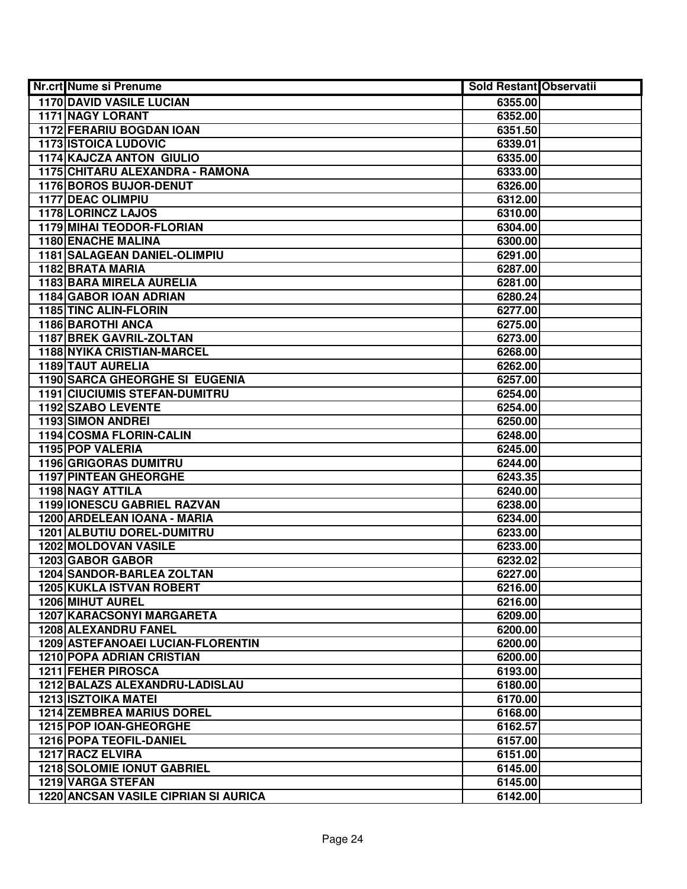| Nr.crt | Nume si Prenume | Sold Restant | Observatii |
|---|---|---|---|
| 1170 | DAVID VASILE LUCIAN | 6355.00 | |
| 1171 | NAGY LORANT | 6352.00 | |
| 1172 | FERARIU BOGDAN IOAN | 6351.50 | |
| 1173 | ISTOICA LUDOVIC | 6339.01 | |
| 1174 | KAJCZA ANTON GIULIO | 6335.00 | |
| 1175 | CHITARU ALEXANDRA - RAMONA | 6333.00 | |
| 1176 | BOROS BUJOR-DENUT | 6326.00 | |
| 1177 | DEAC OLIMPIU | 6312.00 | |
| 1178 | LORINCZ LAJOS | 6310.00 | |
| 1179 | MIHAI TEODOR-FLORIAN | 6304.00 | |
| 1180 | ENACHE MALINA | 6300.00 | |
| 1181 | SALAGEAN DANIEL-OLIMPIU | 6291.00 | |
| 1182 | BRATA MARIA | 6287.00 | |
| 1183 | BARA MIRELA AURELIA | 6281.00 | |
| 1184 | GABOR IOAN ADRIAN | 6280.24 | |
| 1185 | TINC ALIN-FLORIN | 6277.00 | |
| 1186 | BAROTHI ANCA | 6275.00 | |
| 1187 | BREK GAVRIL-ZOLTAN | 6273.00 | |
| 1188 | NYIKA CRISTIAN-MARCEL | 6268.00 | |
| 1189 | TAUT AURELIA | 6262.00 | |
| 1190 | SARCA GHEORGHE SI EUGENIA | 6257.00 | |
| 1191 | CIUCIUMIS STEFAN-DUMITRU | 6254.00 | |
| 1192 | SZABO LEVENTE | 6254.00 | |
| 1193 | SIMON ANDREI | 6250.00 | |
| 1194 | COSMA FLORIN-CALIN | 6248.00 | |
| 1195 | POP VALERIA | 6245.00 | |
| 1196 | GRIGORAS DUMITRU | 6244.00 | |
| 1197 | PINTEAN GHEORGHE | 6243.35 | |
| 1198 | NAGY ATTILA | 6240.00 | |
| 1199 | IONESCU GABRIEL RAZVAN | 6238.00 | |
| 1200 | ARDELEAN IOANA - MARIA | 6234.00 | |
| 1201 | ALBUTIU DOREL-DUMITRU | 6233.00 | |
| 1202 | MOLDOVAN VASILE | 6233.00 | |
| 1203 | GABOR GABOR | 6232.02 | |
| 1204 | SANDOR-BARLEA ZOLTAN | 6227.00 | |
| 1205 | KUKLA ISTVAN ROBERT | 6216.00 | |
| 1206 | MIHUT AUREL | 6216.00 | |
| 1207 | KARACSONYI MARGARETA | 6209.00 | |
| 1208 | ALEXANDRU FANEL | 6200.00 | |
| 1209 | ASTEFANOAEI LUCIAN-FLORENTIN | 6200.00 | |
| 1210 | POPA ADRIAN CRISTIAN | 6200.00 | |
| 1211 | FEHER PIROSCA | 6193.00 | |
| 1212 | BALAZS ALEXANDRU-LADISLAU | 6180.00 | |
| 1213 | ISZTOIKA MATEI | 6170.00 | |
| 1214 | ZEMBREA MARIUS DOREL | 6168.00 | |
| 1215 | POP IOAN-GHEORGHE | 6162.57 | |
| 1216 | POPA TEOFIL-DANIEL | 6157.00 | |
| 1217 | RACZ ELVIRA | 6151.00 | |
| 1218 | SOLOMIE IONUT GABRIEL | 6145.00 | |
| 1219 | VARGA STEFAN | 6145.00 | |
| 1220 | ANCSAN VASILE CIPRIAN SI AURICA | 6142.00 | |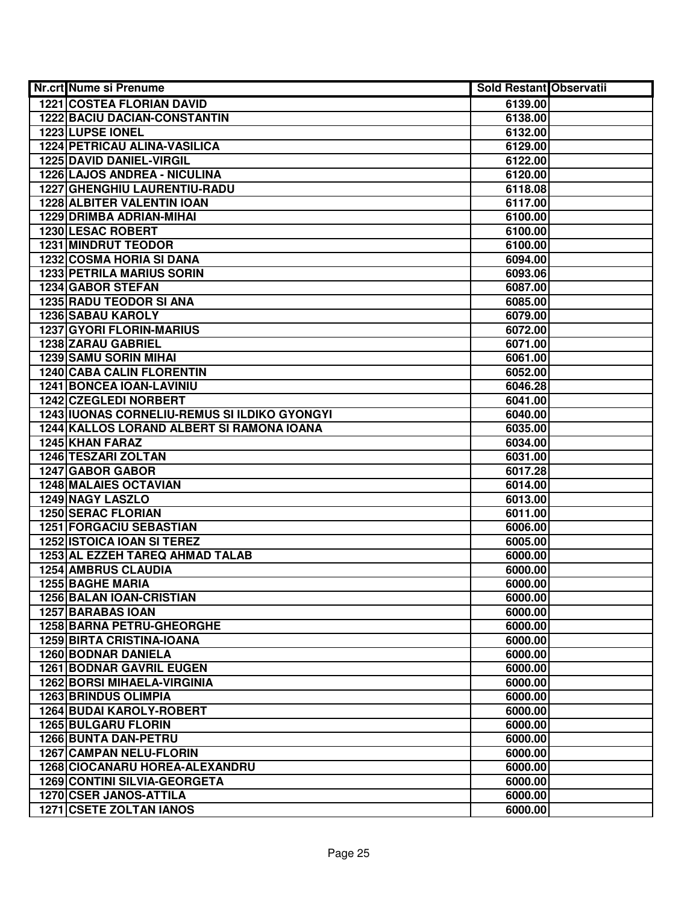| Nr.crt | Nume si Prenume | Sold Restant | Observatii |
|---|---|---|---|
| 1221 | COSTEA FLORIAN DAVID | 6139.00 | |
| 1222 | BACIU DACIAN-CONSTANTIN | 6138.00 | |
| 1223 | LUPSE IONEL | 6132.00 | |
| 1224 | PETRICAU ALINA-VASILICA | 6129.00 | |
| 1225 | DAVID DANIEL-VIRGIL | 6122.00 | |
| 1226 | LAJOS ANDREA - NICULINA | 6120.00 | |
| 1227 | GHENGHIU LAURENTIU-RADU | 6118.08 | |
| 1228 | ALBITER VALENTIN IOAN | 6117.00 | |
| 1229 | DRIMBA ADRIAN-MIHAI | 6100.00 | |
| 1230 | LESAC ROBERT | 6100.00 | |
| 1231 | MINDRUT TEODOR | 6100.00 | |
| 1232 | COSMA HORIA SI DANA | 6094.00 | |
| 1233 | PETRILA MARIUS SORIN | 6093.06 | |
| 1234 | GABOR STEFAN | 6087.00 | |
| 1235 | RADU TEODOR SI ANA | 6085.00 | |
| 1236 | SABAU KAROLY | 6079.00 | |
| 1237 | GYORI FLORIN-MARIUS | 6072.00 | |
| 1238 | ZARAU GABRIEL | 6071.00 | |
| 1239 | SAMU SORIN MIHAI | 6061.00 | |
| 1240 | CABA CALIN FLORENTIN | 6052.00 | |
| 1241 | BONCEA IOAN-LAVINIU | 6046.28 | |
| 1242 | CZEGLEDI NORBERT | 6041.00 | |
| 1243 | IUONAS CORNELIU-REMUS SI ILDIKO GYONGYI | 6040.00 | |
| 1244 | KALLOS LORAND ALBERT SI RAMONA IOANA | 6035.00 | |
| 1245 | KHAN FARAZ | 6034.00 | |
| 1246 | TESZARI ZOLTAN | 6031.00 | |
| 1247 | GABOR GABOR | 6017.28 | |
| 1248 | MALAIES OCTAVIAN | 6014.00 | |
| 1249 | NAGY LASZLO | 6013.00 | |
| 1250 | SERAC FLORIAN | 6011.00 | |
| 1251 | FORGACIU SEBASTIAN | 6006.00 | |
| 1252 | ISTOICA IOAN SI TEREZ | 6005.00 | |
| 1253 | AL EZZEH TAREQ AHMAD TALAB | 6000.00 | |
| 1254 | AMBRUS CLAUDIA | 6000.00 | |
| 1255 | BAGHE MARIA | 6000.00 | |
| 1256 | BALAN IOAN-CRISTIAN | 6000.00 | |
| 1257 | BARABAS IOAN | 6000.00 | |
| 1258 | BARNA PETRU-GHEORGHE | 6000.00 | |
| 1259 | BIRTA CRISTINA-IOANA | 6000.00 | |
| 1260 | BODNAR DANIELA | 6000.00 | |
| 1261 | BODNAR GAVRIL EUGEN | 6000.00 | |
| 1262 | BORSI MIHAELA-VIRGINIA | 6000.00 | |
| 1263 | BRINDUS OLIMPIA | 6000.00 | |
| 1264 | BUDAI KAROLY-ROBERT | 6000.00 | |
| 1265 | BULGARU FLORIN | 6000.00 | |
| 1266 | BUNTA DAN-PETRU | 6000.00 | |
| 1267 | CAMPAN NELU-FLORIN | 6000.00 | |
| 1268 | CIOCANARU HOREA-ALEXANDRU | 6000.00 | |
| 1269 | CONTINI SILVIA-GEORGETA | 6000.00 | |
| 1270 | CSER JANOS-ATTILA | 6000.00 | |
| 1271 | CSETE ZOLTAN IANOS | 6000.00 | |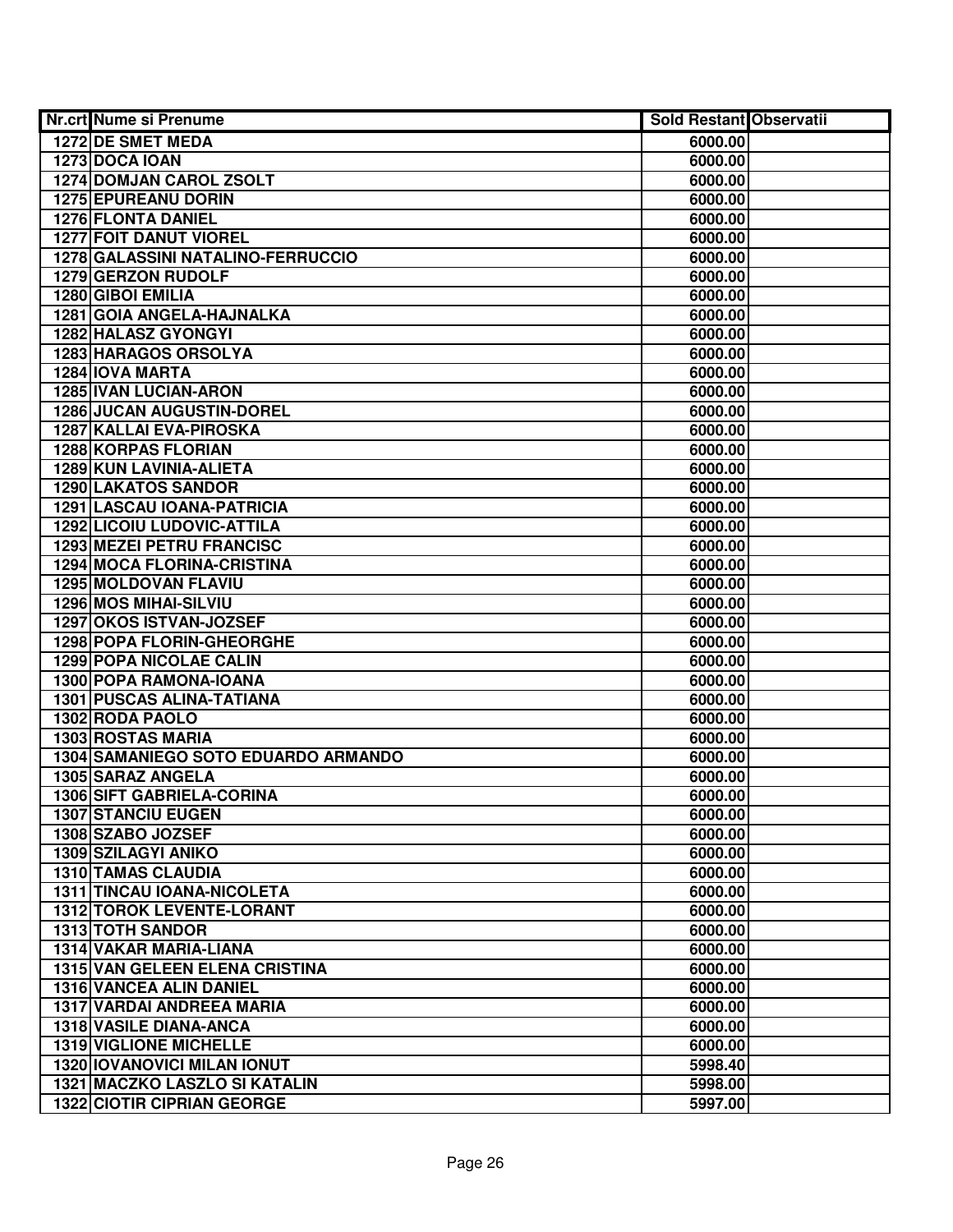| Nr.crt | Nume si Prenume | Sold Restant | Observatii |
|---|---|---|---|
| 1272 | DE SMET MEDA | 6000.00 | |
| 1273 | DOCA IOAN | 6000.00 | |
| 1274 | DOMJAN CAROL ZSOLT | 6000.00 | |
| 1275 | EPUREANU DORIN | 6000.00 | |
| 1276 | FLONTA DANIEL | 6000.00 | |
| 1277 | FOIT DANUT VIOREL | 6000.00 | |
| 1278 | GALASSINI NATALINO-FERRUCCIO | 6000.00 | |
| 1279 | GERZON RUDOLF | 6000.00 | |
| 1280 | GIBOI EMILIA | 6000.00 | |
| 1281 | GOIA ANGELA-HAJNALKA | 6000.00 | |
| 1282 | HALASZ GYONGYI | 6000.00 | |
| 1283 | HARAGOS ORSOLYA | 6000.00 | |
| 1284 | IOVA MARTA | 6000.00 | |
| 1285 | IVAN LUCIAN-ARON | 6000.00 | |
| 1286 | JUCAN AUGUSTIN-DOREL | 6000.00 | |
| 1287 | KALLAI EVA-PIROSKA | 6000.00 | |
| 1288 | KORPAS FLORIAN | 6000.00 | |
| 1289 | KUN LAVINIA-ALIETA | 6000.00 | |
| 1290 | LAKATOS SANDOR | 6000.00 | |
| 1291 | LASCAU IOANA-PATRICIA | 6000.00 | |
| 1292 | LICOIU LUDOVIC-ATTILA | 6000.00 | |
| 1293 | MEZEI PETRU FRANCISC | 6000.00 | |
| 1294 | MOCA FLORINA-CRISTINA | 6000.00 | |
| 1295 | MOLDOVAN FLAVIU | 6000.00 | |
| 1296 | MOS MIHAI-SILVIU | 6000.00 | |
| 1297 | OKOS ISTVAN-JOZSEF | 6000.00 | |
| 1298 | POPA FLORIN-GHEORGHE | 6000.00 | |
| 1299 | POPA NICOLAE CALIN | 6000.00 | |
| 1300 | POPA RAMONA-IOANA | 6000.00 | |
| 1301 | PUSCAS ALINA-TATIANA | 6000.00 | |
| 1302 | RODA PAOLO | 6000.00 | |
| 1303 | ROSTAS MARIA | 6000.00 | |
| 1304 | SAMANIEGO SOTO EDUARDO ARMANDO | 6000.00 | |
| 1305 | SARAZ ANGELA | 6000.00 | |
| 1306 | SIFT GABRIELA-CORINA | 6000.00 | |
| 1307 | STANCIU EUGEN | 6000.00 | |
| 1308 | SZABO JOZSEF | 6000.00 | |
| 1309 | SZILAGYI ANIKO | 6000.00 | |
| 1310 | TAMAS CLAUDIA | 6000.00 | |
| 1311 | TINCAU IOANA-NICOLETA | 6000.00 | |
| 1312 | TOROK LEVENTE-LORANT | 6000.00 | |
| 1313 | TOTH SANDOR | 6000.00 | |
| 1314 | VAKAR MARIA-LIANA | 6000.00 | |
| 1315 | VAN GELEEN ELENA CRISTINA | 6000.00 | |
| 1316 | VANCEA ALIN DANIEL | 6000.00 | |
| 1317 | VARDAI ANDREEA MARIA | 6000.00 | |
| 1318 | VASILE DIANA-ANCA | 6000.00 | |
| 1319 | VIGLIONE MICHELLE | 6000.00 | |
| 1320 | IOVANOVICI MILAN IONUT | 5998.40 | |
| 1321 | MACZKO LASZLO SI KATALIN | 5998.00 | |
| 1322 | CIOTIR CIPRIAN GEORGE | 5997.00 | |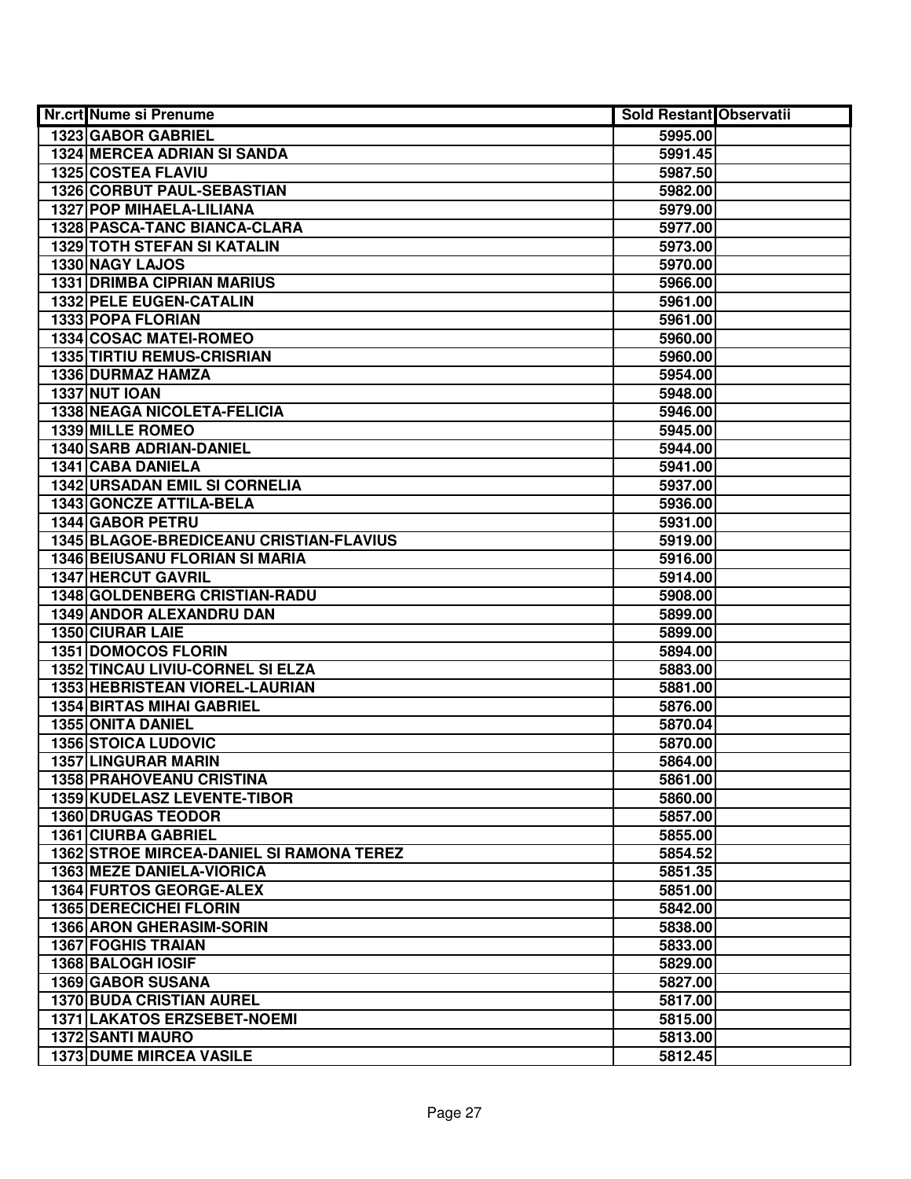| Nr.crt | Nume si Prenume | Sold Restant | Observatii |
|---|---|---|---|
| 1323 | GABOR GABRIEL | 5995.00 | |
| 1324 | MERCEA ADRIAN SI SANDA | 5991.45 | |
| 1325 | COSTEA FLAVIU | 5987.50 | |
| 1326 | CORBUT PAUL-SEBASTIAN | 5982.00 | |
| 1327 | POP MIHAELA-LILIANA | 5979.00 | |
| 1328 | PASCA-TANC BIANCA-CLARA | 5977.00 | |
| 1329 | TOTH STEFAN SI KATALIN | 5973.00 | |
| 1330 | NAGY LAJOS | 5970.00 | |
| 1331 | DRIMBA CIPRIAN MARIUS | 5966.00 | |
| 1332 | PELE EUGEN-CATALIN | 5961.00 | |
| 1333 | POPA FLORIAN | 5961.00 | |
| 1334 | COSAC MATEI-ROMEO | 5960.00 | |
| 1335 | TIRTIU REMUS-CRISRIAN | 5960.00 | |
| 1336 | DURMAZ HAMZA | 5954.00 | |
| 1337 | NUT IOAN | 5948.00 | |
| 1338 | NEAGA NICOLETA-FELICIA | 5946.00 | |
| 1339 | MILLE ROMEO | 5945.00 | |
| 1340 | SARB ADRIAN-DANIEL | 5944.00 | |
| 1341 | CABA DANIELA | 5941.00 | |
| 1342 | URSADAN EMIL SI CORNELIA | 5937.00 | |
| 1343 | GONCZE ATTILA-BELA | 5936.00 | |
| 1344 | GABOR PETRU | 5931.00 | |
| 1345 | BLAGOE-BREDICEANU CRISTIAN-FLAVIUS | 5919.00 | |
| 1346 | BEIUSANU FLORIAN SI MARIA | 5916.00 | |
| 1347 | HERCUT GAVRIL | 5914.00 | |
| 1348 | GOLDENBERG CRISTIAN-RADU | 5908.00 | |
| 1349 | ANDOR ALEXANDRU DAN | 5899.00 | |
| 1350 | CIURAR LAIE | 5899.00 | |
| 1351 | DOMOCOS FLORIN | 5894.00 | |
| 1352 | TINCAU LIVIU-CORNEL SI ELZA | 5883.00 | |
| 1353 | HEBRISTEAN VIOREL-LAURIAN | 5881.00 | |
| 1354 | BIRTAS MIHAI GABRIEL | 5876.00 | |
| 1355 | ONITA DANIEL | 5870.04 | |
| 1356 | STOICA LUDOVIC | 5870.00 | |
| 1357 | LINGURAR MARIN | 5864.00 | |
| 1358 | PRAHOVEANU CRISTINA | 5861.00 | |
| 1359 | KUDELASZ LEVENTE-TIBOR | 5860.00 | |
| 1360 | DRUGAS TEODOR | 5857.00 | |
| 1361 | CIURBA GABRIEL | 5855.00 | |
| 1362 | STROE MIRCEA-DANIEL SI RAMONA TEREZ | 5854.52 | |
| 1363 | MEZE DANIELA-VIORICA | 5851.35 | |
| 1364 | FURTOS GEORGE-ALEX | 5851.00 | |
| 1365 | DERECICHEI FLORIN | 5842.00 | |
| 1366 | ARON GHERASIM-SORIN | 5838.00 | |
| 1367 | FOGHIS TRAIAN | 5833.00 | |
| 1368 | BALOGH IOSIF | 5829.00 | |
| 1369 | GABOR SUSANA | 5827.00 | |
| 1370 | BUDA CRISTIAN AUREL | 5817.00 | |
| 1371 | LAKATOS ERZSEBET-NOEMI | 5815.00 | |
| 1372 | SANTI MAURO | 5813.00 | |
| 1373 | DUME MIRCEA VASILE | 5812.45 | |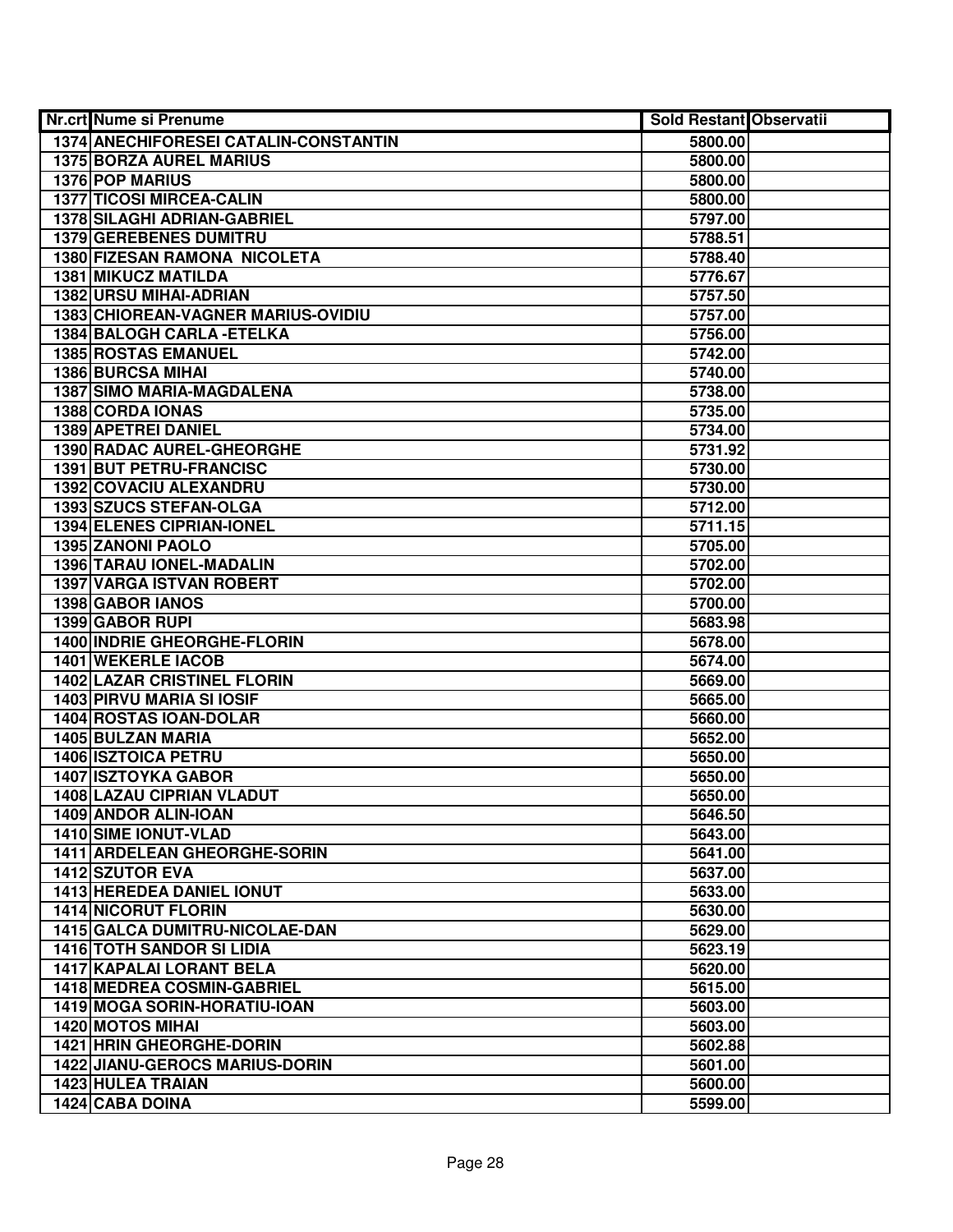| Nr.crt | Nume si Prenume | Sold Restant | Observatii |
|---|---|---|---|
| 1374 | ANECHIFORESEI CATALIN-CONSTANTIN | 5800.00 | |
| 1375 | BORZA AUREL MARIUS | 5800.00 | |
| 1376 | POP MARIUS | 5800.00 | |
| 1377 | TICOSI MIRCEA-CALIN | 5800.00 | |
| 1378 | SILAGHI ADRIAN-GABRIEL | 5797.00 | |
| 1379 | GEREBENES DUMITRU | 5788.51 | |
| 1380 | FIZESAN RAMONA NICOLETA | 5788.40 | |
| 1381 | MIKUCZ MATILDA | 5776.67 | |
| 1382 | URSU MIHAI-ADRIAN | 5757.50 | |
| 1383 | CHIOREAN-VAGNER MARIUS-OVIDIU | 5757.00 | |
| 1384 | BALOGH CARLA -ETELKA | 5756.00 | |
| 1385 | ROSTAS EMANUEL | 5742.00 | |
| 1386 | BURCSA MIHAI | 5740.00 | |
| 1387 | SIMO MARIA-MAGDALENA | 5738.00 | |
| 1388 | CORDA IONAS | 5735.00 | |
| 1389 | APETREI DANIEL | 5734.00 | |
| 1390 | RADAC AUREL-GHEORGHE | 5731.92 | |
| 1391 | BUT PETRU-FRANCISC | 5730.00 | |
| 1392 | COVACIU ALEXANDRU | 5730.00 | |
| 1393 | SZUCS STEFAN-OLGA | 5712.00 | |
| 1394 | ELENES CIPRIAN-IONEL | 5711.15 | |
| 1395 | ZANONI PAOLO | 5705.00 | |
| 1396 | TARAU IONEL-MADALIN | 5702.00 | |
| 1397 | VARGA ISTVAN ROBERT | 5702.00 | |
| 1398 | GABOR IANOS | 5700.00 | |
| 1399 | GABOR RUPI | 5683.98 | |
| 1400 | INDRIE GHEORGHE-FLORIN | 5678.00 | |
| 1401 | WEKERLE IACOB | 5674.00 | |
| 1402 | LAZAR CRISTINEL FLORIN | 5669.00 | |
| 1403 | PIRVU MARIA SI IOSIF | 5665.00 | |
| 1404 | ROSTAS IOAN-DOLAR | 5660.00 | |
| 1405 | BULZAN MARIA | 5652.00 | |
| 1406 | ISZTOICA PETRU | 5650.00 | |
| 1407 | ISZTOYKA GABOR | 5650.00 | |
| 1408 | LAZAU CIPRIAN VLADUT | 5650.00 | |
| 1409 | ANDOR ALIN-IOAN | 5646.50 | |
| 1410 | SIME IONUT-VLAD | 5643.00 | |
| 1411 | ARDELEAN GHEORGHE-SORIN | 5641.00 | |
| 1412 | SZUTOR EVA | 5637.00 | |
| 1413 | HEREDEA DANIEL IONUT | 5633.00 | |
| 1414 | NICORUT FLORIN | 5630.00 | |
| 1415 | GALCA DUMITRU-NICOLAE-DAN | 5629.00 | |
| 1416 | TOTH SANDOR SI LIDIA | 5623.19 | |
| 1417 | KAPALAI LORANT BELA | 5620.00 | |
| 1418 | MEDREA COSMIN-GABRIEL | 5615.00 | |
| 1419 | MOGA SORIN-HORATIU-IOAN | 5603.00 | |
| 1420 | MOTOS MIHAI | 5603.00 | |
| 1421 | HRIN GHEORGHE-DORIN | 5602.88 | |
| 1422 | JIANU-GEROCS MARIUS-DORIN | 5601.00 | |
| 1423 | HULEA TRAIAN | 5600.00 | |
| 1424 | CABA DOINA | 5599.00 | |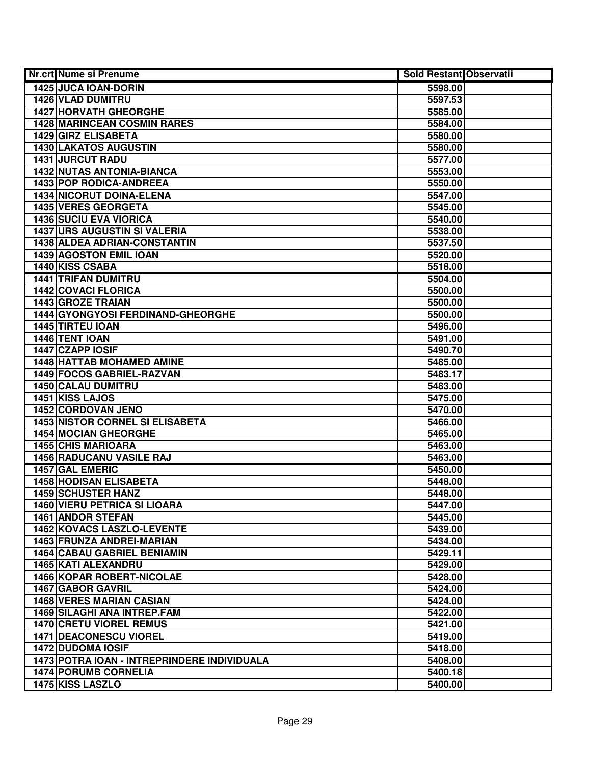| Nr.crt | Nume si Prenume | Sold Restant | Observatii |
|---|---|---|---|
| 1425 | JUCA IOAN-DORIN | 5598.00 | |
| 1426 | VLAD DUMITRU | 5597.53 | |
| 1427 | HORVATH GHEORGHE | 5585.00 | |
| 1428 | MARINCEAN COSMIN RARES | 5584.00 | |
| 1429 | GIRZ ELISABETA | 5580.00 | |
| 1430 | LAKATOS AUGUSTIN | 5580.00 | |
| 1431 | JURCUT RADU | 5577.00 | |
| 1432 | NUTAS ANTONIA-BIANCA | 5553.00 | |
| 1433 | POP RODICA-ANDREEA | 5550.00 | |
| 1434 | NICORUT DOINA-ELENA | 5547.00 | |
| 1435 | VERES GEORGETA | 5545.00 | |
| 1436 | SUCIU EVA VIORICA | 5540.00 | |
| 1437 | URS AUGUSTIN SI VALERIA | 5538.00 | |
| 1438 | ALDEA ADRIAN-CONSTANTIN | 5537.50 | |
| 1439 | AGOSTON EMIL IOAN | 5520.00 | |
| 1440 | KISS CSABA | 5518.00 | |
| 1441 | TRIFAN DUMITRU | 5504.00 | |
| 1442 | COVACI FLORICA | 5500.00 | |
| 1443 | GROZE TRAIAN | 5500.00 | |
| 1444 | GYONGYOSI FERDINAND-GHEORGHE | 5500.00 | |
| 1445 | TIRTEU IOAN | 5496.00 | |
| 1446 | TENT IOAN | 5491.00 | |
| 1447 | CZAPP IOSIF | 5490.70 | |
| 1448 | HATTAB MOHAMED AMINE | 5485.00 | |
| 1449 | FOCOS GABRIEL-RAZVAN | 5483.17 | |
| 1450 | CALAU DUMITRU | 5483.00 | |
| 1451 | KISS LAJOS | 5475.00 | |
| 1452 | CORDOVAN JENO | 5470.00 | |
| 1453 | NISTOR CORNEL SI ELISABETA | 5466.00 | |
| 1454 | MOCIAN GHEORGHE | 5465.00 | |
| 1455 | CHIS MARIOARA | 5463.00 | |
| 1456 | RADUCANU VASILE RAJ | 5463.00 | |
| 1457 | GAL EMERIC | 5450.00 | |
| 1458 | HODISAN ELISABETA | 5448.00 | |
| 1459 | SCHUSTER HANZ | 5448.00 | |
| 1460 | VIERU PETRICA SI LIOARA | 5447.00 | |
| 1461 | ANDOR STEFAN | 5445.00 | |
| 1462 | KOVACS LASZLO-LEVENTE | 5439.00 | |
| 1463 | FRUNZA ANDREI-MARIAN | 5434.00 | |
| 1464 | CABAU GABRIEL BENIAMIN | 5429.11 | |
| 1465 | KATI ALEXANDRU | 5429.00 | |
| 1466 | KOPAR ROBERT-NICOLAE | 5428.00 | |
| 1467 | GABOR GAVRIL | 5424.00 | |
| 1468 | VERES MARIAN CASIAN | 5424.00 | |
| 1469 | SILAGHI ANA INTREP.FAM | 5422.00 | |
| 1470 | CRETU VIOREL REMUS | 5421.00 | |
| 1471 | DEACONESCU VIOREL | 5419.00 | |
| 1472 | DUDOMA IOSIF | 5418.00 | |
| 1473 | POTRA IOAN - INTREPRINDERE INDIVIDUALA | 5408.00 | |
| 1474 | PORUMB CORNELIA | 5400.18 | |
| 1475 | KISS LASZLO | 5400.00 | |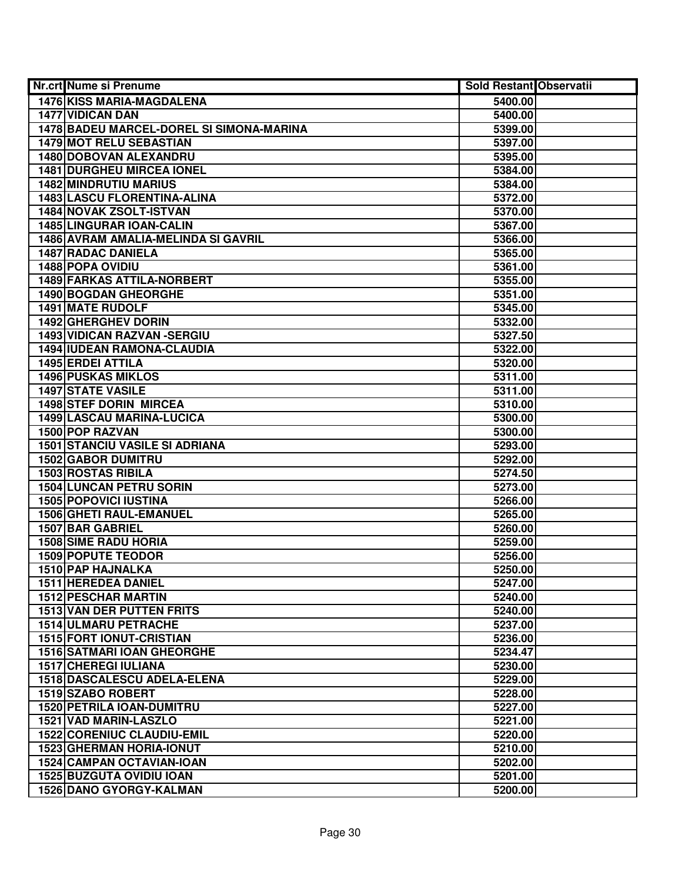| Nr.crt | Nume si Prenume | Sold Restant | Observatii |
|---|---|---|---|
| 1476 | KISS MARIA-MAGDALENA | 5400.00 | |
| 1477 | VIDICAN DAN | 5400.00 | |
| 1478 | BADEU MARCEL-DOREL SI SIMONA-MARINA | 5399.00 | |
| 1479 | MOT RELU SEBASTIAN | 5397.00 | |
| 1480 | DOBOVAN ALEXANDRU | 5395.00 | |
| 1481 | DURGHEU MIRCEA IONEL | 5384.00 | |
| 1482 | MINDRUTIU MARIUS | 5384.00 | |
| 1483 | LASCU FLORENTINA-ALINA | 5372.00 | |
| 1484 | NOVAK ZSOLT-ISTVAN | 5370.00 | |
| 1485 | LINGURAR IOAN-CALIN | 5367.00 | |
| 1486 | AVRAM AMALIA-MELINDA SI GAVRIL | 5366.00 | |
| 1487 | RADAC DANIELA | 5365.00 | |
| 1488 | POPA OVIDIU | 5361.00 | |
| 1489 | FARKAS ATTILA-NORBERT | 5355.00 | |
| 1490 | BOGDAN GHEORGHE | 5351.00 | |
| 1491 | MATE RUDOLF | 5345.00 | |
| 1492 | GHERGHEV DORIN | 5332.00 | |
| 1493 | VIDICAN RAZVAN -SERGIU | 5327.50 | |
| 1494 | IUDEAN RAMONA-CLAUDIA | 5322.00 | |
| 1495 | ERDEI ATTILA | 5320.00 | |
| 1496 | PUSKAS MIKLOS | 5311.00 | |
| 1497 | STATE VASILE | 5311.00 | |
| 1498 | STEF DORIN MIRCEA | 5310.00 | |
| 1499 | LASCAU MARINA-LUCICA | 5300.00 | |
| 1500 | POP RAZVAN | 5300.00 | |
| 1501 | STANCIU VASILE SI ADRIANA | 5293.00 | |
| 1502 | GABOR DUMITRU | 5292.00 | |
| 1503 | ROSTAS RIBILA | 5274.50 | |
| 1504 | LUNCAN PETRU SORIN | 5273.00 | |
| 1505 | POPOVICI IUSTINA | 5266.00 | |
| 1506 | GHETI RAUL-EMANUEL | 5265.00 | |
| 1507 | BAR GABRIEL | 5260.00 | |
| 1508 | SIME RADU HORIA | 5259.00 | |
| 1509 | POPUTE TEODOR | 5256.00 | |
| 1510 | PAP HAJNALKA | 5250.00 | |
| 1511 | HEREDEA DANIEL | 5247.00 | |
| 1512 | PESCHAR MARTIN | 5240.00 | |
| 1513 | VAN DER PUTTEN FRITS | 5240.00 | |
| 1514 | ULMARU PETRACHE | 5237.00 | |
| 1515 | FORT IONUT-CRISTIAN | 5236.00 | |
| 1516 | SATMARI IOAN GHEORGHE | 5234.47 | |
| 1517 | CHEREGI IULIANA | 5230.00 | |
| 1518 | DASCALESCU ADELA-ELENA | 5229.00 | |
| 1519 | SZABO ROBERT | 5228.00 | |
| 1520 | PETRILA IOAN-DUMITRU | 5227.00 | |
| 1521 | VAD MARIN-LASZLO | 5221.00 | |
| 1522 | CORENIUC CLAUDIU-EMIL | 5220.00 | |
| 1523 | GHERMAN HORIA-IONUT | 5210.00 | |
| 1524 | CAMPAN OCTAVIAN-IOAN | 5202.00 | |
| 1525 | BUZGUTA OVIDIU IOAN | 5201.00 | |
| 1526 | DANO GYORGY-KALMAN | 5200.00 | |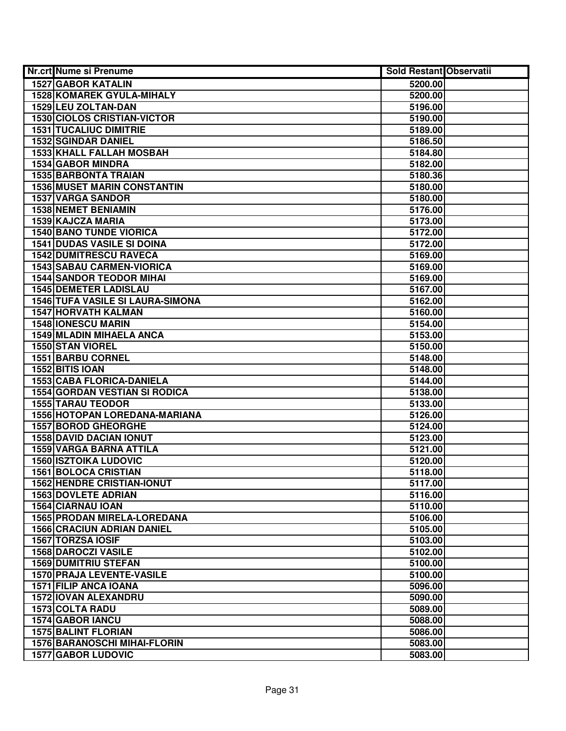| Nr.crt | Nume si Prenume | Sold Restant | Observatii |
|---|---|---|---|
| 1527 | GABOR KATALIN | 5200.00 | |
| 1528 | KOMAREK GYULA-MIHALY | 5200.00 | |
| 1529 | LEU ZOLTAN-DAN | 5196.00 | |
| 1530 | CIOLOS CRISTIAN-VICTOR | 5190.00 | |
| 1531 | TUCALIUC DIMITRIE | 5189.00 | |
| 1532 | SGINDAR DANIEL | 5186.50 | |
| 1533 | KHALL FALLAH MOSBAH | 5184.80 | |
| 1534 | GABOR MINDRA | 5182.00 | |
| 1535 | BARBONTA TRAIAN | 5180.36 | |
| 1536 | MUSET MARIN CONSTANTIN | 5180.00 | |
| 1537 | VARGA SANDOR | 5180.00 | |
| 1538 | NEMET BENIAMIN | 5176.00 | |
| 1539 | KAJCZA MARIA | 5173.00 | |
| 1540 | BANO TUNDE VIORICA | 5172.00 | |
| 1541 | DUDAS VASILE SI DOINA | 5172.00 | |
| 1542 | DUMITRESCU RAVECA | 5169.00 | |
| 1543 | SABAU CARMEN-VIORICA | 5169.00 | |
| 1544 | SANDOR TEODOR MIHAI | 5169.00 | |
| 1545 | DEMETER LADISLAU | 5167.00 | |
| 1546 | TUFA VASILE SI LAURA-SIMONA | 5162.00 | |
| 1547 | HORVATH KALMAN | 5160.00 | |
| 1548 | IONESCU MARIN | 5154.00 | |
| 1549 | MLADIN MIHAELA ANCA | 5153.00 | |
| 1550 | STAN VIOREL | 5150.00 | |
| 1551 | BARBU CORNEL | 5148.00 | |
| 1552 | BITIS IOAN | 5148.00 | |
| 1553 | CABA FLORICA-DANIELA | 5144.00 | |
| 1554 | GORDAN VESTIAN SI RODICA | 5138.00 | |
| 1555 | TARAU TEODOR | 5133.00 | |
| 1556 | HOTOPAN LOREDANA-MARIANA | 5126.00 | |
| 1557 | BOROD GHEORGHE | 5124.00 | |
| 1558 | DAVID DACIAN IONUT | 5123.00 | |
| 1559 | VARGA BARNA ATTILA | 5121.00 | |
| 1560 | ISZTOIKA LUDOVIC | 5120.00 | |
| 1561 | BOLOCA CRISTIAN | 5118.00 | |
| 1562 | HENDRE CRISTIAN-IONUT | 5117.00 | |
| 1563 | DOVLETE ADRIAN | 5116.00 | |
| 1564 | CIARNAU IOAN | 5110.00 | |
| 1565 | PRODAN MIRELA-LOREDANA | 5106.00 | |
| 1566 | CRACIUN ADRIAN DANIEL | 5105.00 | |
| 1567 | TORZSA IOSIF | 5103.00 | |
| 1568 | DAROCZI VASILE | 5102.00 | |
| 1569 | DUMITRIU STEFAN | 5100.00 | |
| 1570 | PRAJA LEVENTE-VASILE | 5100.00 | |
| 1571 | FILIP ANCA IOANA | 5096.00 | |
| 1572 | IOVAN ALEXANDRU | 5090.00 | |
| 1573 | COLTA RADU | 5089.00 | |
| 1574 | GABOR IANCU | 5088.00 | |
| 1575 | BALINT FLORIAN | 5086.00 | |
| 1576 | BARANOSCHI MIHAI-FLORIN | 5083.00 | |
| 1577 | GABOR LUDOVIC | 5083.00 | |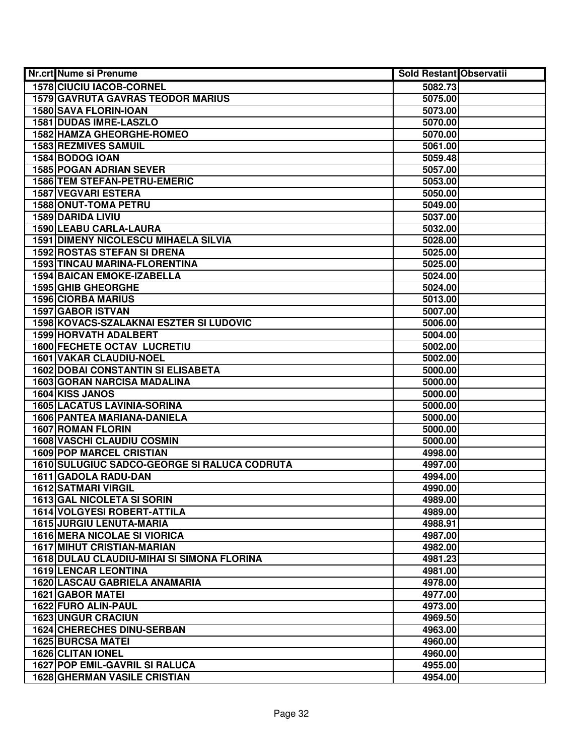| Nr.crt | Nume si Prenume | Sold Restant | Observatii |
|---|---|---|---|
| 1578 | CIUCIU IACOB-CORNEL | 5082.73 | |
| 1579 | GAVRUTA GAVRAS TEODOR MARIUS | 5075.00 | |
| 1580 | SAVA FLORIN-IOAN | 5073.00 | |
| 1581 | DUDAS IMRE-LASZLO | 5070.00 | |
| 1582 | HAMZA GHEORGHE-ROMEO | 5070.00 | |
| 1583 | REZMIVES SAMUIL | 5061.00 | |
| 1584 | BODOG IOAN | 5059.48 | |
| 1585 | POGAN ADRIAN SEVER | 5057.00 | |
| 1586 | TEM STEFAN-PETRU-EMERIC | 5053.00 | |
| 1587 | VEGVARI ESTERA | 5050.00 | |
| 1588 | ONUT-TOMA PETRU | 5049.00 | |
| 1589 | DARIDA LIVIU | 5037.00 | |
| 1590 | LEABU CARLA-LAURA | 5032.00 | |
| 1591 | DIMENY NICOLESCU MIHAELA SILVIA | 5028.00 | |
| 1592 | ROSTAS STEFAN SI DRENA | 5025.00 | |
| 1593 | TINCAU MARINA-FLORENTINA | 5025.00 | |
| 1594 | BAICAN EMOKE-IZABELLA | 5024.00 | |
| 1595 | GHIB GHEORGHE | 5024.00 | |
| 1596 | CIORBA MARIUS | 5013.00 | |
| 1597 | GABOR ISTVAN | 5007.00 | |
| 1598 | KOVACS-SZALAKNAI ESZTER SI LUDOVIC | 5006.00 | |
| 1599 | HORVATH ADALBERT | 5004.00 | |
| 1600 | FECHETE OCTAV LUCRETIU | 5002.00 | |
| 1601 | VAKAR CLAUDIU-NOEL | 5002.00 | |
| 1602 | DOBAI CONSTANTIN SI ELISABETA | 5000.00 | |
| 1603 | GORAN NARCISA MADALINA | 5000.00 | |
| 1604 | KISS JANOS | 5000.00 | |
| 1605 | LACATUS LAVINIA-SORINA | 5000.00 | |
| 1606 | PANTEA MARIANA-DANIELA | 5000.00 | |
| 1607 | ROMAN FLORIN | 5000.00 | |
| 1608 | VASCHI CLAUDIU COSMIN | 5000.00 | |
| 1609 | POP MARCEL CRISTIAN | 4998.00 | |
| 1610 | SULUGIUC SADCO-GEORGE SI RALUCA CODRUTA | 4997.00 | |
| 1611 | GADOLA RADU-DAN | 4994.00 | |
| 1612 | SATMARI VIRGIL | 4990.00 | |
| 1613 | GAL NICOLETA SI SORIN | 4989.00 | |
| 1614 | VOLGYESI ROBERT-ATTILA | 4989.00 | |
| 1615 | JURGIU LENUTA-MARIA | 4988.91 | |
| 1616 | MERA NICOLAE SI VIORICA | 4987.00 | |
| 1617 | MIHUT CRISTIAN-MARIAN | 4982.00 | |
| 1618 | DULAU CLAUDIU-MIHAI SI SIMONA FLORINA | 4981.23 | |
| 1619 | LENCAR LEONTINA | 4981.00 | |
| 1620 | LASCAU GABRIELA ANAMARIA | 4978.00 | |
| 1621 | GABOR MATEI | 4977.00 | |
| 1622 | FURO ALIN-PAUL | 4973.00 | |
| 1623 | UNGUR CRACIUN | 4969.50 | |
| 1624 | CHERECHES DINU-SERBAN | 4963.00 | |
| 1625 | BURCSA MATEI | 4960.00 | |
| 1626 | CLITAN IONEL | 4960.00 | |
| 1627 | POP EMIL-GAVRIL SI RALUCA | 4955.00 | |
| 1628 | GHERMAN VASILE CRISTIAN | 4954.00 | |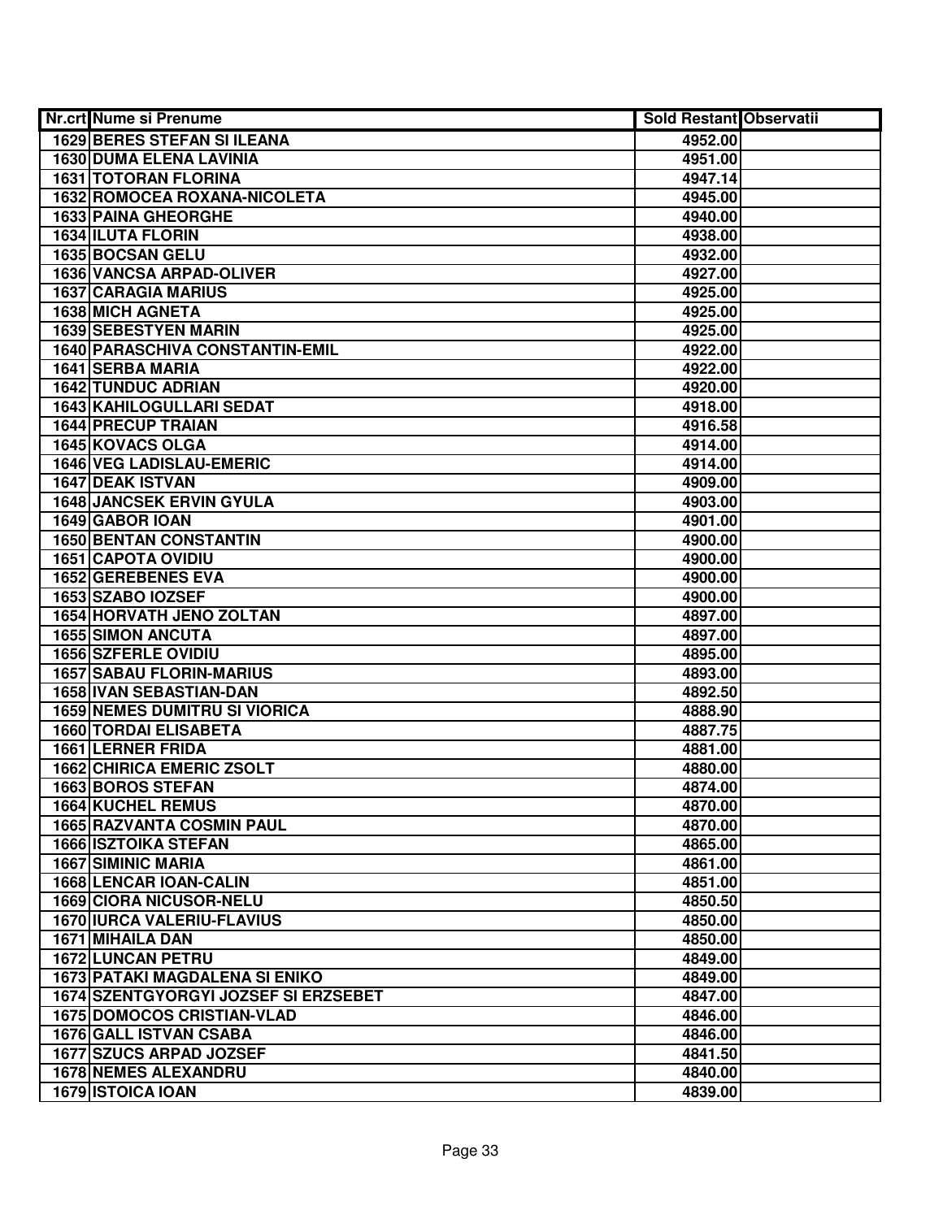| Nr.crt | Nume si Prenume | Sold Restant | Observatii |
|---|---|---|---|
| 1629 | BERES STEFAN SI ILEANA | 4952.00 | |
| 1630 | DUMA ELENA LAVINIA | 4951.00 | |
| 1631 | TOTORAN FLORINA | 4947.14 | |
| 1632 | ROMOCEA ROXANA-NICOLETA | 4945.00 | |
| 1633 | PAINA GHEORGHE | 4940.00 | |
| 1634 | ILUTA FLORIN | 4938.00 | |
| 1635 | BOCSAN GELU | 4932.00 | |
| 1636 | VANCSA ARPAD-OLIVER | 4927.00 | |
| 1637 | CARAGIA MARIUS | 4925.00 | |
| 1638 | MICH AGNETA | 4925.00 | |
| 1639 | SEBESTYEN MARIN | 4925.00 | |
| 1640 | PARASCHIVA CONSTANTIN-EMIL | 4922.00 | |
| 1641 | SERBA MARIA | 4922.00 | |
| 1642 | TUNDUC ADRIAN | 4920.00 | |
| 1643 | KAHILOGULLARI SEDAT | 4918.00 | |
| 1644 | PRECUP TRAIAN | 4916.58 | |
| 1645 | KOVACS OLGA | 4914.00 | |
| 1646 | VEG LADISLAU-EMERIC | 4914.00 | |
| 1647 | DEAK ISTVAN | 4909.00 | |
| 1648 | JANCSEK ERVIN GYULA | 4903.00 | |
| 1649 | GABOR IOAN | 4901.00 | |
| 1650 | BENTAN CONSTANTIN | 4900.00 | |
| 1651 | CAPOTA OVIDIU | 4900.00 | |
| 1652 | GEREBENES EVA | 4900.00 | |
| 1653 | SZABO IOZSEF | 4900.00 | |
| 1654 | HORVATH JENO ZOLTAN | 4897.00 | |
| 1655 | SIMON ANCUTA | 4897.00 | |
| 1656 | SZFERLE OVIDIU | 4895.00 | |
| 1657 | SABAU FLORIN-MARIUS | 4893.00 | |
| 1658 | IVAN SEBASTIAN-DAN | 4892.50 | |
| 1659 | NEMES DUMITRU SI VIORICA | 4888.90 | |
| 1660 | TORDAI ELISABETA | 4887.75 | |
| 1661 | LERNER FRIDA | 4881.00 | |
| 1662 | CHIRICA EMERIC ZSOLT | 4880.00 | |
| 1663 | BOROS STEFAN | 4874.00 | |
| 1664 | KUCHEL REMUS | 4870.00 | |
| 1665 | RAZVANTA COSMIN PAUL | 4870.00 | |
| 1666 | ISZTOIKA STEFAN | 4865.00 | |
| 1667 | SIMINIC MARIA | 4861.00 | |
| 1668 | LENCAR IOAN-CALIN | 4851.00 | |
| 1669 | CIORA NICUSOR-NELU | 4850.50 | |
| 1670 | IURCA VALERIU-FLAVIUS | 4850.00 | |
| 1671 | MIHAILA DAN | 4850.00 | |
| 1672 | LUNCAN PETRU | 4849.00 | |
| 1673 | PATAKI MAGDALENA SI ENIKO | 4849.00 | |
| 1674 | SZENTGYORGYI JOZSEF SI ERZSEBET | 4847.00 | |
| 1675 | DOMOCOS CRISTIAN-VLAD | 4846.00 | |
| 1676 | GALL ISTVAN CSABA | 4846.00 | |
| 1677 | SZUCS ARPAD JOZSEF | 4841.50 | |
| 1678 | NEMES ALEXANDRU | 4840.00 | |
| 1679 | ISTOICA IOAN | 4839.00 | |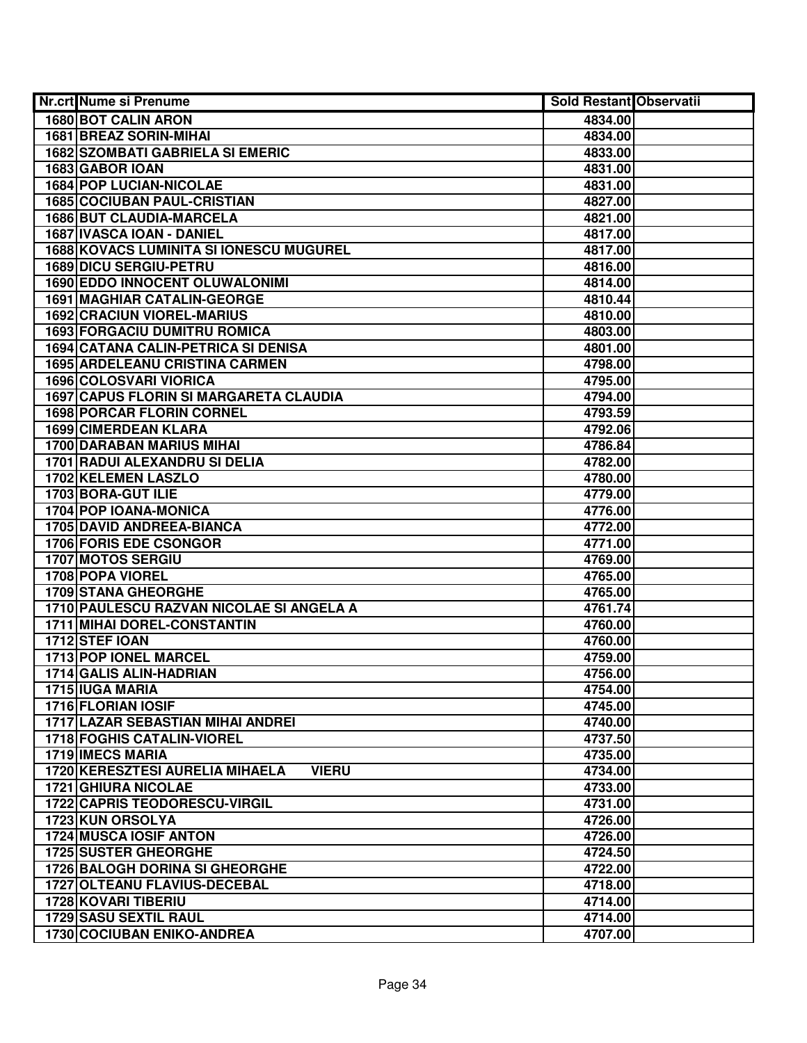| Nr.crt | Nume si Prenume | Sold Restant | Observatii |
|---|---|---|---|
| 1680 | BOT CALIN ARON | 4834.00 | |
| 1681 | BREAZ SORIN-MIHAI | 4834.00 | |
| 1682 | SZOMBATI GABRIELA SI EMERIC | 4833.00 | |
| 1683 | GABOR IOAN | 4831.00 | |
| 1684 | POP LUCIAN-NICOLAE | 4831.00 | |
| 1685 | COCIUBAN PAUL-CRISTIAN | 4827.00 | |
| 1686 | BUT CLAUDIA-MARCELA | 4821.00 | |
| 1687 | IVASCA IOAN - DANIEL | 4817.00 | |
| 1688 | KOVACS LUMINITA SI IONESCU MUGUREL | 4817.00 | |
| 1689 | DICU SERGIU-PETRU | 4816.00 | |
| 1690 | EDDO INNOCENT OLUWALONIMI | 4814.00 | |
| 1691 | MAGHIAR CATALIN-GEORGE | 4810.44 | |
| 1692 | CRACIUN VIOREL-MARIUS | 4810.00 | |
| 1693 | FORGACIU DUMITRU ROMICA | 4803.00 | |
| 1694 | CATANA CALIN-PETRICA SI DENISA | 4801.00 | |
| 1695 | ARDELEANU CRISTINA CARMEN | 4798.00 | |
| 1696 | COLOSVARI VIORICA | 4795.00 | |
| 1697 | CAPUS FLORIN SI MARGARETA CLAUDIA | 4794.00 | |
| 1698 | PORCAR FLORIN CORNEL | 4793.59 | |
| 1699 | CIMERDEAN KLARA | 4792.06 | |
| 1700 | DARABAN MARIUS MIHAI | 4786.84 | |
| 1701 | RADUI ALEXANDRU SI DELIA | 4782.00 | |
| 1702 | KELEMEN LASZLO | 4780.00 | |
| 1703 | BORA-GUT ILIE | 4779.00 | |
| 1704 | POP IOANA-MONICA | 4776.00 | |
| 1705 | DAVID ANDREEA-BIANCA | 4772.00 | |
| 1706 | FORIS EDE CSONGOR | 4771.00 | |
| 1707 | MOTOS SERGIU | 4769.00 | |
| 1708 | POPA VIOREL | 4765.00 | |
| 1709 | STANA GHEORGHE | 4765.00 | |
| 1710 | PAULESCU RAZVAN NICOLAE SI ANGELA A | 4761.74 | |
| 1711 | MIHAI DOREL-CONSTANTIN | 4760.00 | |
| 1712 | STEF IOAN | 4760.00 | |
| 1713 | POP IONEL MARCEL | 4759.00 | |
| 1714 | GALIS ALIN-HADRIAN | 4756.00 | |
| 1715 | IUGA MARIA | 4754.00 | |
| 1716 | FLORIAN IOSIF | 4745.00 | |
| 1717 | LAZAR SEBASTIAN MIHAI ANDREI | 4740.00 | |
| 1718 | FOGHIS CATALIN-VIOREL | 4737.50 | |
| 1719 | IMECS MARIA | 4735.00 | |
| 1720 | KERESZTESI AURELIA MIHAELA VIERU | 4734.00 | |
| 1721 | GHIURA NICOLAE | 4733.00 | |
| 1722 | CAPRIS TEODORESCU-VIRGIL | 4731.00 | |
| 1723 | KUN ORSOLYA | 4726.00 | |
| 1724 | MUSCA IOSIF ANTON | 4726.00 | |
| 1725 | SUSTER GHEORGHE | 4724.50 | |
| 1726 | BALOGH DORINA SI GHEORGHE | 4722.00 | |
| 1727 | OLTEANU FLAVIUS-DECEBAL | 4718.00 | |
| 1728 | KOVARI TIBERIU | 4714.00 | |
| 1729 | SASU SEXTIL RAUL | 4714.00 | |
| 1730 | COCIUBAN ENIKO-ANDREA | 4707.00 | |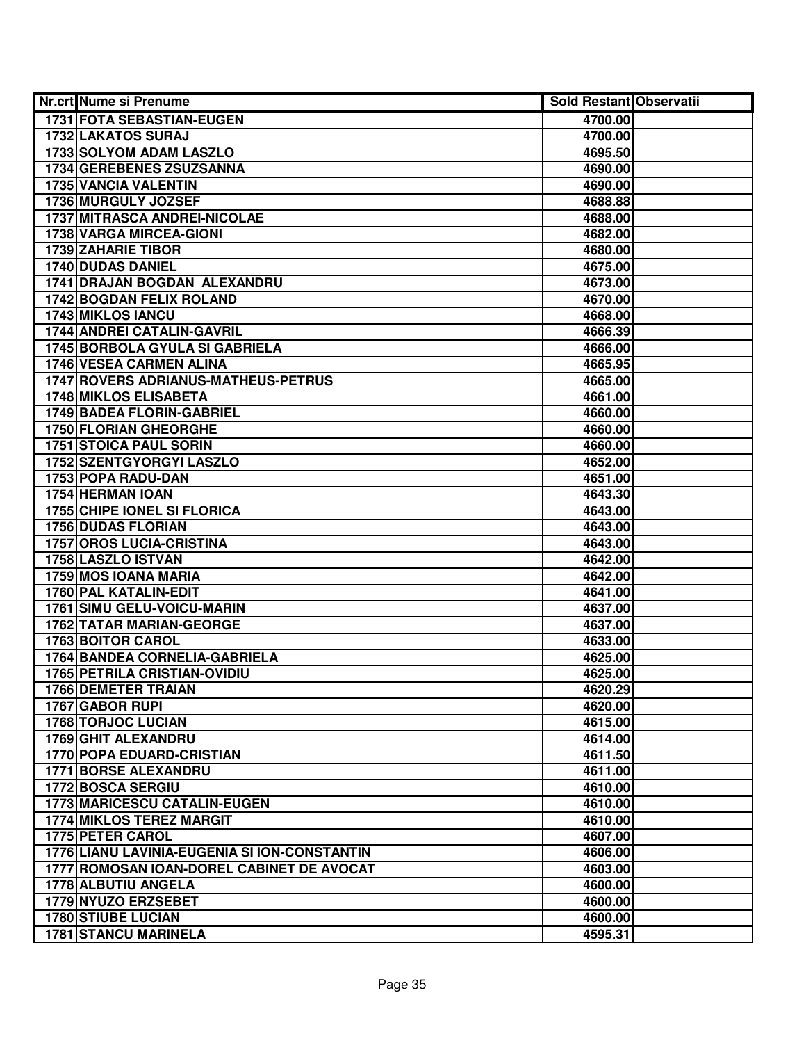| Nr.crt | Nume si Prenume | Sold Restant | Observatii |
|---|---|---|---|
| 1731 | FOTA SEBASTIAN-EUGEN | 4700.00 | |
| 1732 | LAKATOS SURAJ | 4700.00 | |
| 1733 | SOLYOM ADAM LASZLO | 4695.50 | |
| 1734 | GEREBENES ZSUZSANNA | 4690.00 | |
| 1735 | VANCIA VALENTIN | 4690.00 | |
| 1736 | MURGULY JOZSEF | 4688.88 | |
| 1737 | MITRASCA ANDREI-NICOLAE | 4688.00 | |
| 1738 | VARGA MIRCEA-GIONI | 4682.00 | |
| 1739 | ZAHARIE TIBOR | 4680.00 | |
| 1740 | DUDAS DANIEL | 4675.00 | |
| 1741 | DRAJAN BOGDAN ALEXANDRU | 4673.00 | |
| 1742 | BOGDAN FELIX ROLAND | 4670.00 | |
| 1743 | MIKLOS IANCU | 4668.00 | |
| 1744 | ANDREI CATALIN-GAVRIL | 4666.39 | |
| 1745 | BORBOLA GYULA SI GABRIELA | 4666.00 | |
| 1746 | VESEA CARMEN ALINA | 4665.95 | |
| 1747 | ROVERS ADRIANUS-MATHEUS-PETRUS | 4665.00 | |
| 1748 | MIKLOS ELISABETA | 4661.00 | |
| 1749 | BADEA FLORIN-GABRIEL | 4660.00 | |
| 1750 | FLORIAN GHEORGHE | 4660.00 | |
| 1751 | STOICA PAUL SORIN | 4660.00 | |
| 1752 | SZENTGYORGYI LASZLO | 4652.00 | |
| 1753 | POPA RADU-DAN | 4651.00 | |
| 1754 | HERMAN IOAN | 4643.30 | |
| 1755 | CHIPE IONEL SI FLORICA | 4643.00 | |
| 1756 | DUDAS FLORIAN | 4643.00 | |
| 1757 | OROS LUCIA-CRISTINA | 4643.00 | |
| 1758 | LASZLO ISTVAN | 4642.00 | |
| 1759 | MOS IOANA MARIA | 4642.00 | |
| 1760 | PAL KATALIN-EDIT | 4641.00 | |
| 1761 | SIMU GELU-VOICU-MARIN | 4637.00 | |
| 1762 | TATAR MARIAN-GEORGE | 4637.00 | |
| 1763 | BOITOR CAROL | 4633.00 | |
| 1764 | BANDEA CORNELIA-GABRIELA | 4625.00 | |
| 1765 | PETRILA CRISTIAN-OVIDIU | 4625.00 | |
| 1766 | DEMETER TRAIAN | 4620.29 | |
| 1767 | GABOR RUPI | 4620.00 | |
| 1768 | TORJOC LUCIAN | 4615.00 | |
| 1769 | GHIT ALEXANDRU | 4614.00 | |
| 1770 | POPA EDUARD-CRISTIAN | 4611.50 | |
| 1771 | BORSE ALEXANDRU | 4611.00 | |
| 1772 | BOSCA SERGIU | 4610.00 | |
| 1773 | MARICESCU CATALIN-EUGEN | 4610.00 | |
| 1774 | MIKLOS TEREZ MARGIT | 4610.00 | |
| 1775 | PETER CAROL | 4607.00 | |
| 1776 | LIANU LAVINIA-EUGENIA SI ION-CONSTANTIN | 4606.00 | |
| 1777 | ROMOSAN IOAN-DOREL CABINET DE AVOCAT | 4603.00 | |
| 1778 | ALBUTIU ANGELA | 4600.00 | |
| 1779 | NYUZO ERZSEBET | 4600.00 | |
| 1780 | STIUBE LUCIAN | 4600.00 | |
| 1781 | STANCU MARINELA | 4595.31 | |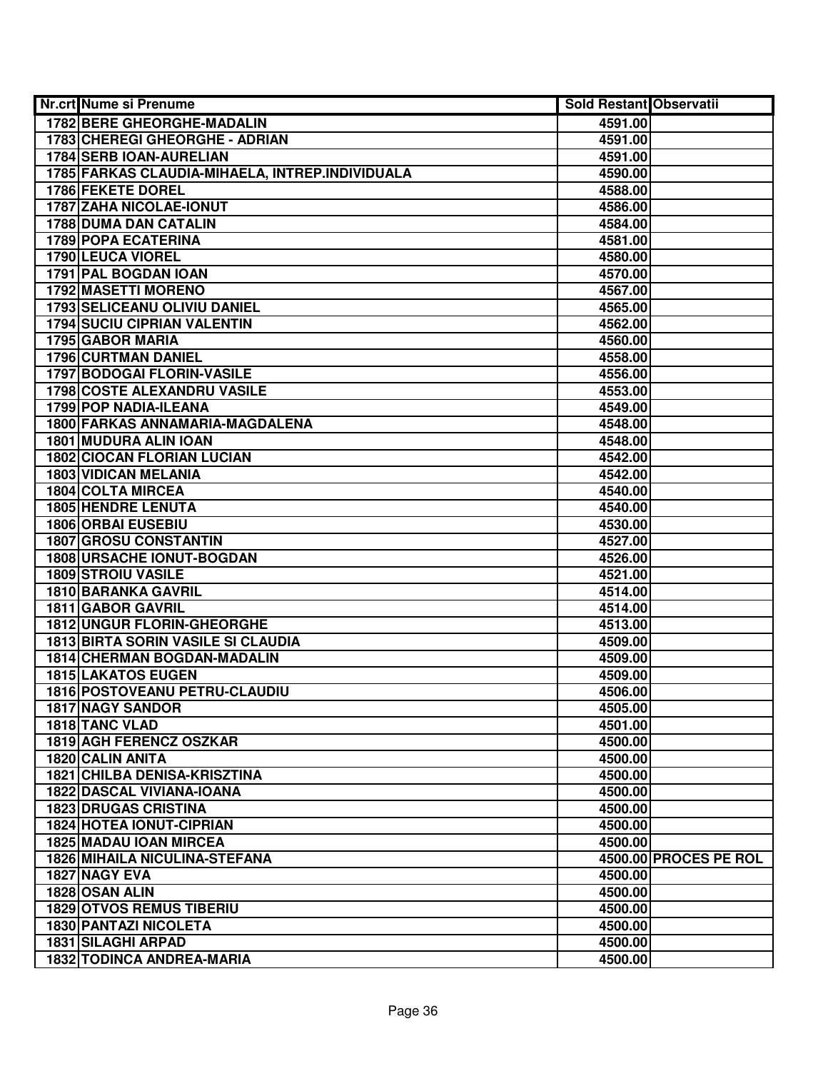| Nr.crt | Nume si Prenume | Sold Restant | Observatii |
|---|---|---|---|
| 1782 | BERE GHEORGHE-MADALIN | 4591.00 | |
| 1783 | CHEREGI GHEORGHE - ADRIAN | 4591.00 | |
| 1784 | SERB IOAN-AURELIAN | 4591.00 | |
| 1785 | FARKAS CLAUDIA-MIHAELA, INTREP.INDIVIDUALA | 4590.00 | |
| 1786 | FEKETE DOREL | 4588.00 | |
| 1787 | ZAHA NICOLAE-IONUT | 4586.00 | |
| 1788 | DUMA DAN CATALIN | 4584.00 | |
| 1789 | POPA ECATERINA | 4581.00 | |
| 1790 | LEUCA VIOREL | 4580.00 | |
| 1791 | PAL BOGDAN IOAN | 4570.00 | |
| 1792 | MASETTI MORENO | 4567.00 | |
| 1793 | SELICEANU OLIVIU DANIEL | 4565.00 | |
| 1794 | SUCIU CIPRIAN VALENTIN | 4562.00 | |
| 1795 | GABOR MARIA | 4560.00 | |
| 1796 | CURTMAN DANIEL | 4558.00 | |
| 1797 | BODOGAI FLORIN-VASILE | 4556.00 | |
| 1798 | COSTE ALEXANDRU VASILE | 4553.00 | |
| 1799 | POP NADIA-ILEANA | 4549.00 | |
| 1800 | FARKAS ANNAMARIA-MAGDALENA | 4548.00 | |
| 1801 | MUDURA ALIN IOAN | 4548.00 | |
| 1802 | CIOCAN FLORIAN LUCIAN | 4542.00 | |
| 1803 | VIDICAN MELANIA | 4542.00 | |
| 1804 | COLTA MIRCEA | 4540.00 | |
| 1805 | HENDRE LENUTA | 4540.00 | |
| 1806 | ORBAI EUSEBIU | 4530.00 | |
| 1807 | GROSU CONSTANTIN | 4527.00 | |
| 1808 | URSACHE IONUT-BOGDAN | 4526.00 | |
| 1809 | STROIU VASILE | 4521.00 | |
| 1810 | BARANKA GAVRIL | 4514.00 | |
| 1811 | GABOR GAVRIL | 4514.00 | |
| 1812 | UNGUR FLORIN-GHEORGHE | 4513.00 | |
| 1813 | BIRTA SORIN VASILE SI CLAUDIA | 4509.00 | |
| 1814 | CHERMAN BOGDAN-MADALIN | 4509.00 | |
| 1815 | LAKATOS EUGEN | 4509.00 | |
| 1816 | POSTOVEANU PETRU-CLAUDIU | 4506.00 | |
| 1817 | NAGY SANDOR | 4505.00 | |
| 1818 | TANC VLAD | 4501.00 | |
| 1819 | AGH FERENCZ OSZKAR | 4500.00 | |
| 1820 | CALIN ANITA | 4500.00 | |
| 1821 | CHILBA DENISA-KRISZTINA | 4500.00 | |
| 1822 | DASCAL VIVIANA-IOANA | 4500.00 | |
| 1823 | DRUGAS CRISTINA | 4500.00 | |
| 1824 | HOTEA IONUT-CIPRIAN | 4500.00 | |
| 1825 | MADAU IOAN MIRCEA | 4500.00 | |
| 1826 | MIHAILA NICULINA-STEFANA | 4500.00 | PROCES PE ROL |
| 1827 | NAGY EVA | 4500.00 | |
| 1828 | OSAN ALIN | 4500.00 | |
| 1829 | OTVOS REMUS TIBERIU | 4500.00 | |
| 1830 | PANTAZI NICOLETA | 4500.00 | |
| 1831 | SILAGHI ARPAD | 4500.00 | |
| 1832 | TODINCA ANDREA-MARIA | 4500.00 | |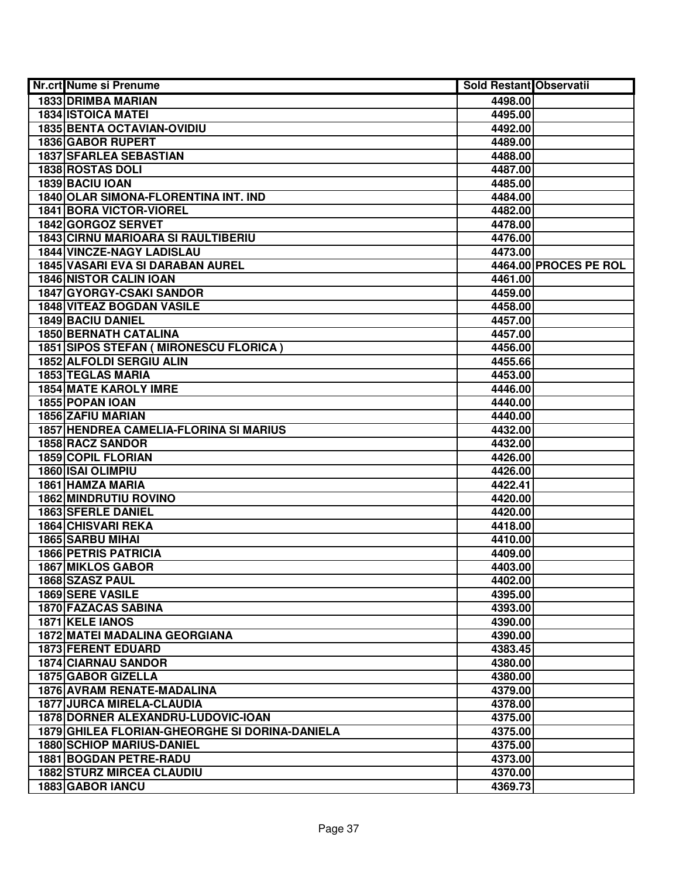| Nr.crt | Nume si Prenume | Sold Restant | Observatii |
|---|---|---|---|
| 1833 | DRIMBA MARIAN | 4498.00 | |
| 1834 | ISTOICA MATEI | 4495.00 | |
| 1835 | BENTA OCTAVIAN-OVIDIU | 4492.00 | |
| 1836 | GABOR RUPERT | 4489.00 | |
| 1837 | SFARLEA SEBASTIAN | 4488.00 | |
| 1838 | ROSTAS DOLI | 4487.00 | |
| 1839 | BACIU IOAN | 4485.00 | |
| 1840 | OLAR SIMONA-FLORENTINA INT. IND | 4484.00 | |
| 1841 | BORA VICTOR-VIOREL | 4482.00 | |
| 1842 | GORGOZ SERVET | 4478.00 | |
| 1843 | CIRNU MARIOARA SI RAULTIBERIU | 4476.00 | |
| 1844 | VINCZE-NAGY LADISLAU | 4473.00 | |
| 1845 | VASARI EVA SI DARABAN AUREL | 4464.00 | PROCES PE ROL |
| 1846 | NISTOR CALIN IOAN | 4461.00 | |
| 1847 | GYORGY-CSAKI SANDOR | 4459.00 | |
| 1848 | VITEAZ BOGDAN VASILE | 4458.00 | |
| 1849 | BACIU DANIEL | 4457.00 | |
| 1850 | BERNATH CATALINA | 4457.00 | |
| 1851 | SIPOS STEFAN ( MIRONESCU FLORICA ) | 4456.00 | |
| 1852 | ALFOLDI SERGIU ALIN | 4455.66 | |
| 1853 | TEGLAS MARIA | 4453.00 | |
| 1854 | MATE KAROLY IMRE | 4446.00 | |
| 1855 | POPAN IOAN | 4440.00 | |
| 1856 | ZAFIU MARIAN | 4440.00 | |
| 1857 | HENDREA CAMELIA-FLORINA SI MARIUS | 4432.00 | |
| 1858 | RACZ SANDOR | 4432.00 | |
| 1859 | COPIL FLORIAN | 4426.00 | |
| 1860 | ISAI OLIMPIU | 4426.00 | |
| 1861 | HAMZA MARIA | 4422.41 | |
| 1862 | MINDRUTIU ROVINO | 4420.00 | |
| 1863 | SFERLE DANIEL | 4420.00 | |
| 1864 | CHISVARI REKA | 4418.00 | |
| 1865 | SARBU MIHAI | 4410.00 | |
| 1866 | PETRIS PATRICIA | 4409.00 | |
| 1867 | MIKLOS GABOR | 4403.00 | |
| 1868 | SZASZ PAUL | 4402.00 | |
| 1869 | SERE VASILE | 4395.00 | |
| 1870 | FAZACAS SABINA | 4393.00 | |
| 1871 | KELE IANOS | 4390.00 | |
| 1872 | MATEI MADALINA GEORGIANA | 4390.00 | |
| 1873 | FERENT EDUARD | 4383.45 | |
| 1874 | CIARNAU SANDOR | 4380.00 | |
| 1875 | GABOR GIZELLA | 4380.00 | |
| 1876 | AVRAM RENATE-MADALINA | 4379.00 | |
| 1877 | JURCA MIRELA-CLAUDIA | 4378.00 | |
| 1878 | DORNER ALEXANDRU-LUDOVIC-IOAN | 4375.00 | |
| 1879 | GHILEA FLORIAN-GHEORGHE SI DORINA-DANIELA | 4375.00 | |
| 1880 | SCHIOP MARIUS-DANIEL | 4375.00 | |
| 1881 | BOGDAN PETRE-RADU | 4373.00 | |
| 1882 | STURZ MIRCEA CLAUDIU | 4370.00 | |
| 1883 | GABOR IANCU | 4369.73 | |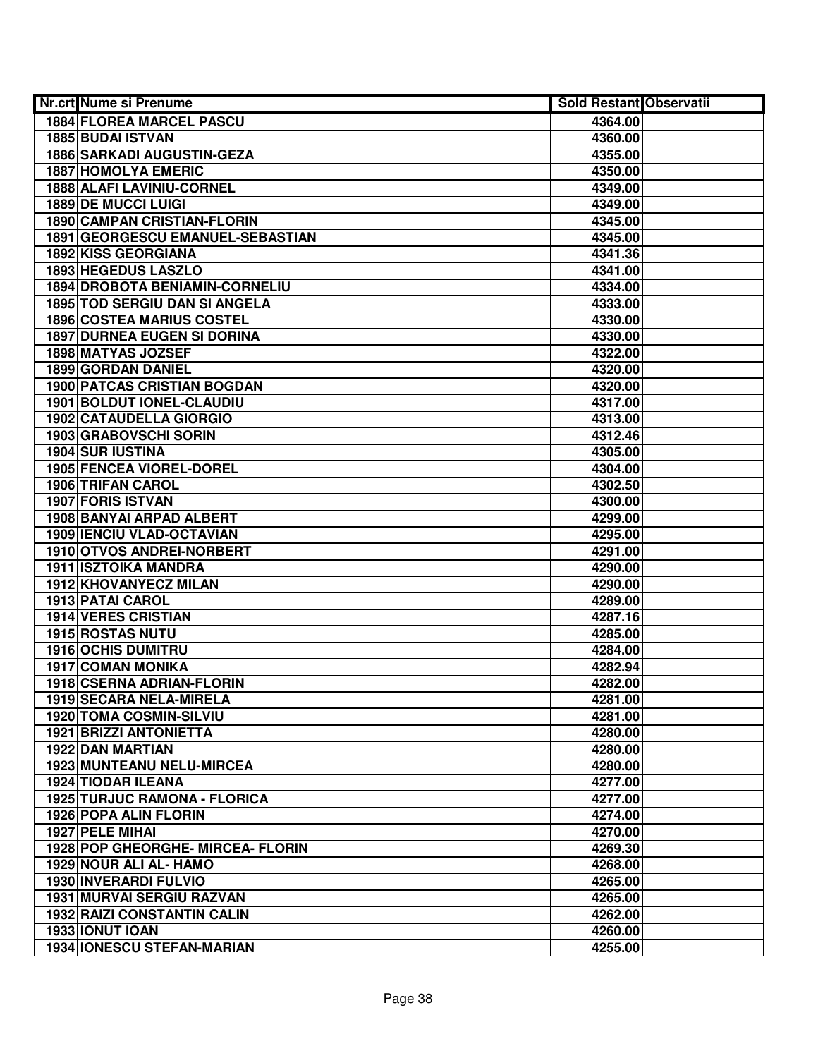| Nr.crt | Nume si Prenume | Sold Restant | Observatii |
| --- | --- | --- | --- |
| 1884 | FLOREA MARCEL PASCU | 4364.00 | |
| 1885 | BUDAI ISTVAN | 4360.00 | |
| 1886 | SARKADI AUGUSTIN-GEZA | 4355.00 | |
| 1887 | HOMOLYA EMERIC | 4350.00 | |
| 1888 | ALAFI LAVINIU-CORNEL | 4349.00 | |
| 1889 | DE MUCCI LUIGI | 4349.00 | |
| 1890 | CAMPAN CRISTIAN-FLORIN | 4345.00 | |
| 1891 | GEORGESCU EMANUEL-SEBASTIAN | 4345.00 | |
| 1892 | KISS GEORGIANA | 4341.36 | |
| 1893 | HEGEDUS LASZLO | 4341.00 | |
| 1894 | DROBOTA BENIAMIN-CORNELIU | 4334.00 | |
| 1895 | TOD SERGIU DAN SI ANGELA | 4333.00 | |
| 1896 | COSTEA MARIUS COSTEL | 4330.00 | |
| 1897 | DURNEA EUGEN SI DORINA | 4330.00 | |
| 1898 | MATYAS JOZSEF | 4322.00 | |
| 1899 | GORDAN DANIEL | 4320.00 | |
| 1900 | PATCAS CRISTIAN BOGDAN | 4320.00 | |
| 1901 | BOLDUT IONEL-CLAUDIU | 4317.00 | |
| 1902 | CATAUDELLA GIORGIO | 4313.00 | |
| 1903 | GRABOVSCHI SORIN | 4312.46 | |
| 1904 | SUR IUSTINA | 4305.00 | |
| 1905 | FENCEA VIOREL-DOREL | 4304.00 | |
| 1906 | TRIFAN CAROL | 4302.50 | |
| 1907 | FORIS ISTVAN | 4300.00 | |
| 1908 | BANYAI ARPAD ALBERT | 4299.00 | |
| 1909 | IENCIU VLAD-OCTAVIAN | 4295.00 | |
| 1910 | OTVOS ANDREI-NORBERT | 4291.00 | |
| 1911 | ISZTOIKA MANDRA | 4290.00 | |
| 1912 | KHOVANYECZ MILAN | 4290.00 | |
| 1913 | PATAI CAROL | 4289.00 | |
| 1914 | VERES CRISTIAN | 4287.16 | |
| 1915 | ROSTAS NUTU | 4285.00 | |
| 1916 | OCHIS DUMITRU | 4284.00 | |
| 1917 | COMAN MONIKA | 4282.94 | |
| 1918 | CSERNA ADRIAN-FLORIN | 4282.00 | |
| 1919 | SECARA NELA-MIRELA | 4281.00 | |
| 1920 | TOMA COSMIN-SILVIU | 4281.00 | |
| 1921 | BRIZZI ANTONIETTA | 4280.00 | |
| 1922 | DAN MARTIAN | 4280.00 | |
| 1923 | MUNTEANU NELU-MIRCEA | 4280.00 | |
| 1924 | TIODAR ILEANA | 4277.00 | |
| 1925 | TURJUC RAMONA - FLORICA | 4277.00 | |
| 1926 | POPA ALIN FLORIN | 4274.00 | |
| 1927 | PELE MIHAI | 4270.00 | |
| 1928 | POP GHEORGHE- MIRCEA- FLORIN | 4269.30 | |
| 1929 | NOUR ALI AL- HAMO | 4268.00 | |
| 1930 | INVERARDI FULVIO | 4265.00 | |
| 1931 | MURVAI SERGIU RAZVAN | 4265.00 | |
| 1932 | RAIZI CONSTANTIN CALIN | 4262.00 | |
| 1933 | IONUT IOAN | 4260.00 | |
| 1934 | IONESCU STEFAN-MARIAN | 4255.00 | |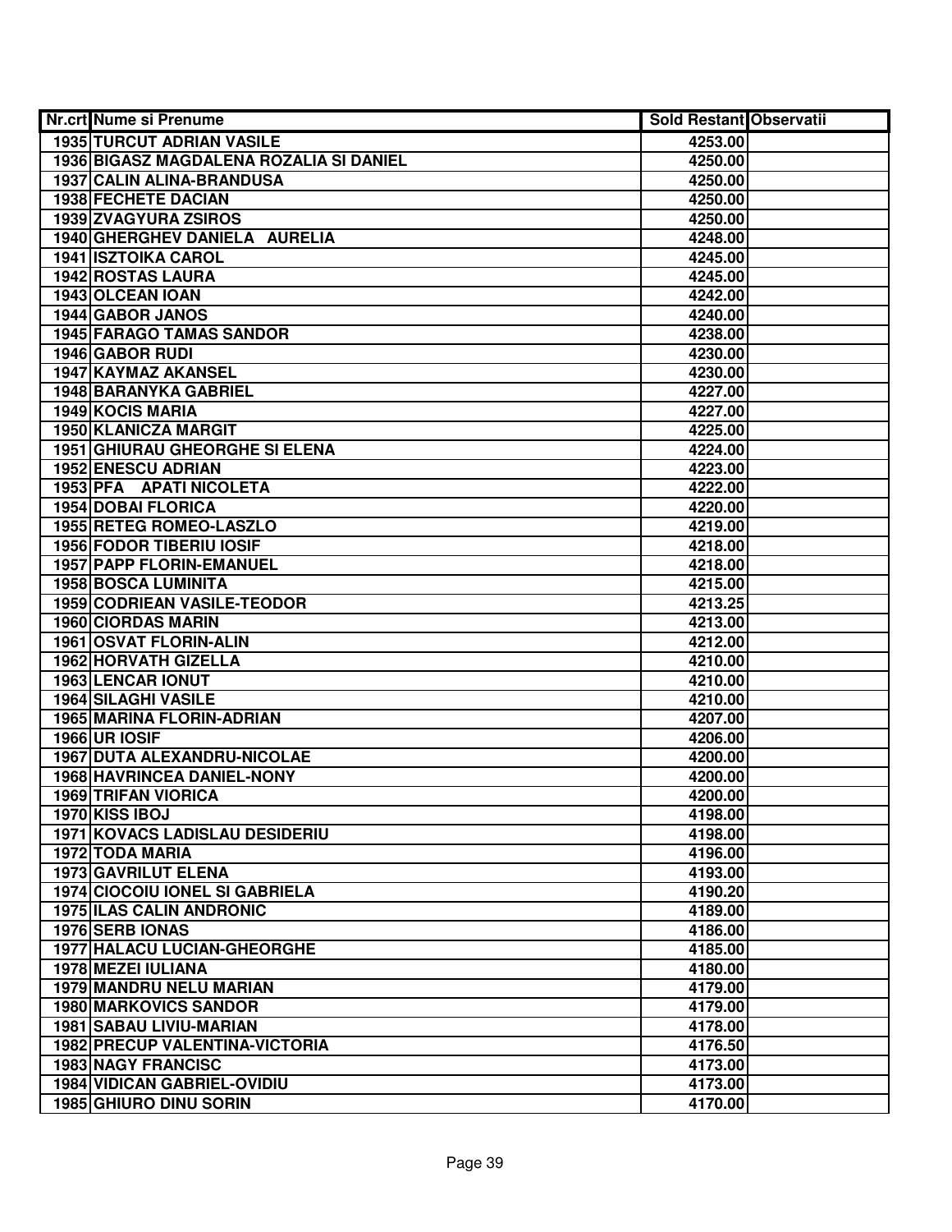| Nr.crt | Nume si Prenume | Sold Restant | Observatii |
|---|---|---|---|
| 1935 | TURCUT ADRIAN VASILE | 4253.00 | |
| 1936 | BIGASZ MAGDALENA ROZALIA SI DANIEL | 4250.00 | |
| 1937 | CALIN ALINA-BRANDUSA | 4250.00 | |
| 1938 | FECHETE DACIAN | 4250.00 | |
| 1939 | ZVAGYURA ZSIROS | 4250.00 | |
| 1940 | GHERGHEV DANIELA AURELIA | 4248.00 | |
| 1941 | ISZTOIKA CAROL | 4245.00 | |
| 1942 | ROSTAS LAURA | 4245.00 | |
| 1943 | OLCEAN IOAN | 4242.00 | |
| 1944 | GABOR JANOS | 4240.00 | |
| 1945 | FARAGO TAMAS SANDOR | 4238.00 | |
| 1946 | GABOR RUDI | 4230.00 | |
| 1947 | KAYMAZ AKANSEL | 4230.00 | |
| 1948 | BARANYKA GABRIEL | 4227.00 | |
| 1949 | KOCIS MARIA | 4227.00 | |
| 1950 | KLANICZA MARGIT | 4225.00 | |
| 1951 | GHIURAU GHEORGHE SI ELENA | 4224.00 | |
| 1952 | ENESCU ADRIAN | 4223.00 | |
| 1953 | PFA APATI NICOLETA | 4222.00 | |
| 1954 | DOBAI FLORICA | 4220.00 | |
| 1955 | RETEG ROMEO-LASZLO | 4219.00 | |
| 1956 | FODOR TIBERIU IOSIF | 4218.00 | |
| 1957 | PAPP FLORIN-EMANUEL | 4218.00 | |
| 1958 | BOSCA LUMINITA | 4215.00 | |
| 1959 | CODRIEAN VASILE-TEODOR | 4213.25 | |
| 1960 | CIORDAS MARIN | 4213.00 | |
| 1961 | OSVAT FLORIN-ALIN | 4212.00 | |
| 1962 | HORVATH GIZELLA | 4210.00 | |
| 1963 | LENCAR IONUT | 4210.00 | |
| 1964 | SILAGHI VASILE | 4210.00 | |
| 1965 | MARINA FLORIN-ADRIAN | 4207.00 | |
| 1966 | UR IOSIF | 4206.00 | |
| 1967 | DUTA ALEXANDRU-NICOLAE | 4200.00 | |
| 1968 | HAVRINCEA DANIEL-NONY | 4200.00 | |
| 1969 | TRIFAN VIORICA | 4200.00 | |
| 1970 | KISS IBOJ | 4198.00 | |
| 1971 | KOVACS LADISLAU DESIDERIU | 4198.00 | |
| 1972 | TODA MARIA | 4196.00 | |
| 1973 | GAVRILUT ELENA | 4193.00 | |
| 1974 | CIOCOIU IONEL SI GABRIELA | 4190.20 | |
| 1975 | ILAS CALIN ANDRONIC | 4189.00 | |
| 1976 | SERB IONAS | 4186.00 | |
| 1977 | HALACU LUCIAN-GHEORGHE | 4185.00 | |
| 1978 | MEZEI IULIANA | 4180.00 | |
| 1979 | MANDRU NELU MARIAN | 4179.00 | |
| 1980 | MARKOVICS SANDOR | 4179.00 | |
| 1981 | SABAU LIVIU-MARIAN | 4178.00 | |
| 1982 | PRECUP VALENTINA-VICTORIA | 4176.50 | |
| 1983 | NAGY FRANCISC | 4173.00 | |
| 1984 | VIDICAN GABRIEL-OVIDIU | 4173.00 | |
| 1985 | GHIURO DINU SORIN | 4170.00 | |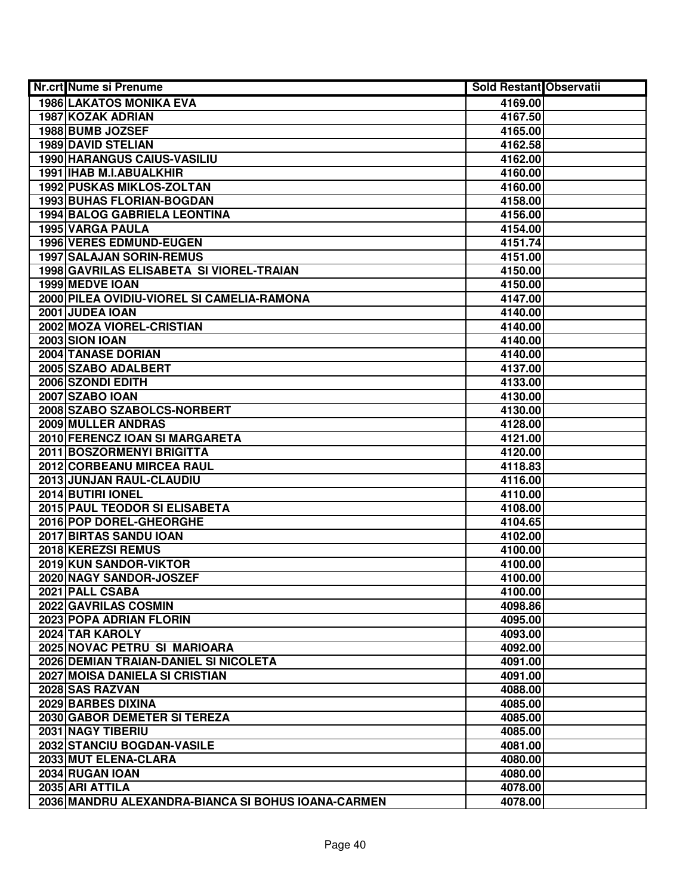| Nr.crt | Nume si Prenume | Sold Restant | Observatii |
|---|---|---|---|
| 1986 | LAKATOS MONIKA EVA | 4169.00 | |
| 1987 | KOZAK ADRIAN | 4167.50 | |
| 1988 | BUMB JOZSEF | 4165.00 | |
| 1989 | DAVID STELIAN | 4162.58 | |
| 1990 | HARANGUS CAIUS-VASILIU | 4162.00 | |
| 1991 | IHAB M.I.ABUALKHIR | 4160.00 | |
| 1992 | PUSKAS MIKLOS-ZOLTAN | 4160.00 | |
| 1993 | BUHAS FLORIAN-BOGDAN | 4158.00 | |
| 1994 | BALOG GABRIELA LEONTINA | 4156.00 | |
| 1995 | VARGA PAULA | 4154.00 | |
| 1996 | VERES EDMUND-EUGEN | 4151.74 | |
| 1997 | SALAJAN SORIN-REMUS | 4151.00 | |
| 1998 | GAVRILAS ELISABETA SI VIOREL-TRAIAN | 4150.00 | |
| 1999 | MEDVE IOAN | 4150.00 | |
| 2000 | PILEA OVIDIU-VIOREL SI CAMELIA-RAMONA | 4147.00 | |
| 2001 | JUDEA IOAN | 4140.00 | |
| 2002 | MOZA VIOREL-CRISTIAN | 4140.00 | |
| 2003 | SION IOAN | 4140.00 | |
| 2004 | TANASE DORIAN | 4140.00 | |
| 2005 | SZABO ADALBERT | 4137.00 | |
| 2006 | SZONDI EDITH | 4133.00 | |
| 2007 | SZABO IOAN | 4130.00 | |
| 2008 | SZABO SZABOLCS-NORBERT | 4130.00 | |
| 2009 | MULLER ANDRAS | 4128.00 | |
| 2010 | FERENCZ IOAN SI MARGARETA | 4121.00 | |
| 2011 | BOSZORMENYI BRIGITTA | 4120.00 | |
| 2012 | CORBEANU MIRCEA RAUL | 4118.83 | |
| 2013 | JUNJAN RAUL-CLAUDIU | 4116.00 | |
| 2014 | BUTIRI IONEL | 4110.00 | |
| 2015 | PAUL TEODOR SI ELISABETA | 4108.00 | |
| 2016 | POP DOREL-GHEORGHE | 4104.65 | |
| 2017 | BIRTAS SANDU IOAN | 4102.00 | |
| 2018 | KEREZSI REMUS | 4100.00 | |
| 2019 | KUN SANDOR-VIKTOR | 4100.00 | |
| 2020 | NAGY SANDOR-JOSZEF | 4100.00 | |
| 2021 | PALL CSABA | 4100.00 | |
| 2022 | GAVRILAS COSMIN | 4098.86 | |
| 2023 | POPA ADRIAN FLORIN | 4095.00 | |
| 2024 | TAR KAROLY | 4093.00 | |
| 2025 | NOVAC PETRU SI MARIOARA | 4092.00 | |
| 2026 | DEMIAN TRAIAN-DANIEL SI NICOLETA | 4091.00 | |
| 2027 | MOISA DANIELA SI CRISTIAN | 4091.00 | |
| 2028 | SAS RAZVAN | 4088.00 | |
| 2029 | BARBES DIXINA | 4085.00 | |
| 2030 | GABOR DEMETER SI TEREZA | 4085.00 | |
| 2031 | NAGY TIBERIU | 4085.00 | |
| 2032 | STANCIU BOGDAN-VASILE | 4081.00 | |
| 2033 | MUT ELENA-CLARA | 4080.00 | |
| 2034 | RUGAN IOAN | 4080.00 | |
| 2035 | ARI ATTILA | 4078.00 | |
| 2036 | MANDRU ALEXANDRA-BIANCA SI BOHUS IOANA-CARMEN | 4078.00 | |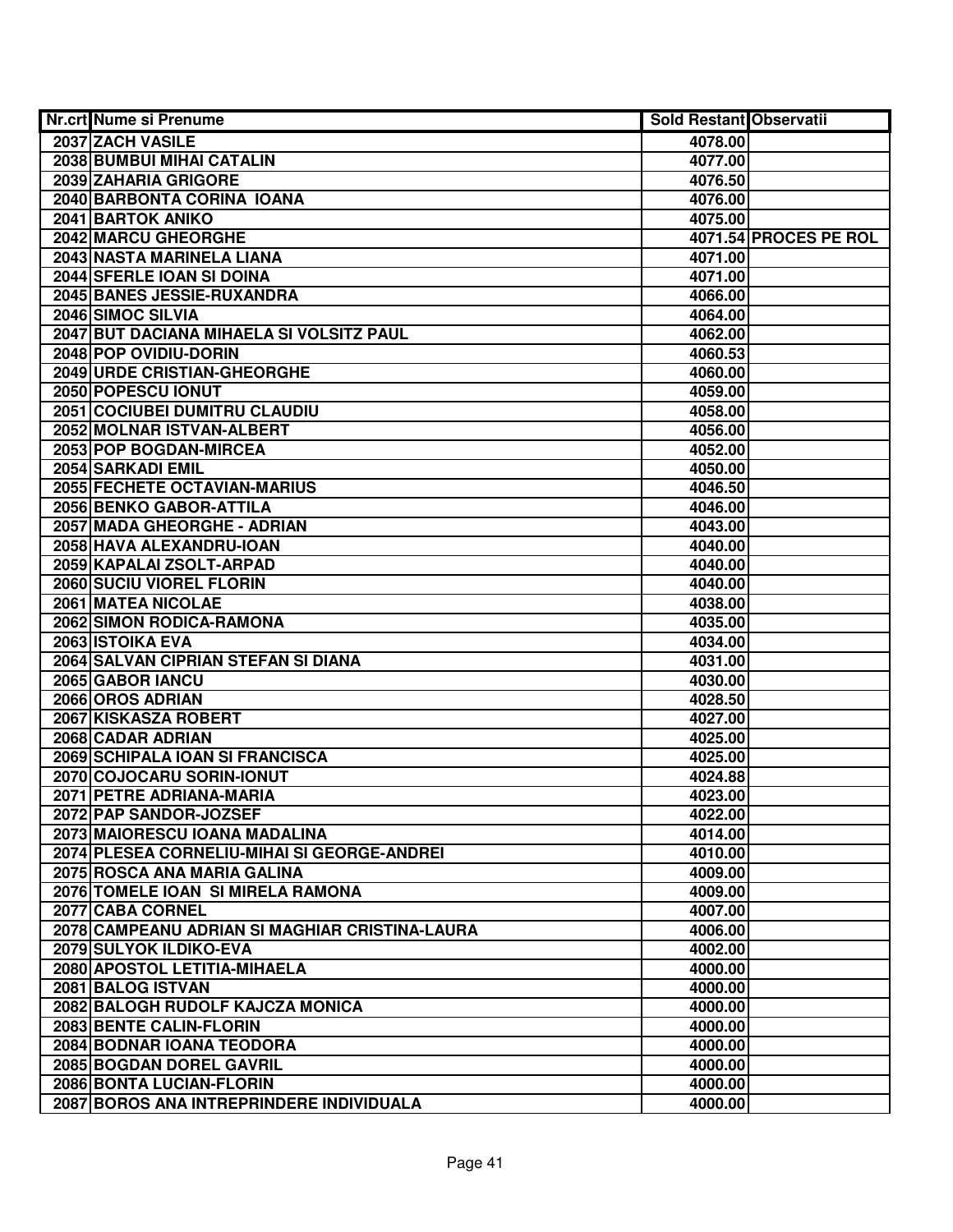| Nr.crt | Nume si Prenume | Sold Restant | Observatii |
|---|---|---|---|
| 2037 | ZACH VASILE | 4078.00 | |
| 2038 | BUMBUI MIHAI CATALIN | 4077.00 | |
| 2039 | ZAHARIA GRIGORE | 4076.50 | |
| 2040 | BARBONTA CORINA IOANA | 4076.00 | |
| 2041 | BARTOK ANIKO | 4075.00 | |
| 2042 | MARCU GHEORGHE | 4071.54 | PROCES PE ROL |
| 2043 | NASTA MARINELA LIANA | 4071.00 | |
| 2044 | SFERLE IOAN SI DOINA | 4071.00 | |
| 2045 | BANES JESSIE-RUXANDRA | 4066.00 | |
| 2046 | SIMOC SILVIA | 4064.00 | |
| 2047 | BUT DACIANA MIHAELA SI VOLSITZ PAUL | 4062.00 | |
| 2048 | POP OVIDIU-DORIN | 4060.53 | |
| 2049 | URDE CRISTIAN-GHEORGHE | 4060.00 | |
| 2050 | POPESCU IONUT | 4059.00 | |
| 2051 | COCIUBEI DUMITRU CLAUDIU | 4058.00 | |
| 2052 | MOLNAR ISTVAN-ALBERT | 4056.00 | |
| 2053 | POP BOGDAN-MIRCEA | 4052.00 | |
| 2054 | SARKADI EMIL | 4050.00 | |
| 2055 | FECHETE OCTAVIAN-MARIUS | 4046.50 | |
| 2056 | BENKO GABOR-ATTILA | 4046.00 | |
| 2057 | MADA GHEORGHE - ADRIAN | 4043.00 | |
| 2058 | HAVA ALEXANDRU-IOAN | 4040.00 | |
| 2059 | KAPALAI ZSOLT-ARPAD | 4040.00 | |
| 2060 | SUCIU VIOREL FLORIN | 4040.00 | |
| 2061 | MATEA NICOLAE | 4038.00 | |
| 2062 | SIMON RODICA-RAMONA | 4035.00 | |
| 2063 | ISTOIKA EVA | 4034.00 | |
| 2064 | SALVAN CIPRIAN STEFAN SI DIANA | 4031.00 | |
| 2065 | GABOR IANCU | 4030.00 | |
| 2066 | OROS ADRIAN | 4028.50 | |
| 2067 | KISKASZA ROBERT | 4027.00 | |
| 2068 | CADAR ADRIAN | 4025.00 | |
| 2069 | SCHIPALA IOAN SI FRANCISCA | 4025.00 | |
| 2070 | COJOCARU SORIN-IONUT | 4024.88 | |
| 2071 | PETRE ADRIANA-MARIA | 4023.00 | |
| 2072 | PAP SANDOR-JOZSEF | 4022.00 | |
| 2073 | MAIORESCU IOANA MADALINA | 4014.00 | |
| 2074 | PLESEA CORNELIU-MIHAI SI GEORGE-ANDREI | 4010.00 | |
| 2075 | ROSCA ANA MARIA GALINA | 4009.00 | |
| 2076 | TOMELE IOAN SI MIRELA RAMONA | 4009.00 | |
| 2077 | CABA CORNEL | 4007.00 | |
| 2078 | CAMPEANU ADRIAN SI MAGHIAR CRISTINA-LAURA | 4006.00 | |
| 2079 | SULYOK ILDIKO-EVA | 4002.00 | |
| 2080 | APOSTOL LETITIA-MIHAELA | 4000.00 | |
| 2081 | BALOG ISTVAN | 4000.00 | |
| 2082 | BALOGH RUDOLF KAJCZA MONICA | 4000.00 | |
| 2083 | BENTE CALIN-FLORIN | 4000.00 | |
| 2084 | BODNAR IOANA TEODORA | 4000.00 | |
| 2085 | BOGDAN DOREL GAVRIL | 4000.00 | |
| 2086 | BONTA LUCIAN-FLORIN | 4000.00 | |
| 2087 | BOROS ANA INTREPRINDERE INDIVIDUALA | 4000.00 | |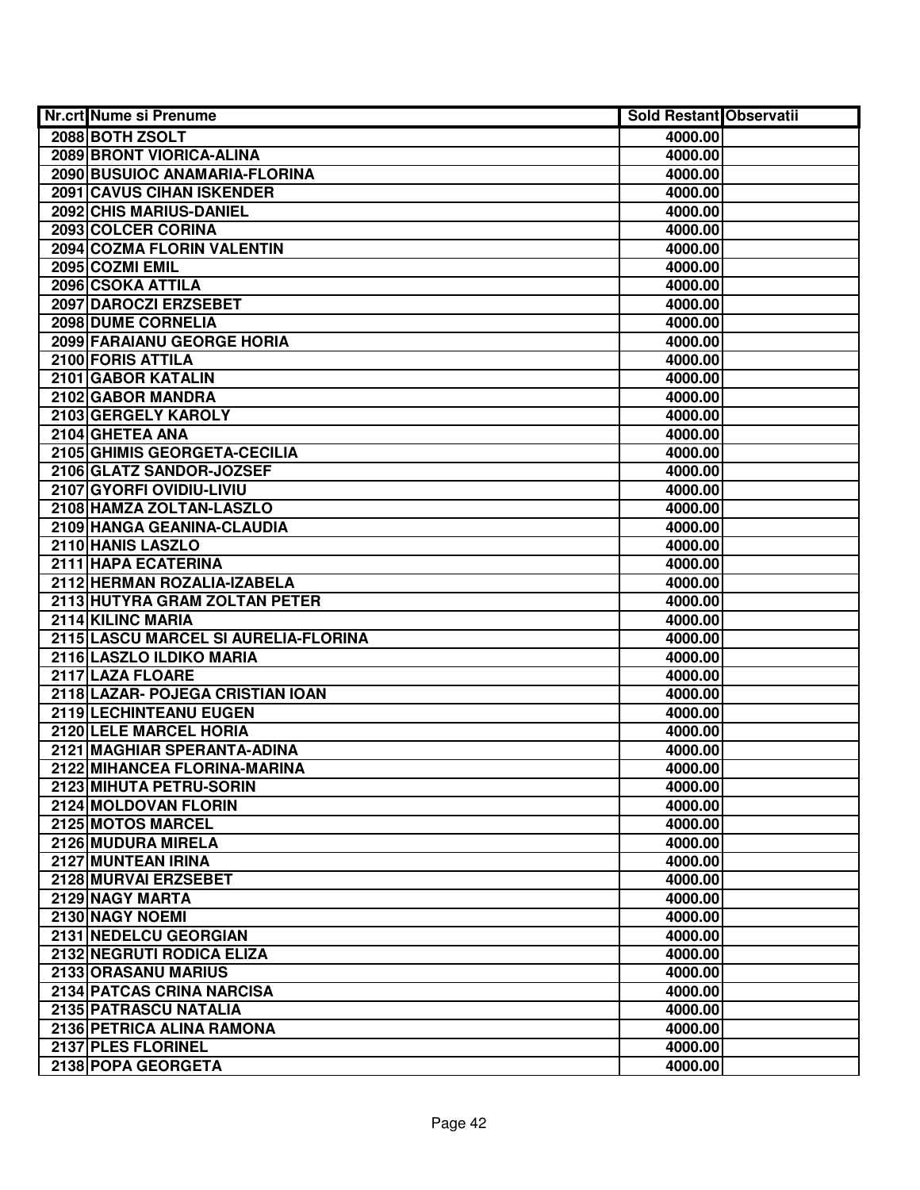| Nr.crt | Nume si Prenume | Sold Restant | Observatii |
| --- | --- | --- | --- |
| 2088 | BOTH ZSOLT | 4000.00 | |
| 2089 | BRONT VIORICA-ALINA | 4000.00 | |
| 2090 | BUSUIOC ANAMARIA-FLORINA | 4000.00 | |
| 2091 | CAVUS CIHAN ISKENDER | 4000.00 | |
| 2092 | CHIS MARIUS-DANIEL | 4000.00 | |
| 2093 | COLCER CORINA | 4000.00 | |
| 2094 | COZMA FLORIN VALENTIN | 4000.00 | |
| 2095 | COZMI EMIL | 4000.00 | |
| 2096 | CSOKA ATTILA | 4000.00 | |
| 2097 | DAROCZI ERZSEBET | 4000.00 | |
| 2098 | DUME CORNELIA | 4000.00 | |
| 2099 | FARAIANU GEORGE HORIA | 4000.00 | |
| 2100 | FORIS ATTILA | 4000.00 | |
| 2101 | GABOR KATALIN | 4000.00 | |
| 2102 | GABOR MANDRA | 4000.00 | |
| 2103 | GERGELY KAROLY | 4000.00 | |
| 2104 | GHETEA ANA | 4000.00 | |
| 2105 | GHIMIS GEORGETA-CECILIA | 4000.00 | |
| 2106 | GLATZ SANDOR-JOZSEF | 4000.00 | |
| 2107 | GYORFI OVIDIU-LIVIU | 4000.00 | |
| 2108 | HAMZA ZOLTAN-LASZLO | 4000.00 | |
| 2109 | HANGA GEANINA-CLAUDIA | 4000.00 | |
| 2110 | HANIS LASZLO | 4000.00 | |
| 2111 | HAPA ECATERINA | 4000.00 | |
| 2112 | HERMAN ROZALIA-IZABELA | 4000.00 | |
| 2113 | HUTYRA GRAM ZOLTAN PETER | 4000.00 | |
| 2114 | KILINC MARIA | 4000.00 | |
| 2115 | LASCU MARCEL SI AURELIA-FLORINA | 4000.00 | |
| 2116 | LASZLO ILDIKO MARIA | 4000.00 | |
| 2117 | LAZA FLOARE | 4000.00 | |
| 2118 | LAZAR- POJEGA CRISTIAN IOAN | 4000.00 | |
| 2119 | LECHINTEANU EUGEN | 4000.00 | |
| 2120 | LELE MARCEL HORIA | 4000.00 | |
| 2121 | MAGHIAR SPERANTA-ADINA | 4000.00 | |
| 2122 | MIHANCEA FLORINA-MARINA | 4000.00 | |
| 2123 | MIHUTA PETRU-SORIN | 4000.00 | |
| 2124 | MOLDOVAN FLORIN | 4000.00 | |
| 2125 | MOTOS MARCEL | 4000.00 | |
| 2126 | MUDURA MIRELA | 4000.00 | |
| 2127 | MUNTEAN IRINA | 4000.00 | |
| 2128 | MURVAI ERZSEBET | 4000.00 | |
| 2129 | NAGY MARTA | 4000.00 | |
| 2130 | NAGY NOEMI | 4000.00 | |
| 2131 | NEDELCU GEORGIAN | 4000.00 | |
| 2132 | NEGRUTI RODICA ELIZA | 4000.00 | |
| 2133 | ORASANU MARIUS | 4000.00 | |
| 2134 | PATCAS CRINA NARCISA | 4000.00 | |
| 2135 | PATRASCU NATALIA | 4000.00 | |
| 2136 | PETRICA ALINA RAMONA | 4000.00 | |
| 2137 | PLES FLORINEL | 4000.00 | |
| 2138 | POPA GEORGETA | 4000.00 | |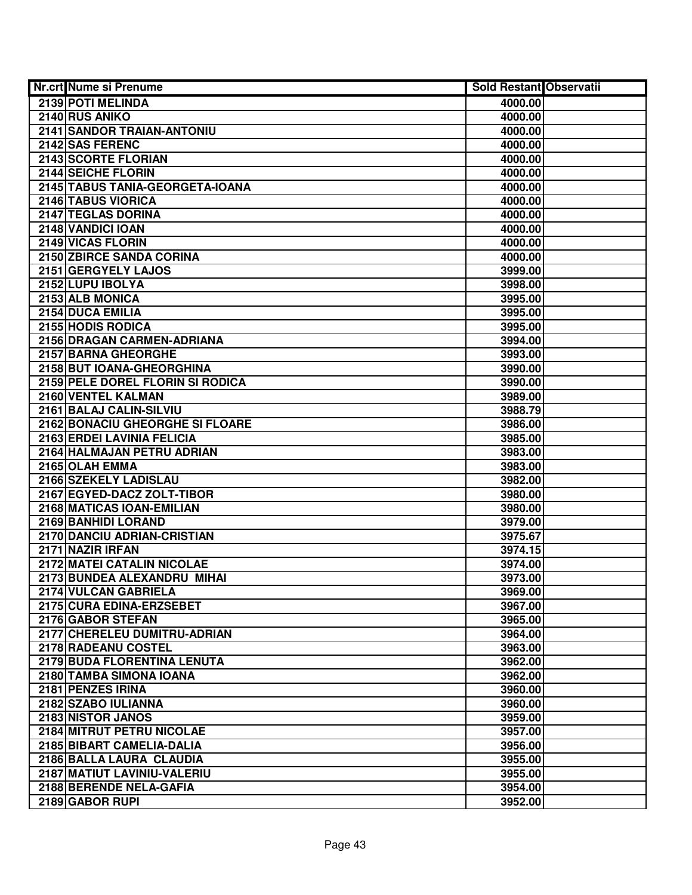| Nr.crt | Nume si Prenume | Sold Restant | Observatii |
|---|---|---|---|
| 2139 | POTI MELINDA | 4000.00 | |
| 2140 | RUS ANIKO | 4000.00 | |
| 2141 | SANDOR TRAIAN-ANTONIU | 4000.00 | |
| 2142 | SAS FERENC | 4000.00 | |
| 2143 | SCORTE FLORIAN | 4000.00 | |
| 2144 | SEICHE FLORIN | 4000.00 | |
| 2145 | TABUS TANIA-GEORGETA-IOANA | 4000.00 | |
| 2146 | TABUS VIORICA | 4000.00 | |
| 2147 | TEGLAS DORINA | 4000.00 | |
| 2148 | VANDICI IOAN | 4000.00 | |
| 2149 | VICAS FLORIN | 4000.00 | |
| 2150 | ZBIRCE SANDA CORINA | 4000.00 | |
| 2151 | GERGYELY LAJOS | 3999.00 | |
| 2152 | LUPU IBOLYA | 3998.00 | |
| 2153 | ALB MONICA | 3995.00 | |
| 2154 | DUCA EMILIA | 3995.00 | |
| 2155 | HODIS RODICA | 3995.00 | |
| 2156 | DRAGAN CARMEN-ADRIANA | 3994.00 | |
| 2157 | BARNA GHEORGHE | 3993.00 | |
| 2158 | BUT IOANA-GHEORGHINA | 3990.00 | |
| 2159 | PELE DOREL FLORIN SI RODICA | 3990.00 | |
| 2160 | VENTEL KALMAN | 3989.00 | |
| 2161 | BALAJ CALIN-SILVIU | 3988.79 | |
| 2162 | BONACIU GHEORGHE SI FLOARE | 3986.00 | |
| 2163 | ERDEI LAVINIA FELICIA | 3985.00 | |
| 2164 | HALMAJAN PETRU ADRIAN | 3983.00 | |
| 2165 | OLAH EMMA | 3983.00 | |
| 2166 | SZEKELY LADISLAU | 3982.00 | |
| 2167 | EGYED-DACZ ZOLT-TIBOR | 3980.00 | |
| 2168 | MATICAS IOAN-EMILIAN | 3980.00 | |
| 2169 | BANHIDI LORAND | 3979.00 | |
| 2170 | DANCIU ADRIAN-CRISTIAN | 3975.67 | |
| 2171 | NAZIR IRFAN | 3974.15 | |
| 2172 | MATEI CATALIN NICOLAE | 3974.00 | |
| 2173 | BUNDEA ALEXANDRU  MIHAI | 3973.00 | |
| 2174 | VULCAN GABRIELA | 3969.00 | |
| 2175 | CURA EDINA-ERZSEBET | 3967.00 | |
| 2176 | GABOR STEFAN | 3965.00 | |
| 2177 | CHERELEU DUMITRU-ADRIAN | 3964.00 | |
| 2178 | RADEANU COSTEL | 3963.00 | |
| 2179 | BUDA FLORENTINA LENUTA | 3962.00 | |
| 2180 | TAMBA SIMONA IOANA | 3962.00 | |
| 2181 | PENZES IRINA | 3960.00 | |
| 2182 | SZABO IULIANNA | 3960.00 | |
| 2183 | NISTOR JANOS | 3959.00 | |
| 2184 | MITRUT PETRU NICOLAE | 3957.00 | |
| 2185 | BIBART CAMELIA-DALIA | 3956.00 | |
| 2186 | BALLA LAURA  CLAUDIA | 3955.00 | |
| 2187 | MATIUT LAVINIU-VALERIU | 3955.00 | |
| 2188 | BERENDE NELA-GAFIA | 3954.00 | |
| 2189 | GABOR RUPI | 3952.00 | |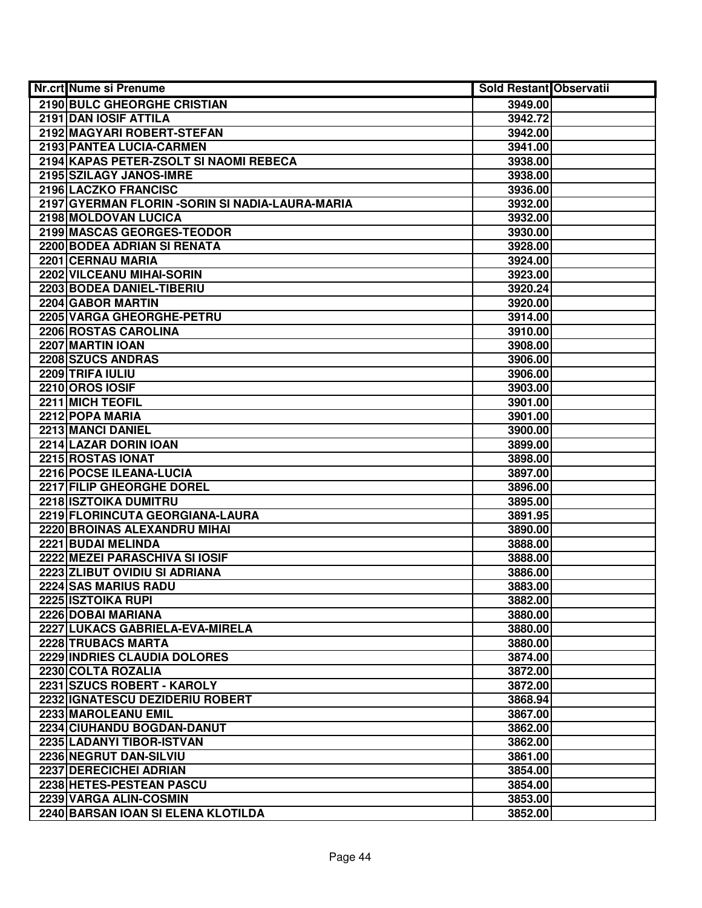| Nr.crt | Nume si Prenume | Sold Restant | Observatii |
|---|---|---|---|
| 2190 | BULC GHEORGHE CRISTIAN | 3949.00 | |
| 2191 | DAN IOSIF ATTILA | 3942.72 | |
| 2192 | MAGYARI ROBERT-STEFAN | 3942.00 | |
| 2193 | PANTEA LUCIA-CARMEN | 3941.00 | |
| 2194 | KAPAS PETER-ZSOLT SI NAOMI REBECA | 3938.00 | |
| 2195 | SZILAGY JANOS-IMRE | 3938.00 | |
| 2196 | LACZKO FRANCISC | 3936.00 | |
| 2197 | GYERMAN FLORIN -SORIN SI NADIA-LAURA-MARIA | 3932.00 | |
| 2198 | MOLDOVAN LUCICA | 3932.00 | |
| 2199 | MASCAS GEORGES-TEODOR | 3930.00 | |
| 2200 | BODEA ADRIAN SI RENATA | 3928.00 | |
| 2201 | CERNAU MARIA | 3924.00 | |
| 2202 | VILCEANU MIHAI-SORIN | 3923.00 | |
| 2203 | BODEA DANIEL-TIBERIU | 3920.24 | |
| 2204 | GABOR MARTIN | 3920.00 | |
| 2205 | VARGA GHEORGHE-PETRU | 3914.00 | |
| 2206 | ROSTAS CAROLINA | 3910.00 | |
| 2207 | MARTIN IOAN | 3908.00 | |
| 2208 | SZUCS ANDRAS | 3906.00 | |
| 2209 | TRIFA IULIU | 3906.00 | |
| 2210 | OROS IOSIF | 3903.00 | |
| 2211 | MICH TEOFIL | 3901.00 | |
| 2212 | POPA MARIA | 3901.00 | |
| 2213 | MANCI DANIEL | 3900.00 | |
| 2214 | LAZAR DORIN IOAN | 3899.00 | |
| 2215 | ROSTAS IONAT | 3898.00 | |
| 2216 | POCSE ILEANA-LUCIA | 3897.00 | |
| 2217 | FILIP GHEORGHE DOREL | 3896.00 | |
| 2218 | ISZTOIKA DUMITRU | 3895.00 | |
| 2219 | FLORINCUTA GEORGIANA-LAURA | 3891.95 | |
| 2220 | BROINAS ALEXANDRU MIHAI | 3890.00 | |
| 2221 | BUDAI MELINDA | 3888.00 | |
| 2222 | MEZEI PARASCHIVA SI IOSIF | 3888.00 | |
| 2223 | ZLIBUT OVIDIU SI ADRIANA | 3886.00 | |
| 2224 | SAS MARIUS RADU | 3883.00 | |
| 2225 | ISZTOIKA RUPI | 3882.00 | |
| 2226 | DOBAI MARIANA | 3880.00 | |
| 2227 | LUKACS GABRIELA-EVA-MIRELA | 3880.00 | |
| 2228 | TRUBACS MARTA | 3880.00 | |
| 2229 | INDRIES CLAUDIA DOLORES | 3874.00 | |
| 2230 | COLTA ROZALIA | 3872.00 | |
| 2231 | SZUCS ROBERT - KAROLY | 3872.00 | |
| 2232 | IGNATESCU DEZIDERIU ROBERT | 3868.94 | |
| 2233 | MAROLEANU EMIL | 3867.00 | |
| 2234 | CIUHANDU BOGDAN-DANUT | 3862.00 | |
| 2235 | LADANYI TIBOR-ISTVAN | 3862.00 | |
| 2236 | NEGRUT DAN-SILVIU | 3861.00 | |
| 2237 | DERECICHEI ADRIAN | 3854.00 | |
| 2238 | HETES-PESTEAN PASCU | 3854.00 | |
| 2239 | VARGA ALIN-COSMIN | 3853.00 | |
| 2240 | BARSAN IOAN SI ELENA KLOTILDA | 3852.00 | |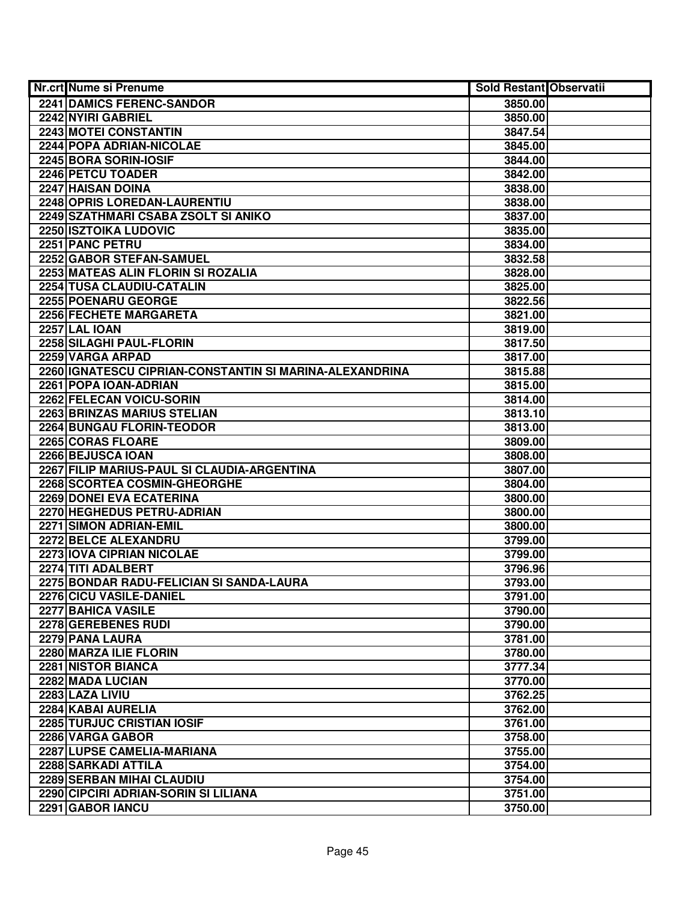| Nr.crt | Nume si Prenume | Sold Restant | Observatii |
|---|---|---|---|
| 2241 | DAMICS FERENC-SANDOR | 3850.00 | |
| 2242 | NYIRI GABRIEL | 3850.00 | |
| 2243 | MOTEI CONSTANTIN | 3847.54 | |
| 2244 | POPA ADRIAN-NICOLAE | 3845.00 | |
| 2245 | BORA SORIN-IOSIF | 3844.00 | |
| 2246 | PETCU TOADER | 3842.00 | |
| 2247 | HAISAN DOINA | 3838.00 | |
| 2248 | OPRIS LOREDAN-LAURENTIU | 3838.00 | |
| 2249 | SZATHMARI CSABA ZSOLT SI ANIKO | 3837.00 | |
| 2250 | ISZTOIKA LUDOVIC | 3835.00 | |
| 2251 | PANC PETRU | 3834.00 | |
| 2252 | GABOR STEFAN-SAMUEL | 3832.58 | |
| 2253 | MATEAS ALIN FLORIN SI ROZALIA | 3828.00 | |
| 2254 | TUSA CLAUDIU-CATALIN | 3825.00 | |
| 2255 | POENARU GEORGE | 3822.56 | |
| 2256 | FECHETE MARGARETA | 3821.00 | |
| 2257 | LAL IOAN | 3819.00 | |
| 2258 | SILAGHI PAUL-FLORIN | 3817.50 | |
| 2259 | VARGA ARPAD | 3817.00 | |
| 2260 | IGNATESCU CIPRIAN-CONSTANTIN SI MARINA-ALEXANDRINA | 3815.88 | |
| 2261 | POPA IOAN-ADRIAN | 3815.00 | |
| 2262 | FELECAN VOICU-SORIN | 3814.00 | |
| 2263 | BRINZAS MARIUS STELIAN | 3813.10 | |
| 2264 | BUNGAU FLORIN-TEODOR | 3813.00 | |
| 2265 | CORAS FLOARE | 3809.00 | |
| 2266 | BEJUSCA IOAN | 3808.00 | |
| 2267 | FILIP MARIUS-PAUL SI CLAUDIA-ARGENTINA | 3807.00 | |
| 2268 | SCORTEA COSMIN-GHEORGHE | 3804.00 | |
| 2269 | DONEI EVA ECATERINA | 3800.00 | |
| 2270 | HEGHEDUS PETRU-ADRIAN | 3800.00 | |
| 2271 | SIMON ADRIAN-EMIL | 3800.00 | |
| 2272 | BELCE ALEXANDRU | 3799.00 | |
| 2273 | IOVA CIPRIAN NICOLAE | 3799.00 | |
| 2274 | TITI ADALBERT | 3796.96 | |
| 2275 | BONDAR RADU-FELICIAN SI SANDA-LAURA | 3793.00 | |
| 2276 | CICU VASILE-DANIEL | 3791.00 | |
| 2277 | BAHICA VASILE | 3790.00 | |
| 2278 | GEREBENES RUDI | 3790.00 | |
| 2279 | PANA LAURA | 3781.00 | |
| 2280 | MARZA ILIE FLORIN | 3780.00 | |
| 2281 | NISTOR BIANCA | 3777.34 | |
| 2282 | MADA LUCIAN | 3770.00 | |
| 2283 | LAZA LIVIU | 3762.25 | |
| 2284 | KABAI AURELIA | 3762.00 | |
| 2285 | TURJUC CRISTIAN IOSIF | 3761.00 | |
| 2286 | VARGA GABOR | 3758.00 | |
| 2287 | LUPSE CAMELIA-MARIANA | 3755.00 | |
| 2288 | SARKADI ATTILA | 3754.00 | |
| 2289 | SERBAN MIHAI CLAUDIU | 3754.00 | |
| 2290 | CIPCIRI ADRIAN-SORIN SI LILIANA | 3751.00 | |
| 2291 | GABOR IANCU | 3750.00 | |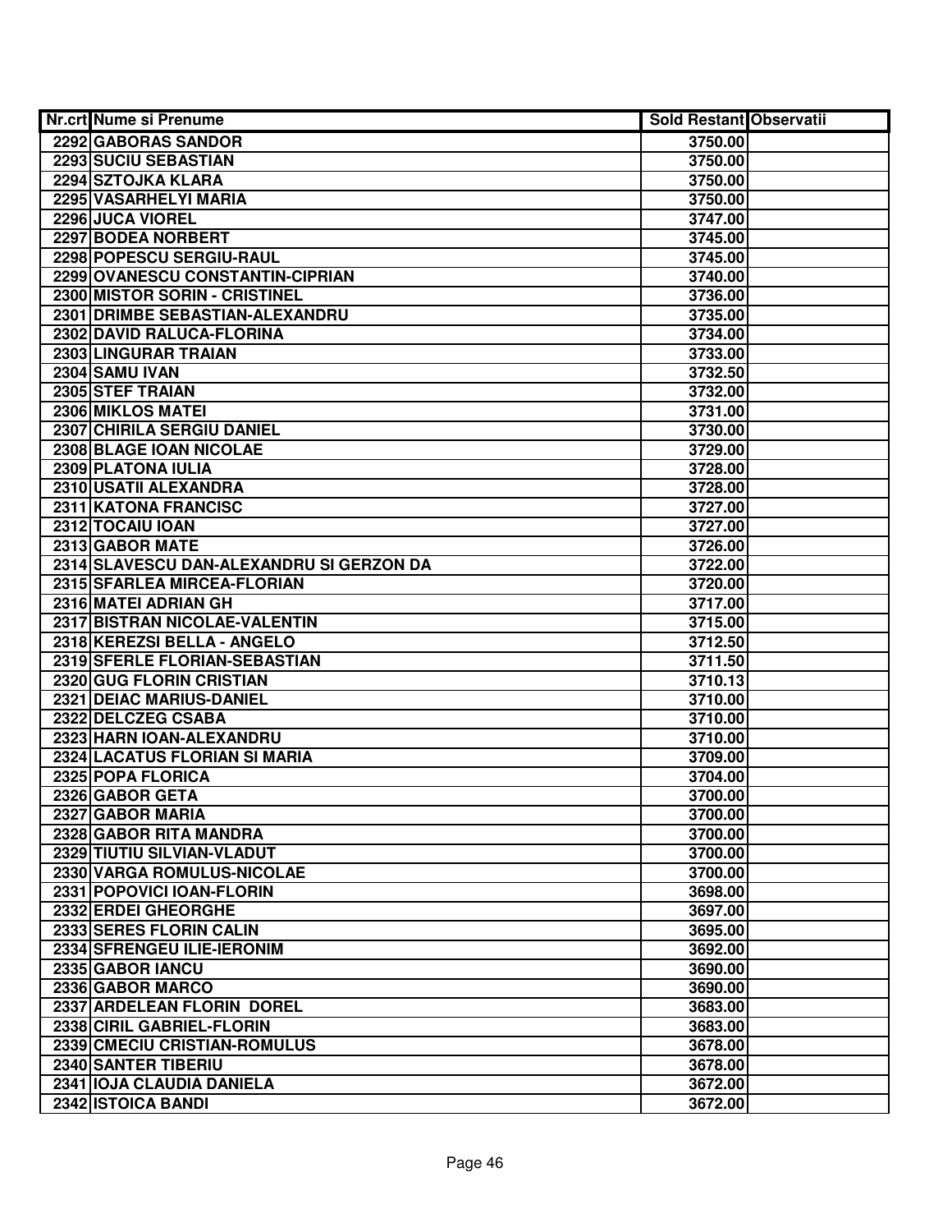| Nr.crt | Nume si Prenume | Sold Restant | Observatii |
|---|---|---|---|
| 2292 | GABORAS SANDOR | 3750.00 | |
| 2293 | SUCIU SEBASTIAN | 3750.00 | |
| 2294 | SZTOJKA KLARA | 3750.00 | |
| 2295 | VASARHELYI MARIA | 3750.00 | |
| 2296 | JUCA VIOREL | 3747.00 | |
| 2297 | BODEA NORBERT | 3745.00 | |
| 2298 | POPESCU SERGIU-RAUL | 3745.00 | |
| 2299 | OVANESCU CONSTANTIN-CIPRIAN | 3740.00 | |
| 2300 | MISTOR SORIN - CRISTINEL | 3736.00 | |
| 2301 | DRIMBE SEBASTIAN-ALEXANDRU | 3735.00 | |
| 2302 | DAVID RALUCA-FLORINA | 3734.00 | |
| 2303 | LINGURAR TRAIAN | 3733.00 | |
| 2304 | SAMU IVAN | 3732.50 | |
| 2305 | STEF TRAIAN | 3732.00 | |
| 2306 | MIKLOS MATEI | 3731.00 | |
| 2307 | CHIRILA SERGIU DANIEL | 3730.00 | |
| 2308 | BLAGE IOAN NICOLAE | 3729.00 | |
| 2309 | PLATONA IULIA | 3728.00 | |
| 2310 | USATII ALEXANDRA | 3728.00 | |
| 2311 | KATONA FRANCISC | 3727.00 | |
| 2312 | TOCAIU IOAN | 3727.00 | |
| 2313 | GABOR MATE | 3726.00 | |
| 2314 | SLAVESCU DAN-ALEXANDRU SI GERZON DA | 3722.00 | |
| 2315 | SFARLEA MIRCEA-FLORIAN | 3720.00 | |
| 2316 | MATEI ADRIAN GH | 3717.00 | |
| 2317 | BISTRAN NICOLAE-VALENTIN | 3715.00 | |
| 2318 | KEREZSI BELLA - ANGELO | 3712.50 | |
| 2319 | SFERLE FLORIAN-SEBASTIAN | 3711.50 | |
| 2320 | GUG FLORIN CRISTIAN | 3710.13 | |
| 2321 | DEIAC MARIUS-DANIEL | 3710.00 | |
| 2322 | DELCZEG CSABA | 3710.00 | |
| 2323 | HARN IOAN-ALEXANDRU | 3710.00 | |
| 2324 | LACATUS FLORIAN SI MARIA | 3709.00 | |
| 2325 | POPA FLORICA | 3704.00 | |
| 2326 | GABOR GETA | 3700.00 | |
| 2327 | GABOR MARIA | 3700.00 | |
| 2328 | GABOR RITA MANDRA | 3700.00 | |
| 2329 | TIUTIU SILVIAN-VLADUT | 3700.00 | |
| 2330 | VARGA ROMULUS-NICOLAE | 3700.00 | |
| 2331 | POPOVICI IOAN-FLORIN | 3698.00 | |
| 2332 | ERDEI GHEORGHE | 3697.00 | |
| 2333 | SERES FLORIN CALIN | 3695.00 | |
| 2334 | SFRENGEU ILIE-IERONIM | 3692.00 | |
| 2335 | GABOR IANCU | 3690.00 | |
| 2336 | GABOR MARCO | 3690.00 | |
| 2337 | ARDELEAN FLORIN  DOREL | 3683.00 | |
| 2338 | CIRIL GABRIEL-FLORIN | 3683.00 | |
| 2339 | CMECIU CRISTIAN-ROMULUS | 3678.00 | |
| 2340 | SANTER TIBERIU | 3678.00 | |
| 2341 | IOJA CLAUDIA DANIELA | 3672.00 | |
| 2342 | ISTOICA BANDI | 3672.00 | |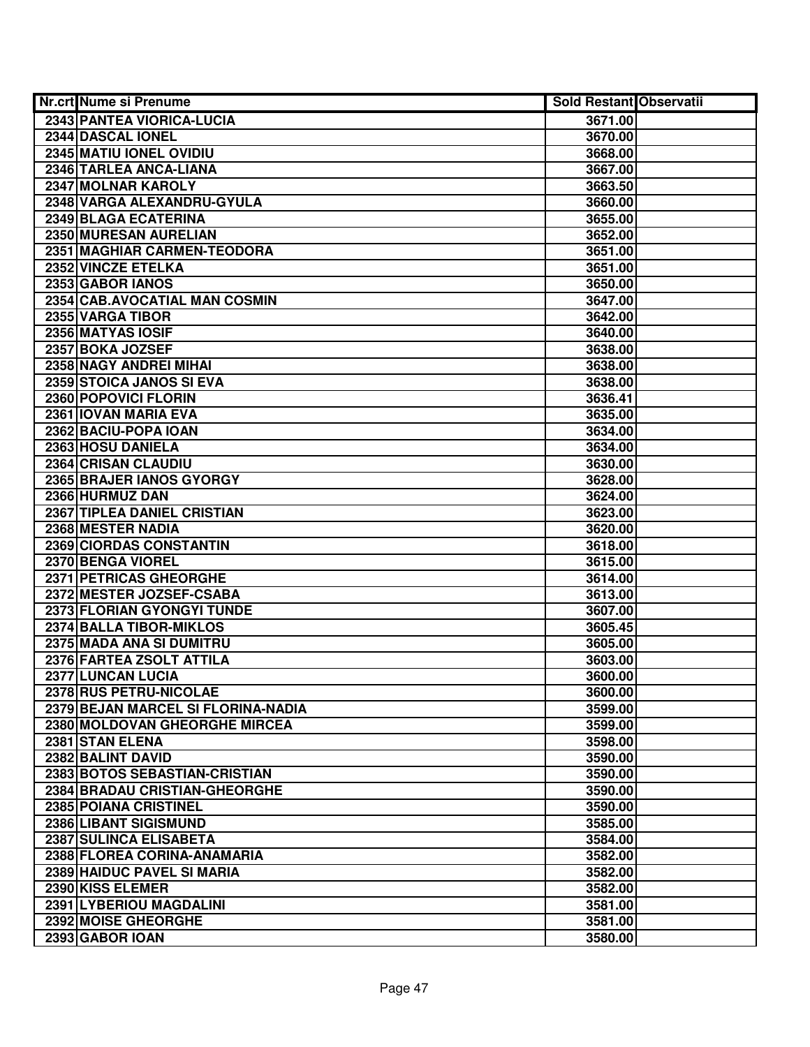| Nr.crt | Nume si Prenume | Sold Restant | Observatii |
|---|---|---|---|
| 2343 | PANTEA VIORICA-LUCIA | 3671.00 | |
| 2344 | DASCAL IONEL | 3670.00 | |
| 2345 | MATIU IONEL OVIDIU | 3668.00 | |
| 2346 | TARLEA ANCA-LIANA | 3667.00 | |
| 2347 | MOLNAR KAROLY | 3663.50 | |
| 2348 | VARGA ALEXANDRU-GYULA | 3660.00 | |
| 2349 | BLAGA ECATERINA | 3655.00 | |
| 2350 | MURESAN AURELIAN | 3652.00 | |
| 2351 | MAGHIAR CARMEN-TEODORA | 3651.00 | |
| 2352 | VINCZE ETELKA | 3651.00 | |
| 2353 | GABOR IANOS | 3650.00 | |
| 2354 | CAB.AVOCATIAL MAN COSMIN | 3647.00 | |
| 2355 | VARGA TIBOR | 3642.00 | |
| 2356 | MATYAS IOSIF | 3640.00 | |
| 2357 | BOKA JOZSEF | 3638.00 | |
| 2358 | NAGY ANDREI MIHAI | 3638.00 | |
| 2359 | STOICA JANOS SI EVA | 3638.00 | |
| 2360 | POPOVICI FLORIN | 3636.41 | |
| 2361 | IOVAN MARIA EVA | 3635.00 | |
| 2362 | BACIU-POPA IOAN | 3634.00 | |
| 2363 | HOSU DANIELA | 3634.00 | |
| 2364 | CRISAN CLAUDIU | 3630.00 | |
| 2365 | BRAJER IANOS GYORGY | 3628.00 | |
| 2366 | HURMUZ DAN | 3624.00 | |
| 2367 | TIPLEA DANIEL CRISTIAN | 3623.00 | |
| 2368 | MESTER NADIA | 3620.00 | |
| 2369 | CIORDAS CONSTANTIN | 3618.00 | |
| 2370 | BENGA VIOREL | 3615.00 | |
| 2371 | PETRICAS GHEORGHE | 3614.00 | |
| 2372 | MESTER JOZSEF-CSABA | 3613.00 | |
| 2373 | FLORIAN GYONGYI TUNDE | 3607.00 | |
| 2374 | BALLA TIBOR-MIKLOS | 3605.45 | |
| 2375 | MADA ANA SI DUMITRU | 3605.00 | |
| 2376 | FARTEA ZSOLT ATTILA | 3603.00 | |
| 2377 | LUNCAN LUCIA | 3600.00 | |
| 2378 | RUS PETRU-NICOLAE | 3600.00 | |
| 2379 | BEJAN MARCEL SI FLORINA-NADIA | 3599.00 | |
| 2380 | MOLDOVAN GHEORGHE MIRCEA | 3599.00 | |
| 2381 | STAN ELENA | 3598.00 | |
| 2382 | BALINT DAVID | 3590.00 | |
| 2383 | BOTOS SEBASTIAN-CRISTIAN | 3590.00 | |
| 2384 | BRADAU CRISTIAN-GHEORGHE | 3590.00 | |
| 2385 | POIANA CRISTINEL | 3590.00 | |
| 2386 | LIBANT SIGISMUND | 3585.00 | |
| 2387 | SULINCA ELISABETA | 3584.00 | |
| 2388 | FLOREA CORINA-ANAMARIA | 3582.00 | |
| 2389 | HAIDUC PAVEL SI MARIA | 3582.00 | |
| 2390 | KISS ELEMER | 3582.00 | |
| 2391 | LYBERIOU MAGDALINI | 3581.00 | |
| 2392 | MOISE GHEORGHE | 3581.00 | |
| 2393 | GABOR IOAN | 3580.00 | |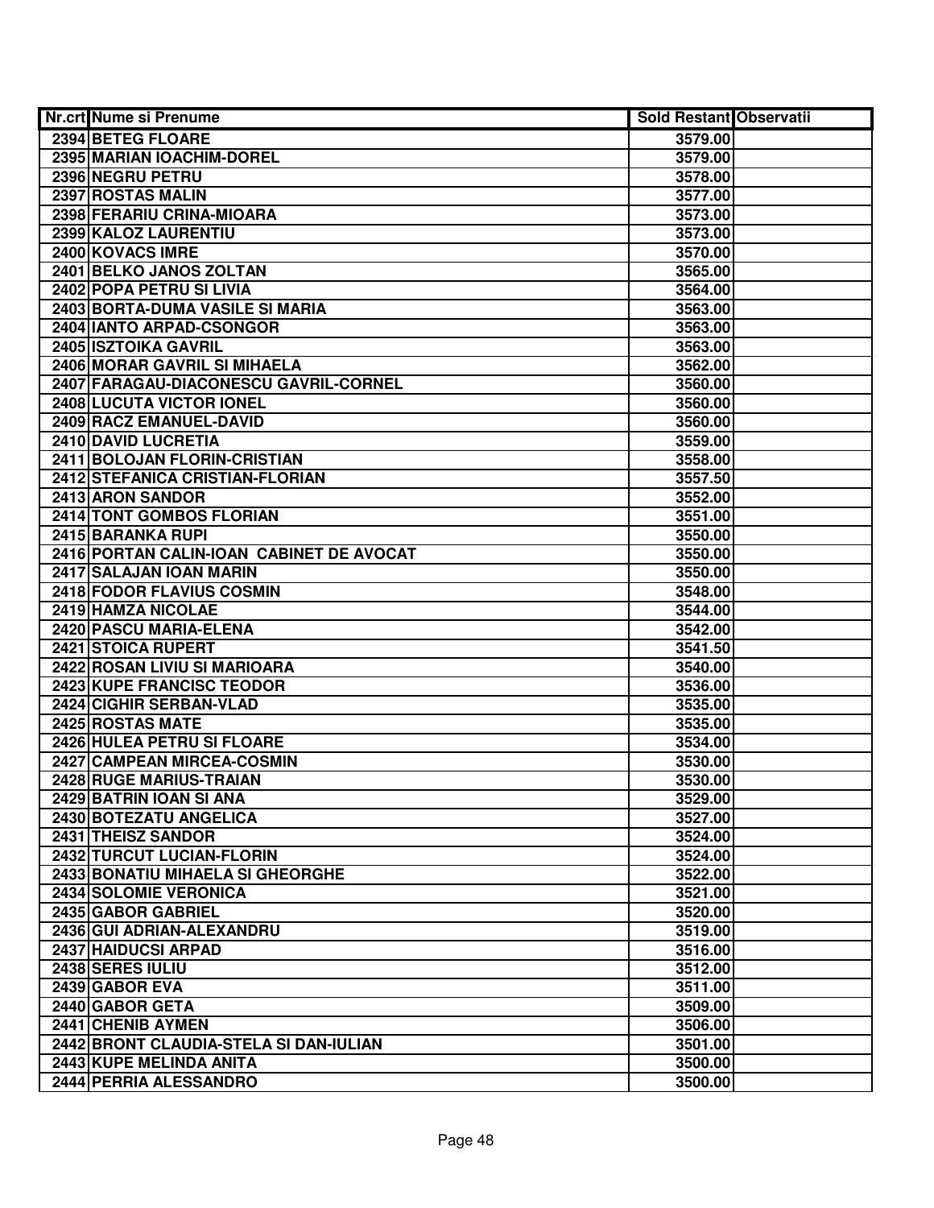| Nr.crt | Nume si Prenume | Sold Restant | Observatii |
|---|---|---|---|
| 2394 | BETEG FLOARE | 3579.00 | |
| 2395 | MARIAN IOACHIM-DOREL | 3579.00 | |
| 2396 | NEGRU PETRU | 3578.00 | |
| 2397 | ROSTAS MALIN | 3577.00 | |
| 2398 | FERARIU CRINA-MIOARA | 3573.00 | |
| 2399 | KALOZ LAURENTIU | 3573.00 | |
| 2400 | KOVACS IMRE | 3570.00 | |
| 2401 | BELKO JANOS ZOLTAN | 3565.00 | |
| 2402 | POPA PETRU SI LIVIA | 3564.00 | |
| 2403 | BORTA-DUMA VASILE SI MARIA | 3563.00 | |
| 2404 | IANTO ARPAD-CSONGOR | 3563.00 | |
| 2405 | ISZTOIKA GAVRIL | 3563.00 | |
| 2406 | MORAR GAVRIL SI MIHAELA | 3562.00 | |
| 2407 | FARAGAU-DIACONESCU GAVRIL-CORNEL | 3560.00 | |
| 2408 | LUCUTA VICTOR IONEL | 3560.00 | |
| 2409 | RACZ EMANUEL-DAVID | 3560.00 | |
| 2410 | DAVID LUCRETIA | 3559.00 | |
| 2411 | BOLOJAN FLORIN-CRISTIAN | 3558.00 | |
| 2412 | STEFANICA CRISTIAN-FLORIAN | 3557.50 | |
| 2413 | ARON SANDOR | 3552.00 | |
| 2414 | TONT GOMBOS FLORIAN | 3551.00 | |
| 2415 | BARANKA RUPI | 3550.00 | |
| 2416 | PORTAN CALIN-IOAN CABINET DE AVOCAT | 3550.00 | |
| 2417 | SALAJAN IOAN MARIN | 3550.00 | |
| 2418 | FODOR FLAVIUS COSMIN | 3548.00 | |
| 2419 | HAMZA NICOLAE | 3544.00 | |
| 2420 | PASCU MARIA-ELENA | 3542.00 | |
| 2421 | STOICA RUPERT | 3541.50 | |
| 2422 | ROSAN LIVIU SI MARIOARA | 3540.00 | |
| 2423 | KUPE FRANCISC TEODOR | 3536.00 | |
| 2424 | CIGHIR SERBAN-VLAD | 3535.00 | |
| 2425 | ROSTAS MATE | 3535.00 | |
| 2426 | HULEA PETRU SI FLOARE | 3534.00 | |
| 2427 | CAMPEAN MIRCEA-COSMIN | 3530.00 | |
| 2428 | RUGE MARIUS-TRAIAN | 3530.00 | |
| 2429 | BATRIN IOAN SI ANA | 3529.00 | |
| 2430 | BOTEZATU ANGELICA | 3527.00 | |
| 2431 | THEISZ SANDOR | 3524.00 | |
| 2432 | TURCUT LUCIAN-FLORIN | 3524.00 | |
| 2433 | BONATIU MIHAELA SI GHEORGHE | 3522.00 | |
| 2434 | SOLOMIE VERONICA | 3521.00 | |
| 2435 | GABOR GABRIEL | 3520.00 | |
| 2436 | GUI ADRIAN-ALEXANDRU | 3519.00 | |
| 2437 | HAIDUCSI ARPAD | 3516.00 | |
| 2438 | SERES IULIU | 3512.00 | |
| 2439 | GABOR EVA | 3511.00 | |
| 2440 | GABOR GETA | 3509.00 | |
| 2441 | CHENIB AYMEN | 3506.00 | |
| 2442 | BRONT CLAUDIA-STELA SI DAN-IULIAN | 3501.00 | |
| 2443 | KUPE MELINDA ANITA | 3500.00 | |
| 2444 | PERRIA ALESSANDRO | 3500.00 | |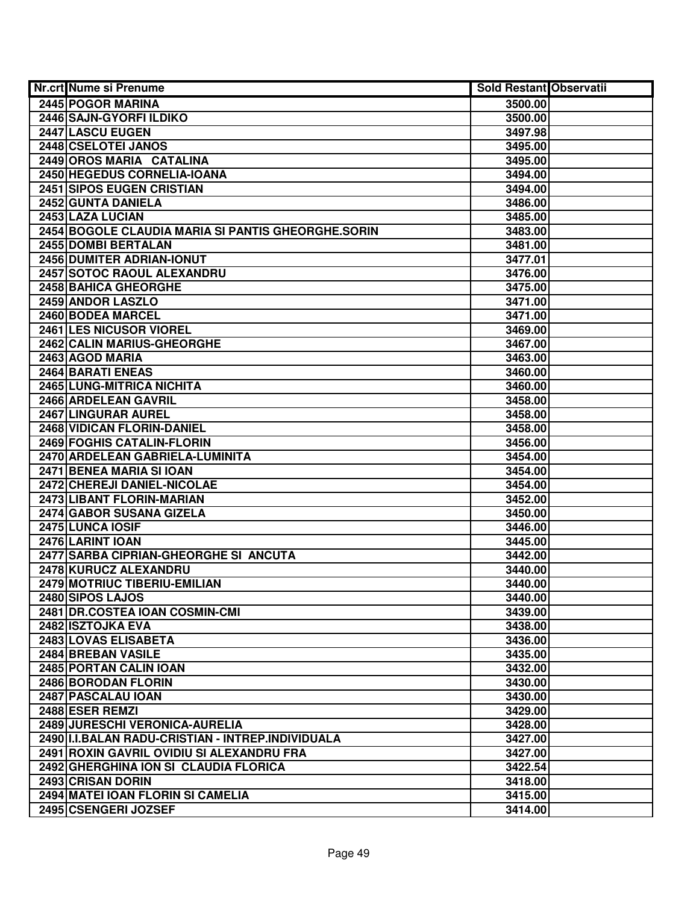| Nr.crt | Nume si Prenume | Sold Restant | Observatii |
|---|---|---|---|
| 2445 | POGOR MARINA | 3500.00 | |
| 2446 | SAJN-GYORFI ILDIKO | 3500.00 | |
| 2447 | LASCU EUGEN | 3497.98 | |
| 2448 | CSELOTEI JANOS | 3495.00 | |
| 2449 | OROS MARIA   CATALINA | 3495.00 | |
| 2450 | HEGEDUS CORNELIA-IOANA | 3494.00 | |
| 2451 | SIPOS EUGEN CRISTIAN | 3494.00 | |
| 2452 | GUNTA DANIELA | 3486.00 | |
| 2453 | LAZA LUCIAN | 3485.00 | |
| 2454 | BOGOLE CLAUDIA MARIA SI PANTIS GHEORGHE.SORIN | 3483.00 | |
| 2455 | DOMBI BERTALAN | 3481.00 | |
| 2456 | DUMITER ADRIAN-IONUT | 3477.01 | |
| 2457 | SOTOC RAOUL ALEXANDRU | 3476.00 | |
| 2458 | BAHICA GHEORGHE | 3475.00 | |
| 2459 | ANDOR LASZLO | 3471.00 | |
| 2460 | BODEA MARCEL | 3471.00 | |
| 2461 | LES NICUSOR VIOREL | 3469.00 | |
| 2462 | CALIN MARIUS-GHEORGHE | 3467.00 | |
| 2463 | AGOD MARIA | 3463.00 | |
| 2464 | BARATI ENEAS | 3460.00 | |
| 2465 | LUNG-MITRICA NICHITA | 3460.00 | |
| 2466 | ARDELEAN GAVRIL | 3458.00 | |
| 2467 | LINGURAR AUREL | 3458.00 | |
| 2468 | VIDICAN FLORIN-DANIEL | 3458.00 | |
| 2469 | FOGHIS CATALIN-FLORIN | 3456.00 | |
| 2470 | ARDELEAN GABRIELA-LUMINITA | 3454.00 | |
| 2471 | BENEA MARIA SI IOAN | 3454.00 | |
| 2472 | CHEREJI DANIEL-NICOLAE | 3454.00 | |
| 2473 | LIBANT FLORIN-MARIAN | 3452.00 | |
| 2474 | GABOR SUSANA GIZELA | 3450.00 | |
| 2475 | LUNCA IOSIF | 3446.00 | |
| 2476 | LARINT IOAN | 3445.00 | |
| 2477 | SARBA CIPRIAN-GHEORGHE SI  ANCUTA | 3442.00 | |
| 2478 | KURUCZ ALEXANDRU | 3440.00 | |
| 2479 | MOTRIUC TIBERIU-EMILIAN | 3440.00 | |
| 2480 | SIPOS LAJOS | 3440.00 | |
| 2481 | DR.COSTEA IOAN COSMIN-CMI | 3439.00 | |
| 2482 | ISZTOJKA EVA | 3438.00 | |
| 2483 | LOVAS ELISABETA | 3436.00 | |
| 2484 | BREBAN VASILE | 3435.00 | |
| 2485 | PORTAN CALIN IOAN | 3432.00 | |
| 2486 | BORODAN FLORIN | 3430.00 | |
| 2487 | PASCALAU IOAN | 3430.00 | |
| 2488 | ESER REMZI | 3429.00 | |
| 2489 | JURESCHI VERONICA-AURELIA | 3428.00 | |
| 2490 | I.I.BALAN RADU-CRISTIAN - INTREP.INDIVIDUALA | 3427.00 | |
| 2491 | ROXIN GAVRIL OVIDIU SI ALEXANDRU FRA | 3427.00 | |
| 2492 | GHERGHINA ION SI  CLAUDIA FLORICA | 3422.54 | |
| 2493 | CRISAN DORIN | 3418.00 | |
| 2494 | MATEI IOAN FLORIN SI CAMELIA | 3415.00 | |
| 2495 | CSENGERI JOZSEF | 3414.00 | |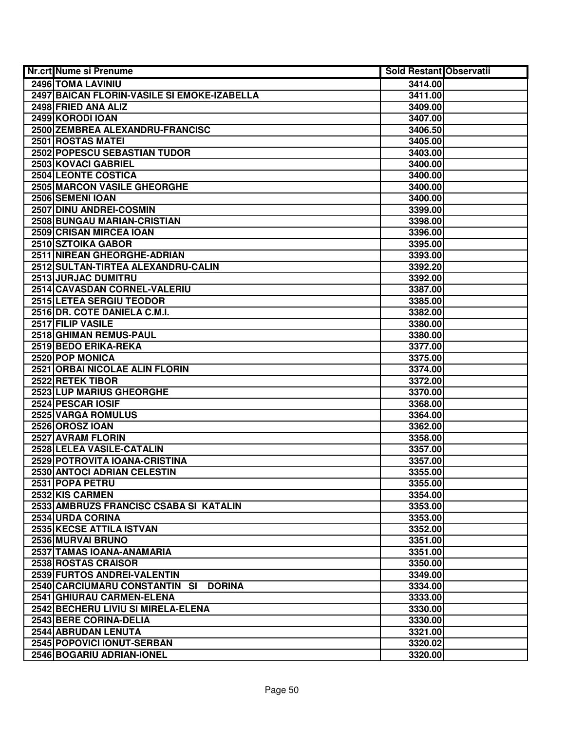| Nr.crt | Nume si Prenume | Sold Restant | Observatii |
|---|---|---|---|
| 2496 | TOMA LAVINIU | 3414.00 | |
| 2497 | BAICAN FLORIN-VASILE SI EMOKE-IZABELLA | 3411.00 | |
| 2498 | FRIED ANA ALIZ | 3409.00 | |
| 2499 | KORODI IOAN | 3407.00 | |
| 2500 | ZEMBREA ALEXANDRU-FRANCISC | 3406.50 | |
| 2501 | ROSTAS MATEI | 3405.00 | |
| 2502 | POPESCU SEBASTIAN TUDOR | 3403.00 | |
| 2503 | KOVACI GABRIEL | 3400.00 | |
| 2504 | LEONTE COSTICA | 3400.00 | |
| 2505 | MARCON VASILE GHEORGHE | 3400.00 | |
| 2506 | SEMENI IOAN | 3400.00 | |
| 2507 | DINU ANDREI-COSMIN | 3399.00 | |
| 2508 | BUNGAU MARIAN-CRISTIAN | 3398.00 | |
| 2509 | CRISAN MIRCEA IOAN | 3396.00 | |
| 2510 | SZTOIKA GABOR | 3395.00 | |
| 2511 | NIREAN GHEORGHE-ADRIAN | 3393.00 | |
| 2512 | SULTAN-TIRTEA ALEXANDRU-CALIN | 3392.20 | |
| 2513 | JURJAC DUMITRU | 3392.00 | |
| 2514 | CAVASDAN CORNEL-VALERIU | 3387.00 | |
| 2515 | LETEA SERGIU TEODOR | 3385.00 | |
| 2516 | DR. COTE DANIELA C.M.I. | 3382.00 | |
| 2517 | FILIP VASILE | 3380.00 | |
| 2518 | GHIMAN REMUS-PAUL | 3380.00 | |
| 2519 | BEDO ERIKA-REKA | 3377.00 | |
| 2520 | POP MONICA | 3375.00 | |
| 2521 | ORBAI NICOLAE ALIN FLORIN | 3374.00 | |
| 2522 | RETEK TIBOR | 3372.00 | |
| 2523 | LUP MARIUS GHEORGHE | 3370.00 | |
| 2524 | PESCAR IOSIF | 3368.00 | |
| 2525 | VARGA ROMULUS | 3364.00 | |
| 2526 | OROSZ IOAN | 3362.00 | |
| 2527 | AVRAM FLORIN | 3358.00 | |
| 2528 | LELEA VASILE-CATALIN | 3357.00 | |
| 2529 | POTROVITA IOANA-CRISTINA | 3357.00 | |
| 2530 | ANTOCI ADRIAN CELESTIN | 3355.00 | |
| 2531 | POPA PETRU | 3355.00 | |
| 2532 | KIS CARMEN | 3354.00 | |
| 2533 | AMBRUZS FRANCISC CSABA SI KATALIN | 3353.00 | |
| 2534 | URDA CORINA | 3353.00 | |
| 2535 | KECSE ATTILA ISTVAN | 3352.00 | |
| 2536 | MURVAI BRUNO | 3351.00 | |
| 2537 | TAMAS IOANA-ANAMARIA | 3351.00 | |
| 2538 | ROSTAS CRAISOR | 3350.00 | |
| 2539 | FURTOS ANDREI-VALENTIN | 3349.00 | |
| 2540 | CARCIUMARU CONSTANTIN SI DORINA | 3334.00 | |
| 2541 | GHIURAU CARMEN-ELENA | 3333.00 | |
| 2542 | BECHERU LIVIU SI MIRELA-ELENA | 3330.00 | |
| 2543 | BERE CORINA-DELIA | 3330.00 | |
| 2544 | ABRUDAN LENUTA | 3321.00 | |
| 2545 | POPOVICI IONUT-SERBAN | 3320.02 | |
| 2546 | BOGARIU ADRIAN-IONEL | 3320.00 | |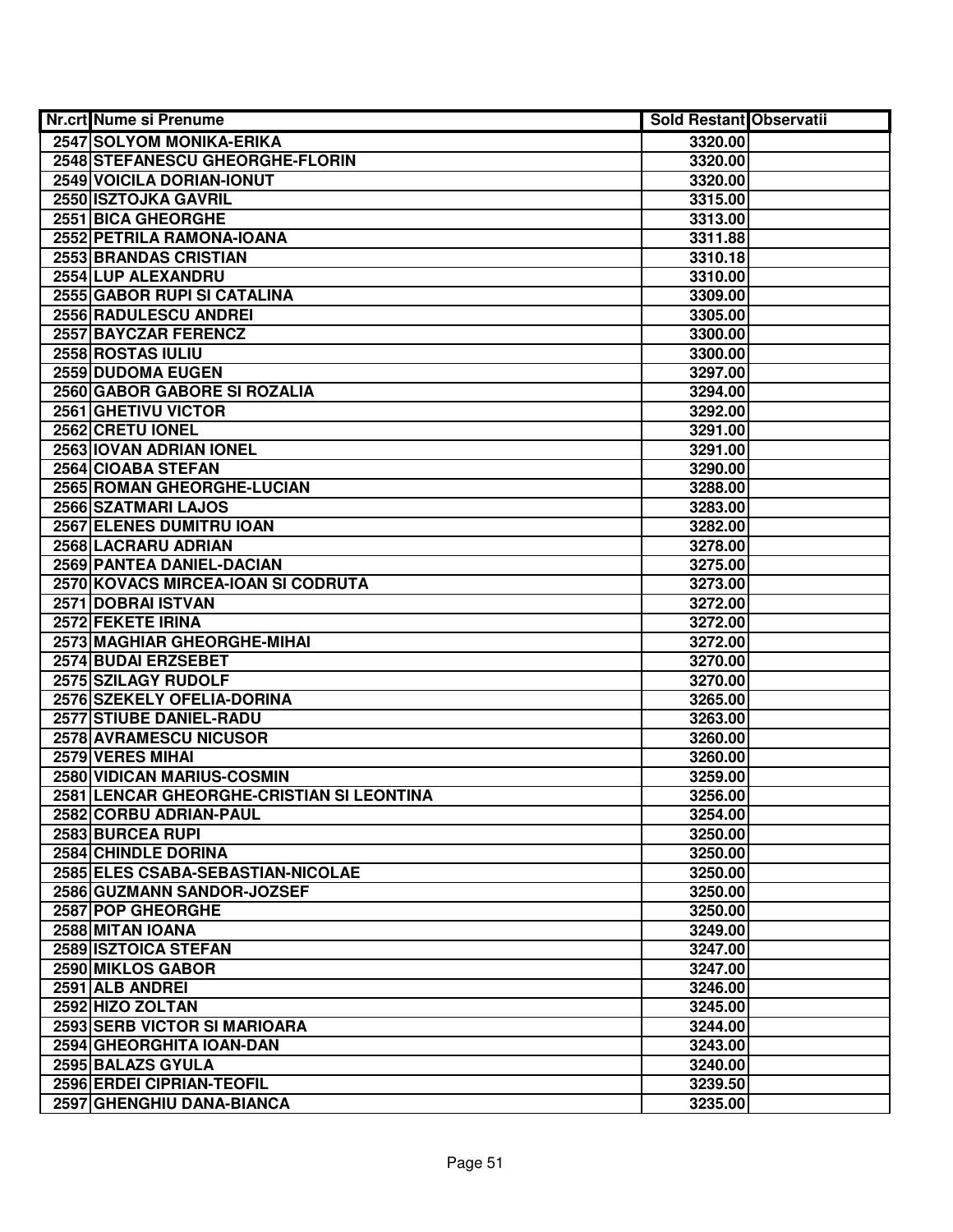| Nr.crt | Nume si Prenume | Sold Restant | Observatii |
|---|---|---|---|
| 2547 | SOLYOM MONIKA-ERIKA | 3320.00 | |
| 2548 | STEFANESCU GHEORGHE-FLORIN | 3320.00 | |
| 2549 | VOICILA DORIAN-IONUT | 3320.00 | |
| 2550 | ISZTOJKA GAVRIL | 3315.00 | |
| 2551 | BICA GHEORGHE | 3313.00 | |
| 2552 | PETRILA RAMONA-IOANA | 3311.88 | |
| 2553 | BRANDAS CRISTIAN | 3310.18 | |
| 2554 | LUP ALEXANDRU | 3310.00 | |
| 2555 | GABOR RUPI SI CATALINA | 3309.00 | |
| 2556 | RADULESCU ANDREI | 3305.00 | |
| 2557 | BAYCZAR FERENCZ | 3300.00 | |
| 2558 | ROSTAS IULIU | 3300.00 | |
| 2559 | DUDOMA EUGEN | 3297.00 | |
| 2560 | GABOR GABORE SI ROZALIA | 3294.00 | |
| 2561 | GHETIVU VICTOR | 3292.00 | |
| 2562 | CRETU IONEL | 3291.00 | |
| 2563 | IOVAN ADRIAN IONEL | 3291.00 | |
| 2564 | CIOABA STEFAN | 3290.00 | |
| 2565 | ROMAN GHEORGHE-LUCIAN | 3288.00 | |
| 2566 | SZATMARI LAJOS | 3283.00 | |
| 2567 | ELENES DUMITRU IOAN | 3282.00 | |
| 2568 | LACRARU ADRIAN | 3278.00 | |
| 2569 | PANTEA DANIEL-DACIAN | 3275.00 | |
| 2570 | KOVACS MIRCEA-IOAN SI CODRUTA | 3273.00 | |
| 2571 | DOBRAI ISTVAN | 3272.00 | |
| 2572 | FEKETE IRINA | 3272.00 | |
| 2573 | MAGHIAR GHEORGHE-MIHAI | 3272.00 | |
| 2574 | BUDAI ERZSEBET | 3270.00 | |
| 2575 | SZILAGY RUDOLF | 3270.00 | |
| 2576 | SZEKELY OFELIA-DORINA | 3265.00 | |
| 2577 | STIUBE DANIEL-RADU | 3263.00 | |
| 2578 | AVRAMESCU NICUSOR | 3260.00 | |
| 2579 | VERES MIHAI | 3260.00 | |
| 2580 | VIDICAN MARIUS-COSMIN | 3259.00 | |
| 2581 | LENCAR GHEORGHE-CRISTIAN SI LEONTINA | 3256.00 | |
| 2582 | CORBU ADRIAN-PAUL | 3254.00 | |
| 2583 | BURCEA RUPI | 3250.00 | |
| 2584 | CHINDLE DORINA | 3250.00 | |
| 2585 | ELES CSABA-SEBASTIAN-NICOLAE | 3250.00 | |
| 2586 | GUZMANN SANDOR-JOZSEF | 3250.00 | |
| 2587 | POP GHEORGHE | 3250.00 | |
| 2588 | MITAN IOANA | 3249.00 | |
| 2589 | ISZTOICA STEFAN | 3247.00 | |
| 2590 | MIKLOS GABOR | 3247.00 | |
| 2591 | ALB ANDREI | 3246.00 | |
| 2592 | HIZO ZOLTAN | 3245.00 | |
| 2593 | SERB VICTOR SI MARIOARA | 3244.00 | |
| 2594 | GHEORGHITA IOAN-DAN | 3243.00 | |
| 2595 | BALAZS GYULA | 3240.00 | |
| 2596 | ERDEI CIPRIAN-TEOFIL | 3239.50 | |
| 2597 | GHENGHIU DANA-BIANCA | 3235.00 | |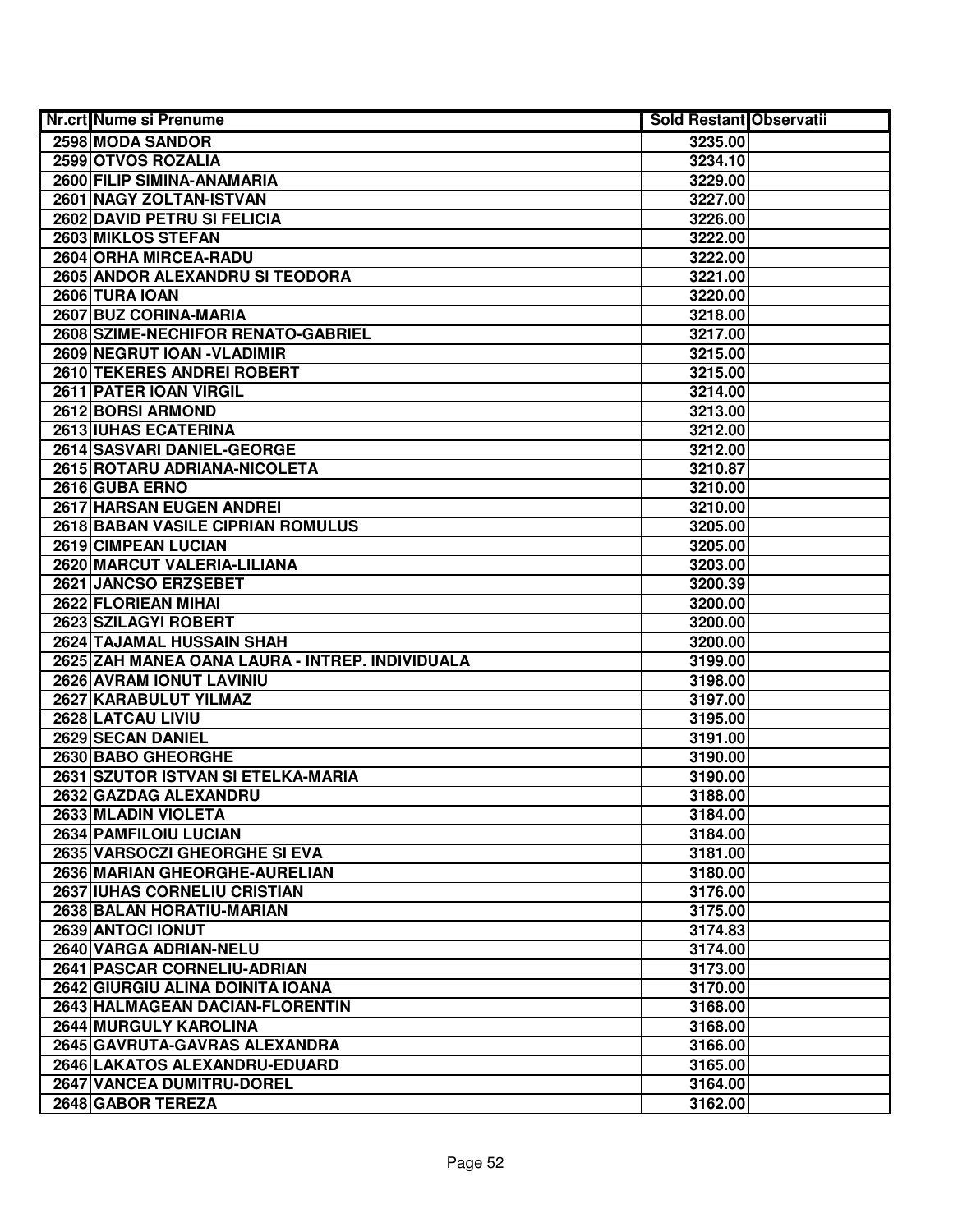| Nr.crt | Nume si Prenume | Sold Restant | Observatii |
|---|---|---|---|
| 2598 | MODA SANDOR | 3235.00 | |
| 2599 | OTVOS ROZALIA | 3234.10 | |
| 2600 | FILIP SIMINA-ANAMARIA | 3229.00 | |
| 2601 | NAGY ZOLTAN-ISTVAN | 3227.00 | |
| 2602 | DAVID PETRU SI FELICIA | 3226.00 | |
| 2603 | MIKLOS STEFAN | 3222.00 | |
| 2604 | ORHA MIRCEA-RADU | 3222.00 | |
| 2605 | ANDOR ALEXANDRU SI TEODORA | 3221.00 | |
| 2606 | TURA IOAN | 3220.00 | |
| 2607 | BUZ CORINA-MARIA | 3218.00 | |
| 2608 | SZIME-NECHIFOR RENATO-GABRIEL | 3217.00 | |
| 2609 | NEGRUT IOAN -VLADIMIR | 3215.00 | |
| 2610 | TEKERES ANDREI ROBERT | 3215.00 | |
| 2611 | PATER IOAN VIRGIL | 3214.00 | |
| 2612 | BORSI ARMOND | 3213.00 | |
| 2613 | IUHAS ECATERINA | 3212.00 | |
| 2614 | SASVARI DANIEL-GEORGE | 3212.00 | |
| 2615 | ROTARU ADRIANA-NICOLETA | 3210.87 | |
| 2616 | GUBA ERNO | 3210.00 | |
| 2617 | HARSAN EUGEN ANDREI | 3210.00 | |
| 2618 | BABAN VASILE CIPRIAN ROMULUS | 3205.00 | |
| 2619 | CIMPEAN LUCIAN | 3205.00 | |
| 2620 | MARCUT VALERIA-LILIANA | 3203.00 | |
| 2621 | JANCSO ERZSEBET | 3200.39 | |
| 2622 | FLORIEAN MIHAI | 3200.00 | |
| 2623 | SZILAGYI ROBERT | 3200.00 | |
| 2624 | TAJAMAL HUSSAIN SHAH | 3200.00 | |
| 2625 | ZAH MANEA OANA LAURA - INTREP. INDIVIDUALA | 3199.00 | |
| 2626 | AVRAM IONUT LAVINIU | 3198.00 | |
| 2627 | KARABULUT YILMAZ | 3197.00 | |
| 2628 | LATCAU LIVIU | 3195.00 | |
| 2629 | SECAN DANIEL | 3191.00 | |
| 2630 | BABO GHEORGHE | 3190.00 | |
| 2631 | SZUTOR ISTVAN SI ETELKA-MARIA | 3190.00 | |
| 2632 | GAZDAG ALEXANDRU | 3188.00 | |
| 2633 | MLADIN VIOLETA | 3184.00 | |
| 2634 | PAMFILOIU LUCIAN | 3184.00 | |
| 2635 | VARSOCZI GHEORGHE SI EVA | 3181.00 | |
| 2636 | MARIAN GHEORGHE-AURELIAN | 3180.00 | |
| 2637 | IUHAS CORNELIU CRISTIAN | 3176.00 | |
| 2638 | BALAN HORATIU-MARIAN | 3175.00 | |
| 2639 | ANTOCI IONUT | 3174.83 | |
| 2640 | VARGA ADRIAN-NELU | 3174.00 | |
| 2641 | PASCAR CORNELIU-ADRIAN | 3173.00 | |
| 2642 | GIURGIU ALINA DOINITA IOANA | 3170.00 | |
| 2643 | HALMAGEAN DACIAN-FLORENTIN | 3168.00 | |
| 2644 | MURGULY KAROLINA | 3168.00 | |
| 2645 | GAVRUTA-GAVRAS ALEXANDRA | 3166.00 | |
| 2646 | LAKATOS ALEXANDRU-EDUARD | 3165.00 | |
| 2647 | VANCEA DUMITRU-DOREL | 3164.00 | |
| 2648 | GABOR TEREZA | 3162.00 | |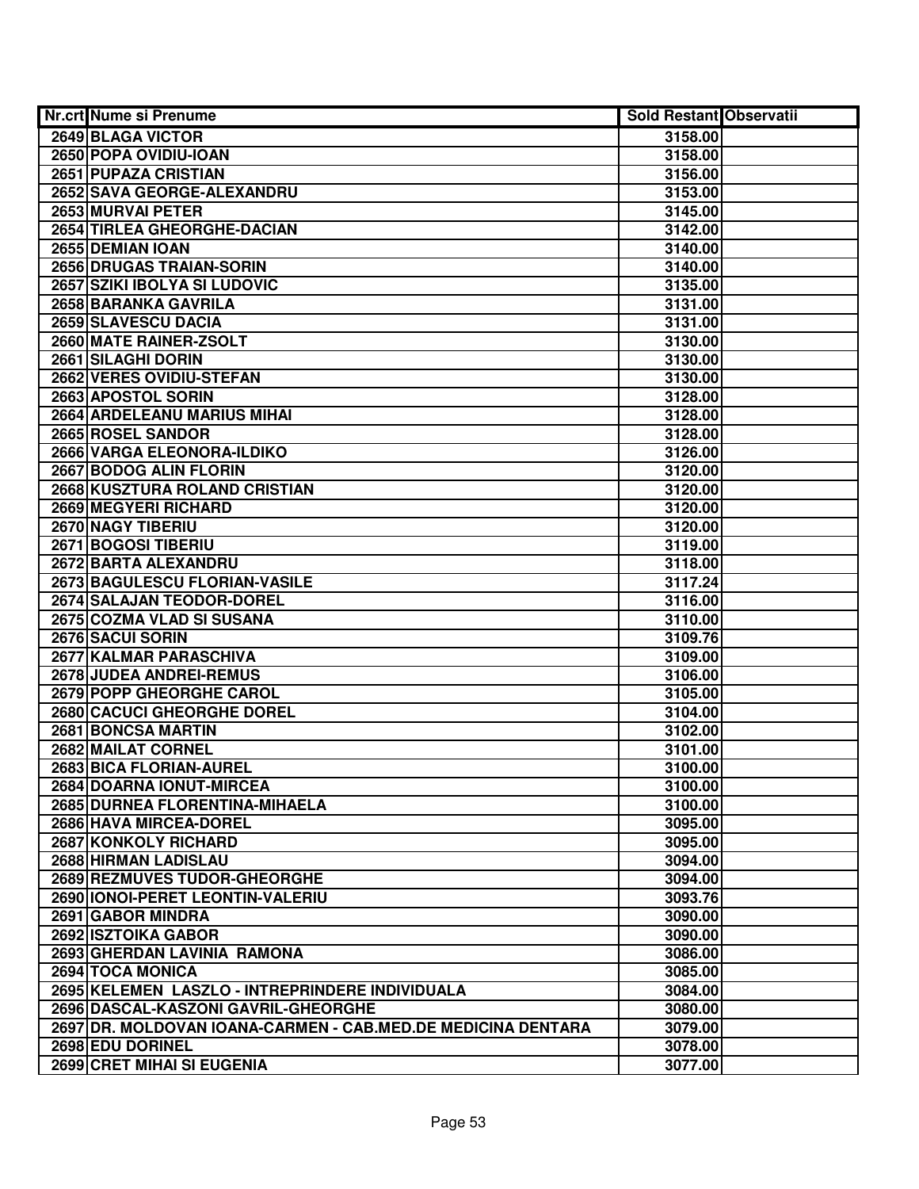| Nr.crt | Nume si Prenume | Sold Restant | Observatii |
|---|---|---|---|
| 2649 | BLAGA VICTOR | 3158.00 | |
| 2650 | POPA OVIDIU-IOAN | 3158.00 | |
| 2651 | PUPAZA CRISTIAN | 3156.00 | |
| 2652 | SAVA GEORGE-ALEXANDRU | 3153.00 | |
| 2653 | MURVAI PETER | 3145.00 | |
| 2654 | TIRLEA GHEORGHE-DACIAN | 3142.00 | |
| 2655 | DEMIAN IOAN | 3140.00 | |
| 2656 | DRUGAS TRAIAN-SORIN | 3140.00 | |
| 2657 | SZIKI IBOLYA SI LUDOVIC | 3135.00 | |
| 2658 | BARANKA GAVRILA | 3131.00 | |
| 2659 | SLAVESCU DACIA | 3131.00 | |
| 2660 | MATE RAINER-ZSOLT | 3130.00 | |
| 2661 | SILAGHI DORIN | 3130.00 | |
| 2662 | VERES OVIDIU-STEFAN | 3130.00 | |
| 2663 | APOSTOL SORIN | 3128.00 | |
| 2664 | ARDELEANU MARIUS MIHAI | 3128.00 | |
| 2665 | ROSEL SANDOR | 3128.00 | |
| 2666 | VARGA ELEONORA-ILDIKO | 3126.00 | |
| 2667 | BODOG ALIN FLORIN | 3120.00 | |
| 2668 | KUSZTURA ROLAND CRISTIAN | 3120.00 | |
| 2669 | MEGYERI RICHARD | 3120.00 | |
| 2670 | NAGY TIBERIU | 3120.00 | |
| 2671 | BOGOSI TIBERIU | 3119.00 | |
| 2672 | BARTA ALEXANDRU | 3118.00 | |
| 2673 | BAGULESCU FLORIAN-VASILE | 3117.24 | |
| 2674 | SALAJAN TEODOR-DOREL | 3116.00 | |
| 2675 | COZMA VLAD SI SUSANA | 3110.00 | |
| 2676 | SACUI SORIN | 3109.76 | |
| 2677 | KALMAR PARASCHIVA | 3109.00 | |
| 2678 | JUDEA ANDREI-REMUS | 3106.00 | |
| 2679 | POPP GHEORGHE CAROL | 3105.00 | |
| 2680 | CACUCI GHEORGHE DOREL | 3104.00 | |
| 2681 | BONCSA MARTIN | 3102.00 | |
| 2682 | MAILAT CORNEL | 3101.00 | |
| 2683 | BICA FLORIAN-AUREL | 3100.00 | |
| 2684 | DOARNA IONUT-MIRCEA | 3100.00 | |
| 2685 | DURNEA FLORENTINA-MIHAELA | 3100.00 | |
| 2686 | HAVA MIRCEA-DOREL | 3095.00 | |
| 2687 | KONKOLY RICHARD | 3095.00 | |
| 2688 | HIRMAN LADISLAU | 3094.00 | |
| 2689 | REZMUVES TUDOR-GHEORGHE | 3094.00 | |
| 2690 | IONOI-PERET LEONTIN-VALERIU | 3093.76 | |
| 2691 | GABOR MINDRA | 3090.00 | |
| 2692 | ISZTOIKA GABOR | 3090.00 | |
| 2693 | GHERDAN LAVINIA RAMONA | 3086.00 | |
| 2694 | TOCA MONICA | 3085.00 | |
| 2695 | KELEMEN LASZLO - INTREPRINDERE INDIVIDUALA | 3084.00 | |
| 2696 | DASCAL-KASZONI GAVRIL-GHEORGHE | 3080.00 | |
| 2697 | DR. MOLDOVAN IOANA-CARMEN - CAB.MED.DE MEDICINA DENTARA | 3079.00 | |
| 2698 | EDU DORINEL | 3078.00 | |
| 2699 | CRET MIHAI SI EUGENIA | 3077.00 | |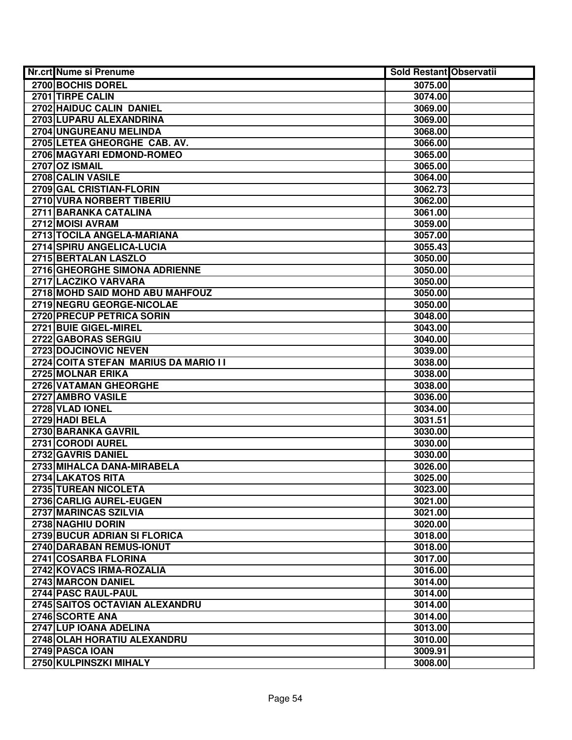| Nr.crt | Nume si Prenume | Sold Restant | Observatii |
|---|---|---|---|
| 2700 | BOCHIS DOREL | 3075.00 | |
| 2701 | TIRPE CALIN | 3074.00 | |
| 2702 | HAIDUC CALIN DANIEL | 3069.00 | |
| 2703 | LUPARU ALEXANDRINA | 3069.00 | |
| 2704 | UNGUREANU MELINDA | 3068.00 | |
| 2705 | LETEA GHEORGHE CAB. AV. | 3066.00 | |
| 2706 | MAGYARI EDMOND-ROMEO | 3065.00 | |
| 2707 | OZ ISMAIL | 3065.00 | |
| 2708 | CALIN VASILE | 3064.00 | |
| 2709 | GAL CRISTIAN-FLORIN | 3062.73 | |
| 2710 | VURA NORBERT TIBERIU | 3062.00 | |
| 2711 | BARANKA CATALINA | 3061.00 | |
| 2712 | MOISI AVRAM | 3059.00 | |
| 2713 | TOCILA ANGELA-MARIANA | 3057.00 | |
| 2714 | SPIRU ANGELICA-LUCIA | 3055.43 | |
| 2715 | BERTALAN LASZLO | 3050.00 | |
| 2716 | GHEORGHE SIMONA ADRIENNE | 3050.00 | |
| 2717 | LACZIKO VARVARA | 3050.00 | |
| 2718 | MOHD SAID MOHD ABU MAHFOUZ | 3050.00 | |
| 2719 | NEGRU GEORGE-NICOLAE | 3050.00 | |
| 2720 | PRECUP PETRICA SORIN | 3048.00 | |
| 2721 | BUIE GIGEL-MIREL | 3043.00 | |
| 2722 | GABORAS SERGIU | 3040.00 | |
| 2723 | DOJCINOVIC NEVEN | 3039.00 | |
| 2724 | COITA STEFAN MARIUS DA MARIO I I | 3038.00 | |
| 2725 | MOLNAR ERIKA | 3038.00 | |
| 2726 | VATAMAN GHEORGHE | 3038.00 | |
| 2727 | AMBRO VASILE | 3036.00 | |
| 2728 | VLAD IONEL | 3034.00 | |
| 2729 | HADI BELA | 3031.51 | |
| 2730 | BARANKA GAVRIL | 3030.00 | |
| 2731 | CORODI AUREL | 3030.00 | |
| 2732 | GAVRIS DANIEL | 3030.00 | |
| 2733 | MIHALCA DANA-MIRABELA | 3026.00 | |
| 2734 | LAKATOS RITA | 3025.00 | |
| 2735 | TUREAN NICOLETA | 3023.00 | |
| 2736 | CARLIG AUREL-EUGEN | 3021.00 | |
| 2737 | MARINCAS SZILVIA | 3021.00 | |
| 2738 | NAGHIU DORIN | 3020.00 | |
| 2739 | BUCUR ADRIAN SI FLORICA | 3018.00 | |
| 2740 | DARABAN REMUS-IONUT | 3018.00 | |
| 2741 | COSARBA FLORINA | 3017.00 | |
| 2742 | KOVACS IRMA-ROZALIA | 3016.00 | |
| 2743 | MARCON DANIEL | 3014.00 | |
| 2744 | PASC RAUL-PAUL | 3014.00 | |
| 2745 | SAITOS OCTAVIAN ALEXANDRU | 3014.00 | |
| 2746 | SCORTE ANA | 3014.00 | |
| 2747 | LUP IOANA ADELINA | 3013.00 | |
| 2748 | OLAH HORATIU ALEXANDRU | 3010.00 | |
| 2749 | PASCA IOAN | 3009.91 | |
| 2750 | KULPINSZKI MIHALY | 3008.00 | |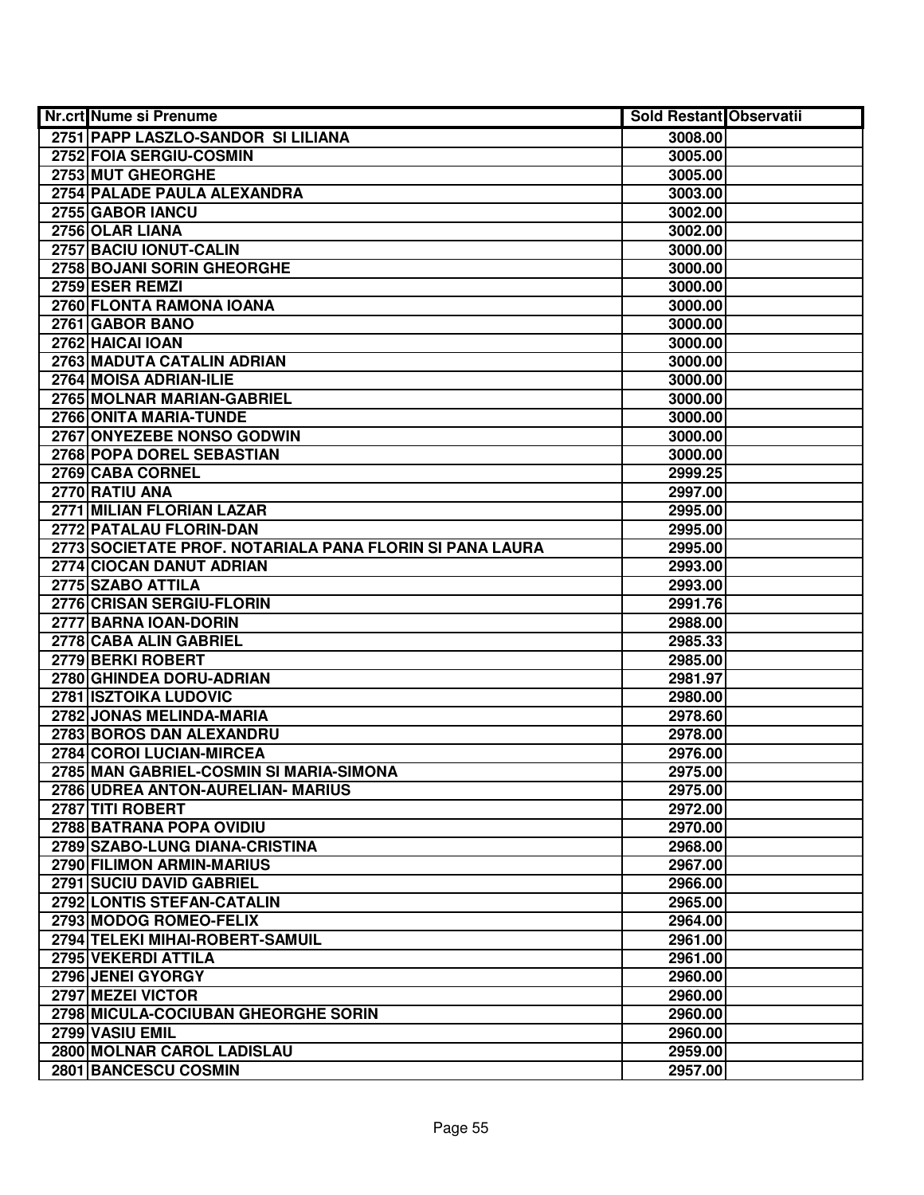| Nr.crt | Nume si Prenume | Sold Restant | Observatii |
|---|---|---|---|
| 2751 | PAPP LASZLO-SANDOR SI LILIANA | 3008.00 | |
| 2752 | FOIA SERGIU-COSMIN | 3005.00 | |
| 2753 | MUT GHEORGHE | 3005.00 | |
| 2754 | PALADE PAULA ALEXANDRA | 3003.00 | |
| 2755 | GABOR IANCU | 3002.00 | |
| 2756 | OLAR LIANA | 3002.00 | |
| 2757 | BACIU IONUT-CALIN | 3000.00 | |
| 2758 | BOJANI SORIN GHEORGHE | 3000.00 | |
| 2759 | ESER REMZI | 3000.00 | |
| 2760 | FLONTA RAMONA IOANA | 3000.00 | |
| 2761 | GABOR BANO | 3000.00 | |
| 2762 | HAICAI IOAN | 3000.00 | |
| 2763 | MADUTA CATALIN ADRIAN | 3000.00 | |
| 2764 | MOISA ADRIAN-ILIE | 3000.00 | |
| 2765 | MOLNAR MARIAN-GABRIEL | 3000.00 | |
| 2766 | ONITA MARIA-TUNDE | 3000.00 | |
| 2767 | ONYEZEBE NONSO GODWIN | 3000.00 | |
| 2768 | POPA DOREL SEBASTIAN | 3000.00 | |
| 2769 | CABA CORNEL | 2999.25 | |
| 2770 | RATIU ANA | 2997.00 | |
| 2771 | MILIAN FLORIAN LAZAR | 2995.00 | |
| 2772 | PATALAU FLORIN-DAN | 2995.00 | |
| 2773 | SOCIETATE PROF. NOTARIALA PANA FLORIN SI PANA LAURA | 2995.00 | |
| 2774 | CIOCAN DANUT ADRIAN | 2993.00 | |
| 2775 | SZABO ATTILA | 2993.00 | |
| 2776 | CRISAN SERGIU-FLORIN | 2991.76 | |
| 2777 | BARNA IOAN-DORIN | 2988.00 | |
| 2778 | CABA ALIN GABRIEL | 2985.33 | |
| 2779 | BERKI ROBERT | 2985.00 | |
| 2780 | GHINDEA DORU-ADRIAN | 2981.97 | |
| 2781 | ISZTOIKA LUDOVIC | 2980.00 | |
| 2782 | JONAS MELINDA-MARIA | 2978.60 | |
| 2783 | BOROS DAN ALEXANDRU | 2978.00 | |
| 2784 | COROI LUCIAN-MIRCEA | 2976.00 | |
| 2785 | MAN GABRIEL-COSMIN SI MARIA-SIMONA | 2975.00 | |
| 2786 | UDREA ANTON-AURELIAN- MARIUS | 2975.00 | |
| 2787 | TITI ROBERT | 2972.00 | |
| 2788 | BATRANA POPA OVIDIU | 2970.00 | |
| 2789 | SZABO-LUNG DIANA-CRISTINA | 2968.00 | |
| 2790 | FILIMON ARMIN-MARIUS | 2967.00 | |
| 2791 | SUCIU DAVID GABRIEL | 2966.00 | |
| 2792 | LONTIS STEFAN-CATALIN | 2965.00 | |
| 2793 | MODOG ROMEO-FELIX | 2964.00 | |
| 2794 | TELEKI MIHAI-ROBERT-SAMUIL | 2961.00 | |
| 2795 | VEKERDI ATTILA | 2961.00 | |
| 2796 | JENEI GYORGY | 2960.00 | |
| 2797 | MEZEI VICTOR | 2960.00 | |
| 2798 | MICULA-COCIUBAN GHEORGHE SORIN | 2960.00 | |
| 2799 | VASIU EMIL | 2960.00 | |
| 2800 | MOLNAR CAROL LADISLAU | 2959.00 | |
| 2801 | BANCESCU COSMIN | 2957.00 | |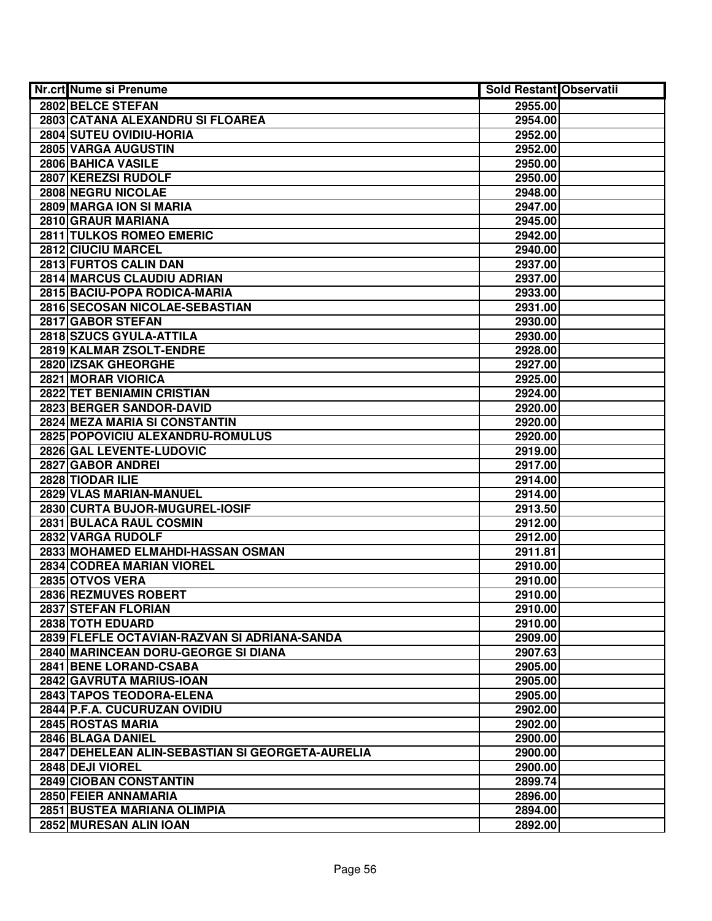| Nr.crt | Nume si Prenume | Sold Restant | Observatii |
|---|---|---|---|
| 2802 | BELCE STEFAN | 2955.00 | |
| 2803 | CATANA ALEXANDRU SI FLOAREA | 2954.00 | |
| 2804 | SUTEU OVIDIU-HORIA | 2952.00 | |
| 2805 | VARGA AUGUSTIN | 2952.00 | |
| 2806 | BAHICA VASILE | 2950.00 | |
| 2807 | KEREZSI RUDOLF | 2950.00 | |
| 2808 | NEGRU NICOLAE | 2948.00 | |
| 2809 | MARGA ION SI MARIA | 2947.00 | |
| 2810 | GRAUR MARIANA | 2945.00 | |
| 2811 | TULKOS ROMEO EMERIC | 2942.00 | |
| 2812 | CIUCIU MARCEL | 2940.00 | |
| 2813 | FURTOS CALIN DAN | 2937.00 | |
| 2814 | MARCUS CLAUDIU ADRIAN | 2937.00 | |
| 2815 | BACIU-POPA RODICA-MARIA | 2933.00 | |
| 2816 | SECOSAN NICOLAE-SEBASTIAN | 2931.00 | |
| 2817 | GABOR STEFAN | 2930.00 | |
| 2818 | SZUCS GYULA-ATTILA | 2930.00 | |
| 2819 | KALMAR ZSOLT-ENDRE | 2928.00 | |
| 2820 | IZSAK GHEORGHE | 2927.00 | |
| 2821 | MORAR VIORICA | 2925.00 | |
| 2822 | TET BENIAMIN CRISTIAN | 2924.00 | |
| 2823 | BERGER SANDOR-DAVID | 2920.00 | |
| 2824 | MEZA MARIA SI CONSTANTIN | 2920.00 | |
| 2825 | POPOVICIU ALEXANDRU-ROMULUS | 2920.00 | |
| 2826 | GAL LEVENTE-LUDOVIC | 2919.00 | |
| 2827 | GABOR ANDREI | 2917.00 | |
| 2828 | TIODAR ILIE | 2914.00 | |
| 2829 | VLAS MARIAN-MANUEL | 2914.00 | |
| 2830 | CURTA BUJOR-MUGUREL-IOSIF | 2913.50 | |
| 2831 | BULACA RAUL COSMIN | 2912.00 | |
| 2832 | VARGA RUDOLF | 2912.00 | |
| 2833 | MOHAMED ELMAHDI-HASSAN OSMAN | 2911.81 | |
| 2834 | CODREA MARIAN VIOREL | 2910.00 | |
| 2835 | OTVOS VERA | 2910.00 | |
| 2836 | REZMUVES ROBERT | 2910.00 | |
| 2837 | STEFAN FLORIAN | 2910.00 | |
| 2838 | TOTH EDUARD | 2910.00 | |
| 2839 | FLEFLE OCTAVIAN-RAZVAN SI ADRIANA-SANDA | 2909.00 | |
| 2840 | MARINCEAN DORU-GEORGE SI DIANA | 2907.63 | |
| 2841 | BENE LORAND-CSABA | 2905.00 | |
| 2842 | GAVRUTA MARIUS-IOAN | 2905.00 | |
| 2843 | TAPOS TEODORA-ELENA | 2905.00 | |
| 2844 | P.F.A. CUCURUZAN OVIDIU | 2902.00 | |
| 2845 | ROSTAS MARIA | 2902.00 | |
| 2846 | BLAGA DANIEL | 2900.00 | |
| 2847 | DEHELEAN ALIN-SEBASTIAN SI GEORGETA-AURELIA | 2900.00 | |
| 2848 | DEJI VIOREL | 2900.00 | |
| 2849 | CIOBAN CONSTANTIN | 2899.74 | |
| 2850 | FEIER ANNAMARIA | 2896.00 | |
| 2851 | BUSTEA MARIANA OLIMPIA | 2894.00 | |
| 2852 | MURESAN ALIN IOAN | 2892.00 | |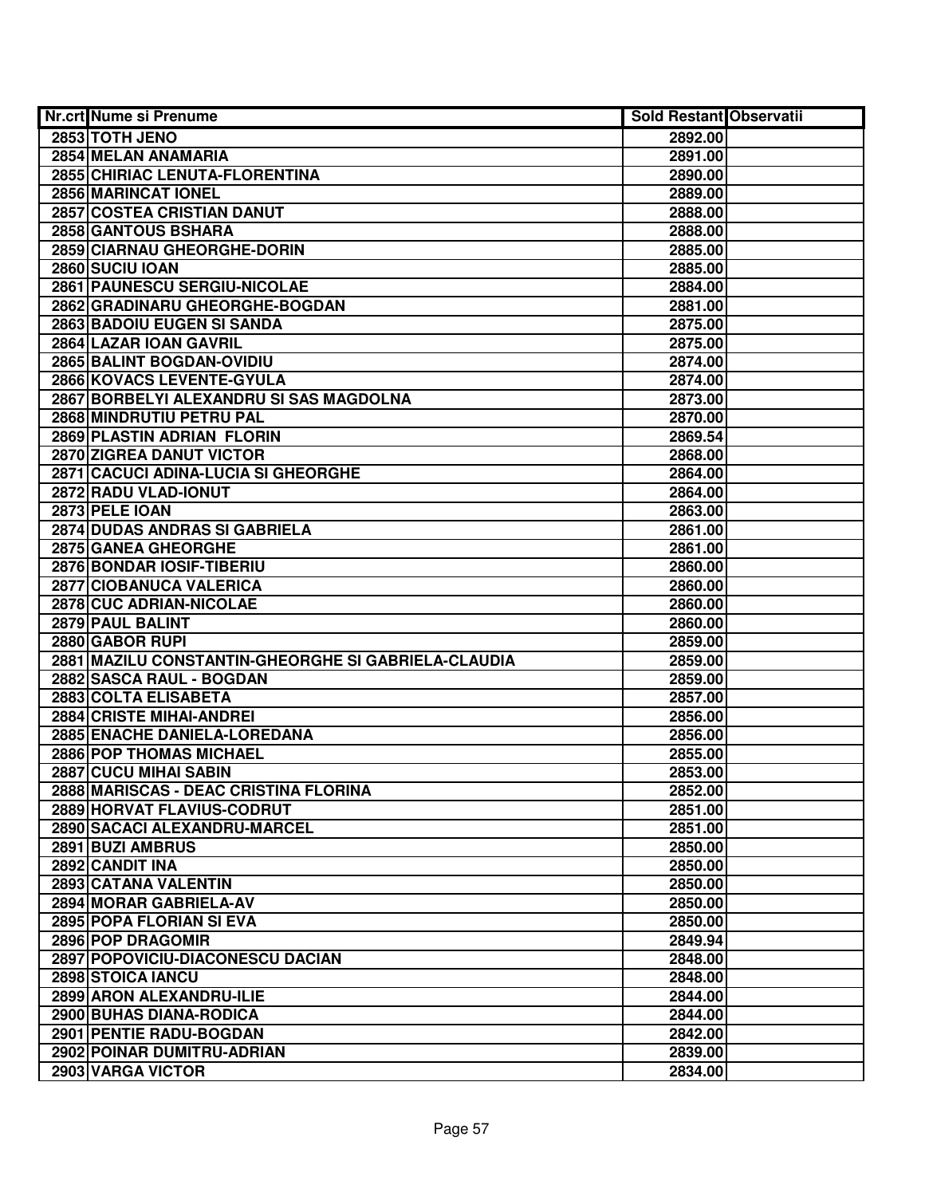| Nr.crt | Nume si Prenume | Sold Restant | Observatii |
|---|---|---|---|
| 2853 | TOTH JENO | 2892.00 | |
| 2854 | MELAN ANAMARIA | 2891.00 | |
| 2855 | CHIRIAC LENUTA-FLORENTINA | 2890.00 | |
| 2856 | MARINCAT IONEL | 2889.00 | |
| 2857 | COSTEA CRISTIAN DANUT | 2888.00 | |
| 2858 | GANTOUS BSHARA | 2888.00 | |
| 2859 | CIARNAU GHEORGHE-DORIN | 2885.00 | |
| 2860 | SUCIU IOAN | 2885.00 | |
| 2861 | PAUNESCU SERGIU-NICOLAE | 2884.00 | |
| 2862 | GRADINARU GHEORGHE-BOGDAN | 2881.00 | |
| 2863 | BADOIU EUGEN SI SANDA | 2875.00 | |
| 2864 | LAZAR IOAN GAVRIL | 2875.00 | |
| 2865 | BALINT BOGDAN-OVIDIU | 2874.00 | |
| 2866 | KOVACS LEVENTE-GYULA | 2874.00 | |
| 2867 | BORBELYI ALEXANDRU SI SAS MAGDOLNA | 2873.00 | |
| 2868 | MINDRUTIU PETRU PAL | 2870.00 | |
| 2869 | PLASTIN ADRIAN FLORIN | 2869.54 | |
| 2870 | ZIGREA DANUT VICTOR | 2868.00 | |
| 2871 | CACUCI ADINA-LUCIA SI GHEORGHE | 2864.00 | |
| 2872 | RADU VLAD-IONUT | 2864.00 | |
| 2873 | PELE IOAN | 2863.00 | |
| 2874 | DUDAS ANDRAS SI GABRIELA | 2861.00 | |
| 2875 | GANEA GHEORGHE | 2861.00 | |
| 2876 | BONDAR IOSIF-TIBERIU | 2860.00 | |
| 2877 | CIOBANUCA VALERICA | 2860.00 | |
| 2878 | CUC ADRIAN-NICOLAE | 2860.00 | |
| 2879 | PAUL BALINT | 2860.00 | |
| 2880 | GABOR RUPI | 2859.00 | |
| 2881 | MAZILU CONSTANTIN-GHEORGHE SI GABRIELA-CLAUDIA | 2859.00 | |
| 2882 | SASCA RAUL - BOGDAN | 2859.00 | |
| 2883 | COLTA ELISABETA | 2857.00 | |
| 2884 | CRISTE MIHAI-ANDREI | 2856.00 | |
| 2885 | ENACHE DANIELA-LOREDANA | 2856.00 | |
| 2886 | POP THOMAS MICHAEL | 2855.00 | |
| 2887 | CUCU MIHAI SABIN | 2853.00 | |
| 2888 | MARISCAS - DEAC CRISTINA FLORINA | 2852.00 | |
| 2889 | HORVAT FLAVIUS-CODRUT | 2851.00 | |
| 2890 | SACACI ALEXANDRU-MARCEL | 2851.00 | |
| 2891 | BUZI AMBRUS | 2850.00 | |
| 2892 | CANDIT INA | 2850.00 | |
| 2893 | CATANA VALENTIN | 2850.00 | |
| 2894 | MORAR GABRIELA-AV | 2850.00 | |
| 2895 | POPA FLORIAN SI EVA | 2850.00 | |
| 2896 | POP DRAGOMIR | 2849.94 | |
| 2897 | POPOVICIU-DIACONESCU DACIAN | 2848.00 | |
| 2898 | STOICA IANCU | 2848.00 | |
| 2899 | ARON ALEXANDRU-ILIE | 2844.00 | |
| 2900 | BUHAS DIANA-RODICA | 2844.00 | |
| 2901 | PENTIE RADU-BOGDAN | 2842.00 | |
| 2902 | POINAR DUMITRU-ADRIAN | 2839.00 | |
| 2903 | VARGA VICTOR | 2834.00 | |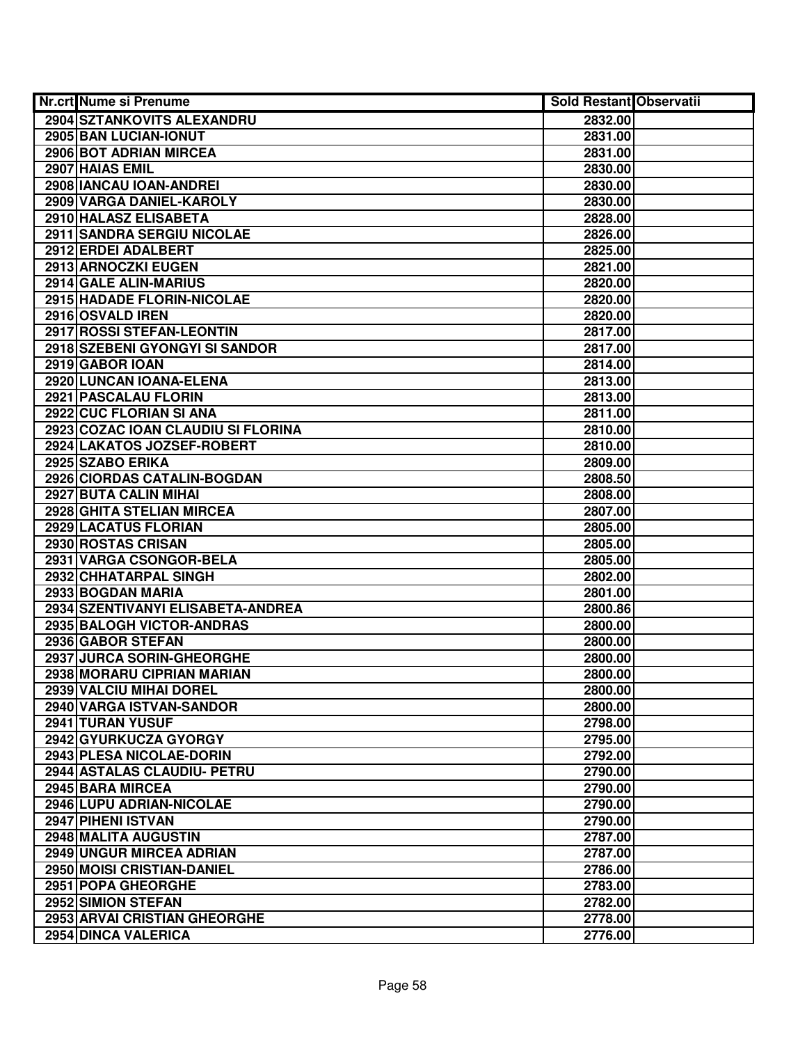| Nr.crt | Nume si Prenume | Sold Restant | Observatii |
|---|---|---|---|
| 2904 | SZTANKOVITS ALEXANDRU | 2832.00 | |
| 2905 | BAN LUCIAN-IONUT | 2831.00 | |
| 2906 | BOT ADRIAN MIRCEA | 2831.00 | |
| 2907 | HAIAS EMIL | 2830.00 | |
| 2908 | IANCAU IOAN-ANDREI | 2830.00 | |
| 2909 | VARGA DANIEL-KAROLY | 2830.00 | |
| 2910 | HALASZ ELISABETA | 2828.00 | |
| 2911 | SANDRA SERGIU NICOLAE | 2826.00 | |
| 2912 | ERDEI ADALBERT | 2825.00 | |
| 2913 | ARNOCZKI EUGEN | 2821.00 | |
| 2914 | GALE ALIN-MARIUS | 2820.00 | |
| 2915 | HADADE FLORIN-NICOLAE | 2820.00 | |
| 2916 | OSVALD IREN | 2820.00 | |
| 2917 | ROSSI STEFAN-LEONTIN | 2817.00 | |
| 2918 | SZEBENI GYONGYI SI SANDOR | 2817.00 | |
| 2919 | GABOR IOAN | 2814.00 | |
| 2920 | LUNCAN IOANA-ELENA | 2813.00 | |
| 2921 | PASCALAU FLORIN | 2813.00 | |
| 2922 | CUC FLORIAN SI ANA | 2811.00 | |
| 2923 | COZAC IOAN CLAUDIU SI FLORINA | 2810.00 | |
| 2924 | LAKATOS JOZSEF-ROBERT | 2810.00 | |
| 2925 | SZABO ERIKA | 2809.00 | |
| 2926 | CIORDAS CATALIN-BOGDAN | 2808.50 | |
| 2927 | BUTA CALIN MIHAI | 2808.00 | |
| 2928 | GHITA STELIAN MIRCEA | 2807.00 | |
| 2929 | LACATUS FLORIAN | 2805.00 | |
| 2930 | ROSTAS CRISAN | 2805.00 | |
| 2931 | VARGA CSONGOR-BELA | 2805.00 | |
| 2932 | CHHATARPAL SINGH | 2802.00 | |
| 2933 | BOGDAN MARIA | 2801.00 | |
| 2934 | SZENTIVANYI ELISABETA-ANDREA | 2800.86 | |
| 2935 | BALOGH VICTOR-ANDRAS | 2800.00 | |
| 2936 | GABOR STEFAN | 2800.00 | |
| 2937 | JURCA SORIN-GHEORGHE | 2800.00 | |
| 2938 | MORARU CIPRIAN MARIAN | 2800.00 | |
| 2939 | VALCIU MIHAI DOREL | 2800.00 | |
| 2940 | VARGA ISTVAN-SANDOR | 2800.00 | |
| 2941 | TURAN YUSUF | 2798.00 | |
| 2942 | GYURKUCZA GYORGY | 2795.00 | |
| 2943 | PLESA NICOLAE-DORIN | 2792.00 | |
| 2944 | ASTALAS CLAUDIU- PETRU | 2790.00 | |
| 2945 | BARA MIRCEA | 2790.00 | |
| 2946 | LUPU ADRIAN-NICOLAE | 2790.00 | |
| 2947 | PIHENI ISTVAN | 2790.00 | |
| 2948 | MALITA AUGUSTIN | 2787.00 | |
| 2949 | UNGUR MIRCEA ADRIAN | 2787.00 | |
| 2950 | MOISI CRISTIAN-DANIEL | 2786.00 | |
| 2951 | POPA GHEORGHE | 2783.00 | |
| 2952 | SIMION STEFAN | 2782.00 | |
| 2953 | ARVAI CRISTIAN GHEORGHE | 2778.00 | |
| 2954 | DINCA VALERICA | 2776.00 | |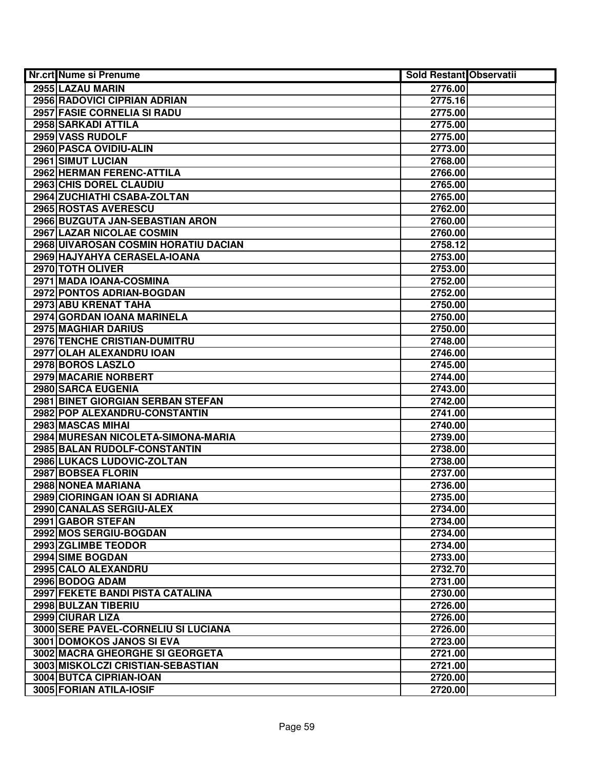| Nr.crt | Nume si Prenume | Sold Restant | Observatii |
|---|---|---|---|
| 2955 | LAZAU MARIN | 2776.00 | |
| 2956 | RADOVICI CIPRIAN ADRIAN | 2775.16 | |
| 2957 | FASIE CORNELIA SI RADU | 2775.00 | |
| 2958 | SARKADI ATTILA | 2775.00 | |
| 2959 | VASS RUDOLF | 2775.00 | |
| 2960 | PASCA OVIDIU-ALIN | 2773.00 | |
| 2961 | SIMUT LUCIAN | 2768.00 | |
| 2962 | HERMAN FERENC-ATTILA | 2766.00 | |
| 2963 | CHIS DOREL CLAUDIU | 2765.00 | |
| 2964 | ZUCHIATHI CSABA-ZOLTAN | 2765.00 | |
| 2965 | ROSTAS AVERESCU | 2762.00 | |
| 2966 | BUZGUTA JAN-SEBASTIAN ARON | 2760.00 | |
| 2967 | LAZAR NICOLAE COSMIN | 2760.00 | |
| 2968 | UIVAROSAN COSMIN HORATIU DACIAN | 2758.12 | |
| 2969 | HAJYAHYA CERASELA-IOANA | 2753.00 | |
| 2970 | TOTH OLIVER | 2753.00 | |
| 2971 | MADA IOANA-COSMINA | 2752.00 | |
| 2972 | PONTOS ADRIAN-BOGDAN | 2752.00 | |
| 2973 | ABU KRENAT TAHA | 2750.00 | |
| 2974 | GORDAN IOANA MARINELA | 2750.00 | |
| 2975 | MAGHIAR DARIUS | 2750.00 | |
| 2976 | TENCHE CRISTIAN-DUMITRU | 2748.00 | |
| 2977 | OLAH ALEXANDRU IOAN | 2746.00 | |
| 2978 | BOROS LASZLO | 2745.00 | |
| 2979 | MACARIE NORBERT | 2744.00 | |
| 2980 | SARCA EUGENIA | 2743.00 | |
| 2981 | BINET GIORGIAN SERBAN STEFAN | 2742.00 | |
| 2982 | POP ALEXANDRU-CONSTANTIN | 2741.00 | |
| 2983 | MASCAS MIHAI | 2740.00 | |
| 2984 | MURESAN NICOLETA-SIMONA-MARIA | 2739.00 | |
| 2985 | BALAN RUDOLF-CONSTANTIN | 2738.00 | |
| 2986 | LUKACS LUDOVIC-ZOLTAN | 2738.00 | |
| 2987 | BOBSEA FLORIN | 2737.00 | |
| 2988 | NONEA MARIANA | 2736.00 | |
| 2989 | CIORINGAN IOAN SI ADRIANA | 2735.00 | |
| 2990 | CANALAS SERGIU-ALEX | 2734.00 | |
| 2991 | GABOR STEFAN | 2734.00 | |
| 2992 | MOS SERGIU-BOGDAN | 2734.00 | |
| 2993 | ZGLIMBE TEODOR | 2734.00 | |
| 2994 | SIME BOGDAN | 2733.00 | |
| 2995 | CALO ALEXANDRU | 2732.70 | |
| 2996 | BODOG ADAM | 2731.00 | |
| 2997 | FEKETE BANDI PISTA CATALINA | 2730.00 | |
| 2998 | BULZAN TIBERIU | 2726.00 | |
| 2999 | CIURAR LIZA | 2726.00 | |
| 3000 | SERE PAVEL-CORNELIU SI LUCIANA | 2726.00 | |
| 3001 | DOMOKOS JANOS SI EVA | 2723.00 | |
| 3002 | MACRA GHEORGHE SI GEORGETA | 2721.00 | |
| 3003 | MISKOLCZI CRISTIAN-SEBASTIAN | 2721.00 | |
| 3004 | BUTCA CIPRIAN-IOAN | 2720.00 | |
| 3005 | FORIAN ATILA-IOSIF | 2720.00 | |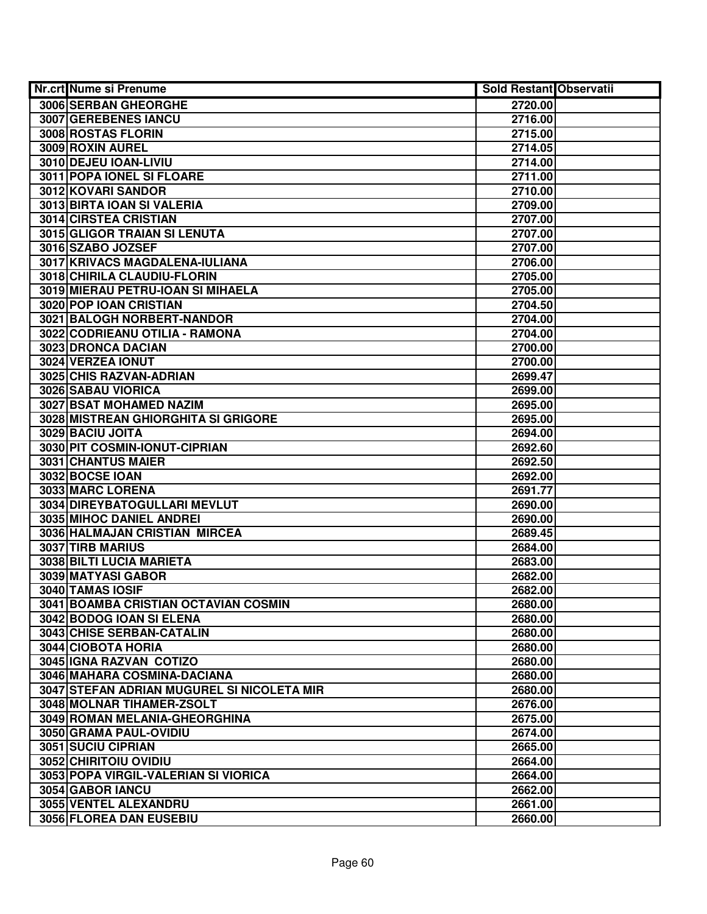| Nr.crt | Nume si Prenume | Sold Restant | Observatii |
|---|---|---|---|
| 3006 | SERBAN GHEORGHE | 2720.00 | |
| 3007 | GEREBENES IANCU | 2716.00 | |
| 3008 | ROSTAS FLORIN | 2715.00 | |
| 3009 | ROXIN AUREL | 2714.05 | |
| 3010 | DEJEU IOAN-LIVIU | 2714.00 | |
| 3011 | POPA IONEL SI FLOARE | 2711.00 | |
| 3012 | KOVARI SANDOR | 2710.00 | |
| 3013 | BIRTA IOAN SI VALERIA | 2709.00 | |
| 3014 | CIRSTEA CRISTIAN | 2707.00 | |
| 3015 | GLIGOR TRAIAN SI LENUTA | 2707.00 | |
| 3016 | SZABO JOZSEF | 2707.00 | |
| 3017 | KRIVACS MAGDALENA-IULIANA | 2706.00 | |
| 3018 | CHIRILA CLAUDIU-FLORIN | 2705.00 | |
| 3019 | MIERAU PETRU-IOAN SI MIHAELA | 2705.00 | |
| 3020 | POP IOAN CRISTIAN | 2704.50 | |
| 3021 | BALOGH NORBERT-NANDOR | 2704.00 | |
| 3022 | CODRIEANU OTILIA - RAMONA | 2704.00 | |
| 3023 | DRONCA DACIAN | 2700.00 | |
| 3024 | VERZEA IONUT | 2700.00 | |
| 3025 | CHIS RAZVAN-ADRIAN | 2699.47 | |
| 3026 | SABAU VIORICA | 2699.00 | |
| 3027 | BSAT MOHAMED NAZIM | 2695.00 | |
| 3028 | MISTREAN GHIORGHITA SI GRIGORE | 2695.00 | |
| 3029 | BACIU JOITA | 2694.00 | |
| 3030 | PIT COSMIN-IONUT-CIPRIAN | 2692.60 | |
| 3031 | CHANTUS MAIER | 2692.50 | |
| 3032 | BOCSE IOAN | 2692.00 | |
| 3033 | MARC LORENA | 2691.77 | |
| 3034 | DIREYBATOGULLARI MEVLUT | 2690.00 | |
| 3035 | MIHOC DANIEL ANDREI | 2690.00 | |
| 3036 | HALMAJAN CRISTIAN MIRCEA | 2689.45 | |
| 3037 | TIRB MARIUS | 2684.00 | |
| 3038 | BILTI LUCIA MARIETA | 2683.00 | |
| 3039 | MATYASI GABOR | 2682.00 | |
| 3040 | TAMAS IOSIF | 2682.00 | |
| 3041 | BOAMBA CRISTIAN OCTAVIAN COSMIN | 2680.00 | |
| 3042 | BODOG IOAN SI ELENA | 2680.00 | |
| 3043 | CHISE SERBAN-CATALIN | 2680.00 | |
| 3044 | CIOBOTA HORIA | 2680.00 | |
| 3045 | IGNA RAZVAN COTIZO | 2680.00 | |
| 3046 | MAHARA COSMINA-DACIANA | 2680.00 | |
| 3047 | STEFAN ADRIAN MUGUREL SI NICOLETA MIR | 2680.00 | |
| 3048 | MOLNAR TIHAMER-ZSOLT | 2676.00 | |
| 3049 | ROMAN MELANIA-GHEORGHINA | 2675.00 | |
| 3050 | GRAMA PAUL-OVIDIU | 2674.00 | |
| 3051 | SUCIU CIPRIAN | 2665.00 | |
| 3052 | CHIRITOIU OVIDIU | 2664.00 | |
| 3053 | POPA VIRGIL-VALERIAN SI VIORICA | 2664.00 | |
| 3054 | GABOR IANCU | 2662.00 | |
| 3055 | VENTEL ALEXANDRU | 2661.00 | |
| 3056 | FLOREA DAN EUSEBIU | 2660.00 | |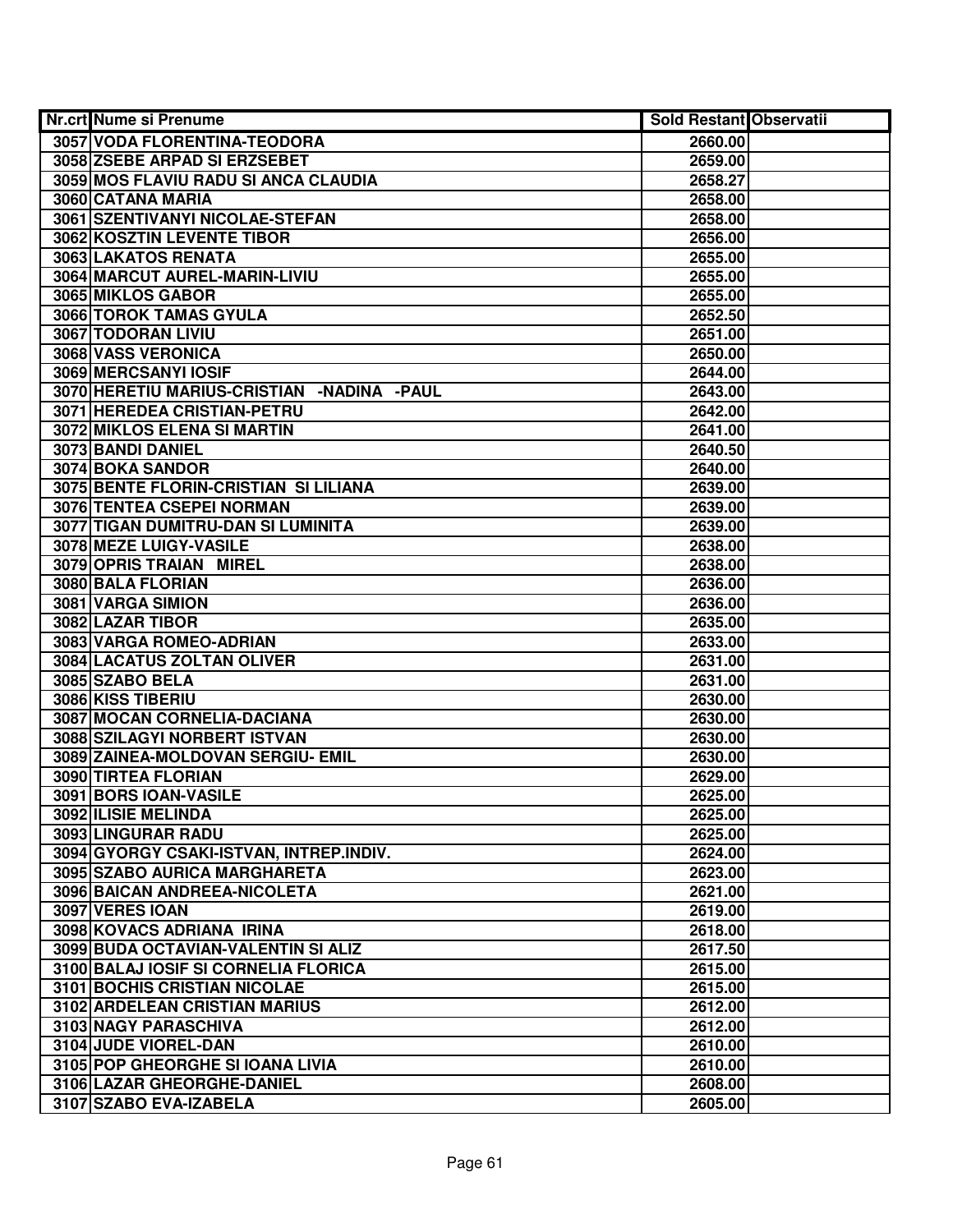| Nr.crt | Nume si Prenume | Sold Restant | Observatii |
|---|---|---|---|
| 3057 | VODA FLORENTINA-TEODORA | 2660.00 | |
| 3058 | ZSEBE ARPAD SI ERZSEBET | 2659.00 | |
| 3059 | MOS FLAVIU RADU SI ANCA CLAUDIA | 2658.27 | |
| 3060 | CATANA MARIA | 2658.00 | |
| 3061 | SZENTIVANYI NICOLAE-STEFAN | 2658.00 | |
| 3062 | KOSZTIN LEVENTE TIBOR | 2656.00 | |
| 3063 | LAKATOS RENATA | 2655.00 | |
| 3064 | MARCUT AUREL-MARIN-LIVIU | 2655.00 | |
| 3065 | MIKLOS GABOR | 2655.00 | |
| 3066 | TOROK TAMAS GYULA | 2652.50 | |
| 3067 | TODORAN LIVIU | 2651.00 | |
| 3068 | VASS VERONICA | 2650.00 | |
| 3069 | MERCSANYI IOSIF | 2644.00 | |
| 3070 | HERETIU MARIUS-CRISTIAN -NADINA -PAUL | 2643.00 | |
| 3071 | HEREDEA CRISTIAN-PETRU | 2642.00 | |
| 3072 | MIKLOS ELENA SI MARTIN | 2641.00 | |
| 3073 | BANDI DANIEL | 2640.50 | |
| 3074 | BOKA SANDOR | 2640.00 | |
| 3075 | BENTE FLORIN-CRISTIAN SI LILIANA | 2639.00 | |
| 3076 | TENTEA CSEPEI NORMAN | 2639.00 | |
| 3077 | TIGAN DUMITRU-DAN SI LUMINITA | 2639.00 | |
| 3078 | MEZE LUIGY-VASILE | 2638.00 | |
| 3079 | OPRIS TRAIAN MIREL | 2638.00 | |
| 3080 | BALA FLORIAN | 2636.00 | |
| 3081 | VARGA SIMION | 2636.00 | |
| 3082 | LAZAR TIBOR | 2635.00 | |
| 3083 | VARGA ROMEO-ADRIAN | 2633.00 | |
| 3084 | LACATUS ZOLTAN OLIVER | 2631.00 | |
| 3085 | SZABO BELA | 2631.00 | |
| 3086 | KISS TIBERIU | 2630.00 | |
| 3087 | MOCAN CORNELIA-DACIANA | 2630.00 | |
| 3088 | SZILAGYI NORBERT ISTVAN | 2630.00 | |
| 3089 | ZAINEA-MOLDOVAN SERGIU- EMIL | 2630.00 | |
| 3090 | TIRTEA FLORIAN | 2629.00 | |
| 3091 | BORS IOAN-VASILE | 2625.00 | |
| 3092 | ILISIE MELINDA | 2625.00 | |
| 3093 | LINGURAR RADU | 2625.00 | |
| 3094 | GYORGY CSAKI-ISTVAN, INTREP.INDIV. | 2624.00 | |
| 3095 | SZABO AURICA MARGHARETA | 2623.00 | |
| 3096 | BAICAN ANDREEA-NICOLETA | 2621.00 | |
| 3097 | VERES IOAN | 2619.00 | |
| 3098 | KOVACS ADRIANA IRINA | 2618.00 | |
| 3099 | BUDA OCTAVIAN-VALENTIN SI ALIZ | 2617.50 | |
| 3100 | BALAJ IOSIF SI CORNELIA FLORICA | 2615.00 | |
| 3101 | BOCHIS CRISTIAN NICOLAE | 2615.00 | |
| 3102 | ARDELEAN CRISTIAN MARIUS | 2612.00 | |
| 3103 | NAGY PARASCHIVA | 2612.00 | |
| 3104 | JUDE VIOREL-DAN | 2610.00 | |
| 3105 | POP GHEORGHE SI IOANA LIVIA | 2610.00 | |
| 3106 | LAZAR GHEORGHE-DANIEL | 2608.00 | |
| 3107 | SZABO EVA-IZABELA | 2605.00 | |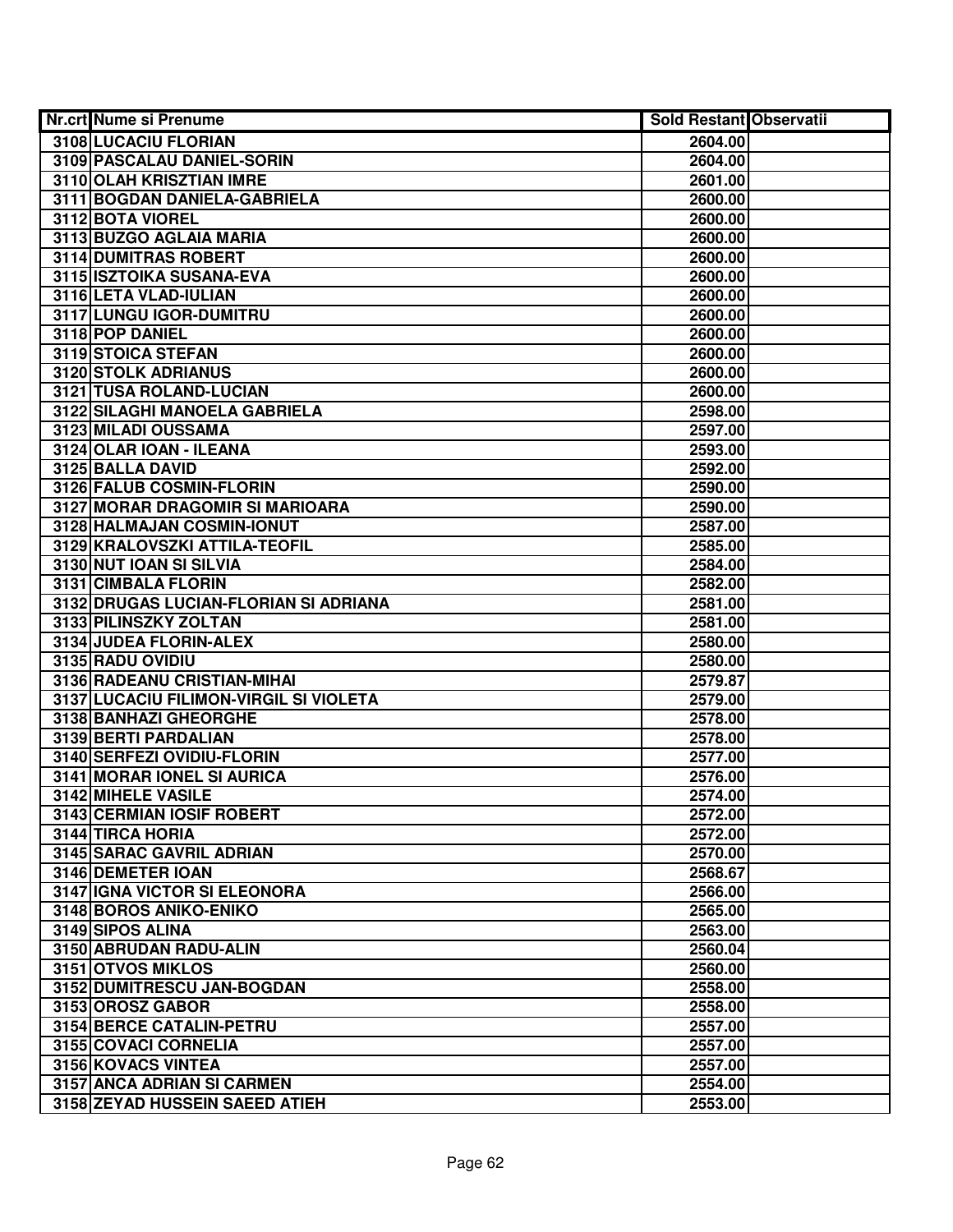| Nr.crt | Nume si Prenume | Sold Restant | Observatii |
|---|---|---|---|
| 3108 | LUCACIU FLORIAN | 2604.00 | |
| 3109 | PASCALAU DANIEL-SORIN | 2604.00 | |
| 3110 | OLAH KRISZTIAN IMRE | 2601.00 | |
| 3111 | BOGDAN DANIELA-GABRIELA | 2600.00 | |
| 3112 | BOTA VIOREL | 2600.00 | |
| 3113 | BUZGO AGLAIA MARIA | 2600.00 | |
| 3114 | DUMITRAS ROBERT | 2600.00 | |
| 3115 | ISZTOIKA SUSANA-EVA | 2600.00 | |
| 3116 | LETA VLAD-IULIAN | 2600.00 | |
| 3117 | LUNGU IGOR-DUMITRU | 2600.00 | |
| 3118 | POP DANIEL | 2600.00 | |
| 3119 | STOICA STEFAN | 2600.00 | |
| 3120 | STOLK ADRIANUS | 2600.00 | |
| 3121 | TUSA ROLAND-LUCIAN | 2600.00 | |
| 3122 | SILAGHI MANOELA GABRIELA | 2598.00 | |
| 3123 | MILADI OUSSAMA | 2597.00 | |
| 3124 | OLAR IOAN - ILEANA | 2593.00 | |
| 3125 | BALLA DAVID | 2592.00 | |
| 3126 | FALUB COSMIN-FLORIN | 2590.00 | |
| 3127 | MORAR DRAGOMIR SI MARIOARA | 2590.00 | |
| 3128 | HALMAJAN COSMIN-IONUT | 2587.00 | |
| 3129 | KRALOVSZKI ATTILA-TEOFIL | 2585.00 | |
| 3130 | NUT IOAN SI SILVIA | 2584.00 | |
| 3131 | CIMBALA FLORIN | 2582.00 | |
| 3132 | DRUGAS LUCIAN-FLORIAN SI ADRIANA | 2581.00 | |
| 3133 | PILINSZKY ZOLTAN | 2581.00 | |
| 3134 | JUDEA FLORIN-ALEX | 2580.00 | |
| 3135 | RADU OVIDIU | 2580.00 | |
| 3136 | RADEANU CRISTIAN-MIHAI | 2579.87 | |
| 3137 | LUCACIU FILIMON-VIRGIL SI VIOLETA | 2579.00 | |
| 3138 | BANHAZI GHEORGHE | 2578.00 | |
| 3139 | BERTI PARDALIAN | 2578.00 | |
| 3140 | SERFEZI OVIDIU-FLORIN | 2577.00 | |
| 3141 | MORAR IONEL SI AURICA | 2576.00 | |
| 3142 | MIHELE VASILE | 2574.00 | |
| 3143 | CERMIAN IOSIF ROBERT | 2572.00 | |
| 3144 | TIRCA HORIA | 2572.00 | |
| 3145 | SARAC GAVRIL ADRIAN | 2570.00 | |
| 3146 | DEMETER IOAN | 2568.67 | |
| 3147 | IGNA VICTOR SI ELEONORA | 2566.00 | |
| 3148 | BOROS ANIKO-ENIKO | 2565.00 | |
| 3149 | SIPOS ALINA | 2563.00 | |
| 3150 | ABRUDAN RADU-ALIN | 2560.04 | |
| 3151 | OTVOS MIKLOS | 2560.00 | |
| 3152 | DUMITRESCU JAN-BOGDAN | 2558.00 | |
| 3153 | OROSZ GABOR | 2558.00 | |
| 3154 | BERCE CATALIN-PETRU | 2557.00 | |
| 3155 | COVACI CORNELIA | 2557.00 | |
| 3156 | KOVACS VINTEA | 2557.00 | |
| 3157 | ANCA ADRIAN SI CARMEN | 2554.00 | |
| 3158 | ZEYAD HUSSEIN SAEED ATIEH | 2553.00 | |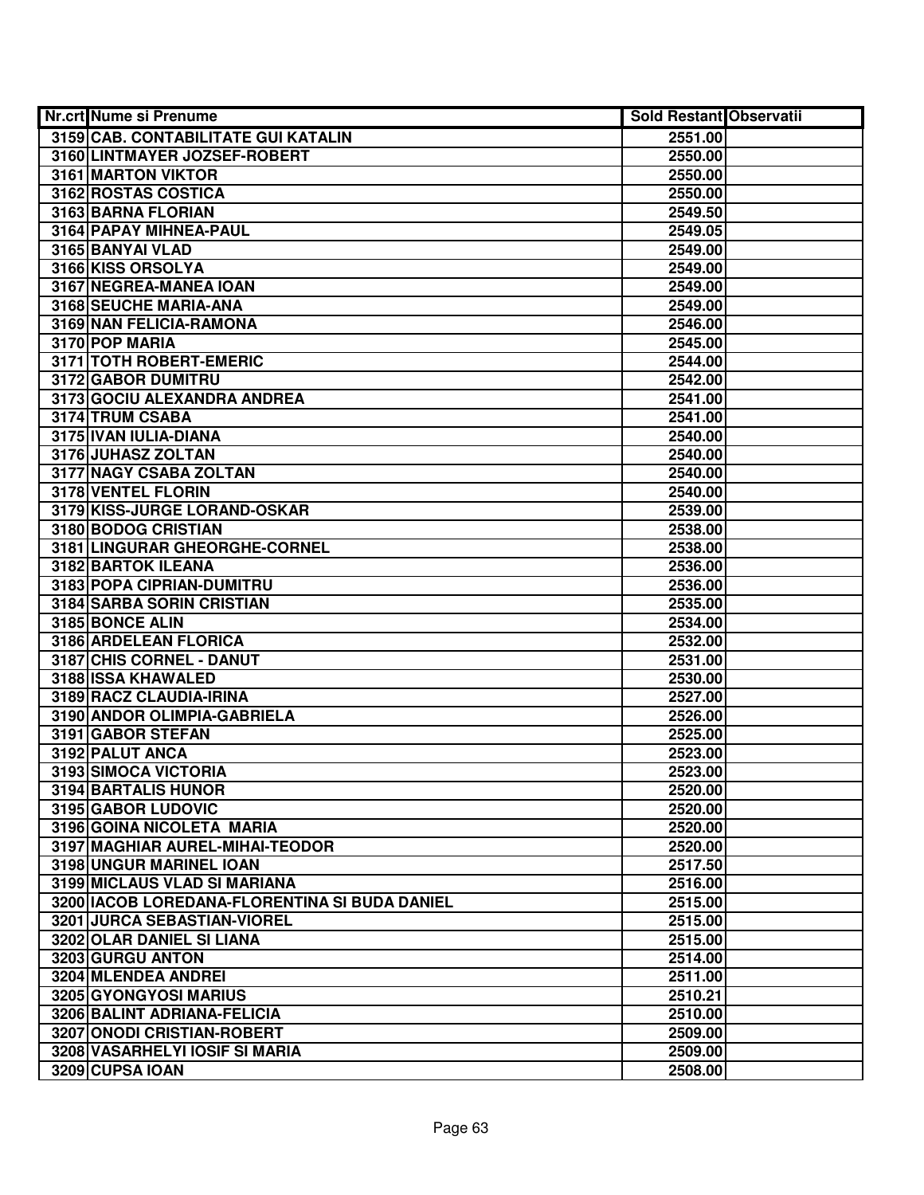| Nr.crt | Nume si Prenume | Sold Restant | Observatii |
|---|---|---|---|
| 3159 | CAB. CONTABILITATE GUI KATALIN | 2551.00 | |
| 3160 | LINTMAYER JOZSEF-ROBERT | 2550.00 | |
| 3161 | MARTON VIKTOR | 2550.00 | |
| 3162 | ROSTAS COSTICA | 2550.00 | |
| 3163 | BARNA FLORIAN | 2549.50 | |
| 3164 | PAPAY MIHNEA-PAUL | 2549.05 | |
| 3165 | BANYAI VLAD | 2549.00 | |
| 3166 | KISS ORSOLYA | 2549.00 | |
| 3167 | NEGREA-MANEA IOAN | 2549.00 | |
| 3168 | SEUCHE MARIA-ANA | 2549.00 | |
| 3169 | NAN FELICIA-RAMONA | 2546.00 | |
| 3170 | POP MARIA | 2545.00 | |
| 3171 | TOTH ROBERT-EMERIC | 2544.00 | |
| 3172 | GABOR DUMITRU | 2542.00 | |
| 3173 | GOCIU ALEXANDRA ANDREA | 2541.00 | |
| 3174 | TRUM CSABA | 2541.00 | |
| 3175 | IVAN IULIA-DIANA | 2540.00 | |
| 3176 | JUHASZ ZOLTAN | 2540.00 | |
| 3177 | NAGY CSABA ZOLTAN | 2540.00 | |
| 3178 | VENTEL FLORIN | 2540.00 | |
| 3179 | KISS-JURGE LORAND-OSKAR | 2539.00 | |
| 3180 | BODOG CRISTIAN | 2538.00 | |
| 3181 | LINGURAR GHEORGHE-CORNEL | 2538.00 | |
| 3182 | BARTOK ILEANA | 2536.00 | |
| 3183 | POPA CIPRIAN-DUMITRU | 2536.00 | |
| 3184 | SARBA SORIN CRISTIAN | 2535.00 | |
| 3185 | BONCE ALIN | 2534.00 | |
| 3186 | ARDELEAN FLORICA | 2532.00 | |
| 3187 | CHIS CORNEL - DANUT | 2531.00 | |
| 3188 | ISSA KHAWALED | 2530.00 | |
| 3189 | RACZ CLAUDIA-IRINA | 2527.00 | |
| 3190 | ANDOR OLIMPIA-GABRIELA | 2526.00 | |
| 3191 | GABOR STEFAN | 2525.00 | |
| 3192 | PALUT ANCA | 2523.00 | |
| 3193 | SIMOCA VICTORIA | 2523.00 | |
| 3194 | BARTALIS HUNOR | 2520.00 | |
| 3195 | GABOR LUDOVIC | 2520.00 | |
| 3196 | GOINA NICOLETA MARIA | 2520.00 | |
| 3197 | MAGHIAR AUREL-MIHAI-TEODOR | 2520.00 | |
| 3198 | UNGUR MARINEL IOAN | 2517.50 | |
| 3199 | MICLAUS VLAD SI MARIANA | 2516.00 | |
| 3200 | IACOB LOREDANA-FLORENTINA SI BUDA DANIEL | 2515.00 | |
| 3201 | JURCA SEBASTIAN-VIOREL | 2515.00 | |
| 3202 | OLAR DANIEL SI LIANA | 2515.00 | |
| 3203 | GURGU ANTON | 2514.00 | |
| 3204 | MLENDEA ANDREI | 2511.00 | |
| 3205 | GYONGYOSI MARIUS | 2510.21 | |
| 3206 | BALINT ADRIANA-FELICIA | 2510.00 | |
| 3207 | ONODI CRISTIAN-ROBERT | 2509.00 | |
| 3208 | VASARHELYI IOSIF SI MARIA | 2509.00 | |
| 3209 | CUPSA IOAN | 2508.00 | |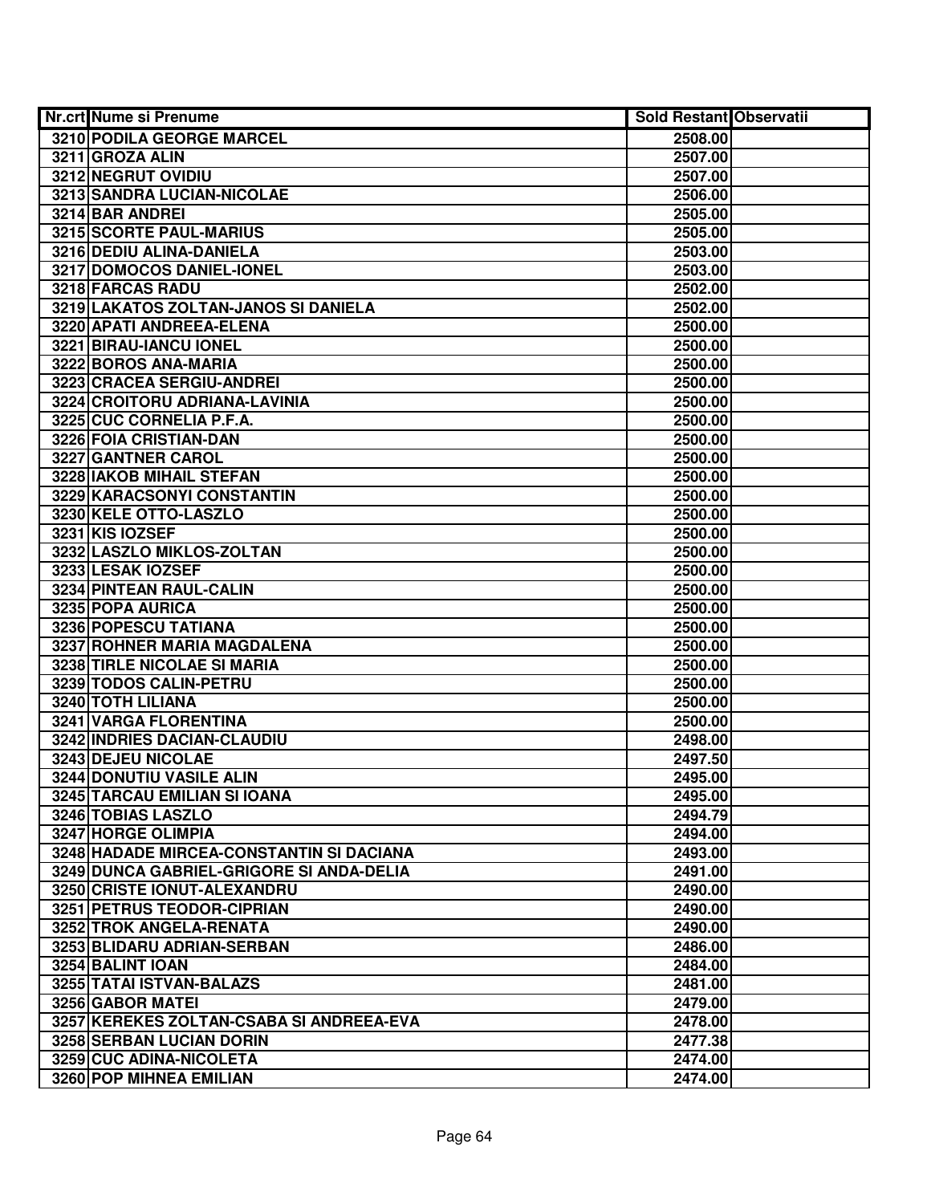| Nr.crt | Nume si Prenume | Sold Restant | Observatii |
|---|---|---|---|
| 3210 | PODILA GEORGE MARCEL | 2508.00 | |
| 3211 | GROZA ALIN | 2507.00 | |
| 3212 | NEGRUT OVIDIU | 2507.00 | |
| 3213 | SANDRA LUCIAN-NICOLAE | 2506.00 | |
| 3214 | BAR ANDREI | 2505.00 | |
| 3215 | SCORTE PAUL-MARIUS | 2505.00 | |
| 3216 | DEDIU ALINA-DANIELA | 2503.00 | |
| 3217 | DOMOCOS DANIEL-IONEL | 2503.00 | |
| 3218 | FARCAS RADU | 2502.00 | |
| 3219 | LAKATOS ZOLTAN-JANOS SI DANIELA | 2502.00 | |
| 3220 | APATI ANDREEA-ELENA | 2500.00 | |
| 3221 | BIRAU-IANCU IONEL | 2500.00 | |
| 3222 | BOROS ANA-MARIA | 2500.00 | |
| 3223 | CRACEA SERGIU-ANDREI | 2500.00 | |
| 3224 | CROITORU ADRIANA-LAVINIA | 2500.00 | |
| 3225 | CUC CORNELIA P.F.A. | 2500.00 | |
| 3226 | FOIA CRISTIAN-DAN | 2500.00 | |
| 3227 | GANTNER CAROL | 2500.00 | |
| 3228 | IAKOB MIHAIL STEFAN | 2500.00 | |
| 3229 | KARACSONYI CONSTANTIN | 2500.00 | |
| 3230 | KELE OTTO-LASZLO | 2500.00 | |
| 3231 | KIS IOZSEF | 2500.00 | |
| 3232 | LASZLO MIKLOS-ZOLTAN | 2500.00 | |
| 3233 | LESAK IOZSEF | 2500.00 | |
| 3234 | PINTEAN RAUL-CALIN | 2500.00 | |
| 3235 | POPA AURICA | 2500.00 | |
| 3236 | POPESCU TATIANA | 2500.00 | |
| 3237 | ROHNER MARIA MAGDALENA | 2500.00 | |
| 3238 | TIRLE NICOLAE SI MARIA | 2500.00 | |
| 3239 | TODOS CALIN-PETRU | 2500.00 | |
| 3240 | TOTH LILIANA | 2500.00 | |
| 3241 | VARGA FLORENTINA | 2500.00 | |
| 3242 | INDRIES DACIAN-CLAUDIU | 2498.00 | |
| 3243 | DEJEU NICOLAE | 2497.50 | |
| 3244 | DONUTIU VASILE ALIN | 2495.00 | |
| 3245 | TARCAU EMILIAN SI IOANA | 2495.00 | |
| 3246 | TOBIAS LASZLO | 2494.79 | |
| 3247 | HORGE OLIMPIA | 2494.00 | |
| 3248 | HADADE MIRCEA-CONSTANTIN SI DACIANA | 2493.00 | |
| 3249 | DUNCA GABRIEL-GRIGORE SI ANDA-DELIA | 2491.00 | |
| 3250 | CRISTE IONUT-ALEXANDRU | 2490.00 | |
| 3251 | PETRUS TEODOR-CIPRIAN | 2490.00 | |
| 3252 | TROK ANGELA-RENATA | 2490.00 | |
| 3253 | BLIDARU ADRIAN-SERBAN | 2486.00 | |
| 3254 | BALINT IOAN | 2484.00 | |
| 3255 | TATAI ISTVAN-BALAZS | 2481.00 | |
| 3256 | GABOR MATEI | 2479.00 | |
| 3257 | KEREKES ZOLTAN-CSABA SI ANDREEA-EVA | 2478.00 | |
| 3258 | SERBAN LUCIAN DORIN | 2477.38 | |
| 3259 | CUC ADINA-NICOLETA | 2474.00 | |
| 3260 | POP MIHNEA EMILIAN | 2474.00 | |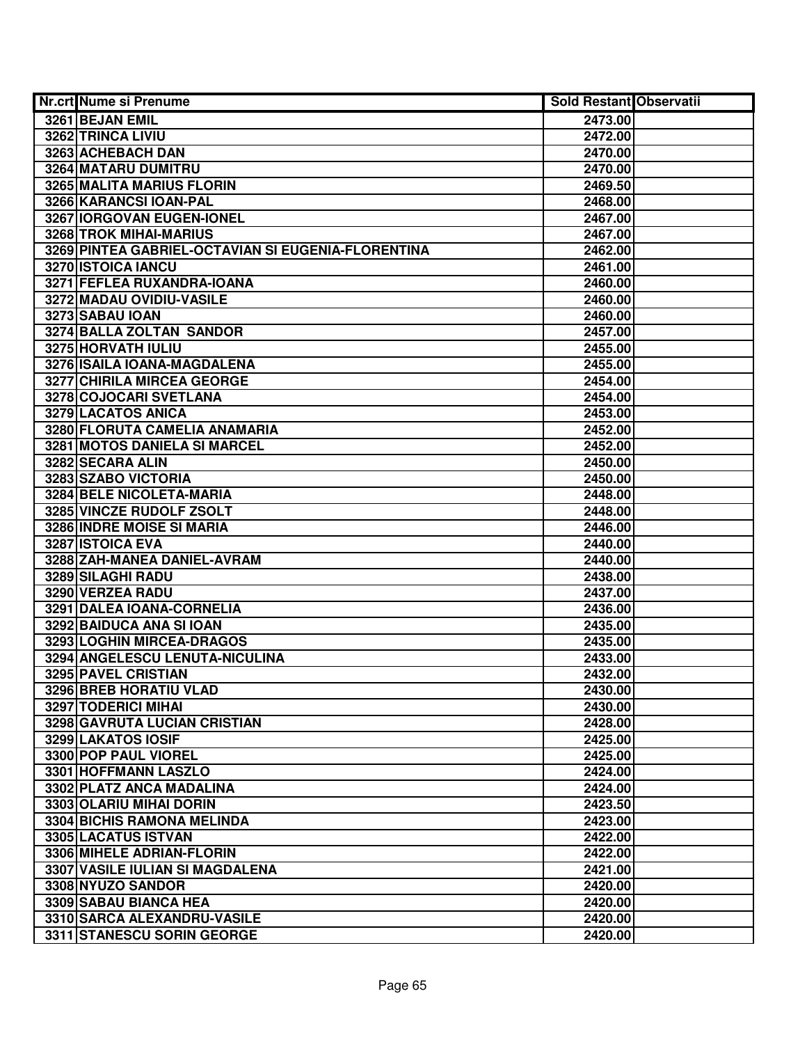| Nr.crt | Nume si Prenume | Sold Restant | Observatii |
| --- | --- | --- | --- |
| 3261 | BEJAN EMIL | 2473.00 | |
| 3262 | TRINCA LIVIU | 2472.00 | |
| 3263 | ACHEBACH DAN | 2470.00 | |
| 3264 | MATARU DUMITRU | 2470.00 | |
| 3265 | MALITA MARIUS FLORIN | 2469.50 | |
| 3266 | KARANCSI IOAN-PAL | 2468.00 | |
| 3267 | IORGOVAN EUGEN-IONEL | 2467.00 | |
| 3268 | TROK MIHAI-MARIUS | 2467.00 | |
| 3269 | PINTEA GABRIEL-OCTAVIAN SI EUGENIA-FLORENTINA | 2462.00 | |
| 3270 | ISTOICA IANCU | 2461.00 | |
| 3271 | FEFLEA RUXANDRA-IOANA | 2460.00 | |
| 3272 | MADAU OVIDIU-VASILE | 2460.00 | |
| 3273 | SABAU IOAN | 2460.00 | |
| 3274 | BALLA ZOLTAN SANDOR | 2457.00 | |
| 3275 | HORVATH IULIU | 2455.00 | |
| 3276 | ISAILA IOANA-MAGDALENA | 2455.00 | |
| 3277 | CHIRILA MIRCEA GEORGE | 2454.00 | |
| 3278 | COJOCARI SVETLANA | 2454.00 | |
| 3279 | LACATOS ANICA | 2453.00 | |
| 3280 | FLORUTA CAMELIA ANAMARIA | 2452.00 | |
| 3281 | MOTOS DANIELA SI MARCEL | 2452.00 | |
| 3282 | SECARA ALIN | 2450.00 | |
| 3283 | SZABO VICTORIA | 2450.00 | |
| 3284 | BELE NICOLETA-MARIA | 2448.00 | |
| 3285 | VINCZE RUDOLF ZSOLT | 2448.00 | |
| 3286 | INDRE MOISE SI MARIA | 2446.00 | |
| 3287 | ISTOICA EVA | 2440.00 | |
| 3288 | ZAH-MANEA DANIEL-AVRAM | 2440.00 | |
| 3289 | SILAGHI RADU | 2438.00 | |
| 3290 | VERZEA RADU | 2437.00 | |
| 3291 | DALEA IOANA-CORNELIA | 2436.00 | |
| 3292 | BAIDUCA ANA SI IOAN | 2435.00 | |
| 3293 | LOGHIN MIRCEA-DRAGOS | 2435.00 | |
| 3294 | ANGELESCU LENUTA-NICULINA | 2433.00 | |
| 3295 | PAVEL CRISTIAN | 2432.00 | |
| 3296 | BREB HORATIU VLAD | 2430.00 | |
| 3297 | TODERICI MIHAI | 2430.00 | |
| 3298 | GAVRUTA LUCIAN CRISTIAN | 2428.00 | |
| 3299 | LAKATOS IOSIF | 2425.00 | |
| 3300 | POP PAUL VIOREL | 2425.00 | |
| 3301 | HOFFMANN LASZLO | 2424.00 | |
| 3302 | PLATZ ANCA MADALINA | 2424.00 | |
| 3303 | OLARIU MIHAI DORIN | 2423.50 | |
| 3304 | BICHIS RAMONA MELINDA | 2423.00 | |
| 3305 | LACATUS ISTVAN | 2422.00 | |
| 3306 | MIHELE ADRIAN-FLORIN | 2422.00 | |
| 3307 | VASILE IULIAN SI MAGDALENA | 2421.00 | |
| 3308 | NYUZO SANDOR | 2420.00 | |
| 3309 | SABAU BIANCA HEA | 2420.00 | |
| 3310 | SARCA ALEXANDRU-VASILE | 2420.00 | |
| 3311 | STANESCU SORIN GEORGE | 2420.00 | |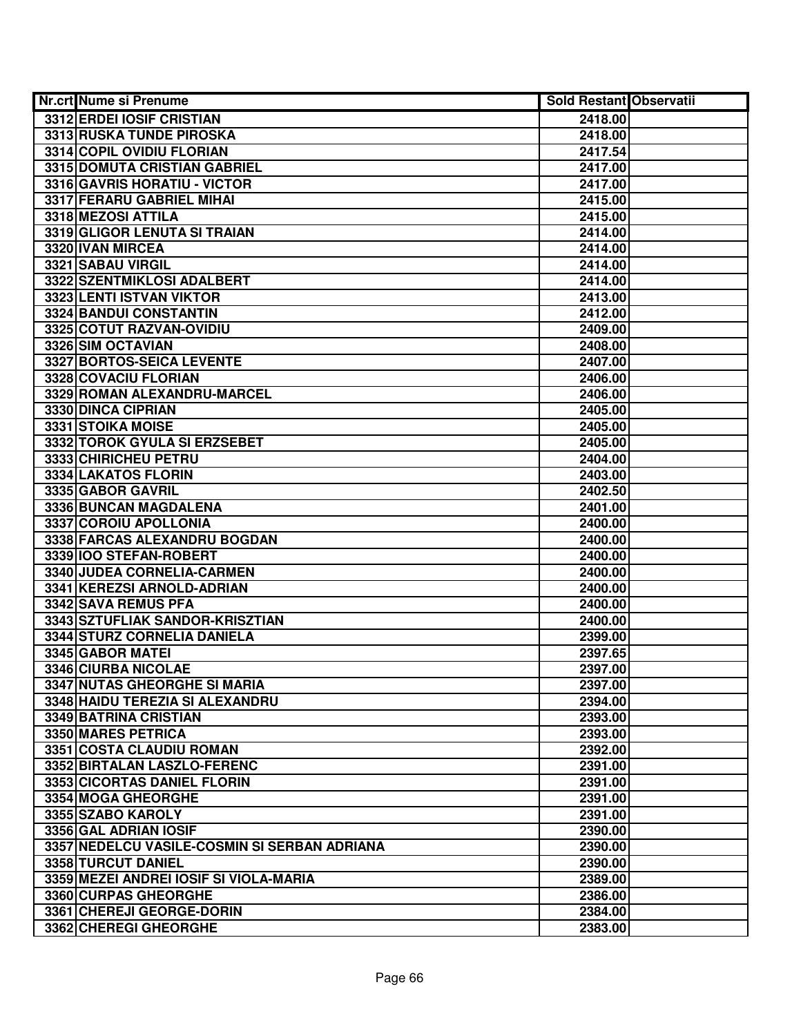| Nr.crt | Nume si Prenume | Sold Restant | Observatii |
|---|---|---|---|
| 3312 | ERDEI IOSIF CRISTIAN | 2418.00 | |
| 3313 | RUSKA TUNDE PIROSKA | 2418.00 | |
| 3314 | COPIL OVIDIU FLORIAN | 2417.54 | |
| 3315 | DOMUTA CRISTIAN GABRIEL | 2417.00 | |
| 3316 | GAVRIS HORATIU - VICTOR | 2417.00 | |
| 3317 | FERARU GABRIEL MIHAI | 2415.00 | |
| 3318 | MEZOSI ATTILA | 2415.00 | |
| 3319 | GLIGOR LENUTA SI TRAIAN | 2414.00 | |
| 3320 | IVAN MIRCEA | 2414.00 | |
| 3321 | SABAU VIRGIL | 2414.00 | |
| 3322 | SZENTMIKLOSI ADALBERT | 2414.00 | |
| 3323 | LENTI ISTVAN VIKTOR | 2413.00 | |
| 3324 | BANDUI CONSTANTIN | 2412.00 | |
| 3325 | COTUT RAZVAN-OVIDIU | 2409.00 | |
| 3326 | SIM OCTAVIAN | 2408.00 | |
| 3327 | BORTOS-SEICA LEVENTE | 2407.00 | |
| 3328 | COVACIU FLORIAN | 2406.00 | |
| 3329 | ROMAN ALEXANDRU-MARCEL | 2406.00 | |
| 3330 | DINCA CIPRIAN | 2405.00 | |
| 3331 | STOIKA MOISE | 2405.00 | |
| 3332 | TOROK GYULA SI ERZSEBET | 2405.00 | |
| 3333 | CHIRICHEU PETRU | 2404.00 | |
| 3334 | LAKATOS FLORIN | 2403.00 | |
| 3335 | GABOR GAVRIL | 2402.50 | |
| 3336 | BUNCAN MAGDALENA | 2401.00 | |
| 3337 | COROIU APOLLONIA | 2400.00 | |
| 3338 | FARCAS ALEXANDRU BOGDAN | 2400.00 | |
| 3339 | IOO STEFAN-ROBERT | 2400.00 | |
| 3340 | JUDEA CORNELIA-CARMEN | 2400.00 | |
| 3341 | KEREZSI ARNOLD-ADRIAN | 2400.00 | |
| 3342 | SAVA REMUS PFA | 2400.00 | |
| 3343 | SZTUFLIAK SANDOR-KRISZTIAN | 2400.00 | |
| 3344 | STURZ CORNELIA DANIELA | 2399.00 | |
| 3345 | GABOR MATEI | 2397.65 | |
| 3346 | CIURBA NICOLAE | 2397.00 | |
| 3347 | NUTAS GHEORGHE SI MARIA | 2397.00 | |
| 3348 | HAIDU TEREZIA SI ALEXANDRU | 2394.00 | |
| 3349 | BATRINA CRISTIAN | 2393.00 | |
| 3350 | MARES PETRICA | 2393.00 | |
| 3351 | COSTA CLAUDIU ROMAN | 2392.00 | |
| 3352 | BIRTALAN LASZLO-FERENC | 2391.00 | |
| 3353 | CICORTAS DANIEL FLORIN | 2391.00 | |
| 3354 | MOGA GHEORGHE | 2391.00 | |
| 3355 | SZABO KAROLY | 2391.00 | |
| 3356 | GAL ADRIAN IOSIF | 2390.00 | |
| 3357 | NEDELCU VASILE-COSMIN SI SERBAN ADRIANA | 2390.00 | |
| 3358 | TURCUT DANIEL | 2390.00 | |
| 3359 | MEZEI ANDREI IOSIF SI VIOLA-MARIA | 2389.00 | |
| 3360 | CURPAS GHEORGHE | 2386.00 | |
| 3361 | CHEREJI GEORGE-DORIN | 2384.00 | |
| 3362 | CHEREGI GHEORGHE | 2383.00 | |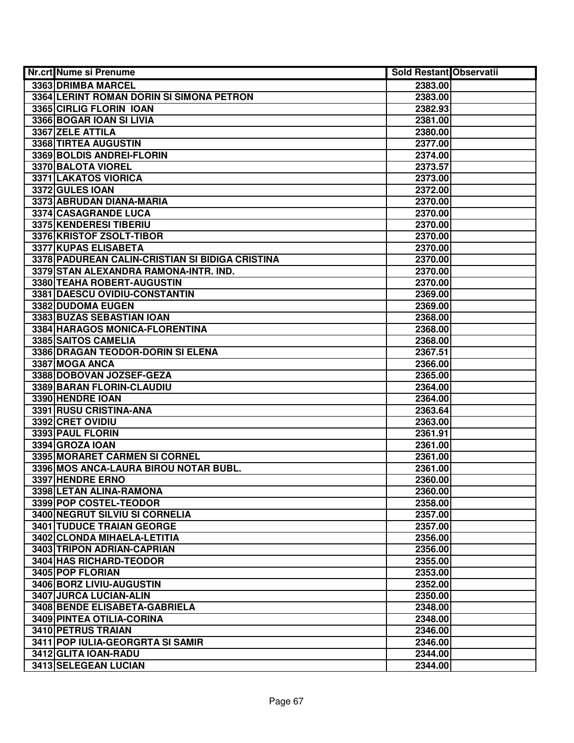| Nr.crt | Nume si Prenume | Sold Restant | Observatii |
|---|---|---|---|
| 3363 | DRIMBA MARCEL | 2383.00 | |
| 3364 | LERINT ROMAN DORIN SI SIMONA PETRON | 2383.00 | |
| 3365 | CIRLIG FLORIN  IOAN | 2382.93 | |
| 3366 | BOGAR IOAN SI LIVIA | 2381.00 | |
| 3367 | ZELE ATTILA | 2380.00 | |
| 3368 | TIRTEA AUGUSTIN | 2377.00 | |
| 3369 | BOLDIS ANDREI-FLORIN | 2374.00 | |
| 3370 | BALOTA VIOREL | 2373.57 | |
| 3371 | LAKATOS VIORICA | 2373.00 | |
| 3372 | GULES IOAN | 2372.00 | |
| 3373 | ABRUDAN DIANA-MARIA | 2370.00 | |
| 3374 | CASAGRANDE LUCA | 2370.00 | |
| 3375 | KENDERESI TIBERIU | 2370.00 | |
| 3376 | KRISTOF ZSOLT-TIBOR | 2370.00 | |
| 3377 | KUPAS ELISABETA | 2370.00 | |
| 3378 | PADUREAN CALIN-CRISTIAN SI BIDIGA CRISTINA | 2370.00 | |
| 3379 | STAN ALEXANDRA RAMONA-INTR. IND. | 2370.00 | |
| 3380 | TEAHA ROBERT-AUGUSTIN | 2370.00 | |
| 3381 | DAESCU OVIDIU-CONSTANTIN | 2369.00 | |
| 3382 | DUDOMA EUGEN | 2369.00 | |
| 3383 | BUZAS SEBASTIAN IOAN | 2368.00 | |
| 3384 | HARAGOS MONICA-FLORENTINA | 2368.00 | |
| 3385 | SAITOS CAMELIA | 2368.00 | |
| 3386 | DRAGAN TEODOR-DORIN SI ELENA | 2367.51 | |
| 3387 | MOGA ANCA | 2366.00 | |
| 3388 | DOBOVAN JOZSEF-GEZA | 2365.00 | |
| 3389 | BARAN FLORIN-CLAUDIU | 2364.00 | |
| 3390 | HENDRE IOAN | 2364.00 | |
| 3391 | RUSU CRISTINA-ANA | 2363.64 | |
| 3392 | CRET OVIDIU | 2363.00 | |
| 3393 | PAUL FLORIN | 2361.91 | |
| 3394 | GROZA IOAN | 2361.00 | |
| 3395 | MORARET CARMEN SI CORNEL | 2361.00 | |
| 3396 | MOS ANCA-LAURA BIROU NOTAR BUBL. | 2361.00 | |
| 3397 | HENDRE ERNO | 2360.00 | |
| 3398 | LETAN ALINA-RAMONA | 2360.00 | |
| 3399 | POP COSTEL-TEODOR | 2358.00 | |
| 3400 | NEGRUT SILVIU SI CORNELIA | 2357.00 | |
| 3401 | TUDUCE TRAIAN GEORGE | 2357.00 | |
| 3402 | CLONDA MIHAELA-LETITIA | 2356.00 | |
| 3403 | TRIPON ADRIAN-CAPRIAN | 2356.00 | |
| 3404 | HAS RICHARD-TEODOR | 2355.00 | |
| 3405 | POP FLORIAN | 2353.00 | |
| 3406 | BORZ LIVIU-AUGUSTIN | 2352.00 | |
| 3407 | JURCA LUCIAN-ALIN | 2350.00 | |
| 3408 | BENDE ELISABETA-GABRIELA | 2348.00 | |
| 3409 | PINTEA OTILIA-CORINA | 2348.00 | |
| 3410 | PETRUS TRAIAN | 2346.00 | |
| 3411 | POP IULIA-GEORGRTA SI SAMIR | 2346.00 | |
| 3412 | GLITA IOAN-RADU | 2344.00 | |
| 3413 | SELEGEAN LUCIAN | 2344.00 | |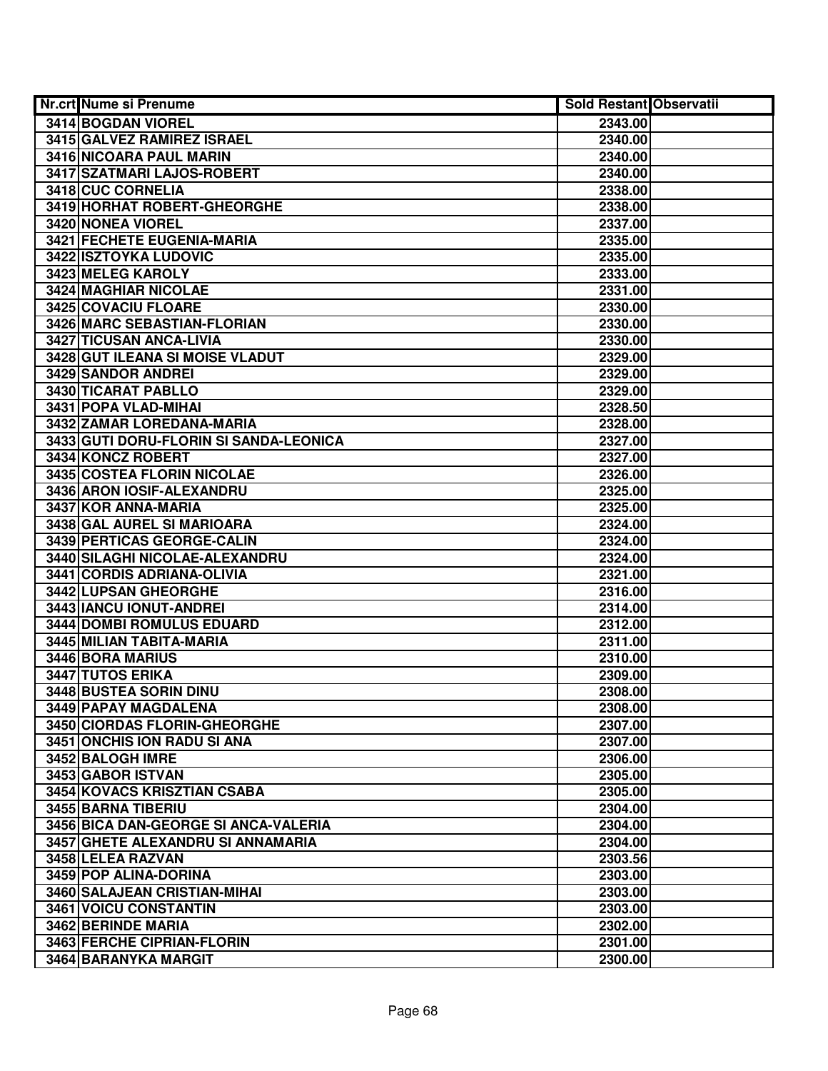| Nr.crt | Nume si Prenume | Sold Restant | Observatii |
|---|---|---|---|
| 3414 | BOGDAN VIOREL | 2343.00 | |
| 3415 | GALVEZ RAMIREZ ISRAEL | 2340.00 | |
| 3416 | NICOARA PAUL MARIN | 2340.00 | |
| 3417 | SZATMARI LAJOS-ROBERT | 2340.00 | |
| 3418 | CUC CORNELIA | 2338.00 | |
| 3419 | HORHAT ROBERT-GHEORGHE | 2338.00 | |
| 3420 | NONEA VIOREL | 2337.00 | |
| 3421 | FECHETE EUGENIA-MARIA | 2335.00 | |
| 3422 | ISZTOYKA LUDOVIC | 2335.00 | |
| 3423 | MELEG KAROLY | 2333.00 | |
| 3424 | MAGHIAR NICOLAE | 2331.00 | |
| 3425 | COVACIU FLOARE | 2330.00 | |
| 3426 | MARC SEBASTIAN-FLORIAN | 2330.00 | |
| 3427 | TICUSAN ANCA-LIVIA | 2330.00 | |
| 3428 | GUT ILEANA SI MOISE VLADUT | 2329.00 | |
| 3429 | SANDOR ANDREI | 2329.00 | |
| 3430 | TICARAT PABLLO | 2329.00 | |
| 3431 | POPA VLAD-MIHAI | 2328.50 | |
| 3432 | ZAMAR LOREDANA-MARIA | 2328.00 | |
| 3433 | GUTI DORU-FLORIN SI SANDA-LEONICA | 2327.00 | |
| 3434 | KONCZ ROBERT | 2327.00 | |
| 3435 | COSTEA FLORIN NICOLAE | 2326.00 | |
| 3436 | ARON IOSIF-ALEXANDRU | 2325.00 | |
| 3437 | KOR ANNA-MARIA | 2325.00 | |
| 3438 | GAL AUREL SI MARIOARA | 2324.00 | |
| 3439 | PERTICAS GEORGE-CALIN | 2324.00 | |
| 3440 | SILAGHI NICOLAE-ALEXANDRU | 2324.00 | |
| 3441 | CORDIS ADRIANA-OLIVIA | 2321.00 | |
| 3442 | LUPSAN GHEORGHE | 2316.00 | |
| 3443 | IANCU IONUT-ANDREI | 2314.00 | |
| 3444 | DOMBI ROMULUS EDUARD | 2312.00 | |
| 3445 | MILIAN TABITA-MARIA | 2311.00 | |
| 3446 | BORA MARIUS | 2310.00 | |
| 3447 | TUTOS ERIKA | 2309.00 | |
| 3448 | BUSTEA SORIN DINU | 2308.00 | |
| 3449 | PAPAY MAGDALENA | 2308.00 | |
| 3450 | CIORDAS FLORIN-GHEORGHE | 2307.00 | |
| 3451 | ONCHIS ION RADU SI ANA | 2307.00 | |
| 3452 | BALOGH IMRE | 2306.00 | |
| 3453 | GABOR ISTVAN | 2305.00 | |
| 3454 | KOVACS KRISZTIAN CSABA | 2305.00 | |
| 3455 | BARNA TIBERIU | 2304.00 | |
| 3456 | BICA DAN-GEORGE SI ANCA-VALERIA | 2304.00 | |
| 3457 | GHETE ALEXANDRU SI ANNAMARIA | 2304.00 | |
| 3458 | LELEA RAZVAN | 2303.56 | |
| 3459 | POP ALINA-DORINA | 2303.00 | |
| 3460 | SALAJEAN CRISTIAN-MIHAI | 2303.00 | |
| 3461 | VOICU CONSTANTIN | 2303.00 | |
| 3462 | BERINDE MARIA | 2302.00 | |
| 3463 | FERCHE CIPRIAN-FLORIN | 2301.00 | |
| 3464 | BARANYKA MARGIT | 2300.00 | |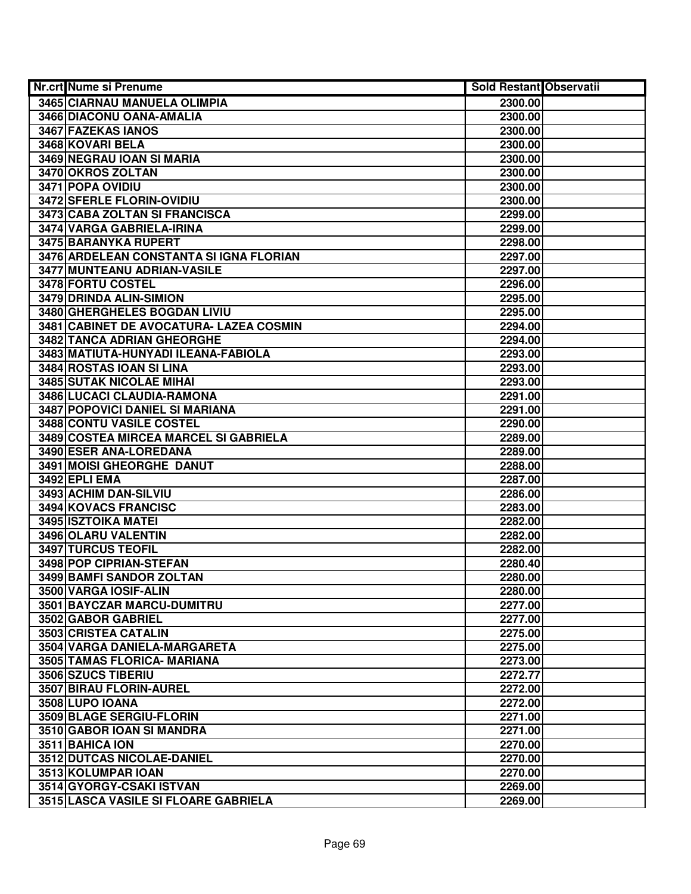| Nr.crt | Nume si Prenume | Sold Restant | Observatii |
|---|---|---|---|
| 3465 | CIARNAU MANUELA OLIMPIA | 2300.00 | |
| 3466 | DIACONU OANA-AMALIA | 2300.00 | |
| 3467 | FAZEKAS IANOS | 2300.00 | |
| 3468 | KOVARI BELA | 2300.00 | |
| 3469 | NEGRAU IOAN SI MARIA | 2300.00 | |
| 3470 | OKROS ZOLTAN | 2300.00 | |
| 3471 | POPA OVIDIU | 2300.00 | |
| 3472 | SFERLE FLORIN-OVIDIU | 2300.00 | |
| 3473 | CABA ZOLTAN SI FRANCISCA | 2299.00 | |
| 3474 | VARGA GABRIELA-IRINA | 2299.00 | |
| 3475 | BARANYKA RUPERT | 2298.00 | |
| 3476 | ARDELEAN CONSTANTA SI IGNA FLORIAN | 2297.00 | |
| 3477 | MUNTEANU ADRIAN-VASILE | 2297.00 | |
| 3478 | FORTU COSTEL | 2296.00 | |
| 3479 | DRINDA ALIN-SIMION | 2295.00 | |
| 3480 | GHERGHELES BOGDAN LIVIU | 2295.00 | |
| 3481 | CABINET DE AVOCATURA- LAZEA COSMIN | 2294.00 | |
| 3482 | TANCA ADRIAN GHEORGHE | 2294.00 | |
| 3483 | MATIUTA-HUNYADI ILEANA-FABIOLA | 2293.00 | |
| 3484 | ROSTAS IOAN SI LINA | 2293.00 | |
| 3485 | SUTAK NICOLAE MIHAI | 2293.00 | |
| 3486 | LUCACI CLAUDIA-RAMONA | 2291.00 | |
| 3487 | POPOVICI DANIEL SI MARIANA | 2291.00 | |
| 3488 | CONTU VASILE COSTEL | 2290.00 | |
| 3489 | COSTEA MIRCEA MARCEL SI GABRIELA | 2289.00 | |
| 3490 | ESER ANA-LOREDANA | 2289.00 | |
| 3491 | MOISI GHEORGHE DANUT | 2288.00 | |
| 3492 | EPLI EMA | 2287.00 | |
| 3493 | ACHIM DAN-SILVIU | 2286.00 | |
| 3494 | KOVACS FRANCISC | 2283.00 | |
| 3495 | ISZTOIKA MATEI | 2282.00 | |
| 3496 | OLARU VALENTIN | 2282.00 | |
| 3497 | TURCUS TEOFIL | 2282.00 | |
| 3498 | POP CIPRIAN-STEFAN | 2280.40 | |
| 3499 | BAMFI SANDOR ZOLTAN | 2280.00 | |
| 3500 | VARGA IOSIF-ALIN | 2280.00 | |
| 3501 | BAYCZAR MARCU-DUMITRU | 2277.00 | |
| 3502 | GABOR GABRIEL | 2277.00 | |
| 3503 | CRISTEA CATALIN | 2275.00 | |
| 3504 | VARGA DANIELA-MARGARETA | 2275.00 | |
| 3505 | TAMAS FLORICA- MARIANA | 2273.00 | |
| 3506 | SZUCS TIBERIU | 2272.77 | |
| 3507 | BIRAU FLORIN-AUREL | 2272.00 | |
| 3508 | LUPO IOANA | 2272.00 | |
| 3509 | BLAGE SERGIU-FLORIN | 2271.00 | |
| 3510 | GABOR IOAN SI MANDRA | 2271.00 | |
| 3511 | BAHICA ION | 2270.00 | |
| 3512 | DUTCAS NICOLAE-DANIEL | 2270.00 | |
| 3513 | KOLUMPAR IOAN | 2270.00 | |
| 3514 | GYORGY-CSAKI ISTVAN | 2269.00 | |
| 3515 | LASCA VASILE SI FLOARE GABRIELA | 2269.00 | |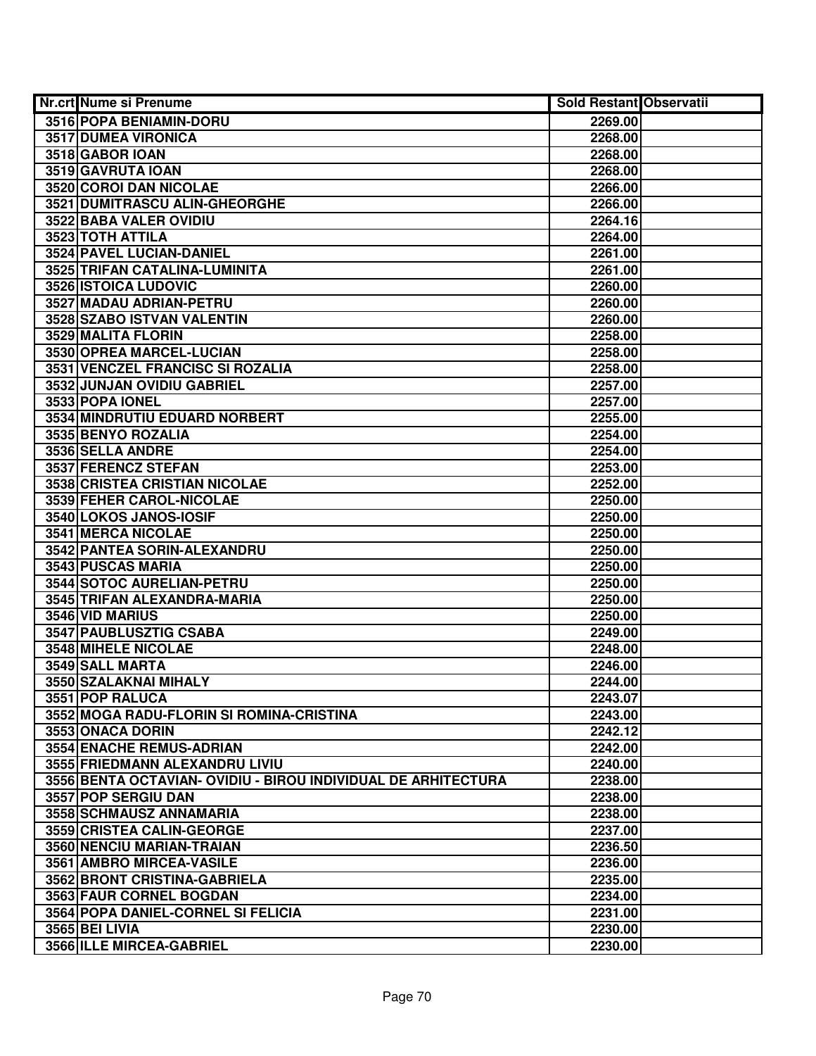| Nr.crt | Nume si Prenume | Sold Restant | Observatii |
|---|---|---|---|
| 3516 | POPA BENIAMIN-DORU | 2269.00 | |
| 3517 | DUMEA VIRONICA | 2268.00 | |
| 3518 | GABOR IOAN | 2268.00 | |
| 3519 | GAVRUTA IOAN | 2268.00 | |
| 3520 | COROI DAN NICOLAE | 2266.00 | |
| 3521 | DUMITRASCU ALIN-GHEORGHE | 2266.00 | |
| 3522 | BABA VALER OVIDIU | 2264.16 | |
| 3523 | TOTH ATTILA | 2264.00 | |
| 3524 | PAVEL LUCIAN-DANIEL | 2261.00 | |
| 3525 | TRIFAN CATALINA-LUMINITA | 2261.00 | |
| 3526 | ISTOICA LUDOVIC | 2260.00 | |
| 3527 | MADAU ADRIAN-PETRU | 2260.00 | |
| 3528 | SZABO ISTVAN VALENTIN | 2260.00 | |
| 3529 | MALITA FLORIN | 2258.00 | |
| 3530 | OPREA MARCEL-LUCIAN | 2258.00 | |
| 3531 | VENCZEL FRANCISC SI ROZALIA | 2258.00 | |
| 3532 | JUNJAN OVIDIU GABRIEL | 2257.00 | |
| 3533 | POPA IONEL | 2257.00 | |
| 3534 | MINDRUTIU EDUARD NORBERT | 2255.00 | |
| 3535 | BENYO ROZALIA | 2254.00 | |
| 3536 | SELLA ANDRE | 2254.00 | |
| 3537 | FERENCZ STEFAN | 2253.00 | |
| 3538 | CRISTEA CRISTIAN NICOLAE | 2252.00 | |
| 3539 | FEHER CAROL-NICOLAE | 2250.00 | |
| 3540 | LOKOS JANOS-IOSIF | 2250.00 | |
| 3541 | MERCA NICOLAE | 2250.00 | |
| 3542 | PANTEA SORIN-ALEXANDRU | 2250.00 | |
| 3543 | PUSCAS MARIA | 2250.00 | |
| 3544 | SOTOC AURELIAN-PETRU | 2250.00 | |
| 3545 | TRIFAN ALEXANDRA-MARIA | 2250.00 | |
| 3546 | VID MARIUS | 2250.00 | |
| 3547 | PAUBLUSZTIG CSABA | 2249.00 | |
| 3548 | MIHELE NICOLAE | 2248.00 | |
| 3549 | SALL MARTA | 2246.00 | |
| 3550 | SZALAKNAI MIHALY | 2244.00 | |
| 3551 | POP RALUCA | 2243.07 | |
| 3552 | MOGA RADU-FLORIN SI ROMINA-CRISTINA | 2243.00 | |
| 3553 | ONACA DORIN | 2242.12 | |
| 3554 | ENACHE REMUS-ADRIAN | 2242.00 | |
| 3555 | FRIEDMANN ALEXANDRU LIVIU | 2240.00 | |
| 3556 | BENTA OCTAVIAN- OVIDIU - BIROU INDIVIDUAL DE ARHITECTURA | 2238.00 | |
| 3557 | POP SERGIU DAN | 2238.00 | |
| 3558 | SCHMAUSZ ANNAMARIA | 2238.00 | |
| 3559 | CRISTEA CALIN-GEORGE | 2237.00 | |
| 3560 | NENCIU MARIAN-TRAIAN | 2236.50 | |
| 3561 | AMBRO MIRCEA-VASILE | 2236.00 | |
| 3562 | BRONT CRISTINA-GABRIELA | 2235.00 | |
| 3563 | FAUR CORNEL BOGDAN | 2234.00 | |
| 3564 | POPA DANIEL-CORNEL SI FELICIA | 2231.00 | |
| 3565 | BEI LIVIA | 2230.00 | |
| 3566 | ILLE MIRCEA-GABRIEL | 2230.00 | |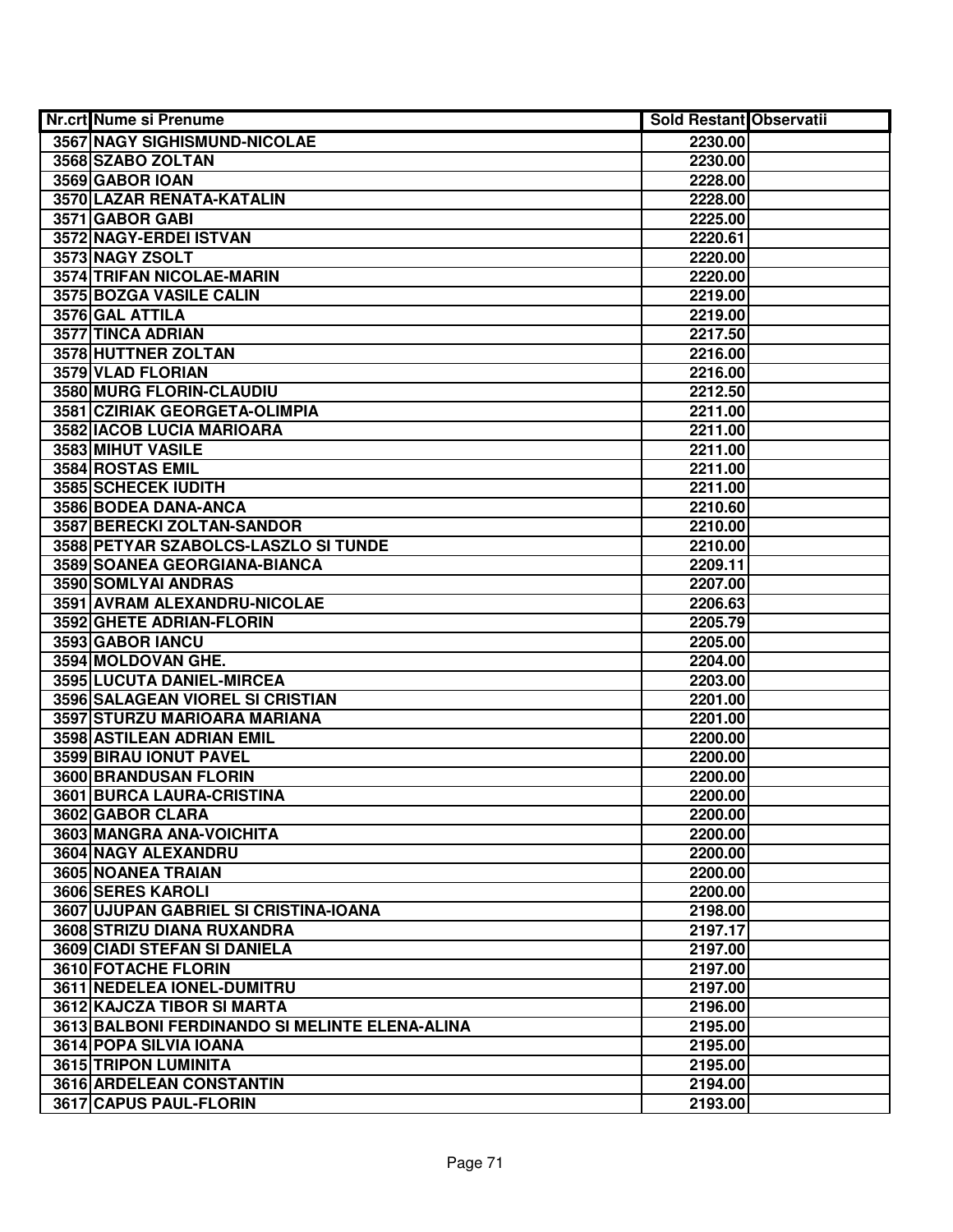| Nr.crt | Nume si Prenume | Sold Restant | Observatii |
|---|---|---|---|
| 3567 | NAGY SIGHISMUND-NICOLAE | 2230.00 | |
| 3568 | SZABO ZOLTAN | 2230.00 | |
| 3569 | GABOR IOAN | 2228.00 | |
| 3570 | LAZAR RENATA-KATALIN | 2228.00 | |
| 3571 | GABOR GABI | 2225.00 | |
| 3572 | NAGY-ERDEI ISTVAN | 2220.61 | |
| 3573 | NAGY ZSOLT | 2220.00 | |
| 3574 | TRIFAN NICOLAE-MARIN | 2220.00 | |
| 3575 | BOZGA VASILE CALIN | 2219.00 | |
| 3576 | GAL ATTILA | 2219.00 | |
| 3577 | TINCA ADRIAN | 2217.50 | |
| 3578 | HUTTNER ZOLTAN | 2216.00 | |
| 3579 | VLAD FLORIAN | 2216.00 | |
| 3580 | MURG FLORIN-CLAUDIU | 2212.50 | |
| 3581 | CZIRIAK GEORGETA-OLIMPIA | 2211.00 | |
| 3582 | IACOB LUCIA MARIOARA | 2211.00 | |
| 3583 | MIHUT VASILE | 2211.00 | |
| 3584 | ROSTAS EMIL | 2211.00 | |
| 3585 | SCHECEK IUDITH | 2211.00 | |
| 3586 | BODEA DANA-ANCA | 2210.60 | |
| 3587 | BERECKI ZOLTAN-SANDOR | 2210.00 | |
| 3588 | PETYAR SZABOLCS-LASZLO SI TUNDE | 2210.00 | |
| 3589 | SOANEA GEORGIANA-BIANCA | 2209.11 | |
| 3590 | SOMLYAI ANDRAS | 2207.00 | |
| 3591 | AVRAM ALEXANDRU-NICOLAE | 2206.63 | |
| 3592 | GHETE ADRIAN-FLORIN | 2205.79 | |
| 3593 | GABOR IANCU | 2205.00 | |
| 3594 | MOLDOVAN GHE. | 2204.00 | |
| 3595 | LUCUTA DANIEL-MIRCEA | 2203.00 | |
| 3596 | SALAGEAN VIOREL SI CRISTIAN | 2201.00 | |
| 3597 | STURZU MARIOARA MARIANA | 2201.00 | |
| 3598 | ASTILEAN ADRIAN EMIL | 2200.00 | |
| 3599 | BIRAU IONUT PAVEL | 2200.00 | |
| 3600 | BRANDUSAN FLORIN | 2200.00 | |
| 3601 | BURCA LAURA-CRISTINA | 2200.00 | |
| 3602 | GABOR CLARA | 2200.00 | |
| 3603 | MANGRA ANA-VOICHITA | 2200.00 | |
| 3604 | NAGY ALEXANDRU | 2200.00 | |
| 3605 | NOANEA TRAIAN | 2200.00 | |
| 3606 | SERES KAROLI | 2200.00 | |
| 3607 | UJUPAN GABRIEL SI CRISTINA-IOANA | 2198.00 | |
| 3608 | STRIZU DIANA RUXANDRA | 2197.17 | |
| 3609 | CIADI STEFAN SI DANIELA | 2197.00 | |
| 3610 | FOTACHE FLORIN | 2197.00 | |
| 3611 | NEDELEA IONEL-DUMITRU | 2197.00 | |
| 3612 | KAJCZA TIBOR SI MARTA | 2196.00 | |
| 3613 | BALBONI FERDINANDO SI MELINTE ELENA-ALINA | 2195.00 | |
| 3614 | POPA SILVIA IOANA | 2195.00 | |
| 3615 | TRIPON LUMINITA | 2195.00 | |
| 3616 | ARDELEAN CONSTANTIN | 2194.00 | |
| 3617 | CAPUS PAUL-FLORIN | 2193.00 | |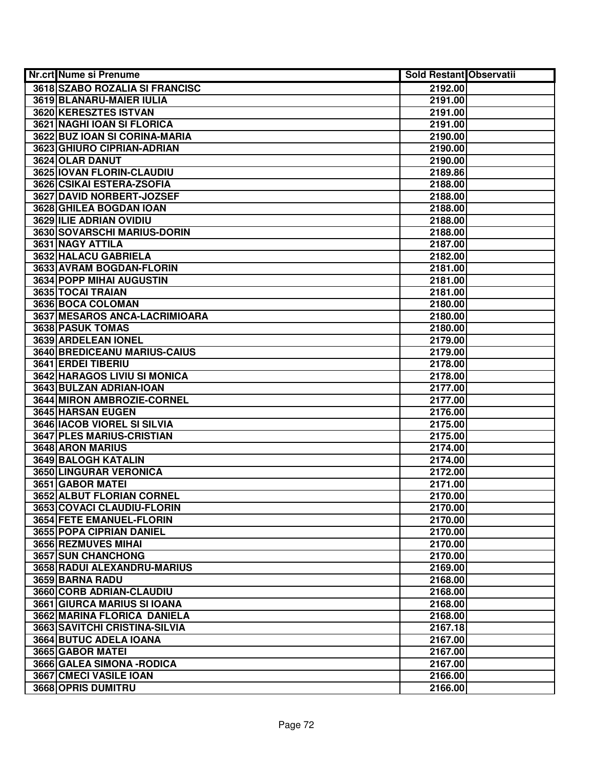| Nr.crt | Nume si Prenume | Sold Restant | Observatii |
|---|---|---|---|
| 3618 | SZABO ROZALIA SI FRANCISC | 2192.00 | |
| 3619 | BLANARU-MAIER IULIA | 2191.00 | |
| 3620 | KERESZTES ISTVAN | 2191.00 | |
| 3621 | NAGHI IOAN SI FLORICA | 2191.00 | |
| 3622 | BUZ IOAN SI CORINA-MARIA | 2190.00 | |
| 3623 | GHIURO CIPRIAN-ADRIAN | 2190.00 | |
| 3624 | OLAR DANUT | 2190.00 | |
| 3625 | IOVAN FLORIN-CLAUDIU | 2189.86 | |
| 3626 | CSIKAI ESTERA-ZSOFIA | 2188.00 | |
| 3627 | DAVID NORBERT-JOZSEF | 2188.00 | |
| 3628 | GHILEA BOGDAN IOAN | 2188.00 | |
| 3629 | ILIE ADRIAN OVIDIU | 2188.00 | |
| 3630 | SOVARSCHI MARIUS-DORIN | 2188.00 | |
| 3631 | NAGY ATTILA | 2187.00 | |
| 3632 | HALACU GABRIELA | 2182.00 | |
| 3633 | AVRAM BOGDAN-FLORIN | 2181.00 | |
| 3634 | POPP MIHAI AUGUSTIN | 2181.00 | |
| 3635 | TOCAI TRAIAN | 2181.00 | |
| 3636 | BOCA COLOMAN | 2180.00 | |
| 3637 | MESAROS ANCA-LACRIMIOARA | 2180.00 | |
| 3638 | PASUK TOMAS | 2180.00 | |
| 3639 | ARDELEAN IONEL | 2179.00 | |
| 3640 | BREDICEANU MARIUS-CAIUS | 2179.00 | |
| 3641 | ERDEI TIBERIU | 2178.00 | |
| 3642 | HARAGOS LIVIU SI MONICA | 2178.00 | |
| 3643 | BULZAN ADRIAN-IOAN | 2177.00 | |
| 3644 | MIRON AMBROZIE-CORNEL | 2177.00 | |
| 3645 | HARSAN EUGEN | 2176.00 | |
| 3646 | IACOB VIOREL SI SILVIA | 2175.00 | |
| 3647 | PLES MARIUS-CRISTIAN | 2175.00 | |
| 3648 | ARON MARIUS | 2174.00 | |
| 3649 | BALOGH KATALIN | 2174.00 | |
| 3650 | LINGURAR VERONICA | 2172.00 | |
| 3651 | GABOR MATEI | 2171.00 | |
| 3652 | ALBUT FLORIAN CORNEL | 2170.00 | |
| 3653 | COVACI CLAUDIU-FLORIN | 2170.00 | |
| 3654 | FETE EMANUEL-FLORIN | 2170.00 | |
| 3655 | POPA CIPRIAN DANIEL | 2170.00 | |
| 3656 | REZMUVES MIHAI | 2170.00 | |
| 3657 | SUN CHANCHONG | 2170.00 | |
| 3658 | RADUI ALEXANDRU-MARIUS | 2169.00 | |
| 3659 | BARNA RADU | 2168.00 | |
| 3660 | CORB ADRIAN-CLAUDIU | 2168.00 | |
| 3661 | GIURCA MARIUS SI IOANA | 2168.00 | |
| 3662 | MARINA FLORICA DANIELA | 2168.00 | |
| 3663 | SAVITCHI CRISTINA-SILVIA | 2167.18 | |
| 3664 | BUTUC ADELA IOANA | 2167.00 | |
| 3665 | GABOR MATEI | 2167.00 | |
| 3666 | GALEA SIMONA -RODICA | 2167.00 | |
| 3667 | CMECI VASILE IOAN | 2166.00 | |
| 3668 | OPRIS DUMITRU | 2166.00 | |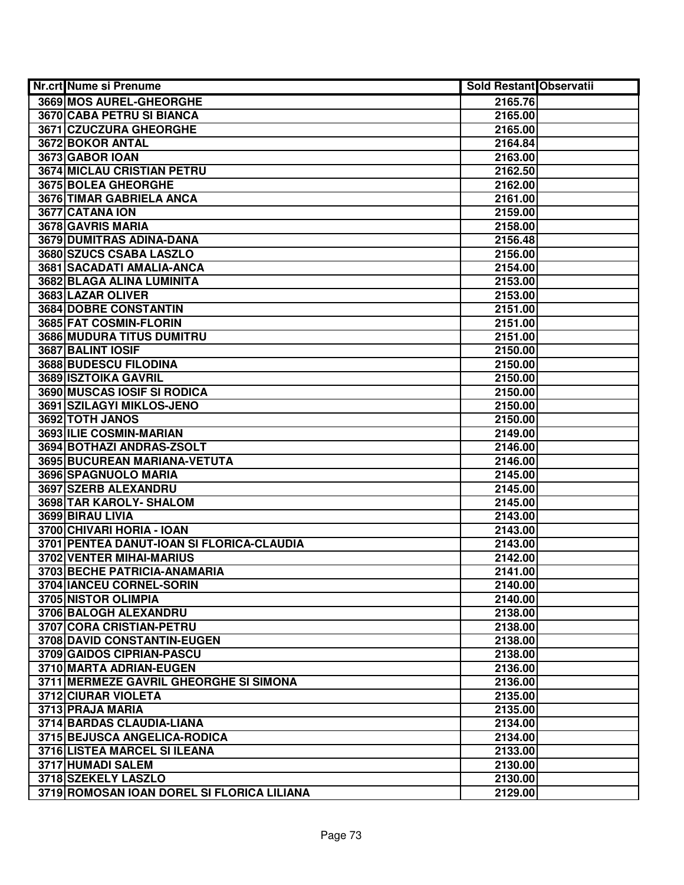| Nr.crt | Nume si Prenume | Sold Restant | Observatii |
|---|---|---|---|
| 3669 | MOS AUREL-GHEORGHE | 2165.76 | |
| 3670 | CABA PETRU SI BIANCA | 2165.00 | |
| 3671 | CZUCZURA GHEORGHE | 2165.00 | |
| 3672 | BOKOR ANTAL | 2164.84 | |
| 3673 | GABOR IOAN | 2163.00 | |
| 3674 | MICLAU CRISTIAN PETRU | 2162.50 | |
| 3675 | BOLEA GHEORGHE | 2162.00 | |
| 3676 | TIMAR GABRIELA ANCA | 2161.00 | |
| 3677 | CATANA ION | 2159.00 | |
| 3678 | GAVRIS MARIA | 2158.00 | |
| 3679 | DUMITRAS ADINA-DANA | 2156.48 | |
| 3680 | SZUCS CSABA LASZLO | 2156.00 | |
| 3681 | SACADATI AMALIA-ANCA | 2154.00 | |
| 3682 | BLAGA ALINA LUMINITA | 2153.00 | |
| 3683 | LAZAR OLIVER | 2153.00 | |
| 3684 | DOBRE CONSTANTIN | 2151.00 | |
| 3685 | FAT COSMIN-FLORIN | 2151.00 | |
| 3686 | MUDURA TITUS DUMITRU | 2151.00 | |
| 3687 | BALINT IOSIF | 2150.00 | |
| 3688 | BUDESCU FILODINA | 2150.00 | |
| 3689 | ISZTOIKA GAVRIL | 2150.00 | |
| 3690 | MUSCAS IOSIF SI RODICA | 2150.00 | |
| 3691 | SZILAGYI MIKLOS-JENO | 2150.00 | |
| 3692 | TOTH JANOS | 2150.00 | |
| 3693 | ILIE COSMIN-MARIAN | 2149.00 | |
| 3694 | BOTHAZI ANDRAS-ZSOLT | 2146.00 | |
| 3695 | BUCUREAN MARIANA-VETUTA | 2146.00 | |
| 3696 | SPAGNUOLO MARIA | 2145.00 | |
| 3697 | SZERB ALEXANDRU | 2145.00 | |
| 3698 | TAR KAROLY- SHALOM | 2145.00 | |
| 3699 | BIRAU LIVIA | 2143.00 | |
| 3700 | CHIVARI HORIA - IOAN | 2143.00 | |
| 3701 | PENTEA DANUT-IOAN SI FLORICA-CLAUDIA | 2143.00 | |
| 3702 | VENTER MIHAI-MARIUS | 2142.00 | |
| 3703 | BECHE PATRICIA-ANAMARIA | 2141.00 | |
| 3704 | IANCEU CORNEL-SORIN | 2140.00 | |
| 3705 | NISTOR OLIMPIA | 2140.00 | |
| 3706 | BALOGH ALEXANDRU | 2138.00 | |
| 3707 | CORA CRISTIAN-PETRU | 2138.00 | |
| 3708 | DAVID CONSTANTIN-EUGEN | 2138.00 | |
| 3709 | GAIDOS CIPRIAN-PASCU | 2138.00 | |
| 3710 | MARTA ADRIAN-EUGEN | 2136.00 | |
| 3711 | MERMEZE GAVRIL GHEORGHE SI SIMONA | 2136.00 | |
| 3712 | CIURAR VIOLETA | 2135.00 | |
| 3713 | PRAJA MARIA | 2135.00 | |
| 3714 | BARDAS CLAUDIA-LIANA | 2134.00 | |
| 3715 | BEJUSCA ANGELICA-RODICA | 2134.00 | |
| 3716 | LISTEA MARCEL SI ILEANA | 2133.00 | |
| 3717 | HUMADI SALEM | 2130.00 | |
| 3718 | SZEKELY LASZLO | 2130.00 | |
| 3719 | ROMOSAN IOAN DOREL SI FLORICA LILIANA | 2129.00 | |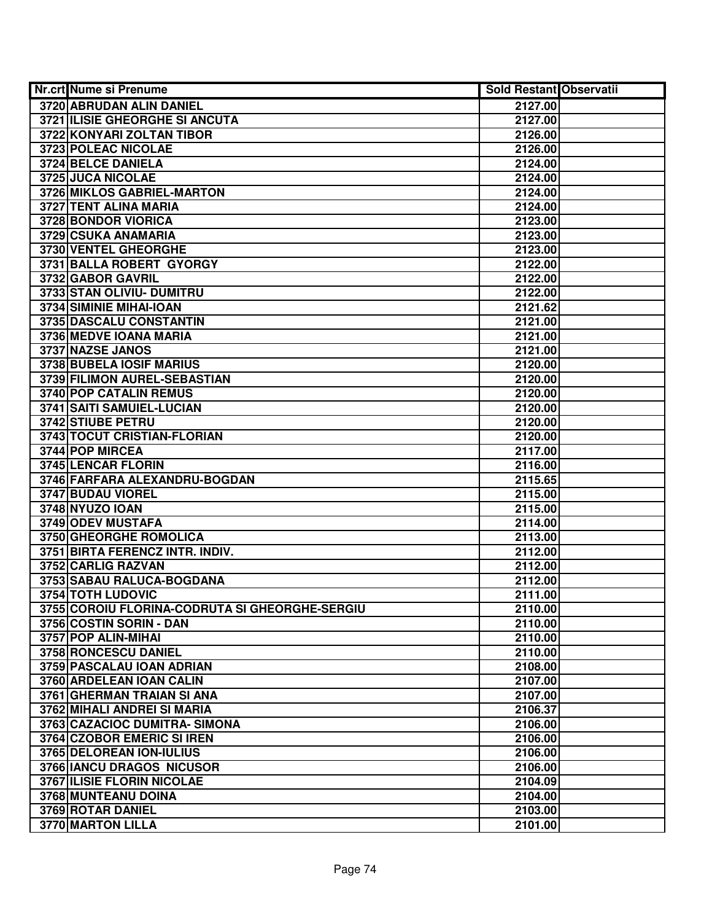| Nr.crt | Nume si Prenume | Sold Restant | Observatii |
|---|---|---|---|
| 3720 | ABRUDAN ALIN DANIEL | 2127.00 | |
| 3721 | ILISIE GHEORGHE SI ANCUTA | 2127.00 | |
| 3722 | KONYARI ZOLTAN TIBOR | 2126.00 | |
| 3723 | POLEAC NICOLAE | 2126.00 | |
| 3724 | BELCE DANIELA | 2124.00 | |
| 3725 | JUCA NICOLAE | 2124.00 | |
| 3726 | MIKLOS GABRIEL-MARTON | 2124.00 | |
| 3727 | TENT ALINA MARIA | 2124.00 | |
| 3728 | BONDOR VIORICA | 2123.00 | |
| 3729 | CSUKA ANAMARIA | 2123.00 | |
| 3730 | VENTEL GHEORGHE | 2123.00 | |
| 3731 | BALLA ROBERT GYORGY | 2122.00 | |
| 3732 | GABOR GAVRIL | 2122.00 | |
| 3733 | STAN OLIVIU- DUMITRU | 2122.00 | |
| 3734 | SIMINIE MIHAI-IOAN | 2121.62 | |
| 3735 | DASCALU CONSTANTIN | 2121.00 | |
| 3736 | MEDVE IOANA MARIA | 2121.00 | |
| 3737 | NAZSE JANOS | 2121.00 | |
| 3738 | BUBELA IOSIF MARIUS | 2120.00 | |
| 3739 | FILIMON AUREL-SEBASTIAN | 2120.00 | |
| 3740 | POP CATALIN REMUS | 2120.00 | |
| 3741 | SAITI SAMUIEL-LUCIAN | 2120.00 | |
| 3742 | STIUBE PETRU | 2120.00 | |
| 3743 | TOCUT CRISTIAN-FLORIAN | 2120.00 | |
| 3744 | POP MIRCEA | 2117.00 | |
| 3745 | LENCAR FLORIN | 2116.00 | |
| 3746 | FARFARA ALEXANDRU-BOGDAN | 2115.65 | |
| 3747 | BUDAU VIOREL | 2115.00 | |
| 3748 | NYUZO IOAN | 2115.00 | |
| 3749 | ODEV MUSTAFA | 2114.00 | |
| 3750 | GHEORGHE ROMOLICA | 2113.00 | |
| 3751 | BIRTA FERENCZ INTR. INDIV. | 2112.00 | |
| 3752 | CARLIG RAZVAN | 2112.00 | |
| 3753 | SABAU RALUCA-BOGDANA | 2112.00 | |
| 3754 | TOTH LUDOVIC | 2111.00 | |
| 3755 | COROIU FLORINA-CODRUTA SI GHEORGHE-SERGIU | 2110.00 | |
| 3756 | COSTIN SORIN - DAN | 2110.00 | |
| 3757 | POP ALIN-MIHAI | 2110.00 | |
| 3758 | RONCESCU DANIEL | 2110.00 | |
| 3759 | PASCALAU IOAN ADRIAN | 2108.00 | |
| 3760 | ARDELEAN IOAN CALIN | 2107.00 | |
| 3761 | GHERMAN TRAIAN SI ANA | 2107.00 | |
| 3762 | MIHALI ANDREI SI MARIA | 2106.37 | |
| 3763 | CAZACIOC DUMITRA- SIMONA | 2106.00 | |
| 3764 | CZOBOR EMERIC SI IREN | 2106.00 | |
| 3765 | DELOREAN ION-IULIUS | 2106.00 | |
| 3766 | IANCU DRAGOS NICUSOR | 2106.00 | |
| 3767 | ILISIE FLORIN NICOLAE | 2104.09 | |
| 3768 | MUNTEANU DOINA | 2104.00 | |
| 3769 | ROTAR DANIEL | 2103.00 | |
| 3770 | MARTON LILLA | 2101.00 | |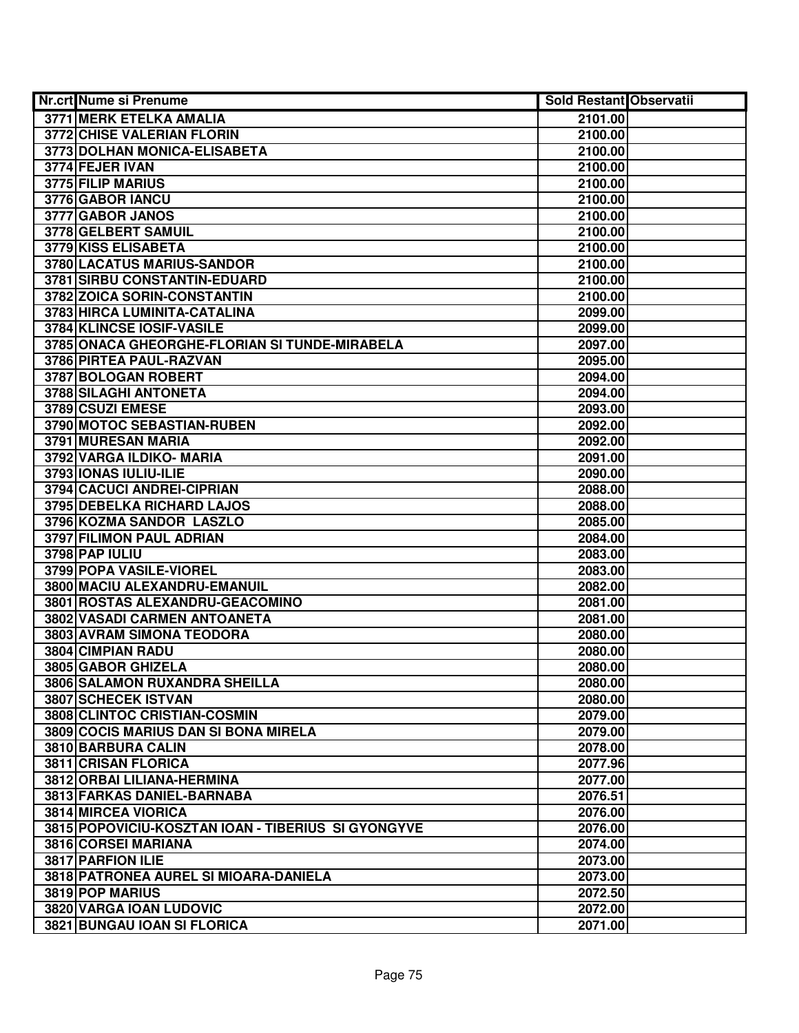| Nr.crt | Nume si Prenume | Sold Restant | Observatii |
|---|---|---|---|
| 3771 | MERK ETELKA AMALIA | 2101.00 | |
| 3772 | CHISE VALERIAN FLORIN | 2100.00 | |
| 3773 | DOLHAN MONICA-ELISABETA | 2100.00 | |
| 3774 | FEJER IVAN | 2100.00 | |
| 3775 | FILIP MARIUS | 2100.00 | |
| 3776 | GABOR IANCU | 2100.00 | |
| 3777 | GABOR JANOS | 2100.00 | |
| 3778 | GELBERT SAMUIL | 2100.00 | |
| 3779 | KISS ELISABETA | 2100.00 | |
| 3780 | LACATUS MARIUS-SANDOR | 2100.00 | |
| 3781 | SIRBU CONSTANTIN-EDUARD | 2100.00 | |
| 3782 | ZOICA SORIN-CONSTANTIN | 2100.00 | |
| 3783 | HIRCA LUMINITA-CATALINA | 2099.00 | |
| 3784 | KLINCSE IOSIF-VASILE | 2099.00 | |
| 3785 | ONACA GHEORGHE-FLORIAN SI TUNDE-MIRABELA | 2097.00 | |
| 3786 | PIRTEA PAUL-RAZVAN | 2095.00 | |
| 3787 | BOLOGAN ROBERT | 2094.00 | |
| 3788 | SILAGHI ANTONETA | 2094.00 | |
| 3789 | CSUZI EMESE | 2093.00 | |
| 3790 | MOTOC SEBASTIAN-RUBEN | 2092.00 | |
| 3791 | MURESAN MARIA | 2092.00 | |
| 3792 | VARGA ILDIKO- MARIA | 2091.00 | |
| 3793 | IONAS IULIU-ILIE | 2090.00 | |
| 3794 | CACUCI ANDREI-CIPRIAN | 2088.00 | |
| 3795 | DEBELKA RICHARD LAJOS | 2088.00 | |
| 3796 | KOZMA SANDOR  LASZLO | 2085.00 | |
| 3797 | FILIMON PAUL ADRIAN | 2084.00 | |
| 3798 | PAP IULIU | 2083.00 | |
| 3799 | POPA VASILE-VIOREL | 2083.00 | |
| 3800 | MACIU ALEXANDRU-EMANUIL | 2082.00 | |
| 3801 | ROSTAS ALEXANDRU-GEACOMINO | 2081.00 | |
| 3802 | VASADI CARMEN ANTOANETA | 2081.00 | |
| 3803 | AVRAM SIMONA TEODORA | 2080.00 | |
| 3804 | CIMPIAN RADU | 2080.00 | |
| 3805 | GABOR GHIZELA | 2080.00 | |
| 3806 | SALAMON RUXANDRA SHEILLA | 2080.00 | |
| 3807 | SCHECEK ISTVAN | 2080.00 | |
| 3808 | CLINTOC CRISTIAN-COSMIN | 2079.00 | |
| 3809 | COCIS MARIUS DAN SI BONA MIRELA | 2079.00 | |
| 3810 | BARBURA CALIN | 2078.00 | |
| 3811 | CRISAN FLORICA | 2077.96 | |
| 3812 | ORBAI LILIANA-HERMINA | 2077.00 | |
| 3813 | FARKAS DANIEL-BARNABA | 2076.51 | |
| 3814 | MIRCEA VIORICA | 2076.00 | |
| 3815 | POPOVICIU-KOSZTAN IOAN - TIBERIUS  SI GYONGYVE | 2076.00 | |
| 3816 | CORSEI MARIANA | 2074.00 | |
| 3817 | PARFION ILIE | 2073.00 | |
| 3818 | PATRONEA AUREL SI MIOARA-DANIELA | 2073.00 | |
| 3819 | POP MARIUS | 2072.50 | |
| 3820 | VARGA IOAN LUDOVIC | 2072.00 | |
| 3821 | BUNGAU IOAN SI FLORICA | 2071.00 | |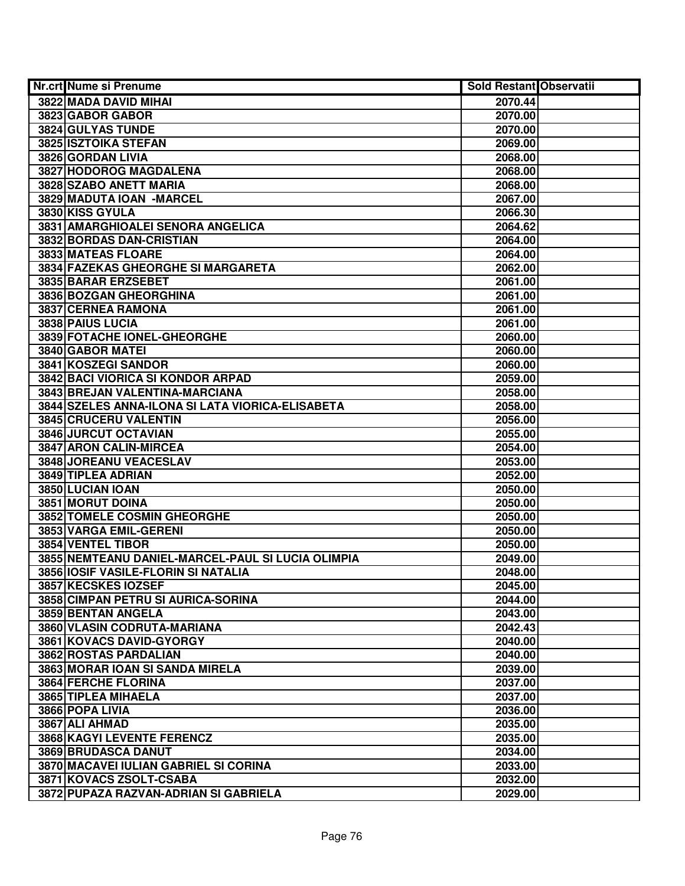| Nr.crt | Nume si Prenume | Sold Restant | Observatii |
|---|---|---|---|
| 3822 | MADA DAVID MIHAI | 2070.44 | |
| 3823 | GABOR GABOR | 2070.00 | |
| 3824 | GULYAS TUNDE | 2070.00 | |
| 3825 | ISZTOIKA STEFAN | 2069.00 | |
| 3826 | GORDAN LIVIA | 2068.00 | |
| 3827 | HODOROG MAGDALENA | 2068.00 | |
| 3828 | SZABO ANETT MARIA | 2068.00 | |
| 3829 | MADUTA IOAN -MARCEL | 2067.00 | |
| 3830 | KISS GYULA | 2066.30 | |
| 3831 | AMARGHIOALEI SENORA ANGELICA | 2064.62 | |
| 3832 | BORDAS DAN-CRISTIAN | 2064.00 | |
| 3833 | MATEAS FLOARE | 2064.00 | |
| 3834 | FAZEKAS GHEORGHE SI MARGARETA | 2062.00 | |
| 3835 | BARAR ERZSEBET | 2061.00 | |
| 3836 | BOZGAN GHEORGHINA | 2061.00 | |
| 3837 | CERNEA RAMONA | 2061.00 | |
| 3838 | PAIUS LUCIA | 2061.00 | |
| 3839 | FOTACHE IONEL-GHEORGHE | 2060.00 | |
| 3840 | GABOR MATEI | 2060.00 | |
| 3841 | KOSZEGI SANDOR | 2060.00 | |
| 3842 | BACI VIORICA SI KONDOR ARPAD | 2059.00 | |
| 3843 | BREJAN VALENTINA-MARCIANA | 2058.00 | |
| 3844 | SZELES ANNA-ILONA SI LATA VIORICA-ELISABETA | 2058.00 | |
| 3845 | CRUCERU VALENTIN | 2056.00 | |
| 3846 | JURCUT OCTAVIAN | 2055.00 | |
| 3847 | ARON CALIN-MIRCEA | 2054.00 | |
| 3848 | JOREANU VEACESLAV | 2053.00 | |
| 3849 | TIPLEA ADRIAN | 2052.00 | |
| 3850 | LUCIAN IOAN | 2050.00 | |
| 3851 | MORUT DOINA | 2050.00 | |
| 3852 | TOMELE COSMIN GHEORGHE | 2050.00 | |
| 3853 | VARGA EMIL-GERENI | 2050.00 | |
| 3854 | VENTEL TIBOR | 2050.00 | |
| 3855 | NEMTEANU DANIEL-MARCEL-PAUL SI LUCIA OLIMPIA | 2049.00 | |
| 3856 | IOSIF VASILE-FLORIN SI NATALIA | 2048.00 | |
| 3857 | KECSKES IOZSEF | 2045.00 | |
| 3858 | CIMPAN PETRU SI AURICA-SORINA | 2044.00 | |
| 3859 | BENTAN ANGELA | 2043.00 | |
| 3860 | VLASIN CODRUTA-MARIANA | 2042.43 | |
| 3861 | KOVACS DAVID-GYORGY | 2040.00 | |
| 3862 | ROSTAS PARDALIAN | 2040.00 | |
| 3863 | MORAR IOAN SI SANDA MIRELA | 2039.00 | |
| 3864 | FERCHE FLORINA | 2037.00 | |
| 3865 | TIPLEA MIHAELA | 2037.00 | |
| 3866 | POPA LIVIA | 2036.00 | |
| 3867 | ALI AHMAD | 2035.00 | |
| 3868 | KAGYI LEVENTE FERENCZ | 2035.00 | |
| 3869 | BRUDASCA DANUT | 2034.00 | |
| 3870 | MACAVEI IULIAN GABRIEL SI CORINA | 2033.00 | |
| 3871 | KOVACS ZSOLT-CSABA | 2032.00 | |
| 3872 | PUPAZA RAZVAN-ADRIAN SI GABRIELA | 2029.00 | |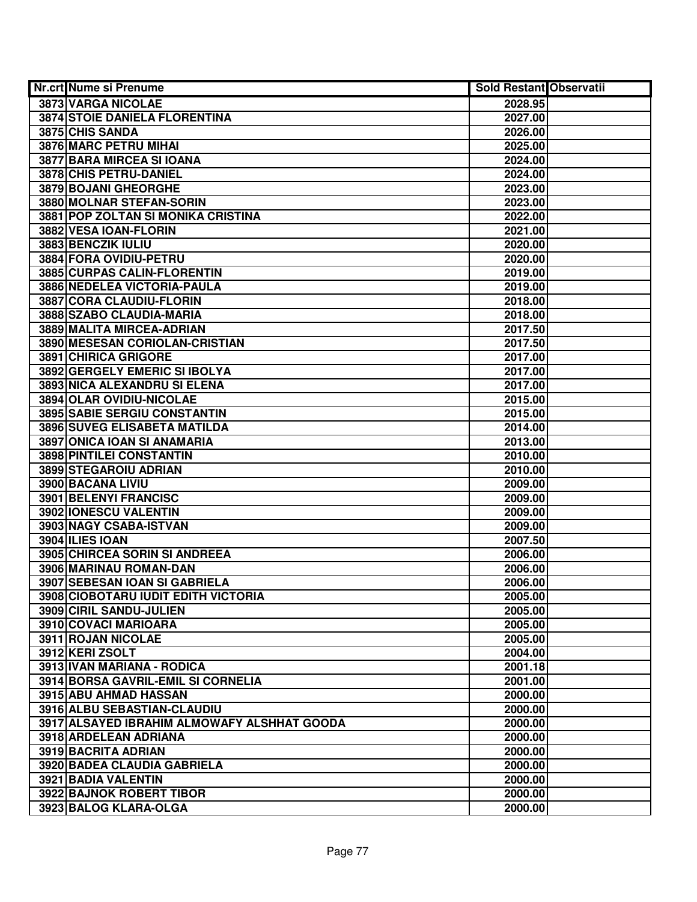| Nr.crt | Nume si Prenume | Sold Restant | Observatii |
|---|---|---|---|
| 3873 | VARGA NICOLAE | 2028.95 | |
| 3874 | STOIE DANIELA FLORENTINA | 2027.00 | |
| 3875 | CHIS SANDA | 2026.00 | |
| 3876 | MARC PETRU MIHAI | 2025.00 | |
| 3877 | BARA MIRCEA SI IOANA | 2024.00 | |
| 3878 | CHIS PETRU-DANIEL | 2024.00 | |
| 3879 | BOJANI GHEORGHE | 2023.00 | |
| 3880 | MOLNAR STEFAN-SORIN | 2023.00 | |
| 3881 | POP ZOLTAN SI MONIKA CRISTINA | 2022.00 | |
| 3882 | VESA IOAN-FLORIN | 2021.00 | |
| 3883 | BENCZIK IULIU | 2020.00 | |
| 3884 | FORA OVIDIU-PETRU | 2020.00 | |
| 3885 | CURPAS CALIN-FLORENTIN | 2019.00 | |
| 3886 | NEDELEA VICTORIA-PAULA | 2019.00 | |
| 3887 | CORA CLAUDIU-FLORIN | 2018.00 | |
| 3888 | SZABO CLAUDIA-MARIA | 2018.00 | |
| 3889 | MALITA MIRCEA-ADRIAN | 2017.50 | |
| 3890 | MESESAN CORIOLAN-CRISTIAN | 2017.50 | |
| 3891 | CHIRICA GRIGORE | 2017.00 | |
| 3892 | GERGELY EMERIC SI IBOLYA | 2017.00 | |
| 3893 | NICA ALEXANDRU SI ELENA | 2017.00 | |
| 3894 | OLAR OVIDIU-NICOLAE | 2015.00 | |
| 3895 | SABIE SERGIU CONSTANTIN | 2015.00 | |
| 3896 | SUVEG ELISABETA MATILDA | 2014.00 | |
| 3897 | ONICA IOAN SI ANAMARIA | 2013.00 | |
| 3898 | PINTILEI CONSTANTIN | 2010.00 | |
| 3899 | STEGAROIU ADRIAN | 2010.00 | |
| 3900 | BACANA LIVIU | 2009.00 | |
| 3901 | BELENYI FRANCISC | 2009.00 | |
| 3902 | IONESCU VALENTIN | 2009.00 | |
| 3903 | NAGY CSABA-ISTVAN | 2009.00 | |
| 3904 | ILIES IOAN | 2007.50 | |
| 3905 | CHIRCEA SORIN SI ANDREEA | 2006.00 | |
| 3906 | MARINAU ROMAN-DAN | 2006.00 | |
| 3907 | SEBESAN IOAN SI GABRIELA | 2006.00 | |
| 3908 | CIOBOTARU IUDIT EDITH VICTORIA | 2005.00 | |
| 3909 | CIRIL SANDU-JULIEN | 2005.00 | |
| 3910 | COVACI MARIOARA | 2005.00 | |
| 3911 | ROJAN NICOLAE | 2005.00 | |
| 3912 | KERI ZSOLT | 2004.00 | |
| 3913 | IVAN MARIANA - RODICA | 2001.18 | |
| 3914 | BORSA GAVRIL-EMIL SI CORNELIA | 2001.00 | |
| 3915 | ABU AHMAD HASSAN | 2000.00 | |
| 3916 | ALBU SEBASTIAN-CLAUDIU | 2000.00 | |
| 3917 | ALSAYED IBRAHIM ALMOWAFY ALSHHAT GOODA | 2000.00 | |
| 3918 | ARDELEAN ADRIANA | 2000.00 | |
| 3919 | BACRITA ADRIAN | 2000.00 | |
| 3920 | BADEA CLAUDIA GABRIELA | 2000.00 | |
| 3921 | BADIA VALENTIN | 2000.00 | |
| 3922 | BAJNOK ROBERT TIBOR | 2000.00 | |
| 3923 | BALOG KLARA-OLGA | 2000.00 | |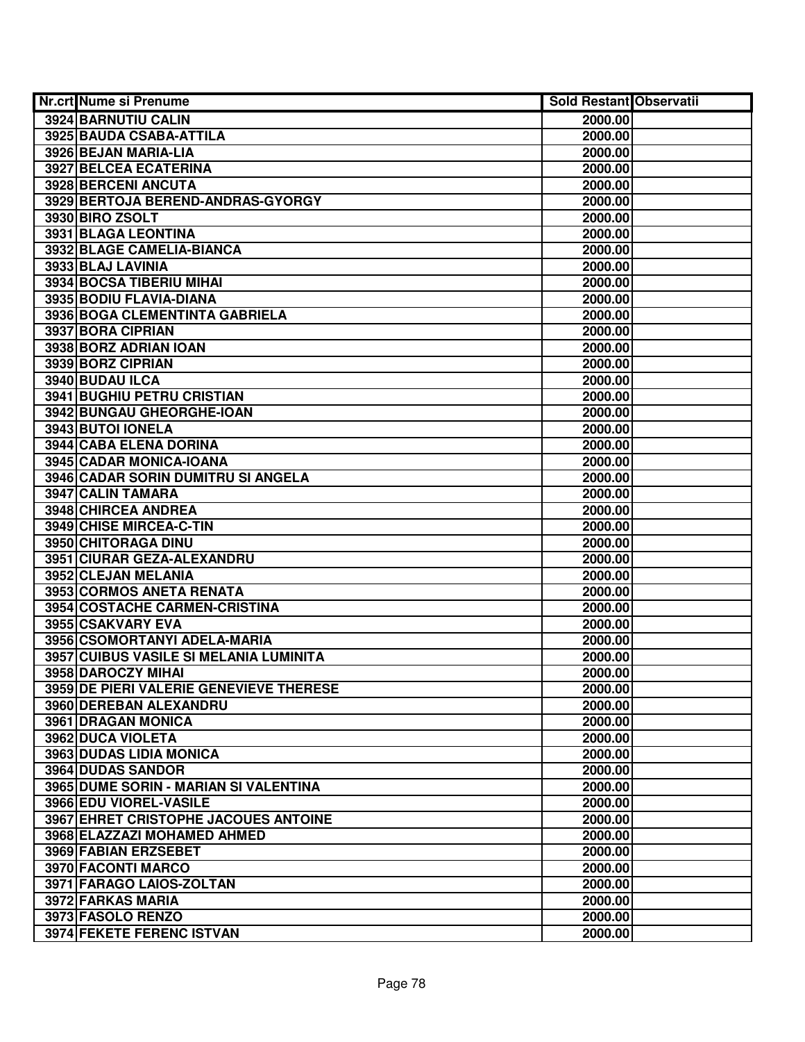| Nr.crt | Nume si Prenume | Sold Restant | Observatii |
| --- | --- | --- | --- |
| 3924 | BARNUTIU CALIN | 2000.00 | |
| 3925 | BAUDA CSABA-ATTILA | 2000.00 | |
| 3926 | BEJAN MARIA-LIA | 2000.00 | |
| 3927 | BELCEA ECATERINA | 2000.00 | |
| 3928 | BERCENI ANCUTA | 2000.00 | |
| 3929 | BERTOJA BEREND-ANDRAS-GYORGY | 2000.00 | |
| 3930 | BIRO ZSOLT | 2000.00 | |
| 3931 | BLAGA LEONTINA | 2000.00 | |
| 3932 | BLAGE CAMELIA-BIANCA | 2000.00 | |
| 3933 | BLAJ LAVINIA | 2000.00 | |
| 3934 | BOCSA TIBERIU MIHAI | 2000.00 | |
| 3935 | BODIU FLAVIA-DIANA | 2000.00 | |
| 3936 | BOGA CLEMENTINTA GABRIELA | 2000.00 | |
| 3937 | BORA CIPRIAN | 2000.00 | |
| 3938 | BORZ ADRIAN IOAN | 2000.00 | |
| 3939 | BORZ CIPRIAN | 2000.00 | |
| 3940 | BUDAU ILCA | 2000.00 | |
| 3941 | BUGHIU PETRU CRISTIAN | 2000.00 | |
| 3942 | BUNGAU GHEORGHE-IOAN | 2000.00 | |
| 3943 | BUTOI IONELA | 2000.00 | |
| 3944 | CABA ELENA DORINA | 2000.00 | |
| 3945 | CADAR MONICA-IOANA | 2000.00 | |
| 3946 | CADAR SORIN DUMITRU SI ANGELA | 2000.00 | |
| 3947 | CALIN TAMARA | 2000.00 | |
| 3948 | CHIRCEA ANDREA | 2000.00 | |
| 3949 | CHISE MIRCEA-C-TIN | 2000.00 | |
| 3950 | CHITORAGA DINU | 2000.00 | |
| 3951 | CIURAR GEZA-ALEXANDRU | 2000.00 | |
| 3952 | CLEJAN MELANIA | 2000.00 | |
| 3953 | CORMOS ANETA RENATA | 2000.00 | |
| 3954 | COSTACHE CARMEN-CRISTINA | 2000.00 | |
| 3955 | CSAKVARY EVA | 2000.00 | |
| 3956 | CSOMORTANYI ADELA-MARIA | 2000.00 | |
| 3957 | CUIBUS VASILE SI MELANIA LUMINITA | 2000.00 | |
| 3958 | DAROCZY MIHAI | 2000.00 | |
| 3959 | DE PIERI VALERIE GENEVIEVE THERESE | 2000.00 | |
| 3960 | DEREBAN ALEXANDRU | 2000.00 | |
| 3961 | DRAGAN MONICA | 2000.00 | |
| 3962 | DUCA VIOLETA | 2000.00 | |
| 3963 | DUDAS LIDIA MONICA | 2000.00 | |
| 3964 | DUDAS SANDOR | 2000.00 | |
| 3965 | DUME SORIN - MARIAN SI VALENTINA | 2000.00 | |
| 3966 | EDU VIOREL-VASILE | 2000.00 | |
| 3967 | EHRET CRISTOPHE JACOUES ANTOINE | 2000.00 | |
| 3968 | ELAZZAZI MOHAMED AHMED | 2000.00 | |
| 3969 | FABIAN ERZSEBET | 2000.00 | |
| 3970 | FACONTI MARCO | 2000.00 | |
| 3971 | FARAGO LAIOS-ZOLTAN | 2000.00 | |
| 3972 | FARKAS MARIA | 2000.00 | |
| 3973 | FASOLO RENZO | 2000.00 | |
| 3974 | FEKETE FERENC ISTVAN | 2000.00 | |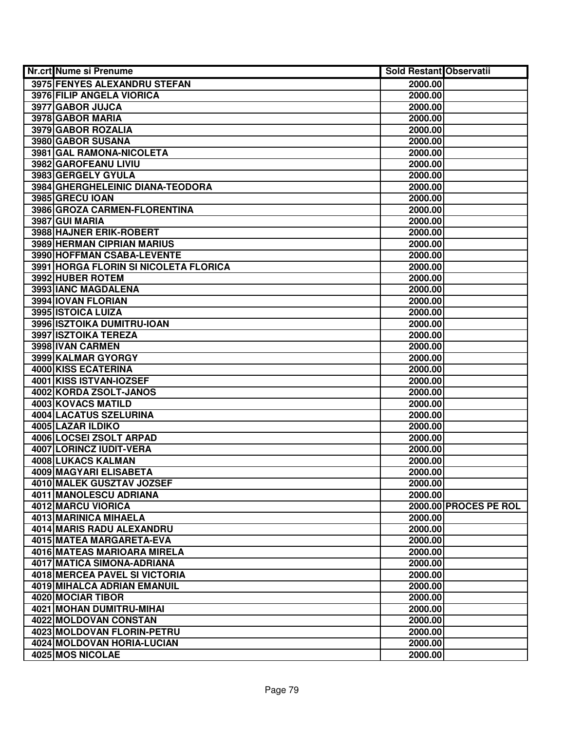| Nr.crt | Nume si Prenume | Sold Restant | Observatii |
|---|---|---|---|
| 3975 | FENYES ALEXANDRU STEFAN | 2000.00 | |
| 3976 | FILIP ANGELA VIORICA | 2000.00 | |
| 3977 | GABOR JUJCA | 2000.00 | |
| 3978 | GABOR MARIA | 2000.00 | |
| 3979 | GABOR ROZALIA | 2000.00 | |
| 3980 | GABOR SUSANA | 2000.00 | |
| 3981 | GAL RAMONA-NICOLETA | 2000.00 | |
| 3982 | GAROFEANU LIVIU | 2000.00 | |
| 3983 | GERGELY GYULA | 2000.00 | |
| 3984 | GHERGHELEINIC DIANA-TEODORA | 2000.00 | |
| 3985 | GRECU IOAN | 2000.00 | |
| 3986 | GROZA CARMEN-FLORENTINA | 2000.00 | |
| 3987 | GUI MARIA | 2000.00 | |
| 3988 | HAJNER ERIK-ROBERT | 2000.00 | |
| 3989 | HERMAN CIPRIAN MARIUS | 2000.00 | |
| 3990 | HOFFMAN CSABA-LEVENTE | 2000.00 | |
| 3991 | HORGA FLORIN SI NICOLETA FLORICA | 2000.00 | |
| 3992 | HUBER ROTEM | 2000.00 | |
| 3993 | IANC MAGDALENA | 2000.00 | |
| 3994 | IOVAN FLORIAN | 2000.00 | |
| 3995 | ISTOICA LUIZA | 2000.00 | |
| 3996 | ISZTOIKA DUMITRU-IOAN | 2000.00 | |
| 3997 | ISZTOIKA TEREZA | 2000.00 | |
| 3998 | IVAN CARMEN | 2000.00 | |
| 3999 | KALMAR GYORGY | 2000.00 | |
| 4000 | KISS ECATERINA | 2000.00 | |
| 4001 | KISS ISTVAN-IOZSEF | 2000.00 | |
| 4002 | KORDA ZSOLT-JANOS | 2000.00 | |
| 4003 | KOVACS MATILD | 2000.00 | |
| 4004 | LACATUS SZELURINA | 2000.00 | |
| 4005 | LAZAR ILDIKO | 2000.00 | |
| 4006 | LOCSEI ZSOLT ARPAD | 2000.00 | |
| 4007 | LORINCZ IUDIT-VERA | 2000.00 | |
| 4008 | LUKACS KALMAN | 2000.00 | |
| 4009 | MAGYARI ELISABETA | 2000.00 | |
| 4010 | MALEK GUSZTAV JOZSEF | 2000.00 | |
| 4011 | MANOLESCU ADRIANA | 2000.00 | |
| 4012 | MARCU VIORICA | 2000.00 | PROCES PE ROL |
| 4013 | MARINICA MIHAELA | 2000.00 | |
| 4014 | MARIS RADU ALEXANDRU | 2000.00 | |
| 4015 | MATEA MARGARETA-EVA | 2000.00 | |
| 4016 | MATEAS MARIOARA MIRELA | 2000.00 | |
| 4017 | MATICA SIMONA-ADRIANA | 2000.00 | |
| 4018 | MERCEA PAVEL SI VICTORIA | 2000.00 | |
| 4019 | MIHALCA ADRIAN EMANUIL | 2000.00 | |
| 4020 | MOCIAR TIBOR | 2000.00 | |
| 4021 | MOHAN DUMITRU-MIHAI | 2000.00 | |
| 4022 | MOLDOVAN CONSTAN | 2000.00 | |
| 4023 | MOLDOVAN FLORIN-PETRU | 2000.00 | |
| 4024 | MOLDOVAN HORIA-LUCIAN | 2000.00 | |
| 4025 | MOS NICOLAE | 2000.00 | |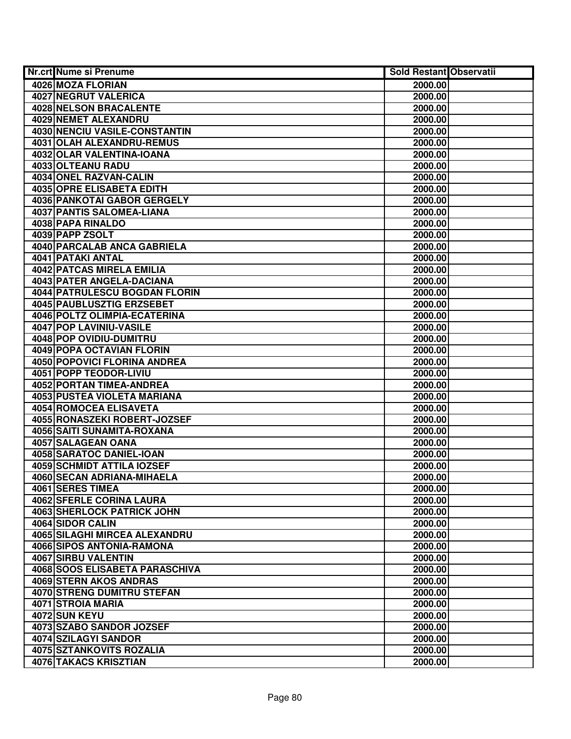| Nr.crt | Nume si Prenume | Sold Restant | Observatii |
|---|---|---|---|
| 4026 | MOZA FLORIAN | 2000.00 | |
| 4027 | NEGRUT VALERICA | 2000.00 | |
| 4028 | NELSON BRACALENTE | 2000.00 | |
| 4029 | NEMET ALEXANDRU | 2000.00 | |
| 4030 | NENCIU VASILE-CONSTANTIN | 2000.00 | |
| 4031 | OLAH ALEXANDRU-REMUS | 2000.00 | |
| 4032 | OLAR VALENTINA-IOANA | 2000.00 | |
| 4033 | OLTEANU RADU | 2000.00 | |
| 4034 | ONEL RAZVAN-CALIN | 2000.00 | |
| 4035 | OPRE ELISABETA EDITH | 2000.00 | |
| 4036 | PANKOTAI GABOR GERGELY | 2000.00 | |
| 4037 | PANTIS SALOMEA-LIANA | 2000.00 | |
| 4038 | PAPA RINALDO | 2000.00 | |
| 4039 | PAPP ZSOLT | 2000.00 | |
| 4040 | PARCALAB ANCA GABRIELA | 2000.00 | |
| 4041 | PATAKI ANTAL | 2000.00 | |
| 4042 | PATCAS MIRELA EMILIA | 2000.00 | |
| 4043 | PATER ANGELA-DACIANA | 2000.00 | |
| 4044 | PATRULESCU BOGDAN FLORIN | 2000.00 | |
| 4045 | PAUBLUSZTIG ERZSEBET | 2000.00 | |
| 4046 | POLTZ OLIMPIA-ECATERINA | 2000.00 | |
| 4047 | POP LAVINIU-VASILE | 2000.00 | |
| 4048 | POP OVIDIU-DUMITRU | 2000.00 | |
| 4049 | POPA OCTAVIAN FLORIN | 2000.00 | |
| 4050 | POPOVICI FLORINA ANDREA | 2000.00 | |
| 4051 | POPP TEODOR-LIVIU | 2000.00 | |
| 4052 | PORTAN TIMEA-ANDREA | 2000.00 | |
| 4053 | PUSTEA VIOLETA MARIANA | 2000.00 | |
| 4054 | ROMOCEA ELISAVETA | 2000.00 | |
| 4055 | RONASZEKI ROBERT-JOZSEF | 2000.00 | |
| 4056 | SAITI SUNAMITA-ROXANA | 2000.00 | |
| 4057 | SALAGEAN OANA | 2000.00 | |
| 4058 | SARATOC DANIEL-IOAN | 2000.00 | |
| 4059 | SCHMIDT ATTILA IOZSEF | 2000.00 | |
| 4060 | SECAN ADRIANA-MIHAELA | 2000.00 | |
| 4061 | SERES TIMEA | 2000.00 | |
| 4062 | SFERLE CORINA LAURA | 2000.00 | |
| 4063 | SHERLOCK PATRICK JOHN | 2000.00 | |
| 4064 | SIDOR CALIN | 2000.00 | |
| 4065 | SILAGHI MIRCEA ALEXANDRU | 2000.00 | |
| 4066 | SIPOS ANTONIA-RAMONA | 2000.00 | |
| 4067 | SIRBU VALENTIN | 2000.00 | |
| 4068 | SOOS ELISABETA PARASCHIVA | 2000.00 | |
| 4069 | STERN AKOS ANDRAS | 2000.00 | |
| 4070 | STRENG DUMITRU STEFAN | 2000.00 | |
| 4071 | STROIA MARIA | 2000.00 | |
| 4072 | SUN KEYU | 2000.00 | |
| 4073 | SZABO SANDOR JOZSEF | 2000.00 | |
| 4074 | SZILAGYI SANDOR | 2000.00 | |
| 4075 | SZTANKOVITS ROZALIA | 2000.00 | |
| 4076 | TAKACS KRISZTIAN | 2000.00 | |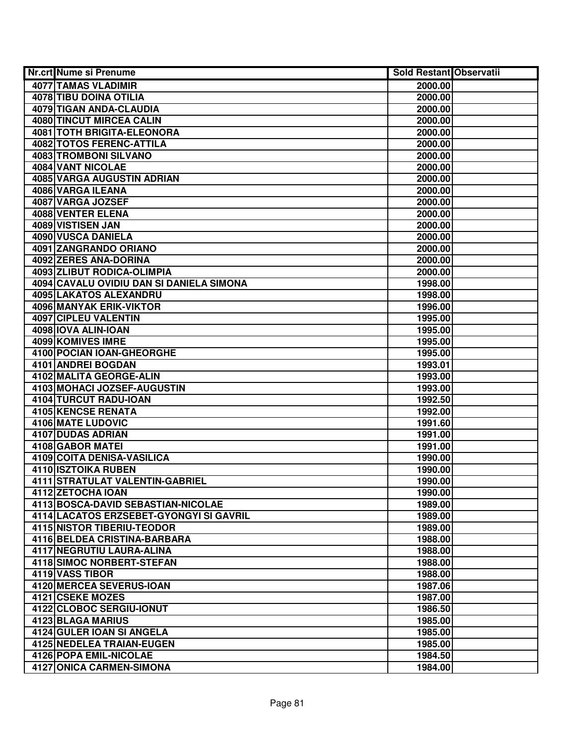| Nr.crt | Nume si Prenume | Sold Restant | Observatii |
|---|---|---|---|
| 4077 | TAMAS VLADIMIR | 2000.00 | |
| 4078 | TIBU DOINA OTILIA | 2000.00 | |
| 4079 | TIGAN ANDA-CLAUDIA | 2000.00 | |
| 4080 | TINCUT MIRCEA CALIN | 2000.00 | |
| 4081 | TOTH BRIGITA-ELEONORA | 2000.00 | |
| 4082 | TOTOS FERENC-ATTILA | 2000.00 | |
| 4083 | TROMBONI SILVANO | 2000.00 | |
| 4084 | VANT NICOLAE | 2000.00 | |
| 4085 | VARGA AUGUSTIN ADRIAN | 2000.00 | |
| 4086 | VARGA ILEANA | 2000.00 | |
| 4087 | VARGA JOZSEF | 2000.00 | |
| 4088 | VENTER ELENA | 2000.00 | |
| 4089 | VISTISEN JAN | 2000.00 | |
| 4090 | VUSCA DANIELA | 2000.00 | |
| 4091 | ZANGRANDO ORIANO | 2000.00 | |
| 4092 | ZERES ANA-DORINA | 2000.00 | |
| 4093 | ZLIBUT RODICA-OLIMPIA | 2000.00 | |
| 4094 | CAVALU OVIDIU DAN SI DANIELA SIMONA | 1998.00 | |
| 4095 | LAKATOS ALEXANDRU | 1998.00 | |
| 4096 | MANYAK ERIK-VIKTOR | 1996.00 | |
| 4097 | CIPLEU VALENTIN | 1995.00 | |
| 4098 | IOVA ALIN-IOAN | 1995.00 | |
| 4099 | KOMIVES IMRE | 1995.00 | |
| 4100 | POCIAN IOAN-GHEORGHE | 1995.00 | |
| 4101 | ANDREI BOGDAN | 1993.01 | |
| 4102 | MALITA GEORGE-ALIN | 1993.00 | |
| 4103 | MOHACI JOZSEF-AUGUSTIN | 1993.00 | |
| 4104 | TURCUT RADU-IOAN | 1992.50 | |
| 4105 | KENCSE RENATA | 1992.00 | |
| 4106 | MATE LUDOVIC | 1991.60 | |
| 4107 | DUDAS ADRIAN | 1991.00 | |
| 4108 | GABOR MATEI | 1991.00 | |
| 4109 | COITA DENISA-VASILICA | 1990.00 | |
| 4110 | ISZTOIKA RUBEN | 1990.00 | |
| 4111 | STRATULAT VALENTIN-GABRIEL | 1990.00 | |
| 4112 | ZETOCHA IOAN | 1990.00 | |
| 4113 | BOSCA-DAVID SEBASTIAN-NICOLAE | 1989.00 | |
| 4114 | LACATOS ERZSEBET-GYONGYI SI GAVRIL | 1989.00 | |
| 4115 | NISTOR TIBERIU-TEODOR | 1989.00 | |
| 4116 | BELDEA CRISTINA-BARBARA | 1988.00 | |
| 4117 | NEGRUTIU LAURA-ALINA | 1988.00 | |
| 4118 | SIMOC NORBERT-STEFAN | 1988.00 | |
| 4119 | VASS TIBOR | 1988.00 | |
| 4120 | MERCEA SEVERUS-IOAN | 1987.06 | |
| 4121 | CSEKE MOZES | 1987.00 | |
| 4122 | CLOBOC SERGIU-IONUT | 1986.50 | |
| 4123 | BLAGA MARIUS | 1985.00 | |
| 4124 | GULER IOAN SI ANGELA | 1985.00 | |
| 4125 | NEDELEA TRAIAN-EUGEN | 1985.00 | |
| 4126 | POPA EMIL-NICOLAE | 1984.50 | |
| 4127 | ONICA CARMEN-SIMONA | 1984.00 | |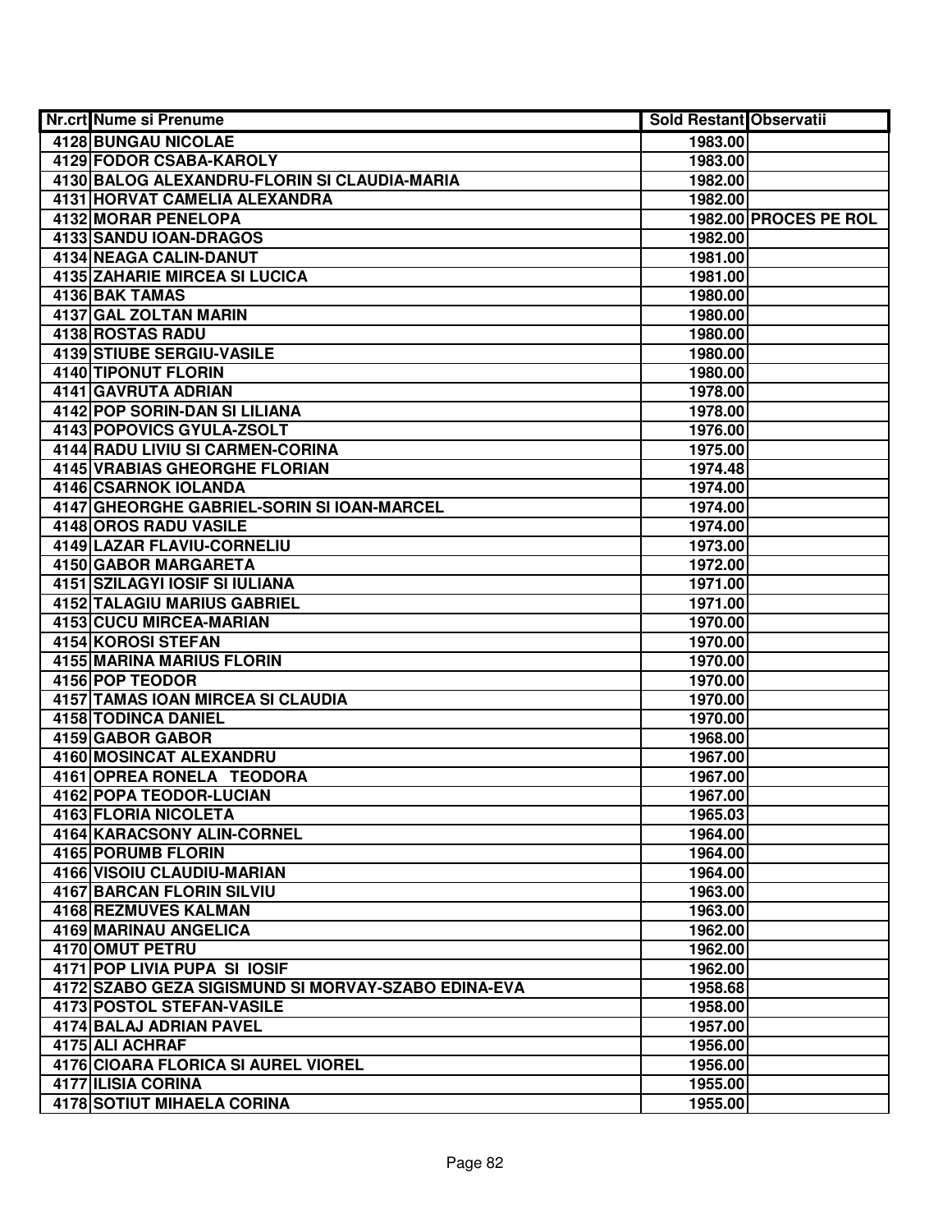| Nr.crt | Nume si Prenume | Sold Restant | Observatii |
|---|---|---|---|
| 4128 | BUNGAU NICOLAE | 1983.00 | |
| 4129 | FODOR CSABA-KAROLY | 1983.00 | |
| 4130 | BALOG ALEXANDRU-FLORIN SI CLAUDIA-MARIA | 1982.00 | |
| 4131 | HORVAT CAMELIA ALEXANDRA | 1982.00 | |
| 4132 | MORAR PENELOPA | 1982.00 | PROCES PE ROL |
| 4133 | SANDU IOAN-DRAGOS | 1982.00 | |
| 4134 | NEAGA CALIN-DANUT | 1981.00 | |
| 4135 | ZAHARIE MIRCEA SI LUCICA | 1981.00 | |
| 4136 | BAK TAMAS | 1980.00 | |
| 4137 | GAL ZOLTAN MARIN | 1980.00 | |
| 4138 | ROSTAS RADU | 1980.00 | |
| 4139 | STIUBE SERGIU-VASILE | 1980.00 | |
| 4140 | TIPONUT FLORIN | 1980.00 | |
| 4141 | GAVRUTA ADRIAN | 1978.00 | |
| 4142 | POP SORIN-DAN SI LILIANA | 1978.00 | |
| 4143 | POPOVICS GYULA-ZSOLT | 1976.00 | |
| 4144 | RADU LIVIU SI CARMEN-CORINA | 1975.00 | |
| 4145 | VRABIAS GHEORGHE FLORIAN | 1974.48 | |
| 4146 | CSARNOK IOLANDA | 1974.00 | |
| 4147 | GHEORGHE GABRIEL-SORIN SI IOAN-MARCEL | 1974.00 | |
| 4148 | OROS RADU VASILE | 1974.00 | |
| 4149 | LAZAR FLAVIU-CORNELIU | 1973.00 | |
| 4150 | GABOR MARGARETA | 1972.00 | |
| 4151 | SZILAGYI IOSIF SI IULIANA | 1971.00 | |
| 4152 | TALAGIU MARIUS GABRIEL | 1971.00 | |
| 4153 | CUCU MIRCEA-MARIAN | 1970.00 | |
| 4154 | KOROSI STEFAN | 1970.00 | |
| 4155 | MARINA MARIUS FLORIN | 1970.00 | |
| 4156 | POP TEODOR | 1970.00 | |
| 4157 | TAMAS IOAN MIRCEA SI CLAUDIA | 1970.00 | |
| 4158 | TODINCA DANIEL | 1970.00 | |
| 4159 | GABOR GABOR | 1968.00 | |
| 4160 | MOSINCAT ALEXANDRU | 1967.00 | |
| 4161 | OPREA RONELA TEODORA | 1967.00 | |
| 4162 | POPA TEODOR-LUCIAN | 1967.00 | |
| 4163 | FLORIA NICOLETA | 1965.03 | |
| 4164 | KARACSONY ALIN-CORNEL | 1964.00 | |
| 4165 | PORUMB FLORIN | 1964.00 | |
| 4166 | VISOIU CLAUDIU-MARIAN | 1964.00 | |
| 4167 | BARCAN FLORIN SILVIU | 1963.00 | |
| 4168 | REZMUVES KALMAN | 1963.00 | |
| 4169 | MARINAU ANGELICA | 1962.00 | |
| 4170 | OMUT PETRU | 1962.00 | |
| 4171 | POP LIVIA PUPA SI IOSIF | 1962.00 | |
| 4172 | SZABO GEZA SIGISMUND SI MORVAY-SZABO EDINA-EVA | 1958.68 | |
| 4173 | POSTOL STEFAN-VASILE | 1958.00 | |
| 4174 | BALAJ ADRIAN PAVEL | 1957.00 | |
| 4175 | ALI ACHRAF | 1956.00 | |
| 4176 | CIOARA FLORICA SI AUREL VIOREL | 1956.00 | |
| 4177 | ILISIA CORINA | 1955.00 | |
| 4178 | SOTIUT MIHAELA CORINA | 1955.00 | |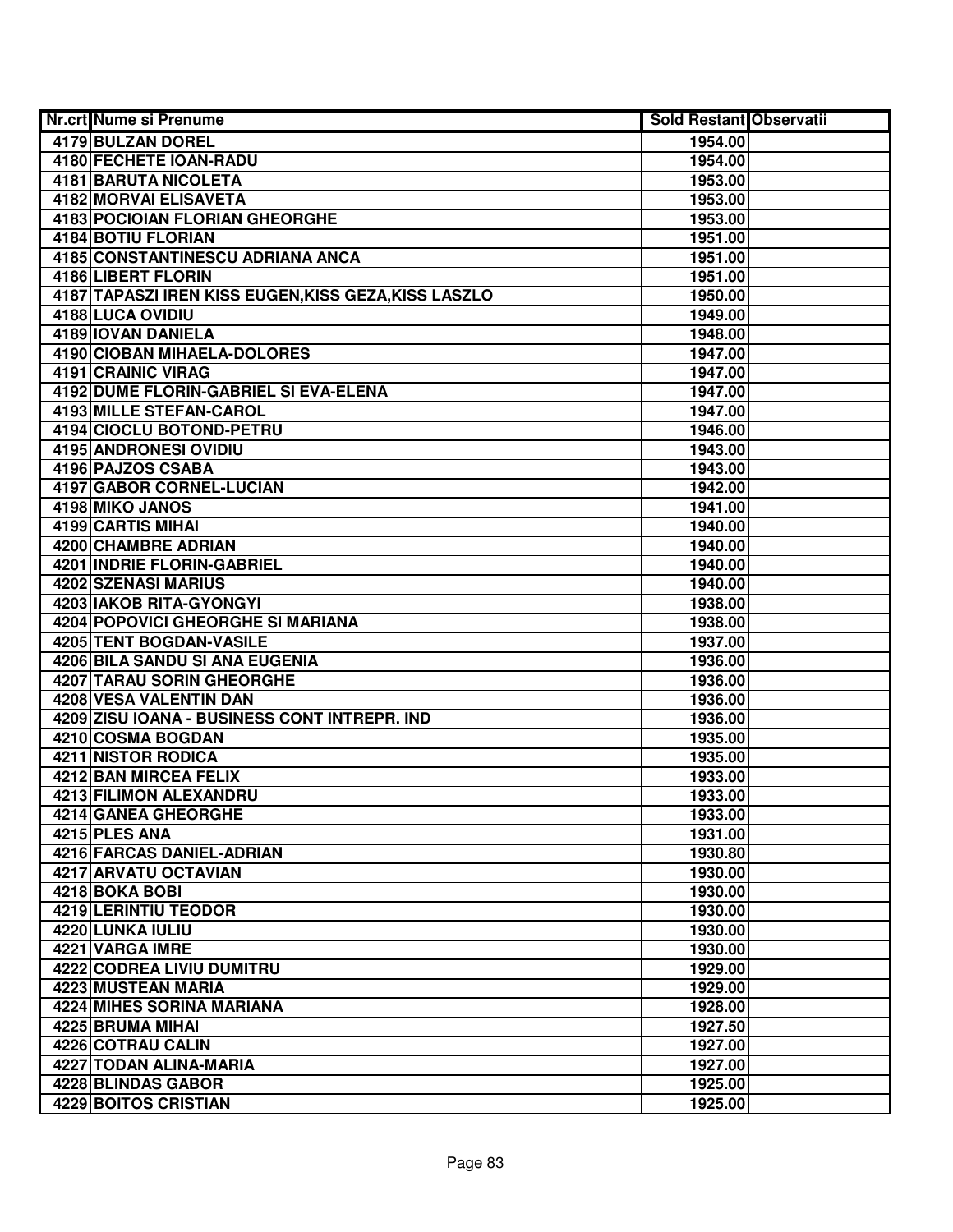| Nr.crt | Nume si Prenume | Sold Restant | Observatii |
|---|---|---|---|
| 4179 | BULZAN DOREL | 1954.00 | |
| 4180 | FECHETE IOAN-RADU | 1954.00 | |
| 4181 | BARUTA NICOLETA | 1953.00 | |
| 4182 | MORVAI ELISAVETA | 1953.00 | |
| 4183 | POCIOIAN FLORIAN GHEORGHE | 1953.00 | |
| 4184 | BOTIU FLORIAN | 1951.00 | |
| 4185 | CONSTANTINESCU ADRIANA ANCA | 1951.00 | |
| 4186 | LIBERT FLORIN | 1951.00 | |
| 4187 | TAPASZI IREN KISS EUGEN,KISS GEZA,KISS LASZLO | 1950.00 | |
| 4188 | LUCA OVIDIU | 1949.00 | |
| 4189 | IOVAN DANIELA | 1948.00 | |
| 4190 | CIOBAN MIHAELA-DOLORES | 1947.00 | |
| 4191 | CRAINIC VIRAG | 1947.00 | |
| 4192 | DUME FLORIN-GABRIEL SI EVA-ELENA | 1947.00 | |
| 4193 | MILLE STEFAN-CAROL | 1947.00 | |
| 4194 | CIOCLU BOTOND-PETRU | 1946.00 | |
| 4195 | ANDRONESI OVIDIU | 1943.00 | |
| 4196 | PAJZOS CSABA | 1943.00 | |
| 4197 | GABOR CORNEL-LUCIAN | 1942.00 | |
| 4198 | MIKO JANOS | 1941.00 | |
| 4199 | CARTIS MIHAI | 1940.00 | |
| 4200 | CHAMBRE ADRIAN | 1940.00 | |
| 4201 | INDRIE FLORIN-GABRIEL | 1940.00 | |
| 4202 | SZENASI MARIUS | 1940.00 | |
| 4203 | IAKOB RITA-GYONGYI | 1938.00 | |
| 4204 | POPOVICI GHEORGHE SI MARIANA | 1938.00 | |
| 4205 | TENT BOGDAN-VASILE | 1937.00 | |
| 4206 | BILA SANDU SI ANA EUGENIA | 1936.00 | |
| 4207 | TARAU SORIN GHEORGHE | 1936.00 | |
| 4208 | VESA VALENTIN DAN | 1936.00 | |
| 4209 | ZISU IOANA - BUSINESS CONT INTREPR. IND | 1936.00 | |
| 4210 | COSMA BOGDAN | 1935.00 | |
| 4211 | NISTOR RODICA | 1935.00 | |
| 4212 | BAN MIRCEA FELIX | 1933.00 | |
| 4213 | FILIMON ALEXANDRU | 1933.00 | |
| 4214 | GANEA GHEORGHE | 1933.00 | |
| 4215 | PLES ANA | 1931.00 | |
| 4216 | FARCAS DANIEL-ADRIAN | 1930.80 | |
| 4217 | ARVATU OCTAVIAN | 1930.00 | |
| 4218 | BOKA BOBI | 1930.00 | |
| 4219 | LERINTIU TEODOR | 1930.00 | |
| 4220 | LUNKA IULIU | 1930.00 | |
| 4221 | VARGA IMRE | 1930.00 | |
| 4222 | CODREA LIVIU DUMITRU | 1929.00 | |
| 4223 | MUSTEAN MARIA | 1929.00 | |
| 4224 | MIHES SORINA MARIANA | 1928.00 | |
| 4225 | BRUMA MIHAI | 1927.50 | |
| 4226 | COTRAU CALIN | 1927.00 | |
| 4227 | TODAN ALINA-MARIA | 1927.00 | |
| 4228 | BLINDAS GABOR | 1925.00 | |
| 4229 | BOITOS CRISTIAN | 1925.00 | |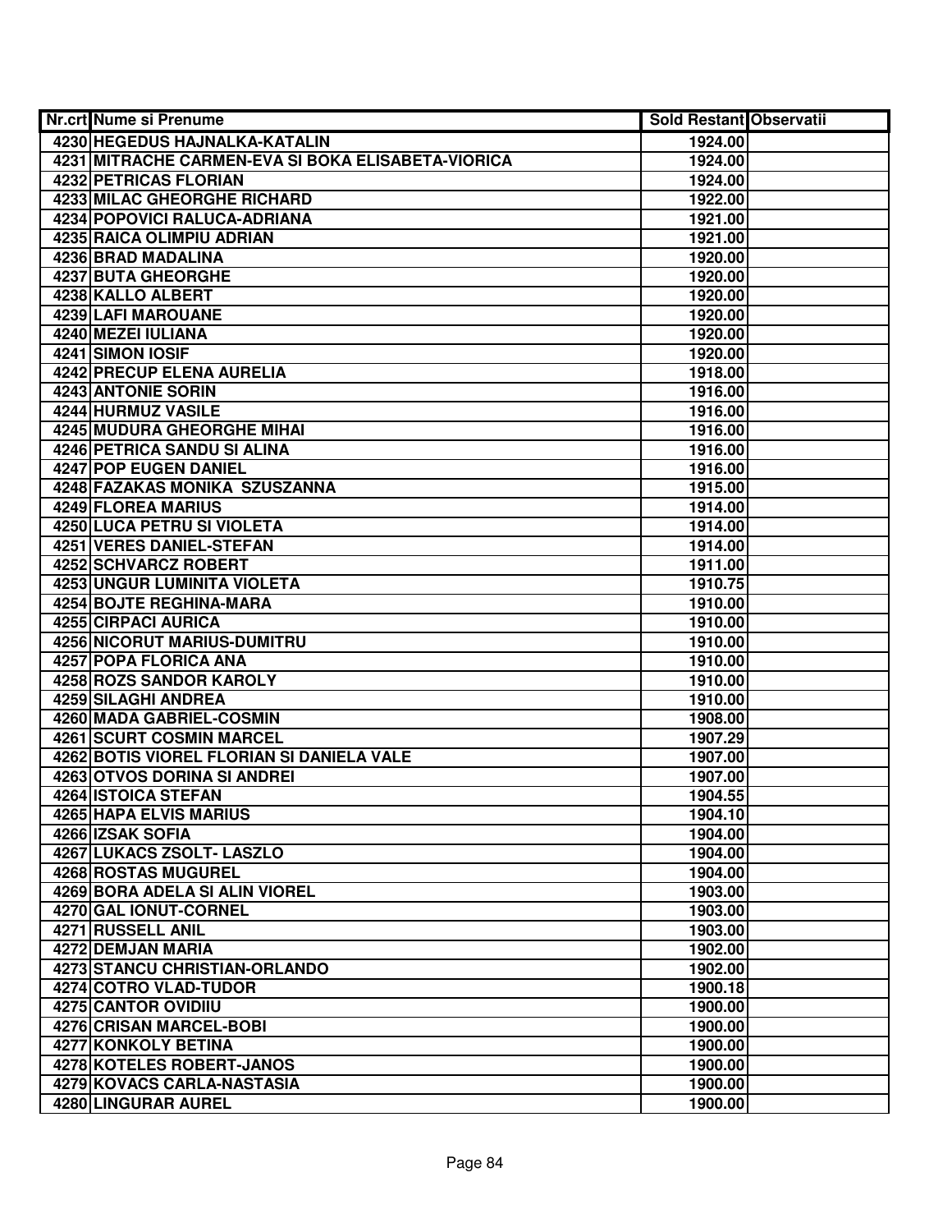| Nr.crt | Nume si Prenume | Sold Restant | Observatii |
|---|---|---|---|
| 4230 | HEGEDUS HAJNALKA-KATALIN | 1924.00 | |
| 4231 | MITRACHE CARMEN-EVA SI BOKA ELISABETA-VIORICA | 1924.00 | |
| 4232 | PETRICAS FLORIAN | 1924.00 | |
| 4233 | MILAC GHEORGHE RICHARD | 1922.00 | |
| 4234 | POPOVICI RALUCA-ADRIANA | 1921.00 | |
| 4235 | RAICA OLIMPIU ADRIAN | 1921.00 | |
| 4236 | BRAD MADALINA | 1920.00 | |
| 4237 | BUTA GHEORGHE | 1920.00 | |
| 4238 | KALLO ALBERT | 1920.00 | |
| 4239 | LAFI MAROUANE | 1920.00 | |
| 4240 | MEZEI IULIANA | 1920.00 | |
| 4241 | SIMON IOSIF | 1920.00 | |
| 4242 | PRECUP ELENA AURELIA | 1918.00 | |
| 4243 | ANTONIE SORIN | 1916.00 | |
| 4244 | HURMUZ VASILE | 1916.00 | |
| 4245 | MUDURA GHEORGHE MIHAI | 1916.00 | |
| 4246 | PETRICA SANDU SI ALINA | 1916.00 | |
| 4247 | POP EUGEN DANIEL | 1916.00 | |
| 4248 | FAZAKAS MONIKA  SZUSZANNA | 1915.00 | |
| 4249 | FLOREA MARIUS | 1914.00 | |
| 4250 | LUCA PETRU SI VIOLETA | 1914.00 | |
| 4251 | VERES DANIEL-STEFAN | 1914.00 | |
| 4252 | SCHVARCZ ROBERT | 1911.00 | |
| 4253 | UNGUR LUMINITA VIOLETA | 1910.75 | |
| 4254 | BOJTE REGHINA-MARA | 1910.00 | |
| 4255 | CIRPACI AURICA | 1910.00 | |
| 4256 | NICORUT MARIUS-DUMITRU | 1910.00 | |
| 4257 | POPA FLORICA ANA | 1910.00 | |
| 4258 | ROZS SANDOR KAROLY | 1910.00 | |
| 4259 | SILAGHI ANDREA | 1910.00 | |
| 4260 | MADA GABRIEL-COSMIN | 1908.00 | |
| 4261 | SCURT COSMIN MARCEL | 1907.29 | |
| 4262 | BOTIS VIOREL FLORIAN SI DANIELA VALE | 1907.00 | |
| 4263 | OTVOS DORINA SI ANDREI | 1907.00 | |
| 4264 | ISTOICA STEFAN | 1904.55 | |
| 4265 | HAPA ELVIS MARIUS | 1904.10 | |
| 4266 | IZSAK SOFIA | 1904.00 | |
| 4267 | LUKACS ZSOLT- LASZLO | 1904.00 | |
| 4268 | ROSTAS MUGUREL | 1904.00 | |
| 4269 | BORA ADELA SI ALIN VIOREL | 1903.00 | |
| 4270 | GAL IONUT-CORNEL | 1903.00 | |
| 4271 | RUSSELL ANIL | 1903.00 | |
| 4272 | DEMJAN MARIA | 1902.00 | |
| 4273 | STANCU CHRISTIAN-ORLANDO | 1902.00 | |
| 4274 | COTRO VLAD-TUDOR | 1900.18 | |
| 4275 | CANTOR OVIDIIU | 1900.00 | |
| 4276 | CRISAN MARCEL-BOBI | 1900.00 | |
| 4277 | KONKOLY BETINA | 1900.00 | |
| 4278 | KOTELES ROBERT-JANOS | 1900.00 | |
| 4279 | KOVACS CARLA-NASTASIA | 1900.00 | |
| 4280 | LINGURAR AUREL | 1900.00 | |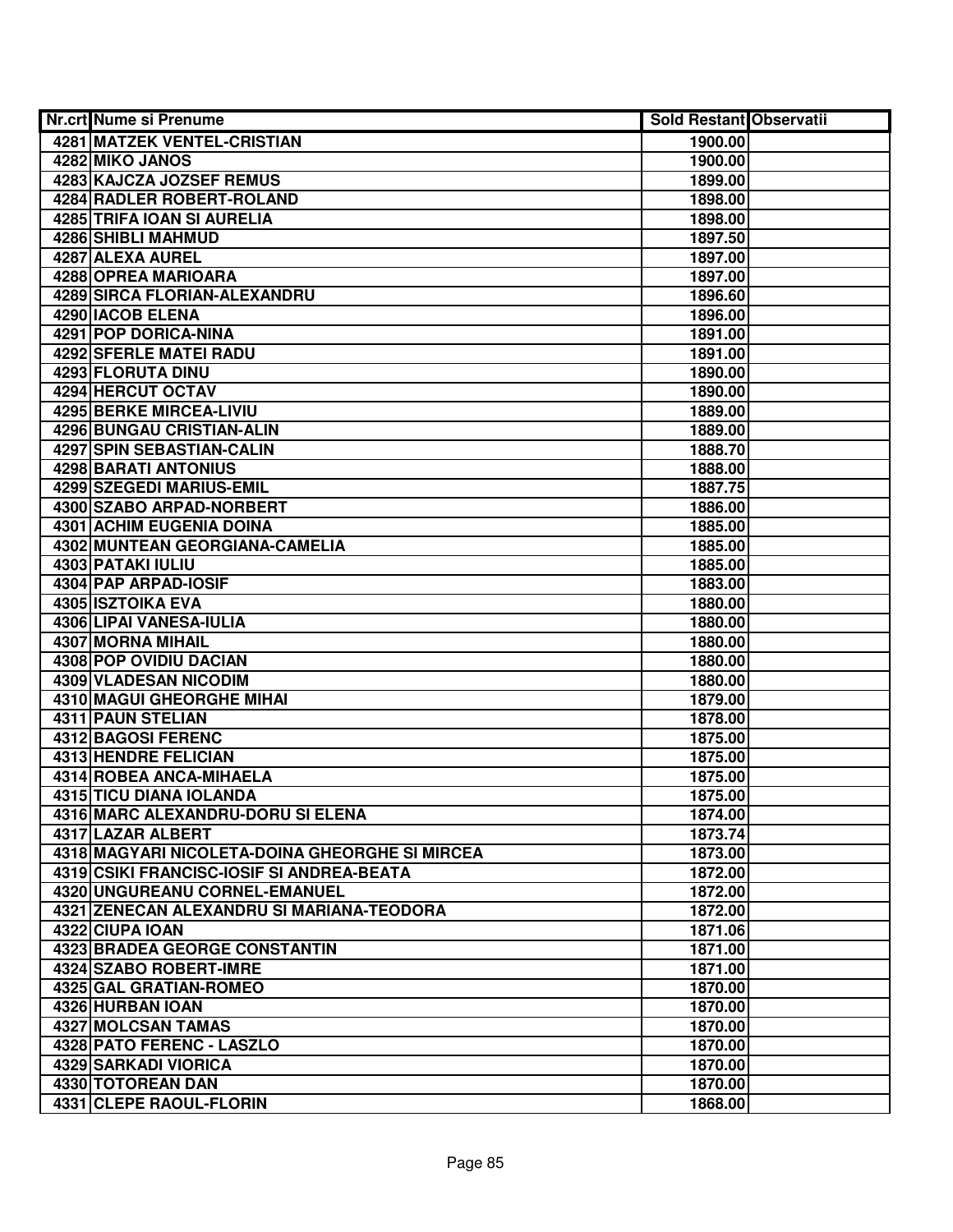| Nr.crt | Nume si Prenume | Sold Restant | Observatii |
|---|---|---|---|
| 4281 | MATZEK VENTEL-CRISTIAN | 1900.00 | |
| 4282 | MIKO JANOS | 1900.00 | |
| 4283 | KAJCZA JOZSEF REMUS | 1899.00 | |
| 4284 | RADLER ROBERT-ROLAND | 1898.00 | |
| 4285 | TRIFA IOAN SI AURELIA | 1898.00 | |
| 4286 | SHIBLI MAHMUD | 1897.50 | |
| 4287 | ALEXA AUREL | 1897.00 | |
| 4288 | OPREA MARIOARA | 1897.00 | |
| 4289 | SIRCA FLORIAN-ALEXANDRU | 1896.60 | |
| 4290 | IACOB ELENA | 1896.00 | |
| 4291 | POP DORICA-NINA | 1891.00 | |
| 4292 | SFERLE MATEI RADU | 1891.00 | |
| 4293 | FLORUTA DINU | 1890.00 | |
| 4294 | HERCUT OCTAV | 1890.00 | |
| 4295 | BERKE MIRCEA-LIVIU | 1889.00 | |
| 4296 | BUNGAU CRISTIAN-ALIN | 1889.00 | |
| 4297 | SPIN SEBASTIAN-CALIN | 1888.70 | |
| 4298 | BARATI ANTONIUS | 1888.00 | |
| 4299 | SZEGEDI MARIUS-EMIL | 1887.75 | |
| 4300 | SZABO ARPAD-NORBERT | 1886.00 | |
| 4301 | ACHIM EUGENIA DOINA | 1885.00 | |
| 4302 | MUNTEAN GEORGIANA-CAMELIA | 1885.00 | |
| 4303 | PATAKI IULIU | 1885.00 | |
| 4304 | PAP ARPAD-IOSIF | 1883.00 | |
| 4305 | ISZTOIKA EVA | 1880.00 | |
| 4306 | LIPAI VANESA-IULIA | 1880.00 | |
| 4307 | MORNA MIHAIL | 1880.00 | |
| 4308 | POP OVIDIU DACIAN | 1880.00 | |
| 4309 | VLADESAN NICODIM | 1880.00 | |
| 4310 | MAGUI GHEORGHE MIHAI | 1879.00 | |
| 4311 | PAUN STELIAN | 1878.00 | |
| 4312 | BAGOSI FERENC | 1875.00 | |
| 4313 | HENDRE FELICIAN | 1875.00 | |
| 4314 | ROBEA ANCA-MIHAELA | 1875.00 | |
| 4315 | TICU DIANA IOLANDA | 1875.00 | |
| 4316 | MARC ALEXANDRU-DORU SI ELENA | 1874.00 | |
| 4317 | LAZAR ALBERT | 1873.74 | |
| 4318 | MAGYARI NICOLETA-DOINA GHEORGHE SI MIRCEA | 1873.00 | |
| 4319 | CSIKI FRANCISC-IOSIF SI ANDREA-BEATA | 1872.00 | |
| 4320 | UNGUREANU CORNEL-EMANUEL | 1872.00 | |
| 4321 | ZENECAN ALEXANDRU SI MARIANA-TEODORA | 1872.00 | |
| 4322 | CIUPA IOAN | 1871.06 | |
| 4323 | BRADEA GEORGE CONSTANTIN | 1871.00 | |
| 4324 | SZABO ROBERT-IMRE | 1871.00 | |
| 4325 | GAL GRATIAN-ROMEO | 1870.00 | |
| 4326 | HURBAN IOAN | 1870.00 | |
| 4327 | MOLCSAN TAMAS | 1870.00 | |
| 4328 | PATO FERENC - LASZLO | 1870.00 | |
| 4329 | SARKADI VIORICA | 1870.00 | |
| 4330 | TOTOREAN DAN | 1870.00 | |
| 4331 | CLEPE RAOUL-FLORIN | 1868.00 | |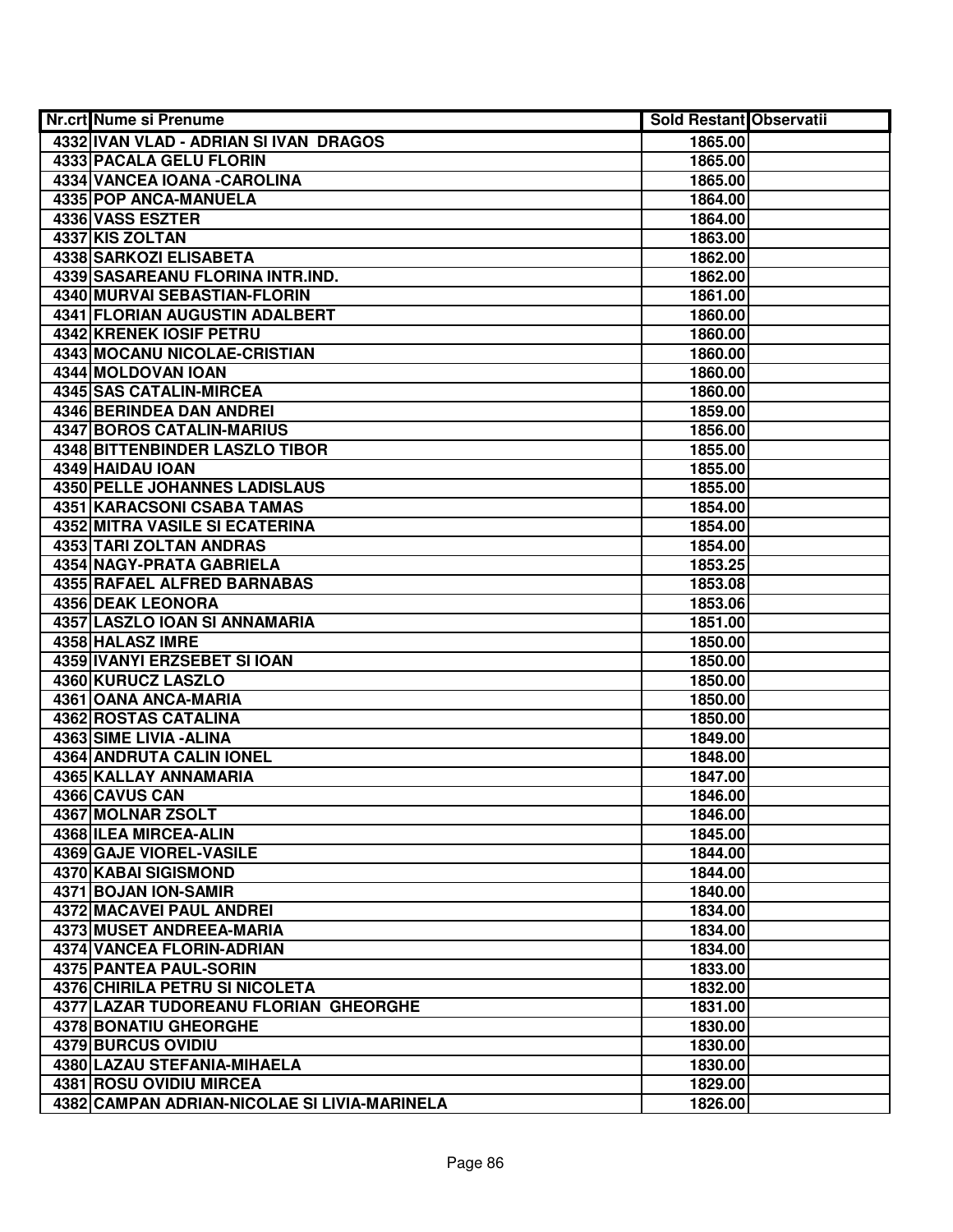| Nr.crt | Nume si Prenume | Sold Restant | Observatii |
|---|---|---|---|
| 4332 | IVAN VLAD - ADRIAN SI IVAN DRAGOS | 1865.00 | |
| 4333 | PACALA GELU FLORIN | 1865.00 | |
| 4334 | VANCEA IOANA -CAROLINA | 1865.00 | |
| 4335 | POP ANCA-MANUELA | 1864.00 | |
| 4336 | VASS ESZTER | 1864.00 | |
| 4337 | KIS ZOLTAN | 1863.00 | |
| 4338 | SARKOZI ELISABETA | 1862.00 | |
| 4339 | SASAREANU FLORINA INTR.IND. | 1862.00 | |
| 4340 | MURVAI SEBASTIAN-FLORIN | 1861.00 | |
| 4341 | FLORIAN AUGUSTIN ADALBERT | 1860.00 | |
| 4342 | KRENEK IOSIF PETRU | 1860.00 | |
| 4343 | MOCANU NICOLAE-CRISTIAN | 1860.00 | |
| 4344 | MOLDOVAN IOAN | 1860.00 | |
| 4345 | SAS CATALIN-MIRCEA | 1860.00 | |
| 4346 | BERINDEA DAN ANDREI | 1859.00 | |
| 4347 | BOROS CATALIN-MARIUS | 1856.00 | |
| 4348 | BITTENBINDER LASZLO TIBOR | 1855.00 | |
| 4349 | HAIDAU IOAN | 1855.00 | |
| 4350 | PELLE JOHANNES LADISLAUS | 1855.00 | |
| 4351 | KARACSONI CSABA TAMAS | 1854.00 | |
| 4352 | MITRA VASILE SI ECATERINA | 1854.00 | |
| 4353 | TARI ZOLTAN ANDRAS | 1854.00 | |
| 4354 | NAGY-PRATA GABRIELA | 1853.25 | |
| 4355 | RAFAEL ALFRED BARNABAS | 1853.08 | |
| 4356 | DEAK LEONORA | 1853.06 | |
| 4357 | LASZLO IOAN SI ANNAMARIA | 1851.00 | |
| 4358 | HALASZ IMRE | 1850.00 | |
| 4359 | IVANYI ERZSEBET SI IOAN | 1850.00 | |
| 4360 | KURUCZ LASZLO | 1850.00 | |
| 4361 | OANA ANCA-MARIA | 1850.00 | |
| 4362 | ROSTAS CATALINA | 1850.00 | |
| 4363 | SIME LIVIA -ALINA | 1849.00 | |
| 4364 | ANDRUTA CALIN IONEL | 1848.00 | |
| 4365 | KALLAY ANNAMARIA | 1847.00 | |
| 4366 | CAVUS CAN | 1846.00 | |
| 4367 | MOLNAR ZSOLT | 1846.00 | |
| 4368 | ILEA MIRCEA-ALIN | 1845.00 | |
| 4369 | GAJE VIOREL-VASILE | 1844.00 | |
| 4370 | KABAI SIGISMOND | 1844.00 | |
| 4371 | BOJAN ION-SAMIR | 1840.00 | |
| 4372 | MACAVEI PAUL ANDREI | 1834.00 | |
| 4373 | MUSET ANDREEA-MARIA | 1834.00 | |
| 4374 | VANCEA FLORIN-ADRIAN | 1834.00 | |
| 4375 | PANTEA PAUL-SORIN | 1833.00 | |
| 4376 | CHIRILA PETRU SI NICOLETA | 1832.00 | |
| 4377 | LAZAR TUDOREANU FLORIAN GHEORGHE | 1831.00 | |
| 4378 | BONATIU GHEORGHE | 1830.00 | |
| 4379 | BURCUS OVIDIU | 1830.00 | |
| 4380 | LAZAU STEFANIA-MIHAELA | 1830.00 | |
| 4381 | ROSU OVIDIU MIRCEA | 1829.00 | |
| 4382 | CAMPAN ADRIAN-NICOLAE SI LIVIA-MARINELA | 1826.00 | |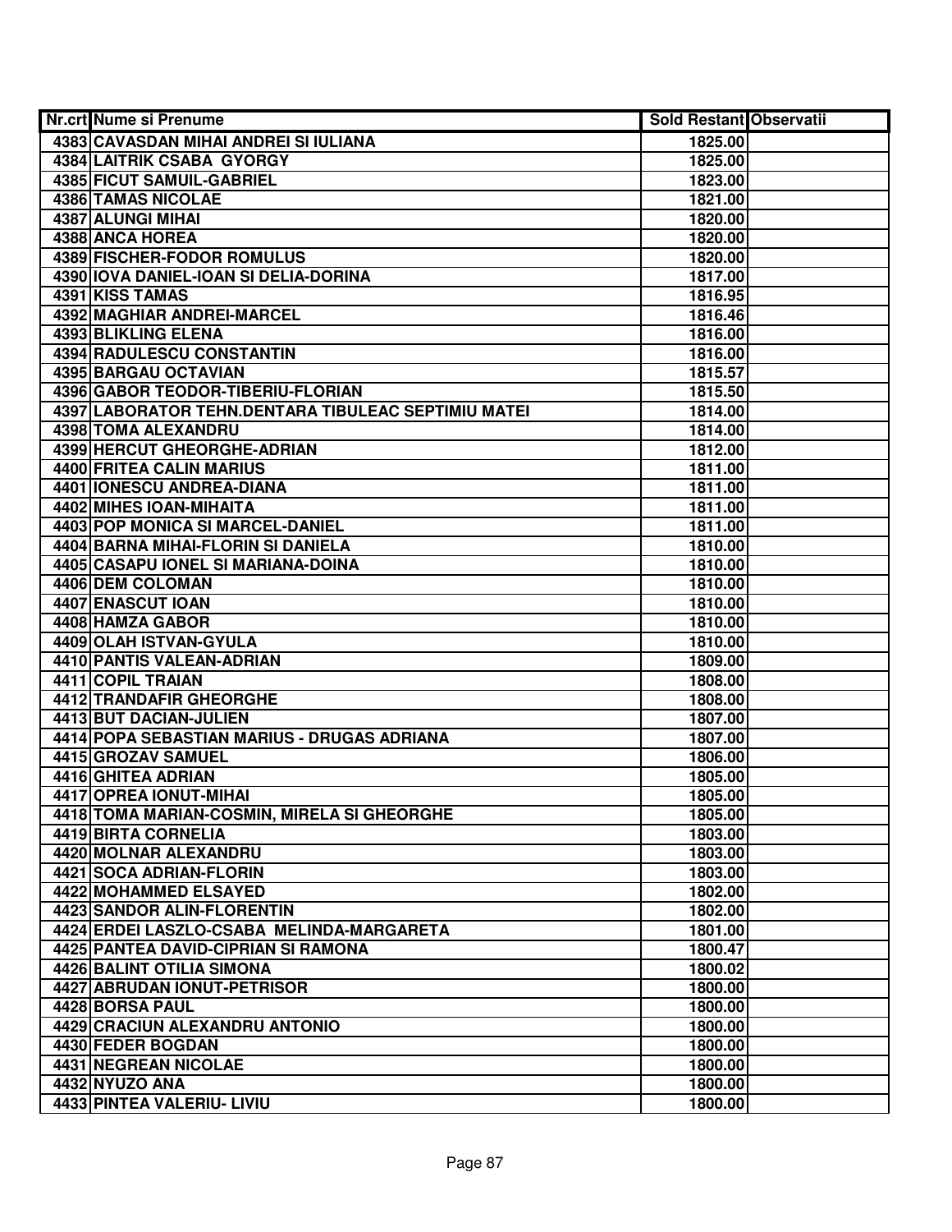| Nr.crt | Nume si Prenume | Sold Restant | Observatii |
|---|---|---|---|
| 4383 | CAVASDAN MIHAI ANDREI SI IULIANA | 1825.00 | |
| 4384 | LAITRIK CSABA GYORGY | 1825.00 | |
| 4385 | FICUT SAMUIL-GABRIEL | 1823.00 | |
| 4386 | TAMAS NICOLAE | 1821.00 | |
| 4387 | ALUNGI MIHAI | 1820.00 | |
| 4388 | ANCA HOREA | 1820.00 | |
| 4389 | FISCHER-FODOR ROMULUS | 1820.00 | |
| 4390 | IOVA DANIEL-IOAN SI DELIA-DORINA | 1817.00 | |
| 4391 | KISS TAMAS | 1816.95 | |
| 4392 | MAGHIAR ANDREI-MARCEL | 1816.46 | |
| 4393 | BLIKLING ELENA | 1816.00 | |
| 4394 | RADULESCU CONSTANTIN | 1816.00 | |
| 4395 | BARGAU OCTAVIAN | 1815.57 | |
| 4396 | GABOR TEODOR-TIBERIU-FLORIAN | 1815.50 | |
| 4397 | LABORATOR TEHN.DENTARA TIBULEAC SEPTIMIU MATEI | 1814.00 | |
| 4398 | TOMA ALEXANDRU | 1814.00 | |
| 4399 | HERCUT GHEORGHE-ADRIAN | 1812.00 | |
| 4400 | FRITEA CALIN MARIUS | 1811.00 | |
| 4401 | IONESCU ANDREA-DIANA | 1811.00 | |
| 4402 | MIHES IOAN-MIHAITA | 1811.00 | |
| 4403 | POP MONICA SI MARCEL-DANIEL | 1811.00 | |
| 4404 | BARNA MIHAI-FLORIN SI DANIELA | 1810.00 | |
| 4405 | CASAPU IONEL SI MARIANA-DOINA | 1810.00 | |
| 4406 | DEM COLOMAN | 1810.00 | |
| 4407 | ENASCUT IOAN | 1810.00 | |
| 4408 | HAMZA GABOR | 1810.00 | |
| 4409 | OLAH ISTVAN-GYULA | 1810.00 | |
| 4410 | PANTIS VALEAN-ADRIAN | 1809.00 | |
| 4411 | COPIL TRAIAN | 1808.00 | |
| 4412 | TRANDAFIR GHEORGHE | 1808.00 | |
| 4413 | BUT DACIAN-JULIEN | 1807.00 | |
| 4414 | POPA SEBASTIAN MARIUS - DRUGAS ADRIANA | 1807.00 | |
| 4415 | GROZAV SAMUEL | 1806.00 | |
| 4416 | GHITEA ADRIAN | 1805.00 | |
| 4417 | OPREA IONUT-MIHAI | 1805.00 | |
| 4418 | TOMA MARIAN-COSMIN, MIRELA SI GHEORGHE | 1805.00 | |
| 4419 | BIRTA CORNELIA | 1803.00 | |
| 4420 | MOLNAR ALEXANDRU | 1803.00 | |
| 4421 | SOCA ADRIAN-FLORIN | 1803.00 | |
| 4422 | MOHAMMED ELSAYED | 1802.00 | |
| 4423 | SANDOR ALIN-FLORENTIN | 1802.00 | |
| 4424 | ERDEI LASZLO-CSABA MELINDA-MARGARETA | 1801.00 | |
| 4425 | PANTEA DAVID-CIPRIAN SI RAMONA | 1800.47 | |
| 4426 | BALINT OTILIA SIMONA | 1800.02 | |
| 4427 | ABRUDAN IONUT-PETRISOR | 1800.00 | |
| 4428 | BORSA PAUL | 1800.00 | |
| 4429 | CRACIUN ALEXANDRU ANTONIO | 1800.00 | |
| 4430 | FEDER BOGDAN | 1800.00 | |
| 4431 | NEGREAN NICOLAE | 1800.00 | |
| 4432 | NYUZO ANA | 1800.00 | |
| 4433 | PINTEA VALERIU- LIVIU | 1800.00 | |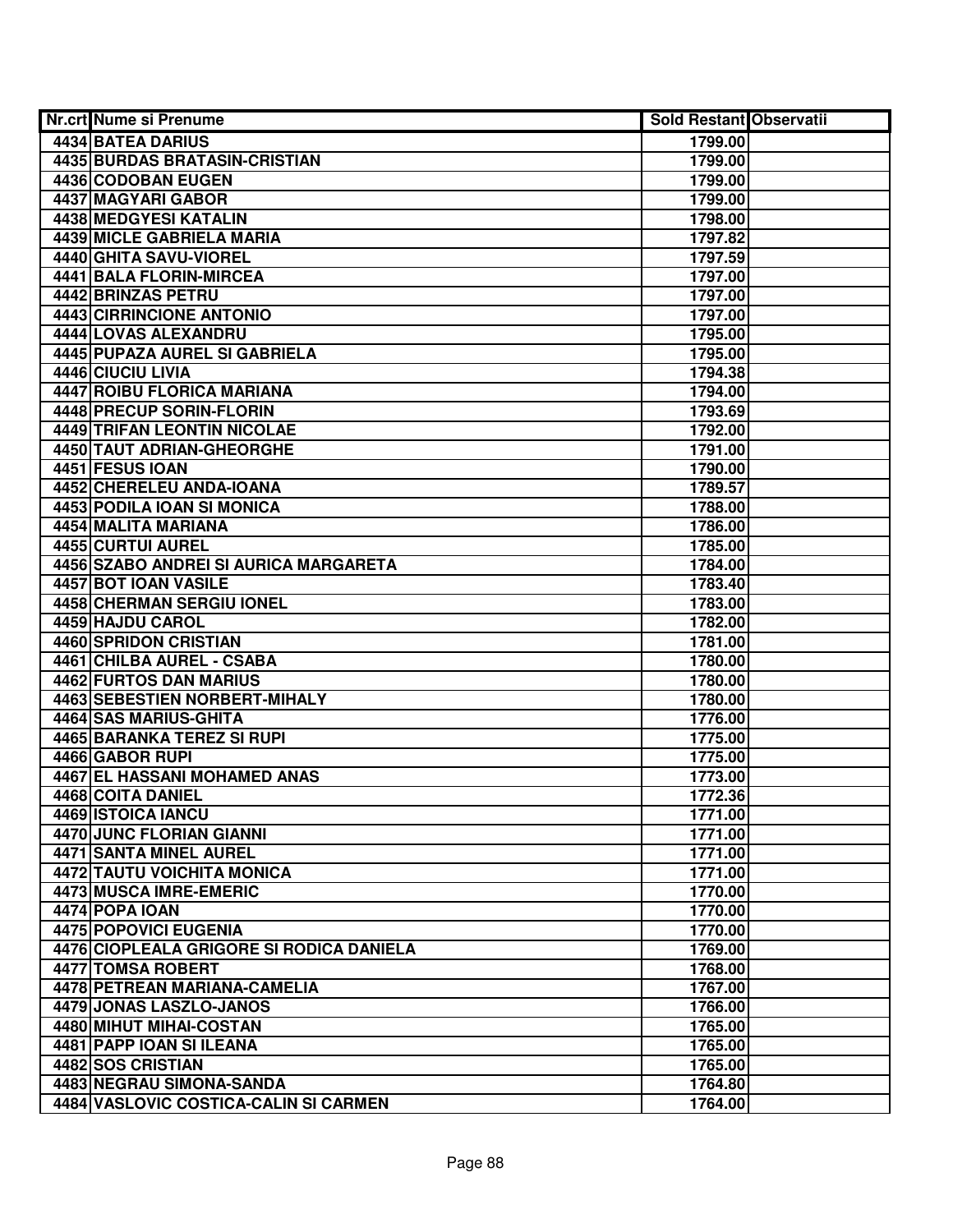| Nr.crt | Nume si Prenume | Sold Restant | Observatii |
|---|---|---|---|
| 4434 | BATEA DARIUS | 1799.00 | |
| 4435 | BURDAS BRATASIN-CRISTIAN | 1799.00 | |
| 4436 | CODOBAN EUGEN | 1799.00 | |
| 4437 | MAGYARI GABOR | 1799.00 | |
| 4438 | MEDGYESI KATALIN | 1798.00 | |
| 4439 | MICLE GABRIELA MARIA | 1797.82 | |
| 4440 | GHITA SAVU-VIOREL | 1797.59 | |
| 4441 | BALA FLORIN-MIRCEA | 1797.00 | |
| 4442 | BRINZAS PETRU | 1797.00 | |
| 4443 | CIRRINCIONE ANTONIO | 1797.00 | |
| 4444 | LOVAS ALEXANDRU | 1795.00 | |
| 4445 | PUPAZA AUREL SI GABRIELA | 1795.00 | |
| 4446 | CIUCIU LIVIA | 1794.38 | |
| 4447 | ROIBU FLORICA MARIANA | 1794.00 | |
| 4448 | PRECUP SORIN-FLORIN | 1793.69 | |
| 4449 | TRIFAN LEONTIN NICOLAE | 1792.00 | |
| 4450 | TAUT ADRIAN-GHEORGHE | 1791.00 | |
| 4451 | FESUS IOAN | 1790.00 | |
| 4452 | CHERELEU ANDA-IOANA | 1789.57 | |
| 4453 | PODILA IOAN SI MONICA | 1788.00 | |
| 4454 | MALITA MARIANA | 1786.00 | |
| 4455 | CURTUI AUREL | 1785.00 | |
| 4456 | SZABO ANDREI SI AURICA MARGARETA | 1784.00 | |
| 4457 | BOT IOAN VASILE | 1783.40 | |
| 4458 | CHERMAN SERGIU IONEL | 1783.00 | |
| 4459 | HAJDU CAROL | 1782.00 | |
| 4460 | SPRIDON CRISTIAN | 1781.00 | |
| 4461 | CHILBA AUREL - CSABA | 1780.00 | |
| 4462 | FURTOS DAN MARIUS | 1780.00 | |
| 4463 | SEBESTIEN NORBERT-MIHALY | 1780.00 | |
| 4464 | SAS MARIUS-GHITA | 1776.00 | |
| 4465 | BARANKA TEREZ SI RUPI | 1775.00 | |
| 4466 | GABOR RUPI | 1775.00 | |
| 4467 | EL HASSANI MOHAMED ANAS | 1773.00 | |
| 4468 | COITA DANIEL | 1772.36 | |
| 4469 | ISTOICA IANCU | 1771.00 | |
| 4470 | JUNC FLORIAN GIANNI | 1771.00 | |
| 4471 | SANTA MINEL AUREL | 1771.00 | |
| 4472 | TAUTU VOICHITA MONICA | 1771.00 | |
| 4473 | MUSCA IMRE-EMERIC | 1770.00 | |
| 4474 | POPA IOAN | 1770.00 | |
| 4475 | POPOVICI EUGENIA | 1770.00 | |
| 4476 | CIOPLEALA GRIGORE SI RODICA DANIELA | 1769.00 | |
| 4477 | TOMSA ROBERT | 1768.00 | |
| 4478 | PETREAN MARIANA-CAMELIA | 1767.00 | |
| 4479 | JONAS LASZLO-JANOS | 1766.00 | |
| 4480 | MIHUT MIHAI-COSTAN | 1765.00 | |
| 4481 | PAPP IOAN SI ILEANA | 1765.00 | |
| 4482 | SOS CRISTIAN | 1765.00 | |
| 4483 | NEGRAU SIMONA-SANDA | 1764.80 | |
| 4484 | VASLOVIC COSTICA-CALIN SI CARMEN | 1764.00 | |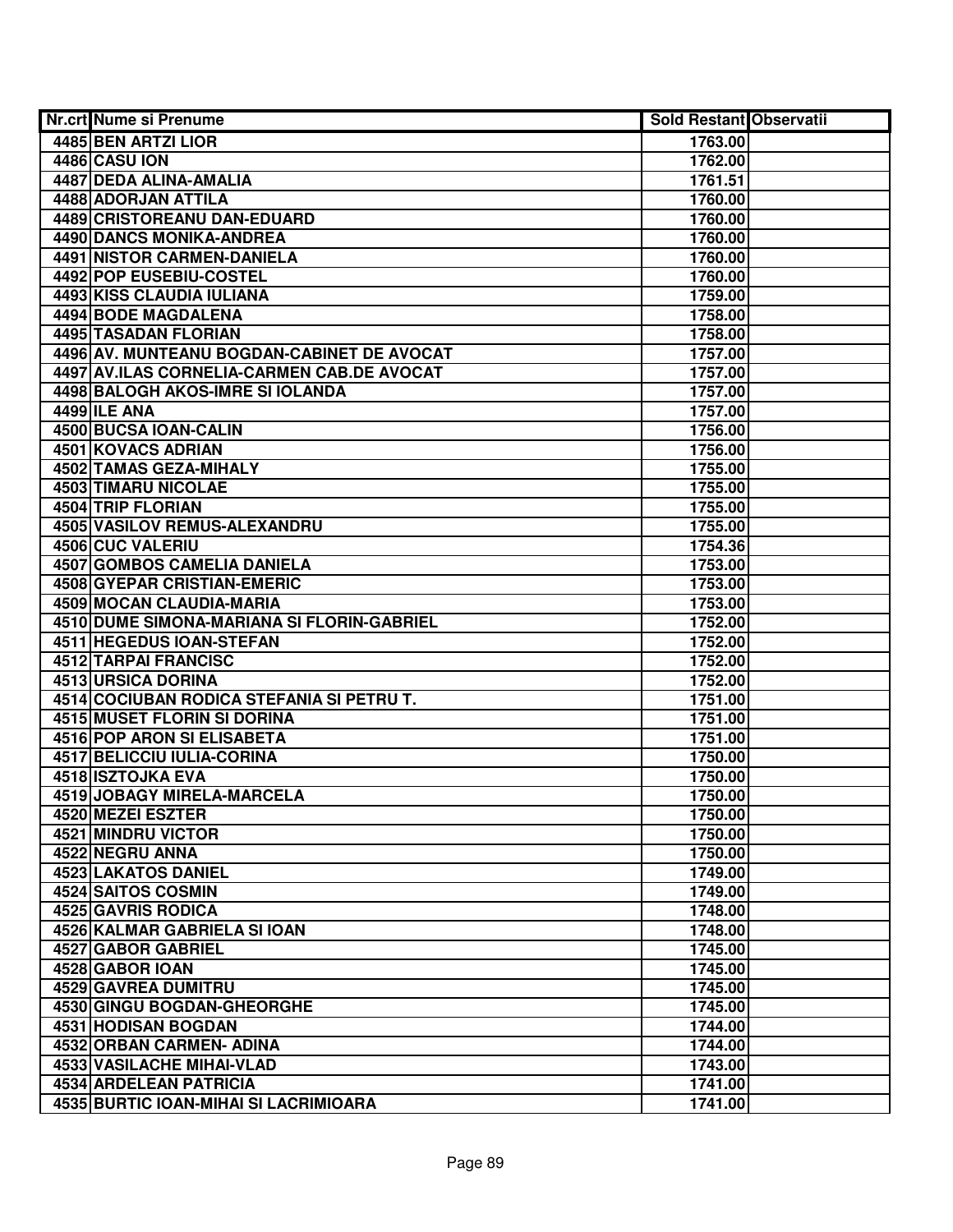| Nr.crt | Nume si Prenume | Sold Restant | Observatii |
|---|---|---|---|
| 4485 | BEN ARTZI LIOR | 1763.00 | |
| 4486 | CASU ION | 1762.00 | |
| 4487 | DEDA ALINA-AMALIA | 1761.51 | |
| 4488 | ADORJAN ATTILA | 1760.00 | |
| 4489 | CRISTOREANU DAN-EDUARD | 1760.00 | |
| 4490 | DANCS MONIKA-ANDREA | 1760.00 | |
| 4491 | NISTOR CARMEN-DANIELA | 1760.00 | |
| 4492 | POP EUSEBIU-COSTEL | 1760.00 | |
| 4493 | KISS CLAUDIA IULIANA | 1759.00 | |
| 4494 | BODE MAGDALENA | 1758.00 | |
| 4495 | TASADAN FLORIAN | 1758.00 | |
| 4496 | AV. MUNTEANU BOGDAN-CABINET DE AVOCAT | 1757.00 | |
| 4497 | AV.ILAS CORNELIA-CARMEN CAB.DE AVOCAT | 1757.00 | |
| 4498 | BALOGH AKOS-IMRE SI IOLANDA | 1757.00 | |
| 4499 | ILE ANA | 1757.00 | |
| 4500 | BUCSA IOAN-CALIN | 1756.00 | |
| 4501 | KOVACS ADRIAN | 1756.00 | |
| 4502 | TAMAS GEZA-MIHALY | 1755.00 | |
| 4503 | TIMARU NICOLAE | 1755.00 | |
| 4504 | TRIP FLORIAN | 1755.00 | |
| 4505 | VASILOV REMUS-ALEXANDRU | 1755.00 | |
| 4506 | CUC VALERIU | 1754.36 | |
| 4507 | GOMBOS CAMELIA DANIELA | 1753.00 | |
| 4508 | GYEPAR CRISTIAN-EMERIC | 1753.00 | |
| 4509 | MOCAN CLAUDIA-MARIA | 1753.00 | |
| 4510 | DUME SIMONA-MARIANA SI FLORIN-GABRIEL | 1752.00 | |
| 4511 | HEGEDUS IOAN-STEFAN | 1752.00 | |
| 4512 | TARPAI FRANCISC | 1752.00 | |
| 4513 | URSICA DORINA | 1752.00 | |
| 4514 | COCIUBAN RODICA STEFANIA SI PETRU T. | 1751.00 | |
| 4515 | MUSET FLORIN SI DORINA | 1751.00 | |
| 4516 | POP ARON SI ELISABETA | 1751.00 | |
| 4517 | BELICCIU IULIA-CORINA | 1750.00 | |
| 4518 | ISZTOJKA EVA | 1750.00 | |
| 4519 | JOBAGY MIRELA-MARCELA | 1750.00 | |
| 4520 | MEZEI ESZTER | 1750.00 | |
| 4521 | MINDRU VICTOR | 1750.00 | |
| 4522 | NEGRU ANNA | 1750.00 | |
| 4523 | LAKATOS DANIEL | 1749.00 | |
| 4524 | SAITOS COSMIN | 1749.00 | |
| 4525 | GAVRIS RODICA | 1748.00 | |
| 4526 | KALMAR GABRIELA SI IOAN | 1748.00 | |
| 4527 | GABOR GABRIEL | 1745.00 | |
| 4528 | GABOR IOAN | 1745.00 | |
| 4529 | GAVREA DUMITRU | 1745.00 | |
| 4530 | GINGU BOGDAN-GHEORGHE | 1745.00 | |
| 4531 | HODISAN BOGDAN | 1744.00 | |
| 4532 | ORBAN CARMEN- ADINA | 1744.00 | |
| 4533 | VASILACHE MIHAI-VLAD | 1743.00 | |
| 4534 | ARDELEAN PATRICIA | 1741.00 | |
| 4535 | BURTIC IOAN-MIHAI SI LACRIMIOARA | 1741.00 | |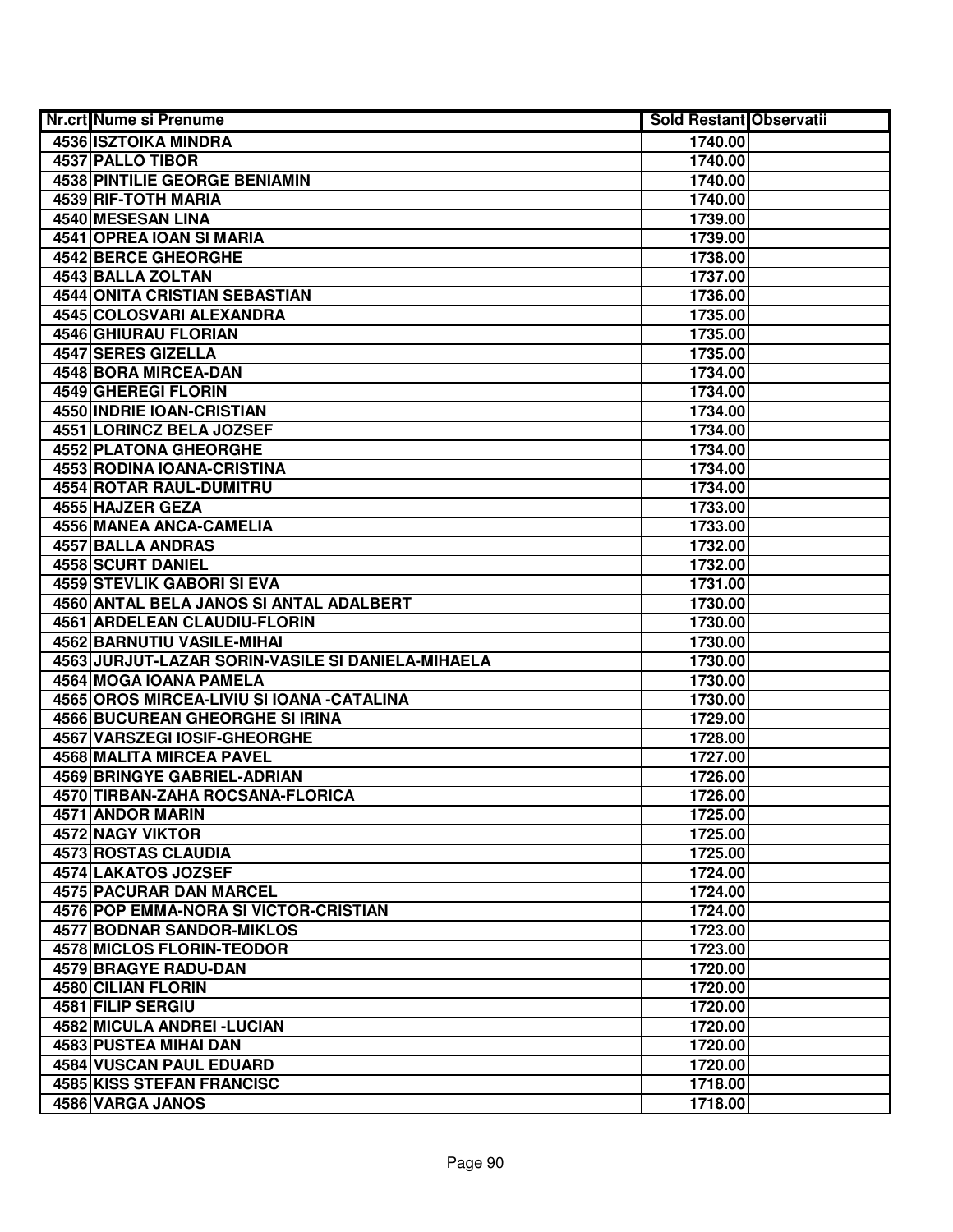| Nr.crt | Nume si Prenume | Sold Restant | Observatii |
|---|---|---|---|
| 4536 | ISZTOIKA MINDRA | 1740.00 | |
| 4537 | PALLO TIBOR | 1740.00 | |
| 4538 | PINTILIE GEORGE BENIAMIN | 1740.00 | |
| 4539 | RIF-TOTH MARIA | 1740.00 | |
| 4540 | MESESAN LINA | 1739.00 | |
| 4541 | OPREA IOAN SI MARIA | 1739.00 | |
| 4542 | BERCE GHEORGHE | 1738.00 | |
| 4543 | BALLA ZOLTAN | 1737.00 | |
| 4544 | ONITA CRISTIAN SEBASTIAN | 1736.00 | |
| 4545 | COLOSVARI ALEXANDRA | 1735.00 | |
| 4546 | GHIURAU FLORIAN | 1735.00 | |
| 4547 | SERES GIZELLA | 1735.00 | |
| 4548 | BORA MIRCEA-DAN | 1734.00 | |
| 4549 | GHEREGI FLORIN | 1734.00 | |
| 4550 | INDRIE IOAN-CRISTIAN | 1734.00 | |
| 4551 | LORINCZ BELA JOZSEF | 1734.00 | |
| 4552 | PLATONA GHEORGHE | 1734.00 | |
| 4553 | RODINA IOANA-CRISTINA | 1734.00 | |
| 4554 | ROTAR RAUL-DUMITRU | 1734.00 | |
| 4555 | HAJZER GEZA | 1733.00 | |
| 4556 | MANEA ANCA-CAMELIA | 1733.00 | |
| 4557 | BALLA ANDRAS | 1732.00 | |
| 4558 | SCURT DANIEL | 1732.00 | |
| 4559 | STEVLIK GABORI SI EVA | 1731.00 | |
| 4560 | ANTAL BELA JANOS SI ANTAL ADALBERT | 1730.00 | |
| 4561 | ARDELEAN CLAUDIU-FLORIN | 1730.00 | |
| 4562 | BARNUTIU VASILE-MIHAI | 1730.00 | |
| 4563 | JURJUT-LAZAR SORIN-VASILE SI DANIELA-MIHAELA | 1730.00 | |
| 4564 | MOGA IOANA PAMELA | 1730.00 | |
| 4565 | OROS MIRCEA-LIVIU SI IOANA -CATALINA | 1730.00 | |
| 4566 | BUCUREAN GHEORGHE SI IRINA | 1729.00 | |
| 4567 | VARSZEGI IOSIF-GHEORGHE | 1728.00 | |
| 4568 | MALITA MIRCEA PAVEL | 1727.00 | |
| 4569 | BRINGYE GABRIEL-ADRIAN | 1726.00 | |
| 4570 | TIRBAN-ZAHA ROCSANA-FLORICA | 1726.00 | |
| 4571 | ANDOR MARIN | 1725.00 | |
| 4572 | NAGY VIKTOR | 1725.00 | |
| 4573 | ROSTAS CLAUDIA | 1725.00 | |
| 4574 | LAKATOS JOZSEF | 1724.00 | |
| 4575 | PACURAR DAN MARCEL | 1724.00 | |
| 4576 | POP EMMA-NORA SI VICTOR-CRISTIAN | 1724.00 | |
| 4577 | BODNAR SANDOR-MIKLOS | 1723.00 | |
| 4578 | MICLOS FLORIN-TEODOR | 1723.00 | |
| 4579 | BRAGYE RADU-DAN | 1720.00 | |
| 4580 | CILIAN FLORIN | 1720.00 | |
| 4581 | FILIP SERGIU | 1720.00 | |
| 4582 | MICULA ANDREI -LUCIAN | 1720.00 | |
| 4583 | PUSTEA MIHAI DAN | 1720.00 | |
| 4584 | VUSCAN PAUL EDUARD | 1720.00 | |
| 4585 | KISS STEFAN FRANCISC | 1718.00 | |
| 4586 | VARGA JANOS | 1718.00 | |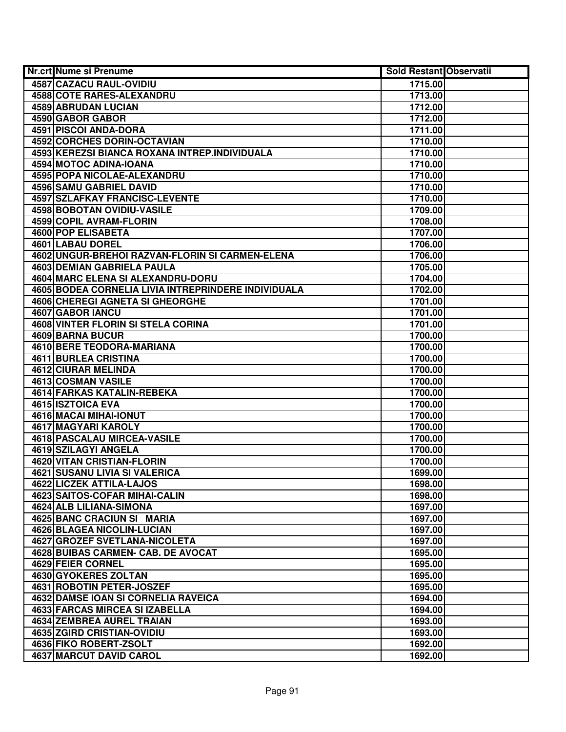| Nr.crt | Nume si Prenume | Sold Restant | Observatii |
|---|---|---|---|
| 4587 | CAZACU RAUL-OVIDIU | 1715.00 | |
| 4588 | COTE RARES-ALEXANDRU | 1713.00 | |
| 4589 | ABRUDAN LUCIAN | 1712.00 | |
| 4590 | GABOR GABOR | 1712.00 | |
| 4591 | PISCOI ANDA-DORA | 1711.00 | |
| 4592 | CORCHES DORIN-OCTAVIAN | 1710.00 | |
| 4593 | KEREZSI BIANCA ROXANA INTREP.INDIVIDUALA | 1710.00 | |
| 4594 | MOTOC ADINA-IOANA | 1710.00 | |
| 4595 | POPA NICOLAE-ALEXANDRU | 1710.00 | |
| 4596 | SAMU GABRIEL DAVID | 1710.00 | |
| 4597 | SZLAFKAY FRANCISC-LEVENTE | 1710.00 | |
| 4598 | BOBOTAN OVIDIU-VASILE | 1709.00 | |
| 4599 | COPIL AVRAM-FLORIN | 1708.00 | |
| 4600 | POP ELISABETA | 1707.00 | |
| 4601 | LABAU DOREL | 1706.00 | |
| 4602 | UNGUR-BREHOI RAZVAN-FLORIN SI CARMEN-ELENA | 1706.00 | |
| 4603 | DEMIAN GABRIELA PAULA | 1705.00 | |
| 4604 | MARC ELENA SI ALEXANDRU-DORU | 1704.00 | |
| 4605 | BODEA CORNELIA LIVIA INTREPRINDERE INDIVIDUALA | 1702.00 | |
| 4606 | CHEREGI AGNETA SI GHEORGHE | 1701.00 | |
| 4607 | GABOR IANCU | 1701.00 | |
| 4608 | VINTER FLORIN SI STELA CORINA | 1701.00 | |
| 4609 | BARNA BUCUR | 1700.00 | |
| 4610 | BERE TEODORA-MARIANA | 1700.00 | |
| 4611 | BURLEA CRISTINA | 1700.00 | |
| 4612 | CIURAR MELINDA | 1700.00 | |
| 4613 | COSMAN VASILE | 1700.00 | |
| 4614 | FARKAS KATALIN-REBEKA | 1700.00 | |
| 4615 | ISZTOICA EVA | 1700.00 | |
| 4616 | MACAI MIHAI-IONUT | 1700.00 | |
| 4617 | MAGYARI KAROLY | 1700.00 | |
| 4618 | PASCALAU MIRCEA-VASILE | 1700.00 | |
| 4619 | SZILAGYI ANGELA | 1700.00 | |
| 4620 | VITAN CRISTIAN-FLORIN | 1700.00 | |
| 4621 | SUSANU LIVIA SI VALERICA | 1699.00 | |
| 4622 | LICZEK ATTILA-LAJOS | 1698.00 | |
| 4623 | SAITOS-COFAR MIHAI-CALIN | 1698.00 | |
| 4624 | ALB LILIANA-SIMONA | 1697.00 | |
| 4625 | BANC CRACIUN SI MARIA | 1697.00 | |
| 4626 | BLAGEA NICOLIN-LUCIAN | 1697.00 | |
| 4627 | GROZEF SVETLANA-NICOLETA | 1697.00 | |
| 4628 | BUIBAS CARMEN- CAB. DE AVOCAT | 1695.00 | |
| 4629 | FEIER CORNEL | 1695.00 | |
| 4630 | GYOKERES ZOLTAN | 1695.00 | |
| 4631 | ROBOTIN PETER-JOSZEF | 1695.00 | |
| 4632 | DAMSE IOAN SI CORNELIA RAVEICA | 1694.00 | |
| 4633 | FARCAS MIRCEA SI IZABELLA | 1694.00 | |
| 4634 | ZEMBREA AUREL TRAIAN | 1693.00 | |
| 4635 | ZGIRD CRISTIAN-OVIDIU | 1693.00 | |
| 4636 | FIKO ROBERT-ZSOLT | 1692.00 | |
| 4637 | MARCUT DAVID CAROL | 1692.00 | |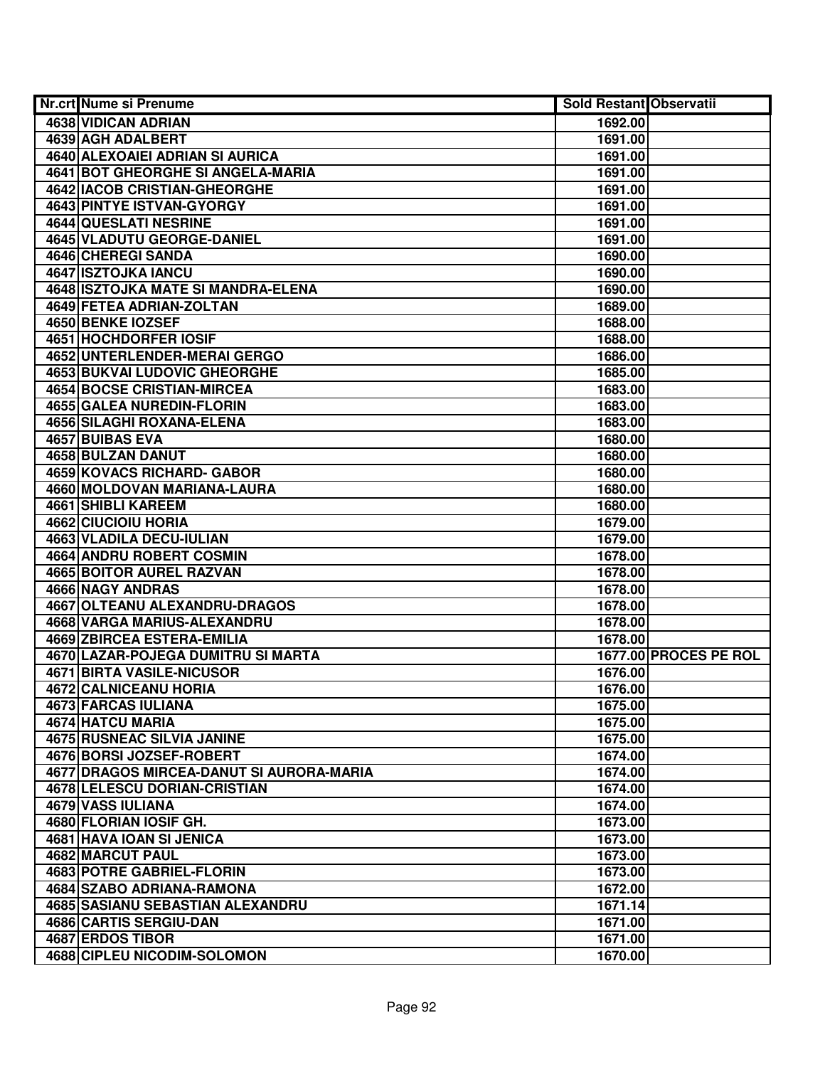| Nr.crt | Nume si Prenume | Sold Restant | Observatii |
|---|---|---|---|
| 4638 | VIDICAN ADRIAN | 1692.00 | |
| 4639 | AGH ADALBERT | 1691.00 | |
| 4640 | ALEXOAIEI ADRIAN SI AURICA | 1691.00 | |
| 4641 | BOT GHEORGHE SI ANGELA-MARIA | 1691.00 | |
| 4642 | IACOB CRISTIAN-GHEORGHE | 1691.00 | |
| 4643 | PINTYE ISTVAN-GYORGY | 1691.00 | |
| 4644 | QUESLATI NESRINE | 1691.00 | |
| 4645 | VLADUTU GEORGE-DANIEL | 1691.00 | |
| 4646 | CHEREGI SANDA | 1690.00 | |
| 4647 | ISZTOJKA IANCU | 1690.00 | |
| 4648 | ISZTOJKA MATE SI MANDRA-ELENA | 1690.00 | |
| 4649 | FETEA ADRIAN-ZOLTAN | 1689.00 | |
| 4650 | BENKE IOZSEF | 1688.00 | |
| 4651 | HOCHDORFER IOSIF | 1688.00 | |
| 4652 | UNTERLENDER-MERAI GERGO | 1686.00 | |
| 4653 | BUKVAI LUDOVIC GHEORGHE | 1685.00 | |
| 4654 | BOCSE CRISTIAN-MIRCEA | 1683.00 | |
| 4655 | GALEA NUREDIN-FLORIN | 1683.00 | |
| 4656 | SILAGHI ROXANA-ELENA | 1683.00 | |
| 4657 | BUIBAS EVA | 1680.00 | |
| 4658 | BULZAN DANUT | 1680.00 | |
| 4659 | KOVACS RICHARD- GABOR | 1680.00 | |
| 4660 | MOLDOVAN MARIANA-LAURA | 1680.00 | |
| 4661 | SHIBLI KAREEM | 1680.00 | |
| 4662 | CIUCIOIU HORIA | 1679.00 | |
| 4663 | VLADILA DECU-IULIAN | 1679.00 | |
| 4664 | ANDRU ROBERT COSMIN | 1678.00 | |
| 4665 | BOITOR AUREL RAZVAN | 1678.00 | |
| 4666 | NAGY ANDRAS | 1678.00 | |
| 4667 | OLTEANU ALEXANDRU-DRAGOS | 1678.00 | |
| 4668 | VARGA MARIUS-ALEXANDRU | 1678.00 | |
| 4669 | ZBIRCEA ESTERA-EMILIA | 1678.00 | |
| 4670 | LAZAR-POJEGA DUMITRU SI MARTA | 1677.00 | PROCES PE ROL |
| 4671 | BIRTA VASILE-NICUSOR | 1676.00 | |
| 4672 | CALNICEANU HORIA | 1676.00 | |
| 4673 | FARCAS IULIANA | 1675.00 | |
| 4674 | HATCU MARIA | 1675.00 | |
| 4675 | RUSNEAC SILVIA JANINE | 1675.00 | |
| 4676 | BORSI JOZSEF-ROBERT | 1674.00 | |
| 4677 | DRAGOS MIRCEA-DANUT SI AURORA-MARIA | 1674.00 | |
| 4678 | LELESCU DORIAN-CRISTIAN | 1674.00 | |
| 4679 | VASS IULIANA | 1674.00 | |
| 4680 | FLORIAN IOSIF GH. | 1673.00 | |
| 4681 | HAVA IOAN SI JENICA | 1673.00 | |
| 4682 | MARCUT PAUL | 1673.00 | |
| 4683 | POTRE GABRIEL-FLORIN | 1673.00 | |
| 4684 | SZABO ADRIANA-RAMONA | 1672.00 | |
| 4685 | SASIANU SEBASTIAN ALEXANDRU | 1671.14 | |
| 4686 | CARTIS SERGIU-DAN | 1671.00 | |
| 4687 | ERDOS TIBOR | 1671.00 | |
| 4688 | CIPLEU NICODIM-SOLOMON | 1670.00 | |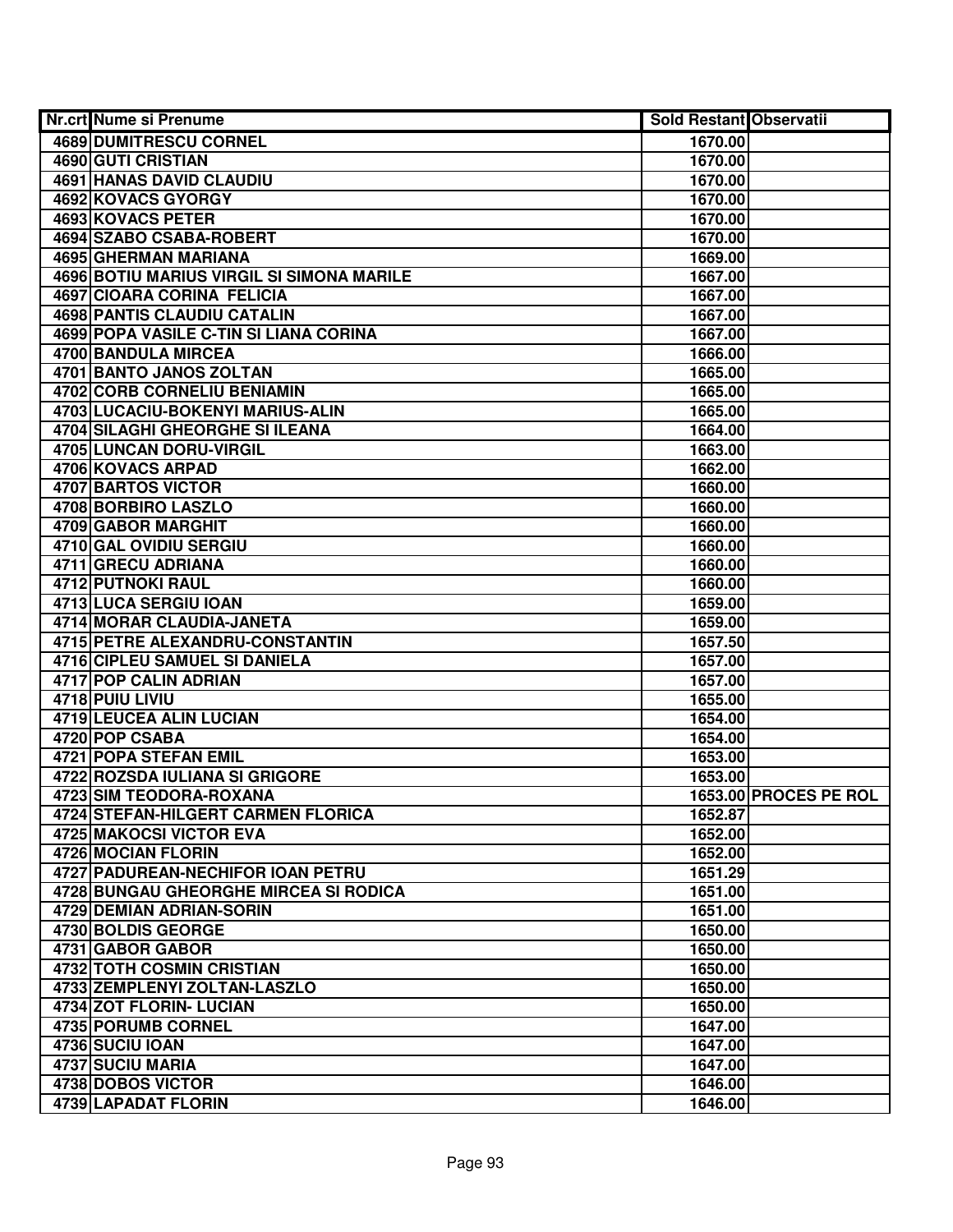| Nr.crt | Nume si Prenume | Sold Restant | Observatii |
|---|---|---|---|
| 4689 | DUMITRESCU CORNEL | 1670.00 | |
| 4690 | GUTI CRISTIAN | 1670.00 | |
| 4691 | HANAS DAVID CLAUDIU | 1670.00 | |
| 4692 | KOVACS GYORGY | 1670.00 | |
| 4693 | KOVACS PETER | 1670.00 | |
| 4694 | SZABO CSABA-ROBERT | 1670.00 | |
| 4695 | GHERMAN MARIANA | 1669.00 | |
| 4696 | BOTIU MARIUS VIRGIL SI SIMONA MARILE | 1667.00 | |
| 4697 | CIOARA CORINA FELICIA | 1667.00 | |
| 4698 | PANTIS CLAUDIU CATALIN | 1667.00 | |
| 4699 | POPA VASILE C-TIN SI LIANA CORINA | 1667.00 | |
| 4700 | BANDULA MIRCEA | 1666.00 | |
| 4701 | BANTO JANOS ZOLTAN | 1665.00 | |
| 4702 | CORB CORNELIU BENIAMIN | 1665.00 | |
| 4703 | LUCACIU-BOKENYI MARIUS-ALIN | 1665.00 | |
| 4704 | SILAGHI GHEORGHE SI ILEANA | 1664.00 | |
| 4705 | LUNCAN DORU-VIRGIL | 1663.00 | |
| 4706 | KOVACS ARPAD | 1662.00 | |
| 4707 | BARTOS VICTOR | 1660.00 | |
| 4708 | BORBIRO LASZLO | 1660.00 | |
| 4709 | GABOR MARGHIT | 1660.00 | |
| 4710 | GAL OVIDIU SERGIU | 1660.00 | |
| 4711 | GRECU ADRIANA | 1660.00 | |
| 4712 | PUTNOKI RAUL | 1660.00 | |
| 4713 | LUCA SERGIU IOAN | 1659.00 | |
| 4714 | MORAR CLAUDIA-JANETA | 1659.00 | |
| 4715 | PETRE ALEXANDRU-CONSTANTIN | 1657.50 | |
| 4716 | CIPLEU SAMUEL SI DANIELA | 1657.00 | |
| 4717 | POP CALIN ADRIAN | 1657.00 | |
| 4718 | PUIU LIVIU | 1655.00 | |
| 4719 | LEUCEA ALIN LUCIAN | 1654.00 | |
| 4720 | POP CSABA | 1654.00 | |
| 4721 | POPA STEFAN EMIL | 1653.00 | |
| 4722 | ROZSDA IULIANA SI GRIGORE | 1653.00 | |
| 4723 | SIM TEODORA-ROXANA | 1653.00 | PROCES PE ROL |
| 4724 | STEFAN-HILGERT CARMEN FLORICA | 1652.87 | |
| 4725 | MAKOCSI VICTOR EVA | 1652.00 | |
| 4726 | MOCIAN FLORIN | 1652.00 | |
| 4727 | PADUREAN-NECHIFOR IOAN PETRU | 1651.29 | |
| 4728 | BUNGAU GHEORGHE MIRCEA SI RODICA | 1651.00 | |
| 4729 | DEMIAN ADRIAN-SORIN | 1651.00 | |
| 4730 | BOLDIS GEORGE | 1650.00 | |
| 4731 | GABOR GABOR | 1650.00 | |
| 4732 | TOTH COSMIN CRISTIAN | 1650.00 | |
| 4733 | ZEMPLENYI ZOLTAN-LASZLO | 1650.00 | |
| 4734 | ZOT FLORIN- LUCIAN | 1650.00 | |
| 4735 | PORUMB CORNEL | 1647.00 | |
| 4736 | SUCIU IOAN | 1647.00 | |
| 4737 | SUCIU MARIA | 1647.00 | |
| 4738 | DOBOS VICTOR | 1646.00 | |
| 4739 | LAPADAT FLORIN | 1646.00 | |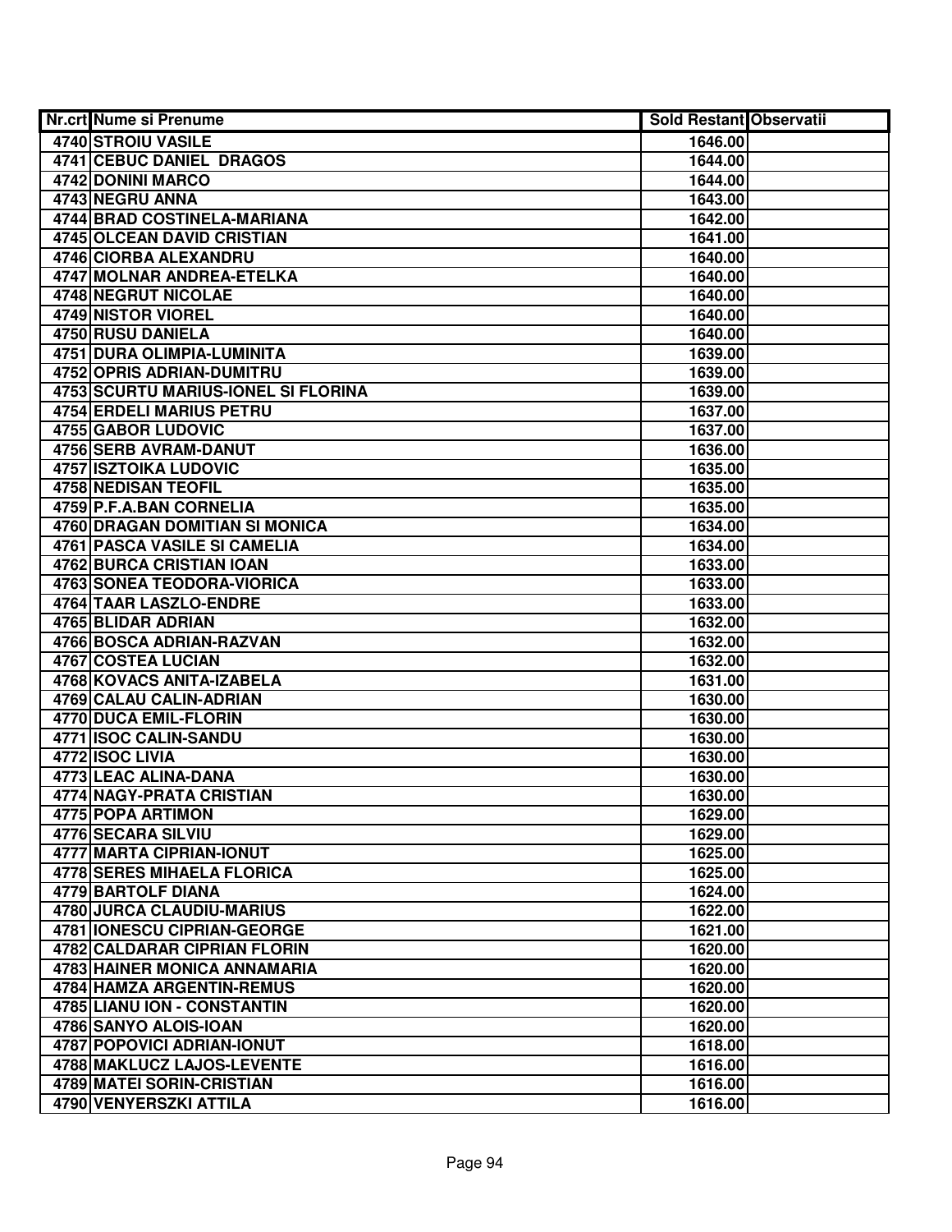| Nr.crt | Nume si Prenume | Sold Restant | Observatii |
|---|---|---|---|
| 4740 | STROIU VASILE | 1646.00 | |
| 4741 | CEBUC DANIEL DRAGOS | 1644.00 | |
| 4742 | DONINI MARCO | 1644.00 | |
| 4743 | NEGRU ANNA | 1643.00 | |
| 4744 | BRAD COSTINELA-MARIANA | 1642.00 | |
| 4745 | OLCEAN DAVID CRISTIAN | 1641.00 | |
| 4746 | CIORBA ALEXANDRU | 1640.00 | |
| 4747 | MOLNAR ANDREA-ETELKA | 1640.00 | |
| 4748 | NEGRUT NICOLAE | 1640.00 | |
| 4749 | NISTOR VIOREL | 1640.00 | |
| 4750 | RUSU DANIELA | 1640.00 | |
| 4751 | DURA OLIMPIA-LUMINITA | 1639.00 | |
| 4752 | OPRIS ADRIAN-DUMITRU | 1639.00 | |
| 4753 | SCURTU MARIUS-IONEL SI FLORINA | 1639.00 | |
| 4754 | ERDELI MARIUS PETRU | 1637.00 | |
| 4755 | GABOR LUDOVIC | 1637.00 | |
| 4756 | SERB AVRAM-DANUT | 1636.00 | |
| 4757 | ISZTOIKA LUDOVIC | 1635.00 | |
| 4758 | NEDISAN TEOFIL | 1635.00 | |
| 4759 | P.F.A.BAN CORNELIA | 1635.00 | |
| 4760 | DRAGAN DOMITIAN SI MONICA | 1634.00 | |
| 4761 | PASCA VASILE SI CAMELIA | 1634.00 | |
| 4762 | BURCA CRISTIAN IOAN | 1633.00 | |
| 4763 | SONEA TEODORA-VIORICA | 1633.00 | |
| 4764 | TAAR LASZLO-ENDRE | 1633.00 | |
| 4765 | BLIDAR ADRIAN | 1632.00 | |
| 4766 | BOSCA ADRIAN-RAZVAN | 1632.00 | |
| 4767 | COSTEA LUCIAN | 1632.00 | |
| 4768 | KOVACS ANITA-IZABELA | 1631.00 | |
| 4769 | CALAU CALIN-ADRIAN | 1630.00 | |
| 4770 | DUCA EMIL-FLORIN | 1630.00 | |
| 4771 | ISOC CALIN-SANDU | 1630.00 | |
| 4772 | ISOC LIVIA | 1630.00 | |
| 4773 | LEAC ALINA-DANA | 1630.00 | |
| 4774 | NAGY-PRATA CRISTIAN | 1630.00 | |
| 4775 | POPA ARTIMON | 1629.00 | |
| 4776 | SECARA SILVIU | 1629.00 | |
| 4777 | MARTA CIPRIAN-IONUT | 1625.00 | |
| 4778 | SERES MIHAELA FLORICA | 1625.00 | |
| 4779 | BARTOLF DIANA | 1624.00 | |
| 4780 | JURCA CLAUDIU-MARIUS | 1622.00 | |
| 4781 | IONESCU CIPRIAN-GEORGE | 1621.00 | |
| 4782 | CALDARAR CIPRIAN FLORIN | 1620.00 | |
| 4783 | HAINER MONICA ANNAMARIA | 1620.00 | |
| 4784 | HAMZA ARGENTIN-REMUS | 1620.00 | |
| 4785 | LIANU ION - CONSTANTIN | 1620.00 | |
| 4786 | SANYO ALOIS-IOAN | 1620.00 | |
| 4787 | POPOVICI ADRIAN-IONUT | 1618.00 | |
| 4788 | MAKLUCZ LAJOS-LEVENTE | 1616.00 | |
| 4789 | MATEI SORIN-CRISTIAN | 1616.00 | |
| 4790 | VENYERSZKI ATTILA | 1616.00 | |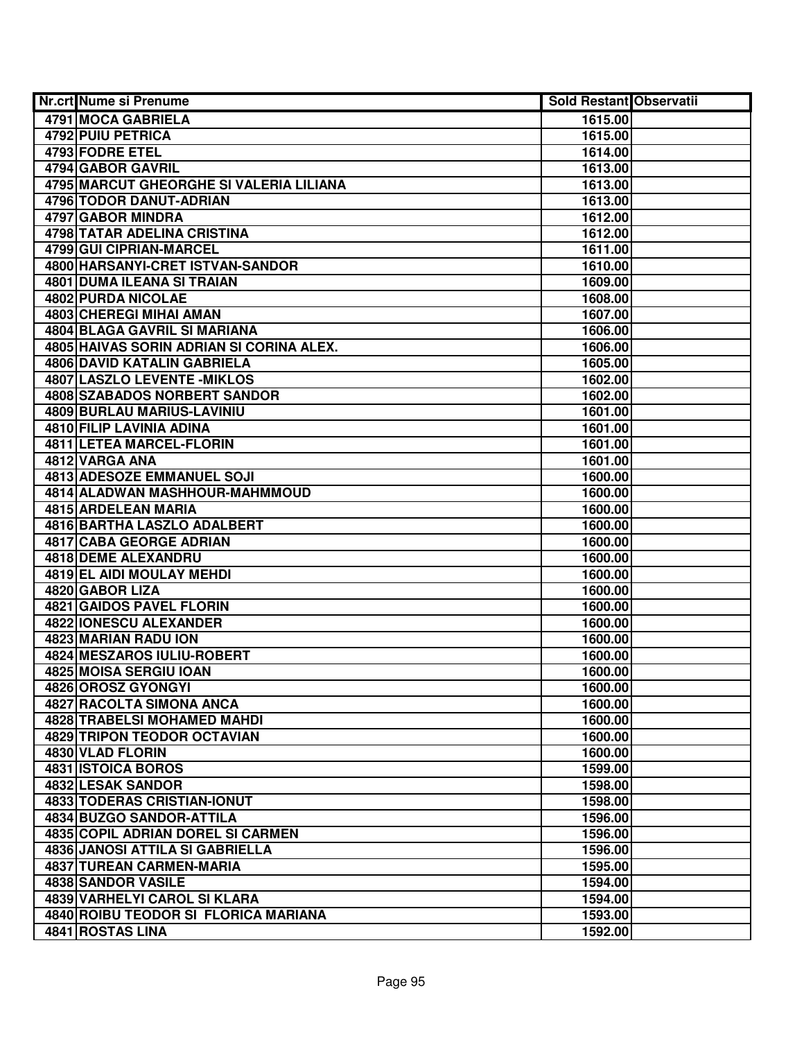| Nr.crt | Nume si Prenume | Sold Restant | Observatii |
|---|---|---|---|
| 4791 | MOCA GABRIELA | 1615.00 | |
| 4792 | PUIU PETRICA | 1615.00 | |
| 4793 | FODRE ETEL | 1614.00 | |
| 4794 | GABOR GAVRIL | 1613.00 | |
| 4795 | MARCUT GHEORGHE SI VALERIA LILIANA | 1613.00 | |
| 4796 | TODOR DANUT-ADRIAN | 1613.00 | |
| 4797 | GABOR MINDRA | 1612.00 | |
| 4798 | TATAR ADELINA CRISTINA | 1612.00 | |
| 4799 | GUI CIPRIAN-MARCEL | 1611.00 | |
| 4800 | HARSANYI-CRET ISTVAN-SANDOR | 1610.00 | |
| 4801 | DUMA ILEANA SI TRAIAN | 1609.00 | |
| 4802 | PURDA NICOLAE | 1608.00 | |
| 4803 | CHEREGI MIHAI AMAN | 1607.00 | |
| 4804 | BLAGA GAVRIL SI MARIANA | 1606.00 | |
| 4805 | HAIVAS SORIN ADRIAN SI CORINA ALEX. | 1606.00 | |
| 4806 | DAVID KATALIN GABRIELA | 1605.00 | |
| 4807 | LASZLO LEVENTE -MIKLOS | 1602.00 | |
| 4808 | SZABADOS NORBERT SANDOR | 1602.00 | |
| 4809 | BURLAU MARIUS-LAVINIU | 1601.00 | |
| 4810 | FILIP LAVINIA ADINA | 1601.00 | |
| 4811 | LETEA MARCEL-FLORIN | 1601.00 | |
| 4812 | VARGA ANA | 1601.00 | |
| 4813 | ADESOZE EMMANUEL SOJI | 1600.00 | |
| 4814 | ALADWAN MASHHOUR-MAHMMOUD | 1600.00 | |
| 4815 | ARDELEAN MARIA | 1600.00 | |
| 4816 | BARTHA LASZLO ADALBERT | 1600.00 | |
| 4817 | CABA GEORGE ADRIAN | 1600.00 | |
| 4818 | DEME ALEXANDRU | 1600.00 | |
| 4819 | EL AIDI MOULAY MEHDI | 1600.00 | |
| 4820 | GABOR LIZA | 1600.00 | |
| 4821 | GAIDOS PAVEL FLORIN | 1600.00 | |
| 4822 | IONESCU ALEXANDER | 1600.00 | |
| 4823 | MARIAN RADU ION | 1600.00 | |
| 4824 | MESZAROS IULIU-ROBERT | 1600.00 | |
| 4825 | MOISA SERGIU IOAN | 1600.00 | |
| 4826 | OROSZ GYONGYI | 1600.00 | |
| 4827 | RACOLTA SIMONA ANCA | 1600.00 | |
| 4828 | TRABELSI MOHAMED MAHDI | 1600.00 | |
| 4829 | TRIPON TEODOR OCTAVIAN | 1600.00 | |
| 4830 | VLAD FLORIN | 1600.00 | |
| 4831 | ISTOICA BOROS | 1599.00 | |
| 4832 | LESAK SANDOR | 1598.00 | |
| 4833 | TODERAS CRISTIAN-IONUT | 1598.00 | |
| 4834 | BUZGO SANDOR-ATTILA | 1596.00 | |
| 4835 | COPIL ADRIAN DOREL SI CARMEN | 1596.00 | |
| 4836 | JANOSI ATTILA SI GABRIELLA | 1596.00 | |
| 4837 | TUREAN CARMEN-MARIA | 1595.00 | |
| 4838 | SANDOR VASILE | 1594.00 | |
| 4839 | VARHELYI CAROL SI KLARA | 1594.00 | |
| 4840 | ROIBU TEODOR SI FLORICA MARIANA | 1593.00 | |
| 4841 | ROSTAS LINA | 1592.00 | |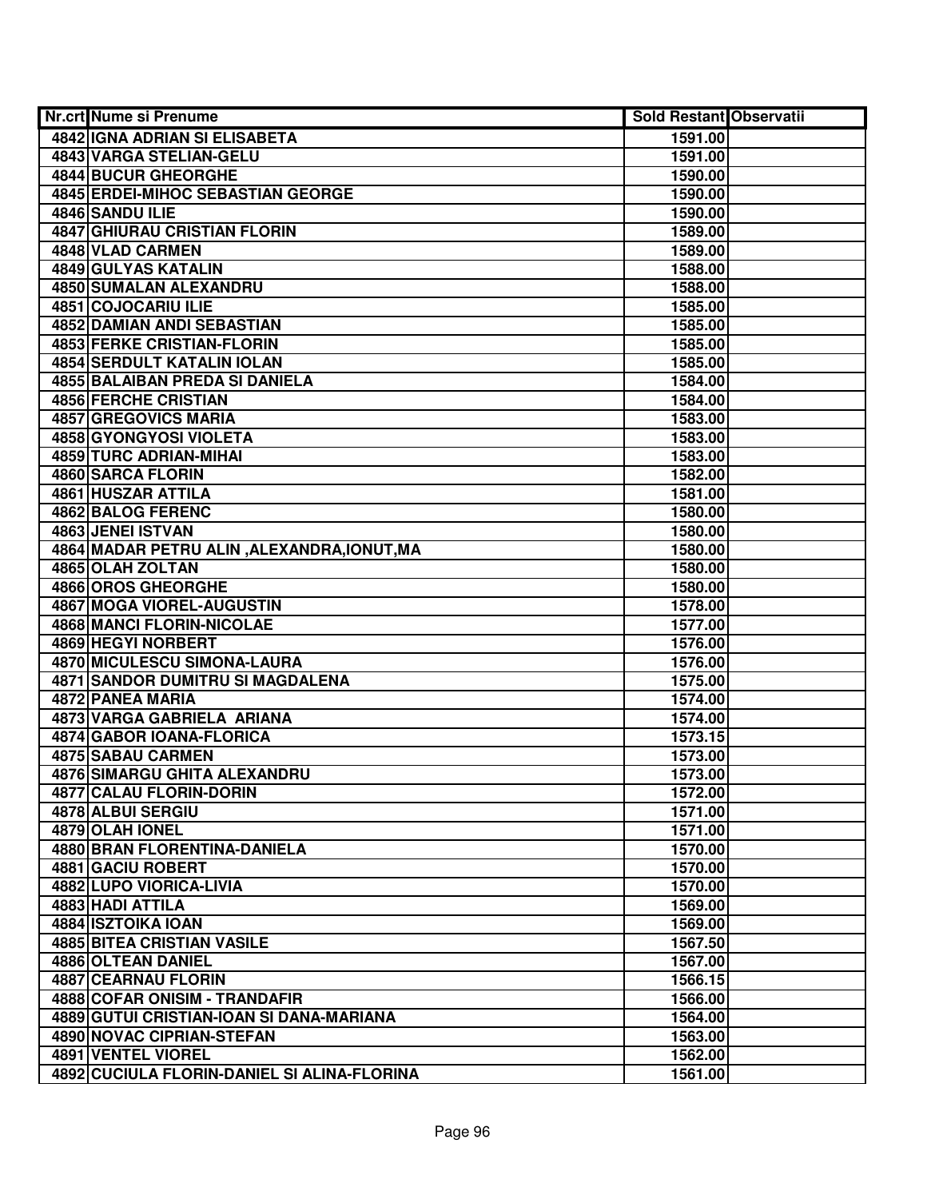| Nr.crt | Nume si Prenume | Sold Restant | Observatii |
|---|---|---|---|
| 4842 | IGNA ADRIAN SI ELISABETA | 1591.00 | |
| 4843 | VARGA STELIAN-GELU | 1591.00 | |
| 4844 | BUCUR GHEORGHE | 1590.00 | |
| 4845 | ERDEI-MIHOC SEBASTIAN GEORGE | 1590.00 | |
| 4846 | SANDU ILIE | 1590.00 | |
| 4847 | GHIURAU CRISTIAN FLORIN | 1589.00 | |
| 4848 | VLAD CARMEN | 1589.00 | |
| 4849 | GULYAS KATALIN | 1588.00 | |
| 4850 | SUMALAN ALEXANDRU | 1588.00 | |
| 4851 | COJOCARIU ILIE | 1585.00 | |
| 4852 | DAMIAN ANDI SEBASTIAN | 1585.00 | |
| 4853 | FERKE CRISTIAN-FLORIN | 1585.00 | |
| 4854 | SERDULT KATALIN IOLAN | 1585.00 | |
| 4855 | BALAIBAN PREDA SI DANIELA | 1584.00 | |
| 4856 | FERCHE CRISTIAN | 1584.00 | |
| 4857 | GREGOVICS MARIA | 1583.00 | |
| 4858 | GYONGYOSI VIOLETA | 1583.00 | |
| 4859 | TURC ADRIAN-MIHAI | 1583.00 | |
| 4860 | SARCA FLORIN | 1582.00 | |
| 4861 | HUSZAR ATTILA | 1581.00 | |
| 4862 | BALOG FERENC | 1580.00 | |
| 4863 | JENEI ISTVAN | 1580.00 | |
| 4864 | MADAR PETRU ALIN ,ALEXANDRA,IONUT,MA | 1580.00 | |
| 4865 | OLAH ZOLTAN | 1580.00 | |
| 4866 | OROS GHEORGHE | 1580.00 | |
| 4867 | MOGA VIOREL-AUGUSTIN | 1578.00 | |
| 4868 | MANCI FLORIN-NICOLAE | 1577.00 | |
| 4869 | HEGYI NORBERT | 1576.00 | |
| 4870 | MICULESCU SIMONA-LAURA | 1576.00 | |
| 4871 | SANDOR DUMITRU SI MAGDALENA | 1575.00 | |
| 4872 | PANEA MARIA | 1574.00 | |
| 4873 | VARGA GABRIELA ARIANA | 1574.00 | |
| 4874 | GABOR IOANA-FLORICA | 1573.15 | |
| 4875 | SABAU CARMEN | 1573.00 | |
| 4876 | SIMARGU GHITA ALEXANDRU | 1573.00 | |
| 4877 | CALAU FLORIN-DORIN | 1572.00 | |
| 4878 | ALBUI SERGIU | 1571.00 | |
| 4879 | OLAH IONEL | 1571.00 | |
| 4880 | BRAN FLORENTINA-DANIELA | 1570.00 | |
| 4881 | GACIU ROBERT | 1570.00 | |
| 4882 | LUPO VIORICA-LIVIA | 1570.00 | |
| 4883 | HADI ATTILA | 1569.00 | |
| 4884 | ISZTOIKA IOAN | 1569.00 | |
| 4885 | BITEA CRISTIAN VASILE | 1567.50 | |
| 4886 | OLTEAN DANIEL | 1567.00 | |
| 4887 | CEARNAU FLORIN | 1566.15 | |
| 4888 | COFAR ONISIM - TRANDAFIR | 1566.00 | |
| 4889 | GUTUI CRISTIAN-IOAN SI DANA-MARIANA | 1564.00 | |
| 4890 | NOVAC CIPRIAN-STEFAN | 1563.00 | |
| 4891 | VENTEL VIOREL | 1562.00 | |
| 4892 | CUCIULA FLORIN-DANIEL SI ALINA-FLORINA | 1561.00 | |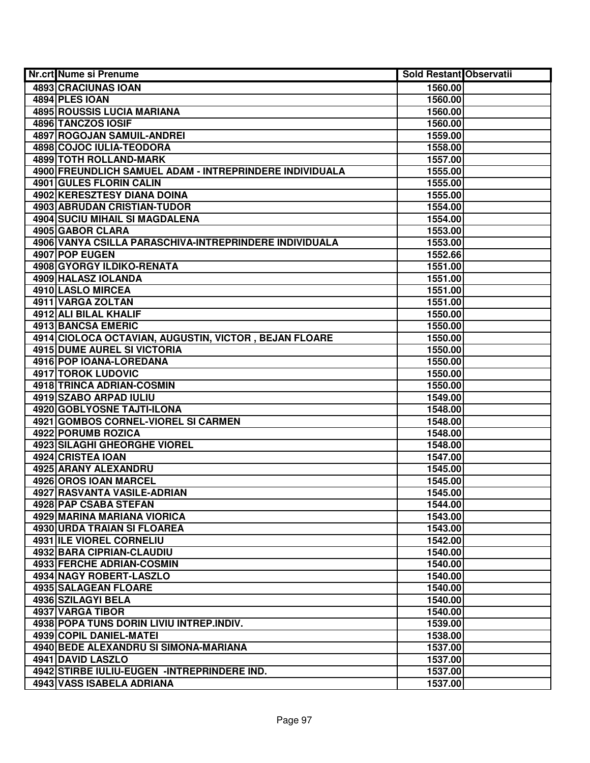| Nr.crt | Nume si Prenume | Sold Restant | Observatii |
|---|---|---|---|
| 4893 | CRACIUNAS IOAN | 1560.00 | |
| 4894 | PLES IOAN | 1560.00 | |
| 4895 | ROUSSIS LUCIA MARIANA | 1560.00 | |
| 4896 | TANCZOS IOSIF | 1560.00 | |
| 4897 | ROGOJAN SAMUIL-ANDREI | 1559.00 | |
| 4898 | COJOC IULIA-TEODORA | 1558.00 | |
| 4899 | TOTH ROLLAND-MARK | 1557.00 | |
| 4900 | FREUNDLICH SAMUEL ADAM - INTREPRINDERE INDIVIDUALA | 1555.00 | |
| 4901 | GULES FLORIN CALIN | 1555.00 | |
| 4902 | KERESZTESY DIANA DOINA | 1555.00 | |
| 4903 | ABRUDAN CRISTIAN-TUDOR | 1554.00 | |
| 4904 | SUCIU MIHAIL SI MAGDALENA | 1554.00 | |
| 4905 | GABOR CLARA | 1553.00 | |
| 4906 | VANYA CSILLA PARASCHIVA-INTREPRINDERE INDIVIDUALA | 1553.00 | |
| 4907 | POP EUGEN | 1552.66 | |
| 4908 | GYORGY ILDIKO-RENATA | 1551.00 | |
| 4909 | HALASZ IOLANDA | 1551.00 | |
| 4910 | LASLO MIRCEA | 1551.00 | |
| 4911 | VARGA ZOLTAN | 1551.00 | |
| 4912 | ALI BILAL KHALIF | 1550.00 | |
| 4913 | BANCSA EMERIC | 1550.00 | |
| 4914 | CIOLOCA OCTAVIAN, AUGUSTIN, VICTOR , BEJAN FLOARE | 1550.00 | |
| 4915 | DUME AUREL SI VICTORIA | 1550.00 | |
| 4916 | POP IOANA-LOREDANA | 1550.00 | |
| 4917 | TOROK LUDOVIC | 1550.00 | |
| 4918 | TRINCA ADRIAN-COSMIN | 1550.00 | |
| 4919 | SZABO ARPAD IULIU | 1549.00 | |
| 4920 | GOBLYOSNE TAJTI-ILONA | 1548.00 | |
| 4921 | GOMBOS CORNEL-VIOREL SI CARMEN | 1548.00 | |
| 4922 | PORUMB ROZICA | 1548.00 | |
| 4923 | SILAGHI GHEORGHE VIOREL | 1548.00 | |
| 4924 | CRISTEA IOAN | 1547.00 | |
| 4925 | ARANY ALEXANDRU | 1545.00 | |
| 4926 | OROS IOAN MARCEL | 1545.00 | |
| 4927 | RASVANTA VASILE-ADRIAN | 1545.00 | |
| 4928 | PAP CSABA STEFAN | 1544.00 | |
| 4929 | MARINA MARIANA VIORICA | 1543.00 | |
| 4930 | URDA TRAIAN SI FLOAREA | 1543.00 | |
| 4931 | ILE VIOREL CORNELIU | 1542.00 | |
| 4932 | BARA CIPRIAN-CLAUDIU | 1540.00 | |
| 4933 | FERCHE ADRIAN-COSMIN | 1540.00 | |
| 4934 | NAGY ROBERT-LASZLO | 1540.00 | |
| 4935 | SALAGEAN FLOARE | 1540.00 | |
| 4936 | SZILAGYI BELA | 1540.00 | |
| 4937 | VARGA TIBOR | 1540.00 | |
| 4938 | POPA TUNS DORIN LIVIU INTREP.INDIV. | 1539.00 | |
| 4939 | COPIL DANIEL-MATEI | 1538.00 | |
| 4940 | BEDE ALEXANDRU SI SIMONA-MARIANA | 1537.00 | |
| 4941 | DAVID LASZLO | 1537.00 | |
| 4942 | STIRBE IULIU-EUGEN -INTREPRINDERE IND. | 1537.00 | |
| 4943 | VASS ISABELA ADRIANA | 1537.00 | |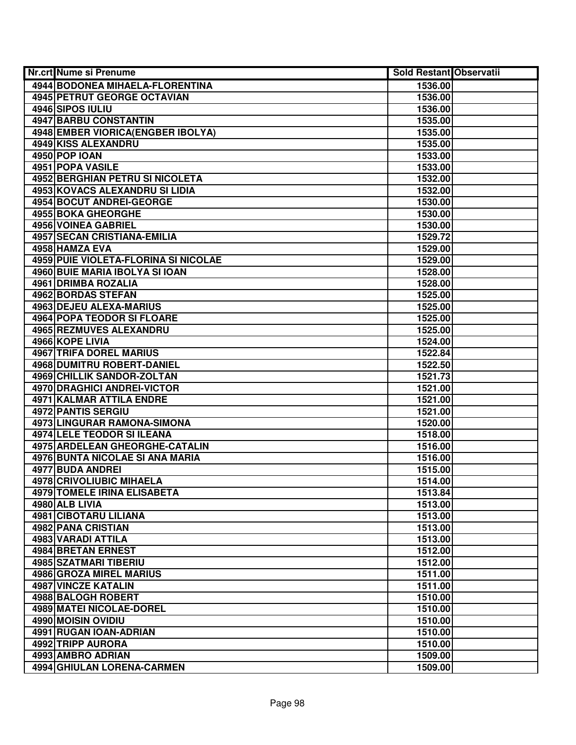| Nr.crt | Nume si Prenume | Sold Restant | Observatii |
|---|---|---|---|
| 4944 | BODONEA MIHAELA-FLORENTINA | 1536.00 | |
| 4945 | PETRUT GEORGE OCTAVIAN | 1536.00 | |
| 4946 | SIPOS IULIU | 1536.00 | |
| 4947 | BARBU CONSTANTIN | 1535.00 | |
| 4948 | EMBER VIORICA(ENGBER IBOLYA) | 1535.00 | |
| 4949 | KISS ALEXANDRU | 1535.00 | |
| 4950 | POP IOAN | 1533.00 | |
| 4951 | POPA VASILE | 1533.00 | |
| 4952 | BERGHIAN PETRU SI NICOLETA | 1532.00 | |
| 4953 | KOVACS ALEXANDRU SI LIDIA | 1532.00 | |
| 4954 | BOCUT ANDREI-GEORGE | 1530.00 | |
| 4955 | BOKA GHEORGHE | 1530.00 | |
| 4956 | VOINEA GABRIEL | 1530.00 | |
| 4957 | SECAN CRISTIANA-EMILIA | 1529.72 | |
| 4958 | HAMZA EVA | 1529.00 | |
| 4959 | PUIE VIOLETA-FLORINA SI NICOLAE | 1529.00 | |
| 4960 | BUIE MARIA IBOLYA SI IOAN | 1528.00 | |
| 4961 | DRIMBA ROZALIA | 1528.00 | |
| 4962 | BORDAS STEFAN | 1525.00 | |
| 4963 | DEJEU ALEXA-MARIUS | 1525.00 | |
| 4964 | POPA TEODOR SI FLOARE | 1525.00 | |
| 4965 | REZMUVES ALEXANDRU | 1525.00 | |
| 4966 | KOPE LIVIA | 1524.00 | |
| 4967 | TRIFA DOREL MARIUS | 1522.84 | |
| 4968 | DUMITRU ROBERT-DANIEL | 1522.50 | |
| 4969 | CHILLIK SANDOR-ZOLTAN | 1521.73 | |
| 4970 | DRAGHICI ANDREI-VICTOR | 1521.00 | |
| 4971 | KALMAR ATTILA ENDRE | 1521.00 | |
| 4972 | PANTIS SERGIU | 1521.00 | |
| 4973 | LINGURAR RAMONA-SIMONA | 1520.00 | |
| 4974 | LELE TEODOR SI ILEANA | 1518.00 | |
| 4975 | ARDELEAN GHEORGHE-CATALIN | 1516.00 | |
| 4976 | BUNTA NICOLAE SI ANA MARIA | 1516.00 | |
| 4977 | BUDA ANDREI | 1515.00 | |
| 4978 | CRIVOLIUBIC MIHAELA | 1514.00 | |
| 4979 | TOMELE IRINA ELISABETA | 1513.84 | |
| 4980 | ALB LIVIA | 1513.00 | |
| 4981 | CIBOTARU LILIANA | 1513.00 | |
| 4982 | PANA CRISTIAN | 1513.00 | |
| 4983 | VARADI ATTILA | 1513.00 | |
| 4984 | BRETAN ERNEST | 1512.00 | |
| 4985 | SZATMARI TIBERIU | 1512.00 | |
| 4986 | GROZA MIREL MARIUS | 1511.00 | |
| 4987 | VINCZE KATALIN | 1511.00 | |
| 4988 | BALOGH ROBERT | 1510.00 | |
| 4989 | MATEI NICOLAE-DOREL | 1510.00 | |
| 4990 | MOISIN OVIDIU | 1510.00 | |
| 4991 | RUGAN IOAN-ADRIAN | 1510.00 | |
| 4992 | TRIPP AURORA | 1510.00 | |
| 4993 | AMBRO ADRIAN | 1509.00 | |
| 4994 | GHIULAN LORENA-CARMEN | 1509.00 | |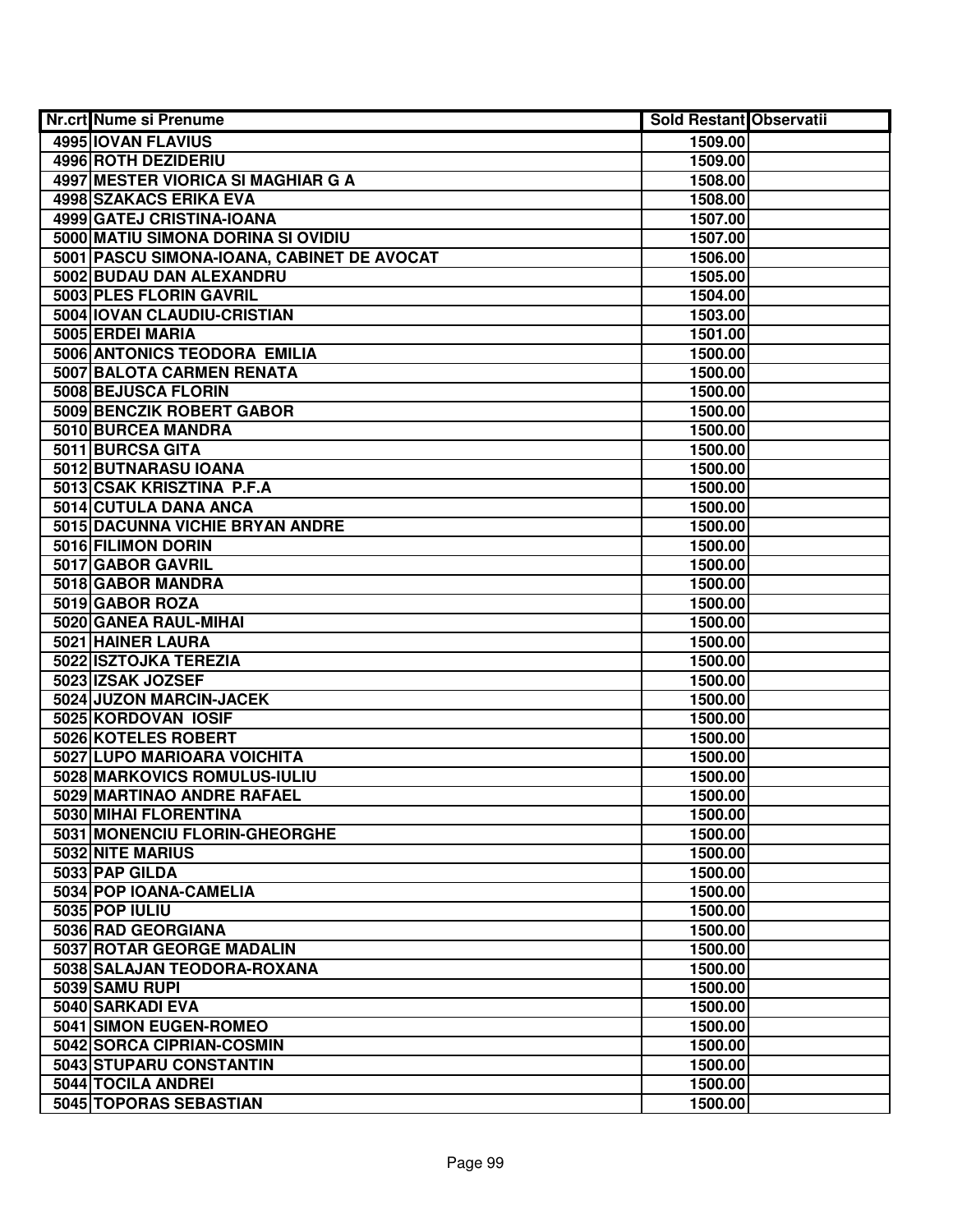| Nr.crt | Nume si Prenume | Sold Restant | Observatii |
|---|---|---|---|
| 4995 | IOVAN FLAVIUS | 1509.00 | |
| 4996 | ROTH DEZIDERIU | 1509.00 | |
| 4997 | MESTER VIORICA SI MAGHIAR G A | 1508.00 | |
| 4998 | SZAKACS ERIKA EVA | 1508.00 | |
| 4999 | GATEJ CRISTINA-IOANA | 1507.00 | |
| 5000 | MATIU SIMONA DORINA SI OVIDIU | 1507.00 | |
| 5001 | PASCU SIMONA-IOANA, CABINET DE AVOCAT | 1506.00 | |
| 5002 | BUDAU DAN ALEXANDRU | 1505.00 | |
| 5003 | PLES FLORIN GAVRIL | 1504.00 | |
| 5004 | IOVAN CLAUDIU-CRISTIAN | 1503.00 | |
| 5005 | ERDEI MARIA | 1501.00 | |
| 5006 | ANTONICS TEODORA EMILIA | 1500.00 | |
| 5007 | BALOTA CARMEN RENATA | 1500.00 | |
| 5008 | BEJUSCA FLORIN | 1500.00 | |
| 5009 | BENCZIK ROBERT GABOR | 1500.00 | |
| 5010 | BURCEA MANDRA | 1500.00 | |
| 5011 | BURCSA GITA | 1500.00 | |
| 5012 | BUTNARASU IOANA | 1500.00 | |
| 5013 | CSAK KRISZTINA P.F.A | 1500.00 | |
| 5014 | CUTULA DANA ANCA | 1500.00 | |
| 5015 | DACUNNA VICHIE BRYAN ANDRE | 1500.00 | |
| 5016 | FILIMON DORIN | 1500.00 | |
| 5017 | GABOR GAVRIL | 1500.00 | |
| 5018 | GABOR MANDRA | 1500.00 | |
| 5019 | GABOR ROZA | 1500.00 | |
| 5020 | GANEA RAUL-MIHAI | 1500.00 | |
| 5021 | HAINER LAURA | 1500.00 | |
| 5022 | ISZTOJKA TEREZIA | 1500.00 | |
| 5023 | IZSAK JOZSEF | 1500.00 | |
| 5024 | JUZON MARCIN-JACEK | 1500.00 | |
| 5025 | KORDOVAN IOSIF | 1500.00 | |
| 5026 | KOTELES ROBERT | 1500.00 | |
| 5027 | LUPO MARIOARA VOICHITA | 1500.00 | |
| 5028 | MARKOVICS ROMULUS-IULIU | 1500.00 | |
| 5029 | MARTINAO ANDRE RAFAEL | 1500.00 | |
| 5030 | MIHAI FLORENTINA | 1500.00 | |
| 5031 | MONENCIU FLORIN-GHEORGHE | 1500.00 | |
| 5032 | NITE MARIUS | 1500.00 | |
| 5033 | PAP GILDA | 1500.00 | |
| 5034 | POP IOANA-CAMELIA | 1500.00 | |
| 5035 | POP IULIU | 1500.00 | |
| 5036 | RAD GEORGIANA | 1500.00 | |
| 5037 | ROTAR GEORGE MADALIN | 1500.00 | |
| 5038 | SALAJAN TEODORA-ROXANA | 1500.00 | |
| 5039 | SAMU RUPI | 1500.00 | |
| 5040 | SARKADI EVA | 1500.00 | |
| 5041 | SIMON EUGEN-ROMEO | 1500.00 | |
| 5042 | SORCA CIPRIAN-COSMIN | 1500.00 | |
| 5043 | STUPARU CONSTANTIN | 1500.00 | |
| 5044 | TOCILA ANDREI | 1500.00 | |
| 5045 | TOPORAS SEBASTIAN | 1500.00 | |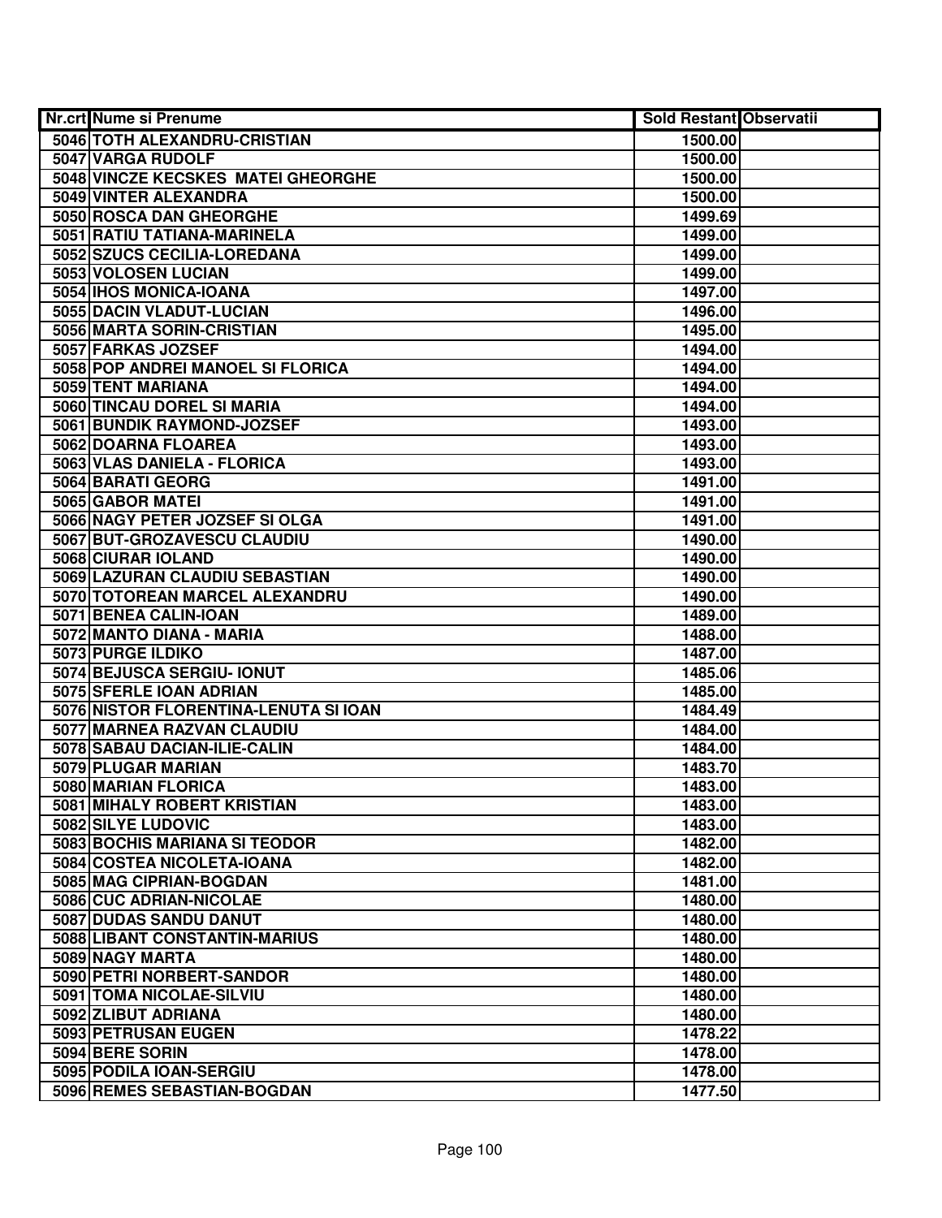| Nr.crt | Nume si Prenume | Sold Restant | Observatii |
|---|---|---|---|
| 5046 | TOTH ALEXANDRU-CRISTIAN | 1500.00 | |
| 5047 | VARGA RUDOLF | 1500.00 | |
| 5048 | VINCZE KECSKES MATEI GHEORGHE | 1500.00 | |
| 5049 | VINTER ALEXANDRA | 1500.00 | |
| 5050 | ROSCA DAN GHEORGHE | 1499.69 | |
| 5051 | RATIU TATIANA-MARINELA | 1499.00 | |
| 5052 | SZUCS CECILIA-LOREDANA | 1499.00 | |
| 5053 | VOLOSEN LUCIAN | 1499.00 | |
| 5054 | IHOS MONICA-IOANA | 1497.00 | |
| 5055 | DACIN VLADUT-LUCIAN | 1496.00 | |
| 5056 | MARTA SORIN-CRISTIAN | 1495.00 | |
| 5057 | FARKAS JOZSEF | 1494.00 | |
| 5058 | POP ANDREI MANOEL SI FLORICA | 1494.00 | |
| 5059 | TENT MARIANA | 1494.00 | |
| 5060 | TINCAU DOREL SI MARIA | 1494.00 | |
| 5061 | BUNDIK RAYMOND-JOZSEF | 1493.00 | |
| 5062 | DOARNA FLOAREA | 1493.00 | |
| 5063 | VLAS DANIELA - FLORICA | 1493.00 | |
| 5064 | BARATI GEORG | 1491.00 | |
| 5065 | GABOR MATEI | 1491.00 | |
| 5066 | NAGY PETER JOZSEF SI OLGA | 1491.00 | |
| 5067 | BUT-GROZAVESCU CLAUDIU | 1490.00 | |
| 5068 | CIURAR IOLAND | 1490.00 | |
| 5069 | LAZURAN CLAUDIU SEBASTIAN | 1490.00 | |
| 5070 | TOTOREAN MARCEL ALEXANDRU | 1490.00 | |
| 5071 | BENEA CALIN-IOAN | 1489.00 | |
| 5072 | MANTO DIANA - MARIA | 1488.00 | |
| 5073 | PURGE ILDIKO | 1487.00 | |
| 5074 | BEJUSCA SERGIU- IONUT | 1485.06 | |
| 5075 | SFERLE IOAN ADRIAN | 1485.00 | |
| 5076 | NISTOR FLORENTINA-LENUTA SI IOAN | 1484.49 | |
| 5077 | MARNEA RAZVAN CLAUDIU | 1484.00 | |
| 5078 | SABAU DACIAN-ILIE-CALIN | 1484.00 | |
| 5079 | PLUGAR MARIAN | 1483.70 | |
| 5080 | MARIAN FLORICA | 1483.00 | |
| 5081 | MIHALY ROBERT KRISTIAN | 1483.00 | |
| 5082 | SILYE LUDOVIC | 1483.00 | |
| 5083 | BOCHIS MARIANA SI TEODOR | 1482.00 | |
| 5084 | COSTEA NICOLETA-IOANA | 1482.00 | |
| 5085 | MAG CIPRIAN-BOGDAN | 1481.00 | |
| 5086 | CUC ADRIAN-NICOLAE | 1480.00 | |
| 5087 | DUDAS SANDU DANUT | 1480.00 | |
| 5088 | LIBANT CONSTANTIN-MARIUS | 1480.00 | |
| 5089 | NAGY MARTA | 1480.00 | |
| 5090 | PETRI NORBERT-SANDOR | 1480.00 | |
| 5091 | TOMA NICOLAE-SILVIU | 1480.00 | |
| 5092 | ZLIBUT ADRIANA | 1480.00 | |
| 5093 | PETRUSAN EUGEN | 1478.22 | |
| 5094 | BERE SORIN | 1478.00 | |
| 5095 | PODILA IOAN-SERGIU | 1478.00 | |
| 5096 | REMES SEBASTIAN-BOGDAN | 1477.50 | |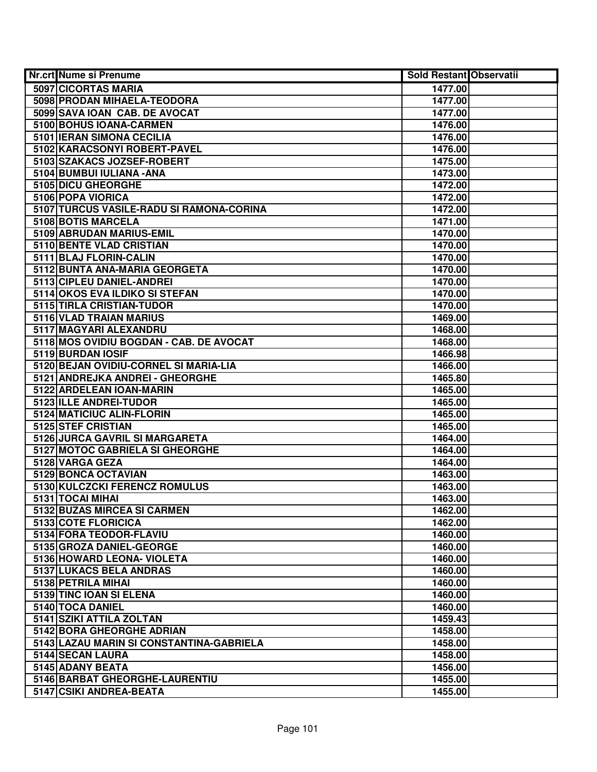| Nr.crt | Nume si Prenume | Sold Restant | Observatii |
| --- | --- | --- | --- |
| 5097 | CICORTAS MARIA | 1477.00 | |
| 5098 | PRODAN MIHAELA-TEODORA | 1477.00 | |
| 5099 | SAVA IOAN  CAB. DE AVOCAT | 1477.00 | |
| 5100 | BOHUS IOANA-CARMEN | 1476.00 | |
| 5101 | IERAN SIMONA CECILIA | 1476.00 | |
| 5102 | KARACSONYI ROBERT-PAVEL | 1476.00 | |
| 5103 | SZAKACS JOZSEF-ROBERT | 1475.00 | |
| 5104 | BUMBUI IULIANA -ANA | 1473.00 | |
| 5105 | DICU GHEORGHE | 1472.00 | |
| 5106 | POPA VIORICA | 1472.00 | |
| 5107 | TURCUS VASILE-RADU SI RAMONA-CORINA | 1472.00 | |
| 5108 | BOTIS MARCELA | 1471.00 | |
| 5109 | ABRUDAN MARIUS-EMIL | 1470.00 | |
| 5110 | BENTE VLAD CRISTIAN | 1470.00 | |
| 5111 | BLAJ FLORIN-CALIN | 1470.00 | |
| 5112 | BUNTA ANA-MARIA GEORGETA | 1470.00 | |
| 5113 | CIPLEU DANIEL-ANDREI | 1470.00 | |
| 5114 | OKOS EVA ILDIKO SI STEFAN | 1470.00 | |
| 5115 | TIRLA CRISTIAN-TUDOR | 1470.00 | |
| 5116 | VLAD TRAIAN MARIUS | 1469.00 | |
| 5117 | MAGYARI ALEXANDRU | 1468.00 | |
| 5118 | MOS OVIDIU BOGDAN - CAB. DE AVOCAT | 1468.00 | |
| 5119 | BURDAN IOSIF | 1466.98 | |
| 5120 | BEJAN OVIDIU-CORNEL SI MARIA-LIA | 1466.00 | |
| 5121 | ANDREJKA ANDREI - GHEORGHE | 1465.80 | |
| 5122 | ARDELEAN IOAN-MARIN | 1465.00 | |
| 5123 | ILLE ANDREI-TUDOR | 1465.00 | |
| 5124 | MATICIUC ALIN-FLORIN | 1465.00 | |
| 5125 | STEF CRISTIAN | 1465.00 | |
| 5126 | JURCA GAVRIL SI MARGARETA | 1464.00 | |
| 5127 | MOTOC GABRIELA SI GHEORGHE | 1464.00 | |
| 5128 | VARGA GEZA | 1464.00 | |
| 5129 | BONCA OCTAVIAN | 1463.00 | |
| 5130 | KULCZCKI FERENCZ ROMULUS | 1463.00 | |
| 5131 | TOCAI MIHAI | 1463.00 | |
| 5132 | BUZAS MIRCEA SI CARMEN | 1462.00 | |
| 5133 | COTE FLORICICA | 1462.00 | |
| 5134 | FORA TEODOR-FLAVIU | 1460.00 | |
| 5135 | GROZA DANIEL-GEORGE | 1460.00 | |
| 5136 | HOWARD LEONA- VIOLETA | 1460.00 | |
| 5137 | LUKACS BELA ANDRAS | 1460.00 | |
| 5138 | PETRILA MIHAI | 1460.00 | |
| 5139 | TINC IOAN SI ELENA | 1460.00 | |
| 5140 | TOCA DANIEL | 1460.00 | |
| 5141 | SZIKI ATTILA ZOLTAN | 1459.43 | |
| 5142 | BORA GHEORGHE ADRIAN | 1458.00 | |
| 5143 | LAZAU MARIN SI CONSTANTINA-GABRIELA | 1458.00 | |
| 5144 | SECAN LAURA | 1458.00 | |
| 5145 | ADANY BEATA | 1456.00 | |
| 5146 | BARBAT GHEORGHE-LAURENTIU | 1455.00 | |
| 5147 | CSIKI ANDREA-BEATA | 1455.00 | |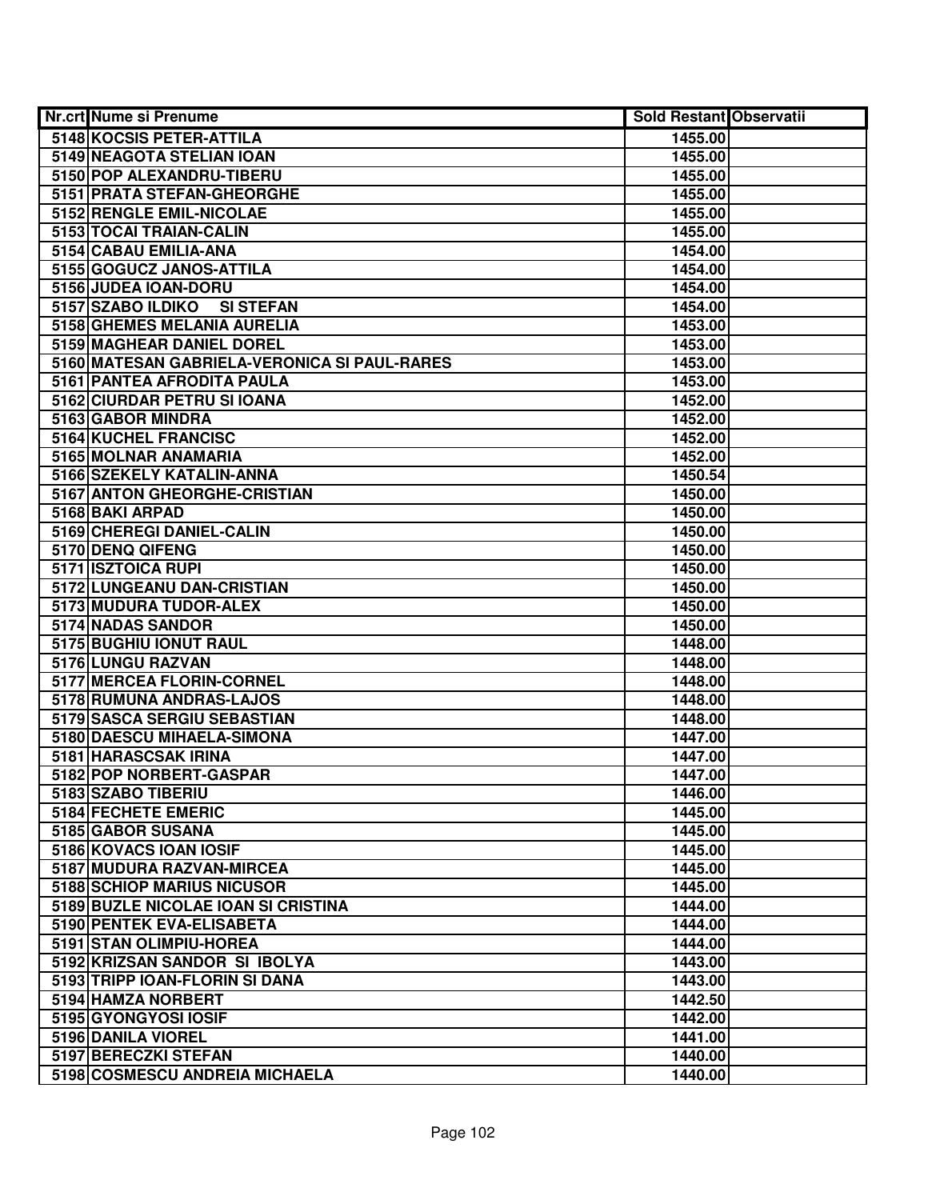| Nr.crt | Nume si Prenume | Sold Restant | Observatii |
|---|---|---|---|
| 5148 | KOCSIS PETER-ATTILA | 1455.00 | |
| 5149 | NEAGOTA STELIAN IOAN | 1455.00 | |
| 5150 | POP ALEXANDRU-TIBERU | 1455.00 | |
| 5151 | PRATA STEFAN-GHEORGHE | 1455.00 | |
| 5152 | RENGLE EMIL-NICOLAE | 1455.00 | |
| 5153 | TOCAI TRAIAN-CALIN | 1455.00 | |
| 5154 | CABAU EMILIA-ANA | 1454.00 | |
| 5155 | GOGUCZ JANOS-ATTILA | 1454.00 | |
| 5156 | JUDEA IOAN-DORU | 1454.00 | |
| 5157 | SZABO ILDIKO SI STEFAN | 1454.00 | |
| 5158 | GHEMES MELANIA AURELIA | 1453.00 | |
| 5159 | MAGHEAR DANIEL DOREL | 1453.00 | |
| 5160 | MATESAN GABRIELA-VERONICA SI PAUL-RARES | 1453.00 | |
| 5161 | PANTEA AFRODITA PAULA | 1453.00 | |
| 5162 | CIURDAR PETRU SI IOANA | 1452.00 | |
| 5163 | GABOR MINDRA | 1452.00 | |
| 5164 | KUCHEL FRANCISC | 1452.00 | |
| 5165 | MOLNAR ANAMARIA | 1452.00 | |
| 5166 | SZEKELY KATALIN-ANNA | 1450.54 | |
| 5167 | ANTON GHEORGHE-CRISTIAN | 1450.00 | |
| 5168 | BAKI ARPAD | 1450.00 | |
| 5169 | CHEREGI DANIEL-CALIN | 1450.00 | |
| 5170 | DENQ QIFENG | 1450.00 | |
| 5171 | ISZTOICA RUPI | 1450.00 | |
| 5172 | LUNGEANU DAN-CRISTIAN | 1450.00 | |
| 5173 | MUDURA TUDOR-ALEX | 1450.00 | |
| 5174 | NADAS SANDOR | 1450.00 | |
| 5175 | BUGHIU IONUT RAUL | 1448.00 | |
| 5176 | LUNGU RAZVAN | 1448.00 | |
| 5177 | MERCEA FLORIN-CORNEL | 1448.00 | |
| 5178 | RUMUNA ANDRAS-LAJOS | 1448.00 | |
| 5179 | SASCA SERGIU SEBASTIAN | 1448.00 | |
| 5180 | DAESCU MIHAELA-SIMONA | 1447.00 | |
| 5181 | HARASCSAK IRINA | 1447.00 | |
| 5182 | POP NORBERT-GASPAR | 1447.00 | |
| 5183 | SZABO TIBERIU | 1446.00 | |
| 5184 | FECHETE EMERIC | 1445.00 | |
| 5185 | GABOR SUSANA | 1445.00 | |
| 5186 | KOVACS IOAN IOSIF | 1445.00 | |
| 5187 | MUDURA RAZVAN-MIRCEA | 1445.00 | |
| 5188 | SCHIOP MARIUS NICUSOR | 1445.00 | |
| 5189 | BUZLE NICOLAE IOAN SI CRISTINA | 1444.00 | |
| 5190 | PENTEK EVA-ELISABETA | 1444.00 | |
| 5191 | STAN OLIMPIU-HOREA | 1444.00 | |
| 5192 | KRIZSAN SANDOR SI IBOLYA | 1443.00 | |
| 5193 | TRIPP IOAN-FLORIN SI DANA | 1443.00 | |
| 5194 | HAMZA NORBERT | 1442.50 | |
| 5195 | GYONGYOSI IOSIF | 1442.00 | |
| 5196 | DANILA VIOREL | 1441.00 | |
| 5197 | BERECZKI STEFAN | 1440.00 | |
| 5198 | COSMESCU ANDREIA MICHAELA | 1440.00 | |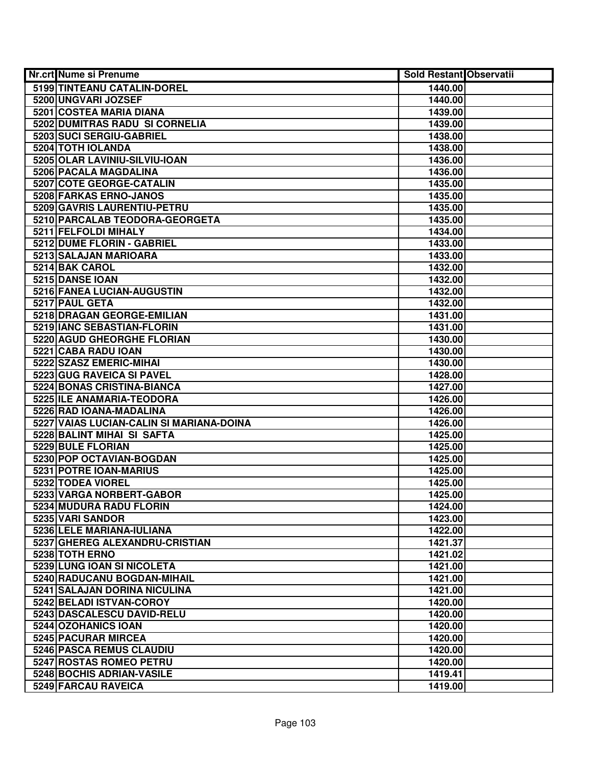| Nr.crt | Nume si Prenume | Sold Restant | Observatii |
|---|---|---|---|
| 5199 | TINTEANU CATALIN-DOREL | 1440.00 | |
| 5200 | UNGVARI JOZSEF | 1440.00 | |
| 5201 | COSTEA MARIA DIANA | 1439.00 | |
| 5202 | DUMITRAS RADU SI CORNELIA | 1439.00 | |
| 5203 | SUCI SERGIU-GABRIEL | 1438.00 | |
| 5204 | TOTH IOLANDA | 1438.00 | |
| 5205 | OLAR LAVINIU-SILVIU-IOAN | 1436.00 | |
| 5206 | PACALA MAGDALINA | 1436.00 | |
| 5207 | COTE GEORGE-CATALIN | 1435.00 | |
| 5208 | FARKAS ERNO-JANOS | 1435.00 | |
| 5209 | GAVRIS LAURENTIU-PETRU | 1435.00 | |
| 5210 | PARCALAB TEODORA-GEORGETA | 1435.00 | |
| 5211 | FELFOLDI MIHALY | 1434.00 | |
| 5212 | DUME FLORIN - GABRIEL | 1433.00 | |
| 5213 | SALAJAN MARIOARA | 1433.00 | |
| 5214 | BAK CAROL | 1432.00 | |
| 5215 | DANSE IOAN | 1432.00 | |
| 5216 | FANEA LUCIAN-AUGUSTIN | 1432.00 | |
| 5217 | PAUL GETA | 1432.00 | |
| 5218 | DRAGAN GEORGE-EMILIAN | 1431.00 | |
| 5219 | IANC SEBASTIAN-FLORIN | 1431.00 | |
| 5220 | AGUD GHEORGHE FLORIAN | 1430.00 | |
| 5221 | CABA RADU IOAN | 1430.00 | |
| 5222 | SZASZ EMERIC-MIHAI | 1430.00 | |
| 5223 | GUG RAVEICA SI PAVEL | 1428.00 | |
| 5224 | BONAS CRISTINA-BIANCA | 1427.00 | |
| 5225 | ILE ANAMARIA-TEODORA | 1426.00 | |
| 5226 | RAD IOANA-MADALINA | 1426.00 | |
| 5227 | VAIAS LUCIAN-CALIN SI MARIANA-DOINA | 1426.00 | |
| 5228 | BALINT MIHAI SI SAFTA | 1425.00 | |
| 5229 | BULE FLORIAN | 1425.00 | |
| 5230 | POP OCTAVIAN-BOGDAN | 1425.00 | |
| 5231 | POTRE IOAN-MARIUS | 1425.00 | |
| 5232 | TODEA VIOREL | 1425.00 | |
| 5233 | VARGA NORBERT-GABOR | 1425.00 | |
| 5234 | MUDURA RADU FLORIN | 1424.00 | |
| 5235 | VARI SANDOR | 1423.00 | |
| 5236 | LELE MARIANA-IULIANA | 1422.00 | |
| 5237 | GHEREG ALEXANDRU-CRISTIAN | 1421.37 | |
| 5238 | TOTH ERNO | 1421.02 | |
| 5239 | LUNG IOAN SI NICOLETA | 1421.00 | |
| 5240 | RADUCANU BOGDAN-MIHAIL | 1421.00 | |
| 5241 | SALAJAN DORINA NICULINA | 1421.00 | |
| 5242 | BELADI ISTVAN-COROY | 1420.00 | |
| 5243 | DASCALESCU DAVID-RELU | 1420.00 | |
| 5244 | OZOHANICS IOAN | 1420.00 | |
| 5245 | PACURAR MIRCEA | 1420.00 | |
| 5246 | PASCA REMUS CLAUDIU | 1420.00 | |
| 5247 | ROSTAS ROMEO PETRU | 1420.00 | |
| 5248 | BOCHIS ADRIAN-VASILE | 1419.41 | |
| 5249 | FARCAU RAVEICA | 1419.00 | |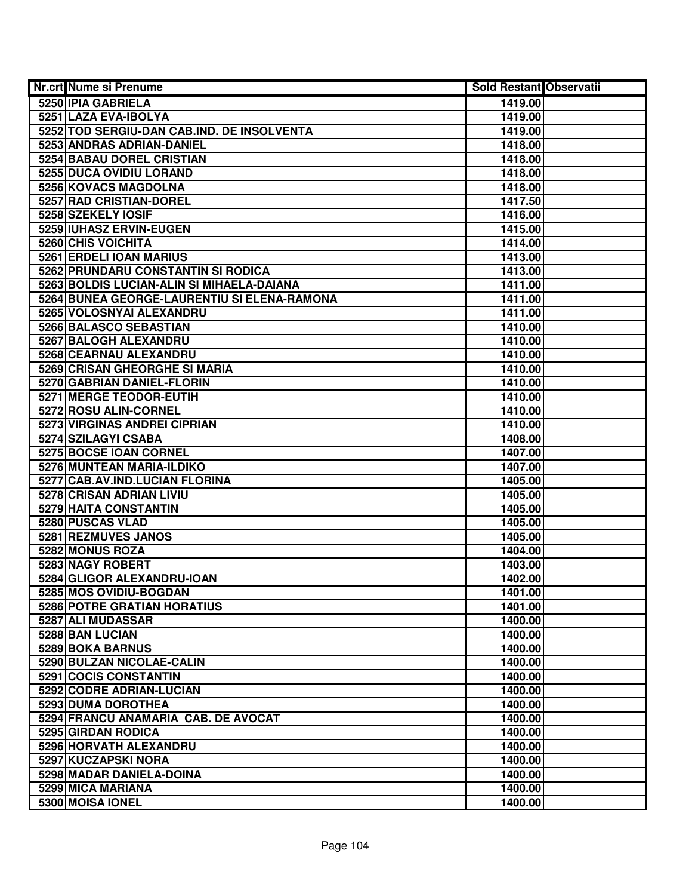| Nr.crt | Nume si Prenume | Sold Restant | Observatii |
|---|---|---|---|
| 5250 | IPIA GABRIELA | 1419.00 | |
| 5251 | LAZA EVA-IBOLYA | 1419.00 | |
| 5252 | TOD SERGIU-DAN CAB.IND. DE INSOLVENTA | 1419.00 | |
| 5253 | ANDRAS ADRIAN-DANIEL | 1418.00 | |
| 5254 | BABAU DOREL CRISTIAN | 1418.00 | |
| 5255 | DUCA OVIDIU LORAND | 1418.00 | |
| 5256 | KOVACS MAGDOLNA | 1418.00 | |
| 5257 | RAD CRISTIAN-DOREL | 1417.50 | |
| 5258 | SZEKELY IOSIF | 1416.00 | |
| 5259 | IUHASZ ERVIN-EUGEN | 1415.00 | |
| 5260 | CHIS VOICHITA | 1414.00 | |
| 5261 | ERDELI IOAN MARIUS | 1413.00 | |
| 5262 | PRUNDARU CONSTANTIN SI RODICA | 1413.00 | |
| 5263 | BOLDIS LUCIAN-ALIN SI MIHAELA-DAIANA | 1411.00 | |
| 5264 | BUNEA GEORGE-LAURENTIU SI ELENA-RAMONA | 1411.00 | |
| 5265 | VOLOSNYAI ALEXANDRU | 1411.00 | |
| 5266 | BALASCO SEBASTIAN | 1410.00 | |
| 5267 | BALOGH ALEXANDRU | 1410.00 | |
| 5268 | CEARNAU ALEXANDRU | 1410.00 | |
| 5269 | CRISAN GHEORGHE SI MARIA | 1410.00 | |
| 5270 | GABRIAN DANIEL-FLORIN | 1410.00 | |
| 5271 | MERGE TEODOR-EUTIH | 1410.00 | |
| 5272 | ROSU ALIN-CORNEL | 1410.00 | |
| 5273 | VIRGINAS ANDREI CIPRIAN | 1410.00 | |
| 5274 | SZILAGYI CSABA | 1408.00 | |
| 5275 | BOCSE IOAN CORNEL | 1407.00 | |
| 5276 | MUNTEAN MARIA-ILDIKO | 1407.00 | |
| 5277 | CAB.AV.IND.LUCIAN FLORINA | 1405.00 | |
| 5278 | CRISAN ADRIAN LIVIU | 1405.00 | |
| 5279 | HAITA CONSTANTIN | 1405.00 | |
| 5280 | PUSCAS VLAD | 1405.00 | |
| 5281 | REZMUVES JANOS | 1405.00 | |
| 5282 | MONUS ROZA | 1404.00 | |
| 5283 | NAGY ROBERT | 1403.00 | |
| 5284 | GLIGOR ALEXANDRU-IOAN | 1402.00 | |
| 5285 | MOS OVIDIU-BOGDAN | 1401.00 | |
| 5286 | POTRE GRATIAN HORATIUS | 1401.00 | |
| 5287 | ALI MUDASSAR | 1400.00 | |
| 5288 | BAN LUCIAN | 1400.00 | |
| 5289 | BOKA BARNUS | 1400.00 | |
| 5290 | BULZAN NICOLAE-CALIN | 1400.00 | |
| 5291 | COCIS CONSTANTIN | 1400.00 | |
| 5292 | CODRE ADRIAN-LUCIAN | 1400.00 | |
| 5293 | DUMA DOROTHEA | 1400.00 | |
| 5294 | FRANCU ANAMARIA CAB. DE AVOCAT | 1400.00 | |
| 5295 | GIRDAN RODICA | 1400.00 | |
| 5296 | HORVATH ALEXANDRU | 1400.00 | |
| 5297 | KUCZAPSKI NORA | 1400.00 | |
| 5298 | MADAR DANIELA-DOINA | 1400.00 | |
| 5299 | MICA MARIANA | 1400.00 | |
| 5300 | MOISA IONEL | 1400.00 | |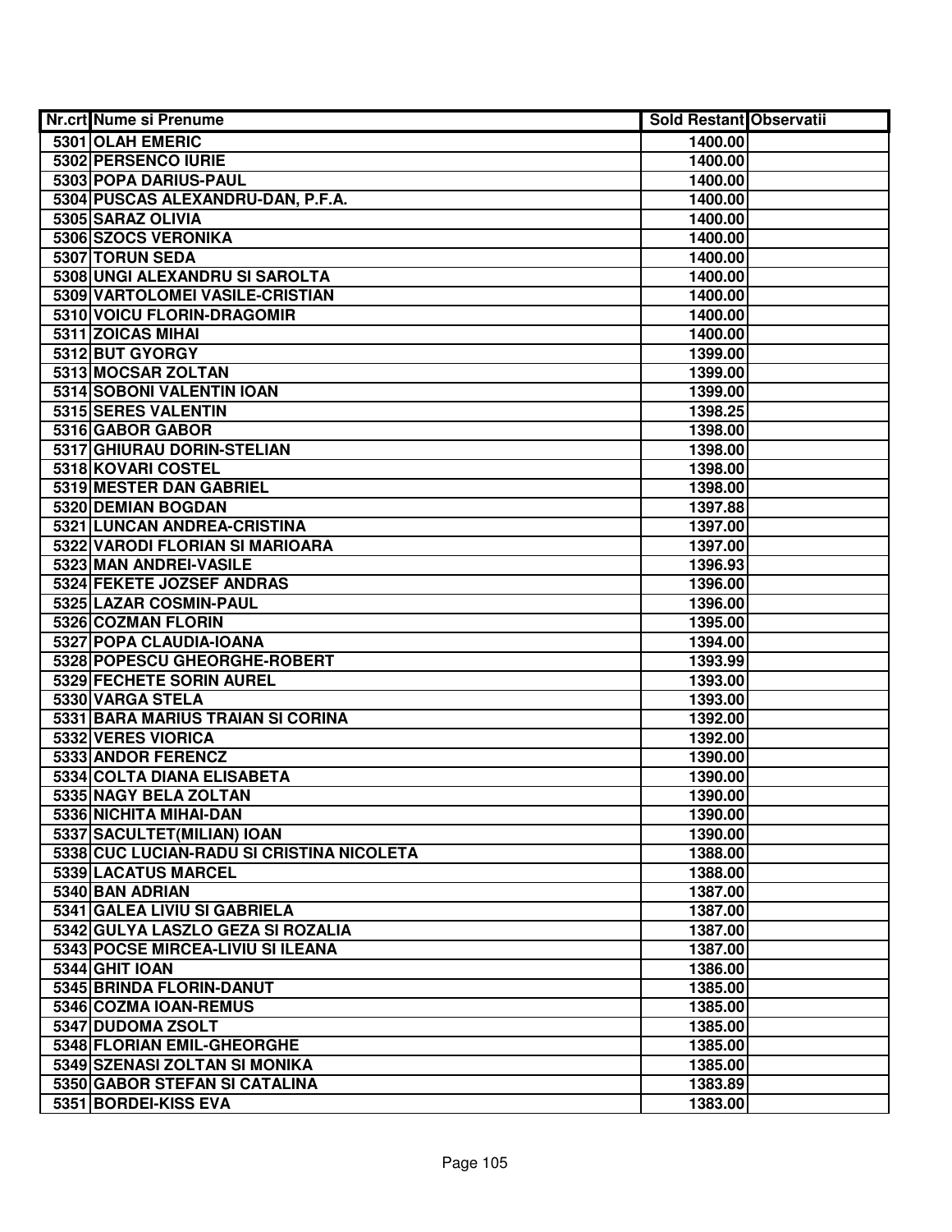| Nr.crt | Nume si Prenume | Sold Restant | Observatii |
|---|---|---|---|
| 5301 | OLAH EMERIC | 1400.00 | |
| 5302 | PERSENCO IURIE | 1400.00 | |
| 5303 | POPA DARIUS-PAUL | 1400.00 | |
| 5304 | PUSCAS ALEXANDRU-DAN, P.F.A. | 1400.00 | |
| 5305 | SARAZ OLIVIA | 1400.00 | |
| 5306 | SZOCS VERONIKA | 1400.00 | |
| 5307 | TORUN SEDA | 1400.00 | |
| 5308 | UNGI ALEXANDRU SI SAROLTA | 1400.00 | |
| 5309 | VARTOLOMEI VASILE-CRISTIAN | 1400.00 | |
| 5310 | VOICU FLORIN-DRAGOMIR | 1400.00 | |
| 5311 | ZOICAS MIHAI | 1400.00 | |
| 5312 | BUT GYORGY | 1399.00 | |
| 5313 | MOCSAR ZOLTAN | 1399.00 | |
| 5314 | SOBONI VALENTIN IOAN | 1399.00 | |
| 5315 | SERES VALENTIN | 1398.25 | |
| 5316 | GABOR GABOR | 1398.00 | |
| 5317 | GHIURAU DORIN-STELIAN | 1398.00 | |
| 5318 | KOVARI COSTEL | 1398.00 | |
| 5319 | MESTER DAN GABRIEL | 1398.00 | |
| 5320 | DEMIAN BOGDAN | 1397.88 | |
| 5321 | LUNCAN ANDREA-CRISTINA | 1397.00 | |
| 5322 | VARODI FLORIAN SI MARIOARA | 1397.00 | |
| 5323 | MAN ANDREI-VASILE | 1396.93 | |
| 5324 | FEKETE JOZSEF ANDRAS | 1396.00 | |
| 5325 | LAZAR COSMIN-PAUL | 1396.00 | |
| 5326 | COZMAN FLORIN | 1395.00 | |
| 5327 | POPA CLAUDIA-IOANA | 1394.00 | |
| 5328 | POPESCU GHEORGHE-ROBERT | 1393.99 | |
| 5329 | FECHETE SORIN AUREL | 1393.00 | |
| 5330 | VARGA STELA | 1393.00 | |
| 5331 | BARA MARIUS TRAIAN SI CORINA | 1392.00 | |
| 5332 | VERES VIORICA | 1392.00 | |
| 5333 | ANDOR FERENCZ | 1390.00 | |
| 5334 | COLTA DIANA ELISABETA | 1390.00 | |
| 5335 | NAGY BELA ZOLTAN | 1390.00 | |
| 5336 | NICHITA MIHAI-DAN | 1390.00 | |
| 5337 | SACULTET(MILIAN) IOAN | 1390.00 | |
| 5338 | CUC LUCIAN-RADU SI CRISTINA NICOLETA | 1388.00 | |
| 5339 | LACATUS MARCEL | 1388.00 | |
| 5340 | BAN ADRIAN | 1387.00 | |
| 5341 | GALEA LIVIU SI GABRIELA | 1387.00 | |
| 5342 | GULYA LASZLO GEZA SI ROZALIA | 1387.00 | |
| 5343 | POCSE MIRCEA-LIVIU SI ILEANA | 1387.00 | |
| 5344 | GHIT IOAN | 1386.00 | |
| 5345 | BRINDA FLORIN-DANUT | 1385.00 | |
| 5346 | COZMA IOAN-REMUS | 1385.00 | |
| 5347 | DUDOMA ZSOLT | 1385.00 | |
| 5348 | FLORIAN EMIL-GHEORGHE | 1385.00 | |
| 5349 | SZENASI ZOLTAN SI MONIKA | 1385.00 | |
| 5350 | GABOR STEFAN SI CATALINA | 1383.89 | |
| 5351 | BORDEI-KISS EVA | 1383.00 | |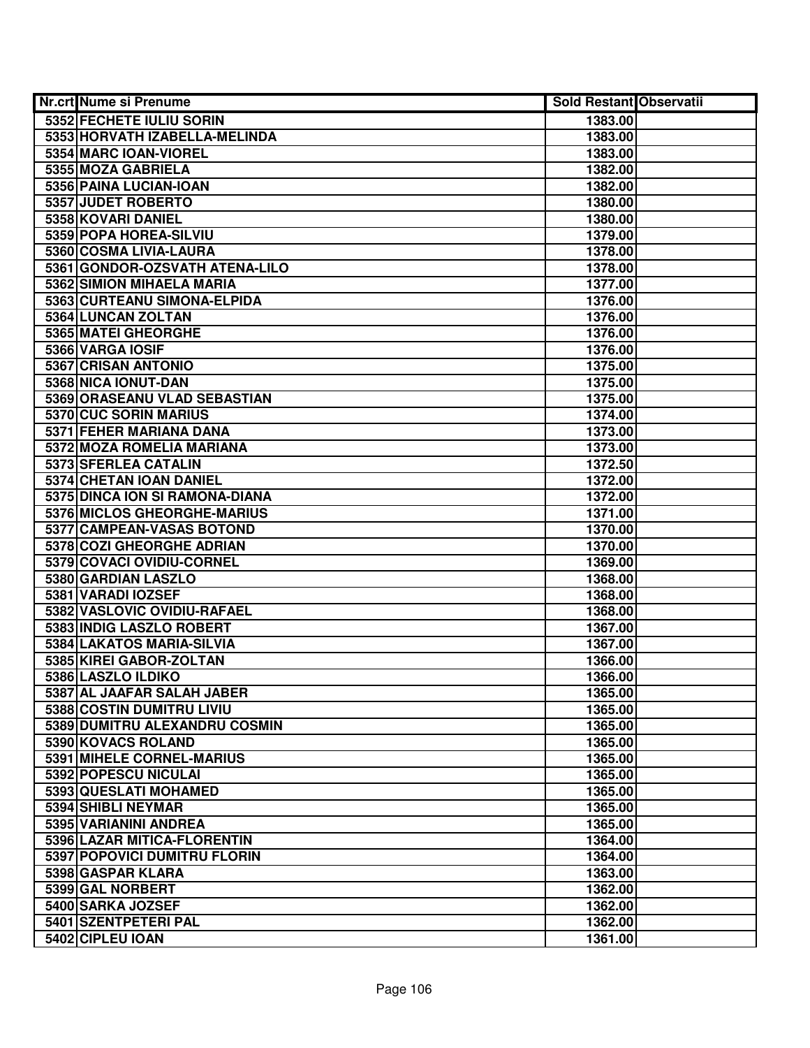| Nr.crt | Nume si Prenume | Sold Restant | Observatii |
|---|---|---|---|
| 5352 | FECHETE IULIU SORIN | 1383.00 | |
| 5353 | HORVATH IZABELLA-MELINDA | 1383.00 | |
| 5354 | MARC IOAN-VIOREL | 1383.00 | |
| 5355 | MOZA GABRIELA | 1382.00 | |
| 5356 | PAINA LUCIAN-IOAN | 1382.00 | |
| 5357 | JUDET ROBERTO | 1380.00 | |
| 5358 | KOVARI DANIEL | 1380.00 | |
| 5359 | POPA HOREA-SILVIU | 1379.00 | |
| 5360 | COSMA LIVIA-LAURA | 1378.00 | |
| 5361 | GONDOR-OZSVATH ATENA-LILO | 1378.00 | |
| 5362 | SIMION MIHAELA MARIA | 1377.00 | |
| 5363 | CURTEANU SIMONA-ELPIDA | 1376.00 | |
| 5364 | LUNCAN ZOLTAN | 1376.00 | |
| 5365 | MATEI GHEORGHE | 1376.00 | |
| 5366 | VARGA IOSIF | 1376.00 | |
| 5367 | CRISAN ANTONIO | 1375.00 | |
| 5368 | NICA IONUT-DAN | 1375.00 | |
| 5369 | ORASEANU VLAD SEBASTIAN | 1375.00 | |
| 5370 | CUC SORIN MARIUS | 1374.00 | |
| 5371 | FEHER MARIANA DANA | 1373.00 | |
| 5372 | MOZA ROMELIA MARIANA | 1373.00 | |
| 5373 | SFERLEA CATALIN | 1372.50 | |
| 5374 | CHETAN IOAN DANIEL | 1372.00 | |
| 5375 | DINCA ION SI RAMONA-DIANA | 1372.00 | |
| 5376 | MICLOS GHEORGHE-MARIUS | 1371.00 | |
| 5377 | CAMPEAN-VASAS BOTOND | 1370.00 | |
| 5378 | COZI GHEORGHE ADRIAN | 1370.00 | |
| 5379 | COVACI OVIDIU-CORNEL | 1369.00 | |
| 5380 | GARDIAN LASZLO | 1368.00 | |
| 5381 | VARADI IOZSEF | 1368.00 | |
| 5382 | VASLOVIC OVIDIU-RAFAEL | 1368.00 | |
| 5383 | INDIG LASZLO ROBERT | 1367.00 | |
| 5384 | LAKATOS MARIA-SILVIA | 1367.00 | |
| 5385 | KIREI GABOR-ZOLTAN | 1366.00 | |
| 5386 | LASZLO ILDIKO | 1366.00 | |
| 5387 | AL JAAFAR SALAH JABER | 1365.00 | |
| 5388 | COSTIN DUMITRU LIVIU | 1365.00 | |
| 5389 | DUMITRU ALEXANDRU COSMIN | 1365.00 | |
| 5390 | KOVACS ROLAND | 1365.00 | |
| 5391 | MIHELE CORNEL-MARIUS | 1365.00 | |
| 5392 | POPESCU NICULAI | 1365.00 | |
| 5393 | QUESLATI MOHAMED | 1365.00 | |
| 5394 | SHIBLI NEYMAR | 1365.00 | |
| 5395 | VARIANINI ANDREA | 1365.00 | |
| 5396 | LAZAR MITICA-FLORENTIN | 1364.00 | |
| 5397 | POPOVICI DUMITRU FLORIN | 1364.00 | |
| 5398 | GASPAR KLARA | 1363.00 | |
| 5399 | GAL NORBERT | 1362.00 | |
| 5400 | SARKA JOZSEF | 1362.00 | |
| 5401 | SZENTPETERI PAL | 1362.00 | |
| 5402 | CIPLEU IOAN | 1361.00 | |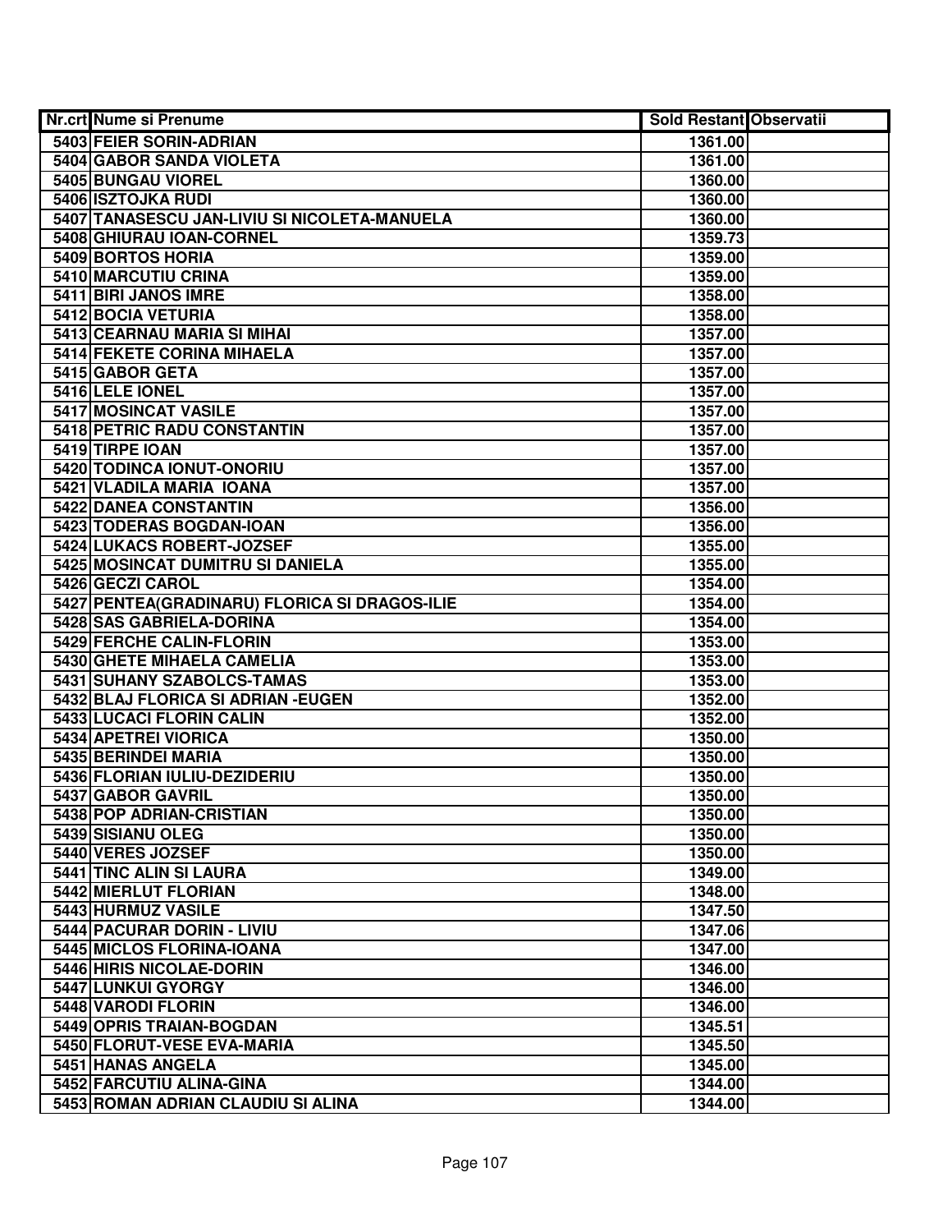| Nr.crt | Nume si Prenume | Sold Restant | Observatii |
|---|---|---|---|
| 5403 | FEIER SORIN-ADRIAN | 1361.00 | |
| 5404 | GABOR SANDA VIOLETA | 1361.00 | |
| 5405 | BUNGAU VIOREL | 1360.00 | |
| 5406 | ISZTOJKA RUDI | 1360.00 | |
| 5407 | TANASESCU JAN-LIVIU SI NICOLETA-MANUELA | 1360.00 | |
| 5408 | GHIURAU IOAN-CORNEL | 1359.73 | |
| 5409 | BORTOS HORIA | 1359.00 | |
| 5410 | MARCUTIU CRINA | 1359.00 | |
| 5411 | BIRI JANOS IMRE | 1358.00 | |
| 5412 | BOCIA VETURIA | 1358.00 | |
| 5413 | CEARNAU MARIA SI MIHAI | 1357.00 | |
| 5414 | FEKETE CORINA MIHAELA | 1357.00 | |
| 5415 | GABOR GETA | 1357.00 | |
| 5416 | LELE IONEL | 1357.00 | |
| 5417 | MOSINCAT VASILE | 1357.00 | |
| 5418 | PETRIC RADU CONSTANTIN | 1357.00 | |
| 5419 | TIRPE IOAN | 1357.00 | |
| 5420 | TODINCA IONUT-ONORIU | 1357.00 | |
| 5421 | VLADILA MARIA IOANA | 1357.00 | |
| 5422 | DANEA CONSTANTIN | 1356.00 | |
| 5423 | TODERAS BOGDAN-IOAN | 1356.00 | |
| 5424 | LUKACS ROBERT-JOZSEF | 1355.00 | |
| 5425 | MOSINCAT DUMITRU SI DANIELA | 1355.00 | |
| 5426 | GECZI CAROL | 1354.00 | |
| 5427 | PENTEA(GRADINARU) FLORICA SI DRAGOS-ILIE | 1354.00 | |
| 5428 | SAS GABRIELA-DORINA | 1354.00 | |
| 5429 | FERCHE CALIN-FLORIN | 1353.00 | |
| 5430 | GHETE MIHAELA CAMELIA | 1353.00 | |
| 5431 | SUHANY SZABOLCS-TAMAS | 1353.00 | |
| 5432 | BLAJ FLORICA SI ADRIAN -EUGEN | 1352.00 | |
| 5433 | LUCACI FLORIN CALIN | 1352.00 | |
| 5434 | APETREI VIORICA | 1350.00 | |
| 5435 | BERINDEI MARIA | 1350.00 | |
| 5436 | FLORIAN IULIU-DEZIDERIU | 1350.00 | |
| 5437 | GABOR GAVRIL | 1350.00 | |
| 5438 | POP ADRIAN-CRISTIAN | 1350.00 | |
| 5439 | SISIANU OLEG | 1350.00 | |
| 5440 | VERES JOZSEF | 1350.00 | |
| 5441 | TINC ALIN SI LAURA | 1349.00 | |
| 5442 | MIERLUT FLORIAN | 1348.00 | |
| 5443 | HURMUZ VASILE | 1347.50 | |
| 5444 | PACURAR DORIN - LIVIU | 1347.06 | |
| 5445 | MICLOS FLORINA-IOANA | 1347.00 | |
| 5446 | HIRIS NICOLAE-DORIN | 1346.00 | |
| 5447 | LUNKUI GYORGY | 1346.00 | |
| 5448 | VARODI FLORIN | 1346.00 | |
| 5449 | OPRIS TRAIAN-BOGDAN | 1345.51 | |
| 5450 | FLORUT-VESE EVA-MARIA | 1345.50 | |
| 5451 | HANAS ANGELA | 1345.00 | |
| 5452 | FARCUTIU ALINA-GINA | 1344.00 | |
| 5453 | ROMAN ADRIAN CLAUDIU SI ALINA | 1344.00 | |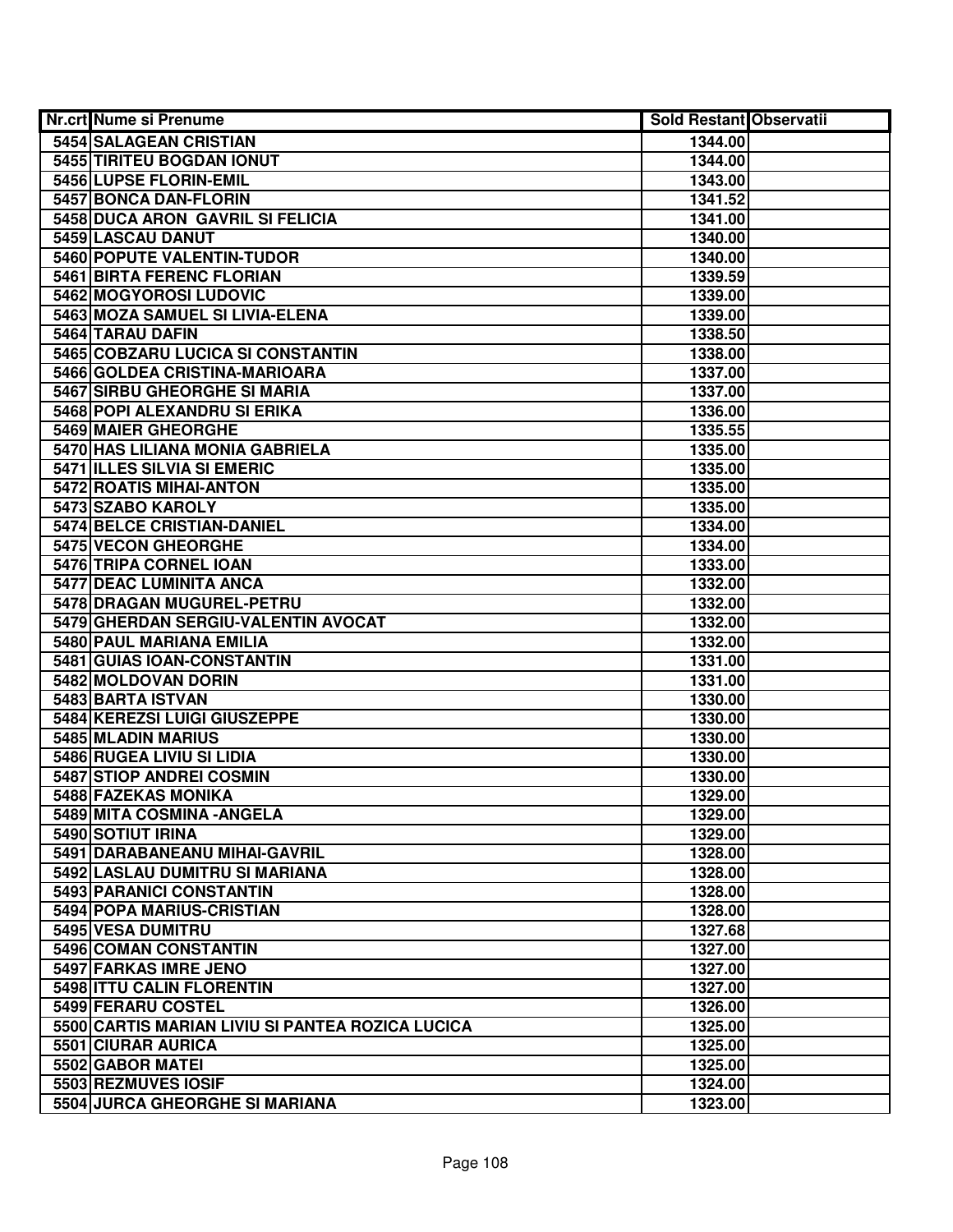| Nr.crt | Nume si Prenume | Sold Restant | Observatii |
|---|---|---|---|
| 5454 | SALAGEAN CRISTIAN | 1344.00 | |
| 5455 | TIRITEU BOGDAN IONUT | 1344.00 | |
| 5456 | LUPSE FLORIN-EMIL | 1343.00 | |
| 5457 | BONCA DAN-FLORIN | 1341.52 | |
| 5458 | DUCA ARON GAVRIL SI FELICIA | 1341.00 | |
| 5459 | LASCAU DANUT | 1340.00 | |
| 5460 | POPUTE VALENTIN-TUDOR | 1340.00 | |
| 5461 | BIRTA FERENC FLORIAN | 1339.59 | |
| 5462 | MOGYOROSI LUDOVIC | 1339.00 | |
| 5463 | MOZA SAMUEL SI LIVIA-ELENA | 1339.00 | |
| 5464 | TARAU DAFIN | 1338.50 | |
| 5465 | COBZARU LUCICA SI CONSTANTIN | 1338.00 | |
| 5466 | GOLDEA CRISTINA-MARIOARA | 1337.00 | |
| 5467 | SIRBU GHEORGHE SI MARIA | 1337.00 | |
| 5468 | POPI ALEXANDRU SI ERIKA | 1336.00 | |
| 5469 | MAIER GHEORGHE | 1335.55 | |
| 5470 | HAS LILIANA MONIA GABRIELA | 1335.00 | |
| 5471 | ILLES SILVIA SI EMERIC | 1335.00 | |
| 5472 | ROATIS MIHAI-ANTON | 1335.00 | |
| 5473 | SZABO KAROLY | 1335.00 | |
| 5474 | BELCE CRISTIAN-DANIEL | 1334.00 | |
| 5475 | VECON GHEORGHE | 1334.00 | |
| 5476 | TRIPA CORNEL IOAN | 1333.00 | |
| 5477 | DEAC LUMINITA ANCA | 1332.00 | |
| 5478 | DRAGAN MUGUREL-PETRU | 1332.00 | |
| 5479 | GHERDAN SERGIU-VALENTIN AVOCAT | 1332.00 | |
| 5480 | PAUL MARIANA EMILIA | 1332.00 | |
| 5481 | GUIAS IOAN-CONSTANTIN | 1331.00 | |
| 5482 | MOLDOVAN DORIN | 1331.00 | |
| 5483 | BARTA ISTVAN | 1330.00 | |
| 5484 | KEREZSI LUIGI GIUSZEPPE | 1330.00 | |
| 5485 | MLADIN MARIUS | 1330.00 | |
| 5486 | RUGEA LIVIU SI LIDIA | 1330.00 | |
| 5487 | STIOP ANDREI COSMIN | 1330.00 | |
| 5488 | FAZEKAS MONIKA | 1329.00 | |
| 5489 | MITA COSMINA -ANGELA | 1329.00 | |
| 5490 | SOTIUT IRINA | 1329.00 | |
| 5491 | DARABANEANU MIHAI-GAVRIL | 1328.00 | |
| 5492 | LASLAU DUMITRU SI MARIANA | 1328.00 | |
| 5493 | PARANICI CONSTANTIN | 1328.00 | |
| 5494 | POPA MARIUS-CRISTIAN | 1328.00 | |
| 5495 | VESA DUMITRU | 1327.68 | |
| 5496 | COMAN CONSTANTIN | 1327.00 | |
| 5497 | FARKAS IMRE JENO | 1327.00 | |
| 5498 | ITTU CALIN FLORENTIN | 1327.00 | |
| 5499 | FERARU COSTEL | 1326.00 | |
| 5500 | CARTIS MARIAN LIVIU SI PANTEA ROZICA LUCICA | 1325.00 | |
| 5501 | CIURAR AURICA | 1325.00 | |
| 5502 | GABOR MATEI | 1325.00 | |
| 5503 | REZMUVES IOSIF | 1324.00 | |
| 5504 | JURCA GHEORGHE SI MARIANA | 1323.00 | |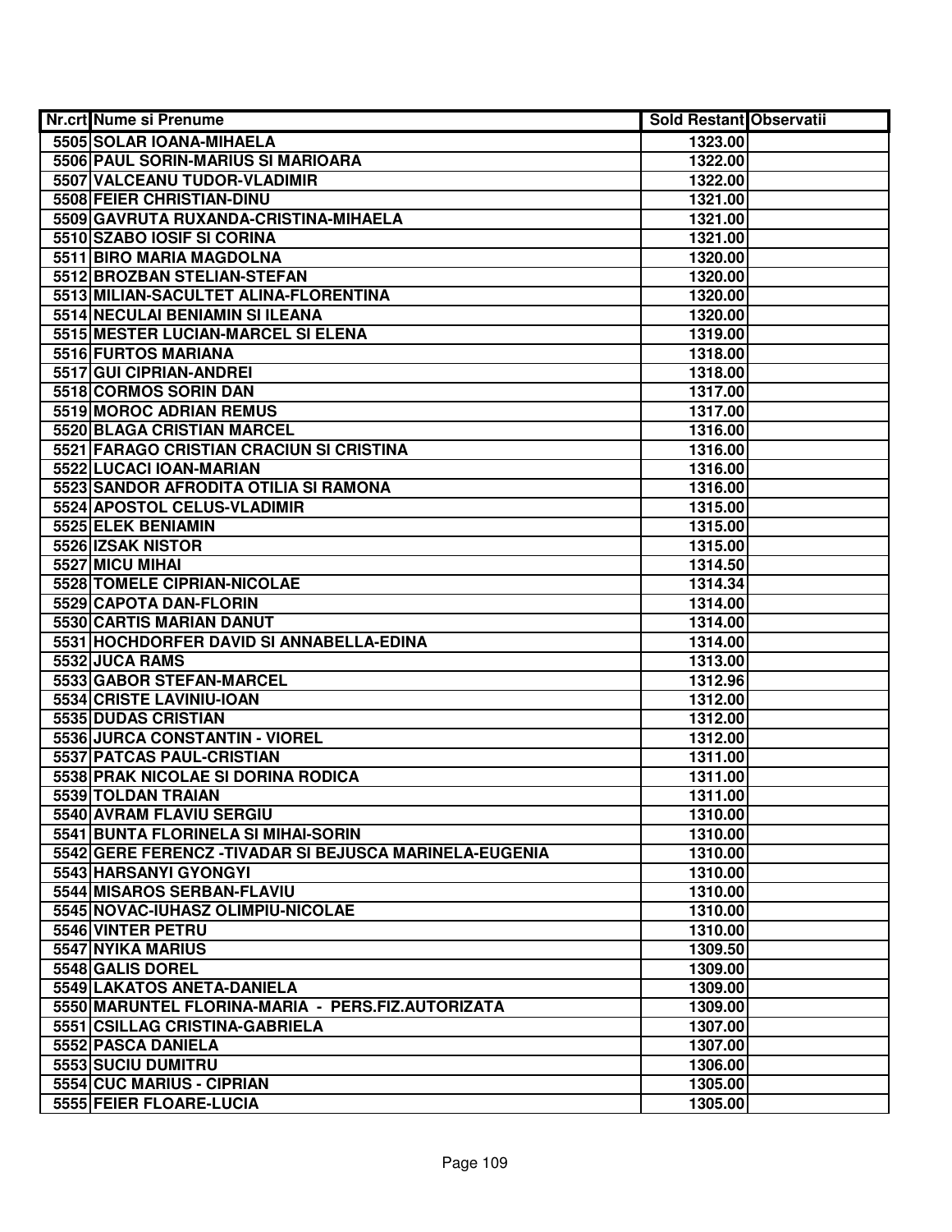| Nr.crt | Nume si Prenume | Sold Restant | Observatii |
| --- | --- | --- | --- |
| 5505 | SOLAR IOANA-MIHAELA | 1323.00 | |
| 5506 | PAUL SORIN-MARIUS SI MARIOARA | 1322.00 | |
| 5507 | VALCEANU TUDOR-VLADIMIR | 1322.00 | |
| 5508 | FEIER CHRISTIAN-DINU | 1321.00 | |
| 5509 | GAVRUTA RUXANDA-CRISTINA-MIHAELA | 1321.00 | |
| 5510 | SZABO IOSIF SI CORINA | 1321.00 | |
| 5511 | BIRO MARIA MAGDOLNA | 1320.00 | |
| 5512 | BROZBAN STELIAN-STEFAN | 1320.00 | |
| 5513 | MILIAN-SACULTET ALINA-FLORENTINA | 1320.00 | |
| 5514 | NECULAI BENIAMIN SI ILEANA | 1320.00 | |
| 5515 | MESTER LUCIAN-MARCEL SI ELENA | 1319.00 | |
| 5516 | FURTOS MARIANA | 1318.00 | |
| 5517 | GUI CIPRIAN-ANDREI | 1318.00 | |
| 5518 | CORMOS SORIN DAN | 1317.00 | |
| 5519 | MOROC ADRIAN REMUS | 1317.00 | |
| 5520 | BLAGA CRISTIAN MARCEL | 1316.00 | |
| 5521 | FARAGO CRISTIAN CRACIUN SI CRISTINA | 1316.00 | |
| 5522 | LUCACI IOAN-MARIAN | 1316.00 | |
| 5523 | SANDOR AFRODITA OTILIA SI RAMONA | 1316.00 | |
| 5524 | APOSTOL CELUS-VLADIMIR | 1315.00 | |
| 5525 | ELEK BENIAMIN | 1315.00 | |
| 5526 | IZSAK NISTOR | 1315.00 | |
| 5527 | MICU MIHAI | 1314.50 | |
| 5528 | TOMELE CIPRIAN-NICOLAE | 1314.34 | |
| 5529 | CAPOTA DAN-FLORIN | 1314.00 | |
| 5530 | CARTIS MARIAN DANUT | 1314.00 | |
| 5531 | HOCHDORFER DAVID SI ANNABELLA-EDINA | 1314.00 | |
| 5532 | JUCA RAMS | 1313.00 | |
| 5533 | GABOR STEFAN-MARCEL | 1312.96 | |
| 5534 | CRISTE LAVINIU-IOAN | 1312.00 | |
| 5535 | DUDAS CRISTIAN | 1312.00 | |
| 5536 | JURCA CONSTANTIN - VIOREL | 1312.00 | |
| 5537 | PATCAS PAUL-CRISTIAN | 1311.00 | |
| 5538 | PRAK NICOLAE SI DORINA RODICA | 1311.00 | |
| 5539 | TOLDAN TRAIAN | 1311.00 | |
| 5540 | AVRAM FLAVIU SERGIU | 1310.00 | |
| 5541 | BUNTA FLORINELA SI MIHAI-SORIN | 1310.00 | |
| 5542 | GERE FERENCZ -TIVADAR SI BEJUSCA MARINELA-EUGENIA | 1310.00 | |
| 5543 | HARSANYI GYONGYI | 1310.00 | |
| 5544 | MISAROS SERBAN-FLAVIU | 1310.00 | |
| 5545 | NOVAC-IUHASZ OLIMPIU-NICOLAE | 1310.00 | |
| 5546 | VINTER PETRU | 1310.00 | |
| 5547 | NYIKA MARIUS | 1309.50 | |
| 5548 | GALIS DOREL | 1309.00 | |
| 5549 | LAKATOS ANETA-DANIELA | 1309.00 | |
| 5550 | MARUNTEL FLORINA-MARIA - PERS.FIZ.AUTORIZATA | 1309.00 | |
| 5551 | CSILLAG CRISTINA-GABRIELA | 1307.00 | |
| 5552 | PASCA DANIELA | 1307.00 | |
| 5553 | SUCIU DUMITRU | 1306.00 | |
| 5554 | CUC MARIUS - CIPRIAN | 1305.00 | |
| 5555 | FEIER FLOARE-LUCIA | 1305.00 | |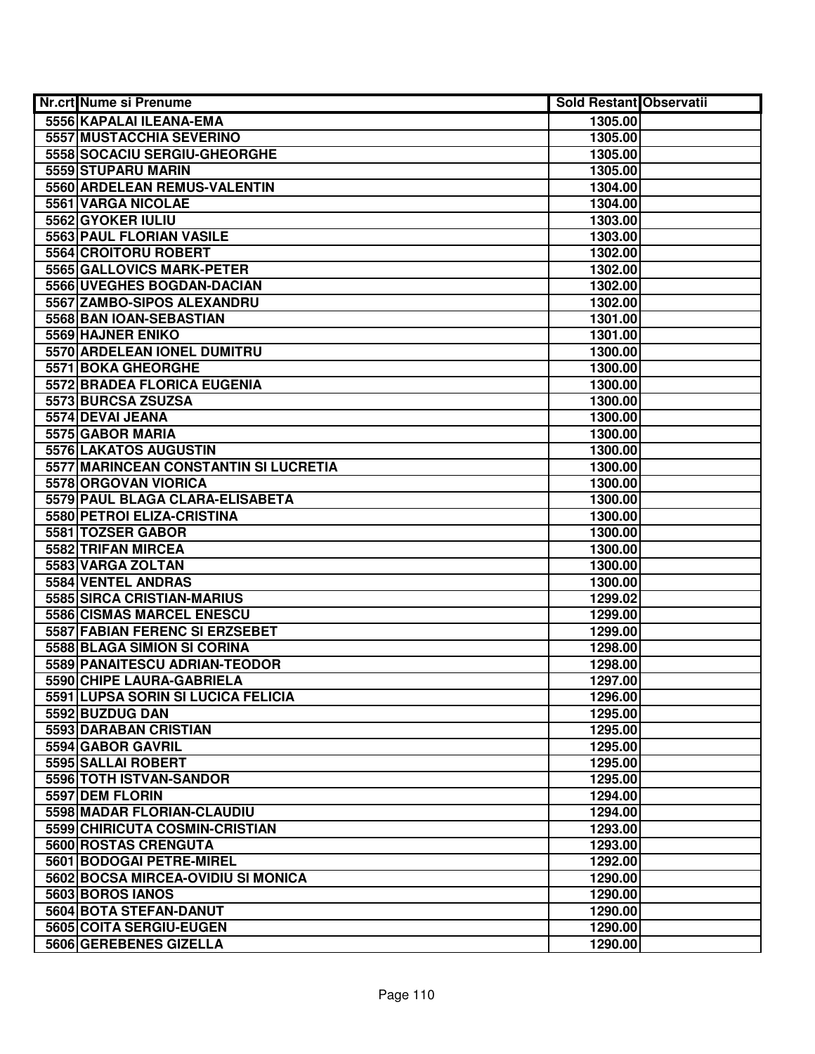| Nr.crt | Nume si Prenume | Sold Restant | Observatii |
|---|---|---|---|
| 5556 | KAPALAI ILEANA-EMA | 1305.00 | |
| 5557 | MUSTACCHIA SEVERINO | 1305.00 | |
| 5558 | SOCACIU SERGIU-GHEORGHE | 1305.00 | |
| 5559 | STUPARU MARIN | 1305.00 | |
| 5560 | ARDELEAN REMUS-VALENTIN | 1304.00 | |
| 5561 | VARGA NICOLAE | 1304.00 | |
| 5562 | GYOKER IULIU | 1303.00 | |
| 5563 | PAUL FLORIAN VASILE | 1303.00 | |
| 5564 | CROITORU ROBERT | 1302.00 | |
| 5565 | GALLOVICS MARK-PETER | 1302.00 | |
| 5566 | UVEGHES BOGDAN-DACIAN | 1302.00 | |
| 5567 | ZAMBO-SIPOS ALEXANDRU | 1302.00 | |
| 5568 | BAN IOAN-SEBASTIAN | 1301.00 | |
| 5569 | HAJNER ENIKO | 1301.00 | |
| 5570 | ARDELEAN IONEL DUMITRU | 1300.00 | |
| 5571 | BOKA GHEORGHE | 1300.00 | |
| 5572 | BRADEA FLORICA EUGENIA | 1300.00 | |
| 5573 | BURCSA ZSUZSA | 1300.00 | |
| 5574 | DEVAI JEANA | 1300.00 | |
| 5575 | GABOR MARIA | 1300.00 | |
| 5576 | LAKATOS AUGUSTIN | 1300.00 | |
| 5577 | MARINCEAN CONSTANTIN SI LUCRETIA | 1300.00 | |
| 5578 | ORGOVAN VIORICA | 1300.00 | |
| 5579 | PAUL BLAGA CLARA-ELISABETA | 1300.00 | |
| 5580 | PETROI ELIZA-CRISTINA | 1300.00 | |
| 5581 | TOZSER GABOR | 1300.00 | |
| 5582 | TRIFAN MIRCEA | 1300.00 | |
| 5583 | VARGA ZOLTAN | 1300.00 | |
| 5584 | VENTEL ANDRAS | 1300.00 | |
| 5585 | SIRCA CRISTIAN-MARIUS | 1299.02 | |
| 5586 | CISMAS MARCEL ENESCU | 1299.00 | |
| 5587 | FABIAN FERENC SI ERZSEBET | 1299.00 | |
| 5588 | BLAGA SIMION SI CORINA | 1298.00 | |
| 5589 | PANAITESCU ADRIAN-TEODOR | 1298.00 | |
| 5590 | CHIPE LAURA-GABRIELA | 1297.00 | |
| 5591 | LUPSA SORIN SI LUCICA FELICIA | 1296.00 | |
| 5592 | BUZDUG DAN | 1295.00 | |
| 5593 | DARABAN CRISTIAN | 1295.00 | |
| 5594 | GABOR GAVRIL | 1295.00 | |
| 5595 | SALLAI ROBERT | 1295.00 | |
| 5596 | TOTH ISTVAN-SANDOR | 1295.00 | |
| 5597 | DEM FLORIN | 1294.00 | |
| 5598 | MADAR FLORIAN-CLAUDIU | 1294.00 | |
| 5599 | CHIRICUTA COSMIN-CRISTIAN | 1293.00 | |
| 5600 | ROSTAS CRENGUTA | 1293.00 | |
| 5601 | BODOGAI PETRE-MIREL | 1292.00 | |
| 5602 | BOCSA MIRCEA-OVIDIU SI MONICA | 1290.00 | |
| 5603 | BOROS IANOS | 1290.00 | |
| 5604 | BOTA STEFAN-DANUT | 1290.00 | |
| 5605 | COITA SERGIU-EUGEN | 1290.00 | |
| 5606 | GEREBENES GIZELLA | 1290.00 | |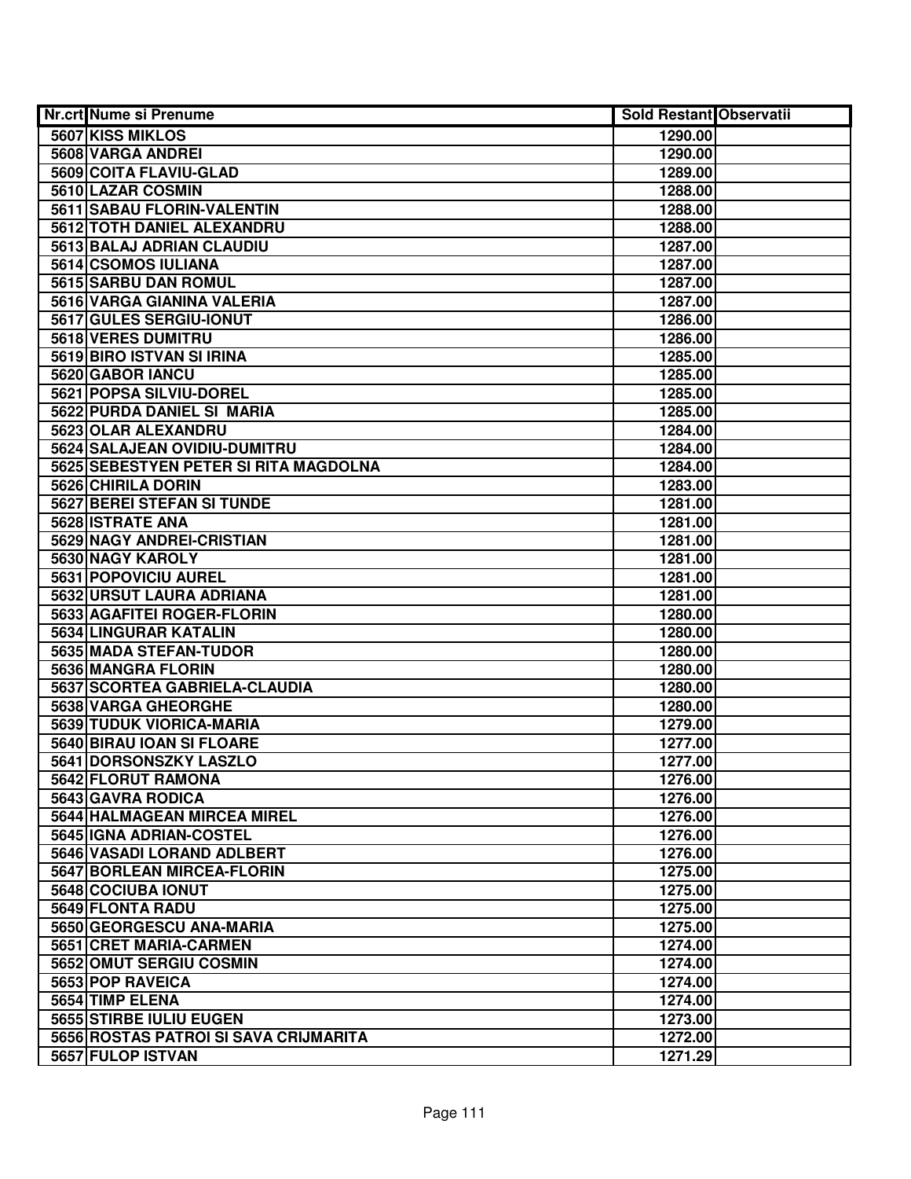| Nr.crt | Nume si Prenume | Sold Restant | Observatii |
|---|---|---|---|
| 5607 | KISS MIKLOS | 1290.00 | |
| 5608 | VARGA ANDREI | 1290.00 | |
| 5609 | COITA FLAVIU-GLAD | 1289.00 | |
| 5610 | LAZAR COSMIN | 1288.00 | |
| 5611 | SABAU FLORIN-VALENTIN | 1288.00 | |
| 5612 | TOTH DANIEL ALEXANDRU | 1288.00 | |
| 5613 | BALAJ ADRIAN CLAUDIU | 1287.00 | |
| 5614 | CSOMOS IULIANA | 1287.00 | |
| 5615 | SARBU DAN ROMUL | 1287.00 | |
| 5616 | VARGA GIANINA VALERIA | 1287.00 | |
| 5617 | GULES SERGIU-IONUT | 1286.00 | |
| 5618 | VERES DUMITRU | 1286.00 | |
| 5619 | BIRO ISTVAN SI IRINA | 1285.00 | |
| 5620 | GABOR IANCU | 1285.00 | |
| 5621 | POPSA SILVIU-DOREL | 1285.00 | |
| 5622 | PURDA DANIEL SI MARIA | 1285.00 | |
| 5623 | OLAR ALEXANDRU | 1284.00 | |
| 5624 | SALAJEAN OVIDIU-DUMITRU | 1284.00 | |
| 5625 | SEBESTYEN PETER SI RITA MAGDOLNA | 1284.00 | |
| 5626 | CHIRILA DORIN | 1283.00 | |
| 5627 | BEREI STEFAN SI TUNDE | 1281.00 | |
| 5628 | ISTRATE ANA | 1281.00 | |
| 5629 | NAGY ANDREI-CRISTIAN | 1281.00 | |
| 5630 | NAGY KAROLY | 1281.00 | |
| 5631 | POPOVICIU AUREL | 1281.00 | |
| 5632 | URSUT LAURA ADRIANA | 1281.00 | |
| 5633 | AGAFITEI ROGER-FLORIN | 1280.00 | |
| 5634 | LINGURAR KATALIN | 1280.00 | |
| 5635 | MADA STEFAN-TUDOR | 1280.00 | |
| 5636 | MANGRA FLORIN | 1280.00 | |
| 5637 | SCORTEA GABRIELA-CLAUDIA | 1280.00 | |
| 5638 | VARGA GHEORGHE | 1280.00 | |
| 5639 | TUDUK VIORICA-MARIA | 1279.00 | |
| 5640 | BIRAU IOAN SI FLOARE | 1277.00 | |
| 5641 | DORSONSZKY LASZLO | 1277.00 | |
| 5642 | FLORUT RAMONA | 1276.00 | |
| 5643 | GAVRA RODICA | 1276.00 | |
| 5644 | HALMAGEAN MIRCEA MIREL | 1276.00 | |
| 5645 | IGNA ADRIAN-COSTEL | 1276.00 | |
| 5646 | VASADI LORAND ADLBERT | 1276.00 | |
| 5647 | BORLEAN MIRCEA-FLORIN | 1275.00 | |
| 5648 | COCIUBA IONUT | 1275.00 | |
| 5649 | FLONTA RADU | 1275.00 | |
| 5650 | GEORGESCU ANA-MARIA | 1275.00 | |
| 5651 | CRET MARIA-CARMEN | 1274.00 | |
| 5652 | OMUT SERGIU COSMIN | 1274.00 | |
| 5653 | POP RAVEICA | 1274.00 | |
| 5654 | TIMP ELENA | 1274.00 | |
| 5655 | STIRBE IULIU EUGEN | 1273.00 | |
| 5656 | ROSTAS PATROI SI SAVA CRIJMARITA | 1272.00 | |
| 5657 | FULOP ISTVAN | 1271.29 | |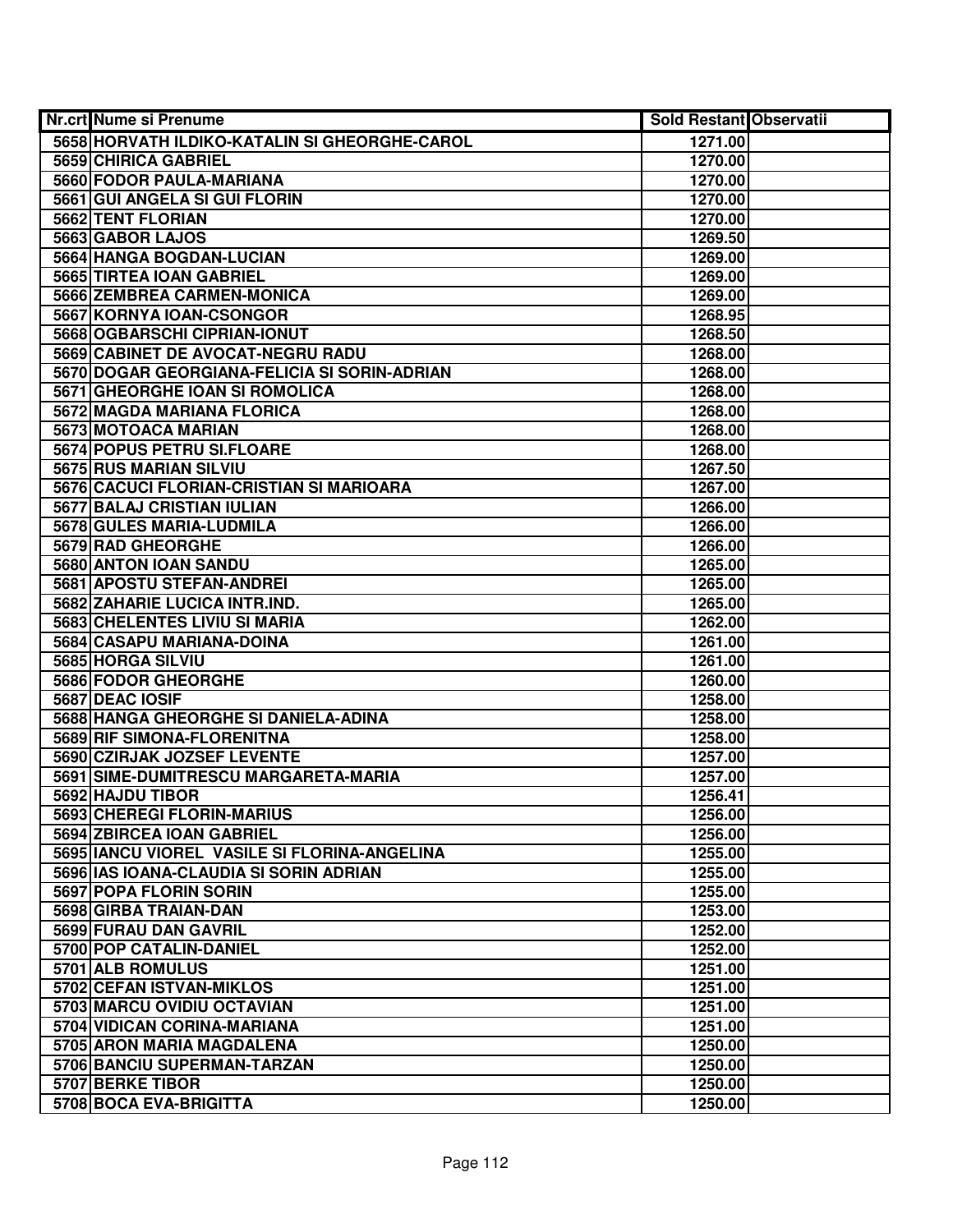| Nr.crt | Nume si Prenume | Sold Restant | Observatii |
|---|---|---|---|
| 5658 | HORVATH ILDIKO-KATALIN SI GHEORGHE-CAROL | 1271.00 | |
| 5659 | CHIRICA GABRIEL | 1270.00 | |
| 5660 | FODOR PAULA-MARIANA | 1270.00 | |
| 5661 | GUI ANGELA SI GUI FLORIN | 1270.00 | |
| 5662 | TENT FLORIAN | 1270.00 | |
| 5663 | GABOR LAJOS | 1269.50 | |
| 5664 | HANGA BOGDAN-LUCIAN | 1269.00 | |
| 5665 | TIRTEA IOAN GABRIEL | 1269.00 | |
| 5666 | ZEMBREA CARMEN-MONICA | 1269.00 | |
| 5667 | KORNYA IOAN-CSONGOR | 1268.95 | |
| 5668 | OGBARSCHI CIPRIAN-IONUT | 1268.50 | |
| 5669 | CABINET DE AVOCAT-NEGRU RADU | 1268.00 | |
| 5670 | DOGAR GEORGIANA-FELICIA SI SORIN-ADRIAN | 1268.00 | |
| 5671 | GHEORGHE IOAN SI ROMOLICA | 1268.00 | |
| 5672 | MAGDA MARIANA FLORICA | 1268.00 | |
| 5673 | MOTOACA MARIAN | 1268.00 | |
| 5674 | POPUS PETRU SI.FLOARE | 1268.00 | |
| 5675 | RUS MARIAN SILVIU | 1267.50 | |
| 5676 | CACUCI FLORIAN-CRISTIAN SI MARIOARA | 1267.00 | |
| 5677 | BALAJ CRISTIAN IULIAN | 1266.00 | |
| 5678 | GULES MARIA-LUDMILA | 1266.00 | |
| 5679 | RAD GHEORGHE | 1266.00 | |
| 5680 | ANTON IOAN SANDU | 1265.00 | |
| 5681 | APOSTU STEFAN-ANDREI | 1265.00 | |
| 5682 | ZAHARIE LUCICA INTR.IND. | 1265.00 | |
| 5683 | CHELENTES LIVIU SI MARIA | 1262.00 | |
| 5684 | CASAPU MARIANA-DOINA | 1261.00 | |
| 5685 | HORGA SILVIU | 1261.00 | |
| 5686 | FODOR GHEORGHE | 1260.00 | |
| 5687 | DEAC IOSIF | 1258.00 | |
| 5688 | HANGA GHEORGHE SI DANIELA-ADINA | 1258.00 | |
| 5689 | RIF SIMONA-FLORENITNA | 1258.00 | |
| 5690 | CZIRJAK JOZSEF LEVENTE | 1257.00 | |
| 5691 | SIME-DUMITRESCU MARGARETA-MARIA | 1257.00 | |
| 5692 | HAJDU TIBOR | 1256.41 | |
| 5693 | CHEREGI FLORIN-MARIUS | 1256.00 | |
| 5694 | ZBIRCEA IOAN GABRIEL | 1256.00 | |
| 5695 | IANCU VIOREL VASILE SI FLORINA-ANGELINA | 1255.00 | |
| 5696 | IAS IOANA-CLAUDIA SI SORIN ADRIAN | 1255.00 | |
| 5697 | POPA FLORIN SORIN | 1255.00 | |
| 5698 | GIRBA TRAIAN-DAN | 1253.00 | |
| 5699 | FURAU DAN GAVRIL | 1252.00 | |
| 5700 | POP CATALIN-DANIEL | 1252.00 | |
| 5701 | ALB ROMULUS | 1251.00 | |
| 5702 | CEFAN ISTVAN-MIKLOS | 1251.00 | |
| 5703 | MARCU OVIDIU OCTAVIAN | 1251.00 | |
| 5704 | VIDICAN CORINA-MARIANA | 1251.00 | |
| 5705 | ARON MARIA MAGDALENA | 1250.00 | |
| 5706 | BANCIU SUPERMAN-TARZAN | 1250.00 | |
| 5707 | BERKE TIBOR | 1250.00 | |
| 5708 | BOCA EVA-BRIGITTA | 1250.00 | |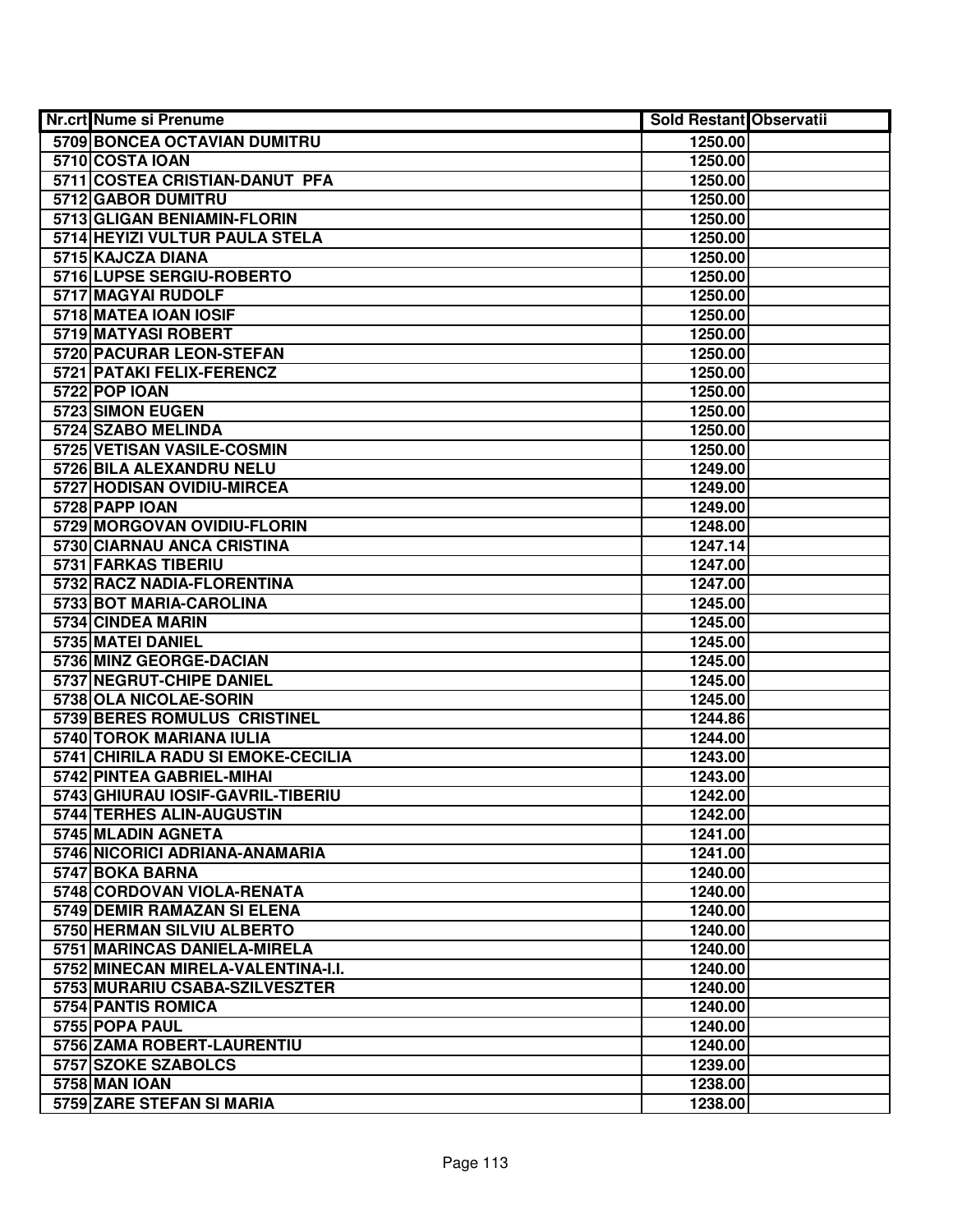| Nr.crt | Nume si Prenume | Sold Restant | Observatii |
|---|---|---|---|
| 5709 | BONCEA OCTAVIAN DUMITRU | 1250.00 | |
| 5710 | COSTA IOAN | 1250.00 | |
| 5711 | COSTEA CRISTIAN-DANUT PFA | 1250.00 | |
| 5712 | GABOR DUMITRU | 1250.00 | |
| 5713 | GLIGAN BENIAMIN-FLORIN | 1250.00 | |
| 5714 | HEYIZI VULTUR PAULA STELA | 1250.00 | |
| 5715 | KAJCZA DIANA | 1250.00 | |
| 5716 | LUPSE SERGIU-ROBERTO | 1250.00 | |
| 5717 | MAGYAI RUDOLF | 1250.00 | |
| 5718 | MATEA IOAN IOSIF | 1250.00 | |
| 5719 | MATYASI ROBERT | 1250.00 | |
| 5720 | PACURAR LEON-STEFAN | 1250.00 | |
| 5721 | PATAKI FELIX-FERENCZ | 1250.00 | |
| 5722 | POP IOAN | 1250.00 | |
| 5723 | SIMON EUGEN | 1250.00 | |
| 5724 | SZABO MELINDA | 1250.00 | |
| 5725 | VETISAN VASILE-COSMIN | 1250.00 | |
| 5726 | BILA ALEXANDRU NELU | 1249.00 | |
| 5727 | HODISAN OVIDIU-MIRCEA | 1249.00 | |
| 5728 | PAPP IOAN | 1249.00 | |
| 5729 | MORGOVAN OVIDIU-FLORIN | 1248.00 | |
| 5730 | CIARNAU ANCA CRISTINA | 1247.14 | |
| 5731 | FARKAS TIBERIU | 1247.00 | |
| 5732 | RACZ NADIA-FLORENTINA | 1247.00 | |
| 5733 | BOT MARIA-CAROLINA | 1245.00 | |
| 5734 | CINDEA MARIN | 1245.00 | |
| 5735 | MATEI DANIEL | 1245.00 | |
| 5736 | MINZ GEORGE-DACIAN | 1245.00 | |
| 5737 | NEGRUT-CHIPE DANIEL | 1245.00 | |
| 5738 | OLA NICOLAE-SORIN | 1245.00 | |
| 5739 | BERES ROMULUS CRISTINEL | 1244.86 | |
| 5740 | TOROK MARIANA IULIA | 1244.00 | |
| 5741 | CHIRILA RADU SI EMOKE-CECILIA | 1243.00 | |
| 5742 | PINTEA GABRIEL-MIHAI | 1243.00 | |
| 5743 | GHIURAU IOSIF-GAVRIL-TIBERIU | 1242.00 | |
| 5744 | TERHES ALIN-AUGUSTIN | 1242.00 | |
| 5745 | MLADIN AGNETA | 1241.00 | |
| 5746 | NICORICI ADRIANA-ANAMARIA | 1241.00 | |
| 5747 | BOKA BARNA | 1240.00 | |
| 5748 | CORDOVAN VIOLA-RENATA | 1240.00 | |
| 5749 | DEMIR RAMAZAN SI ELENA | 1240.00 | |
| 5750 | HERMAN SILVIU ALBERTO | 1240.00 | |
| 5751 | MARINCAS DANIELA-MIRELA | 1240.00 | |
| 5752 | MINECAN MIRELA-VALENTINA-I.I. | 1240.00 | |
| 5753 | MURARIU CSABA-SZILVESZTER | 1240.00 | |
| 5754 | PANTIS ROMICA | 1240.00 | |
| 5755 | POPA PAUL | 1240.00 | |
| 5756 | ZAMA ROBERT-LAURENTIU | 1240.00 | |
| 5757 | SZOKE SZABOLCS | 1239.00 | |
| 5758 | MAN IOAN | 1238.00 | |
| 5759 | ZARE STEFAN SI MARIA | 1238.00 | |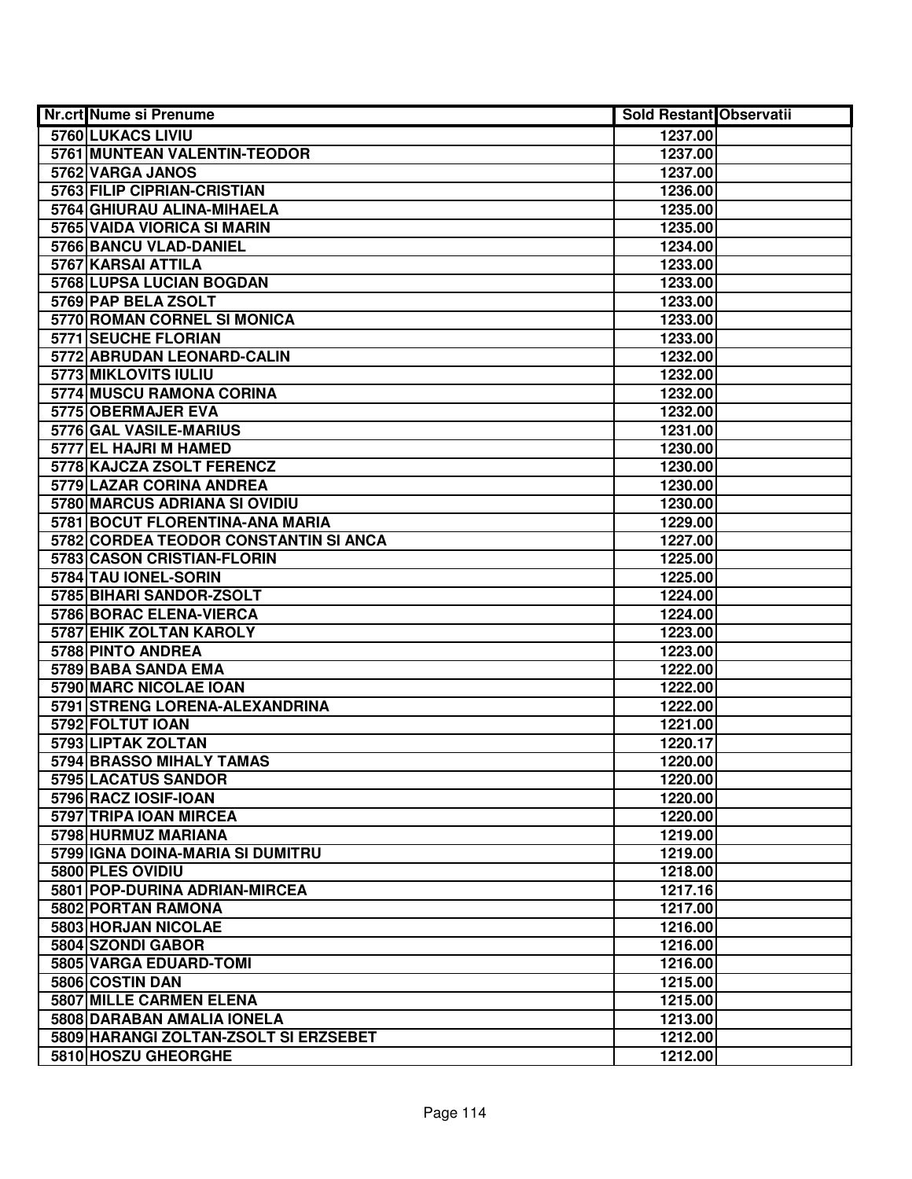| Nr.crt | Nume si Prenume | Sold Restant | Observatii |
|---|---|---|---|
| 5760 | LUKACS LIVIU | 1237.00 | |
| 5761 | MUNTEAN VALENTIN-TEODOR | 1237.00 | |
| 5762 | VARGA JANOS | 1237.00 | |
| 5763 | FILIP CIPRIAN-CRISTIAN | 1236.00 | |
| 5764 | GHIURAU ALINA-MIHAELA | 1235.00 | |
| 5765 | VAIDA VIORICA SI MARIN | 1235.00 | |
| 5766 | BANCU VLAD-DANIEL | 1234.00 | |
| 5767 | KARSAI ATTILA | 1233.00 | |
| 5768 | LUPSA LUCIAN BOGDAN | 1233.00 | |
| 5769 | PAP BELA ZSOLT | 1233.00 | |
| 5770 | ROMAN CORNEL SI MONICA | 1233.00 | |
| 5771 | SEUCHE FLORIAN | 1233.00 | |
| 5772 | ABRUDAN LEONARD-CALIN | 1232.00 | |
| 5773 | MIKLOVITS IULIU | 1232.00 | |
| 5774 | MUSCU RAMONA CORINA | 1232.00 | |
| 5775 | OBERMAJER EVA | 1232.00 | |
| 5776 | GAL VASILE-MARIUS | 1231.00 | |
| 5777 | EL HAJRI M HAMED | 1230.00 | |
| 5778 | KAJCZA ZSOLT FERENCZ | 1230.00 | |
| 5779 | LAZAR CORINA ANDREA | 1230.00 | |
| 5780 | MARCUS ADRIANA SI OVIDIU | 1230.00 | |
| 5781 | BOCUT FLORENTINA-ANA MARIA | 1229.00 | |
| 5782 | CORDEA TEODOR CONSTANTIN SI ANCA | 1227.00 | |
| 5783 | CASON CRISTIAN-FLORIN | 1225.00 | |
| 5784 | TAU IONEL-SORIN | 1225.00 | |
| 5785 | BIHARI SANDOR-ZSOLT | 1224.00 | |
| 5786 | BORAC ELENA-VIERCA | 1224.00 | |
| 5787 | EHIK ZOLTAN KAROLY | 1223.00 | |
| 5788 | PINTO ANDREA | 1223.00 | |
| 5789 | BABA SANDA EMA | 1222.00 | |
| 5790 | MARC NICOLAE IOAN | 1222.00 | |
| 5791 | STRENG LORENA-ALEXANDRINA | 1222.00 | |
| 5792 | FOLTUT IOAN | 1221.00 | |
| 5793 | LIPTAK ZOLTAN | 1220.17 | |
| 5794 | BRASSO MIHALY TAMAS | 1220.00 | |
| 5795 | LACATUS SANDOR | 1220.00 | |
| 5796 | RACZ IOSIF-IOAN | 1220.00 | |
| 5797 | TRIPA IOAN MIRCEA | 1220.00 | |
| 5798 | HURMUZ MARIANA | 1219.00 | |
| 5799 | IGNA DOINA-MARIA SI DUMITRU | 1219.00 | |
| 5800 | PLES OVIDIU | 1218.00 | |
| 5801 | POP-DURINA ADRIAN-MIRCEA | 1217.16 | |
| 5802 | PORTAN RAMONA | 1217.00 | |
| 5803 | HORJAN NICOLAE | 1216.00 | |
| 5804 | SZONDI GABOR | 1216.00 | |
| 5805 | VARGA EDUARD-TOMI | 1216.00 | |
| 5806 | COSTIN DAN | 1215.00 | |
| 5807 | MILLE CARMEN ELENA | 1215.00 | |
| 5808 | DARABAN AMALIA IONELA | 1213.00 | |
| 5809 | HARANGI ZOLTAN-ZSOLT SI ERZSEBET | 1212.00 | |
| 5810 | HOSZU GHEORGHE | 1212.00 | |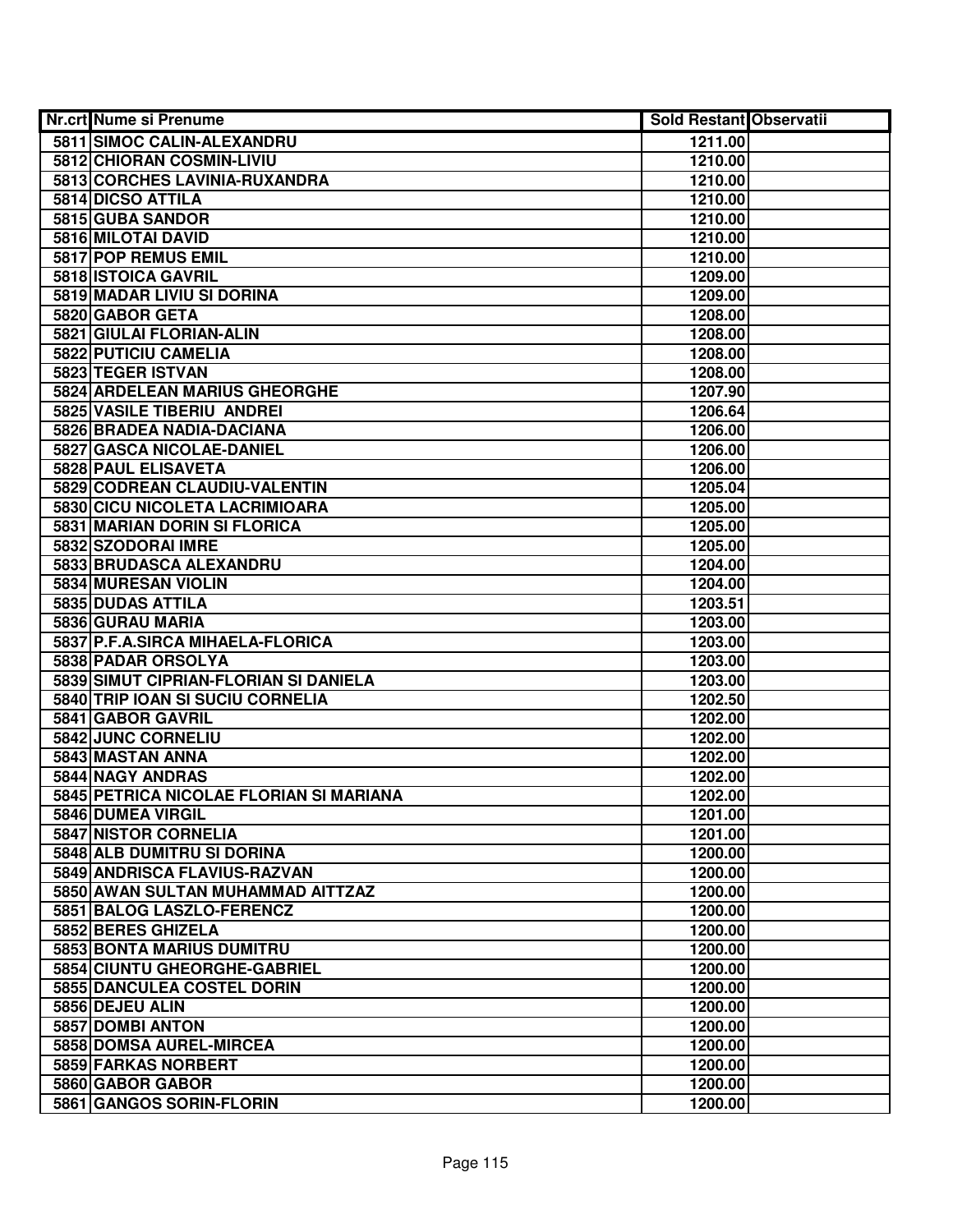| Nr.crt | Nume si Prenume | Sold Restant | Observatii |
|---|---|---|---|
| 5811 | SIMOC CALIN-ALEXANDRU | 1211.00 | |
| 5812 | CHIORAN COSMIN-LIVIU | 1210.00 | |
| 5813 | CORCHES LAVINIA-RUXANDRA | 1210.00 | |
| 5814 | DICSO ATTILA | 1210.00 | |
| 5815 | GUBA SANDOR | 1210.00 | |
| 5816 | MILOTAI DAVID | 1210.00 | |
| 5817 | POP REMUS EMIL | 1210.00 | |
| 5818 | ISTOICA GAVRIL | 1209.00 | |
| 5819 | MADAR LIVIU SI DORINA | 1209.00 | |
| 5820 | GABOR GETA | 1208.00 | |
| 5821 | GIULAI FLORIAN-ALIN | 1208.00 | |
| 5822 | PUTICIU CAMELIA | 1208.00 | |
| 5823 | TEGER ISTVAN | 1208.00 | |
| 5824 | ARDELEAN MARIUS GHEORGHE | 1207.90 | |
| 5825 | VASILE TIBERIU ANDREI | 1206.64 | |
| 5826 | BRADEA NADIA-DACIANA | 1206.00 | |
| 5827 | GASCA NICOLAE-DANIEL | 1206.00 | |
| 5828 | PAUL ELISAVETA | 1206.00 | |
| 5829 | CODREAN CLAUDIU-VALENTIN | 1205.04 | |
| 5830 | CICU NICOLETA LACRIMIOARA | 1205.00 | |
| 5831 | MARIAN DORIN SI FLORICA | 1205.00 | |
| 5832 | SZODORAI IMRE | 1205.00 | |
| 5833 | BRUDASCA ALEXANDRU | 1204.00 | |
| 5834 | MURESAN VIOLIN | 1204.00 | |
| 5835 | DUDAS ATTILA | 1203.51 | |
| 5836 | GURAU MARIA | 1203.00 | |
| 5837 | P.F.A.SIRCA MIHAELA-FLORICA | 1203.00 | |
| 5838 | PADAR ORSOLYA | 1203.00 | |
| 5839 | SIMUT CIPRIAN-FLORIAN SI DANIELA | 1203.00 | |
| 5840 | TRIP IOAN SI SUCIU CORNELIA | 1202.50 | |
| 5841 | GABOR GAVRIL | 1202.00 | |
| 5842 | JUNC CORNELIU | 1202.00 | |
| 5843 | MASTAN ANNA | 1202.00 | |
| 5844 | NAGY ANDRAS | 1202.00 | |
| 5845 | PETRICA NICOLAE FLORIAN SI MARIANA | 1202.00 | |
| 5846 | DUMEA VIRGIL | 1201.00 | |
| 5847 | NISTOR CORNELIA | 1201.00 | |
| 5848 | ALB DUMITRU SI DORINA | 1200.00 | |
| 5849 | ANDRISCA FLAVIUS-RAZVAN | 1200.00 | |
| 5850 | AWAN SULTAN MUHAMMAD AITTZAZ | 1200.00 | |
| 5851 | BALOG LASZLO-FERENCZ | 1200.00 | |
| 5852 | BERES GHIZELA | 1200.00 | |
| 5853 | BONTA MARIUS DUMITRU | 1200.00 | |
| 5854 | CIUNTU GHEORGHE-GABRIEL | 1200.00 | |
| 5855 | DANCULEA COSTEL DORIN | 1200.00 | |
| 5856 | DEJEU ALIN | 1200.00 | |
| 5857 | DOMBI ANTON | 1200.00 | |
| 5858 | DOMSA AUREL-MIRCEA | 1200.00 | |
| 5859 | FARKAS NORBERT | 1200.00 | |
| 5860 | GABOR GABOR | 1200.00 | |
| 5861 | GANGOS SORIN-FLORIN | 1200.00 | |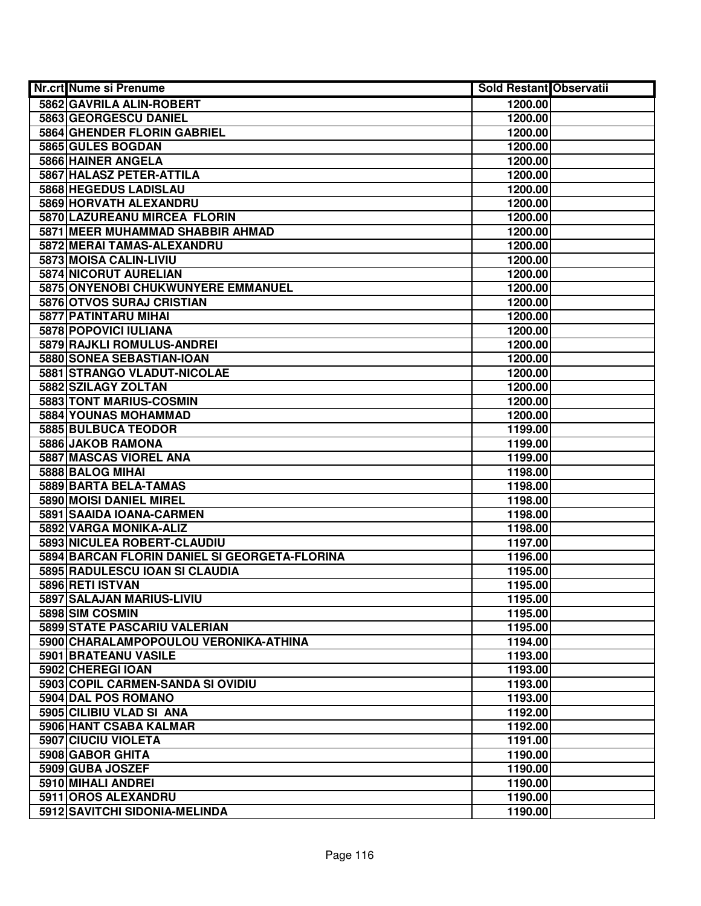| Nr.crt | Nume si Prenume | Sold Restant | Observatii |
|---|---|---|---|
| 5862 | GAVRILA ALIN-ROBERT | 1200.00 | |
| 5863 | GEORGESCU DANIEL | 1200.00 | |
| 5864 | GHENDER FLORIN GABRIEL | 1200.00 | |
| 5865 | GULES BOGDAN | 1200.00 | |
| 5866 | HAINER ANGELA | 1200.00 | |
| 5867 | HALASZ PETER-ATTILA | 1200.00 | |
| 5868 | HEGEDUS LADISLAU | 1200.00 | |
| 5869 | HORVATH ALEXANDRU | 1200.00 | |
| 5870 | LAZUREANU MIRCEA FLORIN | 1200.00 | |
| 5871 | MEER MUHAMMAD SHABBIR AHMAD | 1200.00 | |
| 5872 | MERAI TAMAS-ALEXANDRU | 1200.00 | |
| 5873 | MOISA CALIN-LIVIU | 1200.00 | |
| 5874 | NICORUT AURELIAN | 1200.00 | |
| 5875 | ONYENOBI CHUKWUNYERE EMMANUEL | 1200.00 | |
| 5876 | OTVOS SURAJ CRISTIAN | 1200.00 | |
| 5877 | PATINTARU MIHAI | 1200.00 | |
| 5878 | POPOVICI IULIANA | 1200.00 | |
| 5879 | RAJKLI ROMULUS-ANDREI | 1200.00 | |
| 5880 | SONEA SEBASTIAN-IOAN | 1200.00 | |
| 5881 | STRANGO VLADUT-NICOLAE | 1200.00 | |
| 5882 | SZILAGY ZOLTAN | 1200.00 | |
| 5883 | TONT MARIUS-COSMIN | 1200.00 | |
| 5884 | YOUNAS MOHAMMAD | 1200.00 | |
| 5885 | BULBUCA TEODOR | 1199.00 | |
| 5886 | JAKOB RAMONA | 1199.00 | |
| 5887 | MASCAS VIOREL ANA | 1199.00 | |
| 5888 | BALOG MIHAI | 1198.00 | |
| 5889 | BARTA BELA-TAMAS | 1198.00 | |
| 5890 | MOISI DANIEL MIREL | 1198.00 | |
| 5891 | SAAIDA IOANA-CARMEN | 1198.00 | |
| 5892 | VARGA MONIKA-ALIZ | 1198.00 | |
| 5893 | NICULEA ROBERT-CLAUDIU | 1197.00 | |
| 5894 | BARCAN FLORIN DANIEL SI GEORGETA-FLORINA | 1196.00 | |
| 5895 | RADULESCU IOAN SI CLAUDIA | 1195.00 | |
| 5896 | RETI ISTVAN | 1195.00 | |
| 5897 | SALAJAN MARIUS-LIVIU | 1195.00 | |
| 5898 | SIM COSMIN | 1195.00 | |
| 5899 | STATE PASCARIU VALERIAN | 1195.00 | |
| 5900 | CHARALAMPOPOULOU VERONIKA-ATHINA | 1194.00 | |
| 5901 | BRATEANU VASILE | 1193.00 | |
| 5902 | CHEREGI IOAN | 1193.00 | |
| 5903 | COPIL CARMEN-SANDA SI OVIDIU | 1193.00 | |
| 5904 | DAL POS ROMANO | 1193.00 | |
| 5905 | CILIBIU VLAD SI ANA | 1192.00 | |
| 5906 | HANT CSABA KALMAR | 1192.00 | |
| 5907 | CIUCIU VIOLETA | 1191.00 | |
| 5908 | GABOR GHITA | 1190.00 | |
| 5909 | GUBA JOSZEF | 1190.00 | |
| 5910 | MIHALI ANDREI | 1190.00 | |
| 5911 | OROS ALEXANDRU | 1190.00 | |
| 5912 | SAVITCHI SIDONIA-MELINDA | 1190.00 | |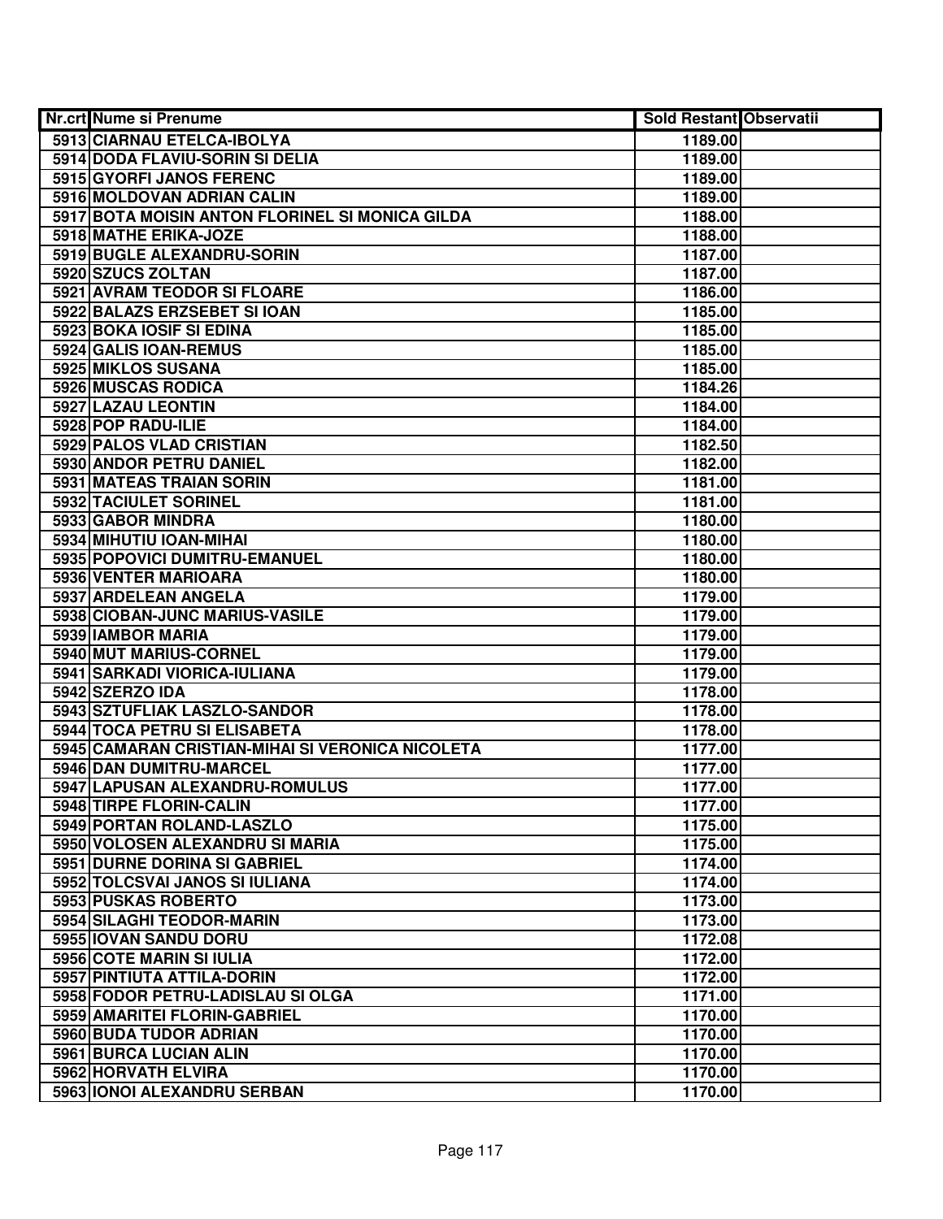| Nr.crt | Nume si Prenume | Sold Restant | Observatii |
|---|---|---|---|
| 5913 | CIARNAU ETELCA-IBOLYA | 1189.00 | |
| 5914 | DODA FLAVIU-SORIN SI DELIA | 1189.00 | |
| 5915 | GYORFI JANOS FERENC | 1189.00 | |
| 5916 | MOLDOVAN ADRIAN CALIN | 1189.00 | |
| 5917 | BOTA MOISIN ANTON FLORINEL SI MONICA GILDA | 1188.00 | |
| 5918 | MATHE ERIKA-JOZE | 1188.00 | |
| 5919 | BUGLE ALEXANDRU-SORIN | 1187.00 | |
| 5920 | SZUCS ZOLTAN | 1187.00 | |
| 5921 | AVRAM TEODOR SI FLOARE | 1186.00 | |
| 5922 | BALAZS ERZSEBET SI IOAN | 1185.00 | |
| 5923 | BOKA IOSIF SI EDINA | 1185.00 | |
| 5924 | GALIS IOAN-REMUS | 1185.00 | |
| 5925 | MIKLOS SUSANA | 1185.00 | |
| 5926 | MUSCAS RODICA | 1184.26 | |
| 5927 | LAZAU LEONTIN | 1184.00 | |
| 5928 | POP RADU-ILIE | 1184.00 | |
| 5929 | PALOS VLAD CRISTIAN | 1182.50 | |
| 5930 | ANDOR PETRU DANIEL | 1182.00 | |
| 5931 | MATEAS TRAIAN SORIN | 1181.00 | |
| 5932 | TACIULET SORINEL | 1181.00 | |
| 5933 | GABOR MINDRA | 1180.00 | |
| 5934 | MIHUTIU IOAN-MIHAI | 1180.00 | |
| 5935 | POPOVICI DUMITRU-EMANUEL | 1180.00 | |
| 5936 | VENTER MARIOARA | 1180.00 | |
| 5937 | ARDELEAN ANGELA | 1179.00 | |
| 5938 | CIOBAN-JUNC MARIUS-VASILE | 1179.00 | |
| 5939 | IAMBOR MARIA | 1179.00 | |
| 5940 | MUT MARIUS-CORNEL | 1179.00 | |
| 5941 | SARKADI VIORICA-IULIANA | 1179.00 | |
| 5942 | SZERZO IDA | 1178.00 | |
| 5943 | SZTUFLIAK LASZLO-SANDOR | 1178.00 | |
| 5944 | TOCA PETRU SI ELISABETA | 1178.00 | |
| 5945 | CAMARAN CRISTIAN-MIHAI SI VERONICA NICOLETA | 1177.00 | |
| 5946 | DAN DUMITRU-MARCEL | 1177.00 | |
| 5947 | LAPUSAN ALEXANDRU-ROMULUS | 1177.00 | |
| 5948 | TIRPE FLORIN-CALIN | 1177.00 | |
| 5949 | PORTAN ROLAND-LASZLO | 1175.00 | |
| 5950 | VOLOSEN ALEXANDRU SI MARIA | 1175.00 | |
| 5951 | DURNE DORINA SI GABRIEL | 1174.00 | |
| 5952 | TOLCSVAI JANOS SI IULIANA | 1174.00 | |
| 5953 | PUSKAS ROBERTO | 1173.00 | |
| 5954 | SILAGHI TEODOR-MARIN | 1173.00 | |
| 5955 | IOVAN SANDU DORU | 1172.08 | |
| 5956 | COTE MARIN SI IULIA | 1172.00 | |
| 5957 | PINTIUTA ATTILA-DORIN | 1172.00 | |
| 5958 | FODOR PETRU-LADISLAU SI OLGA | 1171.00 | |
| 5959 | AMARITEI FLORIN-GABRIEL | 1170.00 | |
| 5960 | BUDA TUDOR ADRIAN | 1170.00 | |
| 5961 | BURCA LUCIAN ALIN | 1170.00 | |
| 5962 | HORVATH ELVIRA | 1170.00 | |
| 5963 | IONOI ALEXANDRU SERBAN | 1170.00 | |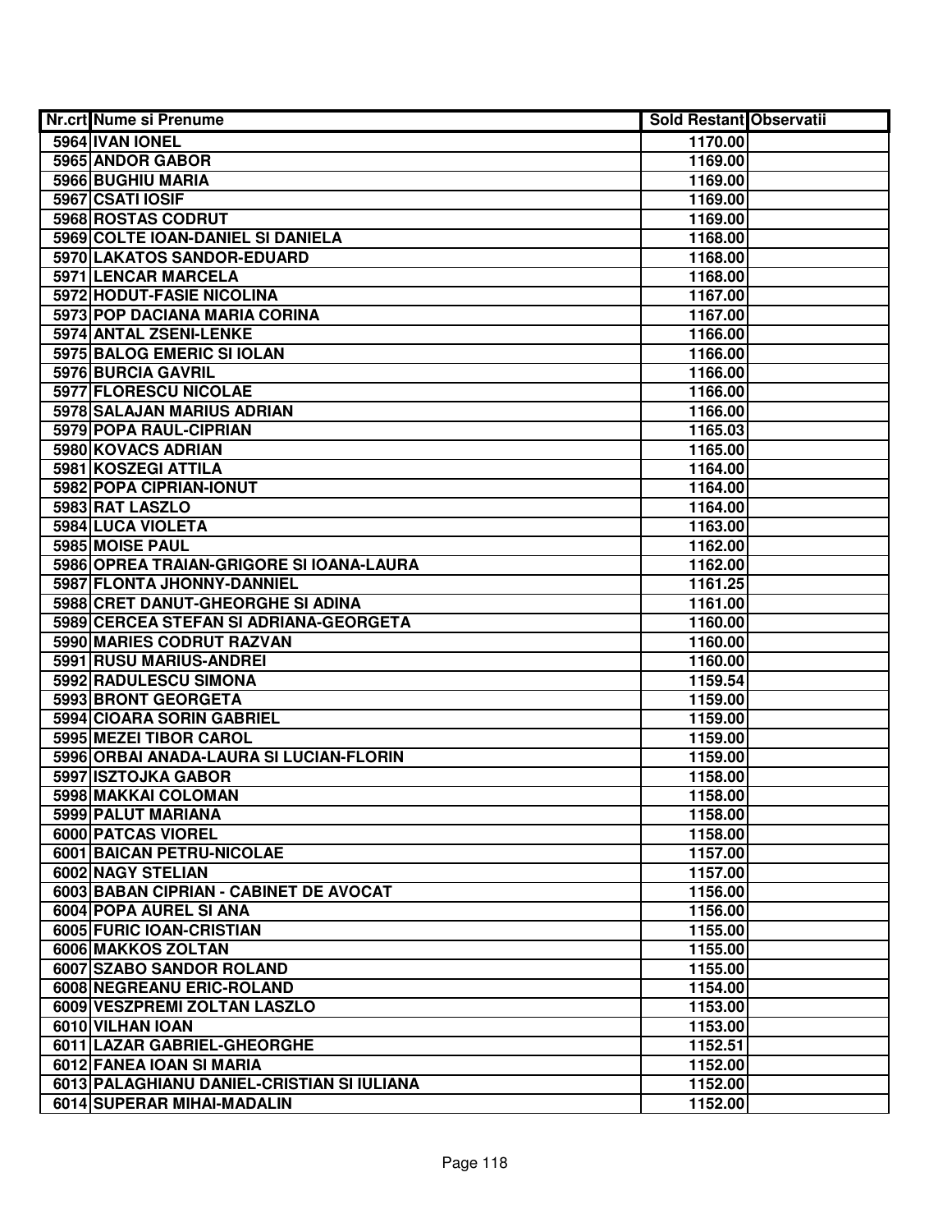| Nr.crt | Nume si Prenume | Sold Restant | Observatii |
|---|---|---|---|
| 5964 | IVAN IONEL | 1170.00 | |
| 5965 | ANDOR GABOR | 1169.00 | |
| 5966 | BUGHIU MARIA | 1169.00 | |
| 5967 | CSATI IOSIF | 1169.00 | |
| 5968 | ROSTAS CODRUT | 1169.00 | |
| 5969 | COLTE IOAN-DANIEL SI DANIELA | 1168.00 | |
| 5970 | LAKATOS SANDOR-EDUARD | 1168.00 | |
| 5971 | LENCAR MARCELA | 1168.00 | |
| 5972 | HODUT-FASIE NICOLINA | 1167.00 | |
| 5973 | POP DACIANA MARIA CORINA | 1167.00 | |
| 5974 | ANTAL ZSENI-LENKE | 1166.00 | |
| 5975 | BALOG EMERIC SI IOLAN | 1166.00 | |
| 5976 | BURCIA GAVRIL | 1166.00 | |
| 5977 | FLORESCU NICOLAE | 1166.00 | |
| 5978 | SALAJAN MARIUS ADRIAN | 1166.00 | |
| 5979 | POPA RAUL-CIPRIAN | 1165.03 | |
| 5980 | KOVACS ADRIAN | 1165.00 | |
| 5981 | KOSZEGI ATTILA | 1164.00 | |
| 5982 | POPA CIPRIAN-IONUT | 1164.00 | |
| 5983 | RAT LASZLO | 1164.00 | |
| 5984 | LUCA VIOLETA | 1163.00 | |
| 5985 | MOISE PAUL | 1162.00 | |
| 5986 | OPREA TRAIAN-GRIGORE SI IOANA-LAURA | 1162.00 | |
| 5987 | FLONTA JHONNY-DANNIEL | 1161.25 | |
| 5988 | CRET DANUT-GHEORGHE SI ADINA | 1161.00 | |
| 5989 | CERCEA STEFAN SI ADRIANA-GEORGETA | 1160.00 | |
| 5990 | MARIES CODRUT RAZVAN | 1160.00 | |
| 5991 | RUSU MARIUS-ANDREI | 1160.00 | |
| 5992 | RADULESCU SIMONA | 1159.54 | |
| 5993 | BRONT GEORGETA | 1159.00 | |
| 5994 | CIOARA SORIN GABRIEL | 1159.00 | |
| 5995 | MEZEI TIBOR CAROL | 1159.00 | |
| 5996 | ORBAI ANADA-LAURA SI LUCIAN-FLORIN | 1159.00 | |
| 5997 | ISZTOJKA GABOR | 1158.00 | |
| 5998 | MAKKAI COLOMAN | 1158.00 | |
| 5999 | PALUT MARIANA | 1158.00 | |
| 6000 | PATCAS VIOREL | 1158.00 | |
| 6001 | BAICAN PETRU-NICOLAE | 1157.00 | |
| 6002 | NAGY STELIAN | 1157.00 | |
| 6003 | BABAN CIPRIAN - CABINET DE AVOCAT | 1156.00 | |
| 6004 | POPA AUREL SI ANA | 1156.00 | |
| 6005 | FURIC IOAN-CRISTIAN | 1155.00 | |
| 6006 | MAKKOS ZOLTAN | 1155.00 | |
| 6007 | SZABO SANDOR ROLAND | 1155.00 | |
| 6008 | NEGREANU ERIC-ROLAND | 1154.00 | |
| 6009 | VESZPREMI ZOLTAN LASZLO | 1153.00 | |
| 6010 | VILHAN IOAN | 1153.00 | |
| 6011 | LAZAR GABRIEL-GHEORGHE | 1152.51 | |
| 6012 | FANEA IOAN SI MARIA | 1152.00 | |
| 6013 | PALAGHIANU DANIEL-CRISTIAN SI IULIANA | 1152.00 | |
| 6014 | SUPERAR MIHAI-MADALIN | 1152.00 | |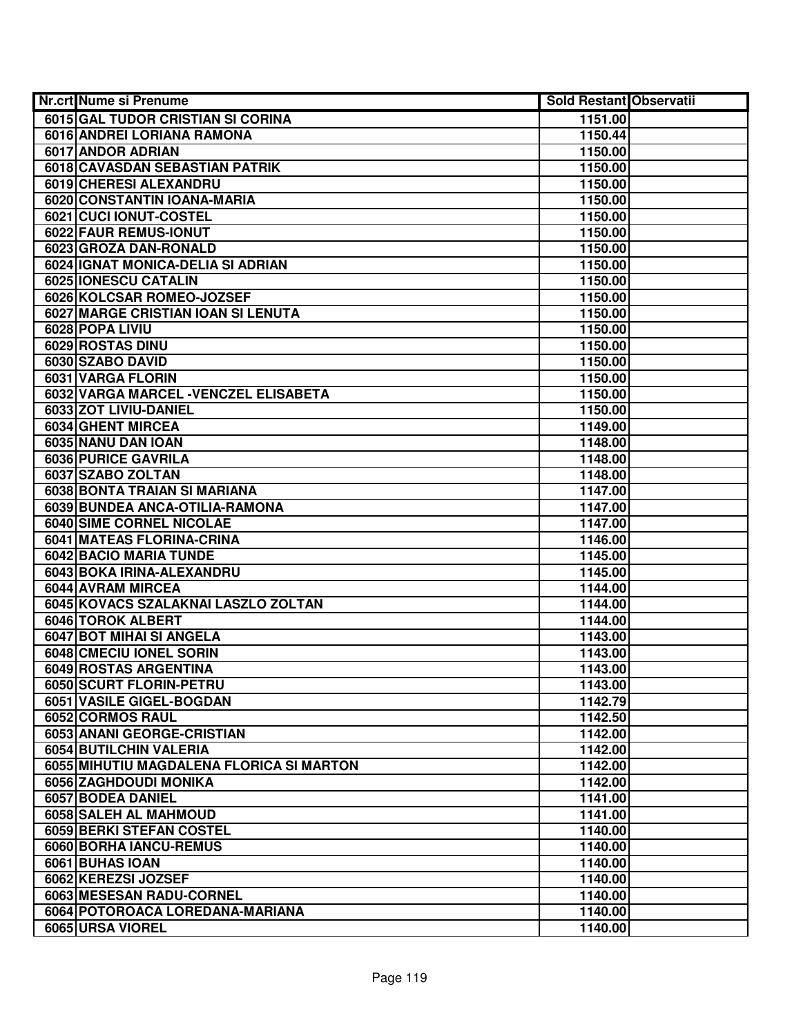| Nr.crt | Nume si Prenume | Sold Restant | Observatii |
|---|---|---|---|
| 6015 | GAL TUDOR CRISTIAN SI CORINA | 1151.00 | |
| 6016 | ANDREI LORIANA RAMONA | 1150.44 | |
| 6017 | ANDOR ADRIAN | 1150.00 | |
| 6018 | CAVASDAN SEBASTIAN PATRIK | 1150.00 | |
| 6019 | CHERESI ALEXANDRU | 1150.00 | |
| 6020 | CONSTANTIN IOANA-MARIA | 1150.00 | |
| 6021 | CUCI IONUT-COSTEL | 1150.00 | |
| 6022 | FAUR REMUS-IONUT | 1150.00 | |
| 6023 | GROZA DAN-RONALD | 1150.00 | |
| 6024 | IGNAT MONICA-DELIA SI ADRIAN | 1150.00 | |
| 6025 | IONESCU CATALIN | 1150.00 | |
| 6026 | KOLCSAR ROMEO-JOZSEF | 1150.00 | |
| 6027 | MARGE CRISTIAN IOAN SI LENUTA | 1150.00 | |
| 6028 | POPA LIVIU | 1150.00 | |
| 6029 | ROSTAS DINU | 1150.00 | |
| 6030 | SZABO DAVID | 1150.00 | |
| 6031 | VARGA FLORIN | 1150.00 | |
| 6032 | VARGA MARCEL -VENCZEL ELISABETA | 1150.00 | |
| 6033 | ZOT LIVIU-DANIEL | 1150.00 | |
| 6034 | GHENT MIRCEA | 1149.00 | |
| 6035 | NANU DAN IOAN | 1148.00 | |
| 6036 | PURICE GAVRILA | 1148.00 | |
| 6037 | SZABO ZOLTAN | 1148.00 | |
| 6038 | BONTA TRAIAN SI MARIANA | 1147.00 | |
| 6039 | BUNDEA ANCA-OTILIA-RAMONA | 1147.00 | |
| 6040 | SIME CORNEL NICOLAE | 1147.00 | |
| 6041 | MATEAS FLORINA-CRINA | 1146.00 | |
| 6042 | BACIO MARIA TUNDE | 1145.00 | |
| 6043 | BOKA IRINA-ALEXANDRU | 1145.00 | |
| 6044 | AVRAM MIRCEA | 1144.00 | |
| 6045 | KOVACS SZALAKNAI LASZLO ZOLTAN | 1144.00 | |
| 6046 | TOROK ALBERT | 1144.00 | |
| 6047 | BOT MIHAI SI ANGELA | 1143.00 | |
| 6048 | CMECIU IONEL SORIN | 1143.00 | |
| 6049 | ROSTAS ARGENTINA | 1143.00 | |
| 6050 | SCURT FLORIN-PETRU | 1143.00 | |
| 6051 | VASILE GIGEL-BOGDAN | 1142.79 | |
| 6052 | CORMOS RAUL | 1142.50 | |
| 6053 | ANANI GEORGE-CRISTIAN | 1142.00 | |
| 6054 | BUTILCHIN VALERIA | 1142.00 | |
| 6055 | MIHUTIU MAGDALENA FLORICA SI MARTON | 1142.00 | |
| 6056 | ZAGHDOUDI MONIKA | 1142.00 | |
| 6057 | BODEA DANIEL | 1141.00 | |
| 6058 | SALEH AL MAHMOUD | 1141.00 | |
| 6059 | BERKI STEFAN COSTEL | 1140.00 | |
| 6060 | BORHA IANCU-REMUS | 1140.00 | |
| 6061 | BUHAS IOAN | 1140.00 | |
| 6062 | KEREZSI JOZSEF | 1140.00 | |
| 6063 | MESESAN RADU-CORNEL | 1140.00 | |
| 6064 | POTOROACA LOREDANA-MARIANA | 1140.00 | |
| 6065 | URSA VIOREL | 1140.00 | |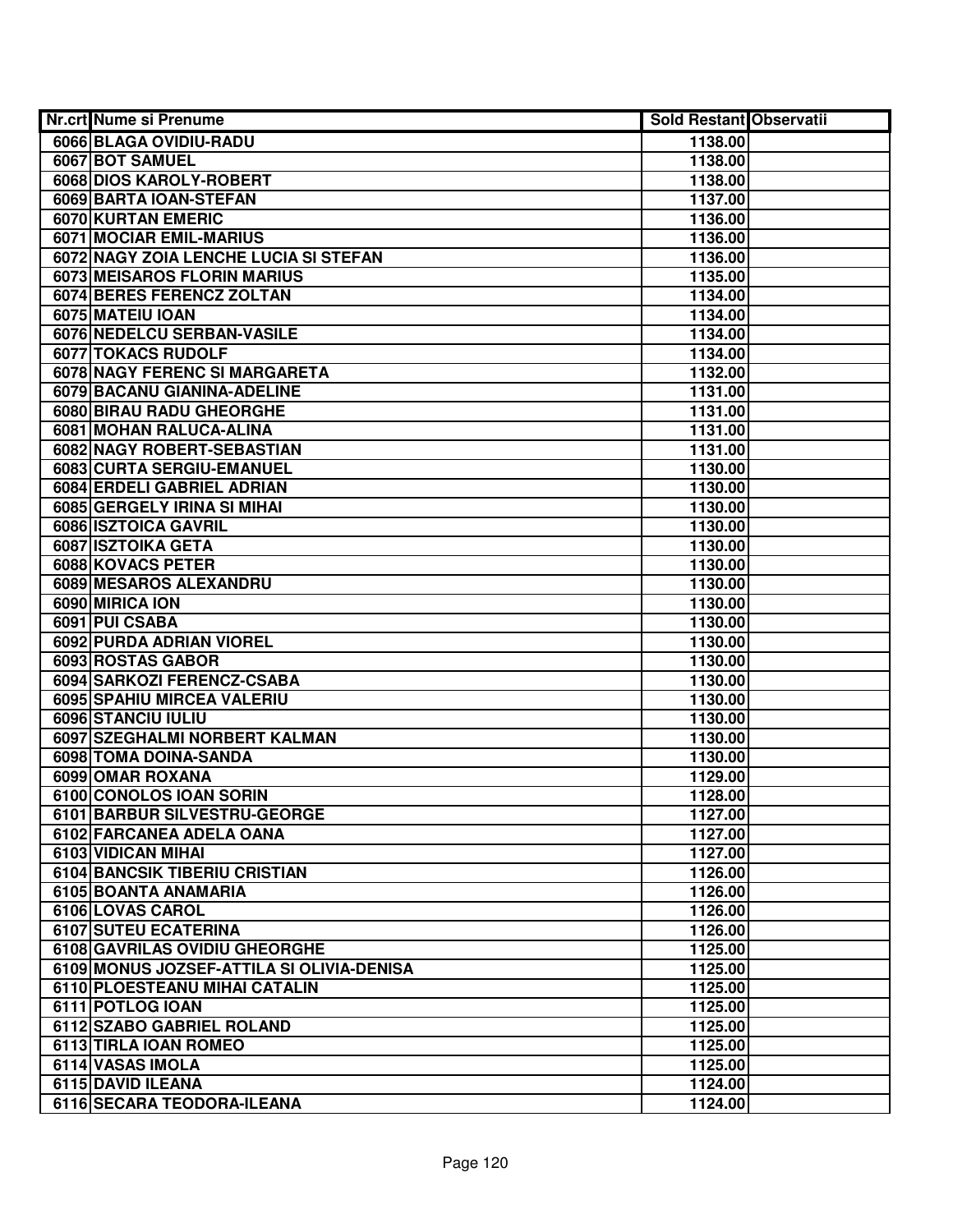| Nr.crt | Nume si Prenume | Sold Restant | Observatii |
|---|---|---|---|
| 6066 | BLAGA OVIDIU-RADU | 1138.00 | |
| 6067 | BOT SAMUEL | 1138.00 | |
| 6068 | DIOS KAROLY-ROBERT | 1138.00 | |
| 6069 | BARTA IOAN-STEFAN | 1137.00 | |
| 6070 | KURTAN EMERIC | 1136.00 | |
| 6071 | MOCIAR EMIL-MARIUS | 1136.00 | |
| 6072 | NAGY ZOIA LENCHE LUCIA SI STEFAN | 1136.00 | |
| 6073 | MEISAROS FLORIN MARIUS | 1135.00 | |
| 6074 | BERES FERENCZ ZOLTAN | 1134.00 | |
| 6075 | MATEIU IOAN | 1134.00 | |
| 6076 | NEDELCU SERBAN-VASILE | 1134.00 | |
| 6077 | TOKACS RUDOLF | 1134.00 | |
| 6078 | NAGY FERENC SI MARGARETA | 1132.00 | |
| 6079 | BACANU GIANINA-ADELINE | 1131.00 | |
| 6080 | BIRAU RADU GHEORGHE | 1131.00 | |
| 6081 | MOHAN RALUCA-ALINA | 1131.00 | |
| 6082 | NAGY ROBERT-SEBASTIAN | 1131.00 | |
| 6083 | CURTA SERGIU-EMANUEL | 1130.00 | |
| 6084 | ERDELI GABRIEL ADRIAN | 1130.00 | |
| 6085 | GERGELY IRINA SI MIHAI | 1130.00 | |
| 6086 | ISZTOICA GAVRIL | 1130.00 | |
| 6087 | ISZTOIKA GETA | 1130.00 | |
| 6088 | KOVACS PETER | 1130.00 | |
| 6089 | MESAROS ALEXANDRU | 1130.00 | |
| 6090 | MIRICA ION | 1130.00 | |
| 6091 | PUI CSABA | 1130.00 | |
| 6092 | PURDA ADRIAN VIOREL | 1130.00 | |
| 6093 | ROSTAS GABOR | 1130.00 | |
| 6094 | SARKOZI FERENCZ-CSABA | 1130.00 | |
| 6095 | SPAHIU MIRCEA VALERIU | 1130.00 | |
| 6096 | STANCIU IULIU | 1130.00 | |
| 6097 | SZEGHALMI NORBERT KALMAN | 1130.00 | |
| 6098 | TOMA DOINA-SANDA | 1130.00 | |
| 6099 | OMAR ROXANA | 1129.00 | |
| 6100 | CONOLOS IOAN SORIN | 1128.00 | |
| 6101 | BARBUR SILVESTRU-GEORGE | 1127.00 | |
| 6102 | FARCANEA ADELA OANA | 1127.00 | |
| 6103 | VIDICAN MIHAI | 1127.00 | |
| 6104 | BANCSIK TIBERIU CRISTIAN | 1126.00 | |
| 6105 | BOANTA ANAMARIA | 1126.00 | |
| 6106 | LOVAS CAROL | 1126.00 | |
| 6107 | SUTEU ECATERINA | 1126.00 | |
| 6108 | GAVRILAS OVIDIU GHEORGHE | 1125.00 | |
| 6109 | MONUS JOZSEF-ATTILA SI OLIVIA-DENISA | 1125.00 | |
| 6110 | PLOESTEANU MIHAI CATALIN | 1125.00 | |
| 6111 | POTLOG IOAN | 1125.00 | |
| 6112 | SZABO GABRIEL ROLAND | 1125.00 | |
| 6113 | TIRLA IOAN ROMEO | 1125.00 | |
| 6114 | VASAS IMOLA | 1125.00 | |
| 6115 | DAVID ILEANA | 1124.00 | |
| 6116 | SECARA TEODORA-ILEANA | 1124.00 | |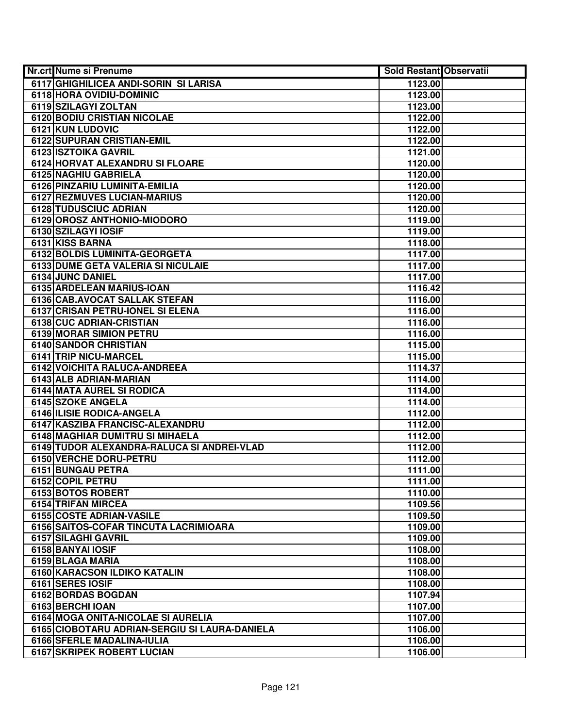| Nr.crt | Nume si Prenume | Sold Restant | Observatii |
|---|---|---|---|
| 6117 | GHIGHILICEA ANDI-SORIN  SI LARISA | 1123.00 | |
| 6118 | HORA OVIDIU-DOMINIC | 1123.00 | |
| 6119 | SZILAGYI ZOLTAN | 1123.00 | |
| 6120 | BODIU CRISTIAN NICOLAE | 1122.00 | |
| 6121 | KUN LUDOVIC | 1122.00 | |
| 6122 | SUPURAN CRISTIAN-EMIL | 1122.00 | |
| 6123 | ISZTOIKA GAVRIL | 1121.00 | |
| 6124 | HORVAT ALEXANDRU SI FLOARE | 1120.00 | |
| 6125 | NAGHIU GABRIELA | 1120.00 | |
| 6126 | PINZARIU LUMINITA-EMILIA | 1120.00 | |
| 6127 | REZMUVES LUCIAN-MARIUS | 1120.00 | |
| 6128 | TUDUSCIUC ADRIAN | 1120.00 | |
| 6129 | OROSZ ANTHONIO-MIODORO | 1119.00 | |
| 6130 | SZILAGYI IOSIF | 1119.00 | |
| 6131 | KISS BARNA | 1118.00 | |
| 6132 | BOLDIS LUMINITA-GEORGETA | 1117.00 | |
| 6133 | DUME GETA VALERIA SI NICULAIE | 1117.00 | |
| 6134 | JUNC DANIEL | 1117.00 | |
| 6135 | ARDELEAN MARIUS-IOAN | 1116.42 | |
| 6136 | CAB.AVOCAT SALLAK STEFAN | 1116.00 | |
| 6137 | CRISAN PETRU-IONEL SI ELENA | 1116.00 | |
| 6138 | CUC ADRIAN-CRISTIAN | 1116.00 | |
| 6139 | MORAR SIMION PETRU | 1116.00 | |
| 6140 | SANDOR CHRISTIAN | 1115.00 | |
| 6141 | TRIP NICU-MARCEL | 1115.00 | |
| 6142 | VOICHITA RALUCA-ANDREEA | 1114.37 | |
| 6143 | ALB ADRIAN-MARIAN | 1114.00 | |
| 6144 | MATA AUREL SI RODICA | 1114.00 | |
| 6145 | SZOKE ANGELA | 1114.00 | |
| 6146 | ILISIE RODICA-ANGELA | 1112.00 | |
| 6147 | KASZIBA FRANCISC-ALEXANDRU | 1112.00 | |
| 6148 | MAGHIAR DUMITRU SI MIHAELA | 1112.00 | |
| 6149 | TUDOR ALEXANDRA-RALUCA SI ANDREI-VLAD | 1112.00 | |
| 6150 | VERCHE DORU-PETRU | 1112.00 | |
| 6151 | BUNGAU PETRA | 1111.00 | |
| 6152 | COPIL PETRU | 1111.00 | |
| 6153 | BOTOS ROBERT | 1110.00 | |
| 6154 | TRIFAN MIRCEA | 1109.56 | |
| 6155 | COSTE ADRIAN-VASILE | 1109.50 | |
| 6156 | SAITOS-COFAR TINCUTA LACRIMIOARA | 1109.00 | |
| 6157 | SILAGHI GAVRIL | 1109.00 | |
| 6158 | BANYAI IOSIF | 1108.00 | |
| 6159 | BLAGA MARIA | 1108.00 | |
| 6160 | KARACSON ILDIKO KATALIN | 1108.00 | |
| 6161 | SERES IOSIF | 1108.00 | |
| 6162 | BORDAS BOGDAN | 1107.94 | |
| 6163 | BERCHI IOAN | 1107.00 | |
| 6164 | MOGA ONITA-NICOLAE SI AURELIA | 1107.00 | |
| 6165 | CIOBOTARU ADRIAN-SERGIU SI LAURA-DANIELA | 1106.00 | |
| 6166 | SFERLE MADALINA-IULIA | 1106.00 | |
| 6167 | SKRIPEK ROBERT LUCIAN | 1106.00 | |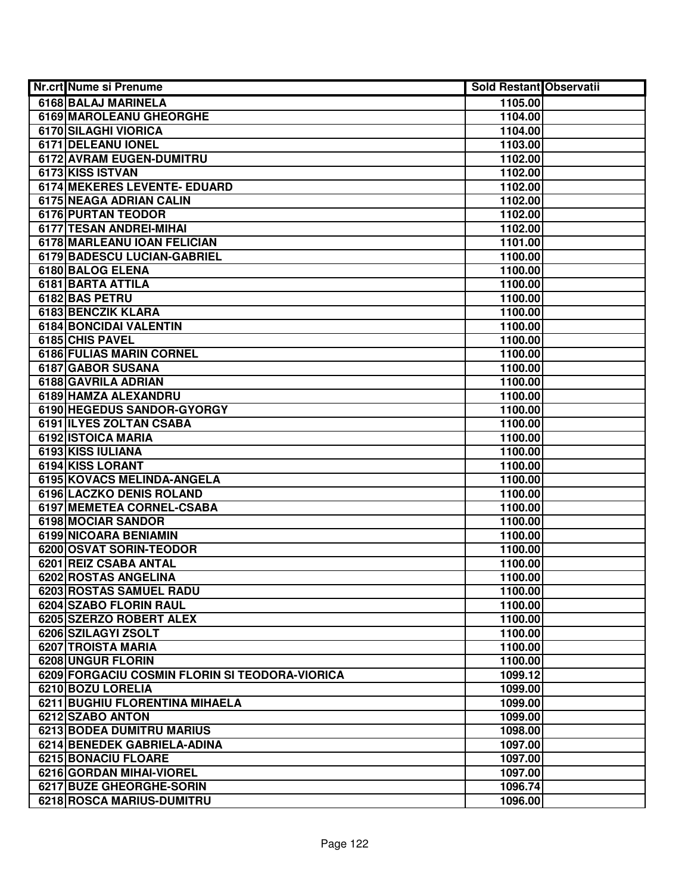| Nr.crt | Nume si Prenume | Sold Restant | Observatii |
|---|---|---|---|
| 6168 | BALAJ MARINELA | 1105.00 | |
| 6169 | MAROLEANU GHEORGHE | 1104.00 | |
| 6170 | SILAGHI VIORICA | 1104.00 | |
| 6171 | DELEANU IONEL | 1103.00 | |
| 6172 | AVRAM EUGEN-DUMITRU | 1102.00 | |
| 6173 | KISS ISTVAN | 1102.00 | |
| 6174 | MEKERES LEVENTE- EDUARD | 1102.00 | |
| 6175 | NEAGA ADRIAN CALIN | 1102.00 | |
| 6176 | PURTAN TEODOR | 1102.00 | |
| 6177 | TESAN ANDREI-MIHAI | 1102.00 | |
| 6178 | MARLEANU IOAN FELICIAN | 1101.00 | |
| 6179 | BADESCU LUCIAN-GABRIEL | 1100.00 | |
| 6180 | BALOG ELENA | 1100.00 | |
| 6181 | BARTA ATTILA | 1100.00 | |
| 6182 | BAS PETRU | 1100.00 | |
| 6183 | BENCZIK KLARA | 1100.00 | |
| 6184 | BONCIDAI VALENTIN | 1100.00 | |
| 6185 | CHIS PAVEL | 1100.00 | |
| 6186 | FULIAS MARIN CORNEL | 1100.00 | |
| 6187 | GABOR SUSANA | 1100.00 | |
| 6188 | GAVRILA ADRIAN | 1100.00 | |
| 6189 | HAMZA ALEXANDRU | 1100.00 | |
| 6190 | HEGEDUS SANDOR-GYORGY | 1100.00 | |
| 6191 | ILYES ZOLTAN CSABA | 1100.00 | |
| 6192 | ISTOICA MARIA | 1100.00 | |
| 6193 | KISS IULIANA | 1100.00 | |
| 6194 | KISS LORANT | 1100.00 | |
| 6195 | KOVACS MELINDA-ANGELA | 1100.00 | |
| 6196 | LACZKO DENIS ROLAND | 1100.00 | |
| 6197 | MEMETEA CORNEL-CSABA | 1100.00 | |
| 6198 | MOCIAR SANDOR | 1100.00 | |
| 6199 | NICOARA BENIAMIN | 1100.00 | |
| 6200 | OSVAT SORIN-TEODOR | 1100.00 | |
| 6201 | REIZ CSABA ANTAL | 1100.00 | |
| 6202 | ROSTAS ANGELINA | 1100.00 | |
| 6203 | ROSTAS SAMUEL RADU | 1100.00 | |
| 6204 | SZABO FLORIN RAUL | 1100.00 | |
| 6205 | SZERZO ROBERT ALEX | 1100.00 | |
| 6206 | SZILAGYI ZSOLT | 1100.00 | |
| 6207 | TROISTA MARIA | 1100.00 | |
| 6208 | UNGUR FLORIN | 1100.00 | |
| 6209 | FORGACIU COSMIN FLORIN SI TEODORA-VIORICA | 1099.12 | |
| 6210 | BOZU LORELIA | 1099.00 | |
| 6211 | BUGHIU FLORENTINA MIHAELA | 1099.00 | |
| 6212 | SZABO ANTON | 1099.00 | |
| 6213 | BODEA DUMITRU MARIUS | 1098.00 | |
| 6214 | BENEDEK GABRIELA-ADINA | 1097.00 | |
| 6215 | BONACIU FLOARE | 1097.00 | |
| 6216 | GORDAN MIHAI-VIOREL | 1097.00 | |
| 6217 | BUZE GHEORGHE-SORIN | 1096.74 | |
| 6218 | ROSCA MARIUS-DUMITRU | 1096.00 | |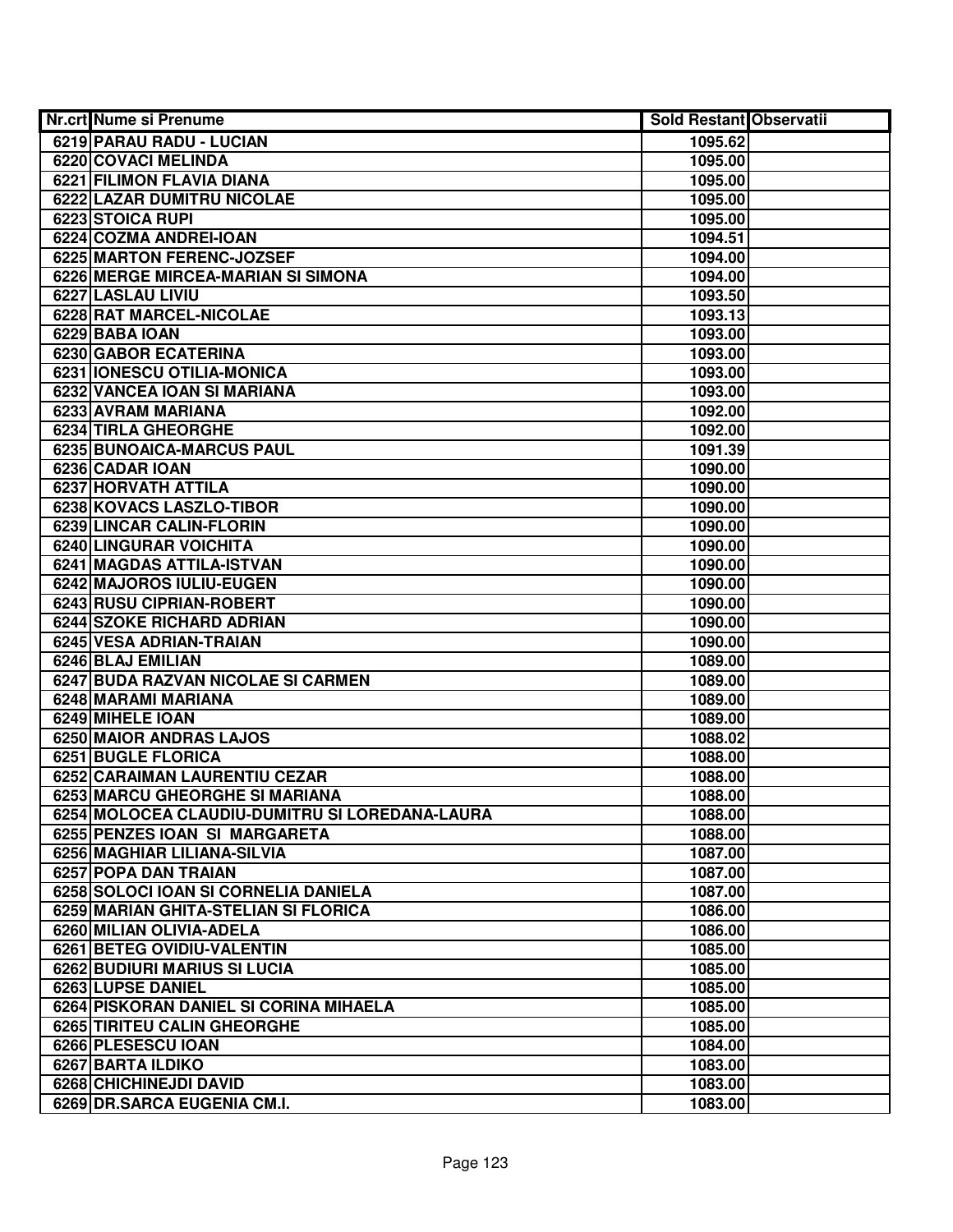| Nr.crt | Nume si Prenume | Sold Restant | Observatii |
|---|---|---|---|
| 6219 | PARAU RADU - LUCIAN | 1095.62 | |
| 6220 | COVACI MELINDA | 1095.00 | |
| 6221 | FILIMON FLAVIA DIANA | 1095.00 | |
| 6222 | LAZAR DUMITRU NICOLAE | 1095.00 | |
| 6223 | STOICA RUPI | 1095.00 | |
| 6224 | COZMA ANDREI-IOAN | 1094.51 | |
| 6225 | MARTON FERENC-JOZSEF | 1094.00 | |
| 6226 | MERGE MIRCEA-MARIAN SI SIMONA | 1094.00 | |
| 6227 | LASLAU LIVIU | 1093.50 | |
| 6228 | RAT MARCEL-NICOLAE | 1093.13 | |
| 6229 | BABA IOAN | 1093.00 | |
| 6230 | GABOR ECATERINA | 1093.00 | |
| 6231 | IONESCU OTILIA-MONICA | 1093.00 | |
| 6232 | VANCEA IOAN SI MARIANA | 1093.00 | |
| 6233 | AVRAM MARIANA | 1092.00 | |
| 6234 | TIRLA GHEORGHE | 1092.00 | |
| 6235 | BUNOAICA-MARCUS PAUL | 1091.39 | |
| 6236 | CADAR IOAN | 1090.00 | |
| 6237 | HORVATH ATTILA | 1090.00 | |
| 6238 | KOVACS LASZLO-TIBOR | 1090.00 | |
| 6239 | LINCAR CALIN-FLORIN | 1090.00 | |
| 6240 | LINGURAR VOICHITA | 1090.00 | |
| 6241 | MAGDAS ATTILA-ISTVAN | 1090.00 | |
| 6242 | MAJOROS IULIU-EUGEN | 1090.00 | |
| 6243 | RUSU CIPRIAN-ROBERT | 1090.00 | |
| 6244 | SZOKE RICHARD ADRIAN | 1090.00 | |
| 6245 | VESA ADRIAN-TRAIAN | 1090.00 | |
| 6246 | BLAJ EMILIAN | 1089.00 | |
| 6247 | BUDA RAZVAN NICOLAE SI CARMEN | 1089.00 | |
| 6248 | MARAMI MARIANA | 1089.00 | |
| 6249 | MIHELE IOAN | 1089.00 | |
| 6250 | MAIOR ANDRAS LAJOS | 1088.02 | |
| 6251 | BUGLE FLORICA | 1088.00 | |
| 6252 | CARAIMAN LAURENTIU CEZAR | 1088.00 | |
| 6253 | MARCU GHEORGHE SI MARIANA | 1088.00 | |
| 6254 | MOLOCEA CLAUDIU-DUMITRU SI LOREDANA-LAURA | 1088.00 | |
| 6255 | PENZES IOAN SI MARGARETA | 1088.00 | |
| 6256 | MAGHIAR LILIANA-SILVIA | 1087.00 | |
| 6257 | POPA DAN TRAIAN | 1087.00 | |
| 6258 | SOLOCI IOAN SI CORNELIA DANIELA | 1087.00 | |
| 6259 | MARIAN GHITA-STELIAN SI FLORICA | 1086.00 | |
| 6260 | MILIAN OLIVIA-ADELA | 1086.00 | |
| 6261 | BETEG OVIDIU-VALENTIN | 1085.00 | |
| 6262 | BUDIURI MARIUS SI LUCIA | 1085.00 | |
| 6263 | LUPSE DANIEL | 1085.00 | |
| 6264 | PISKORAN DANIEL SI CORINA MIHAELA | 1085.00 | |
| 6265 | TIRITEU CALIN GHEORGHE | 1085.00 | |
| 6266 | PLESESCU IOAN | 1084.00 | |
| 6267 | BARTA ILDIKO | 1083.00 | |
| 6268 | CHICHINEJDI DAVID | 1083.00 | |
| 6269 | DR.SARCA EUGENIA CM.I. | 1083.00 | |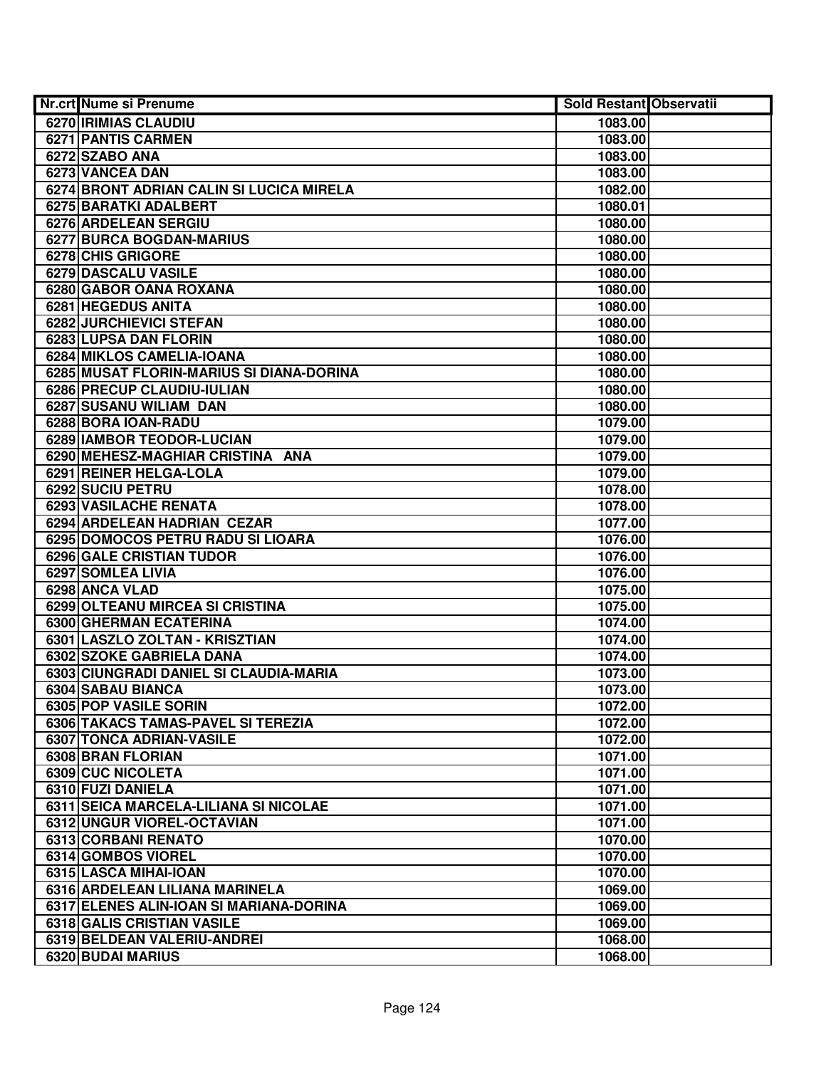| Nr.crt | Nume si Prenume | Sold Restant | Observatii |
|---|---|---|---|
| 6270 | IRIMIAS CLAUDIU | 1083.00 | |
| 6271 | PANTIS CARMEN | 1083.00 | |
| 6272 | SZABO ANA | 1083.00 | |
| 6273 | VANCEA DAN | 1083.00 | |
| 6274 | BRONT ADRIAN CALIN SI LUCICA MIRELA | 1082.00 | |
| 6275 | BARATKI ADALBERT | 1080.01 | |
| 6276 | ARDELEAN SERGIU | 1080.00 | |
| 6277 | BURCA BOGDAN-MARIUS | 1080.00 | |
| 6278 | CHIS GRIGORE | 1080.00 | |
| 6279 | DASCALU VASILE | 1080.00 | |
| 6280 | GABOR OANA ROXANA | 1080.00 | |
| 6281 | HEGEDUS ANITA | 1080.00 | |
| 6282 | JURCHIEVICI STEFAN | 1080.00 | |
| 6283 | LUPSA DAN FLORIN | 1080.00 | |
| 6284 | MIKLOS CAMELIA-IOANA | 1080.00 | |
| 6285 | MUSAT FLORIN-MARIUS SI DIANA-DORINA | 1080.00 | |
| 6286 | PRECUP CLAUDIU-IULIAN | 1080.00 | |
| 6287 | SUSANU WILIAM DAN | 1080.00 | |
| 6288 | BORA IOAN-RADU | 1079.00 | |
| 6289 | IAMBOR TEODOR-LUCIAN | 1079.00 | |
| 6290 | MEHESZ-MAGHIAR CRISTINA ANA | 1079.00 | |
| 6291 | REINER HELGA-LOLA | 1079.00 | |
| 6292 | SUCIU PETRU | 1078.00 | |
| 6293 | VASILACHE RENATA | 1078.00 | |
| 6294 | ARDELEAN HADRIAN CEZAR | 1077.00 | |
| 6295 | DOMOCOS PETRU RADU SI LIOARA | 1076.00 | |
| 6296 | GALE CRISTIAN TUDOR | 1076.00 | |
| 6297 | SOMLEA LIVIA | 1076.00 | |
| 6298 | ANCA VLAD | 1075.00 | |
| 6299 | OLTEANU MIRCEA SI CRISTINA | 1075.00 | |
| 6300 | GHERMAN ECATERINA | 1074.00 | |
| 6301 | LASZLO ZOLTAN - KRISZTIAN | 1074.00 | |
| 6302 | SZOKE GABRIELA DANA | 1074.00 | |
| 6303 | CIUNGRADI DANIEL SI CLAUDIA-MARIA | 1073.00 | |
| 6304 | SABAU BIANCA | 1073.00 | |
| 6305 | POP VASILE SORIN | 1072.00 | |
| 6306 | TAKACS TAMAS-PAVEL SI TEREZIA | 1072.00 | |
| 6307 | TONCA ADRIAN-VASILE | 1072.00 | |
| 6308 | BRAN FLORIAN | 1071.00 | |
| 6309 | CUC NICOLETA | 1071.00 | |
| 6310 | FUZI DANIELA | 1071.00 | |
| 6311 | SEICA MARCELA-LILIANA SI NICOLAE | 1071.00 | |
| 6312 | UNGUR VIOREL-OCTAVIAN | 1071.00 | |
| 6313 | CORBANI RENATO | 1070.00 | |
| 6314 | GOMBOS VIOREL | 1070.00 | |
| 6315 | LASCA MIHAI-IOAN | 1070.00 | |
| 6316 | ARDELEAN LILIANA MARINELA | 1069.00 | |
| 6317 | ELENES ALIN-IOAN SI MARIANA-DORINA | 1069.00 | |
| 6318 | GALIS CRISTIAN VASILE | 1069.00 | |
| 6319 | BELDEAN VALERIU-ANDREI | 1068.00 | |
| 6320 | BUDAI MARIUS | 1068.00 | |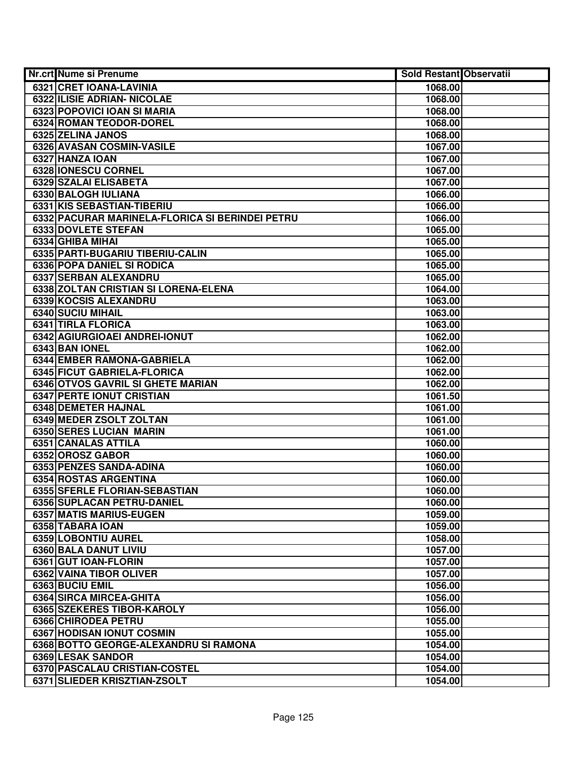| Nr.crt | Nume si Prenume | Sold Restant | Observatii |
|---|---|---|---|
| 6321 | CRET IOANA-LAVINIA | 1068.00 | |
| 6322 | ILISIE ADRIAN- NICOLAE | 1068.00 | |
| 6323 | POPOVICI IOAN SI MARIA | 1068.00 | |
| 6324 | ROMAN TEODOR-DOREL | 1068.00 | |
| 6325 | ZELINA JANOS | 1068.00 | |
| 6326 | AVASAN COSMIN-VASILE | 1067.00 | |
| 6327 | HANZA IOAN | 1067.00 | |
| 6328 | IONESCU CORNEL | 1067.00 | |
| 6329 | SZALAI ELISABETA | 1067.00 | |
| 6330 | BALOGH IULIANA | 1066.00 | |
| 6331 | KIS SEBASTIAN-TIBERIU | 1066.00 | |
| 6332 | PACURAR MARINELA-FLORICA SI BERINDEI PETRU | 1066.00 | |
| 6333 | DOVLETE STEFAN | 1065.00 | |
| 6334 | GHIBA MIHAI | 1065.00 | |
| 6335 | PARTI-BUGARIU TIBERIU-CALIN | 1065.00 | |
| 6336 | POPA DANIEL SI RODICA | 1065.00 | |
| 6337 | SERBAN ALEXANDRU | 1065.00 | |
| 6338 | ZOLTAN CRISTIAN SI LORENA-ELENA | 1064.00 | |
| 6339 | KOCSIS ALEXANDRU | 1063.00 | |
| 6340 | SUCIU MIHAIL | 1063.00 | |
| 6341 | TIRLA FLORICA | 1063.00 | |
| 6342 | AGIURGIOAEI ANDREI-IONUT | 1062.00 | |
| 6343 | BAN IONEL | 1062.00 | |
| 6344 | EMBER RAMONA-GABRIELA | 1062.00 | |
| 6345 | FICUT GABRIELA-FLORICA | 1062.00 | |
| 6346 | OTVOS GAVRIL SI GHETE MARIAN | 1062.00 | |
| 6347 | PERTE IONUT CRISTIAN | 1061.50 | |
| 6348 | DEMETER HAJNAL | 1061.00 | |
| 6349 | MEDER ZSOLT ZOLTAN | 1061.00 | |
| 6350 | SERES LUCIAN MARIN | 1061.00 | |
| 6351 | CANALAS ATTILA | 1060.00 | |
| 6352 | OROSZ GABOR | 1060.00 | |
| 6353 | PENZES SANDA-ADINA | 1060.00 | |
| 6354 | ROSTAS ARGENTINA | 1060.00 | |
| 6355 | SFERLE FLORIAN-SEBASTIAN | 1060.00 | |
| 6356 | SUPLACAN PETRU-DANIEL | 1060.00 | |
| 6357 | MATIS MARIUS-EUGEN | 1059.00 | |
| 6358 | TABARA IOAN | 1059.00 | |
| 6359 | LOBONTIU AUREL | 1058.00 | |
| 6360 | BALA DANUT LIVIU | 1057.00 | |
| 6361 | GUT IOAN-FLORIN | 1057.00 | |
| 6362 | VAINA TIBOR OLIVER | 1057.00 | |
| 6363 | BUCIU EMIL | 1056.00 | |
| 6364 | SIRCA MIRCEA-GHITA | 1056.00 | |
| 6365 | SZEKERES TIBOR-KAROLY | 1056.00 | |
| 6366 | CHIRODEA PETRU | 1055.00 | |
| 6367 | HODISAN IONUT COSMIN | 1055.00 | |
| 6368 | BOTTO GEORGE-ALEXANDRU SI RAMONA | 1054.00 | |
| 6369 | LESAK SANDOR | 1054.00 | |
| 6370 | PASCALAU CRISTIAN-COSTEL | 1054.00 | |
| 6371 | SLIEDER KRISZTIAN-ZSOLT | 1054.00 | |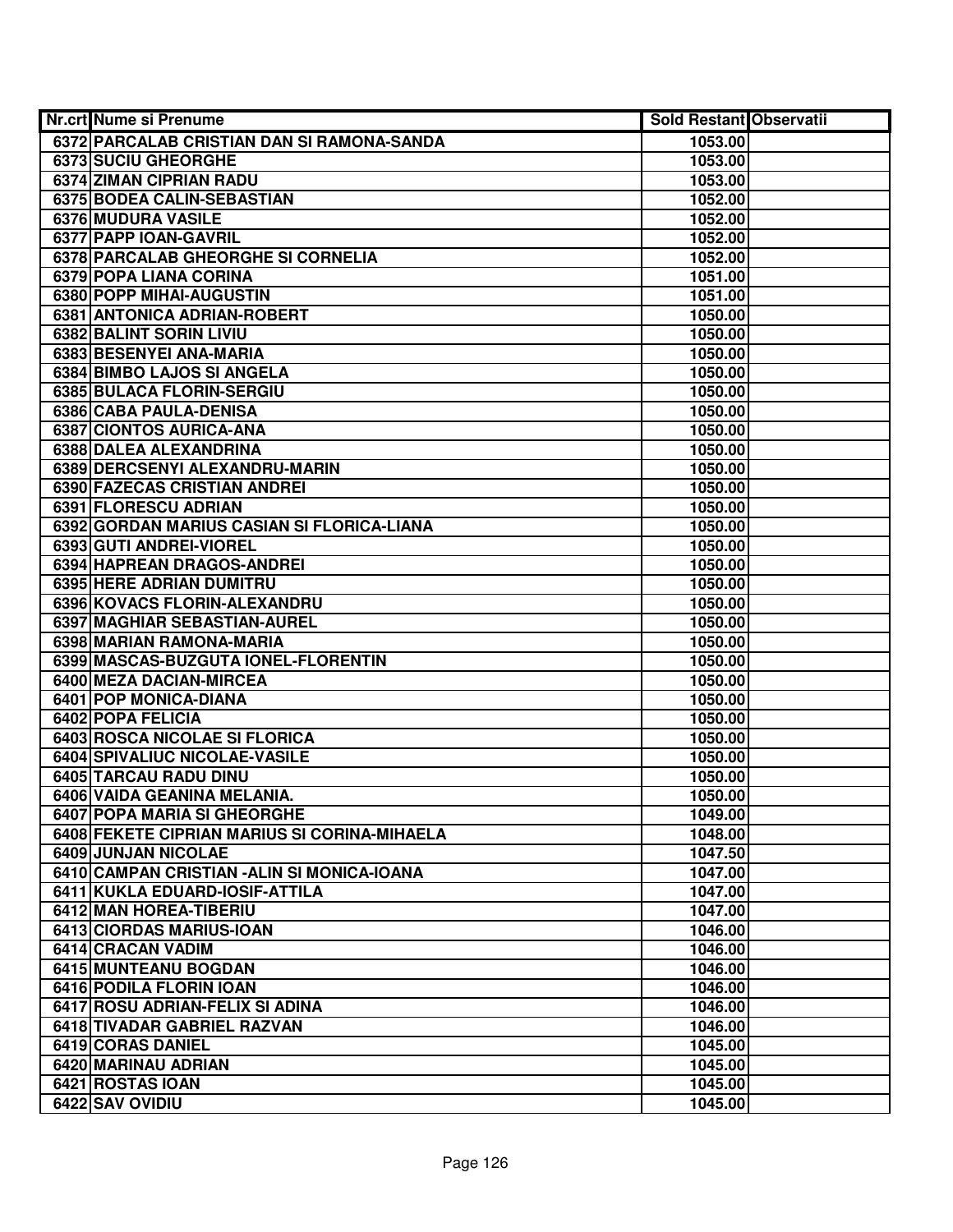| Nr.crt | Nume si Prenume | Sold Restant | Observatii |
|---|---|---|---|
| 6372 | PARCALAB CRISTIAN DAN SI RAMONA-SANDA | 1053.00 | |
| 6373 | SUCIU GHEORGHE | 1053.00 | |
| 6374 | ZIMAN CIPRIAN RADU | 1053.00 | |
| 6375 | BODEA CALIN-SEBASTIAN | 1052.00 | |
| 6376 | MUDURA VASILE | 1052.00 | |
| 6377 | PAPP IOAN-GAVRIL | 1052.00 | |
| 6378 | PARCALAB GHEORGHE SI CORNELIA | 1052.00 | |
| 6379 | POPA LIANA CORINA | 1051.00 | |
| 6380 | POPP MIHAI-AUGUSTIN | 1051.00 | |
| 6381 | ANTONICA ADRIAN-ROBERT | 1050.00 | |
| 6382 | BALINT SORIN LIVIU | 1050.00 | |
| 6383 | BESENYEI ANA-MARIA | 1050.00 | |
| 6384 | BIMBO LAJOS SI ANGELA | 1050.00 | |
| 6385 | BULACA FLORIN-SERGIU | 1050.00 | |
| 6386 | CABA PAULA-DENISA | 1050.00 | |
| 6387 | CIONTOS AURICA-ANA | 1050.00 | |
| 6388 | DALEA ALEXANDRINA | 1050.00 | |
| 6389 | DERCSENYI ALEXANDRU-MARIN | 1050.00 | |
| 6390 | FAZECAS CRISTIAN ANDREI | 1050.00 | |
| 6391 | FLORESCU ADRIAN | 1050.00 | |
| 6392 | GORDAN MARIUS CASIAN SI FLORICA-LIANA | 1050.00 | |
| 6393 | GUTI ANDREI-VIOREL | 1050.00 | |
| 6394 | HAPREAN DRAGOS-ANDREI | 1050.00 | |
| 6395 | HERE ADRIAN DUMITRU | 1050.00 | |
| 6396 | KOVACS FLORIN-ALEXANDRU | 1050.00 | |
| 6397 | MAGHIAR SEBASTIAN-AUREL | 1050.00 | |
| 6398 | MARIAN RAMONA-MARIA | 1050.00 | |
| 6399 | MASCAS-BUZGUTA IONEL-FLORENTIN | 1050.00 | |
| 6400 | MEZA DACIAN-MIRCEA | 1050.00 | |
| 6401 | POP MONICA-DIANA | 1050.00 | |
| 6402 | POPA FELICIA | 1050.00 | |
| 6403 | ROSCA NICOLAE SI FLORICA | 1050.00 | |
| 6404 | SPIVALIUC NICOLAE-VASILE | 1050.00 | |
| 6405 | TARCAU RADU DINU | 1050.00 | |
| 6406 | VAIDA GEANINA MELANIA. | 1050.00 | |
| 6407 | POPA MARIA SI GHEORGHE | 1049.00 | |
| 6408 | FEKETE CIPRIAN MARIUS SI CORINA-MIHAELA | 1048.00 | |
| 6409 | JUNJAN NICOLAE | 1047.50 | |
| 6410 | CAMPAN CRISTIAN -ALIN SI MONICA-IOANA | 1047.00 | |
| 6411 | KUKLA EDUARD-IOSIF-ATTILA | 1047.00 | |
| 6412 | MAN HOREA-TIBERIU | 1047.00 | |
| 6413 | CIORDAS MARIUS-IOAN | 1046.00 | |
| 6414 | CRACAN VADIM | 1046.00 | |
| 6415 | MUNTEANU BOGDAN | 1046.00 | |
| 6416 | PODILA FLORIN IOAN | 1046.00 | |
| 6417 | ROSU ADRIAN-FELIX SI ADINA | 1046.00 | |
| 6418 | TIVADAR GABRIEL RAZVAN | 1046.00 | |
| 6419 | CORAS DANIEL | 1045.00 | |
| 6420 | MARINAU ADRIAN | 1045.00 | |
| 6421 | ROSTAS IOAN | 1045.00 | |
| 6422 | SAV OVIDIU | 1045.00 | |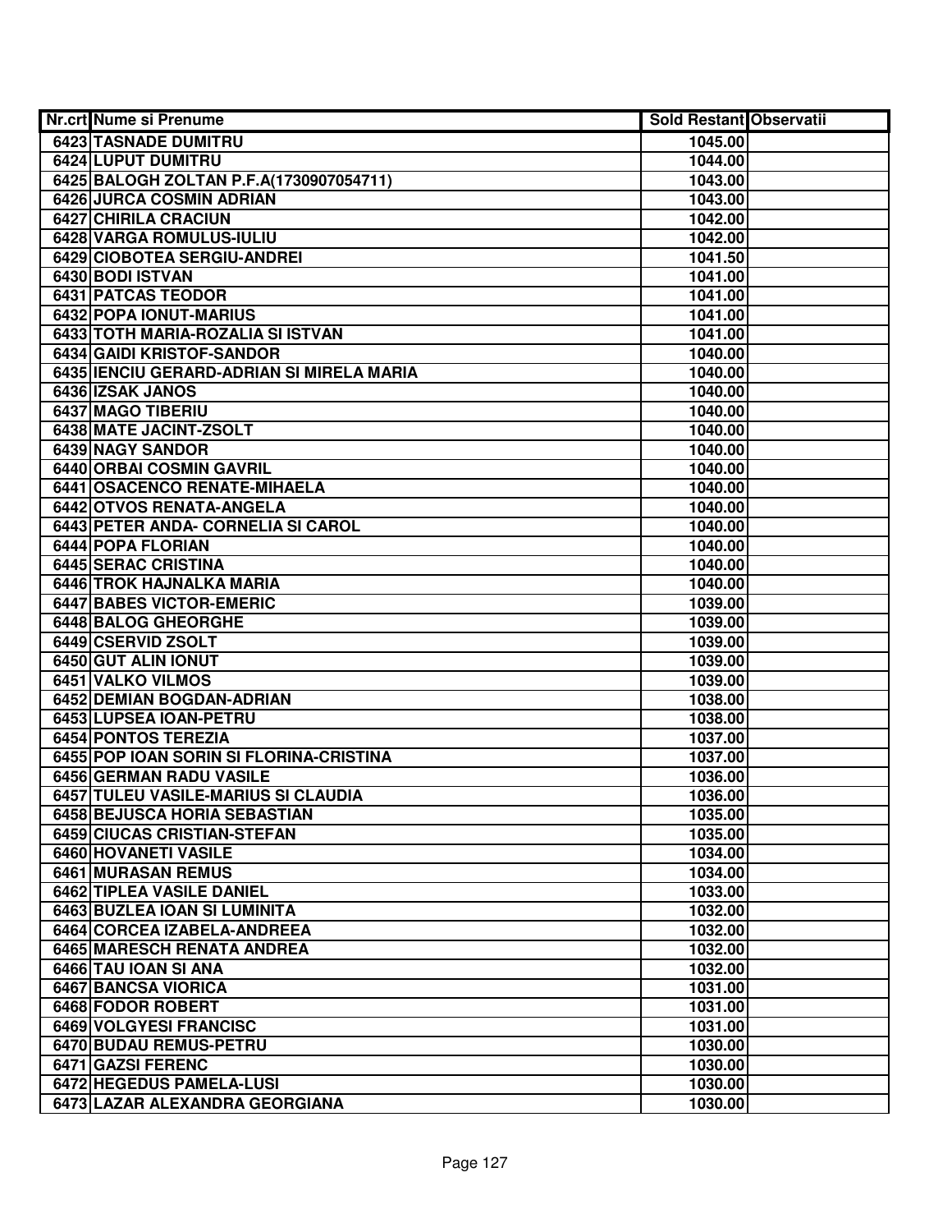| Nr.crt | Nume si Prenume | Sold Restant | Observatii |
|---|---|---|---|
| 6423 | TASNADE DUMITRU | 1045.00 | |
| 6424 | LUPUT DUMITRU | 1044.00 | |
| 6425 | BALOGH ZOLTAN P.F.A(1730907054711) | 1043.00 | |
| 6426 | JURCA COSMIN ADRIAN | 1043.00 | |
| 6427 | CHIRILA CRACIUN | 1042.00 | |
| 6428 | VARGA ROMULUS-IULIU | 1042.00 | |
| 6429 | CIOBOTEA SERGIU-ANDREI | 1041.50 | |
| 6430 | BODI ISTVAN | 1041.00 | |
| 6431 | PATCAS TEODOR | 1041.00 | |
| 6432 | POPA IONUT-MARIUS | 1041.00 | |
| 6433 | TOTH MARIA-ROZALIA SI ISTVAN | 1041.00 | |
| 6434 | GAIDI KRISTOF-SANDOR | 1040.00 | |
| 6435 | IENCIU GERARD-ADRIAN SI MIRELA MARIA | 1040.00 | |
| 6436 | IZSAK JANOS | 1040.00 | |
| 6437 | MAGO TIBERIU | 1040.00 | |
| 6438 | MATE JACINT-ZSOLT | 1040.00 | |
| 6439 | NAGY SANDOR | 1040.00 | |
| 6440 | ORBAI COSMIN GAVRIL | 1040.00 | |
| 6441 | OSACENCO RENATE-MIHAELA | 1040.00 | |
| 6442 | OTVOS RENATA-ANGELA | 1040.00 | |
| 6443 | PETER ANDA- CORNELIA SI CAROL | 1040.00 | |
| 6444 | POPA FLORIAN | 1040.00 | |
| 6445 | SERAC CRISTINA | 1040.00 | |
| 6446 | TROK HAJNALKA MARIA | 1040.00 | |
| 6447 | BABES VICTOR-EMERIC | 1039.00 | |
| 6448 | BALOG GHEORGHE | 1039.00 | |
| 6449 | CSERVID ZSOLT | 1039.00 | |
| 6450 | GUT ALIN IONUT | 1039.00 | |
| 6451 | VALKO VILMOS | 1039.00 | |
| 6452 | DEMIAN BOGDAN-ADRIAN | 1038.00 | |
| 6453 | LUPSEA IOAN-PETRU | 1038.00 | |
| 6454 | PONTOS TEREZIA | 1037.00 | |
| 6455 | POP IOAN SORIN SI FLORINA-CRISTINA | 1037.00 | |
| 6456 | GERMAN RADU VASILE | 1036.00 | |
| 6457 | TULEU VASILE-MARIUS SI CLAUDIA | 1036.00 | |
| 6458 | BEJUSCA HORIA SEBASTIAN | 1035.00 | |
| 6459 | CIUCAS CRISTIAN-STEFAN | 1035.00 | |
| 6460 | HOVANETI VASILE | 1034.00 | |
| 6461 | MURASAN REMUS | 1034.00 | |
| 6462 | TIPLEA VASILE DANIEL | 1033.00 | |
| 6463 | BUZLEA IOAN SI LUMINITA | 1032.00 | |
| 6464 | CORCEA IZABELA-ANDREEA | 1032.00 | |
| 6465 | MARESCH RENATA ANDREA | 1032.00 | |
| 6466 | TAU IOAN SI ANA | 1032.00 | |
| 6467 | BANCSA VIORICA | 1031.00 | |
| 6468 | FODOR ROBERT | 1031.00 | |
| 6469 | VOLGYESI FRANCISC | 1031.00 | |
| 6470 | BUDAU REMUS-PETRU | 1030.00 | |
| 6471 | GAZSI FERENC | 1030.00 | |
| 6472 | HEGEDUS PAMELA-LUSI | 1030.00 | |
| 6473 | LAZAR ALEXANDRA GEORGIANA | 1030.00 | |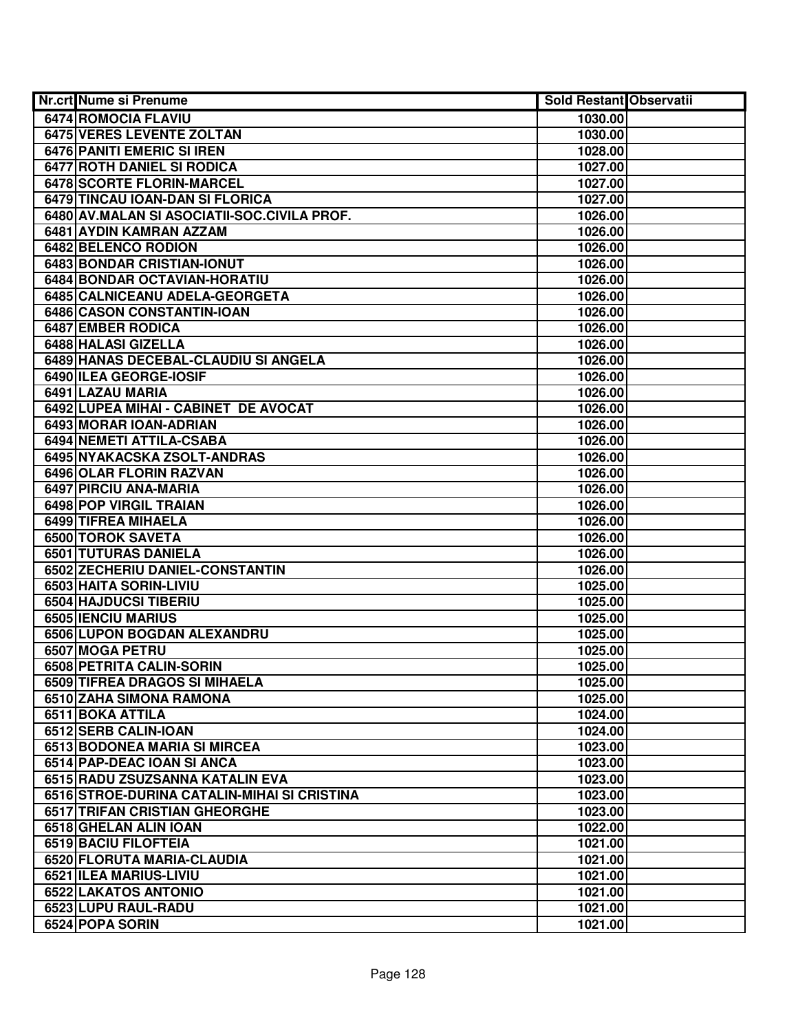| Nr.crt | Nume si Prenume | Sold Restant | Observatii |
|---|---|---|---|
| 6474 | ROMOCIA FLAVIU | 1030.00 | |
| 6475 | VERES LEVENTE ZOLTAN | 1030.00 | |
| 6476 | PANITI EMERIC SI IREN | 1028.00 | |
| 6477 | ROTH DANIEL SI RODICA | 1027.00 | |
| 6478 | SCORTE FLORIN-MARCEL | 1027.00 | |
| 6479 | TINCAU IOAN-DAN SI FLORICA | 1027.00 | |
| 6480 | AV.MALAN SI ASOCIATII-SOC.CIVILA PROF. | 1026.00 | |
| 6481 | AYDIN KAMRAN AZZAM | 1026.00 | |
| 6482 | BELENCO RODION | 1026.00 | |
| 6483 | BONDAR CRISTIAN-IONUT | 1026.00 | |
| 6484 | BONDAR OCTAVIAN-HORATIU | 1026.00 | |
| 6485 | CALNICEANU ADELA-GEORGETA | 1026.00 | |
| 6486 | CASON CONSTANTIN-IOAN | 1026.00 | |
| 6487 | EMBER RODICA | 1026.00 | |
| 6488 | HALASI GIZELLA | 1026.00 | |
| 6489 | HANAS DECEBAL-CLAUDIU SI ANGELA | 1026.00 | |
| 6490 | ILEA GEORGE-IOSIF | 1026.00 | |
| 6491 | LAZAU MARIA | 1026.00 | |
| 6492 | LUPEA MIHAI - CABINET DE AVOCAT | 1026.00 | |
| 6493 | MORAR IOAN-ADRIAN | 1026.00 | |
| 6494 | NEMETI ATTILA-CSABA | 1026.00 | |
| 6495 | NYAKACSKA ZSOLT-ANDRAS | 1026.00 | |
| 6496 | OLAR FLORIN RAZVAN | 1026.00 | |
| 6497 | PIRCIU ANA-MARIA | 1026.00 | |
| 6498 | POP VIRGIL TRAIAN | 1026.00 | |
| 6499 | TIFREA MIHAELA | 1026.00 | |
| 6500 | TOROK SAVETA | 1026.00 | |
| 6501 | TUTURAS DANIELA | 1026.00 | |
| 6502 | ZECHERIU DANIEL-CONSTANTIN | 1026.00 | |
| 6503 | HAITA SORIN-LIVIU | 1025.00 | |
| 6504 | HAJDUCSI TIBERIU | 1025.00 | |
| 6505 | IENCIU MARIUS | 1025.00 | |
| 6506 | LUPON BOGDAN ALEXANDRU | 1025.00 | |
| 6507 | MOGA PETRU | 1025.00 | |
| 6508 | PETRITA CALIN-SORIN | 1025.00 | |
| 6509 | TIFREA DRAGOS SI MIHAELA | 1025.00 | |
| 6510 | ZAHA SIMONA RAMONA | 1025.00 | |
| 6511 | BOKA ATTILA | 1024.00 | |
| 6512 | SERB CALIN-IOAN | 1024.00 | |
| 6513 | BODONEA MARIA SI MIRCEA | 1023.00 | |
| 6514 | PAP-DEAC IOAN SI ANCA | 1023.00 | |
| 6515 | RADU ZSUZSANNA KATALIN EVA | 1023.00 | |
| 6516 | STROE-DURINA CATALIN-MIHAI SI CRISTINA | 1023.00 | |
| 6517 | TRIFAN CRISTIAN GHEORGHE | 1023.00 | |
| 6518 | GHELAN ALIN IOAN | 1022.00 | |
| 6519 | BACIU FILOFTEIA | 1021.00 | |
| 6520 | FLORUTA MARIA-CLAUDIA | 1021.00 | |
| 6521 | ILEA MARIUS-LIVIU | 1021.00 | |
| 6522 | LAKATOS ANTONIO | 1021.00 | |
| 6523 | LUPU RAUL-RADU | 1021.00 | |
| 6524 | POPA SORIN | 1021.00 | |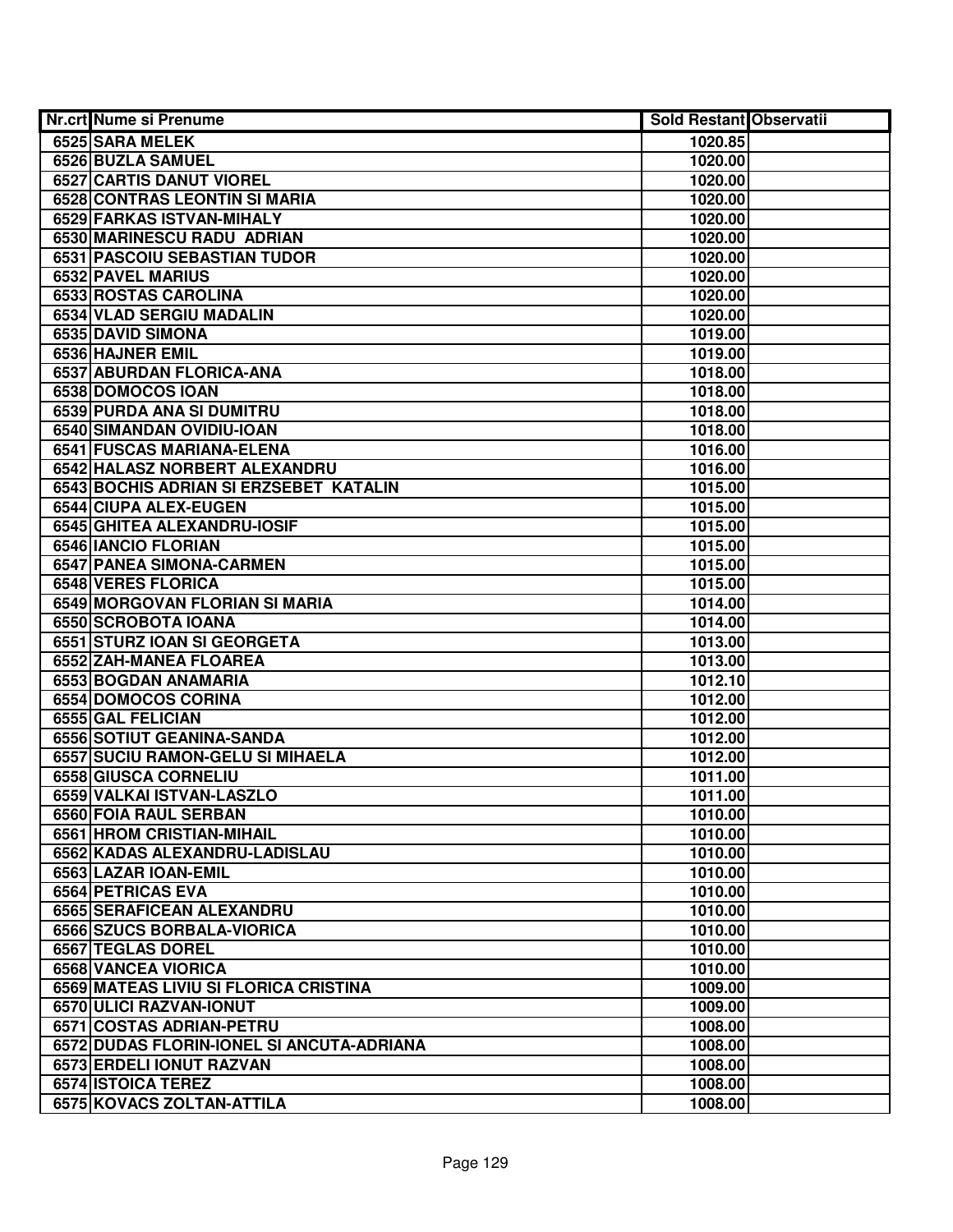| Nr.crt | Nume si Prenume | Sold Restant | Observatii |
|---|---|---|---|
| 6525 | SARA MELEK | 1020.85 | |
| 6526 | BUZLA SAMUEL | 1020.00 | |
| 6527 | CARTIS DANUT VIOREL | 1020.00 | |
| 6528 | CONTRAS LEONTIN SI MARIA | 1020.00 | |
| 6529 | FARKAS ISTVAN-MIHALY | 1020.00 | |
| 6530 | MARINESCU RADU ADRIAN | 1020.00 | |
| 6531 | PASCOIU SEBASTIAN TUDOR | 1020.00 | |
| 6532 | PAVEL MARIUS | 1020.00 | |
| 6533 | ROSTAS CAROLINA | 1020.00 | |
| 6534 | VLAD SERGIU MADALIN | 1020.00 | |
| 6535 | DAVID SIMONA | 1019.00 | |
| 6536 | HAJNER EMIL | 1019.00 | |
| 6537 | ABURDAN FLORICA-ANA | 1018.00 | |
| 6538 | DOMOCOS IOAN | 1018.00 | |
| 6539 | PURDA ANA SI DUMITRU | 1018.00 | |
| 6540 | SIMANDAN OVIDIU-IOAN | 1018.00 | |
| 6541 | FUSCAS MARIANA-ELENA | 1016.00 | |
| 6542 | HALASZ NORBERT ALEXANDRU | 1016.00 | |
| 6543 | BOCHIS ADRIAN SI ERZSEBET KATALIN | 1015.00 | |
| 6544 | CIUPA ALEX-EUGEN | 1015.00 | |
| 6545 | GHITEA ALEXANDRU-IOSIF | 1015.00 | |
| 6546 | IANCIO FLORIAN | 1015.00 | |
| 6547 | PANEA SIMONA-CARMEN | 1015.00 | |
| 6548 | VERES FLORICA | 1015.00 | |
| 6549 | MORGOVAN FLORIAN SI MARIA | 1014.00 | |
| 6550 | SCROBOTA IOANA | 1014.00 | |
| 6551 | STURZ IOAN SI GEORGETA | 1013.00 | |
| 6552 | ZAH-MANEA FLOAREA | 1013.00 | |
| 6553 | BOGDAN ANAMARIA | 1012.10 | |
| 6554 | DOMOCOS CORINA | 1012.00 | |
| 6555 | GAL FELICIAN | 1012.00 | |
| 6556 | SOTIUT GEANINA-SANDA | 1012.00 | |
| 6557 | SUCIU RAMON-GELU SI MIHAELA | 1012.00 | |
| 6558 | GIUSCA CORNELIU | 1011.00 | |
| 6559 | VALKAI ISTVAN-LASZLO | 1011.00 | |
| 6560 | FOIA RAUL SERBAN | 1010.00 | |
| 6561 | HROM CRISTIAN-MIHAIL | 1010.00 | |
| 6562 | KADAS ALEXANDRU-LADISLAU | 1010.00 | |
| 6563 | LAZAR IOAN-EMIL | 1010.00 | |
| 6564 | PETRICAS EVA | 1010.00 | |
| 6565 | SERAFICEAN ALEXANDRU | 1010.00 | |
| 6566 | SZUCS BORBALA-VIORICA | 1010.00 | |
| 6567 | TEGLAS DOREL | 1010.00 | |
| 6568 | VANCEA VIORICA | 1010.00 | |
| 6569 | MATEAS LIVIU SI FLORICA CRISTINA | 1009.00 | |
| 6570 | ULICI RAZVAN-IONUT | 1009.00 | |
| 6571 | COSTAS ADRIAN-PETRU | 1008.00 | |
| 6572 | DUDAS FLORIN-IONEL SI ANCUTA-ADRIANA | 1008.00 | |
| 6573 | ERDELI IONUT RAZVAN | 1008.00 | |
| 6574 | ISTOICA TEREZ | 1008.00 | |
| 6575 | KOVACS ZOLTAN-ATTILA | 1008.00 | |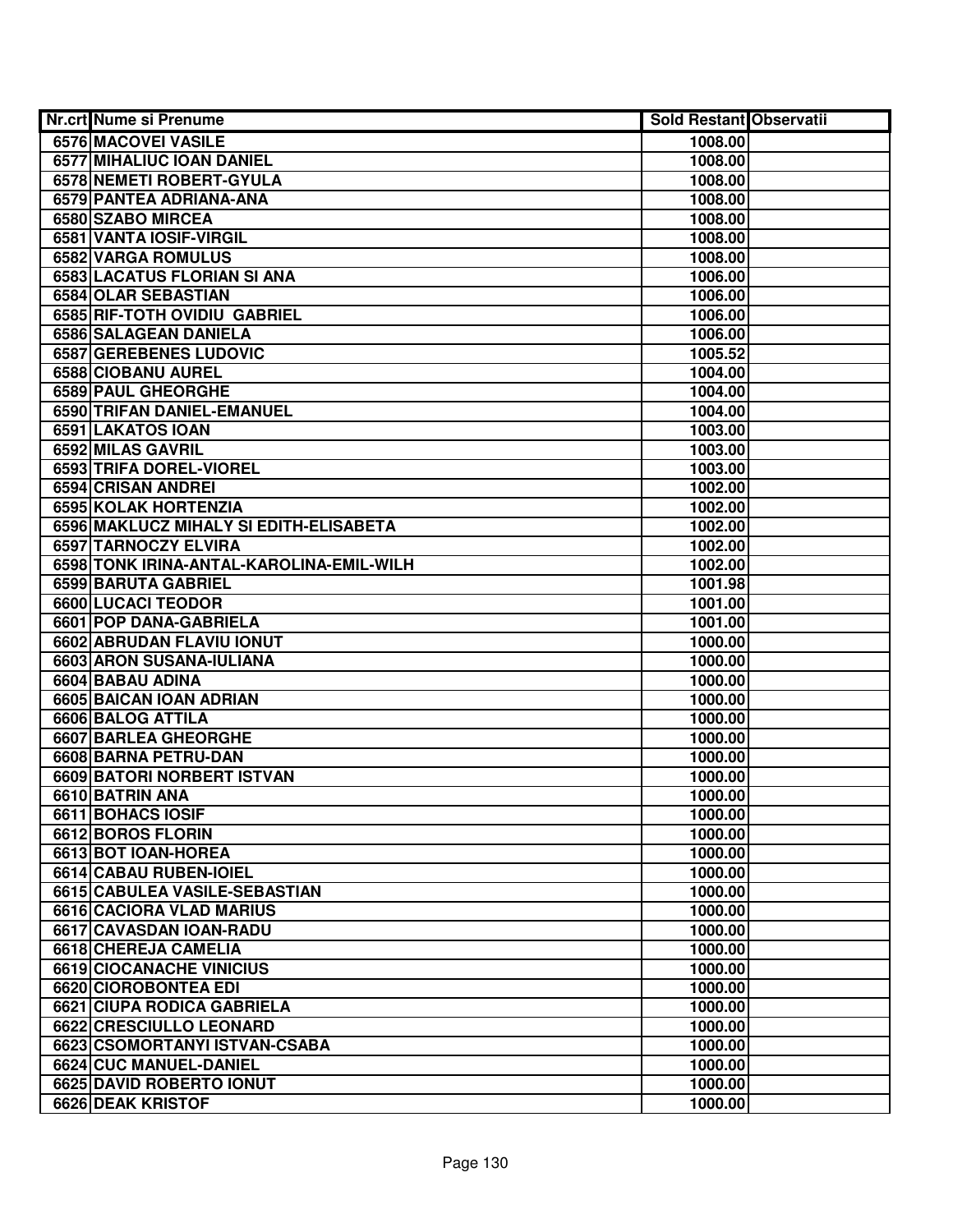| Nr.crt | Nume si Prenume | Sold Restant | Observatii |
| --- | --- | --- | --- |
| 6576 | MACOVEI VASILE | 1008.00 | |
| 6577 | MIHALIUC IOAN DANIEL | 1008.00 | |
| 6578 | NEMETI ROBERT-GYULA | 1008.00 | |
| 6579 | PANTEA ADRIANA-ANA | 1008.00 | |
| 6580 | SZABO MIRCEA | 1008.00 | |
| 6581 | VANTA IOSIF-VIRGIL | 1008.00 | |
| 6582 | VARGA ROMULUS | 1008.00 | |
| 6583 | LACATUS FLORIAN SI ANA | 1006.00 | |
| 6584 | OLAR SEBASTIAN | 1006.00 | |
| 6585 | RIF-TOTH OVIDIU GABRIEL | 1006.00 | |
| 6586 | SALAGEAN DANIELA | 1006.00 | |
| 6587 | GEREBENES LUDOVIC | 1005.52 | |
| 6588 | CIOBANU AUREL | 1004.00 | |
| 6589 | PAUL GHEORGHE | 1004.00 | |
| 6590 | TRIFAN DANIEL-EMANUEL | 1004.00 | |
| 6591 | LAKATOS IOAN | 1003.00 | |
| 6592 | MILAS GAVRIL | 1003.00 | |
| 6593 | TRIFA DOREL-VIOREL | 1003.00 | |
| 6594 | CRISAN ANDREI | 1002.00 | |
| 6595 | KOLAK HORTENZIA | 1002.00 | |
| 6596 | MAKLUCZ MIHALY SI EDITH-ELISABETA | 1002.00 | |
| 6597 | TARNOCZY ELVIRA | 1002.00 | |
| 6598 | TONK IRINA-ANTAL-KAROLINA-EMIL-WILH | 1002.00 | |
| 6599 | BARUTA GABRIEL | 1001.98 | |
| 6600 | LUCACI TEODOR | 1001.00 | |
| 6601 | POP DANA-GABRIELA | 1001.00 | |
| 6602 | ABRUDAN FLAVIU IONUT | 1000.00 | |
| 6603 | ARON SUSANA-IULIANA | 1000.00 | |
| 6604 | BABAU ADINA | 1000.00 | |
| 6605 | BAICAN IOAN ADRIAN | 1000.00 | |
| 6606 | BALOG ATTILA | 1000.00 | |
| 6607 | BARLEA GHEORGHE | 1000.00 | |
| 6608 | BARNA PETRU-DAN | 1000.00 | |
| 6609 | BATORI NORBERT ISTVAN | 1000.00 | |
| 6610 | BATRIN ANA | 1000.00 | |
| 6611 | BOHACS IOSIF | 1000.00 | |
| 6612 | BOROS FLORIN | 1000.00 | |
| 6613 | BOT IOAN-HOREA | 1000.00 | |
| 6614 | CABAU RUBEN-IOIEL | 1000.00 | |
| 6615 | CABULEA VASILE-SEBASTIAN | 1000.00 | |
| 6616 | CACIORA VLAD MARIUS | 1000.00 | |
| 6617 | CAVASDAN IOAN-RADU | 1000.00 | |
| 6618 | CHEREJA CAMELIA | 1000.00 | |
| 6619 | CIOCANACHE VINICIUS | 1000.00 | |
| 6620 | CIOROBONTEA EDI | 1000.00 | |
| 6621 | CIUPA RODICA GABRIELA | 1000.00 | |
| 6622 | CRESCIULLO LEONARD | 1000.00 | |
| 6623 | CSOMORTANYI ISTVAN-CSABA | 1000.00 | |
| 6624 | CUC MANUEL-DANIEL | 1000.00 | |
| 6625 | DAVID ROBERTO IONUT | 1000.00 | |
| 6626 | DEAK KRISTOF | 1000.00 | |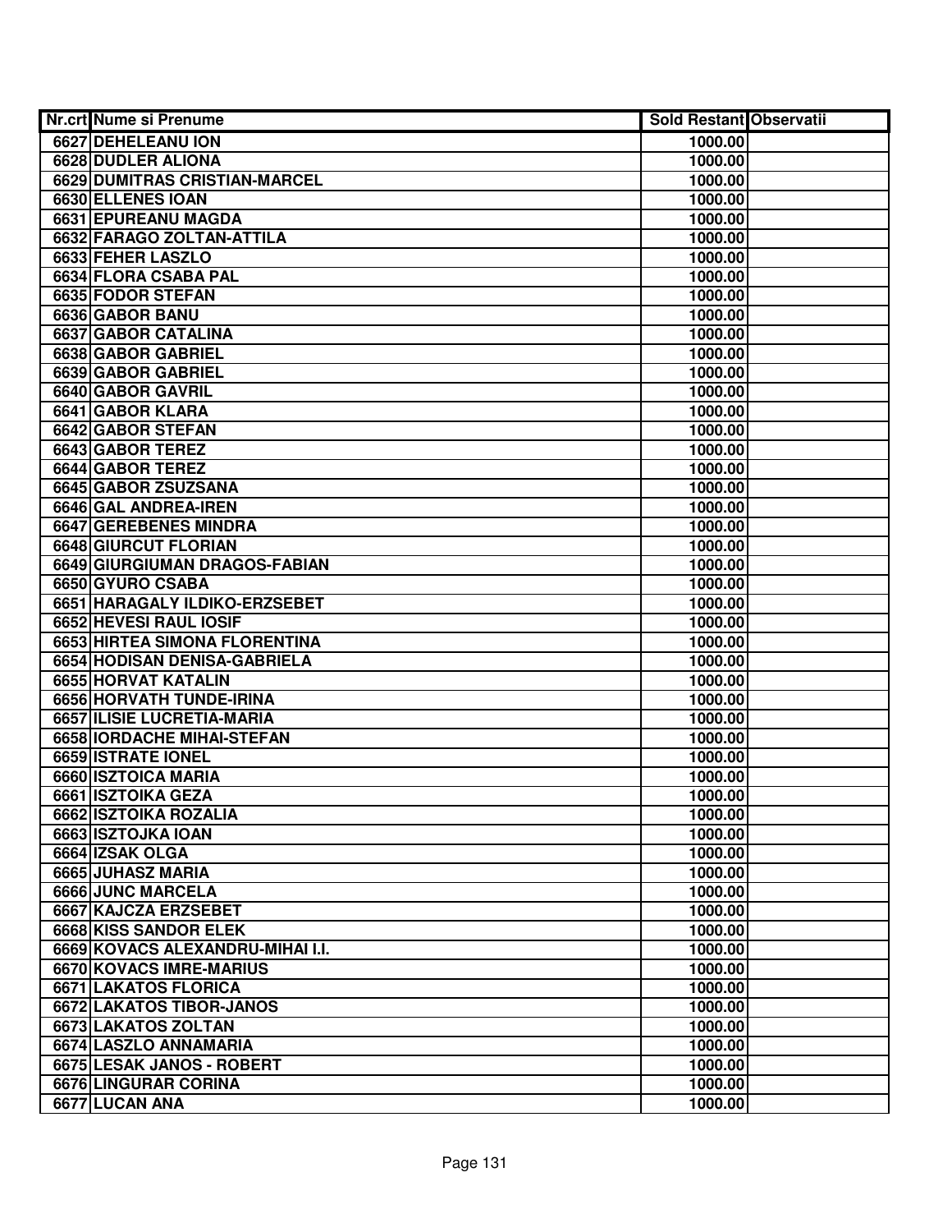| Nr.crt | Nume si Prenume | Sold Restant | Observatii |
|---|---|---|---|
| 6627 | DEHELEANU ION | 1000.00 | |
| 6628 | DUDLER ALIONA | 1000.00 | |
| 6629 | DUMITRAS CRISTIAN-MARCEL | 1000.00 | |
| 6630 | ELLENES IOAN | 1000.00 | |
| 6631 | EPUREANU MAGDA | 1000.00 | |
| 6632 | FARAGO ZOLTAN-ATTILA | 1000.00 | |
| 6633 | FEHER LASZLO | 1000.00 | |
| 6634 | FLORA CSABA PAL | 1000.00 | |
| 6635 | FODOR STEFAN | 1000.00 | |
| 6636 | GABOR BANU | 1000.00 | |
| 6637 | GABOR CATALINA | 1000.00 | |
| 6638 | GABOR GABRIEL | 1000.00 | |
| 6639 | GABOR GABRIEL | 1000.00 | |
| 6640 | GABOR GAVRIL | 1000.00 | |
| 6641 | GABOR KLARA | 1000.00 | |
| 6642 | GABOR STEFAN | 1000.00 | |
| 6643 | GABOR TEREZ | 1000.00 | |
| 6644 | GABOR TEREZ | 1000.00 | |
| 6645 | GABOR ZSUZSANA | 1000.00 | |
| 6646 | GAL ANDREA-IREN | 1000.00 | |
| 6647 | GEREBENES MINDRA | 1000.00 | |
| 6648 | GIURCUT FLORIAN | 1000.00 | |
| 6649 | GIURGIUMAN DRAGOS-FABIAN | 1000.00 | |
| 6650 | GYURO CSABA | 1000.00 | |
| 6651 | HARAGALY ILDIKO-ERZSEBET | 1000.00 | |
| 6652 | HEVESI RAUL IOSIF | 1000.00 | |
| 6653 | HIRTEA SIMONA FLORENTINA | 1000.00 | |
| 6654 | HODISAN DENISA-GABRIELA | 1000.00 | |
| 6655 | HORVAT KATALIN | 1000.00 | |
| 6656 | HORVATH TUNDE-IRINA | 1000.00 | |
| 6657 | ILISIE LUCRETIA-MARIA | 1000.00 | |
| 6658 | IORDACHE MIHAI-STEFAN | 1000.00 | |
| 6659 | ISTRATE IONEL | 1000.00 | |
| 6660 | ISZTOICA MARIA | 1000.00 | |
| 6661 | ISZTOIKA GEZA | 1000.00 | |
| 6662 | ISZTOIKA ROZALIA | 1000.00 | |
| 6663 | ISZTOJKA IOAN | 1000.00 | |
| 6664 | IZSAK OLGA | 1000.00 | |
| 6665 | JUHASZ MARIA | 1000.00 | |
| 6666 | JUNC MARCELA | 1000.00 | |
| 6667 | KAJCZA ERZSEBET | 1000.00 | |
| 6668 | KISS SANDOR ELEK | 1000.00 | |
| 6669 | KOVACS ALEXANDRU-MIHAI I.I. | 1000.00 | |
| 6670 | KOVACS IMRE-MARIUS | 1000.00 | |
| 6671 | LAKATOS FLORICA | 1000.00 | |
| 6672 | LAKATOS TIBOR-JANOS | 1000.00 | |
| 6673 | LAKATOS ZOLTAN | 1000.00 | |
| 6674 | LASZLO ANNAMARIA | 1000.00 | |
| 6675 | LESAK JANOS - ROBERT | 1000.00 | |
| 6676 | LINGURAR CORINA | 1000.00 | |
| 6677 | LUCAN ANA | 1000.00 | |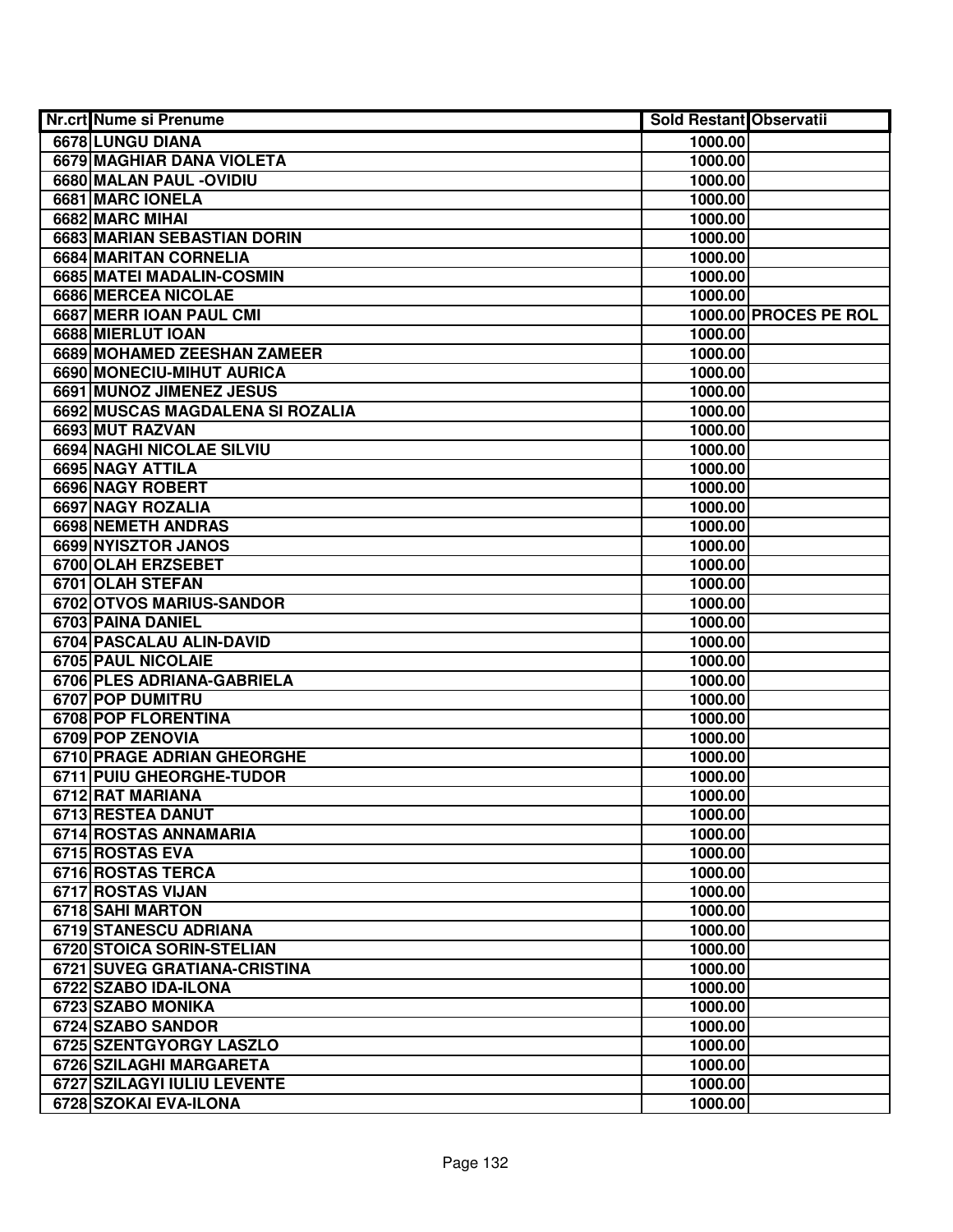| Nr.crt | Nume si Prenume | Sold Restant | Observatii |
|---|---|---|---|
| 6678 | LUNGU DIANA | 1000.00 | |
| 6679 | MAGHIAR DANA VIOLETA | 1000.00 | |
| 6680 | MALAN PAUL -OVIDIU | 1000.00 | |
| 6681 | MARC IONELA | 1000.00 | |
| 6682 | MARC MIHAI | 1000.00 | |
| 6683 | MARIAN SEBASTIAN DORIN | 1000.00 | |
| 6684 | MARITAN CORNELIA | 1000.00 | |
| 6685 | MATEI MADALIN-COSMIN | 1000.00 | |
| 6686 | MERCEA NICOLAE | 1000.00 | |
| 6687 | MERR IOAN PAUL CMI | 1000.00 | PROCES PE ROL |
| 6688 | MIERLUT IOAN | 1000.00 | |
| 6689 | MOHAMED ZEESHAN ZAMEER | 1000.00 | |
| 6690 | MONECIU-MIHUT AURICA | 1000.00 | |
| 6691 | MUNOZ JIMENEZ JESUS | 1000.00 | |
| 6692 | MUSCAS MAGDALENA SI ROZALIA | 1000.00 | |
| 6693 | MUT RAZVAN | 1000.00 | |
| 6694 | NAGHI NICOLAE SILVIU | 1000.00 | |
| 6695 | NAGY ATTILA | 1000.00 | |
| 6696 | NAGY ROBERT | 1000.00 | |
| 6697 | NAGY ROZALIA | 1000.00 | |
| 6698 | NEMETH ANDRAS | 1000.00 | |
| 6699 | NYISZTOR JANOS | 1000.00 | |
| 6700 | OLAH ERZSEBET | 1000.00 | |
| 6701 | OLAH STEFAN | 1000.00 | |
| 6702 | OTVOS MARIUS-SANDOR | 1000.00 | |
| 6703 | PAINA DANIEL | 1000.00 | |
| 6704 | PASCALAU ALIN-DAVID | 1000.00 | |
| 6705 | PAUL NICOLAIE | 1000.00 | |
| 6706 | PLES ADRIANA-GABRIELA | 1000.00 | |
| 6707 | POP DUMITRU | 1000.00 | |
| 6708 | POP FLORENTINA | 1000.00 | |
| 6709 | POP ZENOVIA | 1000.00 | |
| 6710 | PRAGE ADRIAN GHEORGHE | 1000.00 | |
| 6711 | PUIU GHEORGHE-TUDOR | 1000.00 | |
| 6712 | RAT MARIANA | 1000.00 | |
| 6713 | RESTEA DANUT | 1000.00 | |
| 6714 | ROSTAS ANNAMARIA | 1000.00 | |
| 6715 | ROSTAS EVA | 1000.00 | |
| 6716 | ROSTAS TERCA | 1000.00 | |
| 6717 | ROSTAS VIJAN | 1000.00 | |
| 6718 | SAHI MARTON | 1000.00 | |
| 6719 | STANESCU ADRIANA | 1000.00 | |
| 6720 | STOICA SORIN-STELIAN | 1000.00 | |
| 6721 | SUVEG GRATIANA-CRISTINA | 1000.00 | |
| 6722 | SZABO IDA-ILONA | 1000.00 | |
| 6723 | SZABO MONIKA | 1000.00 | |
| 6724 | SZABO SANDOR | 1000.00 | |
| 6725 | SZENTGYORGY LASZLO | 1000.00 | |
| 6726 | SZILAGHI MARGARETA | 1000.00 | |
| 6727 | SZILAGYI IULIU LEVENTE | 1000.00 | |
| 6728 | SZOKAI EVA-ILONA | 1000.00 | |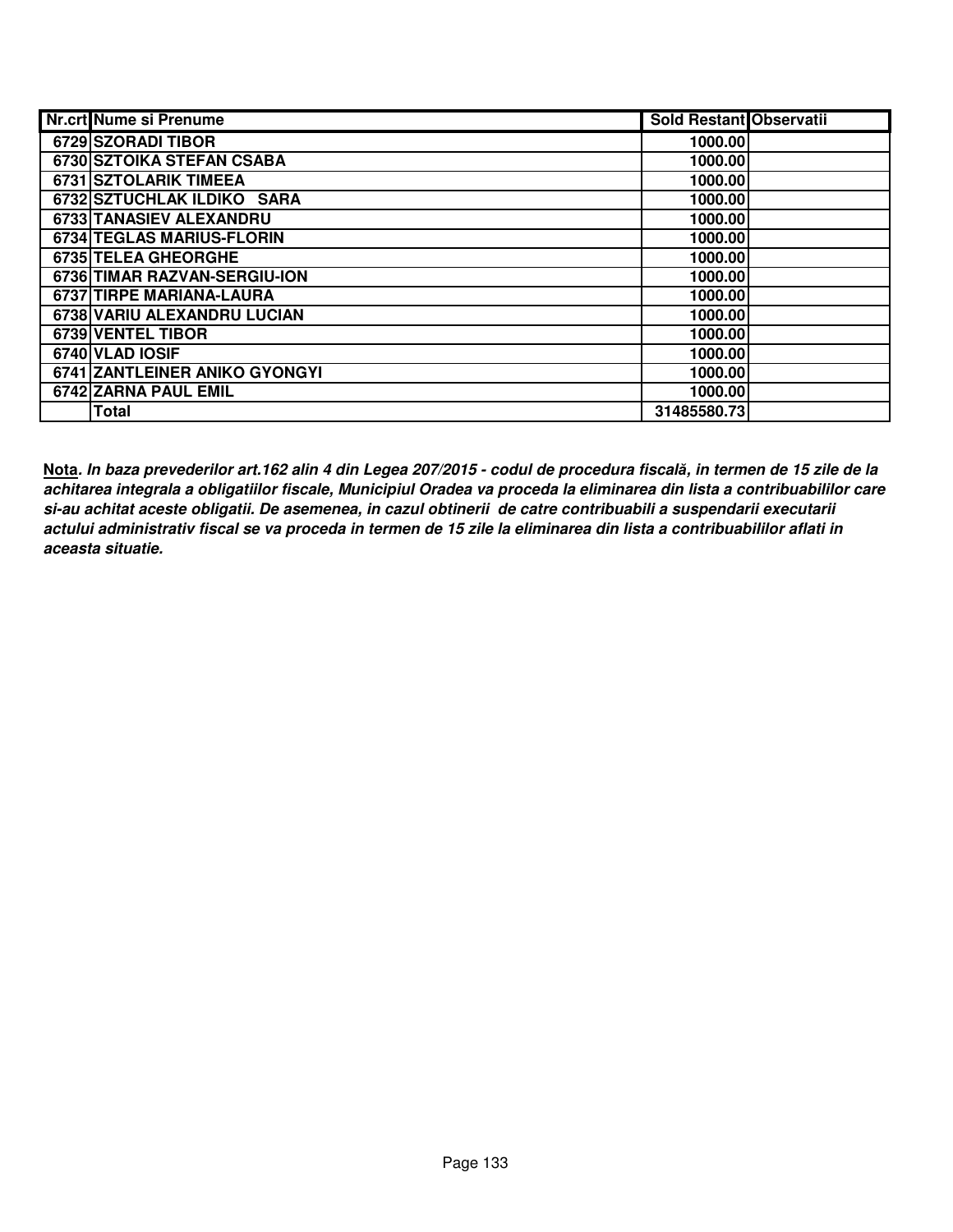| Nr.crt | Nume si Prenume | Sold Restant | Observatii |
|---|---|---|---|
| 6729 | SZORADI TIBOR | 1000.00 | |
| 6730 | SZTOIKA STEFAN CSABA | 1000.00 | |
| 6731 | SZTOLARIK TIMEEA | 1000.00 | |
| 6732 | SZTUCHLAK ILDIKO SARA | 1000.00 | |
| 6733 | TANASIEV ALEXANDRU | 1000.00 | |
| 6734 | TEGLAS MARIUS-FLORIN | 1000.00 | |
| 6735 | TELEA GHEORGHE | 1000.00 | |
| 6736 | TIMAR RAZVAN-SERGIU-ION | 1000.00 | |
| 6737 | TIRPE MARIANA-LAURA | 1000.00 | |
| 6738 | VARIU ALEXANDRU LUCIAN | 1000.00 | |
| 6739 | VENTEL TIBOR | 1000.00 | |
| 6740 | VLAD IOSIF | 1000.00 | |
| 6741 | ZANTLEINER ANIKO GYONGYI | 1000.00 | |
| 6742 | ZARNA PAUL EMIL | 1000.00 | |
| | Total | 31485580.73 | |

**Nota**. ***In baza prevederilor art.162 alin 4 din Legea 207/2015 - codul de procedura fiscală, in termen de 15 zile de la achitarea integrala a obligatiilor fiscale, Municipiul Oradea va proceda la eliminarea din lista a contribuabililor care si-au achitat aceste obligatii. De asemenea, in cazul obtinerii de catre contribuabili a suspendarii executarii actului administrativ fiscal se va proceda in termen de 15 zile la eliminarea din lista a contribuabililor aflati in aceasta situatie.***